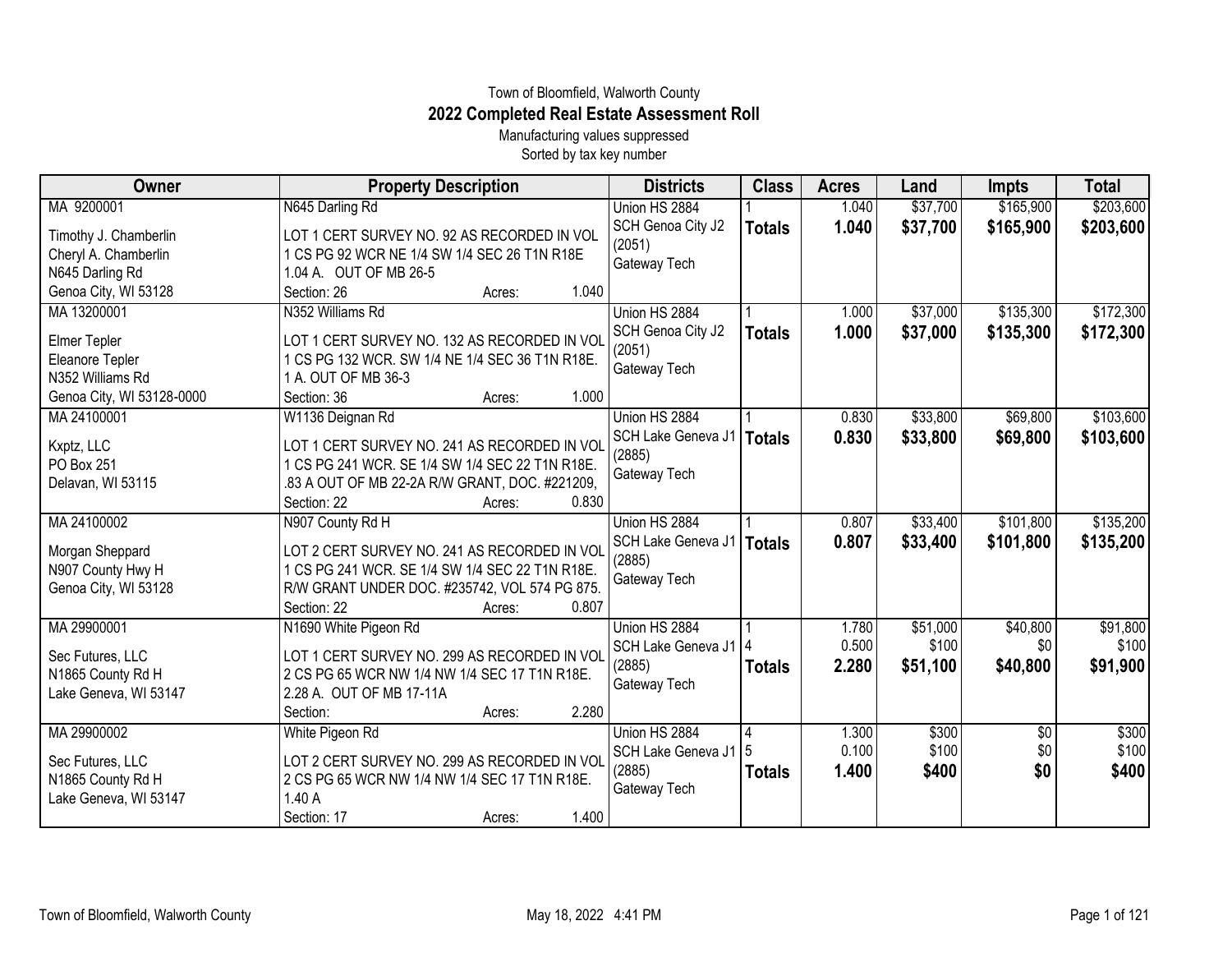Town of Bloomfield, Walworth County

# 2022 Completed Real Estate Assessment Roll

Manufacturing values suppressed

Sorted by tax key number

| Owner | Property Description | Districts | Class | Acres | Land | Impts | Total |
|---|---|---|---|---|---|---|---|
| MA 9200001<br>Timothy J. Chamberlin<br>Cheryl A. Chamberlin<br>N645 Darling Rd<br>Genoa City, WI 53128 | N645 Darling Rd<br>LOT 1 CERT SURVEY NO. 92 AS RECORDED IN VOL 1 CS PG 92 WCR NE 1/4 SW 1/4 SEC 26 T1N R18E 1.04 A. OUT OF MB 26-5<br>Section: 26 Acres: 1.040 | Union HS 2884<br>SCH Genoa City J2 (2051)<br>Gateway Tech | 1<br>**Totals** | 1.040<br>**1.040** | $37,700<br>**$37,700** | $165,900<br>**$165,900** | $203,600<br>**$203,600** |
| MA 13200001<br>Elmer Tepler<br>Eleanore Tepler<br>N352 Williams Rd<br>Genoa City, WI 53128-0000 | N352 Williams Rd<br>LOT 1 CERT SURVEY NO. 132 AS RECORDED IN VOL 1 CS PG 132 WCR. SW 1/4 NE 1/4 SEC 36 T1N R18E. 1 A. OUT OF MB 36-3<br>Section: 36 Acres: 1.000 | Union HS 2884<br>SCH Genoa City J2 (2051)<br>Gateway Tech | 1<br>**Totals** | 1.000<br>**1.000** | $37,000<br>**$37,000** | $135,300<br>**$135,300** | $172,300<br>**$172,300** |
| MA 24100001<br>Kxptz, LLC<br>PO Box 251<br>Delavan, WI 53115 | W1136 Deignan Rd<br>LOT 1 CERT SURVEY NO. 241 AS RECORDED IN VOL 1 CS PG 241 WCR. SE 1/4 SW 1/4 SEC 22 T1N R18E. .83 A OUT OF MB 22-2A R/W GRANT, DOC. #221209,<br>Section: 22 Acres: 0.830 | Union HS 2884<br>SCH Lake Geneva J1 (2885)<br>Gateway Tech | 1<br>**Totals** | 0.830<br>**0.830** | $33,800<br>**$33,800** | $69,800<br>**$69,800** | $103,600<br>**$103,600** |
| MA 24100002<br>Morgan Sheppard<br>N907 County Hwy H<br>Genoa City, WI 53128 | N907 County Rd H<br>LOT 2 CERT SURVEY NO. 241 AS RECORDED IN VOL 1 CS PG 241 WCR. SE 1/4 SW 1/4 SEC 22 T1N R18E. R/W GRANT UNDER DOC. #235742, VOL 574 PG 875.<br>Section: 22 Acres: 0.807 | Union HS 2884<br>SCH Lake Geneva J1 (2885)<br>Gateway Tech | 1<br>**Totals** | 0.807<br>**0.807** | $33,400<br>**$33,400** | $101,800<br>**$101,800** | $135,200<br>**$135,200** |
| MA 29900001<br>Sec Futures, LLC<br>N1865 County Rd H<br>Lake Geneva, WI 53147 | N1690 White Pigeon Rd<br>LOT 1 CERT SURVEY NO. 299 AS RECORDED IN VOL 2 CS PG 65 WCR NW 1/4 NW 1/4 SEC 17 T1N R18E. 2.28 A. OUT OF MB 17-11A<br>Section: Acres: 2.280 | Union HS 2884<br>SCH Lake Geneva J1 (2885)<br>Gateway Tech | 1<br>4<br>**Totals** | 1.780<br>0.500<br>**2.280** | $51,000<br>$100<br>**$51,100** | $40,800<br>$0<br>**$40,800** | $91,800<br>$100<br>**$91,900** |
| MA 29900002<br>Sec Futures, LLC<br>N1865 County Rd H<br>Lake Geneva, WI 53147 | White Pigeon Rd<br>LOT 2 CERT SURVEY NO. 299 AS RECORDED IN VOL 2 CS PG 65 WCR NW 1/4 NW 1/4 SEC 17 T1N R18E. 1.40 A<br>Section: 17 Acres: 1.400 | Union HS 2884<br>SCH Lake Geneva J1 (2885)<br>Gateway Tech | 4<br>5<br>**Totals** | 1.300<br>0.100<br>**1.400** | $300<br>$100<br>**$400** | $0<br>$0<br>**$0** | $300<br>$100<br>**$400** |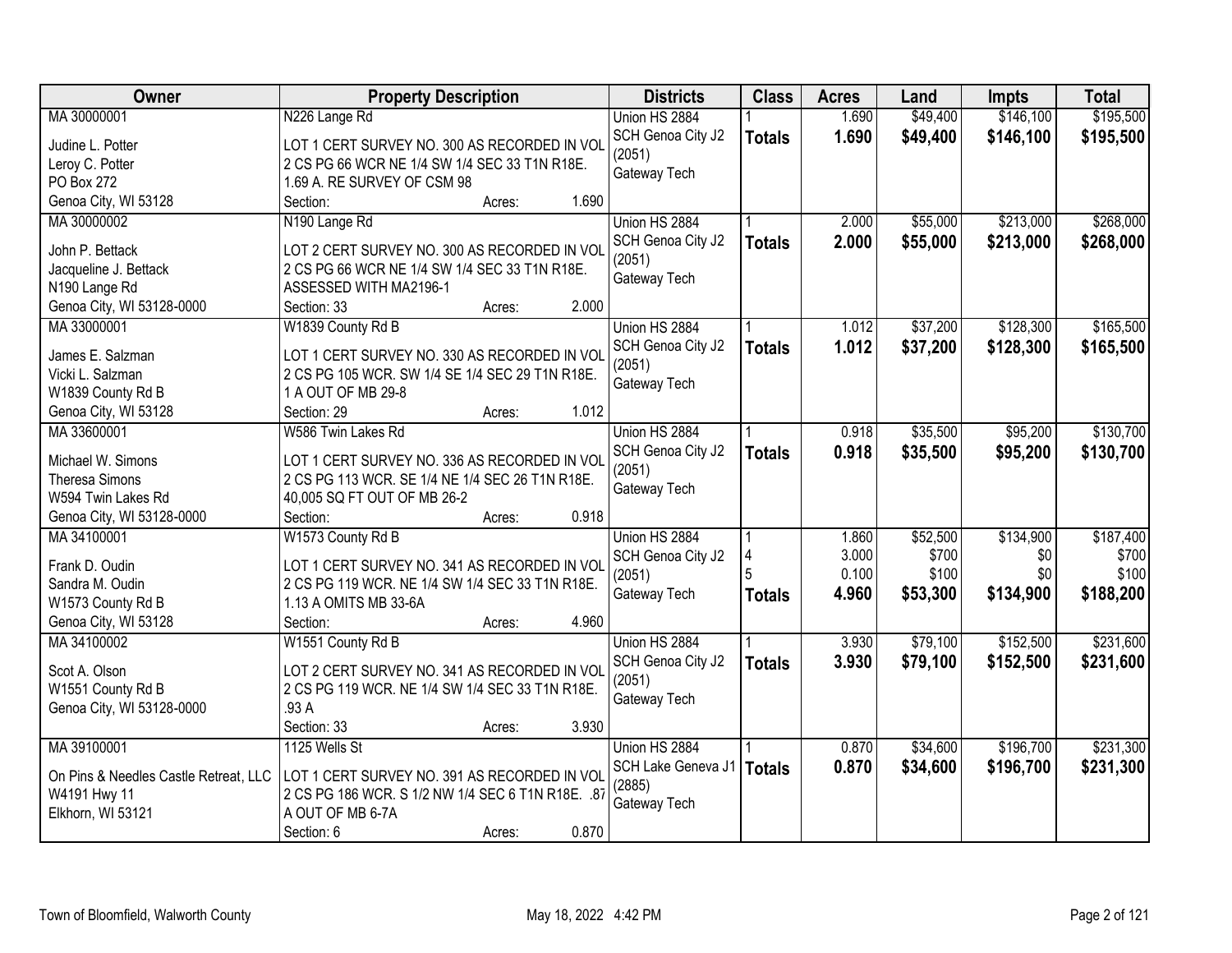| Owner | Property Description | Districts | Class | Acres | Land | Impts | Total |
|---|---|---|---|---|---|---|---|
| MA 30000001<br>Judine L. Potter<br>Leroy C. Potter<br>PO Box 272<br>Genoa City, WI 53128 | N226 Lange Rd<br>LOT 1 CERT SURVEY NO. 300 AS RECORDED IN VOL 2 CS PG 66 WCR NE 1/4 SW 1/4 SEC 33 T1N R18E. 1.69 A. RE SURVEY OF CSM 98<br>Section: Acres: 1.690 | Union HS 2884<br>SCH Genoa City J2 (2051)<br>Gateway Tech | 1<br>**Totals** | 1.690<br>**1.690** | $49,400<br>**$49,400** | $146,100<br>**$146,100** | $195,500<br>**$195,500** |
| MA 30000002<br>John P. Bettack<br>Jacqueline J. Bettack<br>N190 Lange Rd<br>Genoa City, WI 53128-0000 | N190 Lange Rd<br>LOT 2 CERT SURVEY NO. 300 AS RECORDED IN VOL 2 CS PG 66 WCR NE 1/4 SW 1/4 SEC 33 T1N R18E. ASSESSED WITH MA2196-1<br>Section: 33 Acres: 2.000 | Union HS 2884<br>SCH Genoa City J2 (2051)<br>Gateway Tech | 1<br>**Totals** | 2.000<br>**2.000** | $55,000<br>**$55,000** | $213,000<br>**$213,000** | $268,000<br>**$268,000** |
| MA 33000001<br>James E. Salzman<br>Vicki L. Salzman<br>W1839 County Rd B<br>Genoa City, WI 53128 | W1839 County Rd B<br>LOT 1 CERT SURVEY NO. 330 AS RECORDED IN VOL 2 CS PG 105 WCR. SW 1/4 SE 1/4 SEC 29 T1N R18E. 1 A OUT OF MB 29-8<br>Section: 29 Acres: 1.012 | Union HS 2884<br>SCH Genoa City J2 (2051)<br>Gateway Tech | 1<br>**Totals** | 1.012<br>**1.012** | $37,200<br>**$37,200** | $128,300<br>**$128,300** | $165,500<br>**$165,500** |
| MA 33600001<br>Michael W. Simons<br>Theresa Simons<br>W594 Twin Lakes Rd<br>Genoa City, WI 53128-0000 | W586 Twin Lakes Rd<br>LOT 1 CERT SURVEY NO. 336 AS RECORDED IN VOL 2 CS PG 113 WCR. SE 1/4 NE 1/4 SEC 26 T1N R18E. 40,005 SQ FT OUT OF MB 26-2<br>Section: Acres: 0.918 | Union HS 2884<br>SCH Genoa City J2 (2051)<br>Gateway Tech | 1<br>**Totals** | 0.918<br>**0.918** | $35,500<br>**$35,500** | $95,200<br>**$95,200** | $130,700<br>**$130,700** |
| MA 34100001<br>Frank D. Oudin<br>Sandra M. Oudin<br>W1573 County Rd B<br>Genoa City, WI 53128 | W1573 County Rd B<br>LOT 1 CERT SURVEY NO. 341 AS RECORDED IN VOL 2 CS PG 119 WCR. NE 1/4 SW 1/4 SEC 33 T1N R18E. 1.13 A OMITS MB 33-6A<br>Section: Acres: 4.960 | Union HS 2884<br>SCH Genoa City J2 (2051)<br>Gateway Tech | 1<br>4<br>5<br>**Totals** | 1.860<br>3.000<br>0.100<br>**4.960** | $52,500<br>$700<br>$100<br>**$53,300** | $134,900<br>$0<br>$0<br>**$134,900** | $187,400<br>$700<br>$100<br>**$188,200** |
| MA 34100002<br>Scot A. Olson<br>W1551 County Rd B<br>Genoa City, WI 53128-0000 | W1551 County Rd B<br>LOT 2 CERT SURVEY NO. 341 AS RECORDED IN VOL 2 CS PG 119 WCR. NE 1/4 SW 1/4 SEC 33 T1N R18E. .93 A<br>Section: 33 Acres: 3.930 | Union HS 2884<br>SCH Genoa City J2 (2051)<br>Gateway Tech | 1<br>**Totals** | 3.930<br>**3.930** | $79,100<br>**$79,100** | $152,500<br>**$152,500** | $231,600<br>**$231,600** |
| MA 39100001<br>On Pins & Needles Castle Retreat, LLC<br>W4191 Hwy 11<br>Elkhorn, WI 53121 | 1125 Wells St<br>LOT 1 CERT SURVEY NO. 391 AS RECORDED IN VOL 2 CS PG 186 WCR. S 1/2 NW 1/4 SEC 6 T1N R18E. .87 A OUT OF MB 6-7A<br>Section: 6 Acres: 0.870 | Union HS 2884<br>SCH Lake Geneva J1 (2885)<br>Gateway Tech | 1<br>**Totals** | 0.870<br>**0.870** | $34,600<br>**$34,600** | $196,700<br>**$196,700** | $231,300<br>**$231,300** |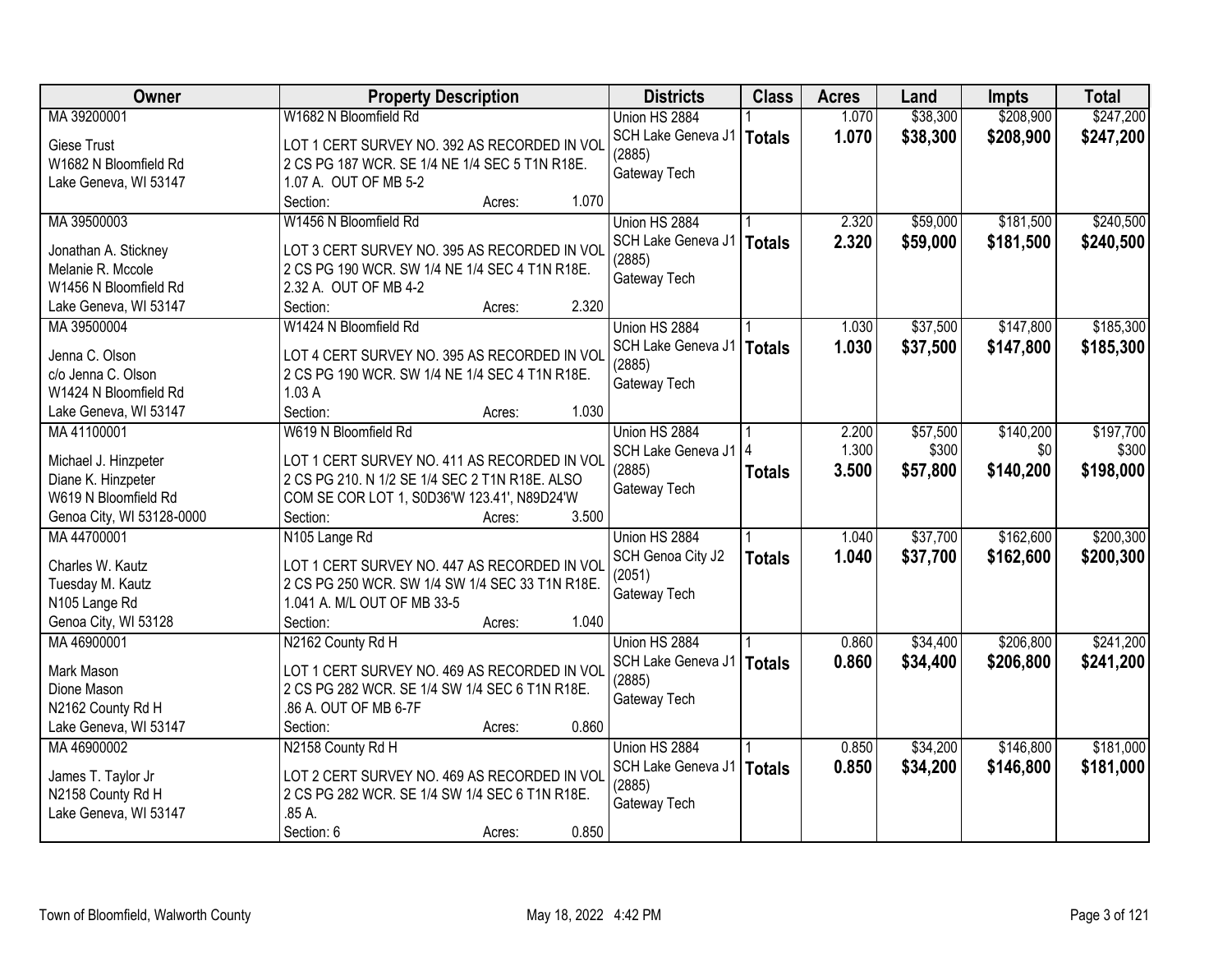| Owner | Property Description | Districts | Class | Acres | Land | Impts | Total |
|---|---|---|---|---|---|---|---|
| MA 39200001<br><br>Giese Trust<br>W1682 N Bloomfield Rd<br>Lake Geneva, WI 53147 | W1682 N Bloomfield Rd<br><br>LOT 1 CERT SURVEY NO. 392 AS RECORDED IN VOL 2 CS PG 187 WCR. SE 1/4 NE 1/4 SEC 5 T1N R18E. 1.07 A. OUT OF MB 5-2<br>Section: Acres: 1.070 | Union HS 2884<br>SCH Lake Geneva J1 (2885)<br>Gateway Tech | 1<br>**Totals** | 1.070<br>**1.070** | $38,300<br>**$38,300** | $208,900<br>**$208,900** | $247,200<br>**$247,200** |
| MA 39500003<br><br>Jonathan A. Stickney<br>Melanie R. Mccole<br>W1456 N Bloomfield Rd<br>Lake Geneva, WI 53147 | W1456 N Bloomfield Rd<br><br>LOT 3 CERT SURVEY NO. 395 AS RECORDED IN VOL 2 CS PG 190 WCR. SW 1/4 NE 1/4 SEC 4 T1N R18E. 2.32 A. OUT OF MB 4-2<br>Section: Acres: 2.320 | Union HS 2884<br>SCH Lake Geneva J1 (2885)<br>Gateway Tech | 1<br>**Totals** | 2.320<br>**2.320** | $59,000<br>**$59,000** | $181,500<br>**$181,500** | $240,500<br>**$240,500** |
| MA 39500004<br><br>Jenna C. Olson<br>c/o Jenna C. Olson<br>W1424 N Bloomfield Rd<br>Lake Geneva, WI 53147 | W1424 N Bloomfield Rd<br><br>LOT 4 CERT SURVEY NO. 395 AS RECORDED IN VOL 2 CS PG 190 WCR. SW 1/4 NE 1/4 SEC 4 T1N R18E. 1.03 A<br>Section: Acres: 1.030 | Union HS 2884<br>SCH Lake Geneva J1 (2885)<br>Gateway Tech | 1<br>**Totals** | 1.030<br>**1.030** | $37,500<br>**$37,500** | $147,800<br>**$147,800** | $185,300<br>**$185,300** |
| MA 41100001<br><br>Michael J. Hinzpeter<br>Diane K. Hinzpeter<br>W619 N Bloomfield Rd<br>Genoa City, WI 53128-0000 | W619 N Bloomfield Rd<br><br>LOT 1 CERT SURVEY NO. 411 AS RECORDED IN VOL 2 CS PG 210. N 1/2 SE 1/4 SEC 2 T1N R18E. ALSO COM SE COR LOT 1, S0D36'W 123.41', N89D24'W<br>Section: Acres: 3.500 | Union HS 2884<br>SCH Lake Geneva J1 (2885)<br>Gateway Tech | 1<br>4<br>**Totals** | 2.200<br>1.300<br>**3.500** | $57,500<br>$300<br>**$57,800** | $140,200<br>$0<br>**$140,200** | $197,700<br>$300<br>**$198,000** |
| MA 44700001<br><br>Charles W. Kautz<br>Tuesday M. Kautz<br>N105 Lange Rd<br>Genoa City, WI 53128 | N105 Lange Rd<br><br>LOT 1 CERT SURVEY NO. 447 AS RECORDED IN VOL 2 CS PG 250 WCR. SW 1/4 SW 1/4 SEC 33 T1N R18E. 1.041 A. M/L OUT OF MB 33-5<br>Section: Acres: 1.040 | Union HS 2884<br>SCH Genoa City J2 (2051)<br>Gateway Tech | 1<br>**Totals** | 1.040<br>**1.040** | $37,700<br>**$37,700** | $162,600<br>**$162,600** | $200,300<br>**$200,300** |
| MA 46900001<br><br>Mark Mason<br>Dione Mason<br>N2162 County Rd H<br>Lake Geneva, WI 53147 | N2162 County Rd H<br><br>LOT 1 CERT SURVEY NO. 469 AS RECORDED IN VOL 2 CS PG 282 WCR. SE 1/4 SW 1/4 SEC 6 T1N R18E. .86 A. OUT OF MB 6-7F<br>Section: Acres: 0.860 | Union HS 2884<br>SCH Lake Geneva J1 (2885)<br>Gateway Tech | 1<br>**Totals** | 0.860<br>**0.860** | $34,400<br>**$34,400** | $206,800<br>**$206,800** | $241,200<br>**$241,200** |
| MA 46900002<br><br>James T. Taylor Jr<br>N2158 County Rd H<br>Lake Geneva, WI 53147 | N2158 County Rd H<br><br>LOT 2 CERT SURVEY NO. 469 AS RECORDED IN VOL 2 CS PG 282 WCR. SE 1/4 SW 1/4 SEC 6 T1N R18E. .85 A.<br>Section: 6 Acres: 0.850 | Union HS 2884<br>SCH Lake Geneva J1 (2885)<br>Gateway Tech | 1<br>**Totals** | 0.850<br>**0.850** | $34,200<br>**$34,200** | $146,800<br>**$146,800** | $181,000<br>**$181,000** |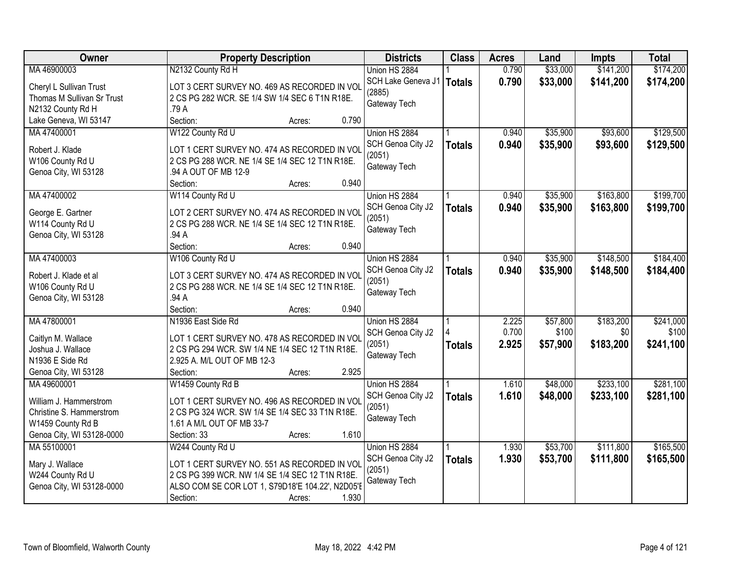| Owner | Property Description | Districts | Class | Acres | Land | Impts | Total |
|---|---|---|---|---|---|---|---|
| MA 46900003<br>Cheryl L Sullivan Trust<br>Thomas M Sullivan Sr Trust<br>N2132 County Rd H<br>Lake Geneva, WI 53147 | N2132 County Rd H<br>LOT 3 CERT SURVEY NO. 469 AS RECORDED IN VOL 2 CS PG 282 WCR. SE 1/4 SW 1/4 SEC 6 T1N R18E. .79 A<br>Section: Acres: 0.790 | Union HS 2884<br>SCH Lake Geneva J1 (2885)<br>Gateway Tech | 1<br>**Totals** | 0.790<br>**0.790** | $33,000<br>**$33,000** | $141,200<br>**$141,200** | $174,200<br>**$174,200** |
| MA 47400001<br>Robert J. Klade<br>W106 County Rd U<br>Genoa City, WI 53128 | W122 County Rd U<br>LOT 1 CERT SURVEY NO. 474 AS RECORDED IN VOL 2 CS PG 288 WCR. NE 1/4 SE 1/4 SEC 12 T1N R18E. .94 A OUT OF MB 12-9<br>Section: Acres: 0.940 | Union HS 2884<br>SCH Genoa City J2 (2051)<br>Gateway Tech | 1<br>**Totals** | 0.940<br>**0.940** | $35,900<br>**$35,900** | $93,600<br>**$93,600** | $129,500<br>**$129,500** |
| MA 47400002<br>George E. Gartner<br>W114 County Rd U<br>Genoa City, WI 53128 | W114 County Rd U<br>LOT 2 CERT SURVEY NO. 474 AS RECORDED IN VOL 2 CS PG 288 WCR. NE 1/4 SE 1/4 SEC 12 T1N R18E. .94 A<br>Section: Acres: 0.940 | Union HS 2884<br>SCH Genoa City J2 (2051)<br>Gateway Tech | 1<br>**Totals** | 0.940<br>**0.940** | $35,900<br>**$35,900** | $163,800<br>**$163,800** | $199,700<br>**$199,700** |
| MA 47400003<br>Robert J. Klade et al<br>W106 County Rd U<br>Genoa City, WI 53128 | W106 County Rd U<br>LOT 3 CERT SURVEY NO. 474 AS RECORDED IN VOL 2 CS PG 288 WCR. NE 1/4 SE 1/4 SEC 12 T1N R18E. .94 A<br>Section: Acres: 0.940 | Union HS 2884<br>SCH Genoa City J2 (2051)<br>Gateway Tech | 1<br>**Totals** | 0.940<br>**0.940** | $35,900<br>**$35,900** | $148,500<br>**$148,500** | $184,400<br>**$184,400** |
| MA 47800001<br>Caitlyn M. Wallace<br>Joshua J. Wallace<br>N1936 E Side Rd<br>Genoa City, WI 53128 | N1936 East Side Rd<br>LOT 1 CERT SURVEY NO. 478 AS RECORDED IN VOL 2 CS PG 294 WCR. SW 1/4 NE 1/4 SEC 12 T1N R18E. 2.925 A. M/L OUT OF MB 12-3<br>Section: Acres: 2.925 | Union HS 2884<br>SCH Genoa City J2 (2051)<br>Gateway Tech | 1<br>4<br>**Totals** | 2.225<br>0.700<br>**2.925** | $57,800<br>$100<br>**$57,900** | $183,200<br>$0<br>**$183,200** | $241,000<br>$100<br>**$241,100** |
| MA 49600001<br>William J. Hammerstrom<br>Christine S. Hammerstrom<br>W1459 County Rd B<br>Genoa City, WI 53128-0000 | W1459 County Rd B<br>LOT 1 CERT SURVEY NO. 496 AS RECORDED IN VOL 2 CS PG 324 WCR. SW 1/4 SE 1/4 SEC 33 T1N R18E. 1.61 A M/L OUT OF MB 33-7<br>Section: 33 Acres: 1.610 | Union HS 2884<br>SCH Genoa City J2 (2051)<br>Gateway Tech | 1<br>**Totals** | 1.610<br>**1.610** | $48,000<br>**$48,000** | $233,100<br>**$233,100** | $281,100<br>**$281,100** |
| MA 55100001<br>Mary J. Wallace<br>W244 County Rd U<br>Genoa City, WI 53128-0000 | W244 County Rd U<br>LOT 1 CERT SURVEY NO. 551 AS RECORDED IN VOL 2 CS PG 399 WCR. NW 1/4 SE 1/4 SEC 12 T1N R18E. ALSO COM SE COR LOT 1, S79D18'E 104.22', N2D05'E<br>Section: Acres: 1.930 | Union HS 2884<br>SCH Genoa City J2 (2051)<br>Gateway Tech | 1<br>**Totals** | 1.930<br>**1.930** | $53,700<br>**$53,700** | $111,800<br>**$111,800** | $165,500<br>**$165,500** |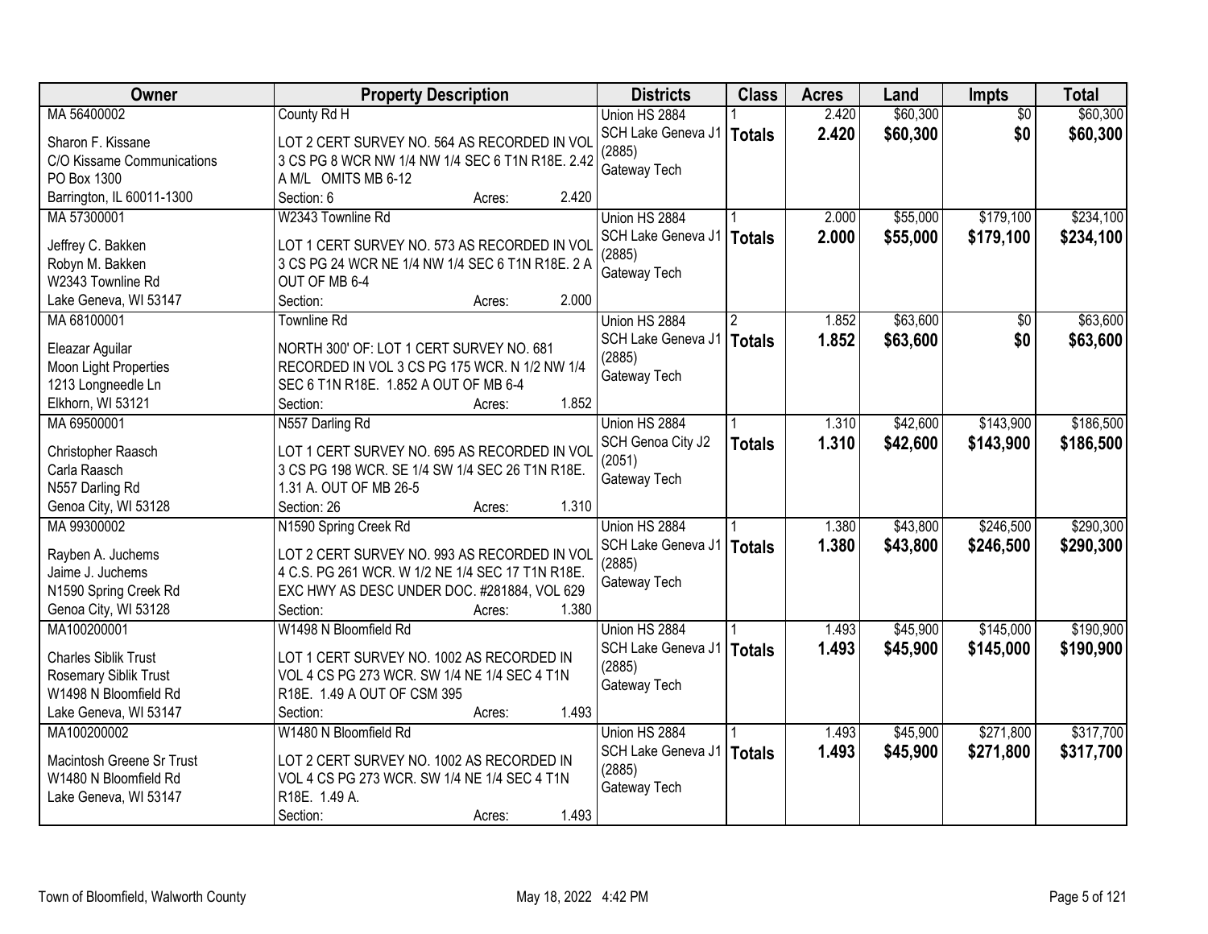| Owner | Property Description | Districts | Class | Acres | Land | Impts | Total |
|---|---|---|---|---|---|---|---|
| MA 56400002<br><br>Sharon F. Kissane<br>C/O Kissame Communications<br>PO Box 1300<br>Barrington, IL 60011-1300 | County Rd H<br><br>LOT 2 CERT SURVEY NO. 564 AS RECORDED IN VOL 3 CS PG 8 WCR NW 1/4 NW 1/4 SEC 6 T1N R18E. 2.42 A M/L OMITS MB 6-12<br>Section: 6 Acres: 2.420 | Union HS 2884<br>SCH Lake Geneva J1 (2885)<br>Gateway Tech | 1<br>**Totals** | 2.420<br>**2.420** | $60,300<br>**$60,300** | $0<br>**$0** | $60,300<br>**$60,300** |
| MA 57300001<br><br>Jeffrey C. Bakken<br>Robyn M. Bakken<br>W2343 Townline Rd<br>Lake Geneva, WI 53147 | W2343 Townline Rd<br><br>LOT 1 CERT SURVEY NO. 573 AS RECORDED IN VOL 3 CS PG 24 WCR NE 1/4 NW 1/4 SEC 6 T1N R18E. 2 A OUT OF MB 6-4<br>Section: Acres: 2.000 | Union HS 2884<br>SCH Lake Geneva J1 (2885)<br>Gateway Tech | 1<br>**Totals** | 2.000<br>**2.000** | $55,000<br>**$55,000** | $179,100<br>**$179,100** | $234,100<br>**$234,100** |
| MA 68100001<br><br>Eleazar Aguilar<br>Moon Light Properties<br>1213 Longneedle Ln<br>Elkhorn, WI 53121 | Townline Rd<br><br>NORTH 300' OF: LOT 1 CERT SURVEY NO. 681 RECORDED IN VOL 3 CS PG 175 WCR. N 1/2 NW 1/4 SEC 6 T1N R18E. 1.852 A OUT OF MB 6-4<br>Section: Acres: 1.852 | Union HS 2884<br>SCH Lake Geneva J1 (2885)<br>Gateway Tech | 2<br>**Totals** | 1.852<br>**1.852** | $63,600<br>**$63,600** | $0<br>**$0** | $63,600<br>**$63,600** |
| MA 69500001<br><br>Christopher Raasch<br>Carla Raasch<br>N557 Darling Rd<br>Genoa City, WI 53128 | N557 Darling Rd<br><br>LOT 1 CERT SURVEY NO. 695 AS RECORDED IN VOL 3 CS PG 198 WCR. SE 1/4 SW 1/4 SEC 26 T1N R18E. 1.31 A. OUT OF MB 26-5<br>Section: 26 Acres: 1.310 | Union HS 2884<br>SCH Genoa City J2 (2051)<br>Gateway Tech | 1<br>**Totals** | 1.310<br>**1.310** | $42,600<br>**$42,600** | $143,900<br>**$143,900** | $186,500<br>**$186,500** |
| MA 99300002<br><br>Rayben A. Juchems<br>Jaime J. Juchems<br>N1590 Spring Creek Rd<br>Genoa City, WI 53128 | N1590 Spring Creek Rd<br><br>LOT 2 CERT SURVEY NO. 993 AS RECORDED IN VOL 4 C.S. PG 261 WCR. W 1/2 NE 1/4 SEC 17 T1N R18E. EXC HWY AS DESC UNDER DOC. #281884, VOL 629<br>Section: Acres: 1.380 | Union HS 2884<br>SCH Lake Geneva J1 (2885)<br>Gateway Tech | 1<br>**Totals** | 1.380<br>**1.380** | $43,800<br>**$43,800** | $246,500<br>**$246,500** | $290,300<br>**$290,300** |
| MA100200001<br><br>Charles Siblik Trust<br>Rosemary Siblik Trust<br>W1498 N Bloomfield Rd<br>Lake Geneva, WI 53147 | W1498 N Bloomfield Rd<br><br>LOT 1 CERT SURVEY NO. 1002 AS RECORDED IN VOL 4 CS PG 273 WCR. SW 1/4 NE 1/4 SEC 4 T1N R18E. 1.49 A OUT OF CSM 395<br>Section: Acres: 1.493 | Union HS 2884<br>SCH Lake Geneva J1 (2885)<br>Gateway Tech | 1<br>**Totals** | 1.493<br>**1.493** | $45,900<br>**$45,900** | $145,000<br>**$145,000** | $190,900<br>**$190,900** |
| MA100200002<br><br>Macintosh Greene Sr Trust<br>W1480 N Bloomfield Rd<br>Lake Geneva, WI 53147 | W1480 N Bloomfield Rd<br><br>LOT 2 CERT SURVEY NO. 1002 AS RECORDED IN VOL 4 CS PG 273 WCR. SW 1/4 NE 1/4 SEC 4 T1N R18E. 1.49 A.<br>Section: Acres: 1.493 | Union HS 2884<br>SCH Lake Geneva J1 (2885)<br>Gateway Tech | 1<br>**Totals** | 1.493<br>**1.493** | $45,900<br>**$45,900** | $271,800<br>**$271,800** | $317,700<br>**$317,700** |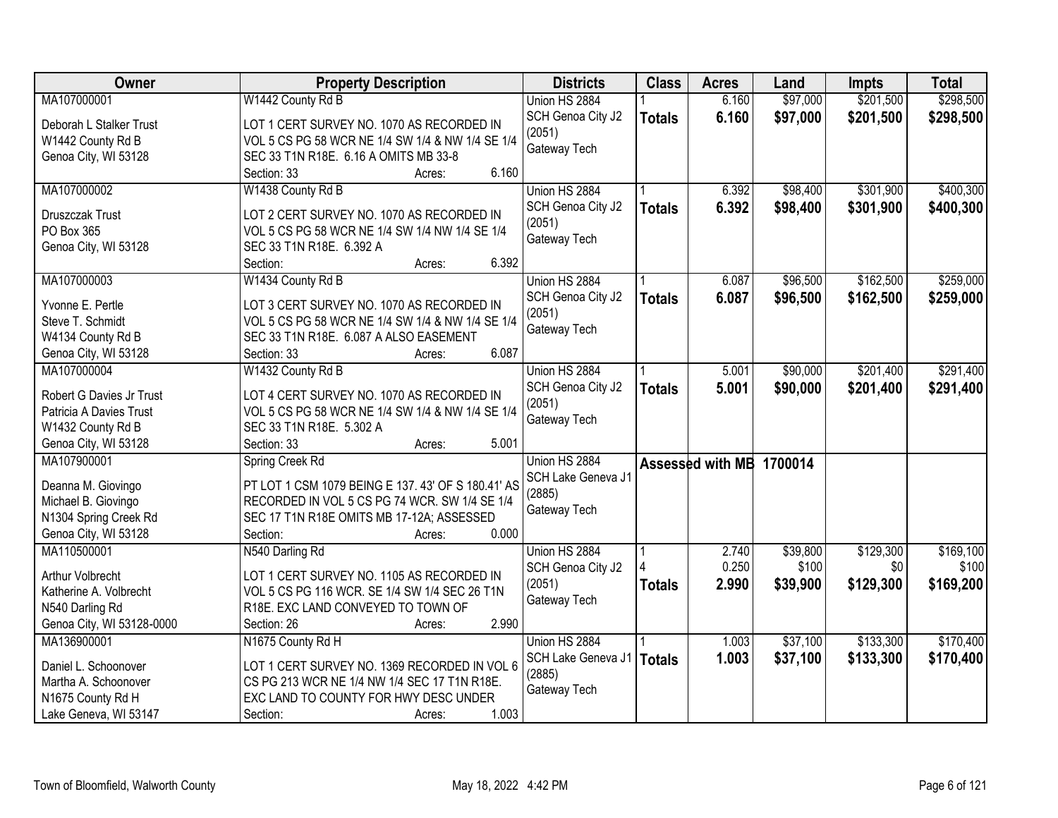| Owner | Property Description | Districts | Class | Acres | Land | Impts | Total |
|---|---|---|---|---|---|---|---|
| MA107000001<br>Deborah L Stalker Trust<br>W1442 County Rd B<br>Genoa City, WI 53128 | W1442 County Rd B<br>LOT 1 CERT SURVEY NO. 1070 AS RECORDED IN VOL 5 CS PG 58 WCR NE 1/4 SW 1/4 & NW 1/4 SE 1/4 SEC 33 T1N R18E. 6.16 A OMITS MB 33-8<br>Section: 33 Acres: 6.160 | Union HS 2884<br>SCH Genoa City J2 (2051)<br>Gateway Tech | 1<br>**Totals** | 6.160<br>**6.160** | $97,000<br>**$97,000** | $201,500<br>**$201,500** | $298,500<br>**$298,500** |
| MA107000002<br>Druszczak Trust<br>PO Box 365<br>Genoa City, WI 53128 | W1438 County Rd B<br>LOT 2 CERT SURVEY NO. 1070 AS RECORDED IN VOL 5 CS PG 58 WCR NE 1/4 SW 1/4 NW 1/4 SE 1/4 SEC 33 T1N R18E. 6.392 A<br>Section: Acres: 6.392 | Union HS 2884<br>SCH Genoa City J2 (2051)<br>Gateway Tech | 1<br>**Totals** | 6.392<br>**6.392** | $98,400<br>**$98,400** | $301,900<br>**$301,900** | $400,300<br>**$400,300** |
| MA107000003<br>Yvonne E. Pertle<br>Steve T. Schmidt<br>W4134 County Rd B<br>Genoa City, WI 53128 | W1434 County Rd B<br>LOT 3 CERT SURVEY NO. 1070 AS RECORDED IN VOL 5 CS PG 58 WCR NE 1/4 SW 1/4 & NW 1/4 SE 1/4 SEC 33 T1N R18E. 6.087 A ALSO EASEMENT<br>Section: 33 Acres: 6.087 | Union HS 2884<br>SCH Genoa City J2 (2051)<br>Gateway Tech | 1<br>**Totals** | 6.087<br>**6.087** | $96,500<br>**$96,500** | $162,500<br>**$162,500** | $259,000<br>**$259,000** |
| MA107000004<br>Robert G Davies Jr Trust<br>Patricia A Davies Trust<br>W1432 County Rd B<br>Genoa City, WI 53128 | W1432 County Rd B<br>LOT 4 CERT SURVEY NO. 1070 AS RECORDED IN VOL 5 CS PG 58 WCR NE 1/4 SW 1/4 & NW 1/4 SE 1/4 SEC 33 T1N R18E. 5.302 A<br>Section: 33 Acres: 5.001 | Union HS 2884<br>SCH Genoa City J2 (2051)<br>Gateway Tech | 1<br>**Totals** | 5.001<br>**5.001** | $90,000<br>**$90,000** | $201,400<br>**$201,400** | $291,400<br>**$291,400** |
| MA107900001<br>Deanna M. Giovingo<br>Michael B. Giovingo<br>N1304 Spring Creek Rd<br>Genoa City, WI 53128 | Spring Creek Rd<br>PT LOT 1 CSM 1079 BEING E 137. 43' OF S 180.41' AS RECORDED IN VOL 5 CS PG 74 WCR. SW 1/4 SE 1/4 SEC 17 T1N R18E OMITS MB 17-12A; ASSESSED<br>Section: Acres: 0.000 | Union HS 2884<br>SCH Lake Geneva J1 (2885)<br>Gateway Tech | Assessed with MB 1700014 | | | | |
| MA110500001<br>Arthur Volbrecht<br>Katherine A. Volbrecht<br>N540 Darling Rd<br>Genoa City, WI 53128-0000 | N540 Darling Rd<br>LOT 1 CERT SURVEY NO. 1105 AS RECORDED IN VOL 5 CS PG 116 WCR. SE 1/4 SW 1/4 SEC 26 T1N R18E. EXC LAND CONVEYED TO TOWN OF<br>Section: 26 Acres: 2.990 | Union HS 2884<br>SCH Genoa City J2 (2051)<br>Gateway Tech | 1<br>4<br>**Totals** | 2.740<br>0.250<br>**2.990** | $39,800<br>$100<br>**$39,900** | $129,300<br>$0<br>**$129,300** | $169,100<br>$100<br>**$169,200** |
| MA136900001<br>Daniel L. Schoonover<br>Martha A. Schoonover<br>N1675 County Rd H<br>Lake Geneva, WI 53147 | N1675 County Rd H<br>LOT 1 CERT SURVEY NO. 1369 RECORDED IN VOL 6 CS PG 213 WCR NE 1/4 NW 1/4 SEC 17 T1N R18E. EXC LAND TO COUNTY FOR HWY DESC UNDER<br>Section: Acres: 1.003 | Union HS 2884<br>SCH Lake Geneva J1 (2885)<br>Gateway Tech | 1<br>**Totals** | 1.003<br>**1.003** | $37,100<br>**$37,100** | $133,300<br>**$133,300** | $170,400<br>**$170,400** |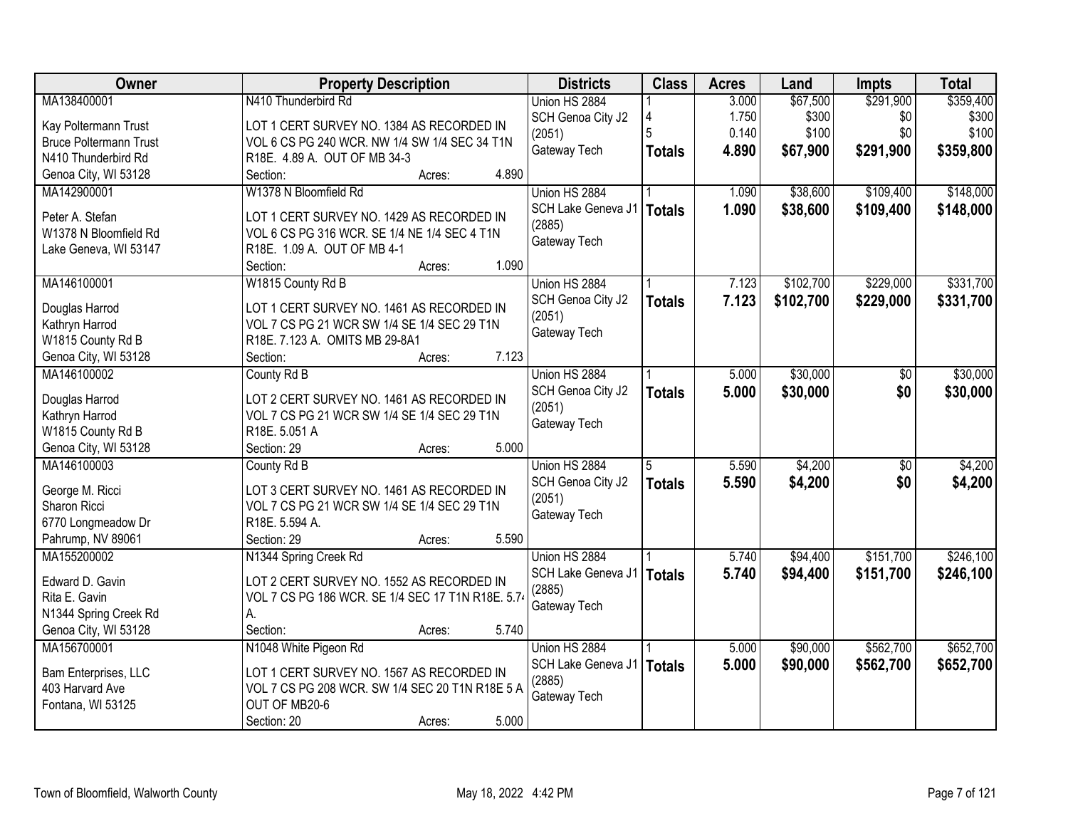| Owner | Property Description | Districts | Class | Acres | Land | Impts | Total |
|---|---|---|---|---|---|---|---|
| MA138400001<br>Kay Poltermann Trust<br>Bruce Poltermann Trust<br>N410 Thunderbird Rd<br>Genoa City, WI 53128 | N410 Thunderbird Rd<br>LOT 1 CERT SURVEY NO. 1384 AS RECORDED IN VOL 6 CS PG 240 WCR. NW 1/4 SW 1/4 SEC 34 T1N R18E. 4.89 A. OUT OF MB 34-3<br>Section: Acres: 4.890 | Union HS 2884<br>SCH Genoa City J2 (2051)<br>Gateway Tech | 1<br>4<br>5<br>**Totals** | 3.000<br>1.750<br>0.140<br>**4.890** | $67,500<br>$300<br>$100<br>**$67,900** | $291,900<br>$0<br>$0<br>**$291,900** | $359,400<br>$300<br>$100<br>**$359,800** |
| MA142900001<br>Peter A. Stefan<br>W1378 N Bloomfield Rd<br>Lake Geneva, WI 53147 | W1378 N Bloomfield Rd<br>LOT 1 CERT SURVEY NO. 1429 AS RECORDED IN VOL 6 CS PG 316 WCR. SE 1/4 NE 1/4 SEC 4 T1N R18E. 1.09 A. OUT OF MB 4-1<br>Section: Acres: 1.090 | Union HS 2884<br>SCH Lake Geneva J1 (2885)<br>Gateway Tech | 1<br>**Totals** | 1.090<br>**1.090** | $38,600<br>**$38,600** | $109,400<br>**$109,400** | $148,000<br>**$148,000** |
| MA146100001<br>Douglas Harrod<br>Kathryn Harrod<br>W1815 County Rd B<br>Genoa City, WI 53128 | W1815 County Rd B<br>LOT 1 CERT SURVEY NO. 1461 AS RECORDED IN VOL 7 CS PG 21 WCR SW 1/4 SE 1/4 SEC 29 T1N R18E. 7.123 A. OMITS MB 29-8A1<br>Section: Acres: 7.123 | Union HS 2884<br>SCH Genoa City J2 (2051)<br>Gateway Tech | 1<br>**Totals** | 7.123<br>**7.123** | $102,700<br>**$102,700** | $229,000<br>**$229,000** | $331,700<br>**$331,700** |
| MA146100002<br>Douglas Harrod<br>Kathryn Harrod<br>W1815 County Rd B<br>Genoa City, WI 53128 | County Rd B<br>LOT 2 CERT SURVEY NO. 1461 AS RECORDED IN VOL 7 CS PG 21 WCR SW 1/4 SE 1/4 SEC 29 T1N R18E. 5.051 A<br>Section: 29 Acres: 5.000 | Union HS 2884<br>SCH Genoa City J2 (2051)<br>Gateway Tech | 1<br>**Totals** | 5.000<br>**5.000** | $30,000<br>**$30,000** | $0<br>**$0** | $30,000<br>**$30,000** |
| MA146100003<br>George M. Ricci<br>Sharon Ricci<br>6770 Longmeadow Dr<br>Pahrump, NV 89061 | County Rd B<br>LOT 3 CERT SURVEY NO. 1461 AS RECORDED IN VOL 7 CS PG 21 WCR SW 1/4 SE 1/4 SEC 29 T1N R18E. 5.594 A.<br>Section: 29 Acres: 5.590 | Union HS 2884<br>SCH Genoa City J2 (2051)<br>Gateway Tech | 5<br>**Totals** | 5.590<br>**5.590** | $4,200<br>**$4,200** | $0<br>**$0** | $4,200<br>**$4,200** |
| MA155200002<br>Edward D. Gavin<br>Rita E. Gavin<br>N1344 Spring Creek Rd<br>Genoa City, WI 53128 | N1344 Spring Creek Rd<br>LOT 2 CERT SURVEY NO. 1552 AS RECORDED IN VOL 7 CS PG 186 WCR. SE 1/4 SEC 17 T1N R18E. 5.74 A.<br>Section: Acres: 5.740 | Union HS 2884<br>SCH Lake Geneva J1 (2885)<br>Gateway Tech | 1<br>**Totals** | 5.740<br>**5.740** | $94,400<br>**$94,400** | $151,700<br>**$151,700** | $246,100<br>**$246,100** |
| MA156700001<br>Bam Enterprises, LLC<br>403 Harvard Ave<br>Fontana, WI 53125 | N1048 White Pigeon Rd<br>LOT 1 CERT SURVEY NO. 1567 AS RECORDED IN VOL 7 CS PG 208 WCR. SW 1/4 SEC 20 T1N R18E 5 A OUT OF MB20-6<br>Section: 20 Acres: 5.000 | Union HS 2884<br>SCH Lake Geneva J1 (2885)<br>Gateway Tech | 1<br>**Totals** | 5.000<br>**5.000** | $90,000<br>**$90,000** | $562,700<br>**$562,700** | $652,700<br>**$652,700** |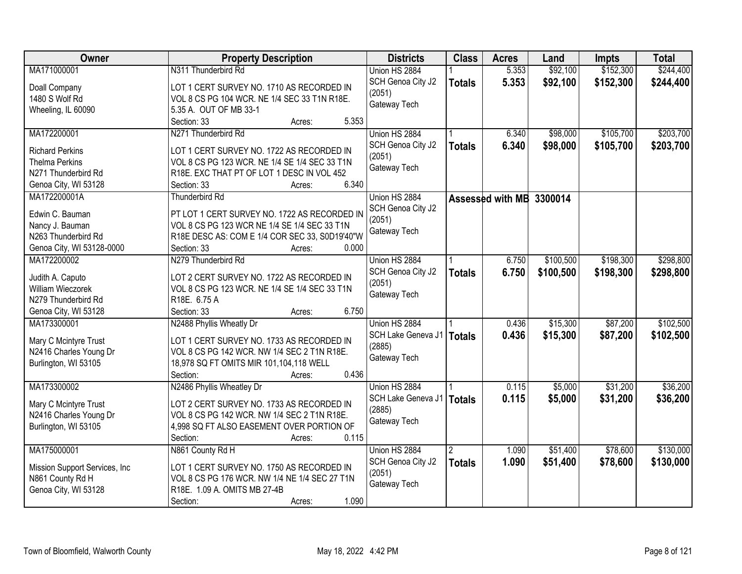| Owner | Property Description | Districts | Class | Acres | Land | Impts | Total |
|---|---|---|---|---|---|---|---|
| MA171000001<br>Doall Company<br>1480 S Wolf Rd<br>Wheeling, IL 60090 | N311 Thunderbird Rd<br>LOT 1 CERT SURVEY NO. 1710 AS RECORDED IN VOL 8 CS PG 104 WCR. NE 1/4 SEC 33 T1N R18E. 5.35 A. OUT OF MB 33-1<br>Section: 33 Acres: 5.353 | Union HS 2884<br>SCH Genoa City J2 (2051)<br>Gateway Tech | 1<br>**Totals** | 5.353<br>**5.353** | $92,100<br>**$92,100** | $152,300<br>**$152,300** | $244,400<br>**$244,400** |
| MA172200001<br>Richard Perkins<br>Thelma Perkins<br>N271 Thunderbird Rd<br>Genoa City, WI 53128 | N271 Thunderbird Rd<br>LOT 1 CERT SURVEY NO. 1722 AS RECORDED IN VOL 8 CS PG 123 WCR. NE 1/4 SE 1/4 SEC 33 T1N R18E. EXC THAT PT OF LOT 1 DESC IN VOL 452<br>Section: 33 Acres: 6.340 | Union HS 2884<br>SCH Genoa City J2 (2051)<br>Gateway Tech | 1<br>**Totals** | 6.340<br>**6.340** | $98,000<br>**$98,000** | $105,700<br>**$105,700** | $203,700<br>**$203,700** |
| MA172200001A<br>Edwin C. Bauman<br>Nancy J. Bauman<br>N263 Thunderbird Rd<br>Genoa City, WI 53128-0000 | Thunderbird Rd<br>PT LOT 1 CERT SURVEY NO. 1722 AS RECORDED IN VOL 8 CS PG 123 WCR NE 1/4 SE 1/4 SEC 33 T1N R18E DESC AS: COM E 1/4 COR SEC 33, S0D19'40"W<br>Section: 33 Acres: 0.000 | Union HS 2884<br>SCH Genoa City J2 (2051)<br>Gateway Tech | **Assessed with MB 3300014** | | | | |
| MA172200002<br>Judith A. Caputo<br>William Wieczorek<br>N279 Thunderbird Rd<br>Genoa City, WI 53128 | N279 Thunderbird Rd<br>LOT 2 CERT SURVEY NO. 1722 AS RECORDED IN VOL 8 CS PG 123 WCR. NE 1/4 SE 1/4 SEC 33 T1N R18E. 6.75 A<br>Section: 33 Acres: 6.750 | Union HS 2884<br>SCH Genoa City J2 (2051)<br>Gateway Tech | 1<br>**Totals** | 6.750<br>**6.750** | $100,500<br>**$100,500** | $198,300<br>**$198,300** | $298,800<br>**$298,800** |
| MA173300001<br>Mary C Mcintyre Trust<br>N2416 Charles Young Dr<br>Burlington, WI 53105 | N2488 Phyllis Wheatly Dr<br>LOT 1 CERT SURVEY NO. 1733 AS RECORDED IN VOL 8 CS PG 142 WCR. NW 1/4 SEC 2 T1N R18E. 18,978 SQ FT OMITS MIR 101,104,118 WELL<br>Section: Acres: 0.436 | Union HS 2884<br>SCH Lake Geneva J1 (2885)<br>Gateway Tech | 1<br>**Totals** | 0.436<br>**0.436** | $15,300<br>**$15,300** | $87,200<br>**$87,200** | $102,500<br>**$102,500** |
| MA173300002<br>Mary C Mcintyre Trust<br>N2416 Charles Young Dr<br>Burlington, WI 53105 | N2486 Phyllis Wheatley Dr<br>LOT 2 CERT SURVEY NO. 1733 AS RECORDED IN VOL 8 CS PG 142 WCR. NW 1/4 SEC 2 T1N R18E. 4,998 SQ FT ALSO EASEMENT OVER PORTION OF<br>Section: Acres: 0.115 | Union HS 2884<br>SCH Lake Geneva J1 (2885)<br>Gateway Tech | 1<br>**Totals** | 0.115<br>**0.115** | $5,000<br>**$5,000** | $31,200<br>**$31,200** | $36,200<br>**$36,200** |
| MA175000001<br>Mission Support Services, Inc<br>N861 County Rd H<br>Genoa City, WI 53128 | N861 County Rd H<br>LOT 1 CERT SURVEY NO. 1750 AS RECORDED IN VOL 8 CS PG 176 WCR. NW 1/4 NE 1/4 SEC 27 T1N R18E. 1.09 A. OMITS MB 27-4B<br>Section: Acres: 1.090 | Union HS 2884<br>SCH Genoa City J2 (2051)<br>Gateway Tech | 2<br>**Totals** | 1.090<br>**1.090** | $51,400<br>**$51,400** | $78,600<br>**$78,600** | $130,000<br>**$130,000** |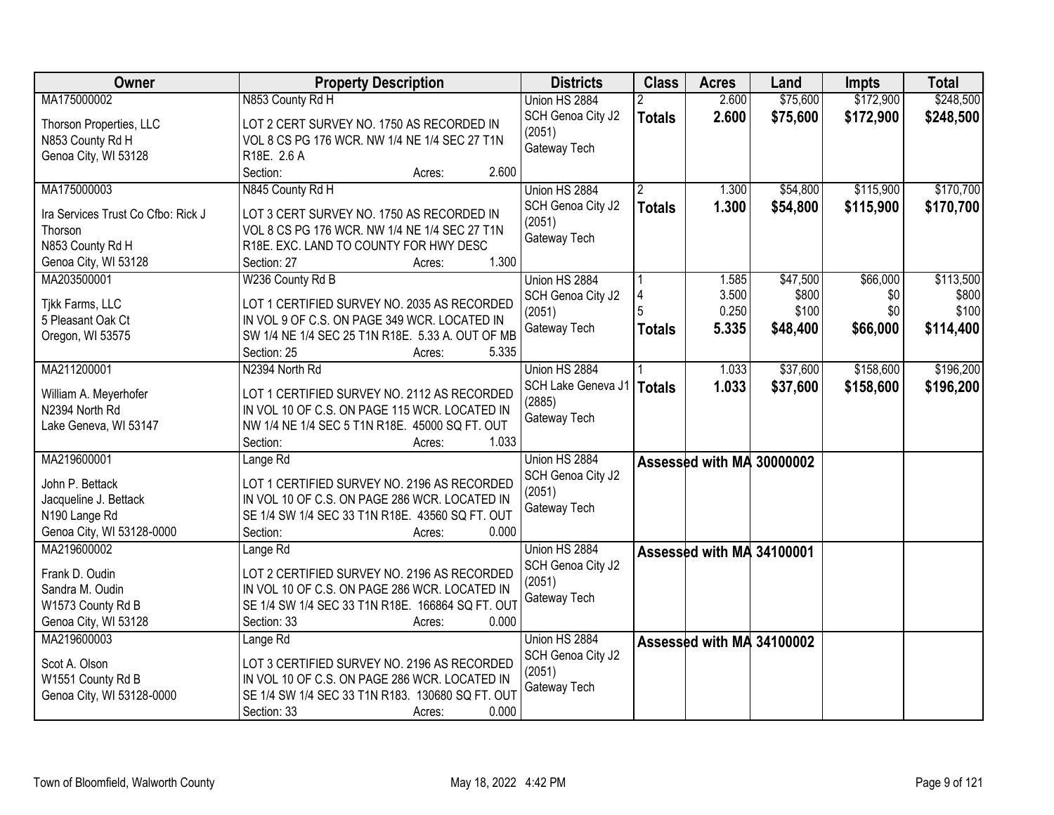| Owner | Property Description | Districts | Class | Acres | Land | Impts | Total |
|---|---|---|---|---|---|---|---|
| MA175000002<br><br>Thorson Properties, LLC<br>N853 County Rd H<br>Genoa City, WI 53128 | N853 County Rd H<br><br>LOT 2 CERT SURVEY NO. 1750 AS RECORDED IN VOL 8 CS PG 176 WCR. NW 1/4 NE 1/4 SEC 27 T1N R18E. 2.6 A<br>Section: Acres: 2.600 | Union HS 2884<br>SCH Genoa City J2 (2051)<br>Gateway Tech | 2<br>**Totals** | 2.600<br>**2.600** | $75,600<br>**$75,600** | $172,900<br>**$172,900** | $248,500<br>**$248,500** |
| MA175000003<br><br>Ira Services Trust Co Cfbo: Rick J Thorson<br>N853 County Rd H<br>Genoa City, WI 53128 | N845 County Rd H<br><br>LOT 3 CERT SURVEY NO. 1750 AS RECORDED IN VOL 8 CS PG 176 WCR. NW 1/4 NE 1/4 SEC 27 T1N R18E. EXC. LAND TO COUNTY FOR HWY DESC<br>Section: 27 Acres: 1.300 | Union HS 2884<br>SCH Genoa City J2 (2051)<br>Gateway Tech | 2<br>**Totals** | 1.300<br>**1.300** | $54,800<br>**$54,800** | $115,900<br>**$115,900** | $170,700<br>**$170,700** |
| MA203500001<br><br>Tjkk Farms, LLC<br>5 Pleasant Oak Ct<br>Oregon, WI 53575 | W236 County Rd B<br><br>LOT 1 CERTIFIED SURVEY NO. 2035 AS RECORDED IN VOL 9 OF C.S. ON PAGE 349 WCR. LOCATED IN SW 1/4 NE 1/4 SEC 25 T1N R18E. 5.33 A. OUT OF MB<br>Section: 25 Acres: 5.335 | Union HS 2884<br>SCH Genoa City J2 (2051)<br>Gateway Tech | 1<br>4<br>5<br>**Totals** | 1.585<br>3.500<br>0.250<br>**5.335** | $47,500<br>$800<br>$100<br>**$48,400** | $66,000<br>$0<br>$0<br>**$66,000** | $113,500<br>$800<br>$100<br>**$114,400** |
| MA211200001<br><br>William A. Meyerhofer<br>N2394 North Rd<br>Lake Geneva, WI 53147 | N2394 North Rd<br><br>LOT 1 CERTIFIED SURVEY NO. 2112 AS RECORDED IN VOL 10 OF C.S. ON PAGE 115 WCR. LOCATED IN NW 1/4 NE 1/4 SEC 5 T1N R18E. 45000 SQ FT. OUT<br>Section: Acres: 1.033 | Union HS 2884<br>SCH Lake Geneva J1 (2885)<br>Gateway Tech | 1<br>**Totals** | 1.033<br>**1.033** | $37,600<br>**$37,600** | $158,600<br>**$158,600** | $196,200<br>**$196,200** |
| MA219600001<br><br>John P. Bettack<br>Jacqueline J. Bettack<br>N190 Lange Rd<br>Genoa City, WI 53128-0000 | Lange Rd<br><br>LOT 1 CERTIFIED SURVEY NO. 2196 AS RECORDED IN VOL 10 OF C.S. ON PAGE 286 WCR. LOCATED IN SE 1/4 SW 1/4 SEC 33 T1N R18E. 43560 SQ FT. OUT<br>Section: Acres: 0.000 | Union HS 2884<br>SCH Genoa City J2 (2051)<br>Gateway Tech | **Assessed with MA 30000002** | | | | |
| MA219600002<br><br>Frank D. Oudin<br>Sandra M. Oudin<br>W1573 County Rd B<br>Genoa City, WI 53128 | Lange Rd<br><br>LOT 2 CERTIFIED SURVEY NO. 2196 AS RECORDED IN VOL 10 OF C.S. ON PAGE 286 WCR. LOCATED IN SE 1/4 SW 1/4 SEC 33 T1N R18E. 166864 SQ FT. OUT<br>Section: 33 Acres: 0.000 | Union HS 2884<br>SCH Genoa City J2 (2051)<br>Gateway Tech | **Assessed with MA 34100001** | | | | |
| MA219600003<br><br>Scot A. Olson<br>W1551 County Rd B<br>Genoa City, WI 53128-0000 | Lange Rd<br><br>LOT 3 CERTIFIED SURVEY NO. 2196 AS RECORDED IN VOL 10 OF C.S. ON PAGE 286 WCR. LOCATED IN SE 1/4 SW 1/4 SEC 33 T1N R183. 130680 SQ FT. OUT<br>Section: 33 Acres: 0.000 | Union HS 2884<br>SCH Genoa City J2 (2051)<br>Gateway Tech | **Assessed with MA 34100002** | | | | |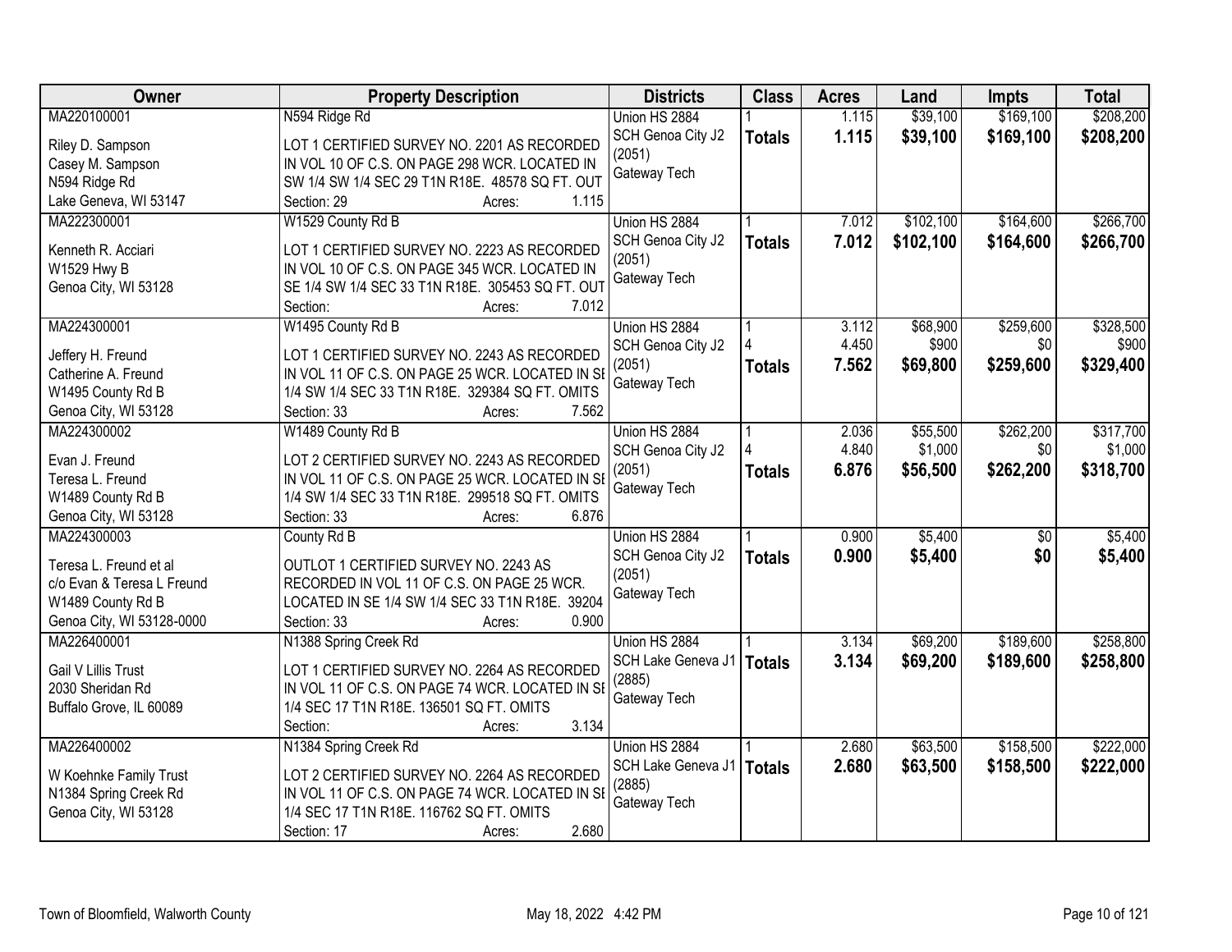| Owner | Property Description | Districts | Class | Acres | Land | Impts | Total |
|---|---|---|---|---|---|---|---|
| MA220100001<br><br>Riley D. Sampson<br>Casey M. Sampson<br>N594 Ridge Rd<br>Lake Geneva, WI 53147 | N594 Ridge Rd<br><br>LOT 1 CERTIFIED SURVEY NO. 2201 AS RECORDED IN VOL 10 OF C.S. ON PAGE 298 WCR. LOCATED IN SW 1/4 SW 1/4 SEC 29 T1N R18E. 48578 SQ FT. OUT<br>Section: 29 Acres: 1.115 | Union HS 2884<br>SCH Genoa City J2 (2051)<br>Gateway Tech | 1<br>**Totals** | 1.115<br>**1.115** | $39,100<br>**$39,100** | $169,100<br>**$169,100** | $208,200<br>**$208,200** |
| MA222300001<br><br>Kenneth R. Acciari<br>W1529 Hwy B<br>Genoa City, WI 53128 | W1529 County Rd B<br><br>LOT 1 CERTIFIED SURVEY NO. 2223 AS RECORDED IN VOL 10 OF C.S. ON PAGE 345 WCR. LOCATED IN SE 1/4 SW 1/4 SEC 33 T1N R18E. 305453 SQ FT. OUT<br>Section: Acres: 7.012 | Union HS 2884<br>SCH Genoa City J2 (2051)<br>Gateway Tech | 1<br>**Totals** | 7.012<br>**7.012** | $102,100<br>**$102,100** | $164,600<br>**$164,600** | $266,700<br>**$266,700** |
| MA224300001<br><br>Jeffery H. Freund<br>Catherine A. Freund<br>W1495 County Rd B<br>Genoa City, WI 53128 | W1495 County Rd B<br><br>LOT 1 CERTIFIED SURVEY NO. 2243 AS RECORDED IN VOL 11 OF C.S. ON PAGE 25 WCR. LOCATED IN SE 1/4 SW 1/4 SEC 33 T1N R18E. 329384 SQ FT. OMITS<br>Section: 33 Acres: 7.562 | Union HS 2884<br>SCH Genoa City J2 (2051)<br>Gateway Tech | 1<br>4<br>**Totals** | 3.112<br>4.450<br>**7.562** | $68,900<br>$900<br>**$69,800** | $259,600<br>$0<br>**$259,600** | $328,500<br>$900<br>**$329,400** |
| MA224300002<br><br>Evan J. Freund<br>Teresa L. Freund<br>W1489 County Rd B<br>Genoa City, WI 53128 | W1489 County Rd B<br><br>LOT 2 CERTIFIED SURVEY NO. 2243 AS RECORDED IN VOL 11 OF C.S. ON PAGE 25 WCR. LOCATED IN SE 1/4 SW 1/4 SEC 33 T1N R18E. 299518 SQ FT. OMITS<br>Section: 33 Acres: 6.876 | Union HS 2884<br>SCH Genoa City J2 (2051)<br>Gateway Tech | 1<br>4<br>**Totals** | 2.036<br>4.840<br>**6.876** | $55,500<br>$1,000<br>**$56,500** | $262,200<br>$0<br>**$262,200** | $317,700<br>$1,000<br>**$318,700** |
| MA224300003<br><br>Teresa L. Freund et al<br>c/o Evan & Teresa L Freund<br>W1489 County Rd B<br>Genoa City, WI 53128-0000 | County Rd B<br><br>OUTLOT 1 CERTIFIED SURVEY NO. 2243 AS RECORDED IN VOL 11 OF C.S. ON PAGE 25 WCR. LOCATED IN SE 1/4 SW 1/4 SEC 33 T1N R18E. 39204<br>Section: 33 Acres: 0.900 | Union HS 2884<br>SCH Genoa City J2 (2051)<br>Gateway Tech | 1<br>**Totals** | 0.900<br>**0.900** | $5,400<br>**$5,400** | $0<br>**$0** | $5,400<br>**$5,400** |
| MA226400001<br><br>Gail V Lillis Trust<br>2030 Sheridan Rd<br>Buffalo Grove, IL 60089 | N1388 Spring Creek Rd<br><br>LOT 1 CERTIFIED SURVEY NO. 2264 AS RECORDED IN VOL 11 OF C.S. ON PAGE 74 WCR. LOCATED IN SE 1/4 SEC 17 T1N R18E. 136501 SQ FT. OMITS<br>Section: Acres: 3.134 | Union HS 2884<br>SCH Lake Geneva J1 (2885)<br>Gateway Tech | 1<br>**Totals** | 3.134<br>**3.134** | $69,200<br>**$69,200** | $189,600<br>**$189,600** | $258,800<br>**$258,800** |
| MA226400002<br><br>W Koehnke Family Trust<br>N1384 Spring Creek Rd<br>Genoa City, WI 53128 | N1384 Spring Creek Rd<br><br>LOT 2 CERTIFIED SURVEY NO. 2264 AS RECORDED IN VOL 11 OF C.S. ON PAGE 74 WCR. LOCATED IN SE 1/4 SEC 17 T1N R18E. 116762 SQ FT. OMITS<br>Section: 17 Acres: 2.680 | Union HS 2884<br>SCH Lake Geneva J1 (2885)<br>Gateway Tech | 1<br>**Totals** | 2.680<br>**2.680** | $63,500<br>**$63,500** | $158,500<br>**$158,500** | $222,000<br>**$222,000** |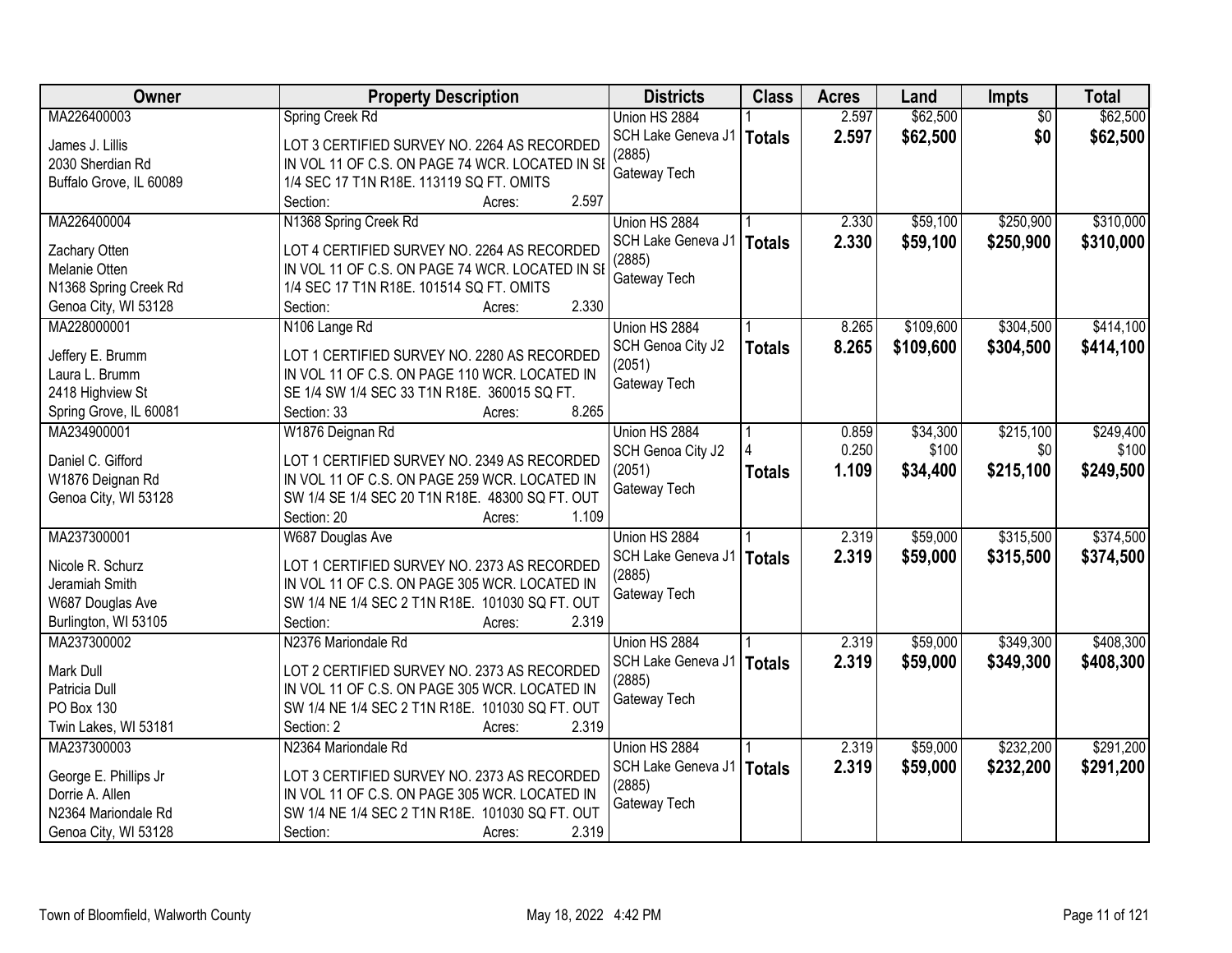| Owner | Property Description | Districts | Class | Acres | Land | Impts | Total |
|---|---|---|---|---|---|---|---|
| MA226400003<br><br>James J. Lillis<br>2030 Sherdian Rd<br>Buffalo Grove, IL 60089 | Spring Creek Rd<br><br>LOT 3 CERTIFIED SURVEY NO. 2264 AS RECORDED IN VOL 11 OF C.S. ON PAGE 74 WCR. LOCATED IN SE 1/4 SEC 17 T1N R18E. 113119 SQ FT. OMITS<br>Section: Acres: 2.597 | Union HS 2884<br>SCH Lake Geneva J1 (2885)<br>Gateway Tech | 1<br>**Totals** | 2.597<br>**2.597** | $62,500<br>**$62,500** | $0<br>**$0** | $62,500<br>**$62,500** |
| MA226400004<br><br>Zachary Otten<br>Melanie Otten<br>N1368 Spring Creek Rd<br>Genoa City, WI 53128 | N1368 Spring Creek Rd<br><br>LOT 4 CERTIFIED SURVEY NO. 2264 AS RECORDED IN VOL 11 OF C.S. ON PAGE 74 WCR. LOCATED IN SE 1/4 SEC 17 T1N R18E. 101514 SQ FT. OMITS<br>Section: Acres: 2.330 | Union HS 2884<br>SCH Lake Geneva J1 (2885)<br>Gateway Tech | 1<br>**Totals** | 2.330<br>**2.330** | $59,100<br>**$59,100** | $250,900<br>**$250,900** | $310,000<br>**$310,000** |
| MA228000001<br><br>Jeffery E. Brumm<br>Laura L. Brumm<br>2418 Highview St<br>Spring Grove, IL 60081 | N106 Lange Rd<br><br>LOT 1 CERTIFIED SURVEY NO. 2280 AS RECORDED IN VOL 11 OF C.S. ON PAGE 110 WCR. LOCATED IN SE 1/4 SW 1/4 SEC 33 T1N R18E. 360015 SQ FT.<br>Section: 33 Acres: 8.265 | Union HS 2884<br>SCH Genoa City J2 (2051)<br>Gateway Tech | 1<br>**Totals** | 8.265<br>**8.265** | $109,600<br>**$109,600** | $304,500<br>**$304,500** | $414,100<br>**$414,100** |
| MA234900001<br><br>Daniel C. Gifford<br>W1876 Deignan Rd<br>Genoa City, WI 53128 | W1876 Deignan Rd<br><br>LOT 1 CERTIFIED SURVEY NO. 2349 AS RECORDED IN VOL 11 OF C.S. ON PAGE 259 WCR. LOCATED IN SW 1/4 SE 1/4 SEC 20 T1N R18E. 48300 SQ FT. OUT<br>Section: 20 Acres: 1.109 | Union HS 2884<br>SCH Genoa City J2 (2051)<br>Gateway Tech | 1<br>4<br>**Totals** | 0.859<br>0.250<br>**1.109** | $34,300<br>$100<br>**$34,400** | $215,100<br>$0<br>**$215,100** | $249,400<br>$100<br>**$249,500** |
| MA237300001<br><br>Nicole R. Schurz<br>Jeramiah Smith<br>W687 Douglas Ave<br>Burlington, WI 53105 | W687 Douglas Ave<br><br>LOT 1 CERTIFIED SURVEY NO. 2373 AS RECORDED IN VOL 11 OF C.S. ON PAGE 305 WCR. LOCATED IN SW 1/4 NE 1/4 SEC 2 T1N R18E. 101030 SQ FT. OUT<br>Section: Acres: 2.319 | Union HS 2884<br>SCH Lake Geneva J1 (2885)<br>Gateway Tech | 1<br>**Totals** | 2.319<br>**2.319** | $59,000<br>**$59,000** | $315,500<br>**$315,500** | $374,500<br>**$374,500** |
| MA237300002<br><br>Mark Dull<br>Patricia Dull<br>PO Box 130<br>Twin Lakes, WI 53181 | N2376 Mariondale Rd<br><br>LOT 2 CERTIFIED SURVEY NO. 2373 AS RECORDED IN VOL 11 OF C.S. ON PAGE 305 WCR. LOCATED IN SW 1/4 NE 1/4 SEC 2 T1N R18E. 101030 SQ FT. OUT<br>Section: 2 Acres: 2.319 | Union HS 2884<br>SCH Lake Geneva J1 (2885)<br>Gateway Tech | 1<br>**Totals** | 2.319<br>**2.319** | $59,000<br>**$59,000** | $349,300<br>**$349,300** | $408,300<br>**$408,300** |
| MA237300003<br><br>George E. Phillips Jr<br>Dorrie A. Allen<br>N2364 Mariondale Rd<br>Genoa City, WI 53128 | N2364 Mariondale Rd<br><br>LOT 3 CERTIFIED SURVEY NO. 2373 AS RECORDED IN VOL 11 OF C.S. ON PAGE 305 WCR. LOCATED IN SW 1/4 NE 1/4 SEC 2 T1N R18E. 101030 SQ FT. OUT<br>Section: Acres: 2.319 | Union HS 2884<br>SCH Lake Geneva J1 (2885)<br>Gateway Tech | 1<br>**Totals** | 2.319<br>**2.319** | $59,000<br>**$59,000** | $232,200<br>**$232,200** | $291,200<br>**$291,200** |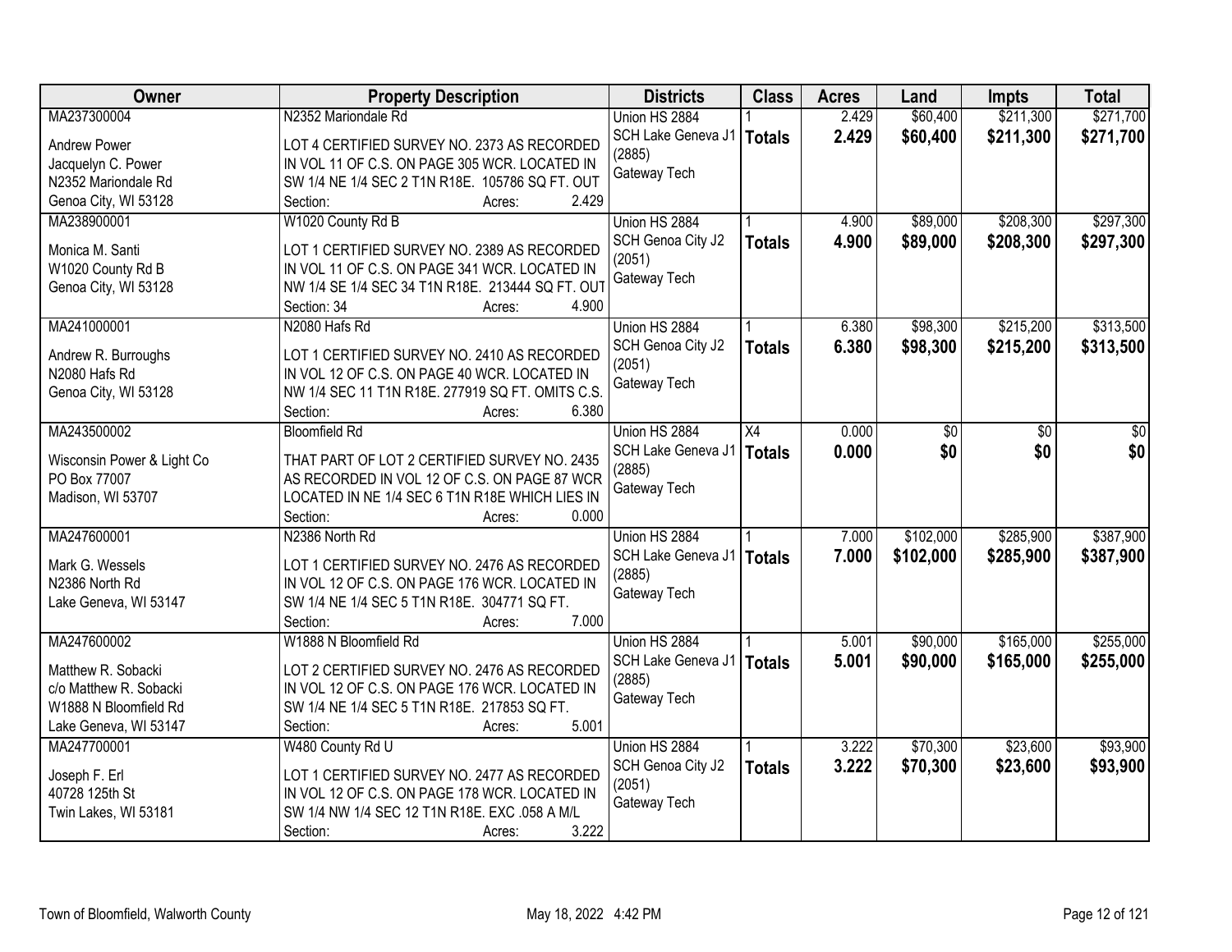| Owner | Property Description | Districts | Class | Acres | Land | Impts | Total |
|---|---|---|---|---|---|---|---|
| MA237300004<br>Andrew Power<br>Jacquelyn C. Power<br>N2352 Mariondale Rd<br>Genoa City, WI 53128 | N2352 Mariondale Rd<br>LOT 4 CERTIFIED SURVEY NO. 2373 AS RECORDED IN VOL 11 OF C.S. ON PAGE 305 WCR. LOCATED IN SW 1/4 NE 1/4 SEC 2 T1N R18E. 105786 SQ FT. OUT<br>Section: Acres: 2.429 | Union HS 2884<br>SCH Lake Geneva J1 (2885)<br>Gateway Tech | 1<br>**Totals** | 2.429<br>**2.429** | $60,400<br>**$60,400** | $211,300<br>**$211,300** | $271,700<br>**$271,700** |
| MA238900001<br>Monica M. Santi<br>W1020 County Rd B<br>Genoa City, WI 53128 | W1020 County Rd B<br>LOT 1 CERTIFIED SURVEY NO. 2389 AS RECORDED IN VOL 11 OF C.S. ON PAGE 341 WCR. LOCATED IN NW 1/4 SE 1/4 SEC 34 T1N R18E. 213444 SQ FT. OUT<br>Section: 34 Acres: 4.900 | Union HS 2884<br>SCH Genoa City J2 (2051)<br>Gateway Tech | 1<br>**Totals** | 4.900<br>**4.900** | $89,000<br>**$89,000** | $208,300<br>**$208,300** | $297,300<br>**$297,300** |
| MA241000001<br>Andrew R. Burroughs<br>N2080 Hafs Rd<br>Genoa City, WI 53128 | N2080 Hafs Rd<br>LOT 1 CERTIFIED SURVEY NO. 2410 AS RECORDED IN VOL 12 OF C.S. ON PAGE 40 WCR. LOCATED IN NW 1/4 SEC 11 T1N R18E. 277919 SQ FT. OMITS C.S.<br>Section: Acres: 6.380 | Union HS 2884<br>SCH Genoa City J2 (2051)<br>Gateway Tech | 1<br>**Totals** | 6.380<br>**6.380** | $98,300<br>**$98,300** | $215,200<br>**$215,200** | $313,500<br>**$313,500** |
| MA243500002<br>Wisconsin Power & Light Co<br>PO Box 77007<br>Madison, WI 53707 | Bloomfield Rd<br>THAT PART OF LOT 2 CERTIFIED SURVEY NO. 2435 AS RECORDED IN VOL 12 OF C.S. ON PAGE 87 WCR LOCATED IN NE 1/4 SEC 6 T1N R18E WHICH LIES IN<br>Section: Acres: 0.000 | Union HS 2884<br>SCH Lake Geneva J1 (2885)<br>Gateway Tech | X4<br>**Totals** | 0.000<br>**0.000** | $0<br>**$0** | $0<br>**$0** | $0<br>**$0** |
| MA247600001<br>Mark G. Wessels<br>N2386 North Rd<br>Lake Geneva, WI 53147 | N2386 North Rd<br>LOT 1 CERTIFIED SURVEY NO. 2476 AS RECORDED IN VOL 12 OF C.S. ON PAGE 176 WCR. LOCATED IN SW 1/4 NE 1/4 SEC 5 T1N R18E. 304771 SQ FT.<br>Section: Acres: 7.000 | Union HS 2884<br>SCH Lake Geneva J1 (2885)<br>Gateway Tech | 1<br>**Totals** | 7.000<br>**7.000** | $102,000<br>**$102,000** | $285,900<br>**$285,900** | $387,900<br>**$387,900** |
| MA247600002<br>Matthew R. Sobacki<br>c/o Matthew R. Sobacki<br>W1888 N Bloomfield Rd<br>Lake Geneva, WI 53147 | W1888 N Bloomfield Rd<br>LOT 2 CERTIFIED SURVEY NO. 2476 AS RECORDED IN VOL 12 OF C.S. ON PAGE 176 WCR. LOCATED IN SW 1/4 NE 1/4 SEC 5 T1N R18E. 217853 SQ FT.<br>Section: Acres: 5.001 | Union HS 2884<br>SCH Lake Geneva J1 (2885)<br>Gateway Tech | 1<br>**Totals** | 5.001<br>**5.001** | $90,000<br>**$90,000** | $165,000<br>**$165,000** | $255,000<br>**$255,000** |
| MA247700001<br>Joseph F. Erl<br>40728 125th St<br>Twin Lakes, WI 53181 | W480 County Rd U<br>LOT 1 CERTIFIED SURVEY NO. 2477 AS RECORDED IN VOL 12 OF C.S. ON PAGE 178 WCR. LOCATED IN SW 1/4 NW 1/4 SEC 12 T1N R18E. EXC .058 A M/L<br>Section: Acres: 3.222 | Union HS 2884<br>SCH Genoa City J2 (2051)<br>Gateway Tech | 1<br>**Totals** | 3.222<br>**3.222** | $70,300<br>**$70,300** | $23,600<br>**$23,600** | $93,900<br>**$93,900** |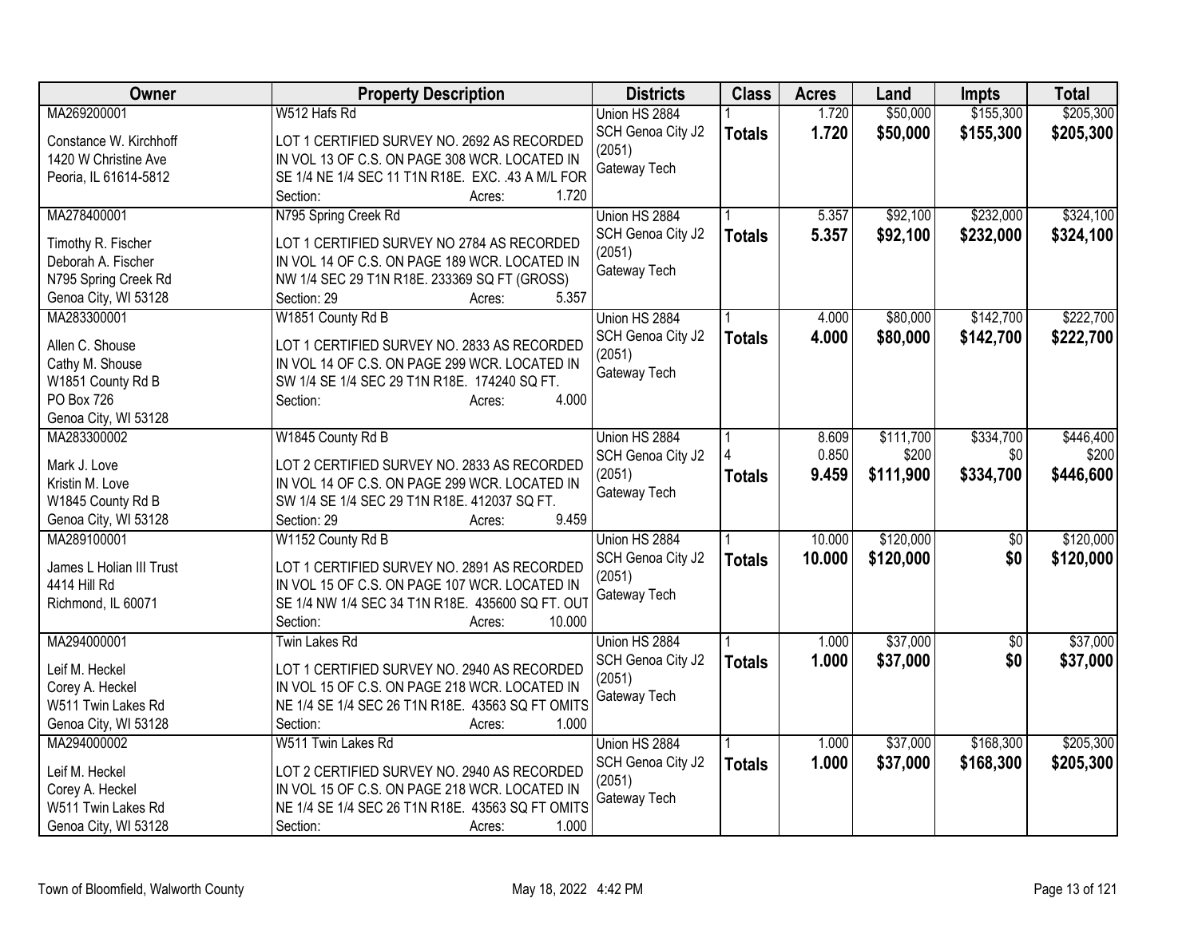| Owner | Property Description | Districts | Class | Acres | Land | Impts | Total |
|---|---|---|---|---|---|---|---|
| MA269200001<br>Constance W. Kirchhoff<br>1420 W Christine Ave<br>Peoria, IL 61614-5812 | W512 Hafs Rd<br>LOT 1 CERTIFIED SURVEY NO. 2692 AS RECORDED IN VOL 13 OF C.S. ON PAGE 308 WCR. LOCATED IN SE 1/4 NE 1/4 SEC 11 T1N R18E. EXC. .43 A M/L FOR<br>Section: Acres: 1.720 | Union HS 2884<br>SCH Genoa City J2 (2051)<br>Gateway Tech | 1<br>**Totals** | 1.720<br>**1.720** | $50,000<br>**$50,000** | $155,300<br>**$155,300** | $205,300<br>**$205,300** |
| MA278400001<br>Timothy R. Fischer<br>Deborah A. Fischer<br>N795 Spring Creek Rd<br>Genoa City, WI 53128 | N795 Spring Creek Rd<br>LOT 1 CERTIFIED SURVEY NO 2784 AS RECORDED IN VOL 14 OF C.S. ON PAGE 189 WCR. LOCATED IN NW 1/4 SEC 29 T1N R18E. 233369 SQ FT (GROSS)<br>Section: 29 Acres: 5.357 | Union HS 2884<br>SCH Genoa City J2 (2051)<br>Gateway Tech | 1<br>**Totals** | 5.357<br>**5.357** | $92,100<br>**$92,100** | $232,000<br>**$232,000** | $324,100<br>**$324,100** |
| MA283300001<br>Allen C. Shouse<br>Cathy M. Shouse<br>W1851 County Rd B<br>PO Box 726<br>Genoa City, WI 53128 | W1851 County Rd B<br>LOT 1 CERTIFIED SURVEY NO. 2833 AS RECORDED IN VOL 14 OF C.S. ON PAGE 299 WCR. LOCATED IN SW 1/4 SE 1/4 SEC 29 T1N R18E. 174240 SQ FT.<br>Section: Acres: 4.000 | Union HS 2884<br>SCH Genoa City J2 (2051)<br>Gateway Tech | 1<br>**Totals** | 4.000<br>**4.000** | $80,000<br>**$80,000** | $142,700<br>**$142,700** | $222,700<br>**$222,700** |
| MA283300002<br>Mark J. Love<br>Kristin M. Love<br>W1845 County Rd B<br>Genoa City, WI 53128 | W1845 County Rd B<br>LOT 2 CERTIFIED SURVEY NO. 2833 AS RECORDED IN VOL 14 OF C.S. ON PAGE 299 WCR. LOCATED IN SW 1/4 SE 1/4 SEC 29 T1N R18E. 412037 SQ FT.<br>Section: 29 Acres: 9.459 | Union HS 2884<br>SCH Genoa City J2 (2051)<br>Gateway Tech | 1<br>4<br>**Totals** | 8.609<br>0.850<br>**9.459** | $111,700<br>$200<br>**$111,900** | $334,700<br>$0<br>**$334,700** | $446,400<br>$200<br>**$446,600** |
| MA289100001<br>James L Holian III Trust<br>4414 Hill Rd<br>Richmond, IL 60071 | W1152 County Rd B<br>LOT 1 CERTIFIED SURVEY NO. 2891 AS RECORDED IN VOL 15 OF C.S. ON PAGE 107 WCR. LOCATED IN SE 1/4 NW 1/4 SEC 34 T1N R18E. 435600 SQ FT. OUT<br>Section: Acres: 10.000 | Union HS 2884<br>SCH Genoa City J2 (2051)<br>Gateway Tech | 1<br>**Totals** | 10.000<br>**10.000** | $120,000<br>**$120,000** | $0<br>**$0** | $120,000<br>**$120,000** |
| MA294000001<br>Leif M. Heckel<br>Corey A. Heckel<br>W511 Twin Lakes Rd<br>Genoa City, WI 53128 | Twin Lakes Rd<br>LOT 1 CERTIFIED SURVEY NO. 2940 AS RECORDED IN VOL 15 OF C.S. ON PAGE 218 WCR. LOCATED IN NE 1/4 SE 1/4 SEC 26 T1N R18E. 43563 SQ FT OMITS<br>Section: Acres: 1.000 | Union HS 2884<br>SCH Genoa City J2 (2051)<br>Gateway Tech | 1<br>**Totals** | 1.000<br>**1.000** | $37,000<br>**$37,000** | $0<br>**$0** | $37,000<br>**$37,000** |
| MA294000002<br>Leif M. Heckel<br>Corey A. Heckel<br>W511 Twin Lakes Rd<br>Genoa City, WI 53128 | W511 Twin Lakes Rd<br>LOT 2 CERTIFIED SURVEY NO. 2940 AS RECORDED IN VOL 15 OF C.S. ON PAGE 218 WCR. LOCATED IN NE 1/4 SE 1/4 SEC 26 T1N R18E. 43563 SQ FT OMITS<br>Section: Acres: 1.000 | Union HS 2884<br>SCH Genoa City J2 (2051)<br>Gateway Tech | 1<br>**Totals** | 1.000<br>**1.000** | $37,000<br>**$37,000** | $168,300<br>**$168,300** | $205,300<br>**$205,300** |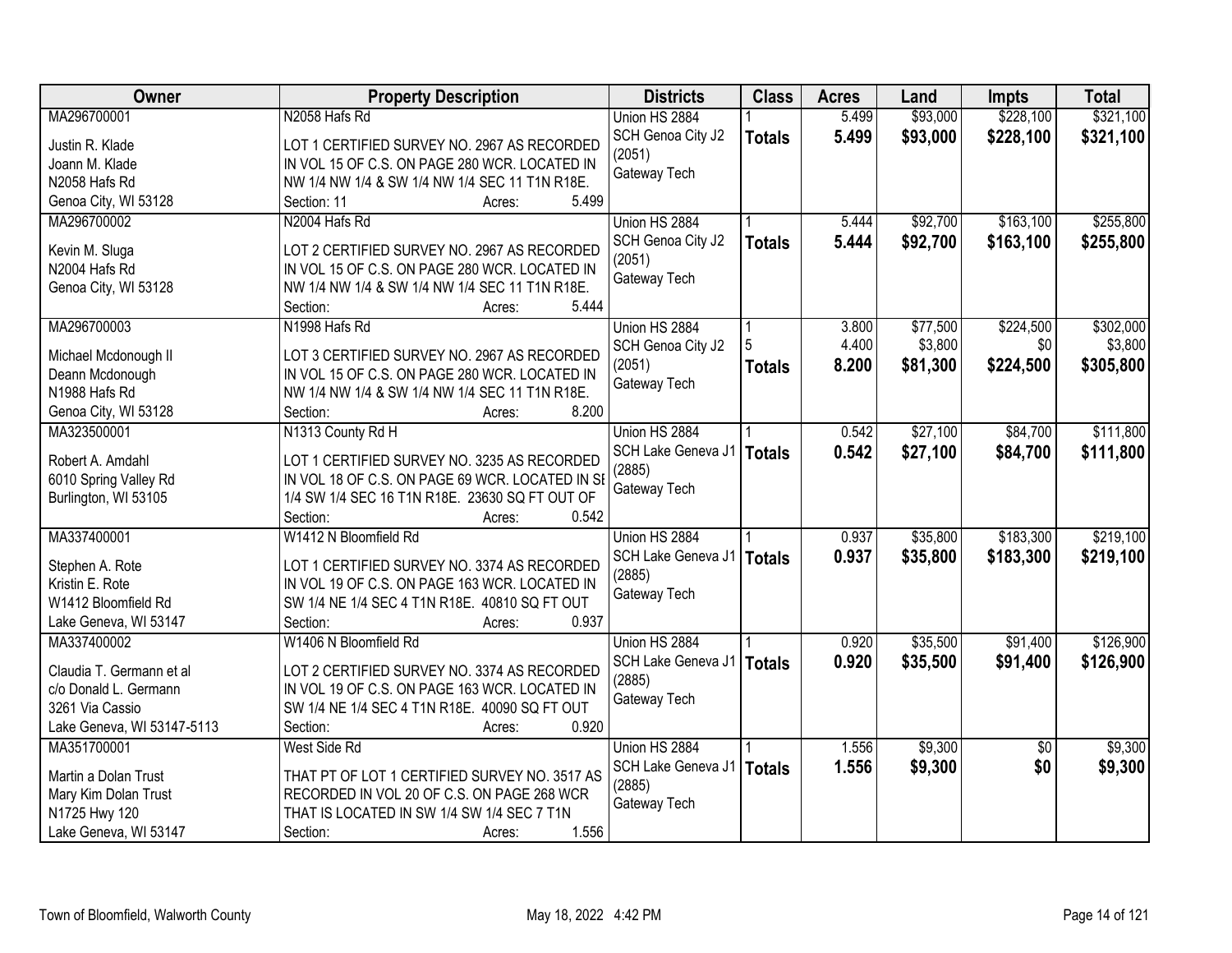| Owner | Property Description | Districts | Class | Acres | Land | Impts | Total |
|---|---|---|---|---|---|---|---|
| MA296700001<br>Justin R. Klade<br>Joann M. Klade<br>N2058 Hafs Rd<br>Genoa City, WI 53128 | N2058 Hafs Rd<br>LOT 1 CERTIFIED SURVEY NO. 2967 AS RECORDED IN VOL 15 OF C.S. ON PAGE 280 WCR. LOCATED IN NW 1/4 NW 1/4 & SW 1/4 NW 1/4 SEC 11 T1N R18E.<br>Section: 11 Acres: 5.499 | Union HS 2884<br>SCH Genoa City J2 (2051)<br>Gateway Tech | 1<br>**Totals** | 5.499<br>**5.499** | $93,000<br>**$93,000** | $228,100<br>**$228,100** | $321,100<br>**$321,100** |
| MA296700002<br>Kevin M. Sluga<br>N2004 Hafs Rd<br>Genoa City, WI 53128 | N2004 Hafs Rd<br>LOT 2 CERTIFIED SURVEY NO. 2967 AS RECORDED IN VOL 15 OF C.S. ON PAGE 280 WCR. LOCATED IN NW 1/4 NW 1/4 & SW 1/4 NW 1/4 SEC 11 T1N R18E.<br>Section: Acres: 5.444 | Union HS 2884<br>SCH Genoa City J2 (2051)<br>Gateway Tech | 1<br>**Totals** | 5.444<br>**5.444** | $92,700<br>**$92,700** | $163,100<br>**$163,100** | $255,800<br>**$255,800** |
| MA296700003<br>Michael Mcdonough II<br>Deann Mcdonough<br>N1988 Hafs Rd<br>Genoa City, WI 53128 | N1998 Hafs Rd<br>LOT 3 CERTIFIED SURVEY NO. 2967 AS RECORDED IN VOL 15 OF C.S. ON PAGE 280 WCR. LOCATED IN NW 1/4 NW 1/4 & SW 1/4 NW 1/4 SEC 11 T1N R18E.<br>Section: Acres: 8.200 | Union HS 2884<br>SCH Genoa City J2 (2051)<br>Gateway Tech | 1<br>5<br>**Totals** | 3.800<br>4.400<br>**8.200** | $77,500<br>$3,800<br>**$81,300** | $224,500<br>$0<br>**$224,500** | $302,000<br>$3,800<br>**$305,800** |
| MA323500001<br>Robert A. Amdahl<br>6010 Spring Valley Rd<br>Burlington, WI 53105 | N1313 County Rd H<br>LOT 1 CERTIFIED SURVEY NO. 3235 AS RECORDED IN VOL 18 OF C.S. ON PAGE 69 WCR. LOCATED IN SE 1/4 SW 1/4 SEC 16 T1N R18E. 23630 SQ FT OUT OF<br>Section: Acres: 0.542 | Union HS 2884<br>SCH Lake Geneva J1 (2885)<br>Gateway Tech | 1<br>**Totals** | 0.542<br>**0.542** | $27,100<br>**$27,100** | $84,700<br>**$84,700** | $111,800<br>**$111,800** |
| MA337400001<br>Stephen A. Rote<br>Kristin E. Rote<br>W1412 Bloomfield Rd<br>Lake Geneva, WI 53147 | W1412 N Bloomfield Rd<br>LOT 1 CERTIFIED SURVEY NO. 3374 AS RECORDED IN VOL 19 OF C.S. ON PAGE 163 WCR. LOCATED IN SW 1/4 NE 1/4 SEC 4 T1N R18E. 40810 SQ FT OUT<br>Section: Acres: 0.937 | Union HS 2884<br>SCH Lake Geneva J1 (2885)<br>Gateway Tech | 1<br>**Totals** | 0.937<br>**0.937** | $35,800<br>**$35,800** | $183,300<br>**$183,300** | $219,100<br>**$219,100** |
| MA337400002<br>Claudia T. Germann et al<br>c/o Donald L. Germann<br>3261 Via Cassio<br>Lake Geneva, WI 53147-5113 | W1406 N Bloomfield Rd<br>LOT 2 CERTIFIED SURVEY NO. 3374 AS RECORDED IN VOL 19 OF C.S. ON PAGE 163 WCR. LOCATED IN SW 1/4 NE 1/4 SEC 4 T1N R18E. 40090 SQ FT OUT<br>Section: Acres: 0.920 | Union HS 2884<br>SCH Lake Geneva J1 (2885)<br>Gateway Tech | 1<br>**Totals** | 0.920<br>**0.920** | $35,500<br>**$35,500** | $91,400<br>**$91,400** | $126,900<br>**$126,900** |
| MA351700001<br>Martin a Dolan Trust<br>Mary Kim Dolan Trust<br>N1725 Hwy 120<br>Lake Geneva, WI 53147 | West Side Rd<br>THAT PT OF LOT 1 CERTIFIED SURVEY NO. 3517 AS RECORDED IN VOL 20 OF C.S. ON PAGE 268 WCR THAT IS LOCATED IN SW 1/4 SW 1/4 SEC 7 T1N<br>Section: Acres: 1.556 | Union HS 2884<br>SCH Lake Geneva J1 (2885)<br>Gateway Tech | 1<br>**Totals** | 1.556<br>**1.556** | $9,300<br>**$9,300** | $0<br>**$0** | $9,300<br>**$9,300** |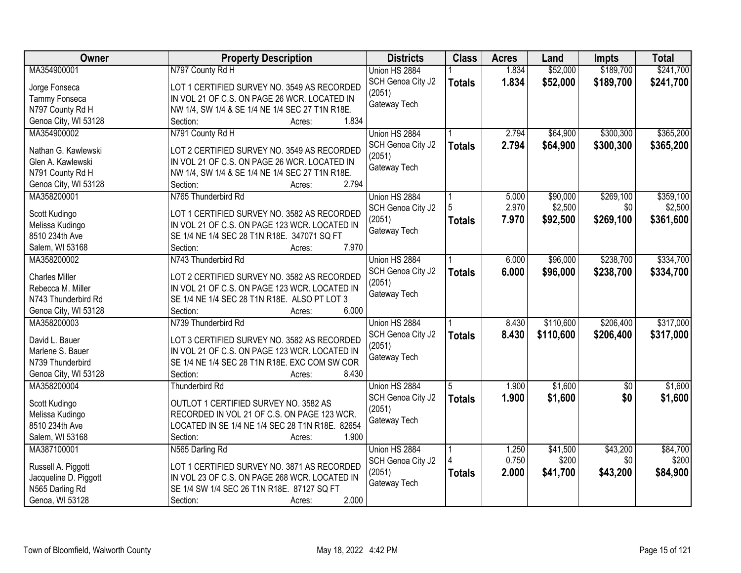| Owner | Property Description | Districts | Class | Acres | Land | Impts | Total |
|---|---|---|---|---|---|---|---|
| MA354900001<br><br>Jorge Fonseca<br>Tammy Fonseca<br>N797 County Rd H<br>Genoa City, WI 53128 | N797 County Rd H<br><br>LOT 1 CERTIFIED SURVEY NO. 3549 AS RECORDED IN VOL 21 OF C.S. ON PAGE 26 WCR. LOCATED IN NW 1/4, SW 1/4 & SE 1/4 NE 1/4 SEC 27 T1N R18E.<br>Section: Acres: 1.834 | Union HS 2884<br>SCH Genoa City J2 (2051)<br>Gateway Tech | 1<br>**Totals** | 1.834<br>**1.834** | $52,000<br>**$52,000** | $189,700<br>**$189,700** | $241,700<br>**$241,700** |
| MA354900002<br><br>Nathan G. Kawlewski<br>Glen A. Kawlewski<br>N791 County Rd H<br>Genoa City, WI 53128 | N791 County Rd H<br><br>LOT 2 CERTIFIED SURVEY NO. 3549 AS RECORDED IN VOL 21 OF C.S. ON PAGE 26 WCR. LOCATED IN NW 1/4, SW 1/4 & SE 1/4 NE 1/4 SEC 27 T1N R18E.<br>Section: Acres: 2.794 | Union HS 2884<br>SCH Genoa City J2 (2051)<br>Gateway Tech | 1<br>**Totals** | 2.794<br>**2.794** | $64,900<br>**$64,900** | $300,300<br>**$300,300** | $365,200<br>**$365,200** |
| MA358200001<br><br>Scott Kudingo<br>Melissa Kudingo<br>8510 234th Ave<br>Salem, WI 53168 | N765 Thunderbird Rd<br><br>LOT 1 CERTIFIED SURVEY NO. 3582 AS RECORDED IN VOL 21 OF C.S. ON PAGE 123 WCR. LOCATED IN SE 1/4 NE 1/4 SEC 28 T1N R18E. 347071 SQ FT<br>Section: Acres: 7.970 | Union HS 2884<br>SCH Genoa City J2 (2051)<br>Gateway Tech | 1<br>5<br>**Totals** | 5.000<br>2.970<br>**7.970** | $90,000<br>$2,500<br>**$92,500** | $269,100<br>$0<br>**$269,100** | $359,100<br>$2,500<br>**$361,600** |
| MA358200002<br><br>Charles Miller<br>Rebecca M. Miller<br>N743 Thunderbird Rd<br>Genoa City, WI 53128 | N743 Thunderbird Rd<br><br>LOT 2 CERTIFIED SURVEY NO. 3582 AS RECORDED IN VOL 21 OF C.S. ON PAGE 123 WCR. LOCATED IN SE 1/4 NE 1/4 SEC 28 T1N R18E. ALSO PT LOT 3<br>Section: Acres: 6.000 | Union HS 2884<br>SCH Genoa City J2 (2051)<br>Gateway Tech | 1<br>**Totals** | 6.000<br>**6.000** | $96,000<br>**$96,000** | $238,700<br>**$238,700** | $334,700<br>**$334,700** |
| MA358200003<br><br>David L. Bauer<br>Marlene S. Bauer<br>N739 Thunderbird<br>Genoa City, WI 53128 | N739 Thunderbird Rd<br><br>LOT 3 CERTIFIED SURVEY NO. 3582 AS RECORDED IN VOL 21 OF C.S. ON PAGE 123 WCR. LOCATED IN SE 1/4 NE 1/4 SEC 28 T1N R18E. EXC COM SW COR<br>Section: Acres: 8.430 | Union HS 2884<br>SCH Genoa City J2 (2051)<br>Gateway Tech | 1<br>**Totals** | 8.430<br>**8.430** | $110,600<br>**$110,600** | $206,400<br>**$206,400** | $317,000<br>**$317,000** |
| MA358200004<br><br>Scott Kudingo<br>Melissa Kudingo<br>8510 234th Ave<br>Salem, WI 53168 | Thunderbird Rd<br><br>OUTLOT 1 CERTIFIED SURVEY NO. 3582 AS RECORDED IN VOL 21 OF C.S. ON PAGE 123 WCR. LOCATED IN SE 1/4 NE 1/4 SEC 28 T1N R18E. 82654<br>Section: Acres: 1.900 | Union HS 2884<br>SCH Genoa City J2 (2051)<br>Gateway Tech | 5<br>**Totals** | 1.900<br>**1.900** | $1,600<br>**$1,600** | $0<br>**$0** | $1,600<br>**$1,600** |
| MA387100001<br><br>Russell A. Piggott<br>Jacqueline D. Piggott<br>N565 Darling Rd<br>Genoa, WI 53128 | N565 Darling Rd<br><br>LOT 1 CERTIFIED SURVEY NO. 3871 AS RECORDED IN VOL 23 OF C.S. ON PAGE 268 WCR. LOCATED IN SE 1/4 SW 1/4 SEC 26 T1N R18E. 87127 SQ FT<br>Section: Acres: 2.000 | Union HS 2884<br>SCH Genoa City J2 (2051)<br>Gateway Tech | 1<br>4<br>**Totals** | 1.250<br>0.750<br>**2.000** | $41,500<br>$200<br>**$41,700** | $43,200<br>$0<br>**$43,200** | $84,700<br>$200<br>**$84,900** |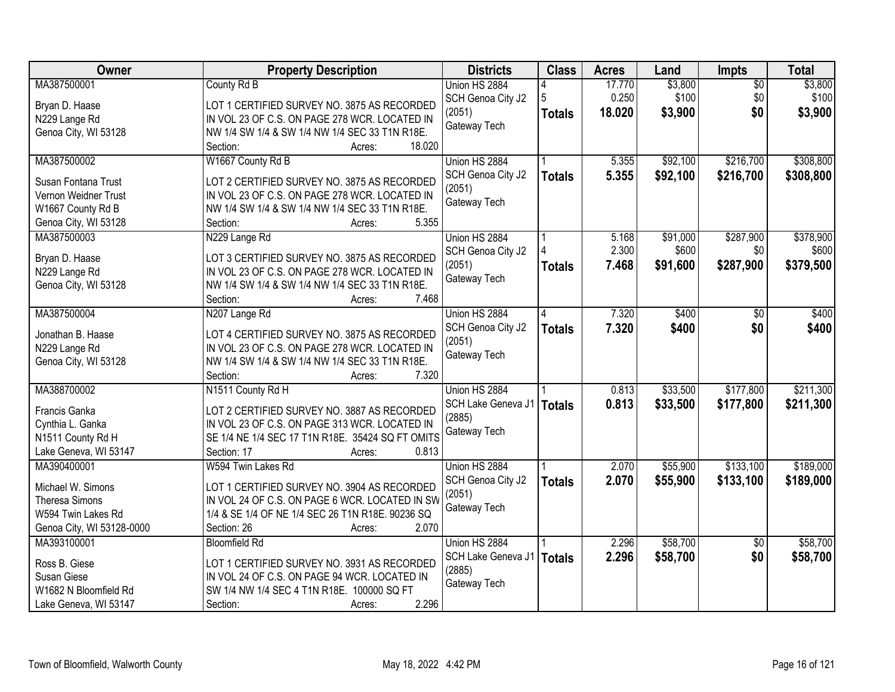| Owner | Property Description | Districts | Class | Acres | Land | Impts | Total |
|---|---|---|---|---|---|---|---|
| MA387500001<br><br>Bryan D. Haase<br>N229 Lange Rd<br>Genoa City, WI 53128 | County Rd B<br><br>LOT 1 CERTIFIED SURVEY NO. 3875 AS RECORDED IN VOL 23 OF C.S. ON PAGE 278 WCR. LOCATED IN NW 1/4 SW 1/4 & SW 1/4 NW 1/4 SEC 33 T1N R18E.<br>Section: Acres: 18.020 | Union HS 2884<br>SCH Genoa City J2 (2051)<br>Gateway Tech | 4<br>5<br>**Totals** | 17.770<br>0.250<br>**18.020** | $3,800<br>$100<br>**$3,900** | $0<br>$0<br>**$0** | $3,800<br>$100<br>**$3,900** |
| MA387500002<br><br>Susan Fontana Trust<br>Vernon Weidner Trust<br>W1667 County Rd B<br>Genoa City, WI 53128 | W1667 County Rd B<br><br>LOT 2 CERTIFIED SURVEY NO. 3875 AS RECORDED IN VOL 23 OF C.S. ON PAGE 278 WCR. LOCATED IN NW 1/4 SW 1/4 & SW 1/4 NW 1/4 SEC 33 T1N R18E.<br>Section: Acres: 5.355 | Union HS 2884<br>SCH Genoa City J2 (2051)<br>Gateway Tech | 1<br>**Totals** | 5.355<br>**5.355** | $92,100<br>**$92,100** | $216,700<br>**$216,700** | $308,800<br>**$308,800** |
| MA387500003<br><br>Bryan D. Haase<br>N229 Lange Rd<br>Genoa City, WI 53128 | N229 Lange Rd<br><br>LOT 3 CERTIFIED SURVEY NO. 3875 AS RECORDED IN VOL 23 OF C.S. ON PAGE 278 WCR. LOCATED IN NW 1/4 SW 1/4 & SW 1/4 NW 1/4 SEC 33 T1N R18E.<br>Section: Acres: 7.468 | Union HS 2884<br>SCH Genoa City J2 (2051)<br>Gateway Tech | 1<br>4<br>**Totals** | 5.168<br>2.300<br>**7.468** | $91,000<br>$600<br>**$91,600** | $287,900<br>$0<br>**$287,900** | $378,900<br>$600<br>**$379,500** |
| MA387500004<br><br>Jonathan B. Haase<br>N229 Lange Rd<br>Genoa City, WI 53128 | N207 Lange Rd<br><br>LOT 4 CERTIFIED SURVEY NO. 3875 AS RECORDED IN VOL 23 OF C.S. ON PAGE 278 WCR. LOCATED IN NW 1/4 SW 1/4 & SW 1/4 NW 1/4 SEC 33 T1N R18E.<br>Section: Acres: 7.320 | Union HS 2884<br>SCH Genoa City J2 (2051)<br>Gateway Tech | 4<br>**Totals** | 7.320<br>**7.320** | $400<br>**$400** | $0<br>**$0** | $400<br>**$400** |
| MA388700002<br><br>Francis Ganka<br>Cynthia L. Ganka<br>N1511 County Rd H<br>Lake Geneva, WI 53147 | N1511 County Rd H<br><br>LOT 2 CERTIFIED SURVEY NO. 3887 AS RECORDED IN VOL 23 OF C.S. ON PAGE 313 WCR. LOCATED IN SE 1/4 NE 1/4 SEC 17 T1N R18E. 35424 SQ FT OMITS<br>Section: 17 Acres: 0.813 | Union HS 2884<br>SCH Lake Geneva J1 (2885)<br>Gateway Tech | 1<br>**Totals** | 0.813<br>**0.813** | $33,500<br>**$33,500** | $177,800<br>**$177,800** | $211,300<br>**$211,300** |
| MA390400001<br><br>Michael W. Simons<br>Theresa Simons<br>W594 Twin Lakes Rd<br>Genoa City, WI 53128-0000 | W594 Twin Lakes Rd<br><br>LOT 1 CERTIFIED SURVEY NO. 3904 AS RECORDED IN VOL 24 OF C.S. ON PAGE 6 WCR. LOCATED IN SW 1/4 & SE 1/4 OF NE 1/4 SEC 26 T1N R18E. 90236 SQ<br>Section: 26 Acres: 2.070 | Union HS 2884<br>SCH Genoa City J2 (2051)<br>Gateway Tech | 1<br>**Totals** | 2.070<br>**2.070** | $55,900<br>**$55,900** | $133,100<br>**$133,100** | $189,000<br>**$189,000** |
| MA393100001<br><br>Ross B. Giese<br>Susan Giese<br>W1682 N Bloomfield Rd<br>Lake Geneva, WI 53147 | Bloomfield Rd<br><br>LOT 1 CERTIFIED SURVEY NO. 3931 AS RECORDED IN VOL 24 OF C.S. ON PAGE 94 WCR. LOCATED IN SW 1/4 NW 1/4 SEC 4 T1N R18E. 100000 SQ FT<br>Section: Acres: 2.296 | Union HS 2884<br>SCH Lake Geneva J1 (2885)<br>Gateway Tech | 1<br>**Totals** | 2.296<br>**2.296** | $58,700<br>**$58,700** | $0<br>**$0** | $58,700<br>**$58,700** |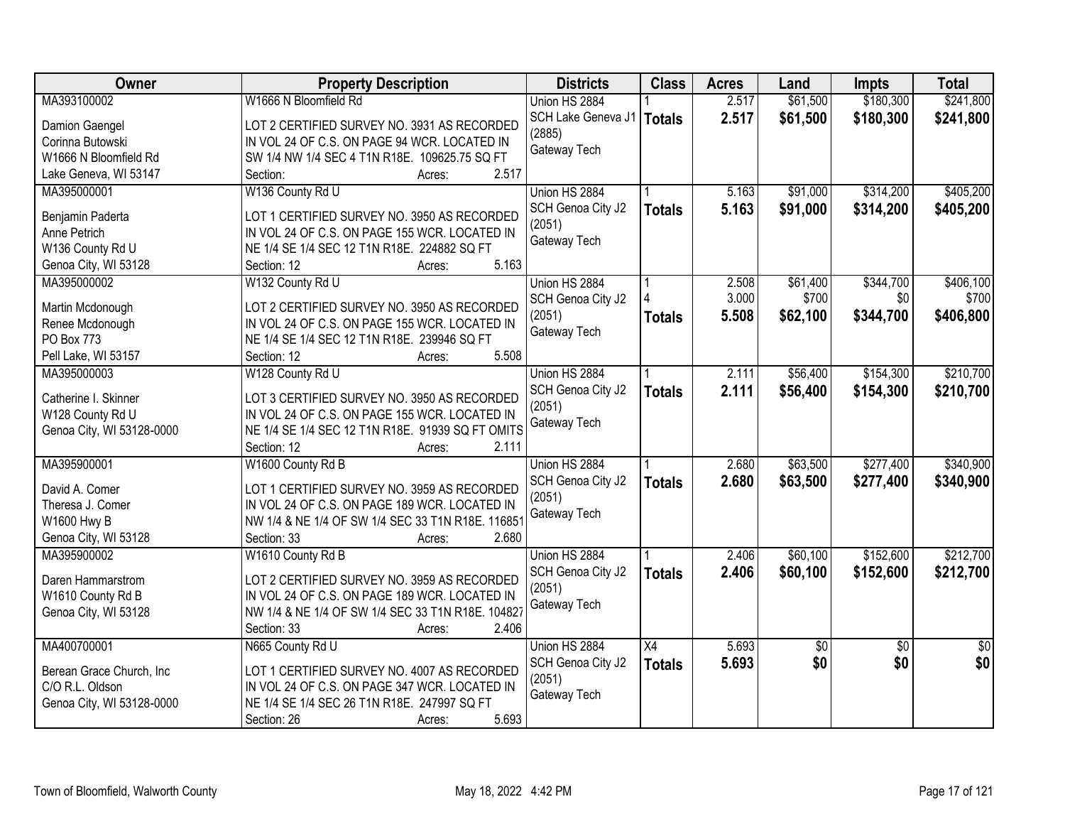| Owner | Property Description | Districts | Class | Acres | Land | Impts | Total |
|---|---|---|---|---|---|---|---|
| MA393100002<br><br>Damion Gaengel<br>Corinna Butowski<br>W1666 N Bloomfield Rd<br>Lake Geneva, WI 53147 | W1666 N Bloomfield Rd<br><br>LOT 2 CERTIFIED SURVEY NO. 3931 AS RECORDED IN VOL 24 OF C.S. ON PAGE 94 WCR. LOCATED IN SW 1/4 NW 1/4 SEC 4 T1N R18E. 109625.75 SQ FT<br>Section: Acres: 2.517 | Union HS 2884<br>SCH Lake Geneva J1 (2885)<br>Gateway Tech | 1<br>**Totals** | 2.517<br>**2.517** | $61,500<br>**$61,500** | $180,300<br>**$180,300** | $241,800<br>**$241,800** |
| MA395000001<br><br>Benjamin Paderta<br>Anne Petrich<br>W136 County Rd U<br>Genoa City, WI 53128 | W136 County Rd U<br><br>LOT 1 CERTIFIED SURVEY NO. 3950 AS RECORDED IN VOL 24 OF C.S. ON PAGE 155 WCR. LOCATED IN NE 1/4 SE 1/4 SEC 12 T1N R18E. 224882 SQ FT<br>Section: 12 Acres: 5.163 | Union HS 2884<br>SCH Genoa City J2 (2051)<br>Gateway Tech | 1<br>**Totals** | 5.163<br>**5.163** | $91,000<br>**$91,000** | $314,200<br>**$314,200** | $405,200<br>**$405,200** |
| MA395000002<br><br>Martin Mcdonough<br>Renee Mcdonough<br>PO Box 773<br>Pell Lake, WI 53157 | W132 County Rd U<br><br>LOT 2 CERTIFIED SURVEY NO. 3950 AS RECORDED IN VOL 24 OF C.S. ON PAGE 155 WCR. LOCATED IN NE 1/4 SE 1/4 SEC 12 T1N R18E. 239946 SQ FT<br>Section: 12 Acres: 5.508 | Union HS 2884<br>SCH Genoa City J2 (2051)<br>Gateway Tech | 1<br>4<br>**Totals** | 2.508<br>3.000<br>**5.508** | $61,400<br>$700<br>**$62,100** | $344,700<br>$0<br>**$344,700** | $406,100<br>$700<br>**$406,800** |
| MA395000003<br><br>Catherine I. Skinner<br>W128 County Rd U<br>Genoa City, WI 53128-0000 | W128 County Rd U<br><br>LOT 3 CERTIFIED SURVEY NO. 3950 AS RECORDED IN VOL 24 OF C.S. ON PAGE 155 WCR. LOCATED IN NE 1/4 SE 1/4 SEC 12 T1N R18E. 91939 SQ FT OMITS<br>Section: 12 Acres: 2.111 | Union HS 2884<br>SCH Genoa City J2 (2051)<br>Gateway Tech | 1<br>**Totals** | 2.111<br>**2.111** | $56,400<br>**$56,400** | $154,300<br>**$154,300** | $210,700<br>**$210,700** |
| MA395900001<br><br>David A. Comer<br>Theresa J. Comer<br>W1600 Hwy B<br>Genoa City, WI 53128 | W1600 County Rd B<br><br>LOT 1 CERTIFIED SURVEY NO. 3959 AS RECORDED IN VOL 24 OF C.S. ON PAGE 189 WCR. LOCATED IN NW 1/4 & NE 1/4 OF SW 1/4 SEC 33 T1N R18E. 116851<br>Section: 33 Acres: 2.680 | Union HS 2884<br>SCH Genoa City J2 (2051)<br>Gateway Tech | 1<br>**Totals** | 2.680<br>**2.680** | $63,500<br>**$63,500** | $277,400<br>**$277,400** | $340,900<br>**$340,900** |
| MA395900002<br><br>Daren Hammarstrom<br>W1610 County Rd B<br>Genoa City, WI 53128 | W1610 County Rd B<br><br>LOT 2 CERTIFIED SURVEY NO. 3959 AS RECORDED IN VOL 24 OF C.S. ON PAGE 189 WCR. LOCATED IN NW 1/4 & NE 1/4 OF SW 1/4 SEC 33 T1N R18E. 104827<br>Section: 33 Acres: 2.406 | Union HS 2884<br>SCH Genoa City J2 (2051)<br>Gateway Tech | 1<br>**Totals** | 2.406<br>**2.406** | $60,100<br>**$60,100** | $152,600<br>**$152,600** | $212,700<br>**$212,700** |
| MA400700001<br><br>Berean Grace Church, Inc<br>C/O R.L. Oldson<br>Genoa City, WI 53128-0000 | N665 County Rd U<br><br>LOT 1 CERTIFIED SURVEY NO. 4007 AS RECORDED IN VOL 24 OF C.S. ON PAGE 347 WCR. LOCATED IN NE 1/4 SE 1/4 SEC 26 T1N R18E. 247997 SQ FT<br>Section: 26 Acres: 5.693 | Union HS 2884<br>SCH Genoa City J2 (2051)<br>Gateway Tech | X4<br>**Totals** | 5.693<br>**5.693** | $0<br>**$0** | $0<br>**$0** | $0<br>**$0** |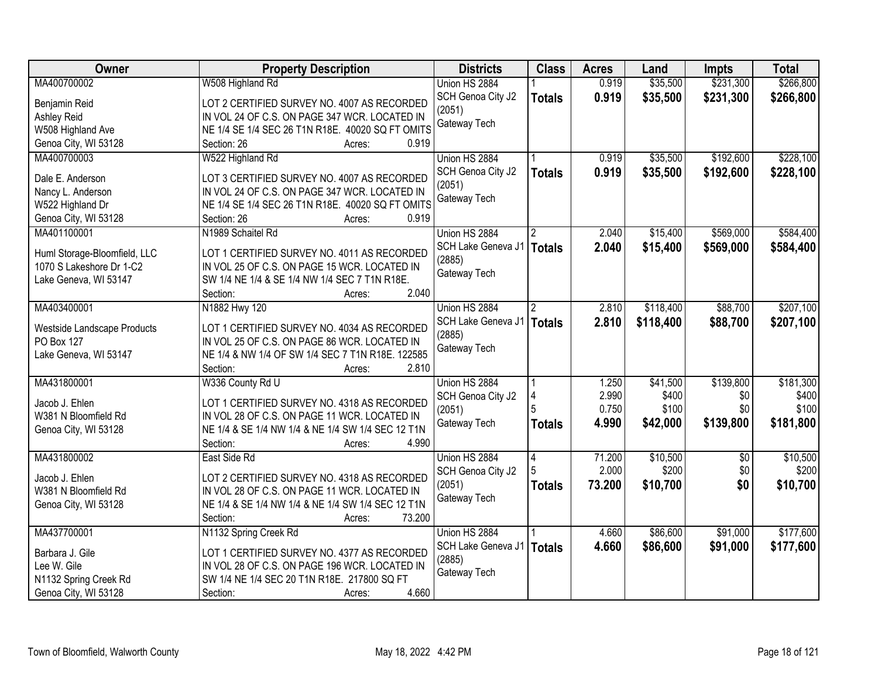| Owner | Property Description | Districts | Class | Acres | Land | Impts | Total |
|---|---|---|---|---|---|---|---|
| MA400700002<br><br>Benjamin Reid<br>Ashley Reid<br>W508 Highland Ave<br>Genoa City, WI 53128 | W508 Highland Rd<br><br>LOT 2 CERTIFIED SURVEY NO. 4007 AS RECORDED IN VOL 24 OF C.S. ON PAGE 347 WCR. LOCATED IN NE 1/4 SE 1/4 SEC 26 T1N R18E. 40020 SQ FT OMITS<br>Section: 26 Acres: 0.919 | Union HS 2884<br>SCH Genoa City J2 (2051)<br>Gateway Tech | 1<br>**Totals** | 0.919<br>**0.919** | $35,500<br>**$35,500** | $231,300<br>**$231,300** | $266,800<br>**$266,800** |
| MA400700003<br><br>Dale E. Anderson<br>Nancy L. Anderson<br>W522 Highland Dr<br>Genoa City, WI 53128 | W522 Highland Rd<br><br>LOT 3 CERTIFIED SURVEY NO. 4007 AS RECORDED IN VOL 24 OF C.S. ON PAGE 347 WCR. LOCATED IN NE 1/4 SE 1/4 SEC 26 T1N R18E. 40020 SQ FT OMITS<br>Section: 26 Acres: 0.919 | Union HS 2884<br>SCH Genoa City J2 (2051)<br>Gateway Tech | 1<br>**Totals** | 0.919<br>**0.919** | $35,500<br>**$35,500** | $192,600<br>**$192,600** | $228,100<br>**$228,100** |
| MA401100001<br><br>Huml Storage-Bloomfield, LLC<br>1070 S Lakeshore Dr 1-C2<br>Lake Geneva, WI 53147 | N1989 Schaitel Rd<br><br>LOT 1 CERTIFIED SURVEY NO. 4011 AS RECORDED IN VOL 25 OF C.S. ON PAGE 15 WCR. LOCATED IN SW 1/4 NE 1/4 & SE 1/4 NW 1/4 SEC 7 T1N R18E.<br>Section: Acres: 2.040 | Union HS 2884<br>SCH Lake Geneva J1 (2885)<br>Gateway Tech | 2<br>**Totals** | 2.040<br>**2.040** | $15,400<br>**$15,400** | $569,000<br>**$569,000** | $584,400<br>**$584,400** |
| MA403400001<br><br>Westside Landscape Products<br>PO Box 127<br>Lake Geneva, WI 53147 | N1882 Hwy 120<br><br>LOT 1 CERTIFIED SURVEY NO. 4034 AS RECORDED IN VOL 25 OF C.S. ON PAGE 86 WCR. LOCATED IN NE 1/4 & NW 1/4 OF SW 1/4 SEC 7 T1N R18E. 122585<br>Section: Acres: 2.810 | Union HS 2884<br>SCH Lake Geneva J1 (2885)<br>Gateway Tech | 2<br>**Totals** | 2.810<br>**2.810** | $118,400<br>**$118,400** | $88,700<br>**$88,700** | $207,100<br>**$207,100** |
| MA431800001<br><br>Jacob J. Ehlen<br>W381 N Bloomfield Rd<br>Genoa City, WI 53128 | W336 County Rd U<br><br>LOT 1 CERTIFIED SURVEY NO. 4318 AS RECORDED IN VOL 28 OF C.S. ON PAGE 11 WCR. LOCATED IN NE 1/4 & SE 1/4 NW 1/4 & NE 1/4 SW 1/4 SEC 12 T1N<br>Section: Acres: 4.990 | Union HS 2884<br>SCH Genoa City J2 (2051)<br>Gateway Tech | 1<br>4<br>5<br>**Totals** | 1.250<br>2.990<br>0.750<br>**4.990** | $41,500<br>$400<br>$100<br>**$42,000** | $139,800<br>$0<br>$0<br>**$139,800** | $181,300<br>$400<br>$100<br>**$181,800** |
| MA431800002<br><br>Jacob J. Ehlen<br>W381 N Bloomfield Rd<br>Genoa City, WI 53128 | East Side Rd<br><br>LOT 2 CERTIFIED SURVEY NO. 4318 AS RECORDED IN VOL 28 OF C.S. ON PAGE 11 WCR. LOCATED IN NE 1/4 & SE 1/4 NW 1/4 & NE 1/4 SW 1/4 SEC 12 T1N<br>Section: Acres: 73.200 | Union HS 2884<br>SCH Genoa City J2 (2051)<br>Gateway Tech | 4<br>5<br>**Totals** | 71.200<br>2.000<br>**73.200** | $10,500<br>$200<br>**$10,700** | $0<br>$0<br>**$0** | $10,500<br>$200<br>**$10,700** |
| MA437700001<br><br>Barbara J. Gile<br>Lee W. Gile<br>N1132 Spring Creek Rd<br>Genoa City, WI 53128 | N1132 Spring Creek Rd<br><br>LOT 1 CERTIFIED SURVEY NO. 4377 AS RECORDED IN VOL 28 OF C.S. ON PAGE 196 WCR. LOCATED IN SW 1/4 NE 1/4 SEC 20 T1N R18E. 217800 SQ FT<br>Section: Acres: 4.660 | Union HS 2884<br>SCH Lake Geneva J1 (2885)<br>Gateway Tech | 1<br>**Totals** | 4.660<br>**4.660** | $86,600<br>**$86,600** | $91,000<br>**$91,000** | $177,600<br>**$177,600** |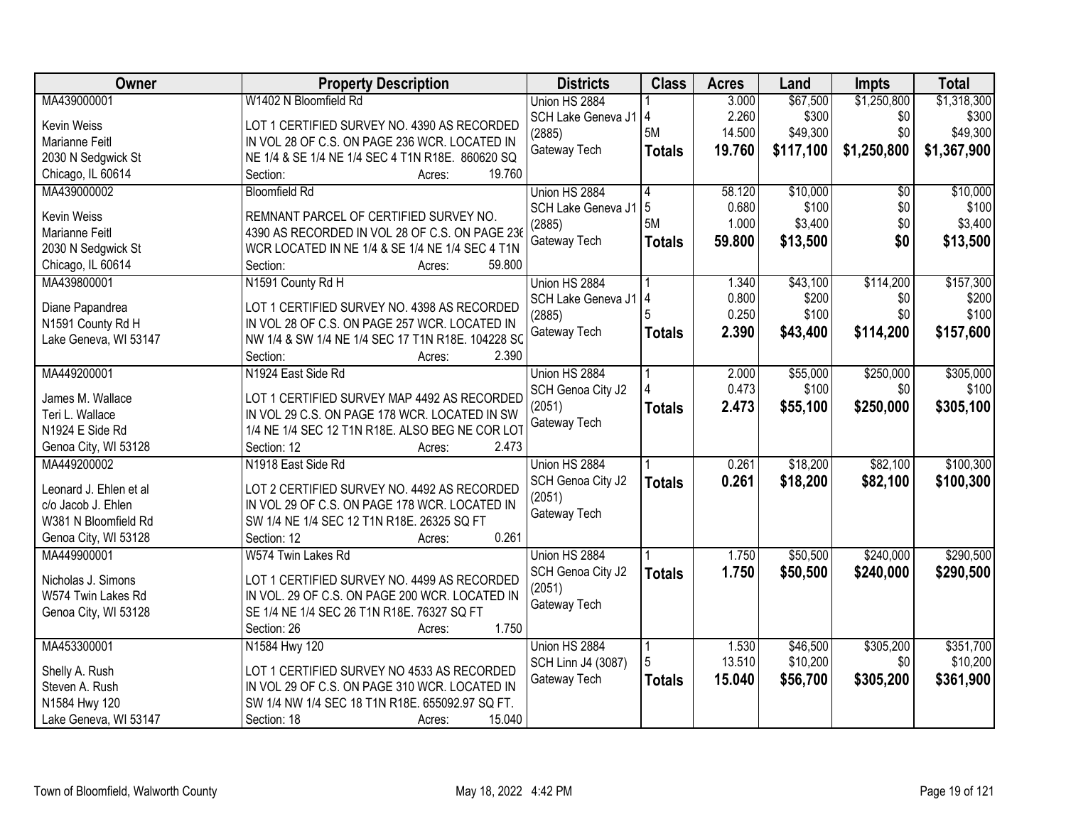| Owner | Property Description | Districts | Class | Acres | Land | Impts | Total |
|---|---|---|---|---|---|---|---|
| MA439000001<br>Kevin Weiss<br>Marianne Feitl<br>2030 N Sedgwick St<br>Chicago, IL 60614 | W1402 N Bloomfield Rd<br>LOT 1 CERTIFIED SURVEY NO. 4390 AS RECORDED IN VOL 28 OF C.S. ON PAGE 236 WCR. LOCATED IN NE 1/4 & SE 1/4 NE 1/4 SEC 4 T1N R18E. 860620 SQ<br>Section: Acres: 19.760 | Union HS 2884<br>SCH Lake Geneva J1 (2885)<br>Gateway Tech | 1<br>4<br>5M<br>**Totals** | 3.000<br>2.260<br>14.500<br>**19.760** | $67,500<br>$300<br>$49,300<br>**$117,100** | $1,250,800<br>$0<br>$0<br>**$1,250,800** | $1,318,300<br>$300<br>$49,300<br>**$1,367,900** |
| MA439000002<br>Kevin Weiss<br>Marianne Feitl<br>2030 N Sedgwick St<br>Chicago, IL 60614 | Bloomfield Rd<br>REMNANT PARCEL OF CERTIFIED SURVEY NO. 4390 AS RECORDED IN VOL 28 OF C.S. ON PAGE 236 WCR LOCATED IN NE 1/4 & SE 1/4 NE 1/4 SEC 4 T1N<br>Section: Acres: 59.800 | Union HS 2884<br>SCH Lake Geneva J1 (2885)<br>Gateway Tech | 4<br>5<br>5M<br>**Totals** | 58.120<br>0.680<br>1.000<br>**59.800** | $10,000<br>$100<br>$3,400<br>**$13,500** | $0<br>$0<br>$0<br>**$0** | $10,000<br>$100<br>$3,400<br>**$13,500** |
| MA439800001<br>Diane Papandrea<br>N1591 County Rd H<br>Lake Geneva, WI 53147 | N1591 County Rd H<br>LOT 1 CERTIFIED SURVEY NO. 4398 AS RECORDED IN VOL 28 OF C.S. ON PAGE 257 WCR. LOCATED IN NW 1/4 & SW 1/4 NE 1/4 SEC 17 T1N R18E. 104228 SQ<br>Section: Acres: 2.390 | Union HS 2884<br>SCH Lake Geneva J1 (2885)<br>Gateway Tech | 1<br>4<br>5<br>**Totals** | 1.340<br>0.800<br>0.250<br>**2.390** | $43,100<br>$200<br>$100<br>**$43,400** | $114,200<br>$0<br>$0<br>**$114,200** | $157,300<br>$200<br>$100<br>**$157,600** |
| MA449200001<br>James M. Wallace<br>Teri L. Wallace<br>N1924 E Side Rd<br>Genoa City, WI 53128 | N1924 East Side Rd<br>LOT 1 CERTIFIED SURVEY MAP 4492 AS RECORDED IN VOL 29 C.S. ON PAGE 178 WCR. LOCATED IN SW 1/4 NE 1/4 SEC 12 T1N R18E. ALSO BEG NE COR LOT<br>Section: 12 Acres: 2.473 | Union HS 2884<br>SCH Genoa City J2 (2051)<br>Gateway Tech | 1<br>4<br>**Totals** | 2.000<br>0.473<br>**2.473** | $55,000<br>$100<br>**$55,100** | $250,000<br>$0<br>**$250,000** | $305,000<br>$100<br>**$305,100** |
| MA449200002<br>Leonard J. Ehlen et al<br>c/o Jacob J. Ehlen<br>W381 N Bloomfield Rd<br>Genoa City, WI 53128 | N1918 East Side Rd<br>LOT 2 CERTIFIED SURVEY NO. 4492 AS RECORDED IN VOL 29 OF C.S. ON PAGE 178 WCR. LOCATED IN SW 1/4 NE 1/4 SEC 12 T1N R18E. 26325 SQ FT<br>Section: 12 Acres: 0.261 | Union HS 2884<br>SCH Genoa City J2 (2051)<br>Gateway Tech | 1<br>**Totals** | 0.261<br>**0.261** | $18,200<br>**$18,200** | $82,100<br>**$82,100** | $100,300<br>**$100,300** |
| MA449900001<br>Nicholas J. Simons<br>W574 Twin Lakes Rd<br>Genoa City, WI 53128 | W574 Twin Lakes Rd<br>LOT 1 CERTIFIED SURVEY NO. 4499 AS RECORDED IN VOL. 29 OF C.S. ON PAGE 200 WCR. LOCATED IN SE 1/4 NE 1/4 SEC 26 T1N R18E. 76327 SQ FT<br>Section: 26 Acres: 1.750 | Union HS 2884<br>SCH Genoa City J2 (2051)<br>Gateway Tech | 1<br>**Totals** | 1.750<br>**1.750** | $50,500<br>**$50,500** | $240,000<br>**$240,000** | $290,500<br>**$290,500** |
| MA453300001<br>Shelly A. Rush<br>Steven A. Rush<br>N1584 Hwy 120<br>Lake Geneva, WI 53147 | N1584 Hwy 120<br>LOT 1 CERTIFIED SURVEY NO 4533 AS RECORDED IN VOL 29 OF C.S. ON PAGE 310 WCR. LOCATED IN SW 1/4 NW 1/4 SEC 18 T1N R18E. 655092.97 SQ FT.<br>Section: 18 Acres: 15.040 | Union HS 2884<br>SCH Linn J4 (3087)<br>Gateway Tech | 1<br>5<br>**Totals** | 1.530<br>13.510<br>**15.040** | $46,500<br>$10,200<br>**$56,700** | $305,200<br>$0<br>**$305,200** | $351,700<br>$10,200<br>**$361,900** |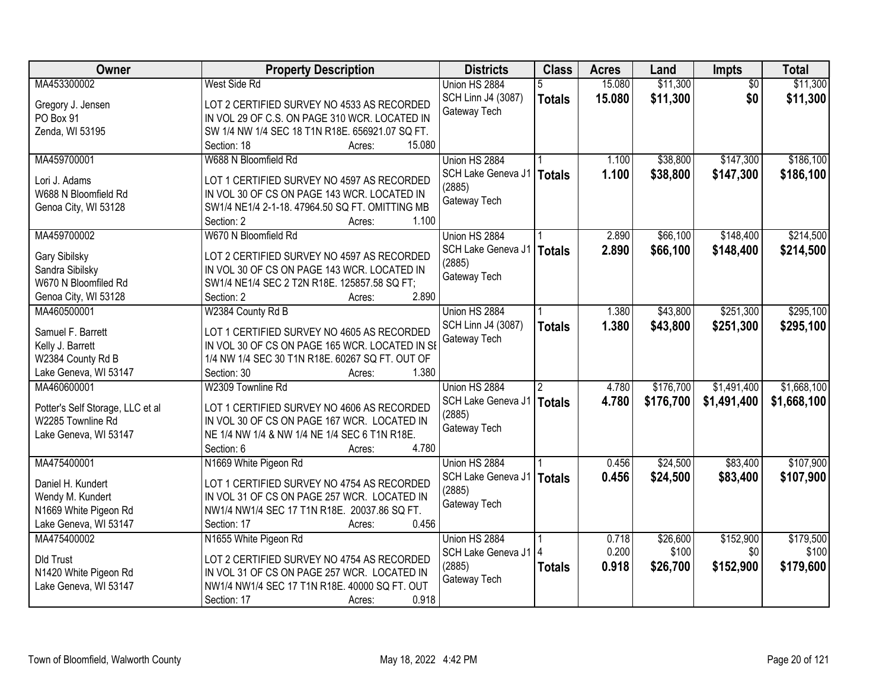| Owner | Property Description | Districts | Class | Acres | Land | Impts | Total |
|---|---|---|---|---|---|---|---|
| MA453300002<br>Gregory J. Jensen<br>PO Box 91<br>Zenda, WI 53195 | West Side Rd<br>LOT 2 CERTIFIED SURVEY NO 4533 AS RECORDED IN VOL 29 OF C.S. ON PAGE 310 WCR. LOCATED IN SW 1/4 NW 1/4 SEC 18 T1N R18E. 656921.07 SQ FT.<br>Section: 18 Acres: 15.080 | Union HS 2884<br>SCH Linn J4 (3087)<br>Gateway Tech | 5<br>**Totals** | 15.080<br>**15.080** | $11,300<br>**$11,300** | $0<br>**$0** | $11,300<br>**$11,300** |
| MA459700001<br>Lori J. Adams<br>W688 N Bloomfield Rd<br>Genoa City, WI 53128 | W688 N Bloomfield Rd<br>LOT 1 CERTIFIED SURVEY NO 4597 AS RECORDED IN VOL 30 OF CS ON PAGE 143 WCR. LOCATED IN SW1/4 NE1/4 2-1-18. 47964.50 SQ FT. OMITTING MB<br>Section: 2 Acres: 1.100 | Union HS 2884<br>SCH Lake Geneva J1 (2885)<br>Gateway Tech | 1<br>**Totals** | 1.100<br>**1.100** | $38,800<br>**$38,800** | $147,300<br>**$147,300** | $186,100<br>**$186,100** |
| MA459700002<br>Gary Sibilsky<br>Sandra Sibilsky<br>W670 N Bloomfiled Rd<br>Genoa City, WI 53128 | W670 N Bloomfield Rd<br>LOT 2 CERTIFIED SURVEY NO 4597 AS RECORDED IN VOL 30 OF CS ON PAGE 143 WCR. LOCATED IN SW1/4 NE1/4 SEC 2 T2N R18E. 125857.58 SQ FT;<br>Section: 2 Acres: 2.890 | Union HS 2884<br>SCH Lake Geneva J1 (2885)<br>Gateway Tech | 1<br>**Totals** | 2.890<br>**2.890** | $66,100<br>**$66,100** | $148,400<br>**$148,400** | $214,500<br>**$214,500** |
| MA460500001<br>Samuel F. Barrett<br>Kelly J. Barrett<br>W2384 County Rd B<br>Lake Geneva, WI 53147 | W2384 County Rd B<br>LOT 1 CERTIFIED SURVEY NO 4605 AS RECORDED IN VOL 30 OF CS ON PAGE 165 WCR. LOCATED IN SE 1/4 NW 1/4 SEC 30 T1N R18E. 60267 SQ FT. OUT OF<br>Section: 30 Acres: 1.380 | Union HS 2884<br>SCH Linn J4 (3087)<br>Gateway Tech | 1<br>**Totals** | 1.380<br>**1.380** | $43,800<br>**$43,800** | $251,300<br>**$251,300** | $295,100<br>**$295,100** |
| MA460600001<br>Potter's Self Storage, LLC et al<br>W2285 Townline Rd<br>Lake Geneva, WI 53147 | W2309 Townline Rd<br>LOT 1 CERTIFIED SURVEY NO 4606 AS RECORDED IN VOL 30 OF CS ON PAGE 167 WCR. LOCATED IN NE 1/4 NW 1/4 & NW 1/4 NE 1/4 SEC 6 T1N R18E.<br>Section: 6 Acres: 4.780 | Union HS 2884<br>SCH Lake Geneva J1 (2885)<br>Gateway Tech | 2<br>**Totals** | 4.780<br>**4.780** | $176,700<br>**$176,700** | $1,491,400<br>**$1,491,400** | $1,668,100<br>**$1,668,100** |
| MA475400001<br>Daniel H. Kundert<br>Wendy M. Kundert<br>N1669 White Pigeon Rd<br>Lake Geneva, WI 53147 | N1669 White Pigeon Rd<br>LOT 1 CERTIFIED SURVEY NO 4754 AS RECORDED IN VOL 31 OF CS ON PAGE 257 WCR. LOCATED IN NW1/4 NW1/4 SEC 17 T1N R18E. 20037.86 SQ FT.<br>Section: 17 Acres: 0.456 | Union HS 2884<br>SCH Lake Geneva J1 (2885)<br>Gateway Tech | 1<br>**Totals** | 0.456<br>**0.456** | $24,500<br>**$24,500** | $83,400<br>**$83,400** | $107,900<br>**$107,900** |
| MA475400002<br>Dld Trust<br>N1420 White Pigeon Rd<br>Lake Geneva, WI 53147 | N1655 White Pigeon Rd<br>LOT 2 CERTIFIED SURVEY NO 4754 AS RECORDED IN VOL 31 OF CS ON PAGE 257 WCR. LOCATED IN NW1/4 NW1/4 SEC 17 T1N R18E. 40000 SQ FT. OUT<br>Section: 17 Acres: 0.918 | Union HS 2884<br>SCH Lake Geneva J1 (2885)<br>Gateway Tech | 1<br>4<br>**Totals** | 0.718<br>0.200<br>**0.918** | $26,600<br>$100<br>**$26,700** | $152,900<br>$0<br>**$152,900** | $179,500<br>$100<br>**$179,600** |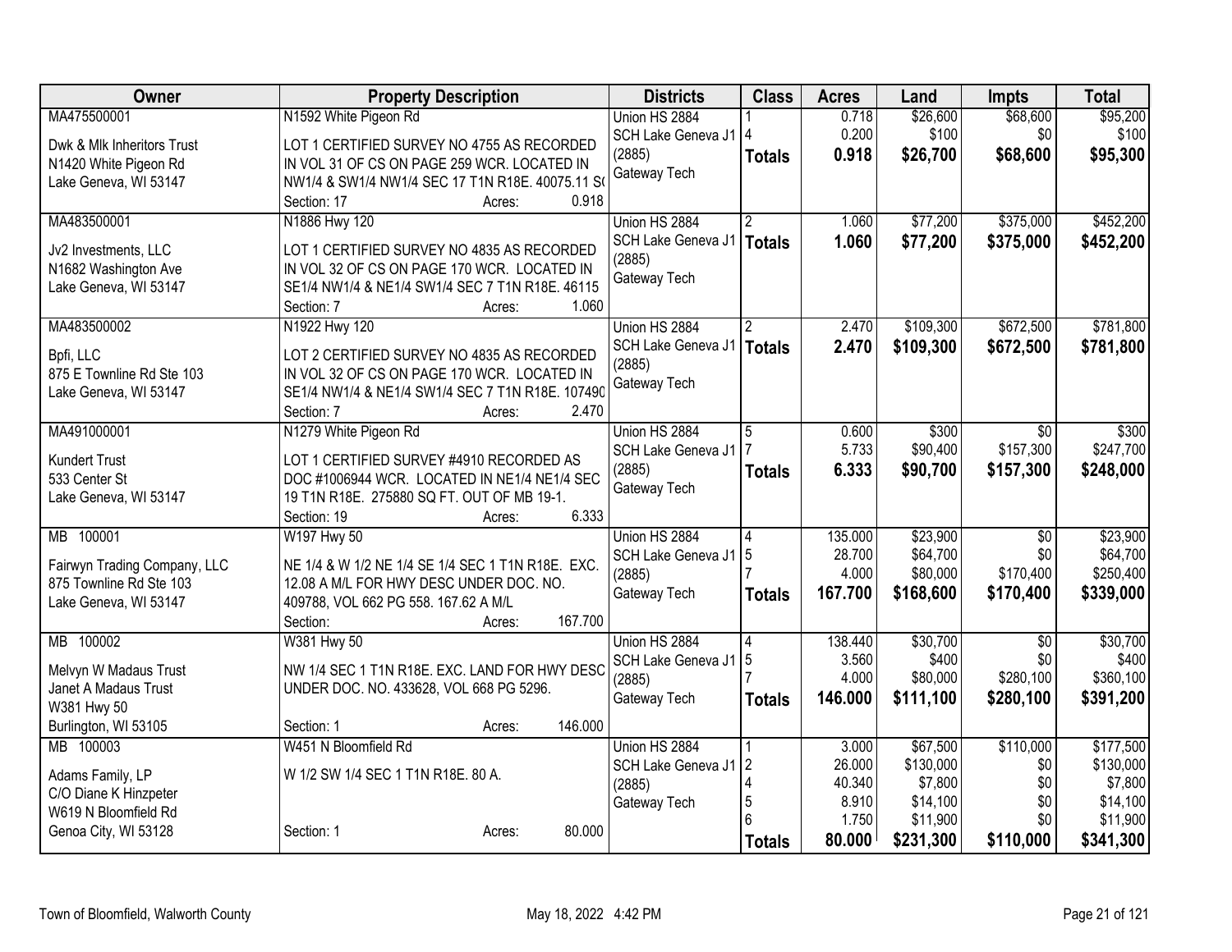| Owner | Property Description | Districts | Class | Acres | Land | Impts | Total |
|---|---|---|---|---|---|---|---|
| MA475500001<br>Dwk & Mlk Inheritors Trust<br>N1420 White Pigeon Rd<br>Lake Geneva, WI 53147 | N1592 White Pigeon Rd<br>LOT 1 CERTIFIED SURVEY NO 4755 AS RECORDED IN VOL 31 OF CS ON PAGE 259 WCR. LOCATED IN NW1/4 & SW1/4 NW1/4 SEC 17 T1N R18E. 40075.11 S(<br>Section: 17 Acres: 0.918 | Union HS 2884<br>SCH Lake Geneva J1 (2885)<br>Gateway Tech | 1<br>4<br>**Totals** | 0.718<br>0.200<br>**0.918** | $26,600<br>$100<br>**$26,700** | $68,600<br>$0<br>**$68,600** | $95,200<br>$100<br>**$95,300** |
| MA483500001<br>Jv2 Investments, LLC<br>N1682 Washington Ave<br>Lake Geneva, WI 53147 | N1886 Hwy 120<br>LOT 1 CERTIFIED SURVEY NO 4835 AS RECORDED IN VOL 32 OF CS ON PAGE 170 WCR. LOCATED IN SE1/4 NW1/4 & NE1/4 SW1/4 SEC 7 T1N R18E. 46115<br>Section: 7 Acres: 1.060 | Union HS 2884<br>SCH Lake Geneva J1 (2885)<br>Gateway Tech | 2<br>**Totals** | 1.060<br>**1.060** | $77,200<br>**$77,200** | $375,000<br>**$375,000** | $452,200<br>**$452,200** |
| MA483500002<br>Bpfi, LLC<br>875 E Townline Rd Ste 103<br>Lake Geneva, WI 53147 | N1922 Hwy 120<br>LOT 2 CERTIFIED SURVEY NO 4835 AS RECORDED IN VOL 32 OF CS ON PAGE 170 WCR. LOCATED IN SE1/4 NW1/4 & NE1/4 SW1/4 SEC 7 T1N R18E. 107490<br>Section: 7 Acres: 2.470 | Union HS 2884<br>SCH Lake Geneva J1 (2885)<br>Gateway Tech | 2<br>**Totals** | 2.470<br>**2.470** | $109,300<br>**$109,300** | $672,500<br>**$672,500** | $781,800<br>**$781,800** |
| MA491000001<br>Kundert Trust<br>533 Center St<br>Lake Geneva, WI 53147 | N1279 White Pigeon Rd<br>LOT 1 CERTIFIED SURVEY #4910 RECORDED AS DOC #1006944 WCR. LOCATED IN NE1/4 NE1/4 SEC 19 T1N R18E. 275880 SQ FT. OUT OF MB 19-1.<br>Section: 19 Acres: 6.333 | Union HS 2884<br>SCH Lake Geneva J1 (2885)<br>Gateway Tech | 5<br>7<br>**Totals** | 0.600<br>5.733<br>**6.333** | $300<br>$90,400<br>**$90,700** | $0<br>$157,300<br>**$157,300** | $300<br>$247,700<br>**$248,000** |
| MB 100001<br>Fairwyn Trading Company, LLC<br>875 Townline Rd Ste 103<br>Lake Geneva, WI 53147 | W197 Hwy 50<br>NE 1/4 & W 1/2 NE 1/4 SE 1/4 SEC 1 T1N R18E. EXC. 12.08 A M/L FOR HWY DESC UNDER DOC. NO. 409788, VOL 662 PG 558. 167.62 A M/L<br>Section: Acres: 167.700 | Union HS 2884<br>SCH Lake Geneva J1 (2885)<br>Gateway Tech | 4<br>5<br>7<br>**Totals** | 135.000<br>28.700<br>4.000<br>**167.700** | $23,900<br>$64,700<br>$80,000<br>**$168,600** | $0<br>$0<br>$170,400<br>**$170,400** | $23,900<br>$64,700<br>$250,400<br>**$339,000** |
| MB 100002<br>Melvyn W Madaus Trust<br>Janet A Madaus Trust<br>W381 Hwy 50<br>Burlington, WI 53105 | W381 Hwy 50<br>NW 1/4 SEC 1 T1N R18E. EXC. LAND FOR HWY DESC UNDER DOC. NO. 433628, VOL 668 PG 5296.<br>Section: 1 Acres: 146.000 | Union HS 2884<br>SCH Lake Geneva J1 (2885)<br>Gateway Tech | 4<br>5<br>7<br>**Totals** | 138.440<br>3.560<br>4.000<br>**146.000** | $30,700<br>$400<br>$80,000<br>**$111,100** | $0<br>$0<br>$280,100<br>**$280,100** | $30,700<br>$400<br>$360,100<br>**$391,200** |
| MB 100003<br>Adams Family, LP<br>C/O Diane K Hinzpeter<br>W619 N Bloomfield Rd<br>Genoa City, WI 53128 | W451 N Bloomfield Rd<br>W 1/2 SW 1/4 SEC 1 T1N R18E. 80 A.<br>Section: 1 Acres: 80.000 | Union HS 2884<br>SCH Lake Geneva J1 (2885)<br>Gateway Tech | 1<br>2<br>4<br>5<br>6<br>**Totals** | 3.000<br>26.000<br>40.340<br>8.910<br>1.750<br>**80.000** | $67,500<br>$130,000<br>$7,800<br>$14,100<br>$11,900<br>**$231,300** | $110,000<br>$0<br>$0<br>$0<br>$0<br>**$110,000** | $177,500<br>$130,000<br>$7,800<br>$14,100<br>$11,900<br>**$341,300** |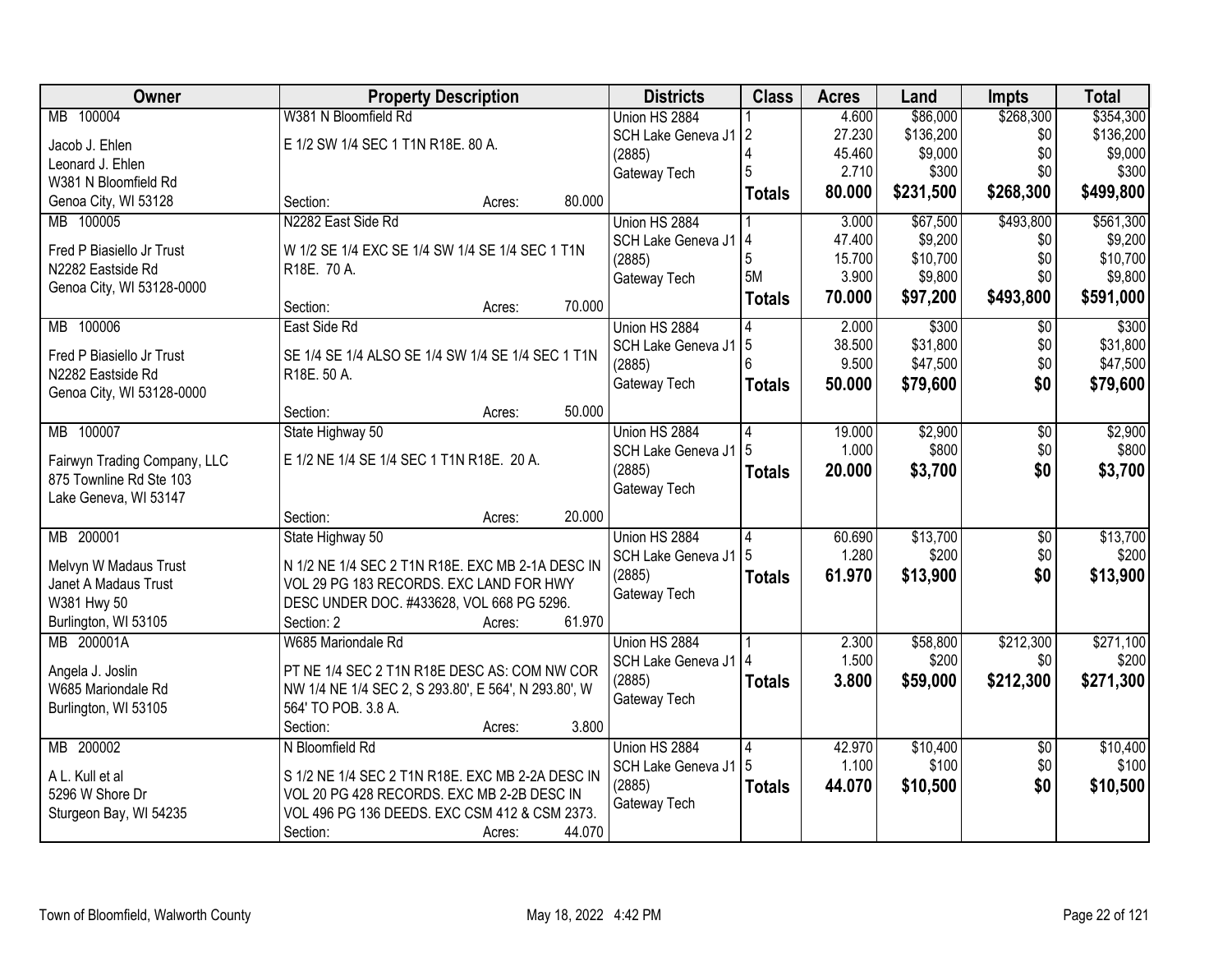| Owner | Property Description | Districts | Class | Acres | Land | Impts | Total |
|---|---|---|---|---|---|---|---|
| MB 100004<br>Jacob J. Ehlen<br>Leonard J. Ehlen<br>W381 N Bloomfield Rd<br>Genoa City, WI 53128 | W381 N Bloomfield Rd<br>E 1/2 SW 1/4 SEC 1 T1N R18E. 80 A.<br>Section: Acres: 80.000 | Union HS 2884<br>SCH Lake Geneva J1 (2885)<br>Gateway Tech | 1<br>2<br>4<br>5<br>**Totals** | 4.600<br>27.230<br>45.460<br>2.710<br>**80.000** | $86,000<br>$136,200<br>$9,000<br>$300<br>**$231,500** | $268,300<br>$0<br>$0<br>$0<br>**$268,300** | $354,300<br>$136,200<br>$9,000<br>$300<br>**$499,800** |
| MB 100005<br>Fred P Biasiello Jr Trust<br>N2282 Eastside Rd<br>Genoa City, WI 53128-0000 | N2282 East Side Rd<br>W 1/2 SE 1/4 EXC SE 1/4 SW 1/4 SE 1/4 SEC 1 T1N R18E. 70 A.<br>Section: Acres: 70.000 | Union HS 2884<br>SCH Lake Geneva J1 (2885)<br>Gateway Tech | 1<br>4<br>5<br>5M<br>**Totals** | 3.000<br>47.400<br>15.700<br>3.900<br>**70.000** | $67,500<br>$9,200<br>$10,700<br>$9,800<br>**$97,200** | $493,800<br>$0<br>$0<br>$0<br>**$493,800** | $561,300<br>$9,200<br>$10,700<br>$9,800<br>**$591,000** |
| MB 100006<br>Fred P Biasiello Jr Trust<br>N2282 Eastside Rd<br>Genoa City, WI 53128-0000 | East Side Rd<br>SE 1/4 SE 1/4 ALSO SE 1/4 SW 1/4 SE 1/4 SEC 1 T1N R18E. 50 A.<br>Section: Acres: 50.000 | Union HS 2884<br>SCH Lake Geneva J1 (2885)<br>Gateway Tech | 4<br>5<br>6<br>**Totals** | 2.000<br>38.500<br>9.500<br>**50.000** | $300<br>$31,800<br>$47,500<br>**$79,600** | $0<br>$0<br>$0<br>**$0** | $300<br>$31,800<br>$47,500<br>**$79,600** |
| MB 100007<br>Fairwyn Trading Company, LLC<br>875 Townline Rd Ste 103<br>Lake Geneva, WI 53147 | State Highway 50<br>E 1/2 NE 1/4 SE 1/4 SEC 1 T1N R18E. 20 A.<br>Section: Acres: 20.000 | Union HS 2884<br>SCH Lake Geneva J1 (2885)<br>Gateway Tech | 4<br>5<br>**Totals** | 19.000<br>1.000<br>**20.000** | $2,900<br>$800<br>**$3,700** | $0<br>$0<br>**$0** | $2,900<br>$800<br>**$3,700** |
| MB 200001<br>Melvyn W Madaus Trust<br>Janet A Madaus Trust<br>W381 Hwy 50<br>Burlington, WI 53105 | State Highway 50<br>N 1/2 NE 1/4 SEC 2 T1N R18E. EXC MB 2-1A DESC IN VOL 29 PG 183 RECORDS. EXC LAND FOR HWY DESC UNDER DOC. #433628, VOL 668 PG 5296.<br>Section: 2 Acres: 61.970 | Union HS 2884<br>SCH Lake Geneva J1 (2885)<br>Gateway Tech | 4<br>5<br>**Totals** | 60.690<br>1.280<br>**61.970** | $13,700<br>$200<br>**$13,900** | $0<br>$0<br>**$0** | $13,700<br>$200<br>**$13,900** |
| MB 200001A<br>Angela J. Joslin<br>W685 Mariondale Rd<br>Burlington, WI 53105 | W685 Mariondale Rd<br>PT NE 1/4 SEC 2 T1N R18E DESC AS: COM NW COR NW 1/4 NE 1/4 SEC 2, S 293.80', E 564', N 293.80', W 564' TO POB. 3.8 A.<br>Section: Acres: 3.800 | Union HS 2884<br>SCH Lake Geneva J1 (2885)<br>Gateway Tech | 1<br>4<br>**Totals** | 2.300<br>1.500<br>**3.800** | $58,800<br>$200<br>**$59,000** | $212,300<br>$0<br>**$212,300** | $271,100<br>$200<br>**$271,300** |
| MB 200002<br>A L. Kull et al<br>5296 W Shore Dr<br>Sturgeon Bay, WI 54235 | N Bloomfield Rd<br>S 1/2 NE 1/4 SEC 2 T1N R18E. EXC MB 2-2A DESC IN VOL 20 PG 428 RECORDS. EXC MB 2-2B DESC IN VOL 496 PG 136 DEEDS. EXC CSM 412 & CSM 2373.<br>Section: Acres: 44.070 | Union HS 2884<br>SCH Lake Geneva J1 (2885)<br>Gateway Tech | 4<br>5<br>**Totals** | 42.970<br>1.100<br>**44.070** | $10,400<br>$100<br>**$10,500** | $0<br>$0<br>**$0** | $10,400<br>$100<br>**$10,500** |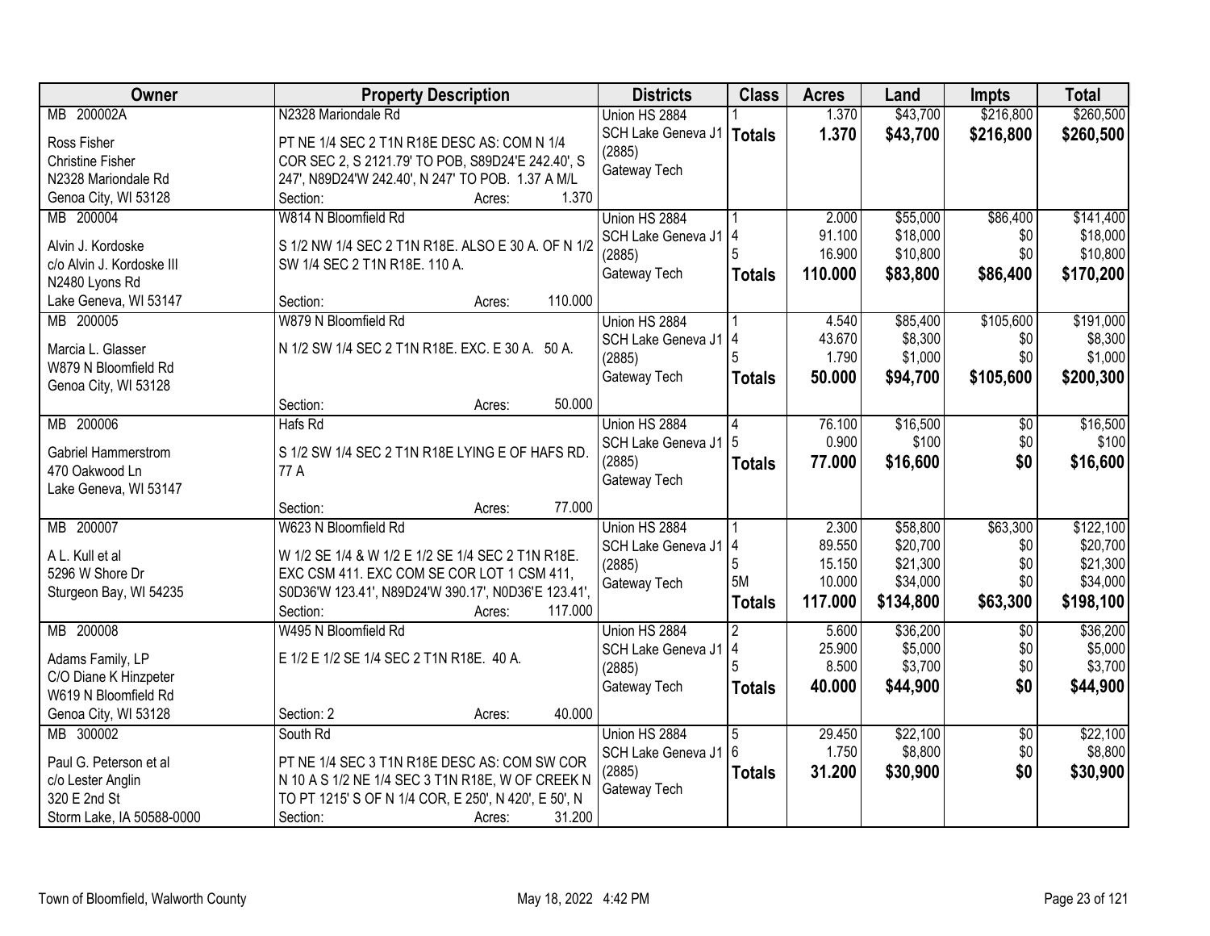| Owner | Property Description | Districts | Class | Acres | Land | Impts | Total |
|---|---|---|---|---|---|---|---|
| MB 200002A<br><br>Ross Fisher<br>Christine Fisher<br>N2328 Mariondale Rd<br>Genoa City, WI 53128 | N2328 Mariondale Rd<br><br>PT NE 1/4 SEC 2 T1N R18E DESC AS: COM N 1/4 COR SEC 2, S 2121.79' TO POB, S89D24'E 242.40', S 247', N89D24'W 242.40', N 247' TO POB. 1.37 A M/L<br>Section: Acres: 1.370 | Union HS 2884<br>SCH Lake Geneva J1 (2885)<br>Gateway Tech | 1<br>**Totals** | 1.370<br>**1.370** | \$43,700<br>**\$43,700** | \$216,800<br>**\$216,800** | \$260,500<br>**\$260,500** |
| MB 200004<br><br>Alvin J. Kordoske<br>c/o Alvin J. Kordoske III<br>N2480 Lyons Rd<br>Lake Geneva, WI 53147 | W814 N Bloomfield Rd<br><br>S 1/2 NW 1/4 SEC 2 T1N R18E. ALSO E 30 A. OF N 1/2 SW 1/4 SEC 2 T1N R18E. 110 A.<br>Section: Acres: 110.000 | Union HS 2884<br>SCH Lake Geneva J1 (2885)<br>Gateway Tech | 1<br>4<br>5<br>**Totals** | 2.000<br>91.100<br>16.900<br>**110.000** | \$55,000<br>\$18,000<br>\$10,800<br>**\$83,800** | \$86,400<br>\$0<br>\$0<br>**\$86,400** | \$141,400<br>\$18,000<br>\$10,800<br>**\$170,200** |
| MB 200005<br><br>Marcia L. Glasser<br>W879 N Bloomfield Rd<br>Genoa City, WI 53128 | W879 N Bloomfield Rd<br><br>N 1/2 SW 1/4 SEC 2 T1N R18E. EXC. E 30 A. 50 A.<br>Section: Acres: 50.000 | Union HS 2884<br>SCH Lake Geneva J1 (2885)<br>Gateway Tech | 1<br>4<br>5<br>**Totals** | 4.540<br>43.670<br>1.790<br>**50.000** | \$85,400<br>\$8,300<br>\$1,000<br>**\$94,700** | \$105,600<br>\$0<br>\$0<br>**\$105,600** | \$191,000<br>\$8,300<br>\$1,000<br>**\$200,300** |
| MB 200006<br><br>Gabriel Hammerstrom<br>470 Oakwood Ln<br>Lake Geneva, WI 53147 | Hafs Rd<br><br>S 1/2 SW 1/4 SEC 2 T1N R18E LYING E OF HAFS RD. 77 A<br>Section: Acres: 77.000 | Union HS 2884<br>SCH Lake Geneva J1 (2885)<br>Gateway Tech | 4<br>5<br>**Totals** | 76.100<br>0.900<br>**77.000** | \$16,500<br>\$100<br>**\$16,600** | \$0<br>\$0<br>**\$0** | \$16,500<br>\$100<br>**\$16,600** |
| MB 200007<br><br>A L. Kull et al<br>5296 W Shore Dr<br>Sturgeon Bay, WI 54235 | W623 N Bloomfield Rd<br><br>W 1/2 SE 1/4 & W 1/2 E 1/2 SE 1/4 SEC 2 T1N R18E. EXC CSM 411. EXC COM SE COR LOT 1 CSM 411, S0D36'W 123.41', N89D24'W 390.17', N0D36'E 123.41',<br>Section: Acres: 117.000 | Union HS 2884<br>SCH Lake Geneva J1 (2885)<br>Gateway Tech | 1<br>4<br>5<br>5M<br>**Totals** | 2.300<br>89.550<br>15.150<br>10.000<br>**117.000** | \$58,800<br>\$20,700<br>\$21,300<br>\$34,000<br>**\$134,800** | \$63,300<br>\$0<br>\$0<br>\$0<br>**\$63,300** | \$122,100<br>\$20,700<br>\$21,300<br>\$34,000<br>**\$198,100** |
| MB 200008<br><br>Adams Family, LP<br>C/O Diane K Hinzpeter<br>W619 N Bloomfield Rd<br>Genoa City, WI 53128 | W495 N Bloomfield Rd<br><br>E 1/2 E 1/2 SE 1/4 SEC 2 T1N R18E. 40 A.<br>Section: 2 Acres: 40.000 | Union HS 2884<br>SCH Lake Geneva J1 (2885)<br>Gateway Tech | 2<br>4<br>5<br>**Totals** | 5.600<br>25.900<br>8.500<br>**40.000** | \$36,200<br>\$5,000<br>\$3,700<br>**\$44,900** | \$0<br>\$0<br>\$0<br>**\$0** | \$36,200<br>\$5,000<br>\$3,700<br>**\$44,900** |
| MB 300002<br><br>Paul G. Peterson et al<br>c/o Lester Anglin<br>320 E 2nd St<br>Storm Lake, IA 50588-0000 | South Rd<br><br>PT NE 1/4 SEC 3 T1N R18E DESC AS: COM SW COR N 10 A S 1/2 NE 1/4 SEC 3 T1N R18E, W OF CREEK N TO PT 1215' S OF N 1/4 COR, E 250', N 420', E 50', N<br>Section: Acres: 31.200 | Union HS 2884<br>SCH Lake Geneva J1 (2885)<br>Gateway Tech | 5<br>6<br>**Totals** | 29.450<br>1.750<br>**31.200** | \$22,100<br>\$8,800<br>**\$30,900** | \$0<br>\$0<br>**\$0** | \$22,100<br>\$8,800<br>**\$30,900** |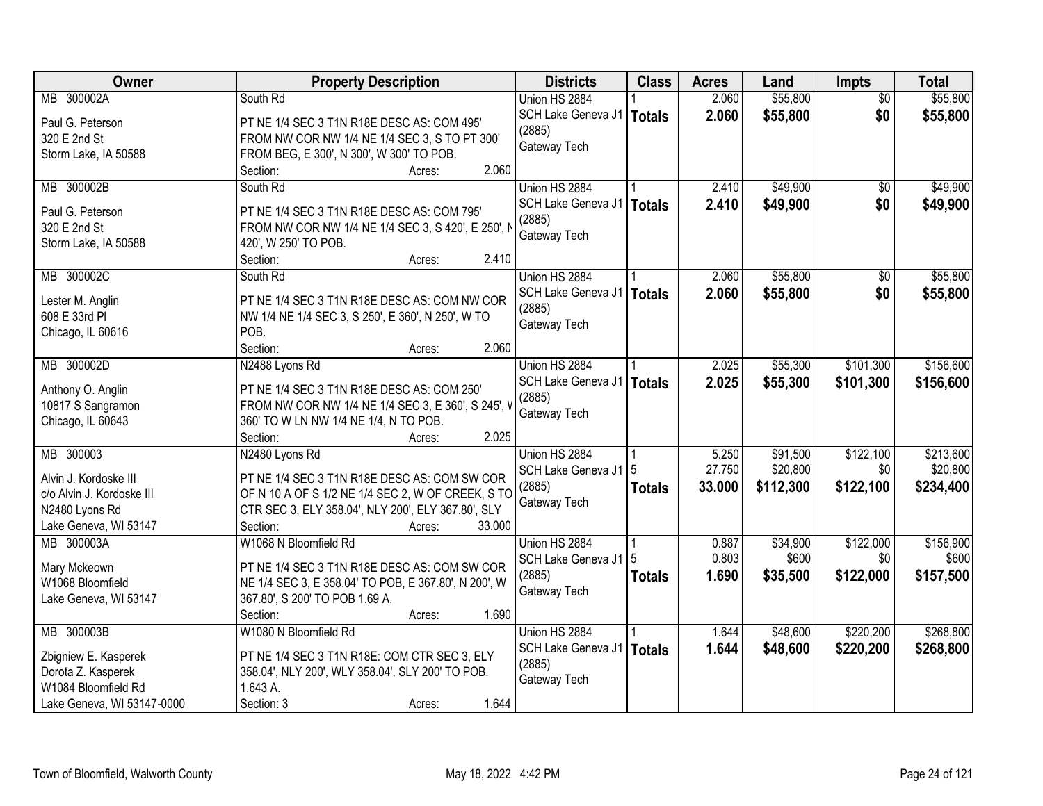| Owner | Property Description | Districts | Class | Acres | Land | Impts | Total |
|---|---|---|---|---|---|---|---|
| MB 300002A<br>Paul G. Peterson<br>320 E 2nd St<br>Storm Lake, IA 50588 | South Rd<br>PT NE 1/4 SEC 3 T1N R18E DESC AS: COM 495' FROM NW COR NW 1/4 NE 1/4 SEC 3, S TO PT 300' FROM BEG, E 300', N 300', W 300' TO POB.<br>Section: Acres: 2.060 | Union HS 2884<br>SCH Lake Geneva J1 (2885)<br>Gateway Tech | 1<br>**Totals** | 2.060<br>**2.060** | $55,800<br>**$55,800** | $0<br>**$0** | $55,800<br>**$55,800** |
| MB 300002B<br>Paul G. Peterson<br>320 E 2nd St<br>Storm Lake, IA 50588 | South Rd<br>PT NE 1/4 SEC 3 T1N R18E DESC AS: COM 795' FROM NW COR NW 1/4 NE 1/4 SEC 3, S 420', E 250', N 420', W 250' TO POB.<br>Section: Acres: 2.410 | Union HS 2884<br>SCH Lake Geneva J1 (2885)<br>Gateway Tech | 1<br>**Totals** | 2.410<br>**2.410** | $49,900<br>**$49,900** | $0<br>**$0** | $49,900<br>**$49,900** |
| MB 300002C<br>Lester M. Anglin<br>608 E 33rd Pl<br>Chicago, IL 60616 | South Rd<br>PT NE 1/4 SEC 3 T1N R18E DESC AS: COM NW COR NW 1/4 NE 1/4 SEC 3, S 250', E 360', N 250', W TO POB.<br>Section: Acres: 2.060 | Union HS 2884<br>SCH Lake Geneva J1 (2885)<br>Gateway Tech | 1<br>**Totals** | 2.060<br>**2.060** | $55,800<br>**$55,800** | $0<br>**$0** | $55,800<br>**$55,800** |
| MB 300002D<br>Anthony O. Anglin<br>10817 S Sangramon<br>Chicago, IL 60643 | N2488 Lyons Rd<br>PT NE 1/4 SEC 3 T1N R18E DESC AS: COM 250' FROM NW COR NW 1/4 NE 1/4 SEC 3, E 360', S 245', W 360' TO W LN NW 1/4 NE 1/4, N TO POB.<br>Section: Acres: 2.025 | Union HS 2884<br>SCH Lake Geneva J1 (2885)<br>Gateway Tech | 1<br>**Totals** | 2.025<br>**2.025** | $55,300<br>**$55,300** | $101,300<br>**$101,300** | $156,600<br>**$156,600** |
| MB 300003<br>Alvin J. Kordoske III<br>c/o Alvin J. Kordoske III<br>N2480 Lyons Rd<br>Lake Geneva, WI 53147 | N2480 Lyons Rd<br>PT NE 1/4 SEC 3 T1N R18E DESC AS: COM SW COR OF N 10 A OF S 1/2 NE 1/4 SEC 2, W OF CREEK, S TO CTR SEC 3, ELY 358.04', NLY 200', ELY 367.80', SLY<br>Section: Acres: 33.000 | Union HS 2884<br>SCH Lake Geneva J1 (2885)<br>Gateway Tech | 1<br>5<br>**Totals** | 5.250<br>27.750<br>**33.000** | $91,500<br>$20,800<br>**$112,300** | $122,100<br>$0<br>**$122,100** | $213,600<br>$20,800<br>**$234,400** |
| MB 300003A<br>Mary Mckeown<br>W1068 Bloomfield<br>Lake Geneva, WI 53147 | W1068 N Bloomfield Rd<br>PT NE 1/4 SEC 3 T1N R18E DESC AS: COM SW COR NE 1/4 SEC 3, E 358.04' TO POB, E 367.80', N 200', W 367.80', S 200' TO POB 1.69 A.<br>Section: Acres: 1.690 | Union HS 2884<br>SCH Lake Geneva J1 (2885)<br>Gateway Tech | 1<br>5<br>**Totals** | 0.887<br>0.803<br>**1.690** | $34,900<br>$600<br>**$35,500** | $122,000<br>$0<br>**$122,000** | $156,900<br>$600<br>**$157,500** |
| MB 300003B<br>Zbigniew E. Kasperek<br>Dorota Z. Kasperek<br>W1084 Bloomfield Rd<br>Lake Geneva, WI 53147-0000 | W1080 N Bloomfield Rd<br>PT NE 1/4 SEC 3 T1N R18E: COM CTR SEC 3, ELY 358.04', NLY 200', WLY 358.04', SLY 200' TO POB. 1.643 A.<br>Section: 3 Acres: 1.644 | Union HS 2884<br>SCH Lake Geneva J1 (2885)<br>Gateway Tech | 1<br>**Totals** | 1.644<br>**1.644** | $48,600<br>**$48,600** | $220,200<br>**$220,200** | $268,800<br>**$268,800** |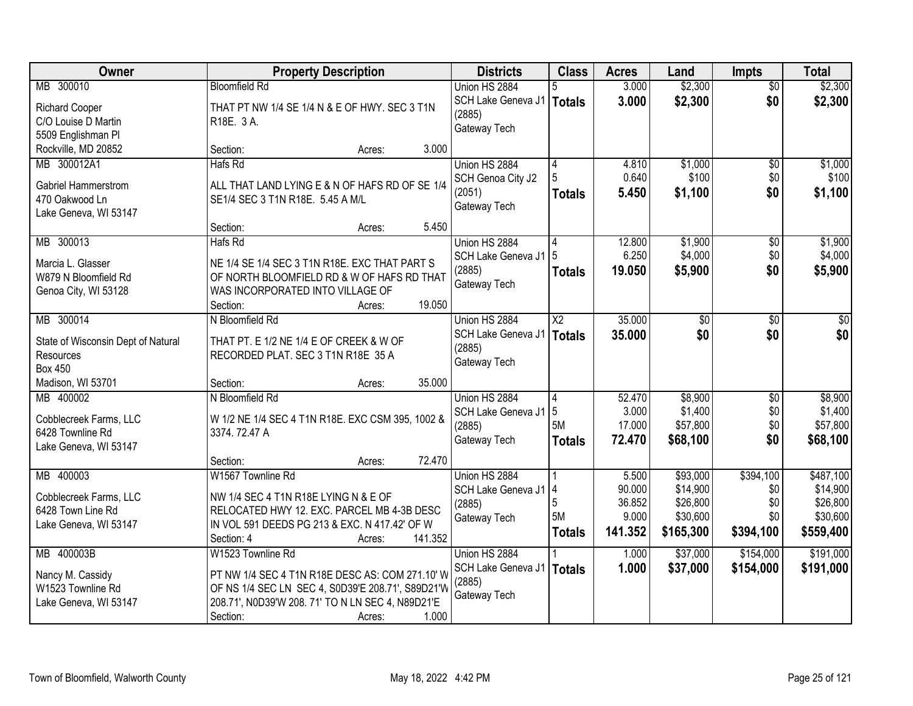| Owner | Property Description | Districts | Class | Acres | Land | Impts | Total |
|---|---|---|---|---|---|---|---|
| MB 300010<br><br>Richard Cooper<br>C/O Louise D Martin<br>5509 Englishman Pl<br>Rockville, MD 20852 | Bloomfield Rd<br><br>THAT PT NW 1/4 SE 1/4 N & E OF HWY. SEC 3 T1N R18E. 3 A.<br><br>Section: Acres: 3.000 | Union HS 2884<br>SCH Lake Geneva J1 (2885)<br>Gateway Tech | 5<br>**Totals** | 3.000<br>**3.000** | $2,300<br>**$2,300** | $0<br>**$0** | $2,300<br>**$2,300** |
| MB 300012A1<br><br>Gabriel Hammerstrom<br>470 Oakwood Ln<br>Lake Geneva, WI 53147 | Hafs Rd<br><br>ALL THAT LAND LYING E & N OF HAFS RD OF SE 1/4 SE1/4 SEC 3 T1N R18E. 5.45 A M/L<br><br>Section: Acres: 5.450 | Union HS 2884<br>SCH Genoa City J2 (2051)<br>Gateway Tech | 4<br>5<br>**Totals** | 4.810<br>0.640<br>**5.450** | $1,000<br>$100<br>**$1,100** | $0<br>$0<br>**$0** | $1,000<br>$100<br>**$1,100** |
| MB 300013<br><br>Marcia L. Glasser<br>W879 N Bloomfield Rd<br>Genoa City, WI 53128 | Hafs Rd<br><br>NE 1/4 SE 1/4 SEC 3 T1N R18E. EXC THAT PART S OF NORTH BLOOMFIELD RD & W OF HAFS RD THAT WAS INCORPORATED INTO VILLAGE OF<br>Section: Acres: 19.050 | Union HS 2884<br>SCH Lake Geneva J1 (2885)<br>Gateway Tech | 4<br>5<br>**Totals** | 12.800<br>6.250<br>**19.050** | $1,900<br>$4,000<br>**$5,900** | $0<br>$0<br>**$0** | $1,900<br>$4,000<br>**$5,900** |
| MB 300014<br><br>State of Wisconsin Dept of Natural Resources<br>Box 450<br>Madison, WI 53701 | N Bloomfield Rd<br><br>THAT PT. E 1/2 NE 1/4 E OF CREEK & W OF RECORDED PLAT. SEC 3 T1N R18E 35 A<br><br>Section: Acres: 35.000 | Union HS 2884<br>SCH Lake Geneva J1 (2885)<br>Gateway Tech | X2<br>**Totals** | 35.000<br>**35.000** | $0<br>**$0** | $0<br>**$0** | $0<br>**$0** |
| MB 400002<br><br>Cobblecreek Farms, LLC<br>6428 Townline Rd<br>Lake Geneva, WI 53147 | N Bloomfield Rd<br><br>W 1/2 NE 1/4 SEC 4 T1N R18E. EXC CSM 395, 1002 & 3374. 72.47 A<br><br>Section: Acres: 72.470 | Union HS 2884<br>SCH Lake Geneva J1 (2885)<br>Gateway Tech | 4<br>5<br>5M<br>**Totals** | 52.470<br>3.000<br>17.000<br>**72.470** | $8,900<br>$1,400<br>$57,800<br>**$68,100** | $0<br>$0<br>$0<br>**$0** | $8,900<br>$1,400<br>$57,800<br>**$68,100** |
| MB 400003<br><br>Cobblecreek Farms, LLC<br>6428 Town Line Rd<br>Lake Geneva, WI 53147 | W1567 Townline Rd<br><br>NW 1/4 SEC 4 T1N R18E LYING N & E OF RELOCATED HWY 12. EXC. PARCEL MB 4-3B DESC IN VOL 591 DEEDS PG 213 & EXC. N 417.42' OF W<br>Section: 4 Acres: 141.352 | Union HS 2884<br>SCH Lake Geneva J1 (2885)<br>Gateway Tech | 1<br>4<br>5<br>5M<br>**Totals** | 5.500<br>90.000<br>36.852<br>9.000<br>**141.352** | $93,000<br>$14,900<br>$26,800<br>$30,600<br>**$165,300** | $394,100<br>$0<br>$0<br>$0<br>**$394,100** | $487,100<br>$14,900<br>$26,800<br>$30,600<br>**$559,400** |
| MB 400003B<br><br>Nancy M. Cassidy<br>W1523 Townline Rd<br>Lake Geneva, WI 53147 | W1523 Townline Rd<br><br>PT NW 1/4 SEC 4 T1N R18E DESC AS: COM 271.10' W OF NS 1/4 SEC LN SEC 4, S0D39'E 208.71', S89D21'W 208.71', N0D39'W 208. 71' TO N LN SEC 4, N89D21'E<br>Section: Acres: 1.000 | Union HS 2884<br>SCH Lake Geneva J1 (2885)<br>Gateway Tech | 1<br>**Totals** | 1.000<br>**1.000** | $37,000<br>**$37,000** | $154,000<br>**$154,000** | $191,000<br>**$191,000** |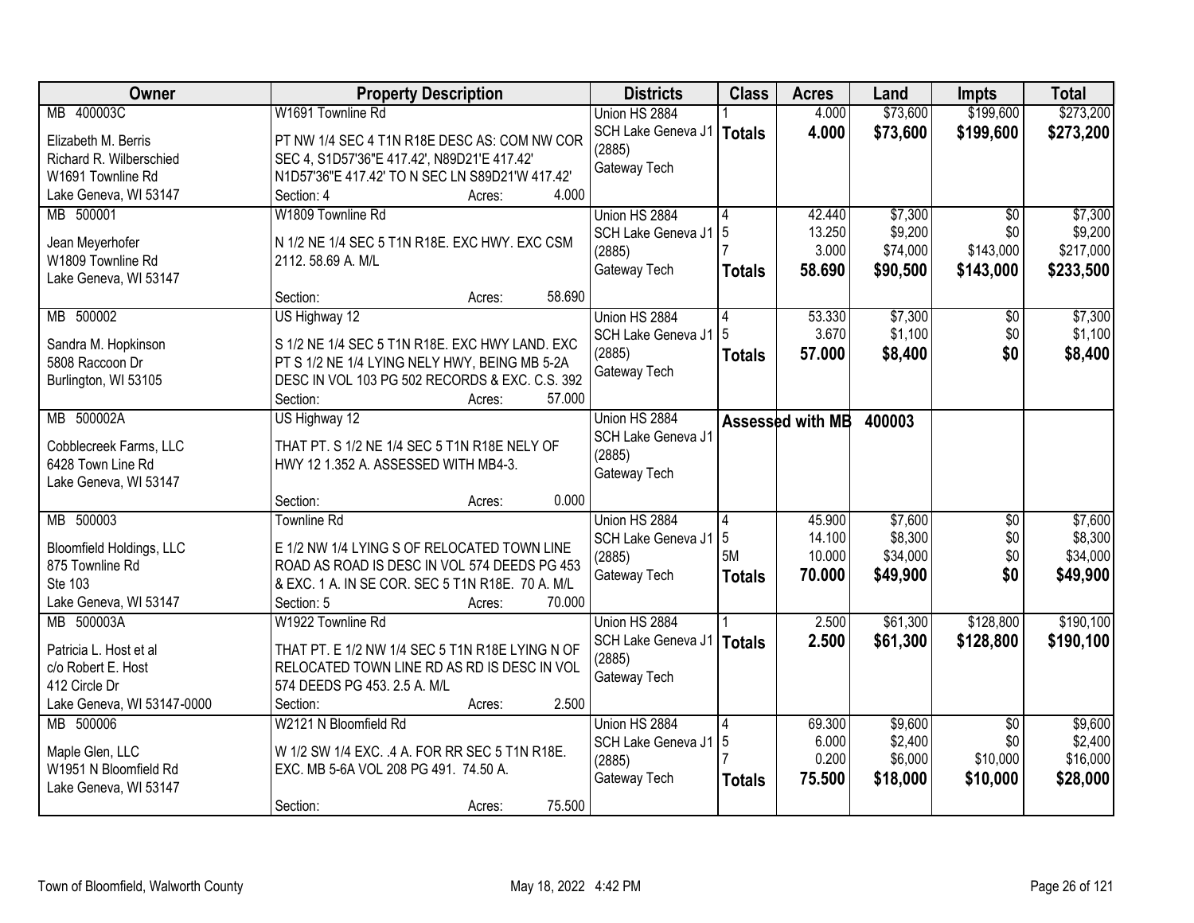| Owner | Property Description | Districts | Class | Acres | Land | Impts | Total |
|---|---|---|---|---|---|---|---|
| MB 400003C<br><br>Elizabeth M. Berris<br>Richard R. Wilberschied<br>W1691 Townline Rd<br>Lake Geneva, WI 53147 | W1691 Townline Rd<br><br>PT NW 1/4 SEC 4 T1N R18E DESC AS: COM NW COR SEC 4, S1D57'36"E 417.42', N89D21'E 417.42' N1D57'36"E 417.42' TO N SEC LN S89D21'W 417.42'<br>Section: 4 Acres: 4.000 | Union HS 2884<br>SCH Lake Geneva J1 (2885)<br>Gateway Tech | 1<br>**Totals** | 4.000<br>**4.000** | $73,600<br>**$73,600** | $199,600<br>**$199,600** | $273,200<br>**$273,200** |
| MB 500001<br><br>Jean Meyerhofer<br>W1809 Townline Rd<br>Lake Geneva, WI 53147 | W1809 Townline Rd<br><br>N 1/2 NE 1/4 SEC 5 T1N R18E. EXC HWY. EXC CSM 2112. 58.69 A. M/L<br><br>Section: Acres: 58.690 | Union HS 2884<br>SCH Lake Geneva J1 (2885)<br>Gateway Tech | 4<br>5<br>7<br>**Totals** | 42.440<br>13.250<br>3.000<br>**58.690** | $7,300<br>$9,200<br>$74,000<br>**$90,500** | $0<br>$0<br>$143,000<br>**$143,000** | $7,300<br>$9,200<br>$217,000<br>**$233,500** |
| MB 500002<br><br>Sandra M. Hopkinson<br>5808 Raccoon Dr<br>Burlington, WI 53105 | US Highway 12<br><br>S 1/2 NE 1/4 SEC 5 T1N R18E. EXC HWY LAND. EXC PT S 1/2 NE 1/4 LYING NELY HWY, BEING MB 5-2A DESC IN VOL 103 PG 502 RECORDS & EXC. C.S. 392<br>Section: Acres: 57.000 | Union HS 2884<br>SCH Lake Geneva J1 (2885)<br>Gateway Tech | 4<br>5<br>**Totals** | 53.330<br>3.670<br>**57.000** | $7,300<br>$1,100<br>**$8,400** | $0<br>$0<br>**$0** | $7,300<br>$1,100<br>**$8,400** |
| MB 500002A<br><br>Cobblecreek Farms, LLC<br>6428 Town Line Rd<br>Lake Geneva, WI 53147 | US Highway 12<br><br>THAT PT. S 1/2 NE 1/4 SEC 5 T1N R18E NELY OF HWY 12 1.352 A. ASSESSED WITH MB4-3.<br><br>Section: Acres: 0.000 | Union HS 2884<br>SCH Lake Geneva J1 (2885)<br>Gateway Tech | **Assessed with MB** | | **400003** | | |
| MB 500003<br><br>Bloomfield Holdings, LLC<br>875 Townline Rd<br>Ste 103<br>Lake Geneva, WI 53147 | Townline Rd<br><br>E 1/2 NW 1/4 LYING S OF RELOCATED TOWN LINE ROAD AS ROAD IS DESC IN VOL 574 DEEDS PG 453 & EXC. 1 A. IN SE COR. SEC 5 T1N R18E. 70 A. M/L<br>Section: 5 Acres: 70.000 | Union HS 2884<br>SCH Lake Geneva J1 (2885)<br>Gateway Tech | 4<br>5<br>5M<br>**Totals** | 45.900<br>14.100<br>10.000<br>**70.000** | $7,600<br>$8,300<br>$34,000<br>**$49,900** | $0<br>$0<br>$0<br>**$0** | $7,600<br>$8,300<br>$34,000<br>**$49,900** |
| MB 500003A<br><br>Patricia L. Host et al<br>c/o Robert E. Host<br>412 Circle Dr<br>Lake Geneva, WI 53147-0000 | W1922 Townline Rd<br><br>THAT PT. E 1/2 NW 1/4 SEC 5 T1N R18E LYING N OF RELOCATED TOWN LINE RD AS RD IS DESC IN VOL 574 DEEDS PG 453. 2.5 A. M/L<br>Section: Acres: 2.500 | Union HS 2884<br>SCH Lake Geneva J1 (2885)<br>Gateway Tech | 1<br>**Totals** | 2.500<br>**2.500** | $61,300<br>**$61,300** | $128,800<br>**$128,800** | $190,100<br>**$190,100** |
| MB 500006<br><br>Maple Glen, LLC<br>W1951 N Bloomfield Rd<br>Lake Geneva, WI 53147 | W2121 N Bloomfield Rd<br><br>W 1/2 SW 1/4 EXC. .4 A. FOR RR SEC 5 T1N R18E. EXC. MB 5-6A VOL 208 PG 491. 74.50 A.<br><br>Section: Acres: 75.500 | Union HS 2884<br>SCH Lake Geneva J1 (2885)<br>Gateway Tech | 4<br>5<br>7<br>**Totals** | 69.300<br>6.000<br>0.200<br>**75.500** | $9,600<br>$2,400<br>$6,000<br>**$18,000** | $0<br>$0<br>$10,000<br>**$10,000** | $9,600<br>$2,400<br>$16,000<br>**$28,000** |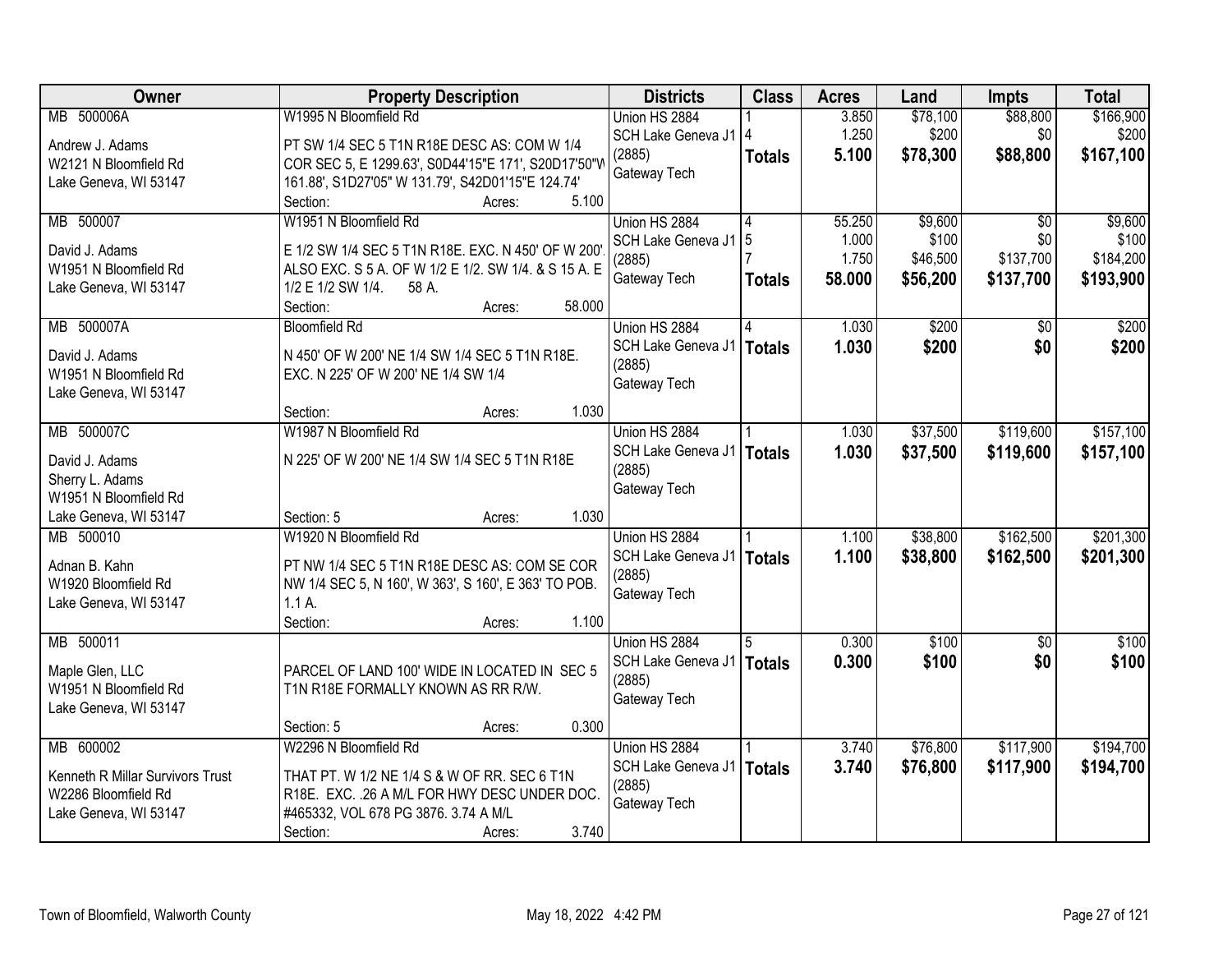| Owner | Property Description | Districts | Class | Acres | Land | Impts | Total |
|---|---|---|---|---|---|---|---|
| MB 500006A<br>Andrew J. Adams<br>W2121 N Bloomfield Rd<br>Lake Geneva, WI 53147 | W1995 N Bloomfield Rd<br>PT SW 1/4 SEC 5 T1N R18E DESC AS: COM W 1/4 COR SEC 5, E 1299.63', S0D44'15"E 171', S20D17'50"W 161.88', S1D27'05" W 131.79', S42D01'15"E 124.74'<br>Section: Acres: 5.100 | Union HS 2884<br>SCH Lake Geneva J1 (2885)<br>Gateway Tech | 1<br>4<br>**Totals** | 3.850<br>1.250<br>**5.100** | $78,100<br>$200<br>**$78,300** | $88,800<br>$0<br>**$88,800** | $166,900<br>$200<br>**$167,100** |
| MB 500007<br>David J. Adams<br>W1951 N Bloomfield Rd<br>Lake Geneva, WI 53147 | W1951 N Bloomfield Rd<br>E 1/2 SW 1/4 SEC 5 T1N R18E. EXC. N 450' OF W 200'. ALSO EXC. S 5 A. OF W 1/2 E 1/2. SW 1/4. & S 15 A. E 1/2 E 1/2 SW 1/4. 58 A.<br>Section: Acres: 58.000 | Union HS 2884<br>SCH Lake Geneva J1 (2885)<br>Gateway Tech | 4<br>5<br>7<br>**Totals** | 55.250<br>1.000<br>1.750<br>**58.000** | $9,600<br>$100<br>$46,500<br>**$56,200** | $0<br>$0<br>$137,700<br>**$137,700** | $9,600<br>$100<br>$184,200<br>**$193,900** |
| MB 500007A<br>David J. Adams<br>W1951 N Bloomfield Rd<br>Lake Geneva, WI 53147 | Bloomfield Rd<br>N 450' OF W 200' NE 1/4 SW 1/4 SEC 5 T1N R18E. EXC. N 225' OF W 200' NE 1/4 SW 1/4<br>Section: Acres: 1.030 | Union HS 2884<br>SCH Lake Geneva J1 (2885)<br>Gateway Tech | 4<br>**Totals** | 1.030<br>**1.030** | $200<br>**$200** | $0<br>**$0** | $200<br>**$200** |
| MB 500007C<br>David J. Adams<br>Sherry L. Adams<br>W1951 N Bloomfield Rd<br>Lake Geneva, WI 53147 | W1987 N Bloomfield Rd<br>N 225' OF W 200' NE 1/4 SW 1/4 SEC 5 T1N R18E<br>Section: 5 Acres: 1.030 | Union HS 2884<br>SCH Lake Geneva J1 (2885)<br>Gateway Tech | 1<br>**Totals** | 1.030<br>**1.030** | $37,500<br>**$37,500** | $119,600<br>**$119,600** | $157,100<br>**$157,100** |
| MB 500010<br>Adnan B. Kahn<br>W1920 Bloomfield Rd<br>Lake Geneva, WI 53147 | W1920 N Bloomfield Rd<br>PT NW 1/4 SEC 5 T1N R18E DESC AS: COM SE COR NW 1/4 SEC 5, N 160', W 363', S 160', E 363' TO POB. 1.1 A.<br>Section: Acres: 1.100 | Union HS 2884<br>SCH Lake Geneva J1 (2885)<br>Gateway Tech | 1<br>**Totals** | 1.100<br>**1.100** | $38,800<br>**$38,800** | $162,500<br>**$162,500** | $201,300<br>**$201,300** |
| MB 500011<br>Maple Glen, LLC<br>W1951 N Bloomfield Rd<br>Lake Geneva, WI 53147 | PARCEL OF LAND 100' WIDE IN LOCATED IN SEC 5 T1N R18E FORMALLY KNOWN AS RR R/W.<br>Section: 5 Acres: 0.300 | Union HS 2884<br>SCH Lake Geneva J1 (2885)<br>Gateway Tech | 5<br>**Totals** | 0.300<br>**0.300** | $100<br>**$100** | $0<br>**$0** | $100<br>**$100** |
| MB 600002<br>Kenneth R Millar Survivors Trust<br>W2286 Bloomfield Rd<br>Lake Geneva, WI 53147 | W2296 N Bloomfield Rd<br>THAT PT. W 1/2 NE 1/4 SEC 6 S & W OF RR. SEC 6 T1N R18E. EXC. .26 A M/L FOR HWY DESC UNDER DOC. #465332, VOL 678 PG 3876. 3.74 A M/L<br>Section: Acres: 3.740 | Union HS 2884<br>SCH Lake Geneva J1 (2885)<br>Gateway Tech | 1<br>**Totals** | 3.740<br>**3.740** | $76,800<br>**$76,800** | $117,900<br>**$117,900** | $194,700<br>**$194,700** |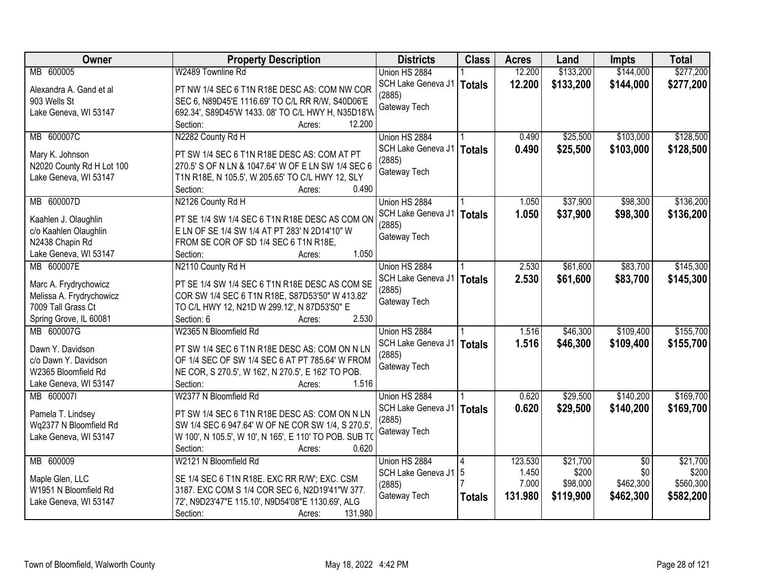| Owner | Property Description | Districts | Class | Acres | Land | Impts | Total |
|---|---|---|---|---|---|---|---|
| MB 600005<br><br>Alexandra A. Gand et al<br>903 Wells St<br>Lake Geneva, WI 53147 | W2489 Townline Rd<br><br>PT NW 1/4 SEC 6 T1N R18E DESC AS: COM NW COR SEC 6, N89D45'E 1116.69' TO C/L RR R/W, S40D06'E 692.34', S89D45'W 1433. 08' TO C/L HWY H, N35D18'W<br>Section: Acres: 12.200 | Union HS 2884<br>SCH Lake Geneva J1 (2885)<br>Gateway Tech | 1<br>**Totals** | 12.200<br>**12.200** | $133,200<br>**$133,200** | $144,000<br>**$144,000** | $277,200<br>**$277,200** |
| MB 600007C<br><br>Mary K. Johnson<br>N2020 County Rd H Lot 100<br>Lake Geneva, WI 53147 | N2282 County Rd H<br><br>PT SW 1/4 SEC 6 T1N R18E DESC AS: COM AT PT 270.5' S OF N LN & 1047.64' W OF E LN SW 1/4 SEC 6 T1N R18E, N 105.5', W 205.65' TO C/L HWY 12, SLY<br>Section: Acres: 0.490 | Union HS 2884<br>SCH Lake Geneva J1 (2885)<br>Gateway Tech | 1<br>**Totals** | 0.490<br>**0.490** | $25,500<br>**$25,500** | $103,000<br>**$103,000** | $128,500<br>**$128,500** |
| MB 600007D<br><br>Kaahlen J. Olaughlin<br>c/o Kaahlen Olaughlin<br>N2438 Chapin Rd<br>Lake Geneva, WI 53147 | N2126 County Rd H<br><br>PT SE 1/4 SW 1/4 SEC 6 T1N R18E DESC AS COM ON E LN OF SE 1/4 SW 1/4 AT PT 283' N 2D14'10" W FROM SE COR OF SD 1/4 SEC 6 T1N R18E,<br>Section: Acres: 1.050 | Union HS 2884<br>SCH Lake Geneva J1 (2885)<br>Gateway Tech | 1<br>**Totals** | 1.050<br>**1.050** | $37,900<br>**$37,900** | $98,300<br>**$98,300** | $136,200<br>**$136,200** |
| MB 600007E<br><br>Marc A. Frydrychowicz<br>Melissa A. Frydrychowicz<br>7009 Tall Grass Ct<br>Spring Grove, IL 60081 | N2110 County Rd H<br><br>PT SE 1/4 SW 1/4 SEC 6 T1N R18E DESC AS COM SE COR SW 1/4 SEC 6 T1N R18E, S87D53'50" W 413.82' TO C/L HWY 12, N21D W 299.12', N 87D53'50" E<br>Section: 6 Acres: 2.530 | Union HS 2884<br>SCH Lake Geneva J1 (2885)<br>Gateway Tech | 1<br>**Totals** | 2.530<br>**2.530** | $61,600<br>**$61,600** | $83,700<br>**$83,700** | $145,300<br>**$145,300** |
| MB 600007G<br><br>Dawn Y. Davidson<br>c/o Dawn Y. Davidson<br>W2365 Bloomfield Rd<br>Lake Geneva, WI 53147 | W2365 N Bloomfield Rd<br><br>PT SW 1/4 SEC 6 T1N R18E DESC AS: COM ON N LN OF 1/4 SEC OF SW 1/4 SEC 6 AT PT 785.64' W FROM NE COR, S 270.5', W 162', N 270.5', E 162' TO POB.<br>Section: Acres: 1.516 | Union HS 2884<br>SCH Lake Geneva J1 (2885)<br>Gateway Tech | 1<br>**Totals** | 1.516<br>**1.516** | $46,300<br>**$46,300** | $109,400<br>**$109,400** | $155,700<br>**$155,700** |
| MB 600007I<br><br>Pamela T. Lindsey<br>Wq2377 N Bloomfield Rd<br>Lake Geneva, WI 53147 | W2377 N Bloomfield Rd<br><br>PT SW 1/4 SEC 6 T1N R18E DESC AS: COM ON N LN SW 1/4 SEC 6 947.64' W OF NE COR SW 1/4, S 270.5', W 100', N 105.5', W 10', N 165', E 110' TO POB. SUB TO<br>Section: Acres: 0.620 | Union HS 2884<br>SCH Lake Geneva J1 (2885)<br>Gateway Tech | 1<br>**Totals** | 0.620<br>**0.620** | $29,500<br>**$29,500** | $140,200<br>**$140,200** | $169,700<br>**$169,700** |
| MB 600009<br><br>Maple Glen, LLC<br>W1951 N Bloomfield Rd<br>Lake Geneva, WI 53147 | W2121 N Bloomfield Rd<br><br>SE 1/4 SEC 6 T1N R18E. EXC RR R/W'; EXC. CSM 3187. EXC COM S 1/4 COR SEC 6, N2D19'41"W 377. 72', N9D23'47"E 115.10', N9D54'08"E 1130.69', ALG<br>Section: Acres: 131.980 | Union HS 2884<br>SCH Lake Geneva J1 (2885)<br>Gateway Tech | 4<br>5<br>7<br>**Totals** | 123.530<br>1.450<br>7.000<br>**131.980** | $21,700<br>$200<br>$98,000<br>**$119,900** | $0<br>$0<br>$462,300<br>**$462,300** | $21,700<br>$200<br>$560,300<br>**$582,200** |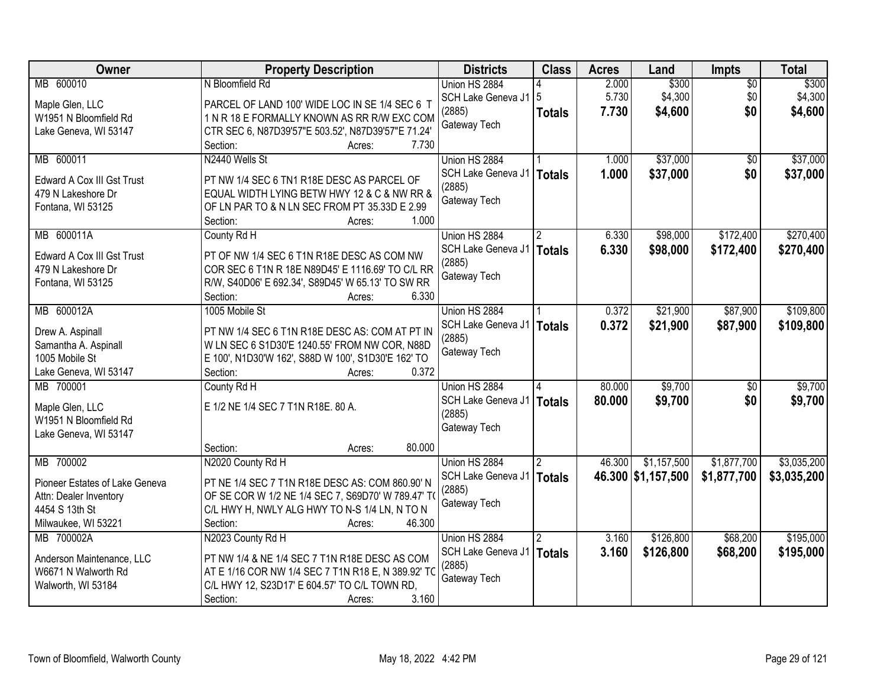| Owner | Property Description | Districts | Class | Acres | Land | Impts | Total |
|---|---|---|---|---|---|---|---|
| MB 600010<br><br>Maple Glen, LLC<br>W1951 N Bloomfield Rd<br>Lake Geneva, WI 53147 | N Bloomfield Rd<br><br>PARCEL OF LAND 100' WIDE LOC IN SE 1/4 SEC 6 T 1 N R 18 E FORMALLY KNOWN AS RR R/W EXC COM CTR SEC 6, N87D39'57"E 503.52', N87D39'57"E 71.24'<br>Section: Acres: 7.730 | Union HS 2884<br>SCH Lake Geneva J1 (2885)<br>Gateway Tech | 4<br>5<br>**Totals** | 2.000<br>5.730<br>**7.730** | $300<br>$4,300<br>**$4,600** | $0<br>$0<br>**$0** | $300<br>$4,300<br>**$4,600** |
| MB 600011<br><br>Edward A Cox III Gst Trust<br>479 N Lakeshore Dr<br>Fontana, WI 53125 | N2440 Wells St<br><br>PT NW 1/4 SEC 6 TN1 R18E DESC AS PARCEL OF EQUAL WIDTH LYING BETW HWY 12 & C & NW RR & OF LN PAR TO & N LN SEC FROM PT 35.33D E 2.99<br>Section: Acres: 1.000 | Union HS 2884<br>SCH Lake Geneva J1 (2885)<br>Gateway Tech | 1<br>**Totals** | 1.000<br>**1.000** | $37,000<br>**$37,000** | $0<br>**$0** | $37,000<br>**$37,000** |
| MB 600011A<br><br>Edward A Cox III Gst Trust<br>479 N Lakeshore Dr<br>Fontana, WI 53125 | County Rd H<br><br>PT OF NW 1/4 SEC 6 T1N R18E DESC AS COM NW COR SEC 6 T1N R 18E N89D45' E 1116.69' TO C/L RR R/W, S40D06' E 692.34', S89D45' W 65.13' TO SW RR<br>Section: Acres: 6.330 | Union HS 2884<br>SCH Lake Geneva J1 (2885)<br>Gateway Tech | 2<br>**Totals** | 6.330<br>**6.330** | $98,000<br>**$98,000** | $172,400<br>**$172,400** | $270,400<br>**$270,400** |
| MB 600012A<br><br>Drew A. Aspinall<br>Samantha A. Aspinall<br>1005 Mobile St<br>Lake Geneva, WI 53147 | 1005 Mobile St<br><br>PT NW 1/4 SEC 6 T1N R18E DESC AS: COM AT PT IN W LN SEC 6 S1D30'E 1240.55' FROM NW COR, N88D E 100', N1D30'W 162', S88D W 100', S1D30'E 162' TO<br>Section: Acres: 0.372 | Union HS 2884<br>SCH Lake Geneva J1 (2885)<br>Gateway Tech | 1<br>**Totals** | 0.372<br>**0.372** | $21,900<br>**$21,900** | $87,900<br>**$87,900** | $109,800<br>**$109,800** |
| MB 700001<br><br>Maple Glen, LLC<br>W1951 N Bloomfield Rd<br>Lake Geneva, WI 53147 | County Rd H<br><br>E 1/2 NE 1/4 SEC 7 T1N R18E. 80 A.<br><br>Section: Acres: 80.000 | Union HS 2884<br>SCH Lake Geneva J1 (2885)<br>Gateway Tech | 4<br>**Totals** | 80.000<br>**80.000** | $9,700<br>**$9,700** | $0<br>**$0** | $9,700<br>**$9,700** |
| MB 700002<br><br>Pioneer Estates of Lake Geneva<br>Attn: Dealer Inventory<br>4454 S 13th St<br>Milwaukee, WI 53221 | N2020 County Rd H<br><br>PT NE 1/4 SEC 7 T1N R18E DESC AS: COM 860.90' N OF SE COR W 1/2 NE 1/4 SEC 7, S69D70' W 789.47' TO C/L HWY H, NWLY ALG HWY TO N-S 1/4 LN, N TO N<br>Section: Acres: 46.300 | Union HS 2884<br>SCH Lake Geneva J1 (2885)<br>Gateway Tech | 2<br>**Totals** | 46.300<br>**46.300** | $1,157,500<br>**$1,157,500** | $1,877,700<br>**$1,877,700** | $3,035,200<br>**$3,035,200** |
| MB 700002A<br><br>Anderson Maintenance, LLC<br>W6671 N Walworth Rd<br>Walworth, WI 53184 | N2023 County Rd H<br><br>PT NW 1/4 & NE 1/4 SEC 7 T1N R18E DESC AS COM AT E 1/16 COR NW 1/4 SEC 7 T1N R18 E, N 389.92' TO C/L HWY 12, S23D17' E 604.57' TO C/L TOWN RD,<br>Section: Acres: 3.160 | Union HS 2884<br>SCH Lake Geneva J1 (2885)<br>Gateway Tech | 2<br>**Totals** | 3.160<br>**3.160** | $126,800<br>**$126,800** | $68,200<br>**$68,200** | $195,000<br>**$195,000** |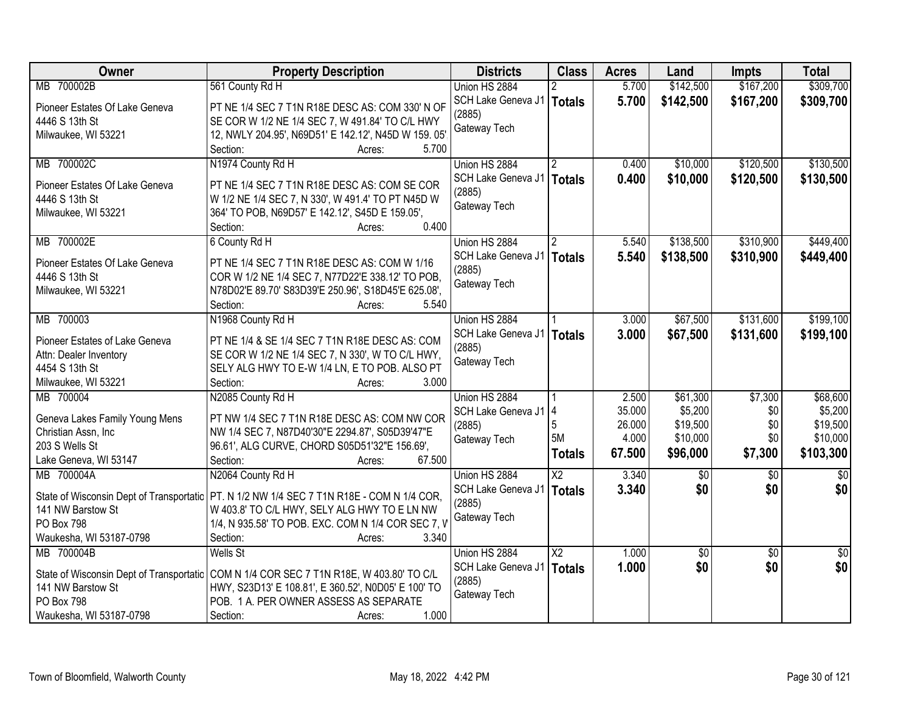| Owner | Property Description | Districts | Class | Acres | Land | Impts | Total |
|---|---|---|---|---|---|---|---|
| MB 700002B | 561 County Rd H | Union HS 2884 | 2 | 5.700 | $142,500 | $167,200 | $309,700 |
| Pioneer Estates Of Lake Geneva<br>4446 S 13th St<br>Milwaukee, WI 53221 | PT NE 1/4 SEC 7 T1N R18E DESC AS: COM 330' N OF SE COR W 1/2 NE 1/4 SEC 7, W 491.84' TO C/L HWY 12, NWLY 204.95', N69D51' E 142.12', N45D W 159. 05'<br>Section: Acres: 5.700 | SCH Lake Geneva J1 (2885)<br>Gateway Tech | **Totals** | **5.700** | **$142,500** | **$167,200** | **$309,700** |
| MB 700002C | N1974 County Rd H | Union HS 2884 | 2 | 0.400 | $10,000 | $120,500 | $130,500 |
| Pioneer Estates Of Lake Geneva<br>4446 S 13th St<br>Milwaukee, WI 53221 | PT NE 1/4 SEC 7 T1N R18E DESC AS: COM SE COR W 1/2 NE 1/4 SEC 7, N 330', W 491.4' TO PT N45D W 364' TO POB, N69D57' E 142.12', S45D E 159.05',<br>Section: Acres: 0.400 | SCH Lake Geneva J1 (2885)<br>Gateway Tech | **Totals** | **0.400** | **$10,000** | **$120,500** | **$130,500** |
| MB 700002E | 6 County Rd H | Union HS 2884 | 2 | 5.540 | $138,500 | $310,900 | $449,400 |
| Pioneer Estates Of Lake Geneva<br>4446 S 13th St<br>Milwaukee, WI 53221 | PT NE 1/4 SEC 7 T1N R18E DESC AS: COM W 1/16 COR W 1/2 NE 1/4 SEC 7, N77D22'E 338.12' TO POB, N78D02'E 89.70' S83D39'E 250.96', S18D45'E 625.08',<br>Section: Acres: 5.540 | SCH Lake Geneva J1 (2885)<br>Gateway Tech | **Totals** | **5.540** | **$138,500** | **$310,900** | **$449,400** |
| MB 700003 | N1968 County Rd H | Union HS 2884 | 1 | 3.000 | $67,500 | $131,600 | $199,100 |
| Pioneer Estates of Lake Geneva<br>Attn: Dealer Inventory<br>4454 S 13th St<br>Milwaukee, WI 53221 | PT NE 1/4 & SE 1/4 SEC 7 T1N R18E DESC AS: COM SE COR W 1/2 NE 1/4 SEC 7, N 330', W TO C/L HWY, SELY ALG HWY TO E-W 1/4 LN, E TO POB. ALSO PT<br>Section: Acres: 3.000 | SCH Lake Geneva J1 (2885)<br>Gateway Tech | **Totals** | **3.000** | **$67,500** | **$131,600** | **$199,100** |
| MB 700004 | N2085 County Rd H | Union HS 2884 | 1 | 2.500 | $61,300 | $7,300 | $68,600 |
| Geneva Lakes Family Young Mens Christian Assn, Inc<br>203 S Wells St<br>Lake Geneva, WI 53147 | PT NW 1/4 SEC 7 T1N R18E DESC AS: COM NW COR NW 1/4 SEC 7, N87D40'30"E 2294.87', S05D39'47"E 96.61', ALG CURVE, CHORD S05D51'32"E 156.69',<br>Section: Acres: 67.500 | SCH Lake Geneva J1 (2885)<br>Gateway Tech | 4<br>5<br>5M<br>**Totals** | 35.000<br>26.000<br>4.000<br>**67.500** | $5,200<br>$19,500<br>$10,000<br>**$96,000** | $0<br>$0<br>$0<br>**$7,300** | $5,200<br>$19,500<br>$10,000<br>**$103,300** |
| MB 700004A | N2064 County Rd H | Union HS 2884 | X2 | 3.340 | $0 | $0 | $0 |
| State of Wisconsin Dept of Transportatio<br>141 NW Barstow St<br>PO Box 798<br>Waukesha, WI 53187-0798 | PT. N 1/2 NW 1/4 SEC 7 T1N R18E - COM N 1/4 COR, W 403.8' TO C/L HWY, SELY ALG HWY TO E LN NW 1/4, N 935.58' TO POB. EXC. COM N 1/4 COR SEC 7, W<br>Section: Acres: 3.340 | SCH Lake Geneva J1 (2885)<br>Gateway Tech | **Totals** | **3.340** | **$0** | **$0** | **$0** |
| MB 700004B | Wells St | Union HS 2884 | X2 | 1.000 | $0 | $0 | $0 |
| State of Wisconsin Dept of Transportatio<br>141 NW Barstow St<br>PO Box 798<br>Waukesha, WI 53187-0798 | COM N 1/4 COR SEC 7 T1N R18E, W 403.80' TO C/L HWY, S23D13' E 108.81', E 360.52', N0D05' E 100' TO POB. 1 A. PER OWNER ASSESS AS SEPARATE<br>Section: Acres: 1.000 | SCH Lake Geneva J1 (2885)<br>Gateway Tech | **Totals** | **1.000** | **$0** | **$0** | **$0** |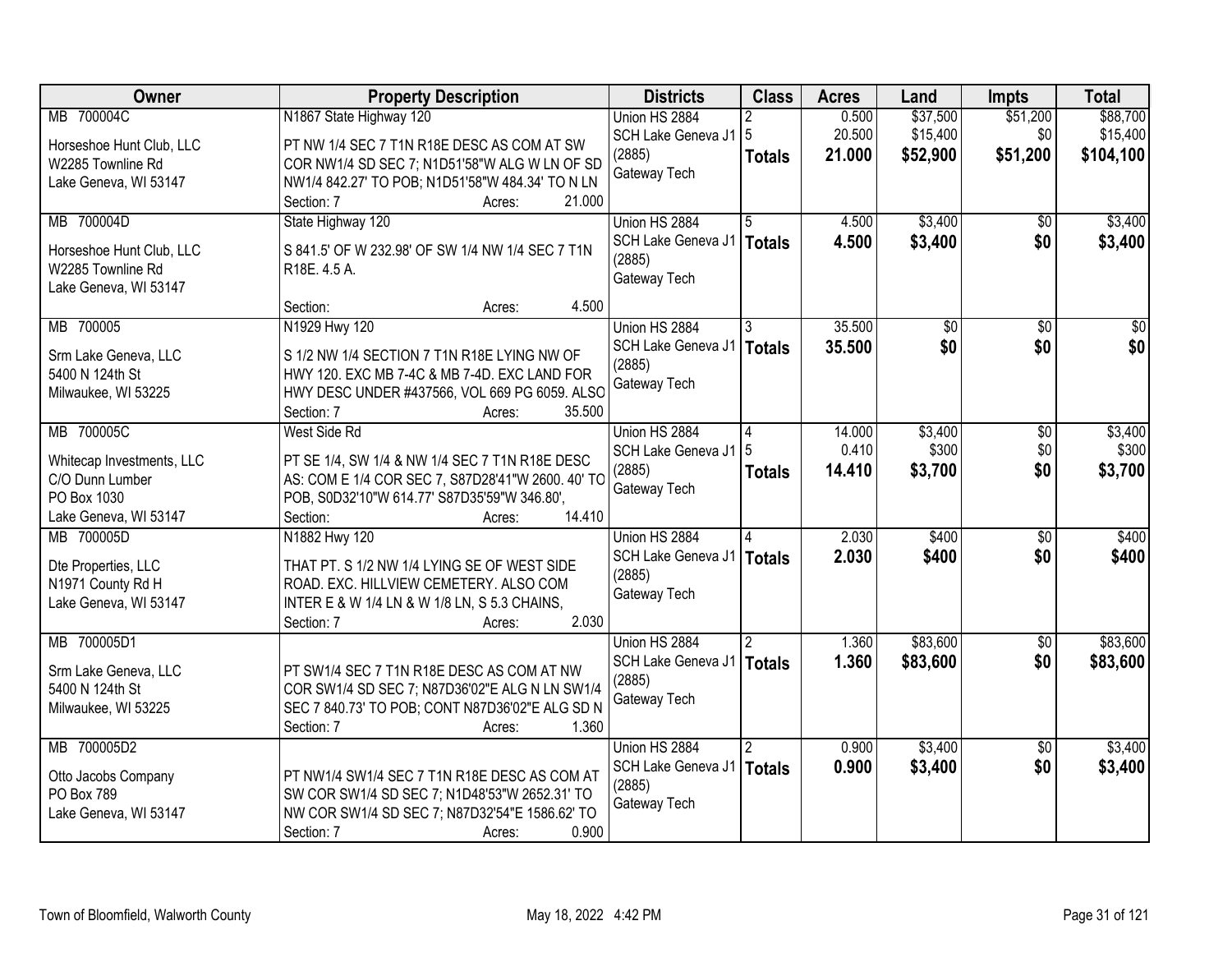| Owner | Property Description | Districts | Class | Acres | Land | Impts | Total |
|---|---|---|---|---|---|---|---|
| MB 700004C<br><br>Horseshoe Hunt Club, LLC<br>W2285 Townline Rd<br>Lake Geneva, WI 53147 | N1867 State Highway 120<br><br>PT NW 1/4 SEC 7 T1N R18E DESC AS COM AT SW COR NW1/4 SD SEC 7; N1D51'58"W ALG W LN OF SD NW1/4 842.27' TO POB; N1D51'58"W 484.34' TO N LN<br>Section: 7 Acres: 21.000 | Union HS 2884<br>SCH Lake Geneva J1<br>(2885)<br>Gateway Tech | 2<br>5<br>**Totals** | 0.500<br>20.500<br>**21.000** | $37,500<br>$15,400<br>**$52,900** | $51,200<br>$0<br>**$51,200** | $88,700<br>$15,400<br>**$104,100** |
| MB 700004D<br><br>Horseshoe Hunt Club, LLC<br>W2285 Townline Rd<br>Lake Geneva, WI 53147 | State Highway 120<br><br>S 841.5' OF W 232.98' OF SW 1/4 NW 1/4 SEC 7 T1N R18E. 4.5 A.<br>Section: Acres: 4.500 | Union HS 2884<br>SCH Lake Geneva J1<br>(2885)<br>Gateway Tech | 5<br>**Totals** | 4.500<br>**4.500** | $3,400<br>**$3,400** | $0<br>**$0** | $3,400<br>**$3,400** |
| MB 700005<br><br>Srm Lake Geneva, LLC<br>5400 N 124th St<br>Milwaukee, WI 53225 | N1929 Hwy 120<br><br>S 1/2 NW 1/4 SECTION 7 T1N R18E LYING NW OF HWY 120. EXC MB 7-4C & MB 7-4D. EXC LAND FOR HWY DESC UNDER #437566, VOL 669 PG 6059. ALSO<br>Section: 7 Acres: 35.500 | Union HS 2884<br>SCH Lake Geneva J1<br>(2885)<br>Gateway Tech | 3<br>**Totals** | 35.500<br>**35.500** | $0<br>**$0** | $0<br>**$0** | $0<br>**$0** |
| MB 700005C<br><br>Whitecap Investments, LLC<br>C/O Dunn Lumber<br>PO Box 1030<br>Lake Geneva, WI 53147 | West Side Rd<br><br>PT SE 1/4, SW 1/4 & NW 1/4 SEC 7 T1N R18E DESC AS: COM E 1/4 COR SEC 7, S87D28'41"W 2600. 40' TO POB, S0D32'10"W 614.77' S87D35'59"W 346.80',<br>Section: Acres: 14.410 | Union HS 2884<br>SCH Lake Geneva J1<br>(2885)<br>Gateway Tech | 4<br>5<br>**Totals** | 14.000<br>0.410<br>**14.410** | $3,400<br>$300<br>**$3,700** | $0<br>$0<br>**$0** | $3,400<br>$300<br>**$3,700** |
| MB 700005D<br><br>Dte Properties, LLC<br>N1971 County Rd H<br>Lake Geneva, WI 53147 | N1882 Hwy 120<br><br>THAT PT. S 1/2 NW 1/4 LYING SE OF WEST SIDE ROAD. EXC. HILLVIEW CEMETERY. ALSO COM INTER E & W 1/4 LN & W 1/8 LN, S 5.3 CHAINS,<br>Section: 7 Acres: 2.030 | Union HS 2884<br>SCH Lake Geneva J1<br>(2885)<br>Gateway Tech | 4<br>**Totals** | 2.030<br>**2.030** | $400<br>**$400** | $0<br>**$0** | $400<br>**$400** |
| MB 700005D1<br><br>Srm Lake Geneva, LLC<br>5400 N 124th St<br>Milwaukee, WI 53225 | PT SW1/4 SEC 7 T1N R18E DESC AS COM AT NW COR SW1/4 SD SEC 7; N87D36'02"E ALG N LN SW1/4 SEC 7 840.73' TO POB; CONT N87D36'02"E ALG SD N<br>Section: 7 Acres: 1.360 | Union HS 2884<br>SCH Lake Geneva J1<br>(2885)<br>Gateway Tech | 2<br>**Totals** | 1.360<br>**1.360** | $83,600<br>**$83,600** | $0<br>**$0** | $83,600<br>**$83,600** |
| MB 700005D2<br><br>Otto Jacobs Company<br>PO Box 789<br>Lake Geneva, WI 53147 | PT NW1/4 SW1/4 SEC 7 T1N R18E DESC AS COM AT SW COR SW1/4 SD SEC 7; N1D48'53"W 2652.31' TO NW COR SW1/4 SD SEC 7; N87D32'54"E 1586.62' TO<br>Section: 7 Acres: 0.900 | Union HS 2884<br>SCH Lake Geneva J1<br>(2885)<br>Gateway Tech | 2<br>**Totals** | 0.900<br>**0.900** | $3,400<br>**$3,400** | $0<br>**$0** | $3,400<br>**$3,400** |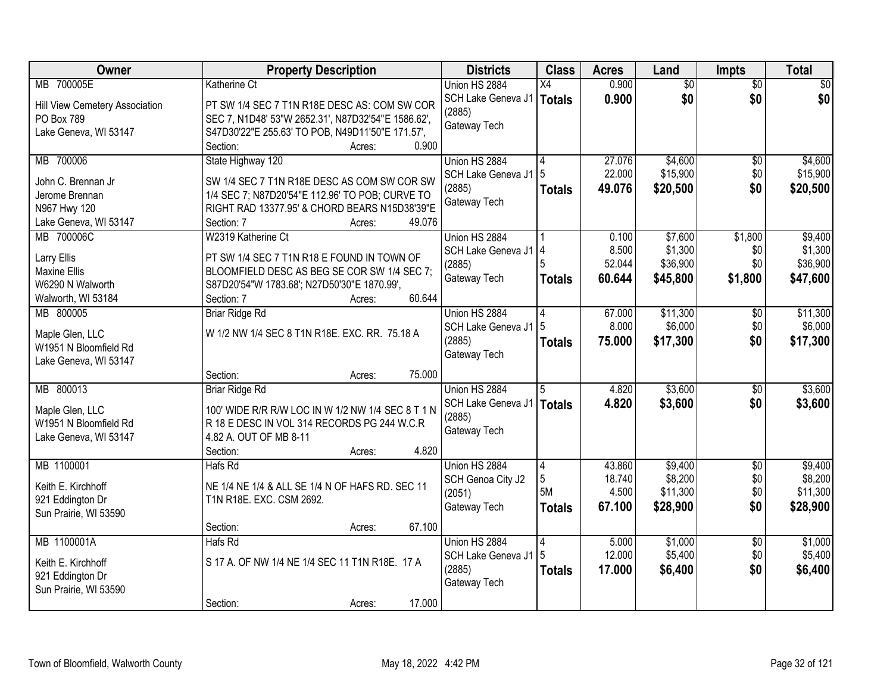| Owner | Property Description | Districts | Class | Acres | Land | Impts | Total |
|---|---|---|---|---|---|---|---|
| MB 700005E<br><br>Hill View Cemetery Association<br>PO Box 789<br>Lake Geneva, WI 53147 | Katherine Ct<br><br>PT SW 1/4 SEC 7 T1N R18E DESC AS: COM SW COR SEC 7, N1D48' 53"W 2652.31', N87D32'54"E 1586.62', S47D30'22"E 255.63' TO POB, N49D11'50"E 171.57',<br>Section: Acres: 0.900 | Union HS 2884<br>SCH Lake Geneva J1 (2885)<br>Gateway Tech | X4<br>**Totals** | 0.900<br>**0.900** | $0<br>**$0** | $0<br>**$0** | $0<br>**$0** |
| MB 700006<br><br>John C. Brennan Jr<br>Jerome Brennan<br>N967 Hwy 120<br>Lake Geneva, WI 53147 | State Highway 120<br><br>SW 1/4 SEC 7 T1N R18E DESC AS COM SW COR SW 1/4 SEC 7; N87D20'54"E 112.96' TO POB; CURVE TO RIGHT RAD 13377.95' & CHORD BEARS N15D38'39"E<br>Section: 7 Acres: 49.076 | Union HS 2884<br>SCH Lake Geneva J1 (2885)<br>Gateway Tech | 4<br>5<br>**Totals** | 27.076<br>22.000<br>**49.076** | $4,600<br>$15,900<br>**$20,500** | $0<br>$0<br>**$0** | $4,600<br>$15,900<br>**$20,500** |
| MB 700006C<br><br>Larry Ellis<br>Maxine Ellis<br>W6290 N Walworth<br>Walworth, WI 53184 | W2319 Katherine Ct<br><br>PT SW 1/4 SEC 7 T1N R18 E FOUND IN TOWN OF BLOOMFIELD DESC AS BEG SE COR SW 1/4 SEC 7; S87D20'54"W 1783.68'; N27D50'30"E 1870.99',<br>Section: 7 Acres: 60.644 | Union HS 2884<br>SCH Lake Geneva J1 (2885)<br>Gateway Tech | 1<br>4<br>5<br>**Totals** | 0.100<br>8.500<br>52.044<br>**60.644** | $7,600<br>$1,300<br>$36,900<br>**$45,800** | $1,800<br>$0<br>$0<br>**$1,800** | $9,400<br>$1,300<br>$36,900<br>**$47,600** |
| MB 800005<br><br>Maple Glen, LLC<br>W1951 N Bloomfield Rd<br>Lake Geneva, WI 53147 | Briar Ridge Rd<br><br>W 1/2 NW 1/4 SEC 8 T1N R18E. EXC. RR. 75.18 A<br><br>Section: Acres: 75.000 | Union HS 2884<br>SCH Lake Geneva J1 (2885)<br>Gateway Tech | 4<br>5<br>**Totals** | 67.000<br>8.000<br>**75.000** | $11,300<br>$6,000<br>**$17,300** | $0<br>$0<br>**$0** | $11,300<br>$6,000<br>**$17,300** |
| MB 800013<br><br>Maple Glen, LLC<br>W1951 N Bloomfield Rd<br>Lake Geneva, WI 53147 | Briar Ridge Rd<br><br>100' WIDE R/R R/W LOC IN W 1/2 NW 1/4 SEC 8 T 1 N R 18 E DESC IN VOL 314 RECORDS PG 244 W.C.R 4.82 A. OUT OF MB 8-11<br>Section: Acres: 4.820 | Union HS 2884<br>SCH Lake Geneva J1 (2885)<br>Gateway Tech | 5<br>**Totals** | 4.820<br>**4.820** | $3,600<br>**$3,600** | $0<br>**$0** | $3,600<br>**$3,600** |
| MB 1100001<br><br>Keith E. Kirchhoff<br>921 Eddington Dr<br>Sun Prairie, WI 53590 | Hafs Rd<br><br>NE 1/4 NE 1/4 & ALL SE 1/4 N OF HAFS RD. SEC 11 T1N R18E. EXC. CSM 2692.<br><br>Section: Acres: 67.100 | Union HS 2884<br>SCH Genoa City J2 (2051)<br>Gateway Tech | 4<br>5<br>5M<br>**Totals** | 43.860<br>18.740<br>4.500<br>**67.100** | $9,400<br>$8,200<br>$11,300<br>**$28,900** | $0<br>$0<br>$0<br>**$0** | $9,400<br>$8,200<br>$11,300<br>**$28,900** |
| MB 1100001A<br><br>Keith E. Kirchhoff<br>921 Eddington Dr<br>Sun Prairie, WI 53590 | Hafs Rd<br><br>S 17 A. OF NW 1/4 NE 1/4 SEC 11 T1N R18E. 17 A<br><br>Section: Acres: 17.000 | Union HS 2884<br>SCH Lake Geneva J1 (2885)<br>Gateway Tech | 4<br>5<br>**Totals** | 5.000<br>12.000<br>**17.000** | $1,000<br>$5,400<br>**$6,400** | $0<br>$0<br>**$0** | $1,000<br>$5,400<br>**$6,400** |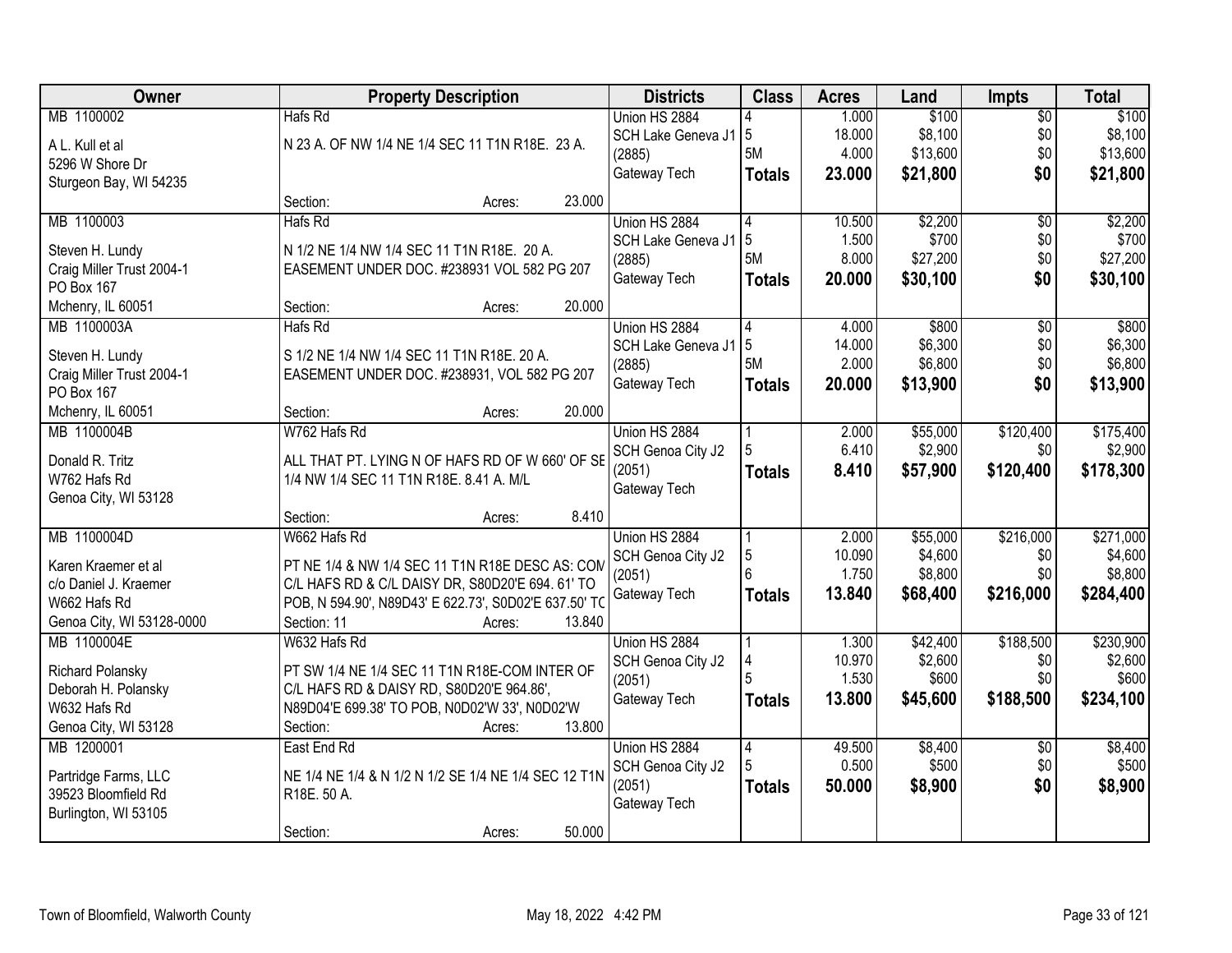| Owner | Property Description | Districts | Class | Acres | Land | Impts | Total |
|---|---|---|---|---|---|---|---|
| MB 1100002<br>A L. Kull et al<br>5296 W Shore Dr<br>Sturgeon Bay, WI 54235 | Hafs Rd<br>N 23 A. OF NW 1/4 NE 1/4 SEC 11 T1N R18E. 23 A.<br>Section: Acres: 23.000 | Union HS 2884<br>SCH Lake Geneva J1<br>(2885)<br>Gateway Tech | 4<br>5<br>5M<br>**Totals** | 1.000<br>18.000<br>4.000<br>**23.000** | $100<br>$8,100<br>$13,600<br>**$21,800** | $0<br>$0<br>$0<br>**$0** | $100<br>$8,100<br>$13,600<br>**$21,800** |
| MB 1100003<br>Steven H. Lundy<br>Craig Miller Trust 2004-1<br>PO Box 167<br>Mchenry, IL 60051 | Hafs Rd<br>N 1/2 NE 1/4 NW 1/4 SEC 11 T1N R18E. 20 A.<br>EASEMENT UNDER DOC. #238931 VOL 582 PG 207<br>Section: Acres: 20.000 | Union HS 2884<br>SCH Lake Geneva J1<br>(2885)<br>Gateway Tech | 4<br>5<br>5M<br>**Totals** | 10.500<br>1.500<br>8.000<br>**20.000** | $2,200<br>$700<br>$27,200<br>**$30,100** | $0<br>$0<br>$0<br>**$0** | $2,200<br>$700<br>$27,200<br>**$30,100** |
| MB 1100003A<br>Steven H. Lundy<br>Craig Miller Trust 2004-1<br>PO Box 167<br>Mchenry, IL 60051 | Hafs Rd<br>S 1/2 NE 1/4 NW 1/4 SEC 11 T1N R18E. 20 A.<br>EASEMENT UNDER DOC. #238931, VOL 582 PG 207<br>Section: Acres: 20.000 | Union HS 2884<br>SCH Lake Geneva J1<br>(2885)<br>Gateway Tech | 4<br>5<br>5M<br>**Totals** | 4.000<br>14.000<br>2.000<br>**20.000** | $800<br>$6,300<br>$6,800<br>**$13,900** | $0<br>$0<br>$0<br>**$0** | $800<br>$6,300<br>$6,800<br>**$13,900** |
| MB 1100004B<br>Donald R. Tritz<br>W762 Hafs Rd<br>Genoa City, WI 53128 | W762 Hafs Rd<br>ALL THAT PT. LYING N OF HAFS RD OF W 660' OF SE 1/4 NW 1/4 SEC 11 T1N R18E. 8.41 A. M/L<br>Section: Acres: 8.410 | Union HS 2884<br>SCH Genoa City J2<br>(2051)<br>Gateway Tech | 1<br>5<br>**Totals** | 2.000<br>6.410<br>**8.410** | $55,000<br>$2,900<br>**$57,900** | $120,400<br>$0<br>**$120,400** | $175,400<br>$2,900<br>**$178,300** |
| MB 1100004D<br>Karen Kraemer et al<br>c/o Daniel J. Kraemer<br>W662 Hafs Rd<br>Genoa City, WI 53128-0000 | W662 Hafs Rd<br>PT NE 1/4 & NW 1/4 SEC 11 T1N R18E DESC AS: COM C/L HAFS RD & C/L DAISY DR, S80D20'E 694. 61' TO POB, N 594.90', N89D43' E 622.73', S0D02'E 637.50' TO<br>Section: 11 Acres: 13.840 | Union HS 2884<br>SCH Genoa City J2<br>(2051)<br>Gateway Tech | 1<br>5<br>6<br>**Totals** | 2.000<br>10.090<br>1.750<br>**13.840** | $55,000<br>$4,600<br>$8,800<br>**$68,400** | $216,000<br>$0<br>$0<br>**$216,000** | $271,000<br>$4,600<br>$8,800<br>**$284,400** |
| MB 1100004E<br>Richard Polansky<br>Deborah H. Polansky<br>W632 Hafs Rd<br>Genoa City, WI 53128 | W632 Hafs Rd<br>PT SW 1/4 NE 1/4 SEC 11 T1N R18E-COM INTER OF C/L HAFS RD & DAISY RD, S80D20'E 964.86', N89D04'E 699.38' TO POB, N0D02'W 33', N0D02'W<br>Section: Acres: 13.800 | Union HS 2884<br>SCH Genoa City J2<br>(2051)<br>Gateway Tech | 1<br>4<br>5<br>**Totals** | 1.300<br>10.970<br>1.530<br>**13.800** | $42,400<br>$2,600<br>$600<br>**$45,600** | $188,500<br>$0<br>$0<br>**$188,500** | $230,900<br>$2,600<br>$600<br>**$234,100** |
| MB 1200001<br>Partridge Farms, LLC<br>39523 Bloomfield Rd<br>Burlington, WI 53105 | East End Rd<br>NE 1/4 NE 1/4 & N 1/2 N 1/2 SE 1/4 NE 1/4 SEC 12 T1N R18E. 50 A.<br>Section: Acres: 50.000 | Union HS 2884<br>SCH Genoa City J2<br>(2051)<br>Gateway Tech | 4<br>5<br>**Totals** | 49.500<br>0.500<br>**50.000** | $8,400<br>$500<br>**$8,900** | $0<br>$0<br>**$0** | $8,400<br>$500<br>**$8,900** |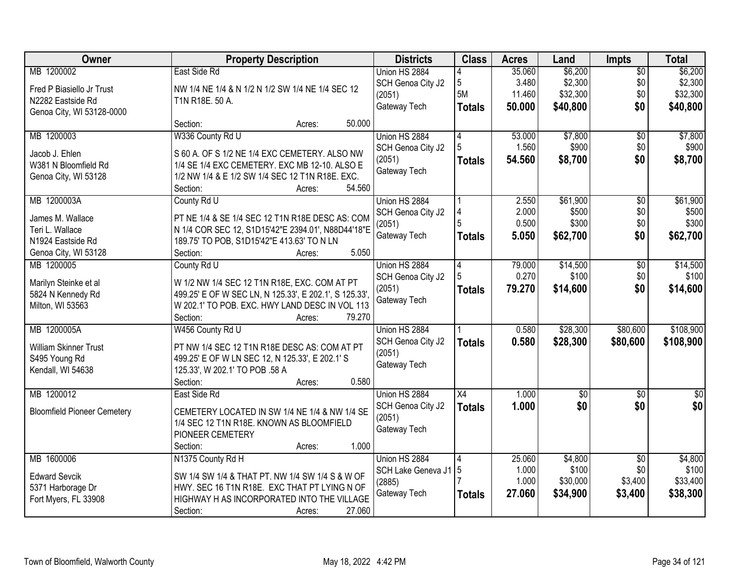| Owner | Property Description | Districts | Class | Acres | Land | Impts | Total |
|---|---|---|---|---|---|---|---|
| MB 1200002<br><br>Fred P Biasiello Jr Trust<br>N2282 Eastside Rd<br>Genoa City, WI 53128-0000 | East Side Rd<br><br>NW 1/4 NE 1/4 & N 1/2 N 1/2 SW 1/4 NE 1/4 SEC 12 T1N R18E. 50 A.<br><br>Section: Acres: 50.000 | Union HS 2884<br>SCH Genoa City J2 (2051)<br>Gateway Tech | 4<br>5<br>5M<br>**Totals** | 35.060<br>3.480<br>11.460<br>**50.000** | $6,200<br>$2,300<br>$32,300<br>**$40,800** | $0<br>$0<br>$0<br>**$0** | $6,200<br>$2,300<br>$32,300<br>**$40,800** |
| MB 1200003<br><br>Jacob J. Ehlen<br>W381 N Bloomfield Rd<br>Genoa City, WI 53128 | W336 County Rd U<br><br>S 60 A. OF S 1/2 NE 1/4 EXC CEMETERY. ALSO NW 1/4 SE 1/4 EXC CEMETERY. EXC MB 12-10. ALSO E 1/2 NW 1/4 & E 1/2 SW 1/4 SEC 12 T1N R18E. EXC.<br>Section: Acres: 54.560 | Union HS 2884<br>SCH Genoa City J2 (2051)<br>Gateway Tech | 4<br>5<br>**Totals** | 53.000<br>1.560<br>**54.560** | $7,800<br>$900<br>**$8,700** | $0<br>$0<br>**$0** | $7,800<br>$900<br>**$8,700** |
| MB 1200003A<br><br>James M. Wallace<br>Teri L. Wallace<br>N1924 Eastside Rd<br>Genoa City, WI 53128 | County Rd U<br><br>PT NE 1/4 & SE 1/4 SEC 12 T1N R18E DESC AS: COM N 1/4 COR SEC 12, S1D15'42"E 2394.01', N88D44'18"E 189.75' TO POB, S1D15'42"E 413.63' TO N LN<br>Section: Acres: 5.050 | Union HS 2884<br>SCH Genoa City J2 (2051)<br>Gateway Tech | 1<br>4<br>5<br>**Totals** | 2.550<br>2.000<br>0.500<br>**5.050** | $61,900<br>$500<br>$300<br>**$62,700** | $0<br>$0<br>$0<br>**$0** | $61,900<br>$500<br>$300<br>**$62,700** |
| MB 1200005<br><br>Marilyn Steinke et al<br>5824 N Kennedy Rd<br>Milton, WI 53563 | County Rd U<br><br>W 1/2 NW 1/4 SEC 12 T1N R18E, EXC. COM AT PT 499.25' E OF W SEC LN, N 125.33', E 202.1', S 125.33', W 202.1' TO POB. EXC. HWY LAND DESC IN VOL 113<br>Section: Acres: 79.270 | Union HS 2884<br>SCH Genoa City J2 (2051)<br>Gateway Tech | 4<br>5<br>**Totals** | 79.000<br>0.270<br>**79.270** | $14,500<br>$100<br>**$14,600** | $0<br>$0<br>**$0** | $14,500<br>$100<br>**$14,600** |
| MB 1200005A<br><br>William Skinner Trust<br>S495 Young Rd<br>Kendall, WI 54638 | W456 County Rd U<br><br>PT NW 1/4 SEC 12 T1N R18E DESC AS: COM AT PT 499.25' E OF W LN SEC 12, N 125.33', E 202.1' S 125.33', W 202.1' TO POB .58 A<br>Section: Acres: 0.580 | Union HS 2884<br>SCH Genoa City J2 (2051)<br>Gateway Tech | 1<br>**Totals** | 0.580<br>**0.580** | $28,300<br>**$28,300** | $80,600<br>**$80,600** | $108,900<br>**$108,900** |
| MB 1200012<br><br>Bloomfield Pioneer Cemetery | East Side Rd<br><br>CEMETERY LOCATED IN SW 1/4 NE 1/4 & NW 1/4 SE 1/4 SEC 12 T1N R18E. KNOWN AS BLOOMFIELD PIONEER CEMETERY<br>Section: Acres: 1.000 | Union HS 2884<br>SCH Genoa City J2 (2051)<br>Gateway Tech | X4<br>**Totals** | 1.000<br>**1.000** | $0<br>**$0** | $0<br>**$0** | $0<br>**$0** |
| MB 1600006<br><br>Edward Sevcik<br>5371 Harborage Dr<br>Fort Myers, FL 33908 | N1375 County Rd H<br><br>SW 1/4 SW 1/4 & THAT PT. NW 1/4 SW 1/4 S & W OF HWY. SEC 16 T1N R18E. EXC THAT PT LYING N OF HIGHWAY H AS INCORPORATED INTO THE VILLAGE<br>Section: Acres: 27.060 | Union HS 2884<br>SCH Lake Geneva J1 (2885)<br>Gateway Tech | 4<br>5<br>7<br>**Totals** | 25.060<br>1.000<br>1.000<br>**27.060** | $4,800<br>$100<br>$30,000<br>**$34,900** | $0<br>$0<br>$3,400<br>**$3,400** | $4,800<br>$100<br>$33,400<br>**$38,300** |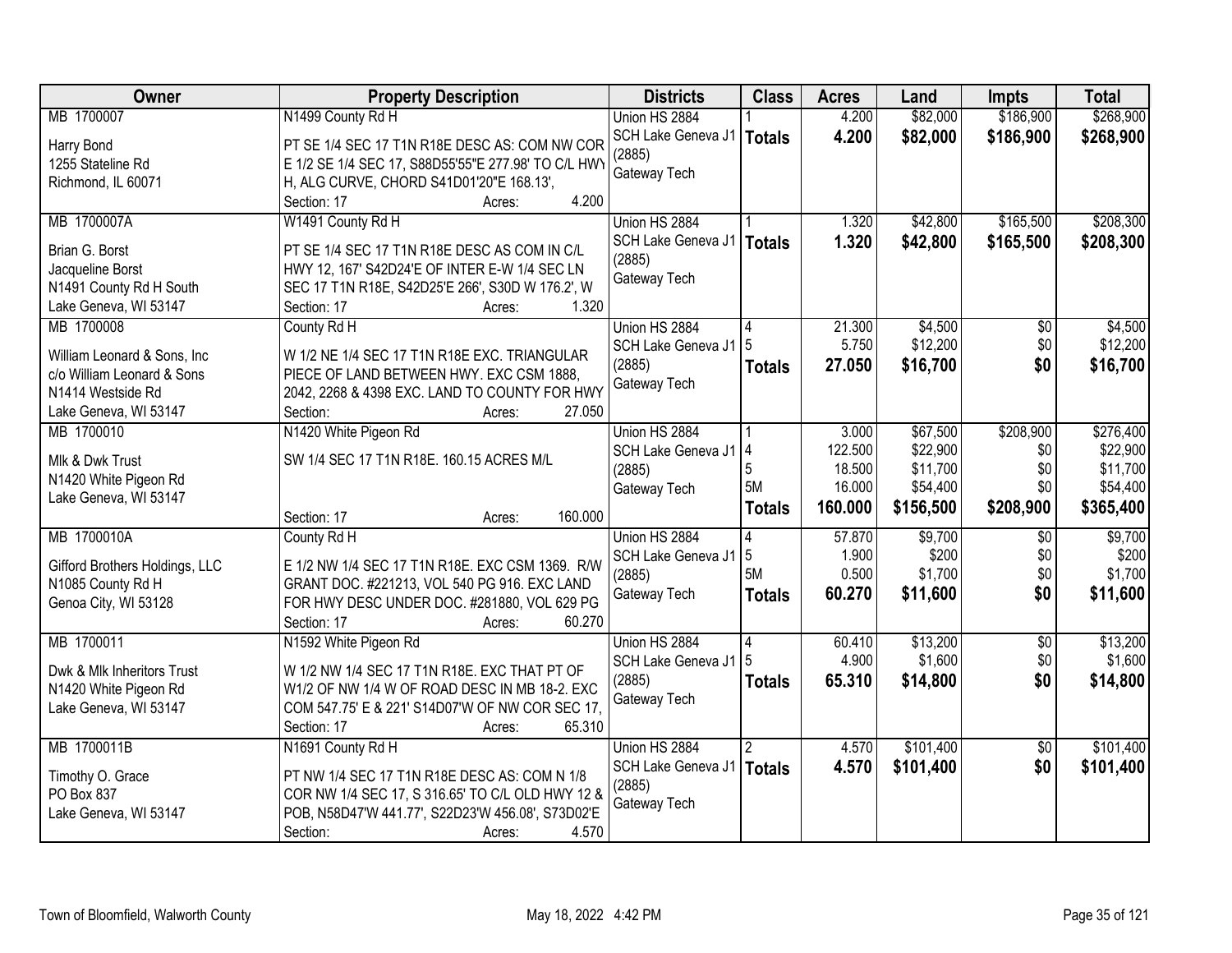| Owner | Property Description | Districts | Class | Acres | Land | Impts | Total |
|---|---|---|---|---|---|---|---|
| MB 1700007<br><br>Harry Bond<br>1255 Stateline Rd<br>Richmond, IL 60071 | N1499 County Rd H<br><br>PT SE 1/4 SEC 17 T1N R18E DESC AS: COM NW COR E 1/2 SE 1/4 SEC 17, S88D55'55"E 277.98' TO C/L HWY H, ALG CURVE, CHORD S41D01'20"E 168.13',<br>Section: 17 Acres: 4.200 | Union HS 2884<br>SCH Lake Geneva J1 (2885)<br>Gateway Tech | 1<br>**Totals** | 4.200<br>**4.200** | \$82,000<br>**\$82,000** | \$186,900<br>**\$186,900** | \$268,900<br>**\$268,900** |
| MB 1700007A<br><br>Brian G. Borst<br>Jacqueline Borst<br>N1491 County Rd H South<br>Lake Geneva, WI 53147 | W1491 County Rd H<br><br>PT SE 1/4 SEC 17 T1N R18E DESC AS COM IN C/L HWY 12, 167' S42D24'E OF INTER E-W 1/4 SEC LN SEC 17 T1N R18E, S42D25'E 266', S30D W 176.2', W<br>Section: 17 Acres: 1.320 | Union HS 2884<br>SCH Lake Geneva J1 (2885)<br>Gateway Tech | 1<br>**Totals** | 1.320<br>**1.320** | \$42,800<br>**\$42,800** | \$165,500<br>**\$165,500** | \$208,300<br>**\$208,300** |
| MB 1700008<br><br>William Leonard & Sons, Inc<br>c/o William Leonard & Sons<br>N1414 Westside Rd<br>Lake Geneva, WI 53147 | County Rd H<br><br>W 1/2 NE 1/4 SEC 17 T1N R18E EXC. TRIANGULAR PIECE OF LAND BETWEEN HWY. EXC CSM 1888, 2042, 2268 & 4398 EXC. LAND TO COUNTY FOR HWY<br>Section: Acres: 27.050 | Union HS 2884<br>SCH Lake Geneva J1 (2885)<br>Gateway Tech | 4<br>5<br>**Totals** | 21.300<br>5.750<br>**27.050** | \$4,500<br>\$12,200<br>**\$16,700** | \$0<br>\$0<br>**\$0** | \$4,500<br>\$12,200<br>**\$16,700** |
| MB 1700010<br><br>Mlk & Dwk Trust<br>N1420 White Pigeon Rd<br>Lake Geneva, WI 53147 | N1420 White Pigeon Rd<br><br>SW 1/4 SEC 17 T1N R18E. 160.15 ACRES M/L<br><br>Section: 17 Acres: 160.000 | Union HS 2884<br>SCH Lake Geneva J1 (2885)<br>Gateway Tech | 1<br>4<br>5<br>5M<br>**Totals** | 3.000<br>122.500<br>18.500<br>16.000<br>**160.000** | \$67,500<br>\$22,900<br>\$11,700<br>\$54,400<br>**\$156,500** | \$208,900<br>\$0<br>\$0<br>\$0<br>**\$208,900** | \$276,400<br>\$22,900<br>\$11,700<br>\$54,400<br>**\$365,400** |
| MB 1700010A<br><br>Gifford Brothers Holdings, LLC<br>N1085 County Rd H<br>Genoa City, WI 53128 | County Rd H<br><br>E 1/2 NW 1/4 SEC 17 T1N R18E. EXC CSM 1369. R/W GRANT DOC. #221213, VOL 540 PG 916. EXC LAND FOR HWY DESC UNDER DOC. #281880, VOL 629 PG<br>Section: 17 Acres: 60.270 | Union HS 2884<br>SCH Lake Geneva J1 (2885)<br>Gateway Tech | 4<br>5<br>5M<br>**Totals** | 57.870<br>1.900<br>0.500<br>**60.270** | \$9,700<br>\$200<br>\$1,700<br>**\$11,600** | \$0<br>\$0<br>\$0<br>**\$0** | \$9,700<br>\$200<br>\$1,700<br>**\$11,600** |
| MB 1700011<br><br>Dwk & Mlk Inheritors Trust<br>N1420 White Pigeon Rd<br>Lake Geneva, WI 53147 | N1592 White Pigeon Rd<br><br>W 1/2 NW 1/4 SEC 17 T1N R18E. EXC THAT PT OF W1/2 OF NW 1/4 W OF ROAD DESC IN MB 18-2. EXC COM 547.75' E & 221' S14D07'W OF NW COR SEC 17,<br>Section: 17 Acres: 65.310 | Union HS 2884<br>SCH Lake Geneva J1 (2885)<br>Gateway Tech | 4<br>5<br>**Totals** | 60.410<br>4.900<br>**65.310** | \$13,200<br>\$1,600<br>**\$14,800** | \$0<br>\$0<br>**\$0** | \$13,200<br>\$1,600<br>**\$14,800** |
| MB 1700011B<br><br>Timothy O. Grace<br>PO Box 837<br>Lake Geneva, WI 53147 | N1691 County Rd H<br><br>PT NW 1/4 SEC 17 T1N R18E DESC AS: COM N 1/8 COR NW 1/4 SEC 17, S 316.65' TO C/L OLD HWY 12 & POB, N58D47'W 441.77', S22D23'W 456.08', S73D02'E<br>Section: Acres: 4.570 | Union HS 2884<br>SCH Lake Geneva J1 (2885)<br>Gateway Tech | 2<br>**Totals** | 4.570<br>**4.570** | \$101,400<br>**\$101,400** | \$0<br>**\$0** | \$101,400<br>**\$101,400** |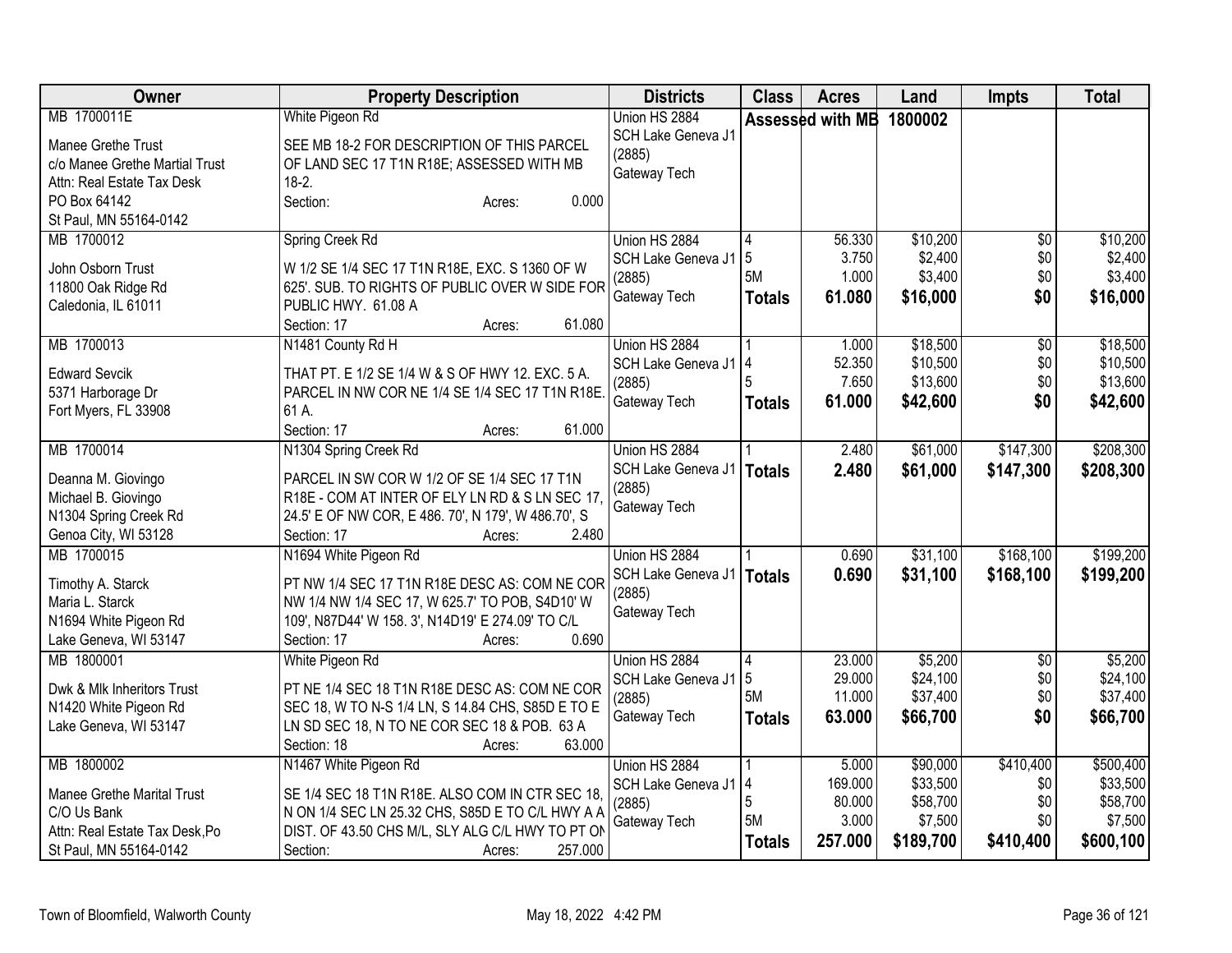| Owner | Property Description | Districts | Class | Acres | Land | Impts | Total |
|---|---|---|---|---|---|---|---|
| MB 1700011E<br><br>Manee Grethe Trust<br>c/o Manee Grethe Martial Trust<br>Attn: Real Estate Tax Desk<br>PO Box 64142<br>St Paul, MN 55164-0142 | White Pigeon Rd<br><br>SEE MB 18-2 FOR DESCRIPTION OF THIS PARCEL OF LAND SEC 17 T1N R18E; ASSESSED WITH MB 18-2.<br>Section: Acres: 0.000 | Union HS 2884<br>SCH Lake Geneva J1 (2885)<br>Gateway Tech | Assessed with MB | | 1800002 | | |
| MB 1700012<br><br>John Osborn Trust<br>11800 Oak Ridge Rd<br>Caledonia, IL 61011 | Spring Creek Rd<br><br>W 1/2 SE 1/4 SEC 17 T1N R18E, EXC. S 1360 OF W 625'. SUB. TO RIGHTS OF PUBLIC OVER W SIDE FOR PUBLIC HWY. 61.08 A<br>Section: 17 Acres: 61.080 | Union HS 2884<br>SCH Lake Geneva J1 (2885)<br>Gateway Tech | 4<br>5<br>5M<br>**Totals** | 56.330<br>3.750<br>1.000<br>**61.080** | $10,200<br>$2,400<br>$3,400<br>**$16,000** | $0<br>$0<br>$0<br>**$0** | $10,200<br>$2,400<br>$3,400<br>**$16,000** |
| MB 1700013<br><br>Edward Sevcik<br>5371 Harborage Dr<br>Fort Myers, FL 33908 | N1481 County Rd H<br><br>THAT PT. E 1/2 SE 1/4 W & S OF HWY 12. EXC. 5 A. PARCEL IN NW COR NE 1/4 SE 1/4 SEC 17 T1N R18E. 61 A.<br>Section: 17 Acres: 61.000 | Union HS 2884<br>SCH Lake Geneva J1 (2885)<br>Gateway Tech | 1<br>4<br>5<br>**Totals** | 1.000<br>52.350<br>7.650<br>**61.000** | $18,500<br>$10,500<br>$13,600<br>**$42,600** | $0<br>$0<br>$0<br>**$0** | $18,500<br>$10,500<br>$13,600<br>**$42,600** |
| MB 1700014<br><br>Deanna M. Giovingo<br>Michael B. Giovingo<br>N1304 Spring Creek Rd<br>Genoa City, WI 53128 | N1304 Spring Creek Rd<br><br>PARCEL IN SW COR W 1/2 OF SE 1/4 SEC 17 T1N R18E - COM AT INTER OF ELY LN RD & S LN SEC 17, 24.5' E OF NW COR, E 486. 70', N 179', W 486.70', S<br>Section: 17 Acres: 2.480 | Union HS 2884<br>SCH Lake Geneva J1 (2885)<br>Gateway Tech | 1<br>**Totals** | 2.480<br>**2.480** | $61,000<br>**$61,000** | $147,300<br>**$147,300** | $208,300<br>**$208,300** |
| MB 1700015<br><br>Timothy A. Starck<br>Maria L. Starck<br>N1694 White Pigeon Rd<br>Lake Geneva, WI 53147 | N1694 White Pigeon Rd<br><br>PT NW 1/4 SEC 17 T1N R18E DESC AS: COM NE COR NW 1/4 NW 1/4 SEC 17, W 625.7' TO POB, S4D10' W 109', N87D44' W 158. 3', N14D19' E 274.09' TO C/L<br>Section: 17 Acres: 0.690 | Union HS 2884<br>SCH Lake Geneva J1 (2885)<br>Gateway Tech | 1<br>**Totals** | 0.690<br>**0.690** | $31,100<br>**$31,100** | $168,100<br>**$168,100** | $199,200<br>**$199,200** |
| MB 1800001<br><br>Dwk & Mlk Inheritors Trust<br>N1420 White Pigeon Rd<br>Lake Geneva, WI 53147 | White Pigeon Rd<br><br>PT NE 1/4 SEC 18 T1N R18E DESC AS: COM NE COR SEC 18, W TO N-S 1/4 LN, S 14.84 CHS, S85D E TO E LN SD SEC 18, N TO NE COR SEC 18 & POB. 63 A<br>Section: 18 Acres: 63.000 | Union HS 2884<br>SCH Lake Geneva J1 (2885)<br>Gateway Tech | 4<br>5<br>5M<br>**Totals** | 23.000<br>29.000<br>11.000<br>**63.000** | $5,200<br>$24,100<br>$37,400<br>**$66,700** | $0<br>$0<br>$0<br>**$0** | $5,200<br>$24,100<br>$37,400<br>**$66,700** |
| MB 1800002<br><br>Manee Grethe Marital Trust<br>C/O Us Bank<br>Attn: Real Estate Tax Desk,Po<br>St Paul, MN 55164-0142 | N1467 White Pigeon Rd<br><br>SE 1/4 SEC 18 T1N R18E. ALSO COM IN CTR SEC 18, N ON 1/4 SEC LN 25.32 CHS, S85D E TO C/L HWY A A DIST. OF 43.50 CHS M/L, SLY ALG C/L HWY TO PT ON<br>Section: Acres: 257.000 | Union HS 2884<br>SCH Lake Geneva J1 (2885)<br>Gateway Tech | 1<br>4<br>5<br>5M<br>**Totals** | 5.000<br>169.000<br>80.000<br>3.000<br>**257.000** | $90,000<br>$33,500<br>$58,700<br>$7,500<br>**$189,700** | $410,400<br>$0<br>$0<br>$0<br>**$410,400** | $500,400<br>$33,500<br>$58,700<br>$7,500<br>**$600,100** |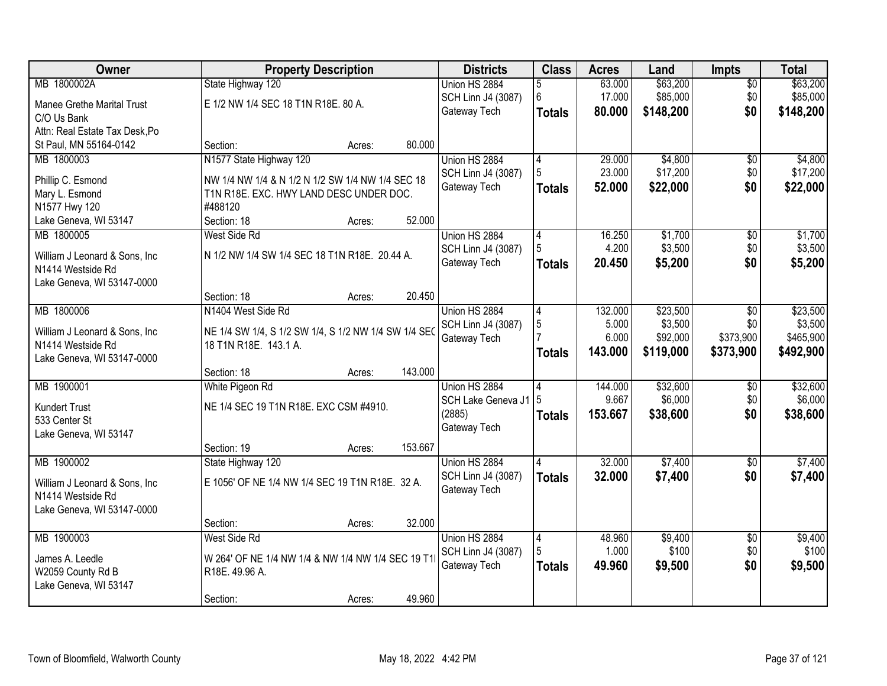| Owner | Property Description | Districts | Class | Acres | Land | Impts | Total |
|---|---|---|---|---|---|---|---|
| MB 1800002A | State Highway 120 | Union HS 2884 | 5 | 63.000 | $63,200 | $0 | $63,200 |
| Manee Grethe Marital Trust | E 1/2 NW 1/4 SEC 18 T1N R18E. 80 A. | SCH Linn J4 (3087) | 6 | 17.000 | $85,000 | $0 | $85,000 |
| C/O Us Bank | | Gateway Tech | **Totals** | **80.000** | **$148,200** | **$0** | **$148,200** |
| Attn: Real Estate Tax Desk,Po | | | | | | | |
| St Paul, MN 55164-0142 | Section: Acres: 80.000 | | | | | | |
| MB 1800003 | N1577 State Highway 120 | Union HS 2884 | 4 | 29.000 | $4,800 | $0 | $4,800 |
| Phillip C. Esmond | NW 1/4 NW 1/4 & N 1/2 N 1/2 SW 1/4 NW 1/4 SEC 18 | SCH Linn J4 (3087) | 5 | 23.000 | $17,200 | $0 | $17,200 |
| Mary L. Esmond | T1N R18E. EXC. HWY LAND DESC UNDER DOC. | Gateway Tech | **Totals** | **52.000** | **$22,000** | **$0** | **$22,000** |
| N1577 Hwy 120 | #488120 | | | | | | |
| Lake Geneva, WI 53147 | Section: 18 Acres: 52.000 | | | | | | |
| MB 1800005 | West Side Rd | Union HS 2884 | 4 | 16.250 | $1,700 | $0 | $1,700 |
| William J Leonard & Sons, Inc | N 1/2 NW 1/4 SW 1/4 SEC 18 T1N R18E. 20.44 A. | SCH Linn J4 (3087) | 5 | 4.200 | $3,500 | $0 | $3,500 |
| N1414 Westside Rd | | Gateway Tech | **Totals** | **20.450** | **$5,200** | **$0** | **$5,200** |
| Lake Geneva, WI 53147-0000 | | | | | | | |
| | Section: 18 Acres: 20.450 | | | | | | |
| MB 1800006 | N1404 West Side Rd | Union HS 2884 | 4 | 132.000 | $23,500 | $0 | $23,500 |
| William J Leonard & Sons, Inc | NE 1/4 SW 1/4, S 1/2 SW 1/4, S 1/2 NW 1/4 SW 1/4 SEC | SCH Linn J4 (3087) | 5 | 5.000 | $3,500 | $0 | $3,500 |
| N1414 Westside Rd | 18 T1N R18E. 143.1 A. | Gateway Tech | 7 | 6.000 | $92,000 | $373,900 | $465,900 |
| Lake Geneva, WI 53147-0000 | | | **Totals** | **143.000** | **$119,000** | **$373,900** | **$492,900** |
| | Section: 18 Acres: 143.000 | | | | | | |
| MB 1900001 | White Pigeon Rd | Union HS 2884 | 4 | 144.000 | $32,600 | $0 | $32,600 |
| Kundert Trust | NE 1/4 SEC 19 T1N R18E. EXC CSM #4910. | SCH Lake Geneva J1 (2885) | 5 | 9.667 | $6,000 | $0 | $6,000 |
| 533 Center St | | Gateway Tech | **Totals** | **153.667** | **$38,600** | **$0** | **$38,600** |
| Lake Geneva, WI 53147 | | | | | | | |
| | Section: 19 Acres: 153.667 | | | | | | |
| MB 1900002 | State Highway 120 | Union HS 2884 | 4 | 32.000 | $7,400 | $0 | $7,400 |
| William J Leonard & Sons, Inc | E 1056' OF NE 1/4 NW 1/4 SEC 19 T1N R18E. 32 A. | SCH Linn J4 (3087) | **Totals** | **32.000** | **$7,400** | **$0** | **$7,400** |
| N1414 Westside Rd | | Gateway Tech | | | | | |
| Lake Geneva, WI 53147-0000 | | | | | | | |
| | Section: Acres: 32.000 | | | | | | |
| MB 1900003 | West Side Rd | Union HS 2884 | 4 | 48.960 | $9,400 | $0 | $9,400 |
| James A. Leedle | W 264' OF NE 1/4 NW 1/4 & NW 1/4 NW 1/4 SEC 19 T1N | SCH Linn J4 (3087) | 5 | 1.000 | $100 | $0 | $100 |
| W2059 County Rd B | R18E. 49.96 A. | Gateway Tech | **Totals** | **49.960** | **$9,500** | **$0** | **$9,500** |
| Lake Geneva, WI 53147 | | | | | | | |
| | Section: Acres: 49.960 | | | | | | |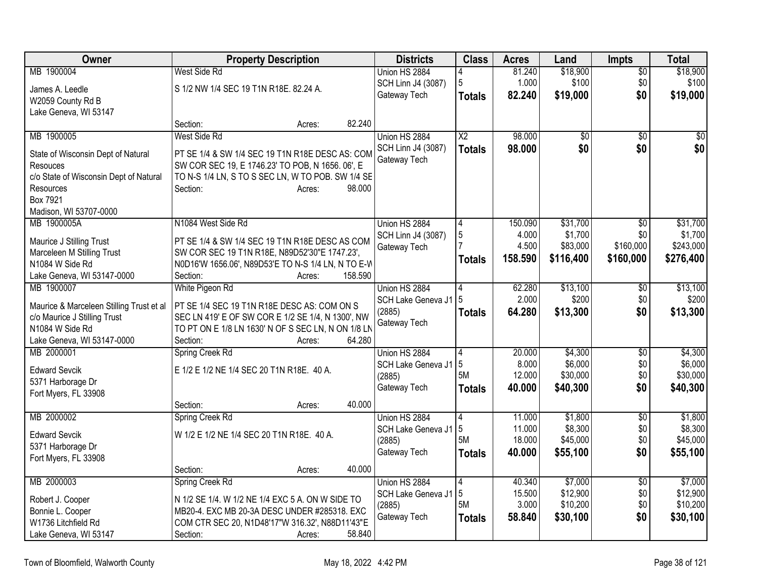| Owner | Property Description | Districts | Class | Acres | Land | Impts | Total |
|---|---|---|---|---|---|---|---|
| MB 1900004<br><br>James A. Leedle<br>W2059 County Rd B<br>Lake Geneva, WI 53147 | West Side Rd<br><br>S 1/2 NW 1/4 SEC 19 T1N R18E. 82.24 A.<br><br>Section: Acres: 82.240 | Union HS 2884<br>SCH Linn J4 (3087)<br>Gateway Tech | 4<br>5<br>**Totals** | 81.240<br>1.000<br>**82.240** | $18,900<br>$100<br>**$19,000** | $0<br>$0<br>**$0** | $18,900<br>$100<br>**$19,000** |
| MB 1900005<br><br>State of Wisconsin Dept of Natural Resouces<br>c/o State of Wisconsin Dept of Natural Resources<br>Box 7921<br>Madison, WI 53707-0000 | West Side Rd<br><br>PT SE 1/4 & SW 1/4 SEC 19 T1N R18E DESC AS: COM SW COR SEC 19, E 1746.23' TO POB, N 1656. 06', E TO N-S 1/4 LN, S TO S SEC LN, W TO POB. SW 1/4 SE<br>Section: Acres: 98.000 | Union HS 2884<br>SCH Linn J4 (3087)<br>Gateway Tech | X2<br>**Totals** | 98.000<br>**98.000** | $0<br>**$0** | $0<br>**$0** | $0<br>**$0** |
| MB 1900005A<br><br>Maurice J Stilling Trust<br>Marceleen M Stilling Trust<br>N1084 W Side Rd<br>Lake Geneva, WI 53147-0000 | N1084 West Side Rd<br><br>PT SE 1/4 & SW 1/4 SEC 19 T1N R18E DESC AS COM SW COR SEC 19 T1N R18E, N89D52'30"E 1747.23', N0D16'W 1656.06', N89D53'E TO N-S 1/4 LN, N TO E-W<br>Section: Acres: 158.590 | Union HS 2884<br>SCH Linn J4 (3087)<br>Gateway Tech | 4<br>5<br>7<br>**Totals** | 150.090<br>4.000<br>4.500<br>**158.590** | $31,700<br>$1,700<br>$83,000<br>**$116,400** | $0<br>$0<br>$160,000<br>**$160,000** | $31,700<br>$1,700<br>$243,000<br>**$276,400** |
| MB 1900007<br><br>Maurice & Marceleen Stilling Trust et al<br>c/o Maurice J Stilling Trust<br>N1084 W Side Rd<br>Lake Geneva, WI 53147-0000 | White Pigeon Rd<br><br>PT SE 1/4 SEC 19 T1N R18E DESC AS: COM ON S SEC LN 419' E OF SW COR E 1/2 SE 1/4, N 1300', NW TO PT ON E 1/8 LN 1630' N OF S SEC LN, N ON 1/8 LN<br>Section: Acres: 64.280 | Union HS 2884<br>SCH Lake Geneva J1 (2885)<br>Gateway Tech | 4<br>5<br>**Totals** | 62.280<br>2.000<br>**64.280** | $13,100<br>$200<br>**$13,300** | $0<br>$0<br>**$0** | $13,100<br>$200<br>**$13,300** |
| MB 2000001<br><br>Edward Sevcik<br>5371 Harborage Dr<br>Fort Myers, FL 33908 | Spring Creek Rd<br><br>E 1/2 E 1/2 NE 1/4 SEC 20 T1N R18E. 40 A.<br><br>Section: Acres: 40.000 | Union HS 2884<br>SCH Lake Geneva J1 (2885)<br>Gateway Tech | 4<br>5<br>5M<br>**Totals** | 20.000<br>8.000<br>12.000<br>**40.000** | $4,300<br>$6,000<br>$30,000<br>**$40,300** | $0<br>$0<br>$0<br>**$0** | $4,300<br>$6,000<br>$30,000<br>**$40,300** |
| MB 2000002<br><br>Edward Sevcik<br>5371 Harborage Dr<br>Fort Myers, FL 33908 | Spring Creek Rd<br><br>W 1/2 E 1/2 NE 1/4 SEC 20 T1N R18E. 40 A.<br><br>Section: Acres: 40.000 | Union HS 2884<br>SCH Lake Geneva J1 (2885)<br>Gateway Tech | 4<br>5<br>5M<br>**Totals** | 11.000<br>11.000<br>18.000<br>**40.000** | $1,800<br>$8,300<br>$45,000<br>**$55,100** | $0<br>$0<br>$0<br>**$0** | $1,800<br>$8,300<br>$45,000<br>**$55,100** |
| MB 2000003<br><br>Robert J. Cooper<br>Bonnie L. Cooper<br>W1736 Litchfield Rd<br>Lake Geneva, WI 53147 | Spring Creek Rd<br><br>N 1/2 SE 1/4. W 1/2 NE 1/4 EXC 5 A. ON W SIDE TO MB20-4. EXC MB 20-3A DESC UNDER #285318. EXC COM CTR SEC 20, N1D48'17"W 316.32', N88D11'43"E<br>Section: Acres: 58.840 | Union HS 2884<br>SCH Lake Geneva J1 (2885)<br>Gateway Tech | 4<br>5<br>5M<br>**Totals** | 40.340<br>15.500<br>3.000<br>**58.840** | $7,000<br>$12,900<br>$10,200<br>**$30,100** | $0<br>$0<br>$0<br>**$0** | $7,000<br>$12,900<br>$10,200<br>**$30,100** |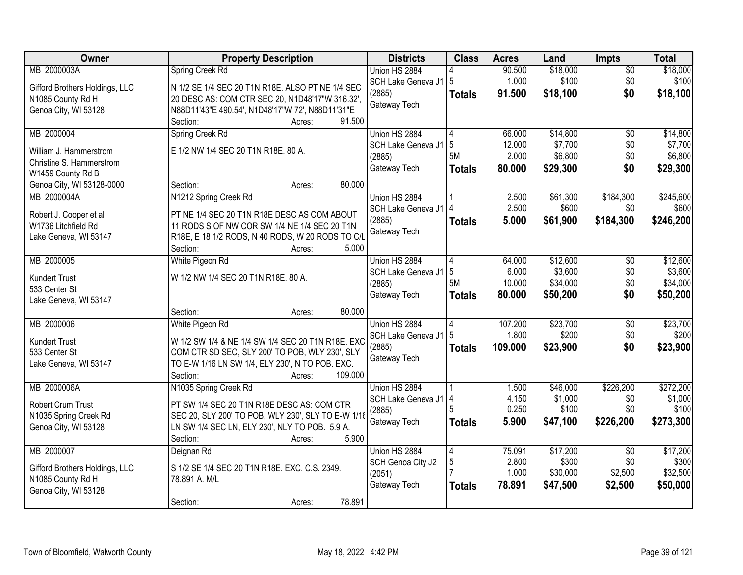| Owner | Property Description | Districts | Class | Acres | Land | Impts | Total |
|---|---|---|---|---|---|---|---|
| MB 2000003A<br>Gifford Brothers Holdings, LLC<br>N1085 County Rd H<br>Genoa City, WI 53128 | Spring Creek Rd<br>N 1/2 SE 1/4 SEC 20 T1N R18E. ALSO PT NE 1/4 SEC 20 DESC AS: COM CTR SEC 20, N1D48'17"W 316.32', N88D11'43"E 490.54', N1D48'17"W 72', N88D11'31"E<br>Section: Acres: 91.500 | Union HS 2884<br>SCH Lake Geneva J1 (2885)<br>Gateway Tech | 4<br>5<br>**Totals** | 90.500<br>1.000<br>**91.500** | $18,000<br>$100<br>**$18,100** | $0<br>$0<br>**$0** | $18,000<br>$100<br>**$18,100** |
| MB 2000004<br>William J. Hammerstrom<br>Christine S. Hammerstrom<br>W1459 County Rd B<br>Genoa City, WI 53128-0000 | Spring Creek Rd<br>E 1/2 NW 1/4 SEC 20 T1N R18E. 80 A.<br>Section: Acres: 80.000 | Union HS 2884<br>SCH Lake Geneva J1 (2885)<br>Gateway Tech | 4<br>5<br>5M<br>**Totals** | 66.000<br>12.000<br>2.000<br>**80.000** | $14,800<br>$7,700<br>$6,800<br>**$29,300** | $0<br>$0<br>$0<br>**$0** | $14,800<br>$7,700<br>$6,800<br>**$29,300** |
| MB 2000004A<br>Robert J. Cooper et al<br>W1736 Litchfield Rd<br>Lake Geneva, WI 53147 | N1212 Spring Creek Rd<br>PT NE 1/4 SEC 20 T1N R18E DESC AS COM ABOUT 11 RODS S OF NW COR SW 1/4 NE 1/4 SEC 20 T1N R18E, E 18 1/2 RODS, N 40 RODS, W 20 RODS TO C/L<br>Section: Acres: 5.000 | Union HS 2884<br>SCH Lake Geneva J1 (2885)<br>Gateway Tech | 1<br>4<br>**Totals** | 2.500<br>2.500<br>**5.000** | $61,300<br>$600<br>**$61,900** | $184,300<br>$0<br>**$184,300** | $245,600<br>$600<br>**$246,200** |
| MB 2000005<br>Kundert Trust<br>533 Center St<br>Lake Geneva, WI 53147 | White Pigeon Rd<br>W 1/2 NW 1/4 SEC 20 T1N R18E. 80 A.<br>Section: Acres: 80.000 | Union HS 2884<br>SCH Lake Geneva J1 (2885)<br>Gateway Tech | 4<br>5<br>5M<br>**Totals** | 64.000<br>6.000<br>10.000<br>**80.000** | $12,600<br>$3,600<br>$34,000<br>**$50,200** | $0<br>$0<br>$0<br>**$0** | $12,600<br>$3,600<br>$34,000<br>**$50,200** |
| MB 2000006<br>Kundert Trust<br>533 Center St<br>Lake Geneva, WI 53147 | White Pigeon Rd<br>W 1/2 SW 1/4 & NE 1/4 SW 1/4 SEC 20 T1N R18E. EXC COM CTR SD SEC, SLY 200' TO POB, WLY 230', SLY TO E-W 1/16 LN SW 1/4, ELY 230', N TO POB. EXC.<br>Section: Acres: 109.000 | Union HS 2884<br>SCH Lake Geneva J1 (2885)<br>Gateway Tech | 4<br>5<br>**Totals** | 107.200<br>1.800<br>**109.000** | $23,700<br>$200<br>**$23,900** | $0<br>$0<br>**$0** | $23,700<br>$200<br>**$23,900** |
| MB 2000006A<br>Robert Crum Trust<br>N1035 Spring Creek Rd<br>Genoa City, WI 53128 | N1035 Spring Creek Rd<br>PT SW 1/4 SEC 20 T1N R18E DESC AS: COM CTR SEC 20, SLY 200' TO POB, WLY 230', SLY TO E-W 1/16 LN SW 1/4 SEC LN, ELY 230', NLY TO POB. 5.9 A.<br>Section: Acres: 5.900 | Union HS 2884<br>SCH Lake Geneva J1 (2885)<br>Gateway Tech | 1<br>4<br>5<br>**Totals** | 1.500<br>4.150<br>0.250<br>**5.900** | $46,000<br>$1,000<br>$100<br>**$47,100** | $226,200<br>$0<br>$0<br>**$226,200** | $272,200<br>$1,000<br>$100<br>**$273,300** |
| MB 2000007<br>Gifford Brothers Holdings, LLC<br>N1085 County Rd H<br>Genoa City, WI 53128 | Deignan Rd<br>S 1/2 SE 1/4 SEC 20 T1N R18E. EXC. C.S. 2349. 78.891 A. M/L<br>Section: Acres: 78.891 | Union HS 2884<br>SCH Genoa City J2 (2051)<br>Gateway Tech | 4<br>5<br>7<br>**Totals** | 75.091<br>2.800<br>1.000<br>**78.891** | $17,200<br>$300<br>$30,000<br>**$47,500** | $0<br>$0<br>$2,500<br>**$2,500** | $17,200<br>$300<br>$32,500<br>**$50,000** |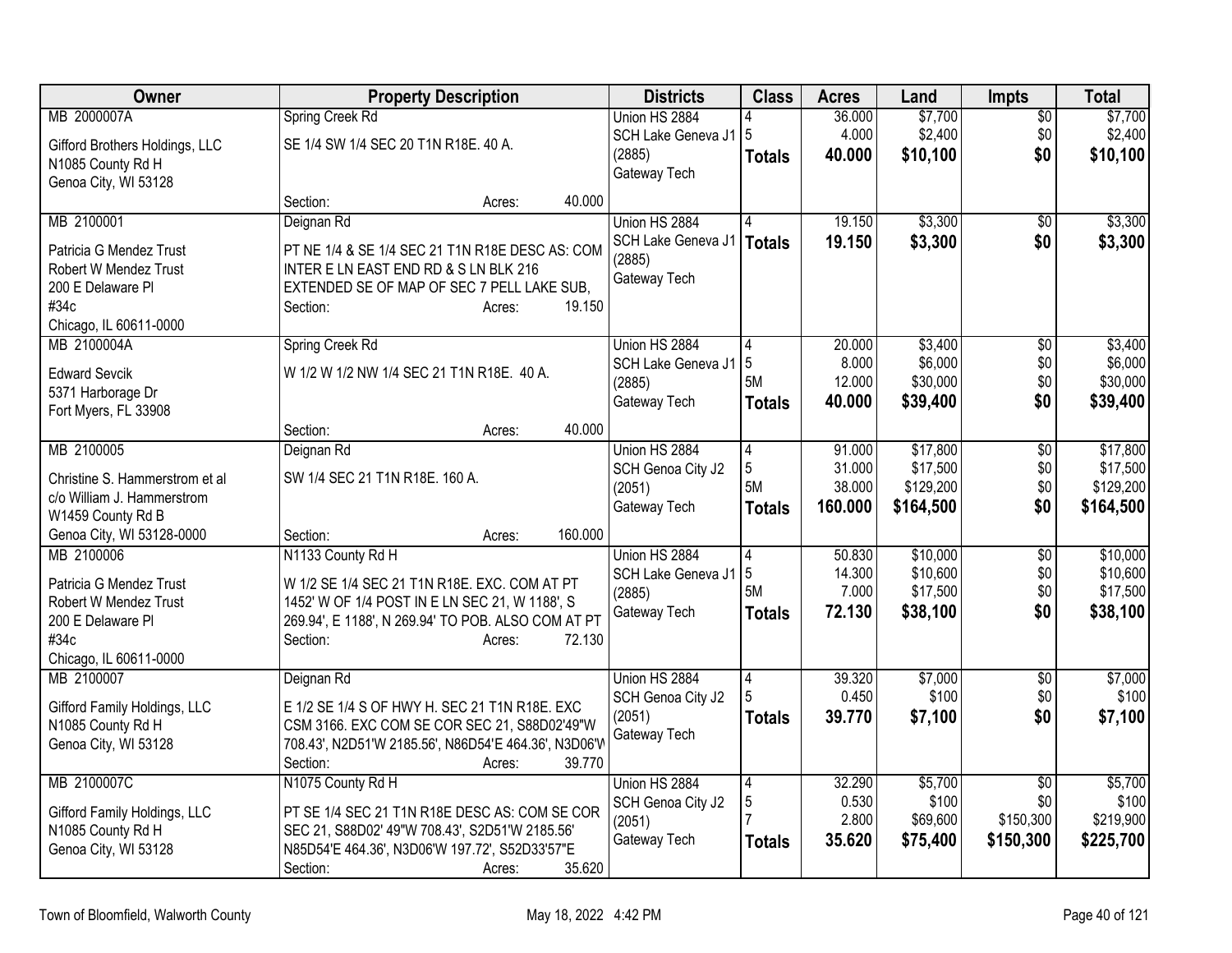| Owner | Property Description | Districts | Class | Acres | Land | Impts | Total |
|---|---|---|---|---|---|---|---|
| MB 2000007A<br><br>Gifford Brothers Holdings, LLC<br>N1085 County Rd H<br>Genoa City, WI 53128 | Spring Creek Rd<br><br>SE 1/4 SW 1/4 SEC 20 T1N R18E. 40 A.<br><br>Section: Acres: 40.000 | Union HS 2884<br>SCH Lake Geneva J1 (2885)<br>Gateway Tech | 4<br>5<br>**Totals** | 36.000<br>4.000<br>**40.000** | $7,700<br>$2,400<br>**$10,100** | $0<br>$0<br>**$0** | $7,700<br>$2,400<br>**$10,100** |
| MB 2100001<br><br>Patricia G Mendez Trust<br>Robert W Mendez Trust<br>200 E Delaware Pl<br>#34c<br>Chicago, IL 60611-0000 | Deignan Rd<br><br>PT NE 1/4 & SE 1/4 SEC 21 T1N R18E DESC AS: COM INTER E LN EAST END RD & S LN BLK 216 EXTENDED SE OF MAP OF SEC 7 PELL LAKE SUB,<br>Section: Acres: 19.150 | Union HS 2884<br>SCH Lake Geneva J1 (2885)<br>Gateway Tech | 4<br>**Totals** | 19.150<br>**19.150** | $3,300<br>**$3,300** | $0<br>**$0** | $3,300<br>**$3,300** |
| MB 2100004A<br><br>Edward Sevcik<br>5371 Harborage Dr<br>Fort Myers, FL 33908 | Spring Creek Rd<br><br>W 1/2 W 1/2 NW 1/4 SEC 21 T1N R18E. 40 A.<br><br>Section: Acres: 40.000 | Union HS 2884<br>SCH Lake Geneva J1 (2885)<br>Gateway Tech | 4<br>5<br>5M<br>**Totals** | 20.000<br>8.000<br>12.000<br>**40.000** | $3,400<br>$6,000<br>$30,000<br>**$39,400** | $0<br>$0<br>$0<br>**$0** | $3,400<br>$6,000<br>$30,000<br>**$39,400** |
| MB 2100005<br><br>Christine S. Hammerstrom et al<br>c/o William J. Hammerstrom<br>W1459 County Rd B<br>Genoa City, WI 53128-0000 | Deignan Rd<br><br>SW 1/4 SEC 21 T1N R18E. 160 A.<br><br>Section: Acres: 160.000 | Union HS 2884<br>SCH Genoa City J2 (2051)<br>Gateway Tech | 4<br>5<br>5M<br>**Totals** | 91.000<br>31.000<br>38.000<br>**160.000** | $17,800<br>$17,500<br>$129,200<br>**$164,500** | $0<br>$0<br>$0<br>**$0** | $17,800<br>$17,500<br>$129,200<br>**$164,500** |
| MB 2100006<br><br>Patricia G Mendez Trust<br>Robert W Mendez Trust<br>200 E Delaware Pl<br>#34c<br>Chicago, IL 60611-0000 | N1133 County Rd H<br><br>W 1/2 SE 1/4 SEC 21 T1N R18E. EXC. COM AT PT 1452' W OF 1/4 POST IN E LN SEC 21, W 1188', S 269.94', E 1188', N 269.94' TO POB. ALSO COM AT PT<br>Section: Acres: 72.130 | Union HS 2884<br>SCH Lake Geneva J1 (2885)<br>Gateway Tech | 4<br>5<br>5M<br>**Totals** | 50.830<br>14.300<br>7.000<br>**72.130** | $10,000<br>$10,600<br>$17,500<br>**$38,100** | $0<br>$0<br>$0<br>**$0** | $10,000<br>$10,600<br>$17,500<br>**$38,100** |
| MB 2100007<br><br>Gifford Family Holdings, LLC<br>N1085 County Rd H<br>Genoa City, WI 53128 | Deignan Rd<br><br>E 1/2 SE 1/4 S OF HWY H. SEC 21 T1N R18E. EXC CSM 3166. EXC COM SE COR SEC 21, S88D02'49"W 708.43', N2D51'W 2185.56', N86D54'E 464.36', N3D06'W<br>Section: Acres: 39.770 | Union HS 2884<br>SCH Genoa City J2 (2051)<br>Gateway Tech | 4<br>5<br>**Totals** | 39.320<br>0.450<br>**39.770** | $7,000<br>$100<br>**$7,100** | $0<br>$0<br>**$0** | $7,000<br>$100<br>**$7,100** |
| MB 2100007C<br><br>Gifford Family Holdings, LLC<br>N1085 County Rd H<br>Genoa City, WI 53128 | N1075 County Rd H<br><br>PT SE 1/4 SEC 21 T1N R18E DESC AS: COM SE COR SEC 21, S88D02' 49"W 708.43', S2D51'W 2185.56' N85D54'E 464.36', N3D06'W 197.72', S52D33'57"E<br>Section: Acres: 35.620 | Union HS 2884<br>SCH Genoa City J2 (2051)<br>Gateway Tech | 4<br>5<br>7<br>**Totals** | 32.290<br>0.530<br>2.800<br>**35.620** | $5,700<br>$100<br>$69,600<br>**$75,400** | $0<br>$0<br>$150,300<br>**$150,300** | $5,700<br>$100<br>$219,900<br>**$225,700** |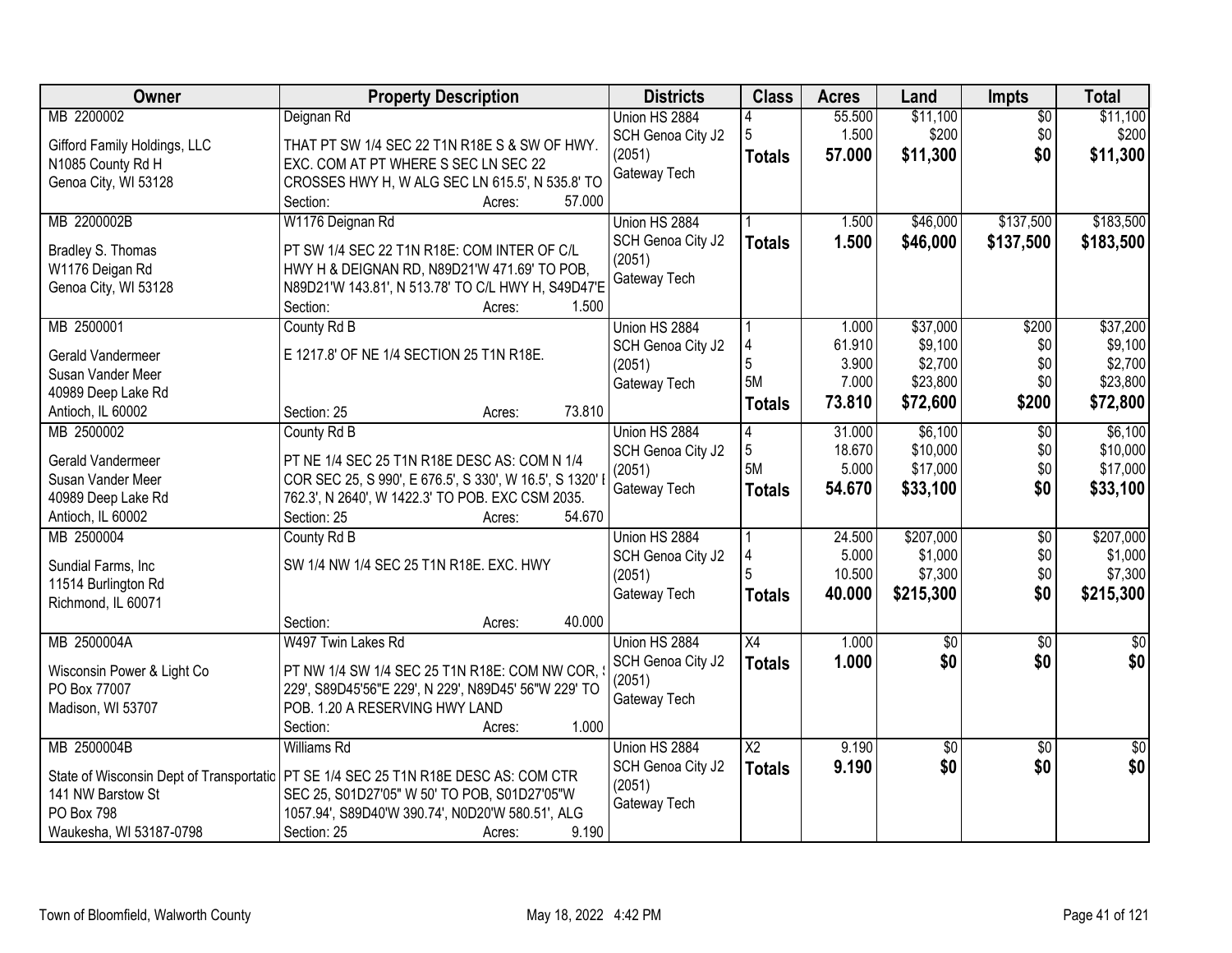| Owner | Property Description | Districts | Class | Acres | Land | Impts | Total |
|---|---|---|---|---|---|---|---|
| MB 2200002<br>Gifford Family Holdings, LLC<br>N1085 County Rd H<br>Genoa City, WI 53128 | Deignan Rd<br>THAT PT SW 1/4 SEC 22 T1N R18E S & SW OF HWY. EXC. COM AT PT WHERE S SEC LN SEC 22 CROSSES HWY H, W ALG SEC LN 615.5', N 535.8' TO<br>Section: Acres: 57.000 | Union HS 2884<br>SCH Genoa City J2 (2051)<br>Gateway Tech | 4<br>5<br>**Totals** | 55.500<br>1.500<br>**57.000** | $11,100<br>$200<br>**$11,300** | $0<br>$0<br>**$0** | $11,100<br>$200<br>**$11,300** |
| MB 2200002B<br>Bradley S. Thomas<br>W1176 Deigan Rd<br>Genoa City, WI 53128 | W1176 Deignan Rd<br>PT SW 1/4 SEC 22 T1N R18E: COM INTER OF C/L HWY H & DEIGNAN RD, N89D21'W 471.69' TO POB, N89D21'W 143.81', N 513.78' TO C/L HWY H, S49D47'E<br>Section: Acres: 1.500 | Union HS 2884<br>SCH Genoa City J2 (2051)<br>Gateway Tech | 1<br>**Totals** | 1.500<br>**1.500** | $46,000<br>**$46,000** | $137,500<br>**$137,500** | $183,500<br>**$183,500** |
| MB 2500001<br>Gerald Vandermeer<br>Susan Vander Meer<br>40989 Deep Lake Rd<br>Antioch, IL 60002 | County Rd B<br>E 1217.8' OF NE 1/4 SECTION 25 T1N R18E.<br>Section: 25 Acres: 73.810 | Union HS 2884<br>SCH Genoa City J2 (2051)<br>Gateway Tech | 1<br>4<br>5<br>5M<br>**Totals** | 1.000<br>61.910<br>3.900<br>7.000<br>**73.810** | $37,000<br>$9,100<br>$2,700<br>$23,800<br>**$72,600** | $200<br>$0<br>$0<br>$0<br>**$200** | $37,200<br>$9,100<br>$2,700<br>$23,800<br>**$72,800** |
| MB 2500002<br>Gerald Vandermeer<br>Susan Vander Meer<br>40989 Deep Lake Rd<br>Antioch, IL 60002 | County Rd B<br>PT NE 1/4 SEC 25 T1N R18E DESC AS: COM N 1/4 COR SEC 25, S 990', E 676.5', S 330', W 16.5', S 1320' E 762.3', N 2640', W 1422.3' TO POB. EXC CSM 2035.<br>Section: 25 Acres: 54.670 | Union HS 2884<br>SCH Genoa City J2 (2051)<br>Gateway Tech | 4<br>5<br>5M<br>**Totals** | 31.000<br>18.670<br>5.000<br>**54.670** | $6,100<br>$10,000<br>$17,000<br>**$33,100** | $0<br>$0<br>$0<br>**$0** | $6,100<br>$10,000<br>$17,000<br>**$33,100** |
| MB 2500004<br>Sundial Farms, Inc<br>11514 Burlington Rd<br>Richmond, IL 60071 | County Rd B<br>SW 1/4 NW 1/4 SEC 25 T1N R18E. EXC. HWY<br>Section: Acres: 40.000 | Union HS 2884<br>SCH Genoa City J2 (2051)<br>Gateway Tech | 1<br>4<br>5<br>**Totals** | 24.500<br>5.000<br>10.500<br>**40.000** | $207,000<br>$1,000<br>$7,300<br>**$215,300** | $0<br>$0<br>$0<br>**$0** | $207,000<br>$1,000<br>$7,300<br>**$215,300** |
| MB 2500004A<br>Wisconsin Power & Light Co<br>PO Box 77007<br>Madison, WI 53707 | W497 Twin Lakes Rd<br>PT NW 1/4 SW 1/4 SEC 25 T1N R18E: COM NW COR, S 229', S89D45'56"E 229', N 229', N89D45' 56"W 229' TO POB. 1.20 A RESERVING HWY LAND<br>Section: Acres: 1.000 | Union HS 2884<br>SCH Genoa City J2 (2051)<br>Gateway Tech | X4<br>**Totals** | 1.000<br>**1.000** | $0<br>**$0** | $0<br>**$0** | $0<br>**$0** |
| MB 2500004B<br>State of Wisconsin Dept of Transportatio<br>141 NW Barstow St<br>PO Box 798<br>Waukesha, WI 53187-0798 | Williams Rd<br>PT SE 1/4 SEC 25 T1N R18E DESC AS: COM CTR SEC 25, S01D27'05" W 50' TO POB, S01D27'05"W 1057.94', S89D40'W 390.74', N0D20'W 580.51', ALG<br>Section: 25 Acres: 9.190 | Union HS 2884<br>SCH Genoa City J2 (2051)<br>Gateway Tech | X2<br>**Totals** | 9.190<br>**9.190** | $0<br>**$0** | $0<br>**$0** | $0<br>**$0** |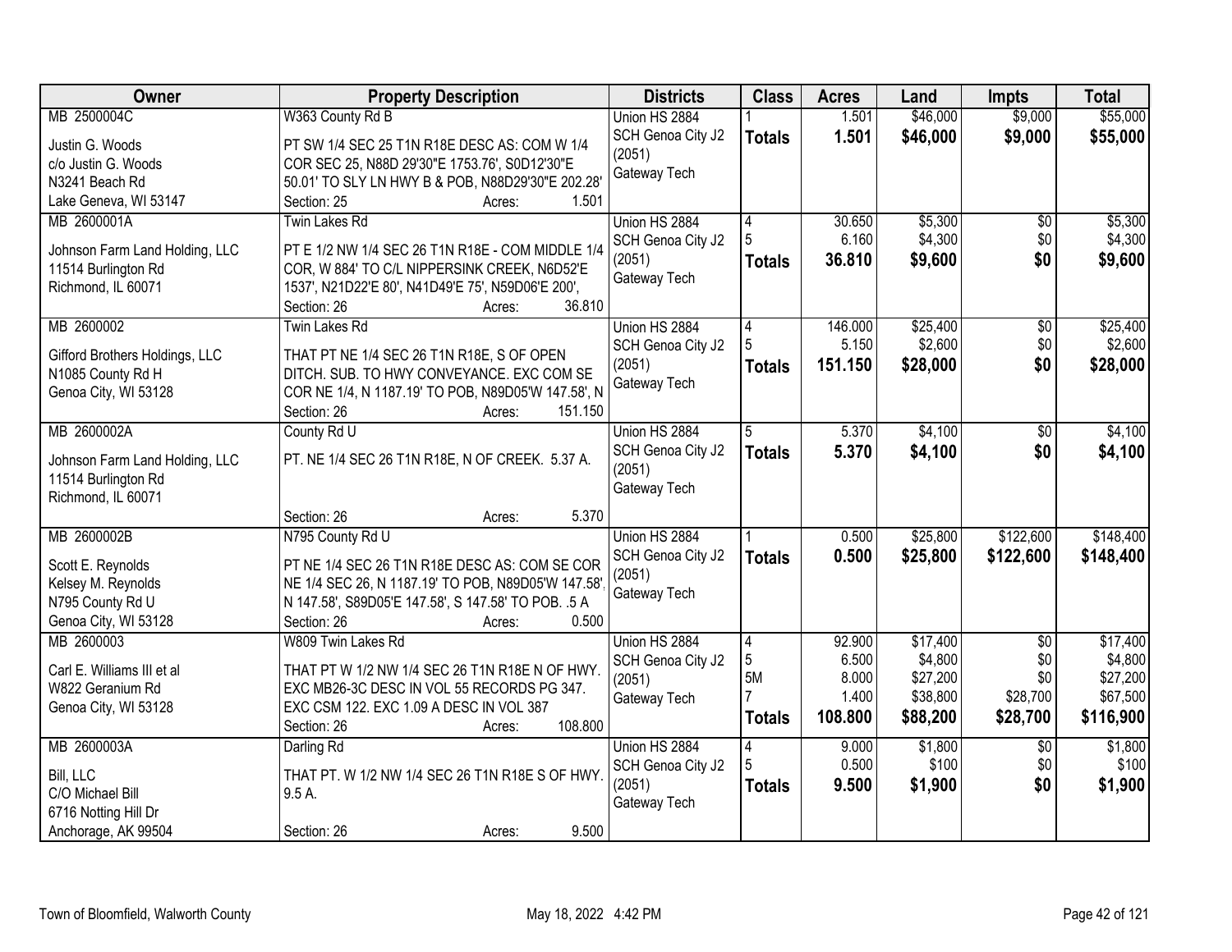| Owner | Property Description | Districts | Class | Acres | Land | Impts | Total |
|---|---|---|---|---|---|---|---|
| MB 2500004C<br>Justin G. Woods<br>c/o Justin G. Woods<br>N3241 Beach Rd<br>Lake Geneva, WI 53147 | W363 County Rd B<br>PT SW 1/4 SEC 25 T1N R18E DESC AS: COM W 1/4 COR SEC 25, N88D 29'30"E 1753.76', S0D12'30"E 50.01' TO SLY LN HWY B & POB, N88D29'30"E 202.28'<br>Section: 25 Acres: 1.501 | Union HS 2884<br>SCH Genoa City J2 (2051)<br>Gateway Tech | 1<br>**Totals** | 1.501<br>**1.501** | $46,000<br>**$46,000** | $9,000<br>**$9,000** | $55,000<br>**$55,000** |
| MB 2600001A<br>Johnson Farm Land Holding, LLC<br>11514 Burlington Rd<br>Richmond, IL 60071 | Twin Lakes Rd<br>PT E 1/2 NW 1/4 SEC 26 T1N R18E - COM MIDDLE 1/4 COR, W 884' TO C/L NIPPERSINK CREEK, N6D52'E 1537', N21D22'E 80', N41D49'E 75', N59D06'E 200',<br>Section: 26 Acres: 36.810 | Union HS 2884<br>SCH Genoa City J2 (2051)<br>Gateway Tech | 4<br>5<br>**Totals** | 30.650<br>6.160<br>**36.810** | $5,300<br>$4,300<br>**$9,600** | $0<br>$0<br>**$0** | $5,300<br>$4,300<br>**$9,600** |
| MB 2600002<br>Gifford Brothers Holdings, LLC<br>N1085 County Rd H<br>Genoa City, WI 53128 | Twin Lakes Rd<br>THAT PT NE 1/4 SEC 26 T1N R18E, S OF OPEN DITCH. SUB. TO HWY CONVEYANCE. EXC COM SE COR NE 1/4, N 1187.19' TO POB, N89D05'W 147.58', N<br>Section: 26 Acres: 151.150 | Union HS 2884<br>SCH Genoa City J2 (2051)<br>Gateway Tech | 4<br>5<br>**Totals** | 146.000<br>5.150<br>**151.150** | $25,400<br>$2,600<br>**$28,000** | $0<br>$0<br>**$0** | $25,400<br>$2,600<br>**$28,000** |
| MB 2600002A<br>Johnson Farm Land Holding, LLC<br>11514 Burlington Rd<br>Richmond, IL 60071 | County Rd U<br>PT. NE 1/4 SEC 26 T1N R18E, N OF CREEK. 5.37 A.<br>Section: 26 Acres: 5.370 | Union HS 2884<br>SCH Genoa City J2 (2051)<br>Gateway Tech | 5<br>**Totals** | 5.370<br>**5.370** | $4,100<br>**$4,100** | $0<br>**$0** | $4,100<br>**$4,100** |
| MB 2600002B<br>Scott E. Reynolds<br>Kelsey M. Reynolds<br>N795 County Rd U<br>Genoa City, WI 53128 | N795 County Rd U<br>PT NE 1/4 SEC 26 T1N R18E DESC AS: COM SE COR NE 1/4 SEC 26, N 1187.19' TO POB, N89D05'W 147.58', N 147.58', S89D05'E 147.58', S 147.58' TO POB. .5 A<br>Section: 26 Acres: 0.500 | Union HS 2884<br>SCH Genoa City J2 (2051)<br>Gateway Tech | 1<br>**Totals** | 0.500<br>**0.500** | $25,800<br>**$25,800** | $122,600<br>**$122,600** | $148,400<br>**$148,400** |
| MB 2600003<br>Carl E. Williams III et al<br>W822 Geranium Rd<br>Genoa City, WI 53128 | W809 Twin Lakes Rd<br>THAT PT W 1/2 NW 1/4 SEC 26 T1N R18E N OF HWY. EXC MB26-3C DESC IN VOL 55 RECORDS PG 347. EXC CSM 122. EXC 1.09 A DESC IN VOL 387<br>Section: 26 Acres: 108.800 | Union HS 2884<br>SCH Genoa City J2 (2051)<br>Gateway Tech | 4<br>5<br>5M<br>7<br>**Totals** | 92.900<br>6.500<br>8.000<br>1.400<br>**108.800** | $17,400<br>$4,800<br>$27,200<br>$38,800<br>**$88,200** | $0<br>$0<br>$0<br>$28,700<br>**$28,700** | $17,400<br>$4,800<br>$27,200<br>$67,500<br>**$116,900** |
| MB 2600003A<br>Bill, LLC<br>C/O Michael Bill<br>6716 Notting Hill Dr<br>Anchorage, AK 99504 | Darling Rd<br>THAT PT. W 1/2 NW 1/4 SEC 26 T1N R18E S OF HWY. 9.5 A.<br>Section: 26 Acres: 9.500 | Union HS 2884<br>SCH Genoa City J2 (2051)<br>Gateway Tech | 4<br>5<br>**Totals** | 9.000<br>0.500<br>**9.500** | $1,800<br>$100<br>**$1,900** | $0<br>$0<br>**$0** | $1,800<br>$100<br>**$1,900** |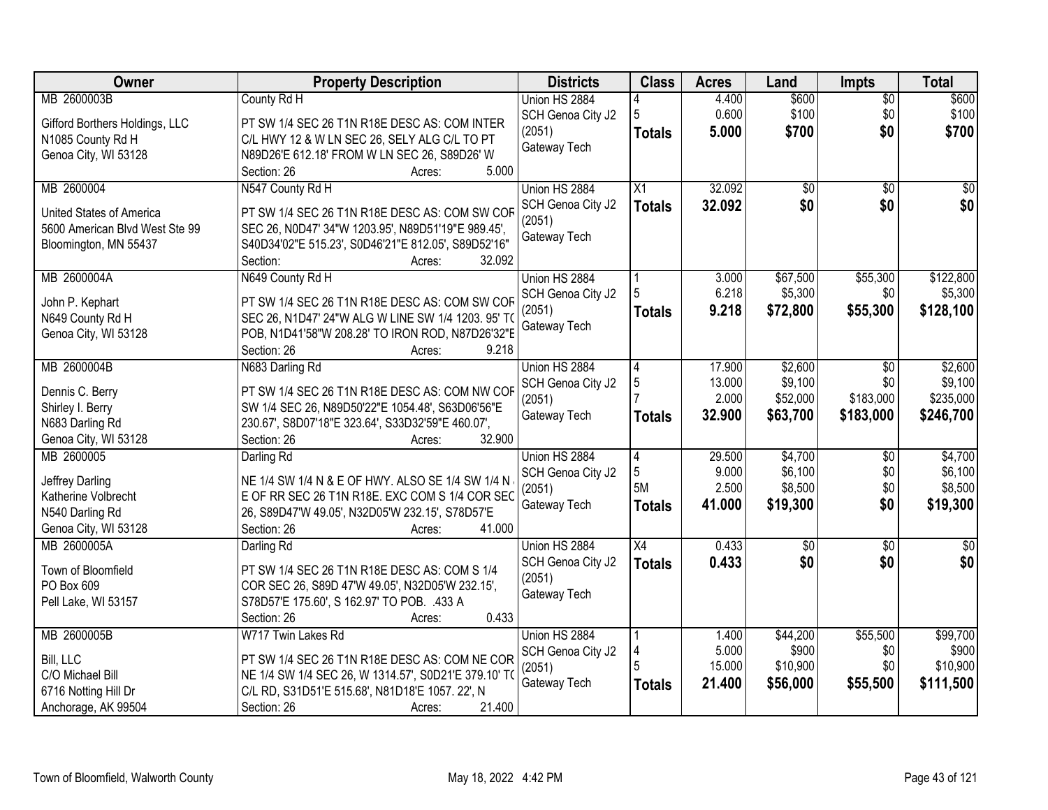| Owner | Property Description | Districts | Class | Acres | Land | Impts | Total |
|---|---|---|---|---|---|---|---|
| MB 2600003B<br><br>Gifford Borthers Holdings, LLC<br>N1085 County Rd H<br>Genoa City, WI 53128 | County Rd H<br><br>PT SW 1/4 SEC 26 T1N R18E DESC AS: COM INTER C/L HWY 12 & W LN SEC 26, SELY ALG C/L TO PT N89D26'E 612.18' FROM W LN SEC 26, S89D26' W<br>Section: 26 Acres: 5.000 | Union HS 2884<br>SCH Genoa City J2 (2051)<br>Gateway Tech | 4<br>5<br>**Totals** | 4.400<br>0.600<br>**5.000** | $600<br>$100<br>**$700** | $0<br>$0<br>**$0** | $600<br>$100<br>**$700** |
| MB 2600004<br><br>United States of America<br>5600 American Blvd West Ste 99<br>Bloomington, MN 55437 | N547 County Rd H<br><br>PT SW 1/4 SEC 26 T1N R18E DESC AS: COM SW COR SEC 26, N0D47' 34"W 1203.95', N89D51'19"E 989.45', S40D34'02"E 515.23', S0D46'21"E 812.05', S89D52'16"<br>Section: Acres: 32.092 | Union HS 2884<br>SCH Genoa City J2 (2051)<br>Gateway Tech | X1<br>**Totals** | 32.092<br>**32.092** | $0<br>**$0** | $0<br>**$0** | $0<br>**$0** |
| MB 2600004A<br><br>John P. Kephart<br>N649 County Rd H<br>Genoa City, WI 53128 | N649 County Rd H<br><br>PT SW 1/4 SEC 26 T1N R18E DESC AS: COM SW COR SEC 26, N1D47' 24"W ALG W LINE SW 1/4 1203. 95' TO POB, N1D41'58"W 208.28' TO IRON ROD, N87D26'32"E<br>Section: 26 Acres: 9.218 | Union HS 2884<br>SCH Genoa City J2 (2051)<br>Gateway Tech | 1<br>5<br>**Totals** | 3.000<br>6.218<br>**9.218** | $67,500<br>$5,300<br>**$72,800** | $55,300<br>$0<br>**$55,300** | $122,800<br>$5,300<br>**$128,100** |
| MB 2600004B<br><br>Dennis C. Berry<br>Shirley I. Berry<br>N683 Darling Rd<br>Genoa City, WI 53128 | N683 Darling Rd<br><br>PT SW 1/4 SEC 26 T1N R18E DESC AS: COM NW COR SW 1/4 SEC 26, N89D50'22"E 1054.48', S63D06'56"E 230.67', S8D07'18"E 323.64', S33D32'59"E 460.07',<br>Section: 26 Acres: 32.900 | Union HS 2884<br>SCH Genoa City J2 (2051)<br>Gateway Tech | 4<br>5<br>7<br>**Totals** | 17.900<br>13.000<br>2.000<br>**32.900** | $2,600<br>$9,100<br>$52,000<br>**$63,700** | $0<br>$0<br>$183,000<br>**$183,000** | $2,600<br>$9,100<br>$235,000<br>**$246,700** |
| MB 2600005<br><br>Jeffrey Darling<br>Katherine Volbrecht<br>N540 Darling Rd<br>Genoa City, WI 53128 | Darling Rd<br><br>NE 1/4 SW 1/4 N & E OF HWY. ALSO SE 1/4 SW 1/4 N & E OF RR SEC 26 T1N R18E. EXC COM S 1/4 COR SEC 26, S89D47'W 49.05', N32D05'W 232.15', S78D57'E<br>Section: 26 Acres: 41.000 | Union HS 2884<br>SCH Genoa City J2 (2051)<br>Gateway Tech | 4<br>5<br>5M<br>**Totals** | 29.500<br>9.000<br>2.500<br>**41.000** | $4,700<br>$6,100<br>$8,500<br>**$19,300** | $0<br>$0<br>$0<br>**$0** | $4,700<br>$6,100<br>$8,500<br>**$19,300** |
| MB 2600005A<br><br>Town of Bloomfield<br>PO Box 609<br>Pell Lake, WI 53157 | Darling Rd<br><br>PT SW 1/4 SEC 26 T1N R18E DESC AS: COM S 1/4 COR SEC 26, S89D 47'W 49.05', N32D05'W 232.15', S78D57'E 175.60', S 162.97' TO POB. .433 A<br>Section: 26 Acres: 0.433 | Union HS 2884<br>SCH Genoa City J2 (2051)<br>Gateway Tech | X4<br>**Totals** | 0.433<br>**0.433** | $0<br>**$0** | $0<br>**$0** | $0<br>**$0** |
| MB 2600005B<br><br>Bill, LLC<br>C/O Michael Bill<br>6716 Notting Hill Dr<br>Anchorage, AK 99504 | W717 Twin Lakes Rd<br><br>PT SW 1/4 SEC 26 T1N R18E DESC AS: COM NE COR NE 1/4 SW 1/4 SEC 26, W 1314.57', S0D21'E 379.10' TO C/L RD, S31D51'E 515.68', N81D18'E 1057. 22', N<br>Section: 26 Acres: 21.400 | Union HS 2884<br>SCH Genoa City J2 (2051)<br>Gateway Tech | 1<br>4<br>5<br>**Totals** | 1.400<br>5.000<br>15.000<br>**21.400** | $44,200<br>$900<br>$10,900<br>**$56,000** | $55,500<br>$0<br>$0<br>**$55,500** | $99,700<br>$900<br>$10,900<br>**$111,500** |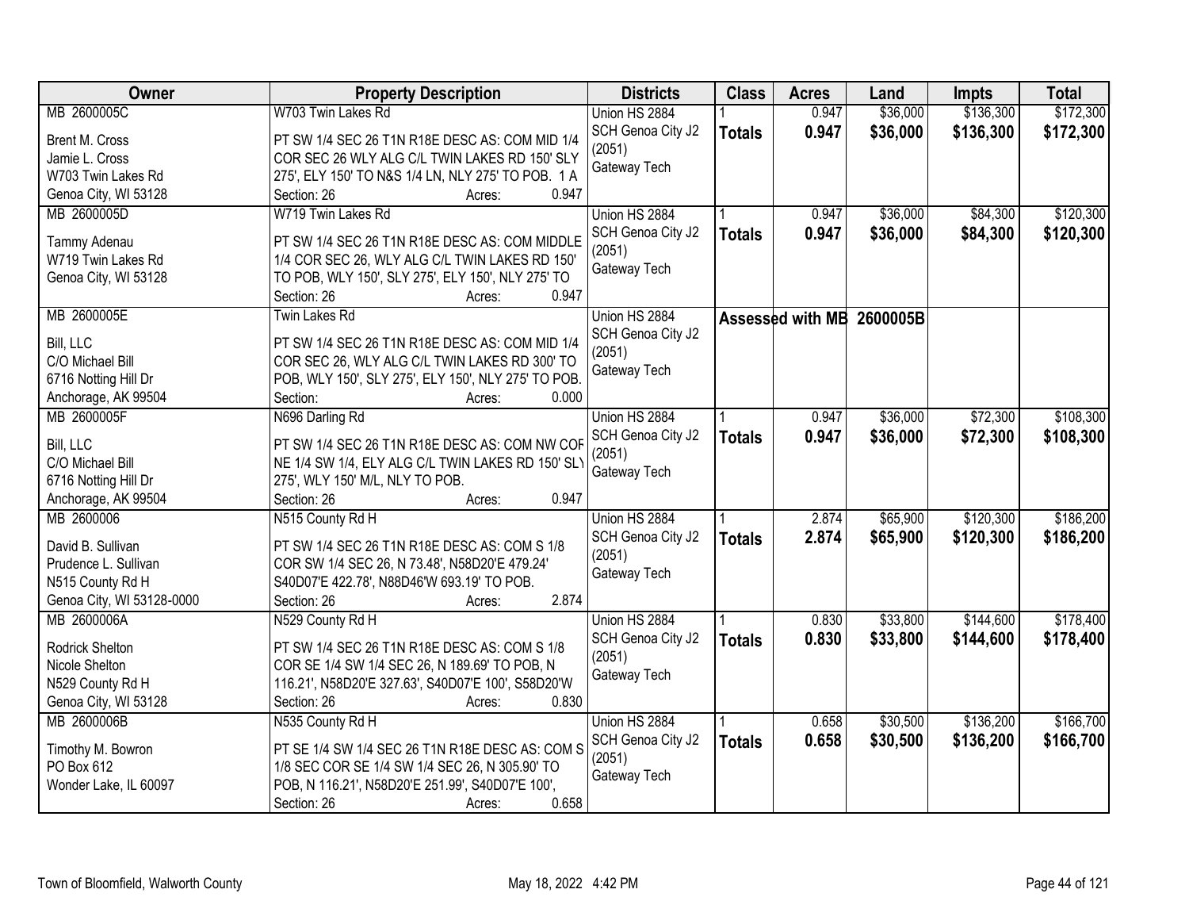| Owner | Property Description | Districts | Class | Acres | Land | Impts | Total |
|---|---|---|---|---|---|---|---|
| MB 2600005C<br>Brent M. Cross<br>Jamie L. Cross<br>W703 Twin Lakes Rd<br>Genoa City, WI 53128 | W703 Twin Lakes Rd<br>PT SW 1/4 SEC 26 T1N R18E DESC AS: COM MID 1/4 COR SEC 26 WLY ALG C/L TWIN LAKES RD 150' SLY 275', ELY 150' TO N&S 1/4 LN, NLY 275' TO POB. 1 A<br>Section: 26 Acres: 0.947 | Union HS 2884<br>SCH Genoa City J2 (2051)<br>Gateway Tech | 1<br>**Totals** | 0.947<br>**0.947** | $36,000<br>**$36,000** | $136,300<br>**$136,300** | $172,300<br>**$172,300** |
| MB 2600005D<br>Tammy Adenau<br>W719 Twin Lakes Rd<br>Genoa City, WI 53128 | W719 Twin Lakes Rd<br>PT SW 1/4 SEC 26 T1N R18E DESC AS: COM MIDDLE 1/4 COR SEC 26, WLY ALG C/L TWIN LAKES RD 150' TO POB, WLY 150', SLY 275', ELY 150', NLY 275' TO<br>Section: 26 Acres: 0.947 | Union HS 2884<br>SCH Genoa City J2 (2051)<br>Gateway Tech | 1<br>**Totals** | 0.947<br>**0.947** | $36,000<br>**$36,000** | $84,300<br>**$84,300** | $120,300<br>**$120,300** |
| MB 2600005E<br>Bill, LLC<br>C/O Michael Bill<br>6716 Notting Hill Dr<br>Anchorage, AK 99504 | Twin Lakes Rd<br>PT SW 1/4 SEC 26 T1N R18E DESC AS: COM MID 1/4 COR SEC 26, WLY ALG C/L TWIN LAKES RD 300' TO POB, WLY 150', SLY 275', ELY 150', NLY 275' TO POB.<br>Section: Acres: 0.000 | Union HS 2884<br>SCH Genoa City J2 (2051)<br>Gateway Tech | **Assessed with MB 2600005B** | | | | |
| MB 2600005F<br>Bill, LLC<br>C/O Michael Bill<br>6716 Notting Hill Dr<br>Anchorage, AK 99504 | N696 Darling Rd<br>PT SW 1/4 SEC 26 T1N R18E DESC AS: COM NW COR NE 1/4 SW 1/4, ELY ALG C/L TWIN LAKES RD 150' SLY 275', WLY 150' M/L, NLY TO POB.<br>Section: 26 Acres: 0.947 | Union HS 2884<br>SCH Genoa City J2 (2051)<br>Gateway Tech | 1<br>**Totals** | 0.947<br>**0.947** | $36,000<br>**$36,000** | $72,300<br>**$72,300** | $108,300<br>**$108,300** |
| MB 2600006<br>David B. Sullivan<br>Prudence L. Sullivan<br>N515 County Rd H<br>Genoa City, WI 53128-0000 | N515 County Rd H<br>PT SW 1/4 SEC 26 T1N R18E DESC AS: COM S 1/8 COR SW 1/4 SEC 26, N 73.48', N58D20'E 479.24' S40D07'E 422.78', N88D46'W 693.19' TO POB.<br>Section: 26 Acres: 2.874 | Union HS 2884<br>SCH Genoa City J2 (2051)<br>Gateway Tech | 1<br>**Totals** | 2.874<br>**2.874** | $65,900<br>**$65,900** | $120,300<br>**$120,300** | $186,200<br>**$186,200** |
| MB 2600006A<br>Rodrick Shelton<br>Nicole Shelton<br>N529 County Rd H<br>Genoa City, WI 53128 | N529 County Rd H<br>PT SW 1/4 SEC 26 T1N R18E DESC AS: COM S 1/8 COR SE 1/4 SW 1/4 SEC 26, N 189.69' TO POB, N 116.21', N58D20'E 327.63', S40D07'E 100', S58D20'W<br>Section: 26 Acres: 0.830 | Union HS 2884<br>SCH Genoa City J2 (2051)<br>Gateway Tech | 1<br>**Totals** | 0.830<br>**0.830** | $33,800<br>**$33,800** | $144,600<br>**$144,600** | $178,400<br>**$178,400** |
| MB 2600006B<br>Timothy M. Bowron<br>PO Box 612<br>Wonder Lake, IL 60097 | N535 County Rd H<br>PT SE 1/4 SW 1/4 SEC 26 T1N R18E DESC AS: COM S 1/8 SEC COR SE 1/4 SW 1/4 SEC 26, N 305.90' TO POB, N 116.21', N58D20'E 251.99', S40D07'E 100',<br>Section: 26 Acres: 0.658 | Union HS 2884<br>SCH Genoa City J2 (2051)<br>Gateway Tech | 1<br>**Totals** | 0.658<br>**0.658** | $30,500<br>**$30,500** | $136,200<br>**$136,200** | $166,700<br>**$166,700** |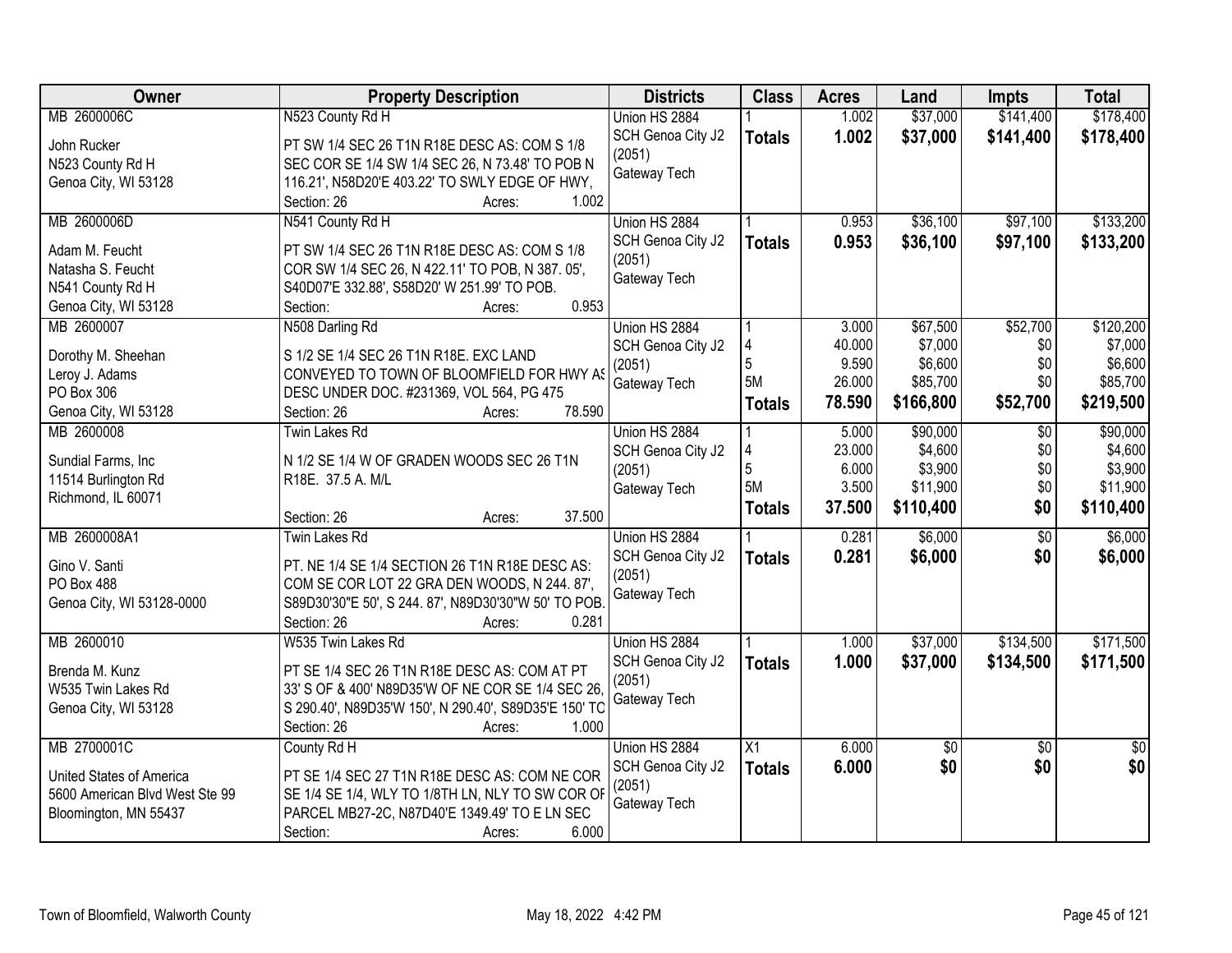| Owner | Property Description | Districts | Class | Acres | Land | Impts | Total |
|---|---|---|---|---|---|---|---|
| MB 2600006C<br><br>John Rucker<br>N523 County Rd H<br>Genoa City, WI 53128 | N523 County Rd H<br><br>PT SW 1/4 SEC 26 T1N R18E DESC AS: COM S 1/8 SEC COR SE 1/4 SW 1/4 SEC 26, N 73.48' TO POB N 116.21', N58D20'E 403.22' TO SWLY EDGE OF HWY,<br>Section: 26 Acres: 1.002 | Union HS 2884<br>SCH Genoa City J2 (2051)<br>Gateway Tech | 1<br>**Totals** | 1.002<br>**1.002** | $37,000<br>**$37,000** | $141,400<br>**$141,400** | $178,400<br>**$178,400** |
| MB 2600006D<br><br>Adam M. Feucht<br>Natasha S. Feucht<br>N541 County Rd H<br>Genoa City, WI 53128 | N541 County Rd H<br><br>PT SW 1/4 SEC 26 T1N R18E DESC AS: COM S 1/8 COR SW 1/4 SEC 26, N 422.11' TO POB, N 387. 05', S40D07'E 332.88', S58D20' W 251.99' TO POB.<br>Section: Acres: 0.953 | Union HS 2884<br>SCH Genoa City J2 (2051)<br>Gateway Tech | 1<br>**Totals** | 0.953<br>**0.953** | $36,100<br>**$36,100** | $97,100<br>**$97,100** | $133,200<br>**$133,200** |
| MB 2600007<br><br>Dorothy M. Sheehan<br>Leroy J. Adams<br>PO Box 306<br>Genoa City, WI 53128 | N508 Darling Rd<br><br>S 1/2 SE 1/4 SEC 26 T1N R18E. EXC LAND CONVEYED TO TOWN OF BLOOMFIELD FOR HWY AS DESC UNDER DOC. #231369, VOL 564, PG 475<br>Section: 26 Acres: 78.590 | Union HS 2884<br>SCH Genoa City J2 (2051)<br>Gateway Tech | 1<br>4<br>5<br>5M<br>**Totals** | 3.000<br>40.000<br>9.590<br>26.000<br>**78.590** | $67,500<br>$7,000<br>$6,600<br>$85,700<br>**$166,800** | $52,700<br>$0<br>$0<br>$0<br>**$52,700** | $120,200<br>$7,000<br>$6,600<br>$85,700<br>**$219,500** |
| MB 2600008<br><br>Sundial Farms, Inc<br>11514 Burlington Rd<br>Richmond, IL 60071 | Twin Lakes Rd<br><br>N 1/2 SE 1/4 W OF GRADEN WOODS SEC 26 T1N R18E. 37.5 A. M/L<br>Section: 26 Acres: 37.500 | Union HS 2884<br>SCH Genoa City J2 (2051)<br>Gateway Tech | 1<br>4<br>5<br>5M<br>**Totals** | 5.000<br>23.000<br>6.000<br>3.500<br>**37.500** | $90,000<br>$4,600<br>$3,900<br>$11,900<br>**$110,400** | $0<br>$0<br>$0<br>$0<br>**$0** | $90,000<br>$4,600<br>$3,900<br>$11,900<br>**$110,400** |
| MB 2600008A1<br><br>Gino V. Santi<br>PO Box 488<br>Genoa City, WI 53128-0000 | Twin Lakes Rd<br><br>PT. NE 1/4 SE 1/4 SECTION 26 T1N R18E DESC AS: COM SE COR LOT 22 GRA DEN WOODS, N 244. 87', S89D30'30"E 50', S 244. 87', N89D30'30"W 50' TO POB.<br>Section: 26 Acres: 0.281 | Union HS 2884<br>SCH Genoa City J2 (2051)<br>Gateway Tech | 1<br>**Totals** | 0.281<br>**0.281** | $6,000<br>**$6,000** | $0<br>**$0** | $6,000<br>**$6,000** |
| MB 2600010<br><br>Brenda M. Kunz<br>W535 Twin Lakes Rd<br>Genoa City, WI 53128 | W535 Twin Lakes Rd<br><br>PT SE 1/4 SEC 26 T1N R18E DESC AS: COM AT PT 33' S OF & 400' N89D35'W OF NE COR SE 1/4 SEC 26, S 290.40', N89D35'W 150', N 290.40', S89D35'E 150' TO<br>Section: 26 Acres: 1.000 | Union HS 2884<br>SCH Genoa City J2 (2051)<br>Gateway Tech | 1<br>**Totals** | 1.000<br>**1.000** | $37,000<br>**$37,000** | $134,500<br>**$134,500** | $171,500<br>**$171,500** |
| MB 2700001C<br><br>United States of America<br>5600 American Blvd West Ste 99<br>Bloomington, MN 55437 | County Rd H<br><br>PT SE 1/4 SEC 27 T1N R18E DESC AS: COM NE COR SE 1/4 SE 1/4, WLY TO 1/8TH LN, NLY TO SW COR OF PARCEL MB27-2C, N87D40'E 1349.49' TO E LN SEC<br>Section: Acres: 6.000 | Union HS 2884<br>SCH Genoa City J2 (2051)<br>Gateway Tech | X1<br>**Totals** | 6.000<br>**6.000** | $0<br>**$0** | $0<br>**$0** | $0<br>**$0** |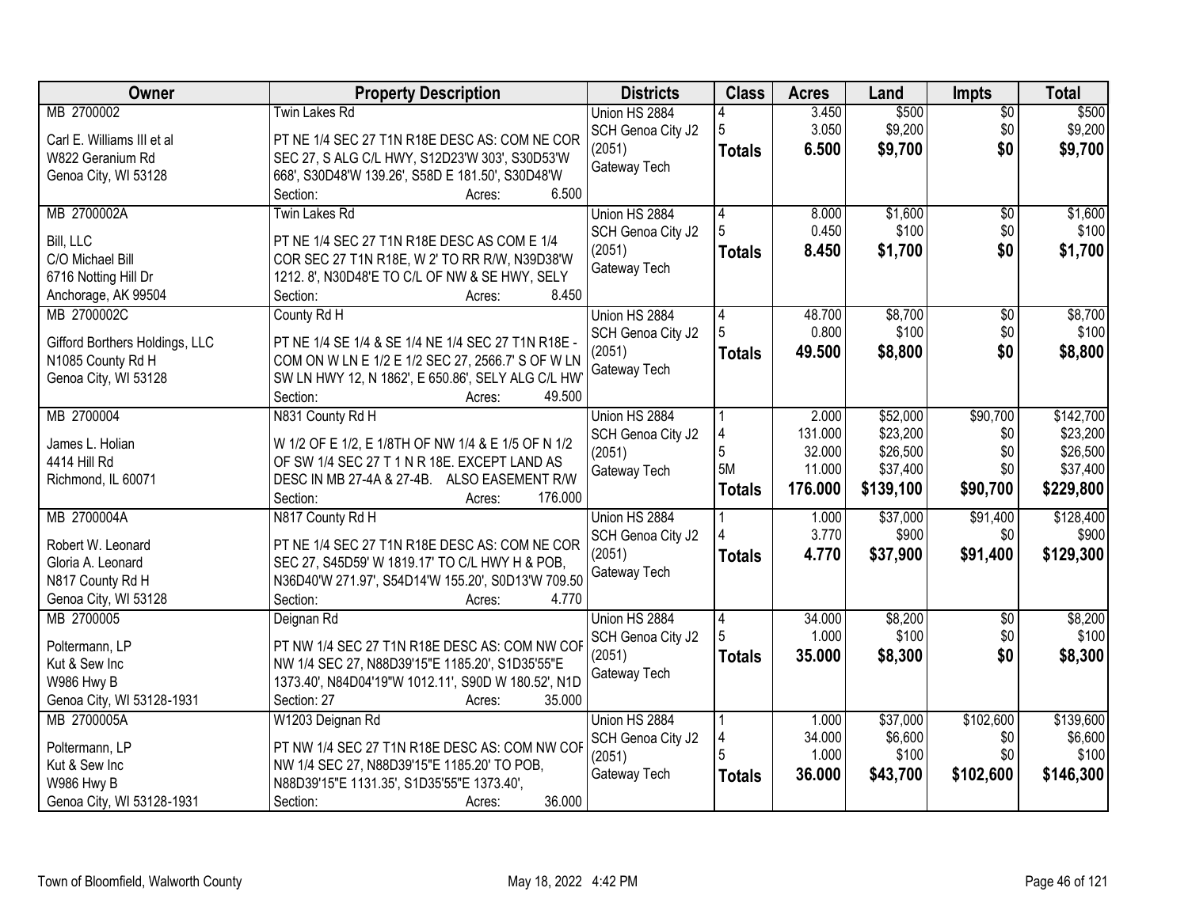| Owner | Property Description | Districts | Class | Acres | Land | Impts | Total |
|---|---|---|---|---|---|---|---|
| MB 2700002<br><br>Carl E. Williams III et al<br>W822 Geranium Rd<br>Genoa City, WI 53128 | Twin Lakes Rd<br><br>PT NE 1/4 SEC 27 T1N R18E DESC AS: COM NE COR SEC 27, S ALG C/L HWY, S12D23'W 303', S30D53'W 668', S30D48'W 139.26', S58D E 181.50', S30D48'W<br>Section: Acres: 6.500 | Union HS 2884<br>SCH Genoa City J2 (2051)<br>Gateway Tech | 4<br>5<br>**Totals** | 3.450<br>3.050<br>**6.500** | $500<br>$9,200<br>**$9,700** | $0<br>$0<br>**$0** | $500<br>$9,200<br>**$9,700** |
| MB 2700002A<br><br>Bill, LLC<br>C/O Michael Bill<br>6716 Notting Hill Dr<br>Anchorage, AK 99504 | Twin Lakes Rd<br><br>PT NE 1/4 SEC 27 T1N R18E DESC AS COM E 1/4 COR SEC 27 T1N R18E, W 2' TO RR R/W, N39D38'W 1212. 8', N30D48'E TO C/L OF NW & SE HWY, SELY<br>Section: Acres: 8.450 | Union HS 2884<br>SCH Genoa City J2 (2051)<br>Gateway Tech | 4<br>5<br>**Totals** | 8.000<br>0.450<br>**8.450** | $1,600<br>$100<br>**$1,700** | $0<br>$0<br>**$0** | $1,600<br>$100<br>**$1,700** |
| MB 2700002C<br><br>Gifford Borthers Holdings, LLC<br>N1085 County Rd H<br>Genoa City, WI 53128 | County Rd H<br><br>PT NE 1/4 SE 1/4 & SE 1/4 NE 1/4 SEC 27 T1N R18E - COM ON W LN E 1/2 E 1/2 SEC 27, 2566.7' S OF W LN SW LN HWY 12, N 1862', E 650.86', SELY ALG C/L HW<br>Section: Acres: 49.500 | Union HS 2884<br>SCH Genoa City J2 (2051)<br>Gateway Tech | 4<br>5<br>**Totals** | 48.700<br>0.800<br>**49.500** | $8,700<br>$100<br>**$8,800** | $0<br>$0<br>**$0** | $8,700<br>$100<br>**$8,800** |
| MB 2700004<br><br>James L. Holian<br>4414 Hill Rd<br>Richmond, IL 60071 | N831 County Rd H<br><br>W 1/2 OF E 1/2, E 1/8TH OF NW 1/4 & E 1/5 OF N 1/2 OF SW 1/4 SEC 27 T 1 N R 18E. EXCEPT LAND AS DESC IN MB 27-4A & 27-4B. ALSO EASEMENT R/W<br>Section: Acres: 176.000 | Union HS 2884<br>SCH Genoa City J2 (2051)<br>Gateway Tech | 1<br>4<br>5<br>5M<br>**Totals** | 2.000<br>131.000<br>32.000<br>11.000<br>**176.000** | $52,000<br>$23,200<br>$26,500<br>$37,400<br>**$139,100** | $90,700<br>$0<br>$0<br>$0<br>**$90,700** | $142,700<br>$23,200<br>$26,500<br>$37,400<br>**$229,800** |
| MB 2700004A<br><br>Robert W. Leonard<br>Gloria A. Leonard<br>N817 County Rd H<br>Genoa City, WI 53128 | N817 County Rd H<br><br>PT NE 1/4 SEC 27 T1N R18E DESC AS: COM NE COR SEC 27, S45D59' W 1819.17' TO C/L HWY H & POB, N36D40'W 271.97', S54D14'W 155.20', S0D13'W 709.50<br>Section: Acres: 4.770 | Union HS 2884<br>SCH Genoa City J2 (2051)<br>Gateway Tech | 1<br>4<br>**Totals** | 1.000<br>3.770<br>**4.770** | $37,000<br>$900<br>**$37,900** | $91,400<br>$0<br>**$91,400** | $128,400<br>$900<br>**$129,300** |
| MB 2700005<br><br>Poltermann, LP<br>Kut & Sew Inc<br>W986 Hwy B<br>Genoa City, WI 53128-1931 | Deignan Rd<br><br>PT NW 1/4 SEC 27 T1N R18E DESC AS: COM NW COF NW 1/4 SEC 27, N88D39'15"E 1185.20', S1D35'55"E 1373.40', N84D04'19"W 1012.11', S90D W 180.52', N1D<br>Section: 27 Acres: 35.000 | Union HS 2884<br>SCH Genoa City J2 (2051)<br>Gateway Tech | 4<br>5<br>**Totals** | 34.000<br>1.000<br>**35.000** | $8,200<br>$100<br>**$8,300** | $0<br>$0<br>**$0** | $8,200<br>$100<br>**$8,300** |
| MB 2700005A<br><br>Poltermann, LP<br>Kut & Sew Inc<br>W986 Hwy B<br>Genoa City, WI 53128-1931 | W1203 Deignan Rd<br><br>PT NW 1/4 SEC 27 T1N R18E DESC AS: COM NW COF NW 1/4 SEC 27, N88D39'15"E 1185.20' TO POB, N88D39'15"E 1131.35', S1D35'55"E 1373.40',<br>Section: Acres: 36.000 | Union HS 2884<br>SCH Genoa City J2 (2051)<br>Gateway Tech | 1<br>4<br>5<br>**Totals** | 1.000<br>34.000<br>1.000<br>**36.000** | $37,000<br>$6,600<br>$100<br>**$43,700** | $102,600<br>$0<br>$0<br>**$102,600** | $139,600<br>$6,600<br>$100<br>**$146,300** |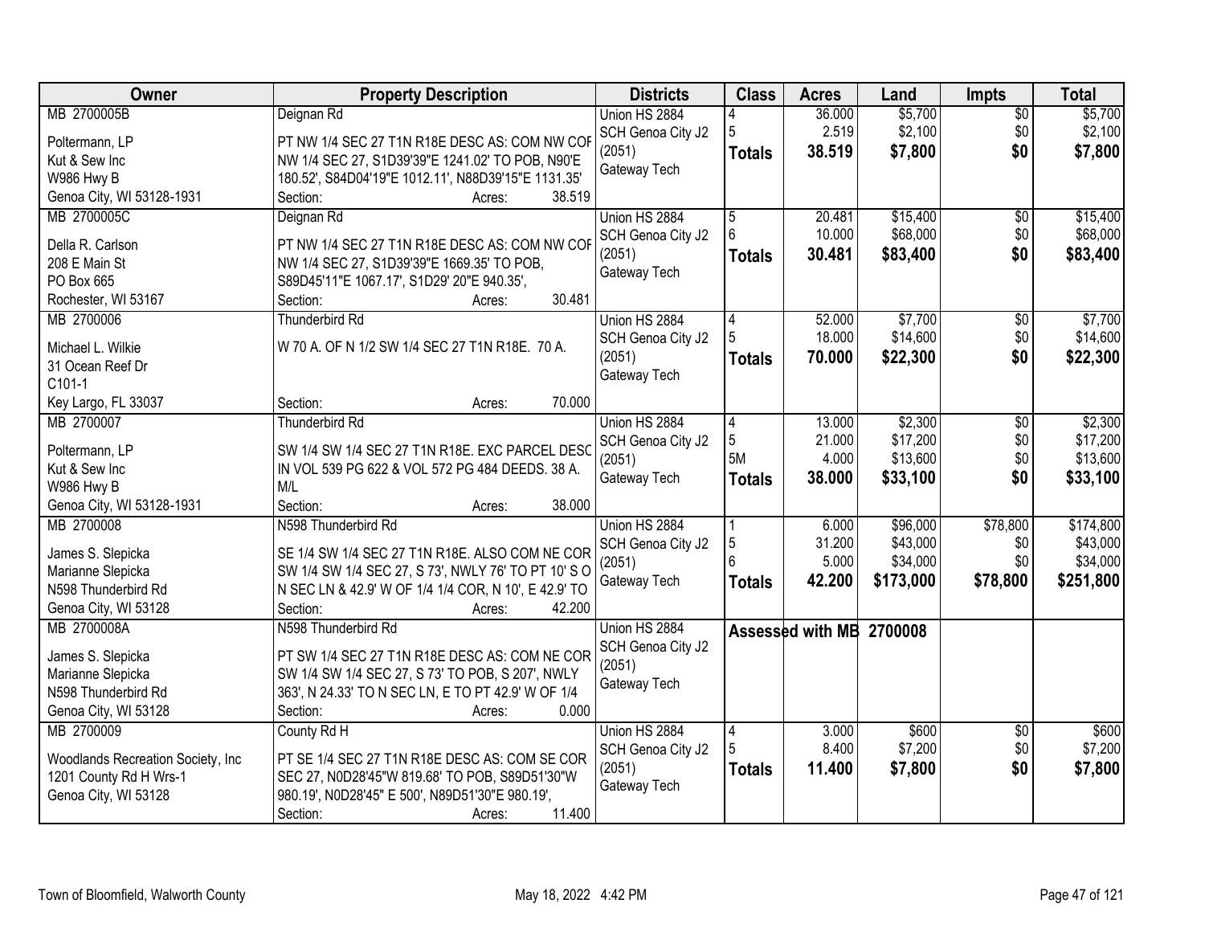| Owner | Property Description | Districts | Class | Acres | Land | Impts | Total |
|---|---|---|---|---|---|---|---|
| MB 2700005B<br>Poltermann, LP<br>Kut & Sew Inc<br>W986 Hwy B<br>Genoa City, WI 53128-1931 | Deignan Rd<br>PT NW 1/4 SEC 27 T1N R18E DESC AS: COM NW COF NW 1/4 SEC 27, S1D39'39"E 1241.02' TO POB, N90'E 180.52', S84D04'19"E 1012.11', N88D39'15"E 1131.35'<br>Section: Acres: 38.519 | Union HS 2884<br>SCH Genoa City J2 (2051)<br>Gateway Tech | 4<br>5<br>**Totals** | 36.000<br>2.519<br>**38.519** | $5,700<br>$2,100<br>**$7,800** | $0<br>$0<br>**$0** | $5,700<br>$2,100<br>**$7,800** |
| MB 2700005C<br>Della R. Carlson<br>208 E Main St<br>PO Box 665<br>Rochester, WI 53167 | Deignan Rd<br>PT NW 1/4 SEC 27 T1N R18E DESC AS: COM NW COF NW 1/4 SEC 27, S1D39'39"E 1669.35' TO POB, S89D45'11"E 1067.17', S1D29' 20"E 940.35',<br>Section: Acres: 30.481 | Union HS 2884<br>SCH Genoa City J2 (2051)<br>Gateway Tech | 5<br>6<br>**Totals** | 20.481<br>10.000<br>**30.481** | $15,400<br>$68,000<br>**$83,400** | $0<br>$0<br>**$0** | $15,400<br>$68,000<br>**$83,400** |
| MB 2700006<br>Michael L. Wilkie<br>31 Ocean Reef Dr<br>C101-1<br>Key Largo, FL 33037 | Thunderbird Rd<br>W 70 A. OF N 1/2 SW 1/4 SEC 27 T1N R18E. 70 A.<br>Section: Acres: 70.000 | Union HS 2884<br>SCH Genoa City J2 (2051)<br>Gateway Tech | 4<br>5<br>**Totals** | 52.000<br>18.000<br>**70.000** | $7,700<br>$14,600<br>**$22,300** | $0<br>$0<br>**$0** | $7,700<br>$14,600<br>**$22,300** |
| MB 2700007<br>Poltermann, LP<br>Kut & Sew Inc<br>W986 Hwy B<br>Genoa City, WI 53128-1931 | Thunderbird Rd<br>SW 1/4 SW 1/4 SEC 27 T1N R18E. EXC PARCEL DESC IN VOL 539 PG 622 & VOL 572 PG 484 DEEDS. 38 A. M/L<br>Section: Acres: 38.000 | Union HS 2884<br>SCH Genoa City J2 (2051)<br>Gateway Tech | 4<br>5<br>5M<br>**Totals** | 13.000<br>21.000<br>4.000<br>**38.000** | $2,300<br>$17,200<br>$13,600<br>**$33,100** | $0<br>$0<br>$0<br>**$0** | $2,300<br>$17,200<br>$13,600<br>**$33,100** |
| MB 2700008<br>James S. Slepicka<br>Marianne Slepicka<br>N598 Thunderbird Rd<br>Genoa City, WI 53128 | N598 Thunderbird Rd<br>SE 1/4 SW 1/4 SEC 27 T1N R18E. ALSO COM NE COR SW 1/4 SW 1/4 SEC 27, S 73', NWLY 76' TO PT 10' S O N SEC LN & 42.9' W OF 1/4 1/4 COR, N 10', E 42.9' TO<br>Section: Acres: 42.200 | Union HS 2884<br>SCH Genoa City J2 (2051)<br>Gateway Tech | 1<br>5<br>6<br>**Totals** | 6.000<br>31.200<br>5.000<br>**42.200** | $96,000<br>$43,000<br>$34,000<br>**$173,000** | $78,800<br>$0<br>$0<br>**$78,800** | $174,800<br>$43,000<br>$34,000<br>**$251,800** |
| MB 2700008A<br>James S. Slepicka<br>Marianne Slepicka<br>N598 Thunderbird Rd<br>Genoa City, WI 53128 | N598 Thunderbird Rd<br>PT SW 1/4 SEC 27 T1N R18E DESC AS: COM NE COR SW 1/4 SW 1/4 SEC 27, S 73' TO POB, S 207', NWLY 363', N 24.33' TO N SEC LN, E TO PT 42.9' W OF 1/4<br>Section: Acres: 0.000 | Union HS 2884<br>SCH Genoa City J2 (2051)<br>Gateway Tech | **Assessed with MB 2700008** | | | | |
| MB 2700009<br>Woodlands Recreation Society, Inc<br>1201 County Rd H Wrs-1<br>Genoa City, WI 53128 | County Rd H<br>PT SE 1/4 SEC 27 T1N R18E DESC AS: COM SE COR SEC 27, N0D28'45"W 819.68' TO POB, S89D51'30"W 980.19', N0D28'45" E 500', N89D51'30"E 980.19',<br>Section: Acres: 11.400 | Union HS 2884<br>SCH Genoa City J2 (2051)<br>Gateway Tech | 4<br>5<br>**Totals** | 3.000<br>8.400<br>**11.400** | $600<br>$7,200<br>**$7,800** | $0<br>$0<br>**$0** | $600<br>$7,200<br>**$7,800** |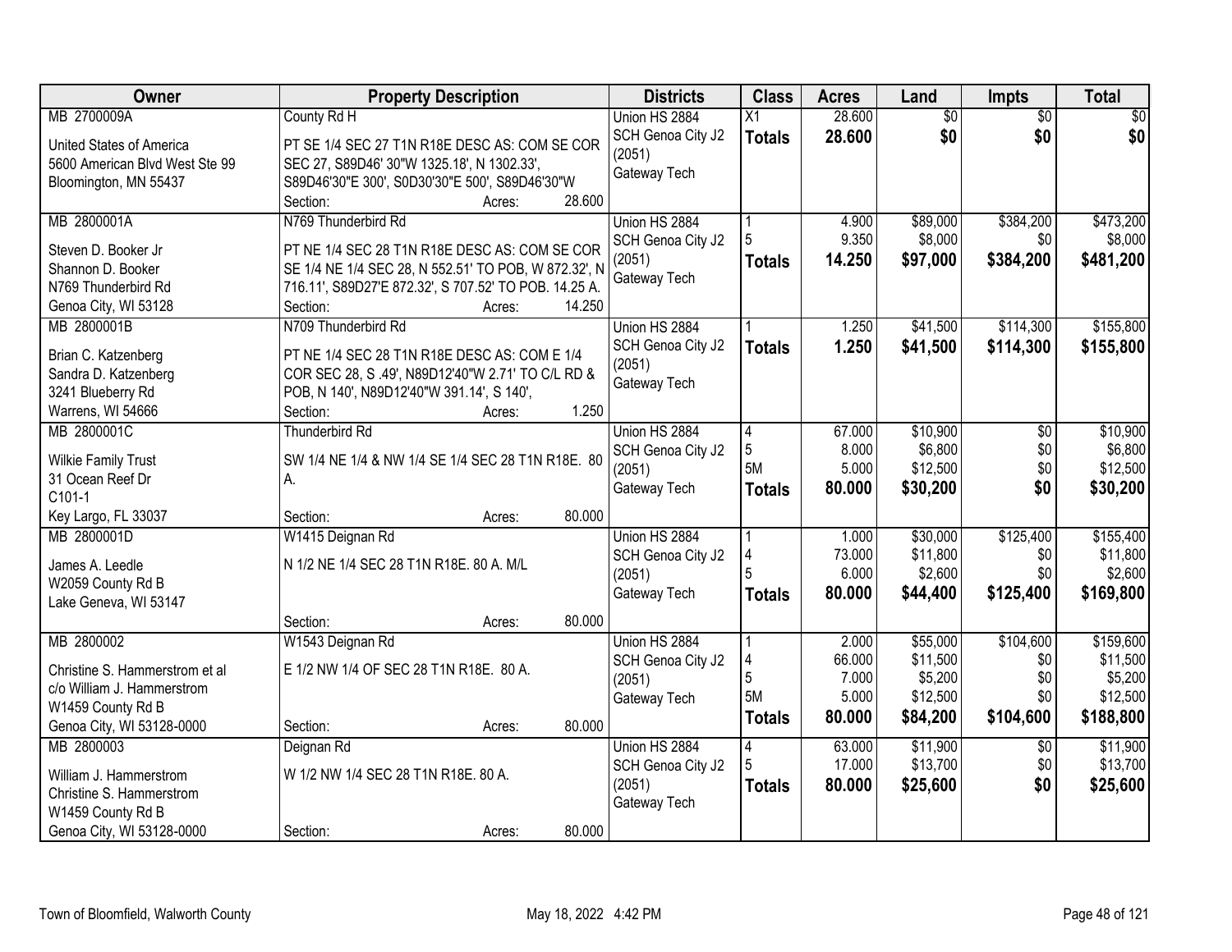| Owner | Property Description | Districts | Class | Acres | Land | Impts | Total |
|---|---|---|---|---|---|---|---|
| MB 2700009A<br>United States of America<br>5600 American Blvd West Ste 99<br>Bloomington, MN 55437 | County Rd H<br>PT SE 1/4 SEC 27 T1N R18E DESC AS: COM SE COR SEC 27, S89D46' 30"W 1325.18', N 1302.33', S89D46'30"E 300', S0D30'30"E 500', S89D46'30"W<br>Section: Acres: 28.600 | Union HS 2884<br>SCH Genoa City J2 (2051)<br>Gateway Tech | X1<br>**Totals** | 28.600<br>**28.600** | $0<br>**$0** | $0<br>**$0** | $0<br>**$0** |
| MB 2800001A<br>Steven D. Booker Jr<br>Shannon D. Booker<br>N769 Thunderbird Rd<br>Genoa City, WI 53128 | N769 Thunderbird Rd<br>PT NE 1/4 SEC 28 T1N R18E DESC AS: COM SE COR SE 1/4 NE 1/4 SEC 28, N 552.51' TO POB, W 872.32', N 716.11', S89D27'E 872.32', S 707.52' TO POB. 14.25 A.<br>Section: Acres: 14.250 | Union HS 2884<br>SCH Genoa City J2 (2051)<br>Gateway Tech | 1<br>5<br>**Totals** | 4.900<br>9.350<br>**14.250** | $89,000<br>$8,000<br>**$97,000** | $384,200<br>$0<br>**$384,200** | $473,200<br>$8,000<br>**$481,200** |
| MB 2800001B<br>Brian C. Katzenberg<br>Sandra D. Katzenberg<br>3241 Blueberry Rd<br>Warrens, WI 54666 | N709 Thunderbird Rd<br>PT NE 1/4 SEC 28 T1N R18E DESC AS: COM E 1/4 COR SEC 28, S .49', N89D12'40"W 2.71' TO C/L RD & POB, N 140', N89D12'40"W 391.14', S 140',<br>Section: Acres: 1.250 | Union HS 2884<br>SCH Genoa City J2 (2051)<br>Gateway Tech | 1<br>**Totals** | 1.250<br>**1.250** | $41,500<br>**$41,500** | $114,300<br>**$114,300** | $155,800<br>**$155,800** |
| MB 2800001C<br>Wilkie Family Trust<br>31 Ocean Reef Dr<br>C101-1<br>Key Largo, FL 33037 | Thunderbird Rd<br>SW 1/4 NE 1/4 & NW 1/4 SE 1/4 SEC 28 T1N R18E. 80 A.<br>Section: Acres: 80.000 | Union HS 2884<br>SCH Genoa City J2 (2051)<br>Gateway Tech | 4<br>5<br>5M<br>**Totals** | 67.000<br>8.000<br>5.000<br>**80.000** | $10,900<br>$6,800<br>$12,500<br>**$30,200** | $0<br>$0<br>$0<br>**$0** | $10,900<br>$6,800<br>$12,500<br>**$30,200** |
| MB 2800001D<br>James A. Leedle<br>W2059 County Rd B<br>Lake Geneva, WI 53147 | W1415 Deignan Rd<br>N 1/2 NE 1/4 SEC 28 T1N R18E. 80 A. M/L<br>Section: Acres: 80.000 | Union HS 2884<br>SCH Genoa City J2 (2051)<br>Gateway Tech | 1<br>4<br>5<br>**Totals** | 1.000<br>73.000<br>6.000<br>**80.000** | $30,000<br>$11,800<br>$2,600<br>**$44,400** | $125,400<br>$0<br>$0<br>**$125,400** | $155,400<br>$11,800<br>$2,600<br>**$169,800** |
| MB 2800002<br>Christine S. Hammerstrom et al<br>c/o William J. Hammerstrom<br>W1459 County Rd B<br>Genoa City, WI 53128-0000 | W1543 Deignan Rd<br>E 1/2 NW 1/4 OF SEC 28 T1N R18E. 80 A.<br>Section: Acres: 80.000 | Union HS 2884<br>SCH Genoa City J2 (2051)<br>Gateway Tech | 1<br>4<br>5<br>5M<br>**Totals** | 2.000<br>66.000<br>7.000<br>5.000<br>**80.000** | $55,000<br>$11,500<br>$5,200<br>$12,500<br>**$84,200** | $104,600<br>$0<br>$0<br>$0<br>**$104,600** | $159,600<br>$11,500<br>$5,200<br>$12,500<br>**$188,800** |
| MB 2800003<br>William J. Hammerstrom<br>Christine S. Hammerstrom<br>W1459 County Rd B<br>Genoa City, WI 53128-0000 | Deignan Rd<br>W 1/2 NW 1/4 SEC 28 T1N R18E. 80 A.<br>Section: Acres: 80.000 | Union HS 2884<br>SCH Genoa City J2 (2051)<br>Gateway Tech | 4<br>5<br>**Totals** | 63.000<br>17.000<br>**80.000** | $11,900<br>$13,700<br>**$25,600** | $0<br>$0<br>**$0** | $11,900<br>$13,700<br>**$25,600** |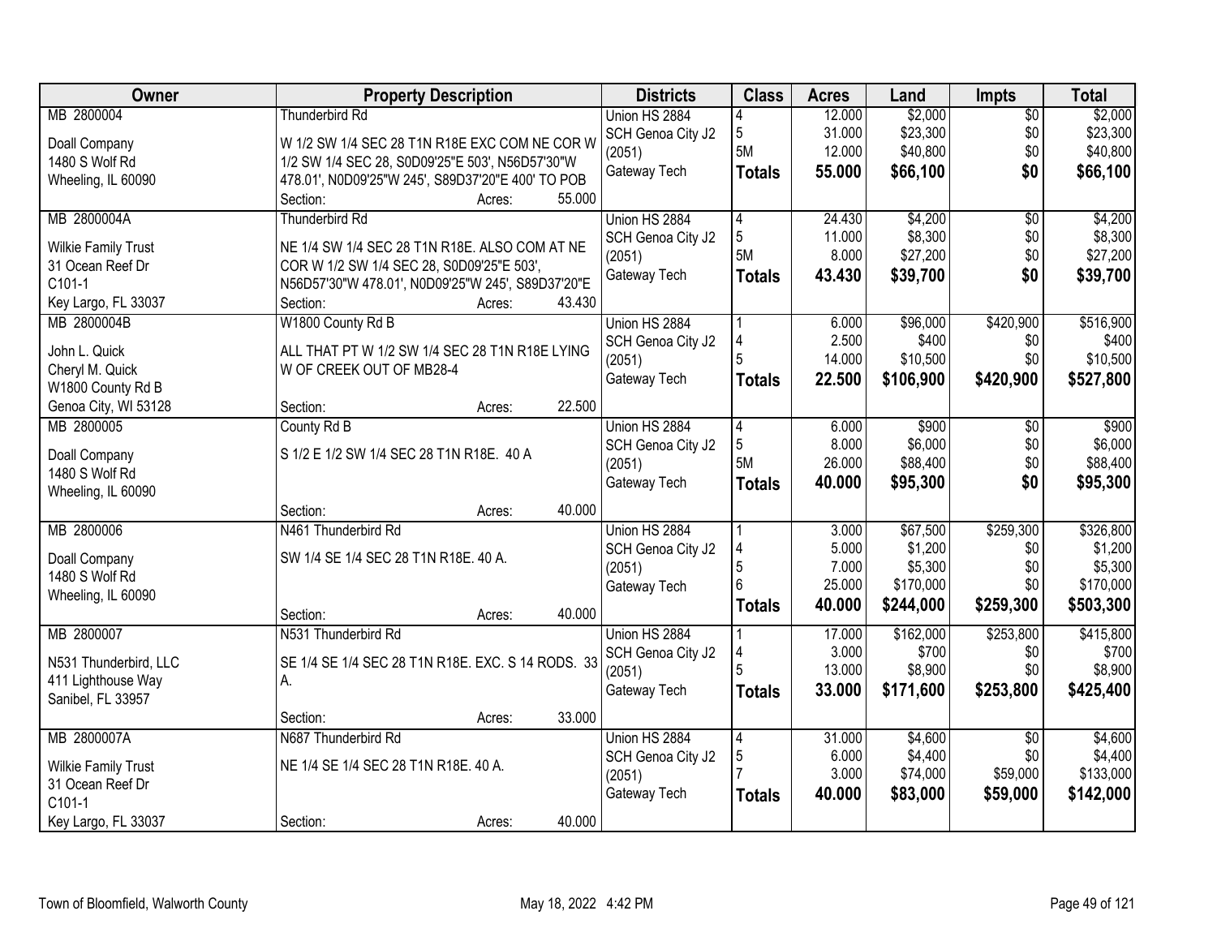| Owner | Property Description | Districts | Class | Acres | Land | Impts | Total |
|---|---|---|---|---|---|---|---|
| MB 2800004<br><br>Doall Company<br>1480 S Wolf Rd<br>Wheeling, IL 60090 | Thunderbird Rd<br><br>W 1/2 SW 1/4 SEC 28 T1N R18E EXC COM NE COR W 1/2 SW 1/4 SEC 28, S0D09'25"E 503', N56D57'30"W 478.01', N0D09'25"W 245', S89D37'20"E 400' TO POB<br>Section: Acres: 55.000 | Union HS 2884<br>SCH Genoa City J2 (2051)<br>Gateway Tech | 4<br>5<br>5M<br>**Totals** | 12.000<br>31.000<br>12.000<br>**55.000** | $2,000<br>$23,300<br>$40,800<br>**$66,100** | $0<br>$0<br>$0<br>**$0** | $2,000<br>$23,300<br>$40,800<br>**$66,100** |
| MB 2800004A<br><br>Wilkie Family Trust<br>31 Ocean Reef Dr<br>C101-1<br>Key Largo, FL 33037 | Thunderbird Rd<br><br>NE 1/4 SW 1/4 SEC 28 T1N R18E. ALSO COM AT NE COR W 1/2 SW 1/4 SEC 28, S0D09'25"E 503', N56D57'30"W 478.01', N0D09'25"W 245', S89D37'20"E<br>Section: Acres: 43.430 | Union HS 2884<br>SCH Genoa City J2 (2051)<br>Gateway Tech | 4<br>5<br>5M<br>**Totals** | 24.430<br>11.000<br>8.000<br>**43.430** | $4,200<br>$8,300<br>$27,200<br>**$39,700** | $0<br>$0<br>$0<br>**$0** | $4,200<br>$8,300<br>$27,200<br>**$39,700** |
| MB 2800004B<br><br>John L. Quick<br>Cheryl M. Quick<br>W1800 County Rd B<br>Genoa City, WI 53128 | W1800 County Rd B<br><br>ALL THAT PT W 1/2 SW 1/4 SEC 28 T1N R18E LYING W OF CREEK OUT OF MB28-4<br>Section: Acres: 22.500 | Union HS 2884<br>SCH Genoa City J2 (2051)<br>Gateway Tech | 1<br>4<br>5<br>**Totals** | 6.000<br>2.500<br>14.000<br>**22.500** | $96,000<br>$400<br>$10,500<br>**$106,900** | $420,900<br>$0<br>$0<br>**$420,900** | $516,900<br>$400<br>$10,500<br>**$527,800** |
| MB 2800005<br><br>Doall Company<br>1480 S Wolf Rd<br>Wheeling, IL 60090 | County Rd B<br><br>S 1/2 E 1/2 SW 1/4 SEC 28 T1N R18E. 40 A<br>Section: Acres: 40.000 | Union HS 2884<br>SCH Genoa City J2 (2051)<br>Gateway Tech | 4<br>5<br>5M<br>**Totals** | 6.000<br>8.000<br>26.000<br>**40.000** | $900<br>$6,000<br>$88,400<br>**$95,300** | $0<br>$0<br>$0<br>**$0** | $900<br>$6,000<br>$88,400<br>**$95,300** |
| MB 2800006<br><br>Doall Company<br>1480 S Wolf Rd<br>Wheeling, IL 60090 | N461 Thunderbird Rd<br><br>SW 1/4 SE 1/4 SEC 28 T1N R18E. 40 A.<br>Section: Acres: 40.000 | Union HS 2884<br>SCH Genoa City J2 (2051)<br>Gateway Tech | 1<br>4<br>5<br>6<br>**Totals** | 3.000<br>5.000<br>7.000<br>25.000<br>**40.000** | $67,500<br>$1,200<br>$5,300<br>$170,000<br>**$244,000** | $259,300<br>$0<br>$0<br>$0<br>**$259,300** | $326,800<br>$1,200<br>$5,300<br>$170,000<br>**$503,300** |
| MB 2800007<br><br>N531 Thunderbird, LLC<br>411 Lighthouse Way<br>Sanibel, FL 33957 | N531 Thunderbird Rd<br><br>SE 1/4 SE 1/4 SEC 28 T1N R18E. EXC. S 14 RODS. 33 A.<br>Section: Acres: 33.000 | Union HS 2884<br>SCH Genoa City J2 (2051)<br>Gateway Tech | 1<br>4<br>5<br>**Totals** | 17.000<br>3.000<br>13.000<br>**33.000** | $162,000<br>$700<br>$8,900<br>**$171,600** | $253,800<br>$0<br>$0<br>**$253,800** | $415,800<br>$700<br>$8,900<br>**$425,400** |
| MB 2800007A<br><br>Wilkie Family Trust<br>31 Ocean Reef Dr<br>C101-1<br>Key Largo, FL 33037 | N687 Thunderbird Rd<br><br>NE 1/4 SE 1/4 SEC 28 T1N R18E. 40 A.<br>Section: Acres: 40.000 | Union HS 2884<br>SCH Genoa City J2 (2051)<br>Gateway Tech | 4<br>5<br>7<br>**Totals** | 31.000<br>6.000<br>3.000<br>**40.000** | $4,600<br>$4,400<br>$74,000<br>**$83,000** | $0<br>$0<br>$59,000<br>**$59,000** | $4,600<br>$4,400<br>$133,000<br>**$142,000** |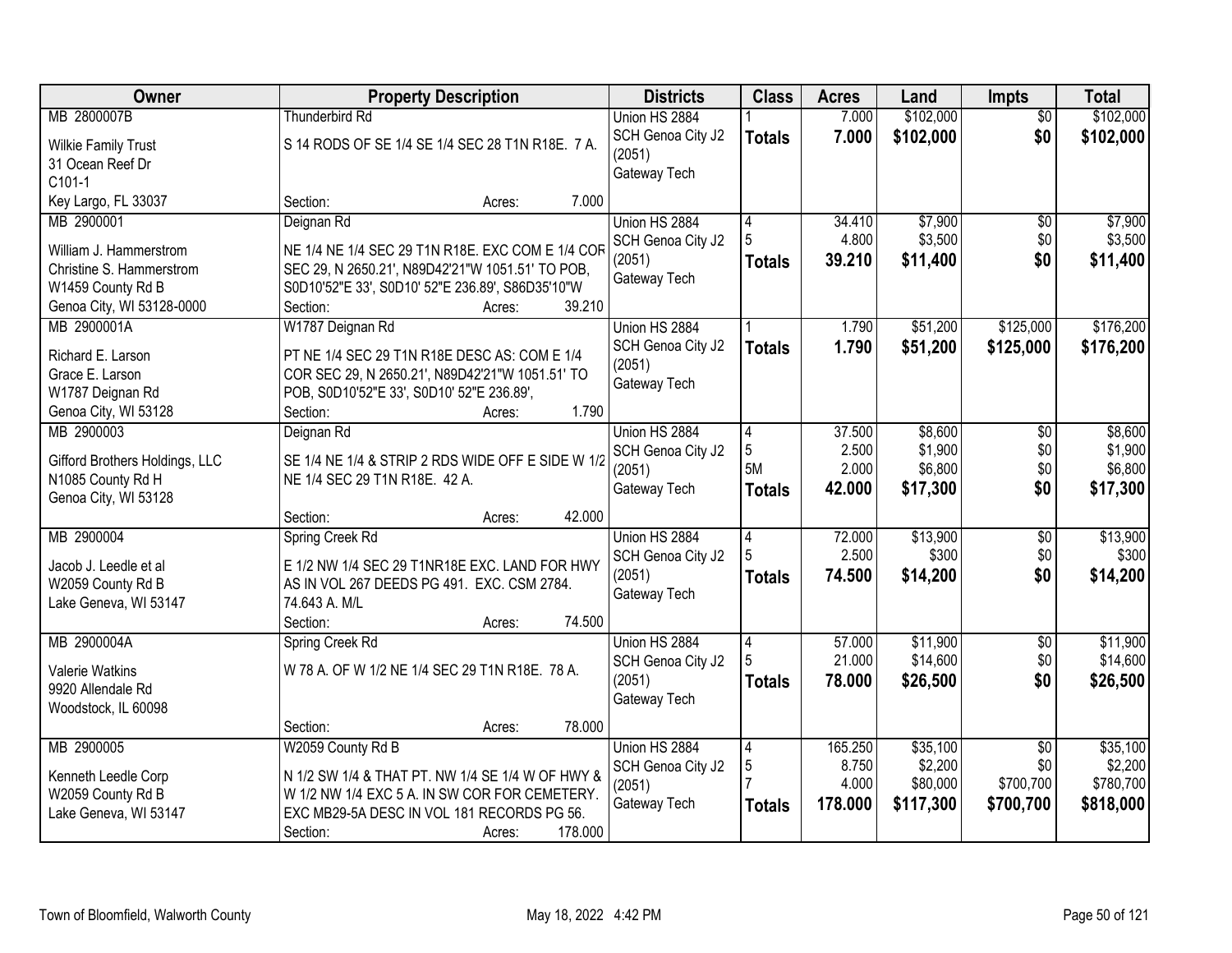| Owner | Property Description | Districts | Class | Acres | Land | Impts | Total |
|---|---|---|---|---|---|---|---|
| MB 2800007B<br>Wilkie Family Trust<br>31 Ocean Reef Dr<br>C101-1<br>Key Largo, FL 33037 | Thunderbird Rd<br>S 14 RODS OF SE 1/4 SE 1/4 SEC 28 T1N R18E. 7 A.<br>Section: Acres: 7.000 | Union HS 2884<br>SCH Genoa City J2 (2051)<br>Gateway Tech | 1<br>**Totals** | 7.000<br>**7.000** | $102,000<br>**$102,000** | $0<br>**$0** | $102,000<br>**$102,000** |
| MB 2900001<br>William J. Hammerstrom<br>Christine S. Hammerstrom<br>W1459 County Rd B<br>Genoa City, WI 53128-0000 | Deignan Rd<br>NE 1/4 NE 1/4 SEC 29 T1N R18E. EXC COM E 1/4 COR SEC 29, N 2650.21', N89D42'21"W 1051.51' TO POB, S0D10'52"E 33', S0D10' 52"E 236.89', S86D35'10"W<br>Section: Acres: 39.210 | Union HS 2884<br>SCH Genoa City J2 (2051)<br>Gateway Tech | 4<br>5<br>**Totals** | 34.410<br>4.800<br>**39.210** | $7,900<br>$3,500<br>**$11,400** | $0<br>$0<br>**$0** | $7,900<br>$3,500<br>**$11,400** |
| MB 2900001A<br>Richard E. Larson<br>Grace E. Larson<br>W1787 Deignan Rd<br>Genoa City, WI 53128 | W1787 Deignan Rd<br>PT NE 1/4 SEC 29 T1N R18E DESC AS: COM E 1/4 COR SEC 29, N 2650.21', N89D42'21"W 1051.51' TO POB, S0D10'52"E 33', S0D10' 52"E 236.89',<br>Section: Acres: 1.790 | Union HS 2884<br>SCH Genoa City J2 (2051)<br>Gateway Tech | 1<br>**Totals** | 1.790<br>**1.790** | $51,200<br>**$51,200** | $125,000<br>**$125,000** | $176,200<br>**$176,200** |
| MB 2900003<br>Gifford Brothers Holdings, LLC<br>N1085 County Rd H<br>Genoa City, WI 53128 | Deignan Rd<br>SE 1/4 NE 1/4 & STRIP 2 RDS WIDE OFF E SIDE W 1/2 NE 1/4 SEC 29 T1N R18E. 42 A.<br>Section: Acres: 42.000 | Union HS 2884<br>SCH Genoa City J2 (2051)<br>Gateway Tech | 4<br>5<br>5M<br>**Totals** | 37.500<br>2.500<br>2.000<br>**42.000** | $8,600<br>$1,900<br>$6,800<br>**$17,300** | $0<br>$0<br>$0<br>**$0** | $8,600<br>$1,900<br>$6,800<br>**$17,300** |
| MB 2900004<br>Jacob J. Leedle et al<br>W2059 County Rd B<br>Lake Geneva, WI 53147 | Spring Creek Rd<br>E 1/2 NW 1/4 SEC 29 T1NR18E EXC. LAND FOR HWY AS IN VOL 267 DEEDS PG 491. EXC. CSM 2784. 74.643 A. M/L<br>Section: Acres: 74.500 | Union HS 2884<br>SCH Genoa City J2 (2051)<br>Gateway Tech | 4<br>5<br>**Totals** | 72.000<br>2.500<br>**74.500** | $13,900<br>$300<br>**$14,200** | $0<br>$0<br>**$0** | $13,900<br>$300<br>**$14,200** |
| MB 2900004A<br>Valerie Watkins<br>9920 Allendale Rd<br>Woodstock, IL 60098 | Spring Creek Rd<br>W 78 A. OF W 1/2 NE 1/4 SEC 29 T1N R18E. 78 A.<br>Section: Acres: 78.000 | Union HS 2884<br>SCH Genoa City J2 (2051)<br>Gateway Tech | 4<br>5<br>**Totals** | 57.000<br>21.000<br>**78.000** | $11,900<br>$14,600<br>**$26,500** | $0<br>$0<br>**$0** | $11,900<br>$14,600<br>**$26,500** |
| MB 2900005<br>Kenneth Leedle Corp<br>W2059 County Rd B<br>Lake Geneva, WI 53147 | W2059 County Rd B<br>N 1/2 SW 1/4 & THAT PT. NW 1/4 SE 1/4 W OF HWY & W 1/2 NW 1/4 EXC 5 A. IN SW COR FOR CEMETERY. EXC MB29-5A DESC IN VOL 181 RECORDS PG 56.<br>Section: Acres: 178.000 | Union HS 2884<br>SCH Genoa City J2 (2051)<br>Gateway Tech | 4<br>5<br>7<br>**Totals** | 165.250<br>8.750<br>4.000<br>**178.000** | $35,100<br>$2,200<br>$80,000<br>**$117,300** | $0<br>$0<br>$700,700<br>**$700,700** | $35,100<br>$2,200<br>$780,700<br>**$818,000** |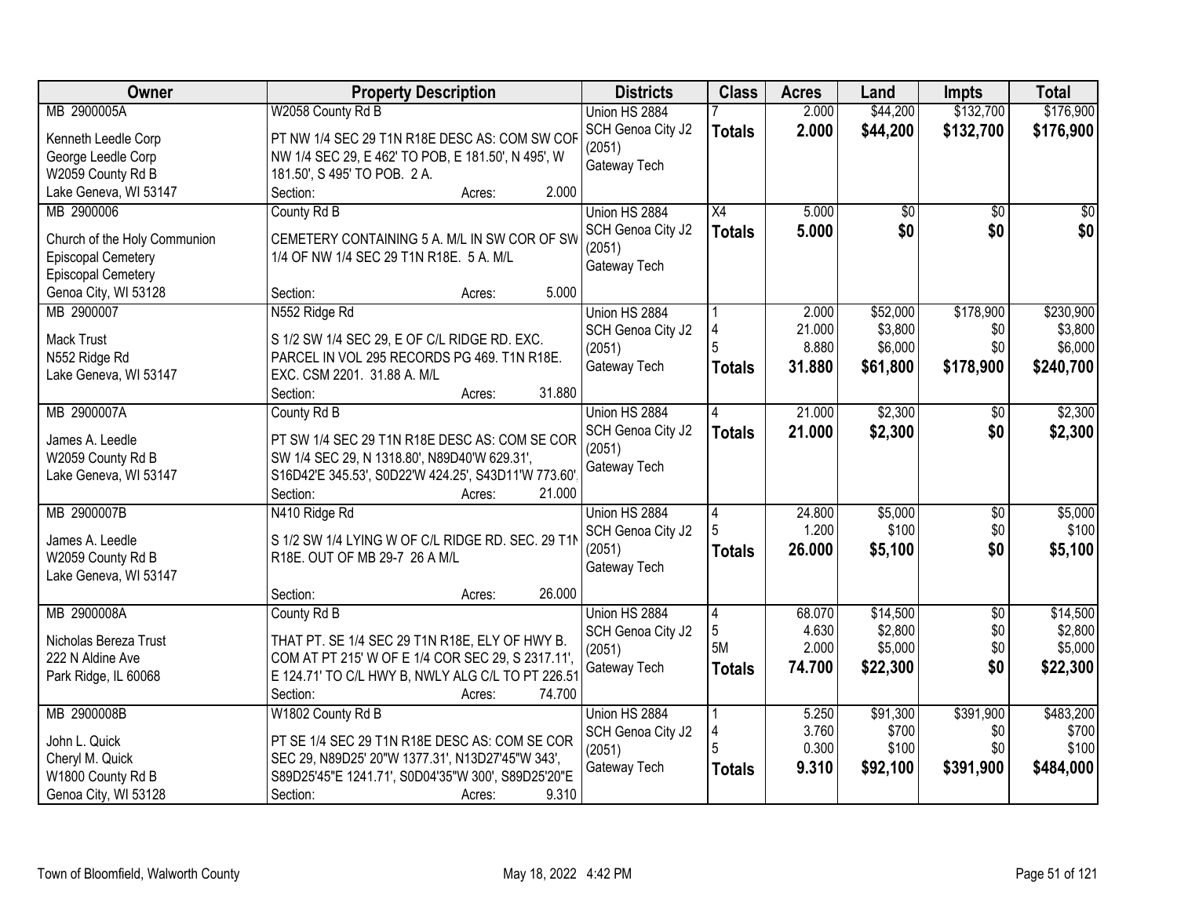| Owner | Property Description | Districts | Class | Acres | Land | Impts | Total |
|---|---|---|---|---|---|---|---|
| MB 2900005A<br>Kenneth Leedle Corp<br>George Leedle Corp<br>W2059 County Rd B<br>Lake Geneva, WI 53147 | W2058 County Rd B<br>PT NW 1/4 SEC 29 T1N R18E DESC AS: COM SW COR NW 1/4 SEC 29, E 462' TO POB, E 181.50', N 495', W 181.50', S 495' TO POB. 2 A.<br>Section: Acres: 2.000 | Union HS 2884<br>SCH Genoa City J2 (2051)<br>Gateway Tech | 7<br>**Totals** | 2.000<br>**2.000** | $44,200<br>**$44,200** | $132,700<br>**$132,700** | $176,900<br>**$176,900** |
| MB 2900006<br>Church of the Holy Communion<br>Episcopal Cemetery<br>Episcopal Cemetery<br>Genoa City, WI 53128 | County Rd B<br>CEMETERY CONTAINING 5 A. M/L IN SW COR OF SW 1/4 OF NW 1/4 SEC 29 T1N R18E. 5 A. M/L<br>Section: Acres: 5.000 | Union HS 2884<br>SCH Genoa City J2 (2051)<br>Gateway Tech | X4<br>**Totals** | 5.000<br>**5.000** | $0<br>**$0** | $0<br>**$0** | $0<br>**$0** |
| MB 2900007<br>Mack Trust<br>N552 Ridge Rd<br>Lake Geneva, WI 53147 | N552 Ridge Rd<br>S 1/2 SW 1/4 SEC 29, E OF C/L RIDGE RD. EXC. PARCEL IN VOL 295 RECORDS PG 469. T1N R18E. EXC. CSM 2201. 31.88 A. M/L<br>Section: Acres: 31.880 | Union HS 2884<br>SCH Genoa City J2 (2051)<br>Gateway Tech | 1<br>4<br>5<br>**Totals** | 2.000<br>21.000<br>8.880<br>**31.880** | $52,000<br>$3,800<br>$6,000<br>**$61,800** | $178,900<br>$0<br>$0<br>**$178,900** | $230,900<br>$3,800<br>$6,000<br>**$240,700** |
| MB 2900007A<br>James A. Leedle<br>W2059 County Rd B<br>Lake Geneva, WI 53147 | County Rd B<br>PT SW 1/4 SEC 29 T1N R18E DESC AS: COM SE COR SW 1/4 SEC 29, N 1318.80', N89D40'W 629.31', S16D42'E 345.53', S0D22'W 424.25', S43D11'W 773.60'<br>Section: Acres: 21.000 | Union HS 2884<br>SCH Genoa City J2 (2051)<br>Gateway Tech | 4<br>**Totals** | 21.000<br>**21.000** | $2,300<br>**$2,300** | $0<br>**$0** | $2,300<br>**$2,300** |
| MB 2900007B<br>James A. Leedle<br>W2059 County Rd B<br>Lake Geneva, WI 53147 | N410 Ridge Rd<br>S 1/2 SW 1/4 LYING W OF C/L RIDGE RD. SEC. 29 T1N R18E. OUT OF MB 29-7 26 A M/L<br>Section: Acres: 26.000 | Union HS 2884<br>SCH Genoa City J2 (2051)<br>Gateway Tech | 4<br>5<br>**Totals** | 24.800<br>1.200<br>**26.000** | $5,000<br>$100<br>**$5,100** | $0<br>$0<br>**$0** | $5,000<br>$100<br>**$5,100** |
| MB 2900008A<br>Nicholas Bereza Trust<br>222 N Aldine Ave<br>Park Ridge, IL 60068 | County Rd B<br>THAT PT. SE 1/4 SEC 29 T1N R18E, ELY OF HWY B. COM AT PT 215' W OF E 1/4 COR SEC 29, S 2317.11', E 124.71' TO C/L HWY B, NWLY ALG C/L TO PT 226.51<br>Section: Acres: 74.700 | Union HS 2884<br>SCH Genoa City J2 (2051)<br>Gateway Tech | 4<br>5<br>5M<br>**Totals** | 68.070<br>4.630<br>2.000<br>**74.700** | $14,500<br>$2,800<br>$5,000<br>**$22,300** | $0<br>$0<br>$0<br>**$0** | $14,500<br>$2,800<br>$5,000<br>**$22,300** |
| MB 2900008B<br>John L. Quick<br>Cheryl M. Quick<br>W1800 County Rd B<br>Genoa City, WI 53128 | W1802 County Rd B<br>PT SE 1/4 SEC 29 T1N R18E DESC AS: COM SE COR SEC 29, N89D25' 20"W 1377.31', N13D27'45"W 343', S89D25'45"E 1241.71', S0D04'35"W 300', S89D25'20"E<br>Section: Acres: 9.310 | Union HS 2884<br>SCH Genoa City J2 (2051)<br>Gateway Tech | 1<br>4<br>5<br>**Totals** | 5.250<br>3.760<br>0.300<br>**9.310** | $91,300<br>$700<br>$100<br>**$92,100** | $391,900<br>$0<br>$0<br>**$391,900** | $483,200<br>$700<br>$100<br>**$484,000** |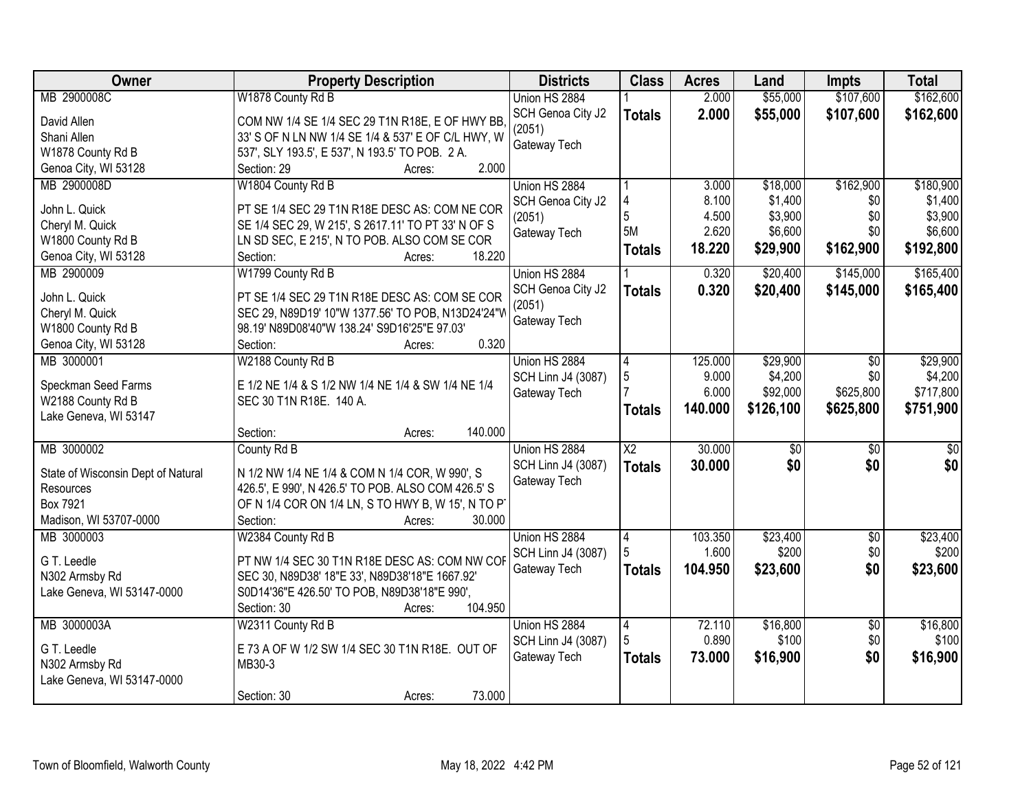| Owner | Property Description | Districts | Class | Acres | Land | Impts | Total |
|---|---|---|---|---|---|---|---|
| MB 2900008C<br>David Allen<br>Shani Allen<br>W1878 County Rd B<br>Genoa City, WI 53128 | W1878 County Rd B<br>COM NW 1/4 SE 1/4 SEC 29 T1N R18E, E OF HWY BB, 33' S OF N LN NW 1/4 SE 1/4 & 537' E OF C/L HWY, W 537', SLY 193.5', E 537', N 193.5' TO POB. 2 A.<br>Section: 29 Acres: 2.000 | Union HS 2884<br>SCH Genoa City J2 (2051)<br>Gateway Tech | 1<br>**Totals** | 2.000<br>**2.000** | \$55,000<br>**\$55,000** | \$107,600<br>**\$107,600** | \$162,600<br>**\$162,600** |
| MB 2900008D<br>John L. Quick<br>Cheryl M. Quick<br>W1800 County Rd B<br>Genoa City, WI 53128 | W1804 County Rd B<br>PT SE 1/4 SEC 29 T1N R18E DESC AS: COM NE COR SE 1/4 SEC 29, W 215', S 2617.11' TO PT 33' N OF S LN SD SEC, E 215', N TO POB. ALSO COM SE COR<br>Section: Acres: 18.220 | Union HS 2884<br>SCH Genoa City J2 (2051)<br>Gateway Tech | 1<br>4<br>5<br>5M<br>**Totals** | 3.000<br>8.100<br>4.500<br>2.620<br>**18.220** | \$18,000<br>\$1,400<br>\$3,900<br>\$6,600<br>**\$29,900** | \$162,900<br>\$0<br>\$0<br>\$0<br>**\$162,900** | \$180,900<br>\$1,400<br>\$3,900<br>\$6,600<br>**\$192,800** |
| MB 2900009<br>John L. Quick<br>Cheryl M. Quick<br>W1800 County Rd B<br>Genoa City, WI 53128 | W1799 County Rd B<br>PT SE 1/4 SEC 29 T1N R18E DESC AS: COM SE COR SEC 29, N89D19' 10"W 1377.56' TO POB, N13D24'24"W 98.19' N89D08'40"W 138.24' S9D16'25"E 97.03'<br>Section: Acres: 0.320 | Union HS 2884<br>SCH Genoa City J2 (2051)<br>Gateway Tech | 1<br>**Totals** | 0.320<br>**0.320** | \$20,400<br>**\$20,400** | \$145,000<br>**\$145,000** | \$165,400<br>**\$165,400** |
| MB 3000001<br>Speckman Seed Farms<br>W2188 County Rd B<br>Lake Geneva, WI 53147 | W2188 County Rd B<br>E 1/2 NE 1/4 & S 1/2 NW 1/4 NE 1/4 & SW 1/4 NE 1/4 SEC 30 T1N R18E. 140 A.<br>Section: Acres: 140.000 | Union HS 2884<br>SCH Linn J4 (3087)<br>Gateway Tech | 4<br>5<br>7<br>**Totals** | 125.000<br>9.000<br>6.000<br>**140.000** | \$29,900<br>\$4,200<br>\$92,000<br>**\$126,100** | \$0<br>\$0<br>\$625,800<br>**\$625,800** | \$29,900<br>\$4,200<br>\$717,800<br>**\$751,900** |
| MB 3000002<br>State of Wisconsin Dept of Natural Resources<br>Box 7921<br>Madison, WI 53707-0000 | County Rd B<br>N 1/2 NW 1/4 NE 1/4 & COM N 1/4 COR, W 990', S 426.5', E 990', N 426.5' TO POB. ALSO COM 426.5' S OF N 1/4 COR ON 1/4 LN, S TO HWY B, W 15', N TO PT<br>Section: Acres: 30.000 | Union HS 2884<br>SCH Linn J4 (3087)<br>Gateway Tech | X2<br>**Totals** | 30.000<br>**30.000** | \$0<br>**\$0** | \$0<br>**\$0** | \$0<br>**\$0** |
| MB 3000003<br>G T. Leedle<br>N302 Armsby Rd<br>Lake Geneva, WI 53147-0000 | W2384 County Rd B<br>PT NW 1/4 SEC 30 T1N R18E DESC AS: COM NW COR SEC 30, N89D38' 18"E 33', N89D38'18"E 1667.92' S0D14'36"E 426.50' TO POB, N89D38'18"E 990',<br>Section: 30 Acres: 104.950 | Union HS 2884<br>SCH Linn J4 (3087)<br>Gateway Tech | 4<br>5<br>**Totals** | 103.350<br>1.600<br>**104.950** | \$23,400<br>\$200<br>**\$23,600** | \$0<br>\$0<br>**\$0** | \$23,400<br>\$200<br>**\$23,600** |
| MB 3000003A<br>G T. Leedle<br>N302 Armsby Rd<br>Lake Geneva, WI 53147-0000 | W2311 County Rd B<br>E 73 A OF W 1/2 SW 1/4 SEC 30 T1N R18E. OUT OF MB30-3<br>Section: 30 Acres: 73.000 | Union HS 2884<br>SCH Linn J4 (3087)<br>Gateway Tech | 4<br>5<br>**Totals** | 72.110<br>0.890<br>**73.000** | \$16,800<br>\$100<br>**\$16,900** | \$0<br>\$0<br>**\$0** | \$16,800<br>\$100<br>**\$16,900** |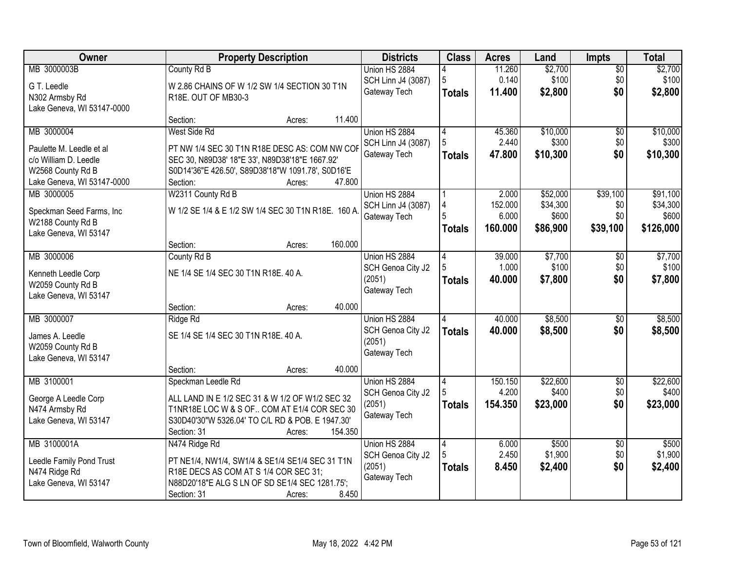| Owner | Property Description | Districts | Class | Acres | Land | Impts | Total |
|---|---|---|---|---|---|---|---|
| MB 3000003B<br>G T. Leedle<br>N302 Armsby Rd<br>Lake Geneva, WI 53147-0000 | County Rd B<br>W 2.86 CHAINS OF W 1/2 SW 1/4 SECTION 30 T1N R18E. OUT OF MB30-3<br>Section: Acres: 11.400 | Union HS 2884<br>SCH Linn J4 (3087)<br>Gateway Tech | 4<br>5<br>**Totals** | 11.260<br>0.140<br>**11.400** | $2,700<br>$100<br>**$2,800** | $0<br>$0<br>**$0** | $2,700<br>$100<br>**$2,800** |
| MB 3000004<br>Paulette M. Leedle et al<br>c/o William D. Leedle<br>W2568 County Rd B<br>Lake Geneva, WI 53147-0000 | West Side Rd<br>PT NW 1/4 SEC 30 T1N R18E DESC AS: COM NW COR SEC 30, N89D38' 18"E 33', N89D38'18"E 1667.92' S0D14'36"E 426.50', S89D38'18"W 1091.78', S0D16'E<br>Section: Acres: 47.800 | Union HS 2884<br>SCH Linn J4 (3087)<br>Gateway Tech | 4<br>5<br>**Totals** | 45.360<br>2.440<br>**47.800** | $10,000<br>$300<br>**$10,300** | $0<br>$0<br>**$0** | $10,000<br>$300<br>**$10,300** |
| MB 3000005<br>Speckman Seed Farms, Inc<br>W2188 County Rd B<br>Lake Geneva, WI 53147 | W2311 County Rd B<br>W 1/2 SE 1/4 & E 1/2 SW 1/4 SEC 30 T1N R18E. 160 A.<br>Section: Acres: 160.000 | Union HS 2884<br>SCH Linn J4 (3087)<br>Gateway Tech | 1<br>4<br>5<br>**Totals** | 2.000<br>152.000<br>6.000<br>**160.000** | $52,000<br>$34,300<br>$600<br>**$86,900** | $39,100<br>$0<br>$0<br>**$39,100** | $91,100<br>$34,300<br>$600<br>**$126,000** |
| MB 3000006<br>Kenneth Leedle Corp<br>W2059 County Rd B<br>Lake Geneva, WI 53147 | County Rd B<br>NE 1/4 SE 1/4 SEC 30 T1N R18E. 40 A.<br>Section: Acres: 40.000 | Union HS 2884<br>SCH Genoa City J2 (2051)<br>Gateway Tech | 4<br>5<br>**Totals** | 39.000<br>1.000<br>**40.000** | $7,700<br>$100<br>**$7,800** | $0<br>$0<br>**$0** | $7,700<br>$100<br>**$7,800** |
| MB 3000007<br>James A. Leedle<br>W2059 County Rd B<br>Lake Geneva, WI 53147 | Ridge Rd<br>SE 1/4 SE 1/4 SEC 30 T1N R18E. 40 A.<br>Section: Acres: 40.000 | Union HS 2884<br>SCH Genoa City J2 (2051)<br>Gateway Tech | 4<br>**Totals** | 40.000<br>**40.000** | $8,500<br>**$8,500** | $0<br>**$0** | $8,500<br>**$8,500** |
| MB 3100001<br>George A Leedle Corp<br>N474 Armsby Rd<br>Lake Geneva, WI 53147 | Speckman Leedle Rd<br>ALL LAND IN E 1/2 SEC 31 & W 1/2 OF W1/2 SEC 32 T1NR18E LOC W & S OF.. COM AT E1/4 COR SEC 30 S30D40'30"W 5326.04' TO C/L RD & POB. E 1947.30'<br>Section: 31 Acres: 154.350 | Union HS 2884<br>SCH Genoa City J2 (2051)<br>Gateway Tech | 4<br>5<br>**Totals** | 150.150<br>4.200<br>**154.350** | $22,600<br>$400<br>**$23,000** | $0<br>$0<br>**$0** | $22,600<br>$400<br>**$23,000** |
| MB 3100001A<br>Leedle Family Pond Trust<br>N474 Ridge Rd<br>Lake Geneva, WI 53147 | N474 Ridge Rd<br>PT NE1/4, NW1/4, SW1/4 & SE1/4 SE1/4 SEC 31 T1N R18E DECS AS COM AT S 1/4 COR SEC 31; N88D20'18"E ALG S LN OF SD SE1/4 SEC 1281.75';<br>Section: 31 Acres: 8.450 | Union HS 2884<br>SCH Genoa City J2 (2051)<br>Gateway Tech | 4<br>5<br>**Totals** | 6.000<br>2.450<br>**8.450** | $500<br>$1,900<br>**$2,400** | $0<br>$0<br>**$0** | $500<br>$1,900<br>**$2,400** |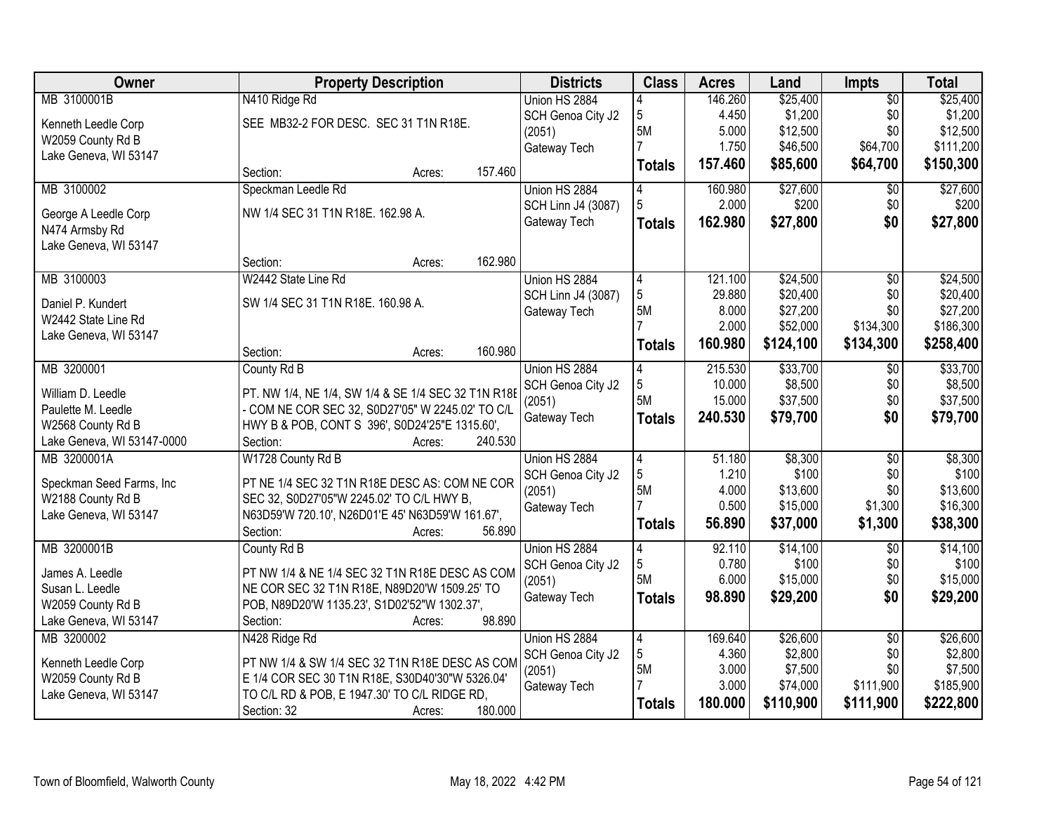| Owner | Property Description | Districts | Class | Acres | Land | Impts | Total |
|---|---|---|---|---|---|---|---|
| MB 3100001B<br><br>Kenneth Leedle Corp<br>W2059 County Rd B<br>Lake Geneva, WI 53147 | N410 Ridge Rd<br><br>SEE MB32-2 FOR DESC. SEC 31 T1N R18E.<br><br>Section: Acres: 157.460 | Union HS 2884<br>SCH Genoa City J2 (2051)<br>Gateway Tech | 4<br>5<br>5M<br>7<br>**Totals** | 146.260<br>4.450<br>5.000<br>1.750<br>**157.460** | $25,400<br>$1,200<br>$12,500<br>$46,500<br>**$85,600** | $0<br>$0<br>$0<br>$64,700<br>**$64,700** | $25,400<br>$1,200<br>$12,500<br>$111,200<br>**$150,300** |
| MB 3100002<br><br>George A Leedle Corp<br>N474 Armsby Rd<br>Lake Geneva, WI 53147 | Speckman Leedle Rd<br><br>NW 1/4 SEC 31 T1N R18E. 162.98 A.<br><br>Section: Acres: 162.980 | Union HS 2884<br>SCH Linn J4 (3087)<br>Gateway Tech | 4<br>5<br>**Totals** | 160.980<br>2.000<br>**162.980** | $27,600<br>$200<br>**$27,800** | $0<br>$0<br>**$0** | $27,600<br>$200<br>**$27,800** |
| MB 3100003<br><br>Daniel P. Kundert<br>W2442 State Line Rd<br>Lake Geneva, WI 53147 | W2442 State Line Rd<br><br>SW 1/4 SEC 31 T1N R18E. 160.98 A.<br><br>Section: Acres: 160.980 | Union HS 2884<br>SCH Linn J4 (3087)<br>Gateway Tech | 4<br>5<br>5M<br>7<br>**Totals** | 121.100<br>29.880<br>8.000<br>2.000<br>**160.980** | $24,500<br>$20,400<br>$27,200<br>$52,000<br>**$124,100** | $0<br>$0<br>$0<br>$134,300<br>**$134,300** | $24,500<br>$20,400<br>$27,200<br>$186,300<br>**$258,400** |
| MB 3200001<br><br>William D. Leedle<br>Paulette M. Leedle<br>W2568 County Rd B<br>Lake Geneva, WI 53147-0000 | County Rd B<br><br>PT. NW 1/4, NE 1/4, SW 1/4 & SE 1/4 SEC 32 T1N R18E - COM NE COR SEC 32, S0D27'05" W 2245.02' TO C/L HWY B & POB, CONT S 396', S0D24'25"E 1315.60',<br>Section: Acres: 240.530 | Union HS 2884<br>SCH Genoa City J2 (2051)<br>Gateway Tech | 4<br>5<br>5M<br>**Totals** | 215.530<br>10.000<br>15.000<br>**240.530** | $33,700<br>$8,500<br>$37,500<br>**$79,700** | $0<br>$0<br>$0<br>**$0** | $33,700<br>$8,500<br>$37,500<br>**$79,700** |
| MB 3200001A<br><br>Speckman Seed Farms, Inc<br>W2188 County Rd B<br>Lake Geneva, WI 53147 | W1728 County Rd B<br><br>PT NE 1/4 SEC 32 T1N R18E DESC AS: COM NE COR SEC 32, S0D27'05"W 2245.02' TO C/L HWY B, N63D59'W 720.10', N26D01'E 45' N63D59'W 161.67',<br>Section: Acres: 56.890 | Union HS 2884<br>SCH Genoa City J2 (2051)<br>Gateway Tech | 4<br>5<br>5M<br>7<br>**Totals** | 51.180<br>1.210<br>4.000<br>0.500<br>**56.890** | $8,300<br>$100<br>$13,600<br>$15,000<br>**$37,000** | $0<br>$0<br>$0<br>$1,300<br>**$1,300** | $8,300<br>$100<br>$13,600<br>$16,300<br>**$38,300** |
| MB 3200001B<br><br>James A. Leedle<br>Susan L. Leedle<br>W2059 County Rd B<br>Lake Geneva, WI 53147 | County Rd B<br><br>PT NW 1/4 & NE 1/4 SEC 32 T1N R18E DESC AS COM NE COR SEC 32 T1N R18E, N89D20'W 1509.25' TO POB, N89D20'W 1135.23', S1D02'52"W 1302.37',<br>Section: Acres: 98.890 | Union HS 2884<br>SCH Genoa City J2 (2051)<br>Gateway Tech | 4<br>5<br>5M<br>**Totals** | 92.110<br>0.780<br>6.000<br>**98.890** | $14,100<br>$100<br>$15,000<br>**$29,200** | $0<br>$0<br>$0<br>**$0** | $14,100<br>$100<br>$15,000<br>**$29,200** |
| MB 3200002<br><br>Kenneth Leedle Corp<br>W2059 County Rd B<br>Lake Geneva, WI 53147 | N428 Ridge Rd<br><br>PT NW 1/4 & SW 1/4 SEC 32 T1N R18E DESC AS COM E 1/4 COR SEC 30 T1N R18E, S30D40'30"W 5326.04' TO C/L RD & POB, E 1947.30' TO C/L RIDGE RD,<br>Section: 32 Acres: 180.000 | Union HS 2884<br>SCH Genoa City J2 (2051)<br>Gateway Tech | 4<br>5<br>5M<br>7<br>**Totals** | 169.640<br>4.360<br>3.000<br>3.000<br>**180.000** | $26,600<br>$2,800<br>$7,500<br>$74,000<br>**$110,900** | $0<br>$0<br>$0<br>$111,900<br>**$111,900** | $26,600<br>$2,800<br>$7,500<br>$185,900<br>**$222,800** |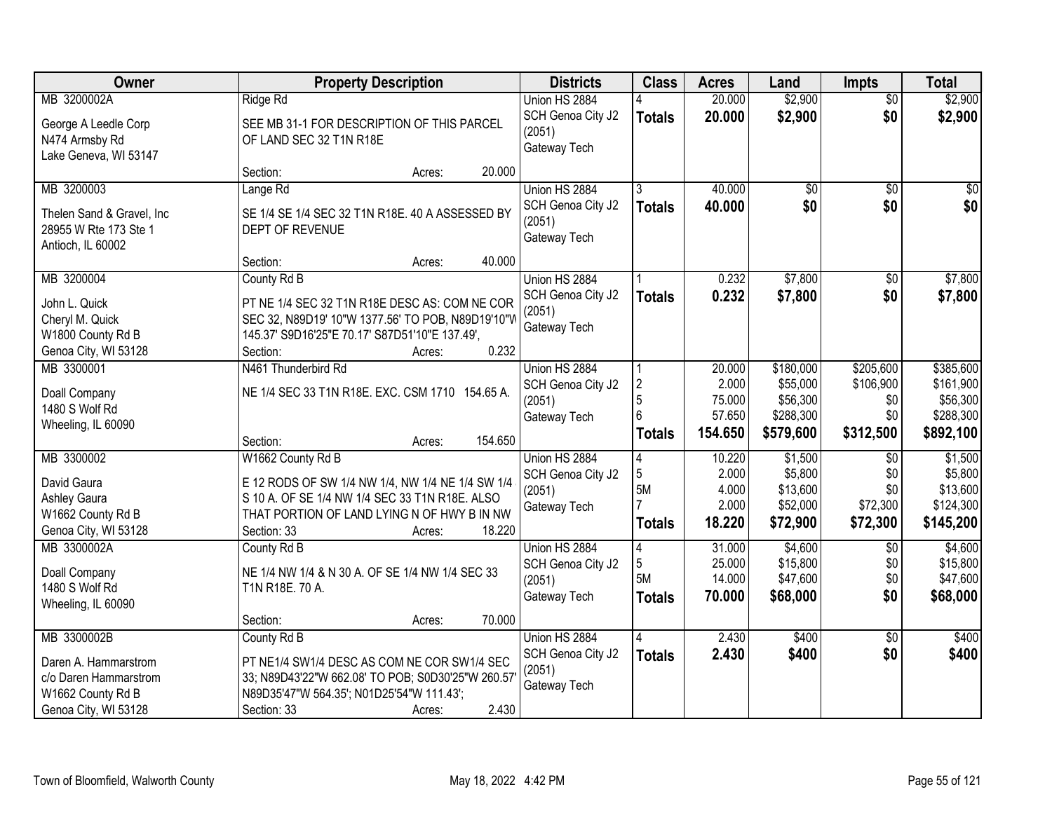| Owner | Property Description | Districts | Class | Acres | Land | Impts | Total |
|---|---|---|---|---|---|---|---|
| MB 3200002A<br>George A Leedle Corp<br>N474 Armsby Rd<br>Lake Geneva, WI 53147 | Ridge Rd<br>SEE MB 31-1 FOR DESCRIPTION OF THIS PARCEL OF LAND SEC 32 T1N R18E<br>Section: Acres: 20.000 | Union HS 2884<br>SCH Genoa City J2 (2051)<br>Gateway Tech | 4<br>**Totals** | 20.000<br>**20.000** | $2,900<br>**$2,900** | $0<br>**$0** | $2,900<br>**$2,900** |
| MB 3200003<br>Thelen Sand & Gravel, Inc<br>28955 W Rte 173 Ste 1<br>Antioch, IL 60002 | Lange Rd<br>SE 1/4 SE 1/4 SEC 32 T1N R18E. 40 A ASSESSED BY DEPT OF REVENUE<br>Section: Acres: 40.000 | Union HS 2884<br>SCH Genoa City J2 (2051)<br>Gateway Tech | 3<br>**Totals** | 40.000<br>**40.000** | $0<br>**$0** | $0<br>**$0** | $0<br>**$0** |
| MB 3200004<br>John L. Quick<br>Cheryl M. Quick<br>W1800 County Rd B<br>Genoa City, WI 53128 | County Rd B<br>PT NE 1/4 SEC 32 T1N R18E DESC AS: COM NE COR SEC 32, N89D19' 10"W 1377.56' TO POB, N89D19'10"W 145.37' S9D16'25"E 70.17' S87D51'10"E 137.49',<br>Section: Acres: 0.232 | Union HS 2884<br>SCH Genoa City J2 (2051)<br>Gateway Tech | 1<br>**Totals** | 0.232<br>**0.232** | $7,800<br>**$7,800** | $0<br>**$0** | $7,800<br>**$7,800** |
| MB 3300001<br>Doall Company<br>1480 S Wolf Rd<br>Wheeling, IL 60090 | N461 Thunderbird Rd<br>NE 1/4 SEC 33 T1N R18E. EXC. CSM 1710 154.65 A.<br>Section: Acres: 154.650 | Union HS 2884<br>SCH Genoa City J2 (2051)<br>Gateway Tech | 1<br>2<br>5<br>6<br>**Totals** | 20.000<br>2.000<br>75.000<br>57.650<br>**154.650** | $180,000<br>$55,000<br>$56,300<br>$288,300<br>**$579,600** | $205,600<br>$106,900<br>$0<br>$0<br>**$312,500** | $385,600<br>$161,900<br>$56,300<br>$288,300<br>**$892,100** |
| MB 3300002<br>David Gaura<br>Ashley Gaura<br>W1662 County Rd B<br>Genoa City, WI 53128 | W1662 County Rd B<br>E 12 RODS OF SW 1/4 NW 1/4, NW 1/4 NE 1/4 SW 1/4 S 10 A. OF SE 1/4 NW 1/4 SEC 33 T1N R18E. ALSO THAT PORTION OF LAND LYING N OF HWY B IN NW<br>Section: 33 Acres: 18.220 | Union HS 2884<br>SCH Genoa City J2 (2051)<br>Gateway Tech | 4<br>5<br>5M<br>7<br>**Totals** | 10.220<br>2.000<br>4.000<br>2.000<br>**18.220** | $1,500<br>$5,800<br>$13,600<br>$52,000<br>**$72,900** | $0<br>$0<br>$0<br>$72,300<br>**$72,300** | $1,500<br>$5,800<br>$13,600<br>$124,300<br>**$145,200** |
| MB 3300002A<br>Doall Company<br>1480 S Wolf Rd<br>Wheeling, IL 60090 | County Rd B<br>NE 1/4 NW 1/4 & N 30 A. OF SE 1/4 NW 1/4 SEC 33 T1N R18E. 70 A.<br>Section: Acres: 70.000 | Union HS 2884<br>SCH Genoa City J2 (2051)<br>Gateway Tech | 4<br>5<br>5M<br>**Totals** | 31.000<br>25.000<br>14.000<br>**70.000** | $4,600<br>$15,800<br>$47,600<br>**$68,000** | $0<br>$0<br>$0<br>**$0** | $4,600<br>$15,800<br>$47,600<br>**$68,000** |
| MB 3300002B<br>Daren A. Hammarstrom<br>c/o Daren Hammarstrom<br>W1662 County Rd B<br>Genoa City, WI 53128 | County Rd B<br>PT NE1/4 SW1/4 DESC AS COM NE COR SW1/4 SEC 33; N89D43'22"W 662.08' TO POB; S0D30'25"W 260.57' N89D35'47"W 564.35'; N01D25'54"W 111.43';<br>Section: 33 Acres: 2.430 | Union HS 2884<br>SCH Genoa City J2 (2051)<br>Gateway Tech | 4<br>**Totals** | 2.430<br>**2.430** | $400<br>**$400** | $0<br>**$0** | $400<br>**$400** |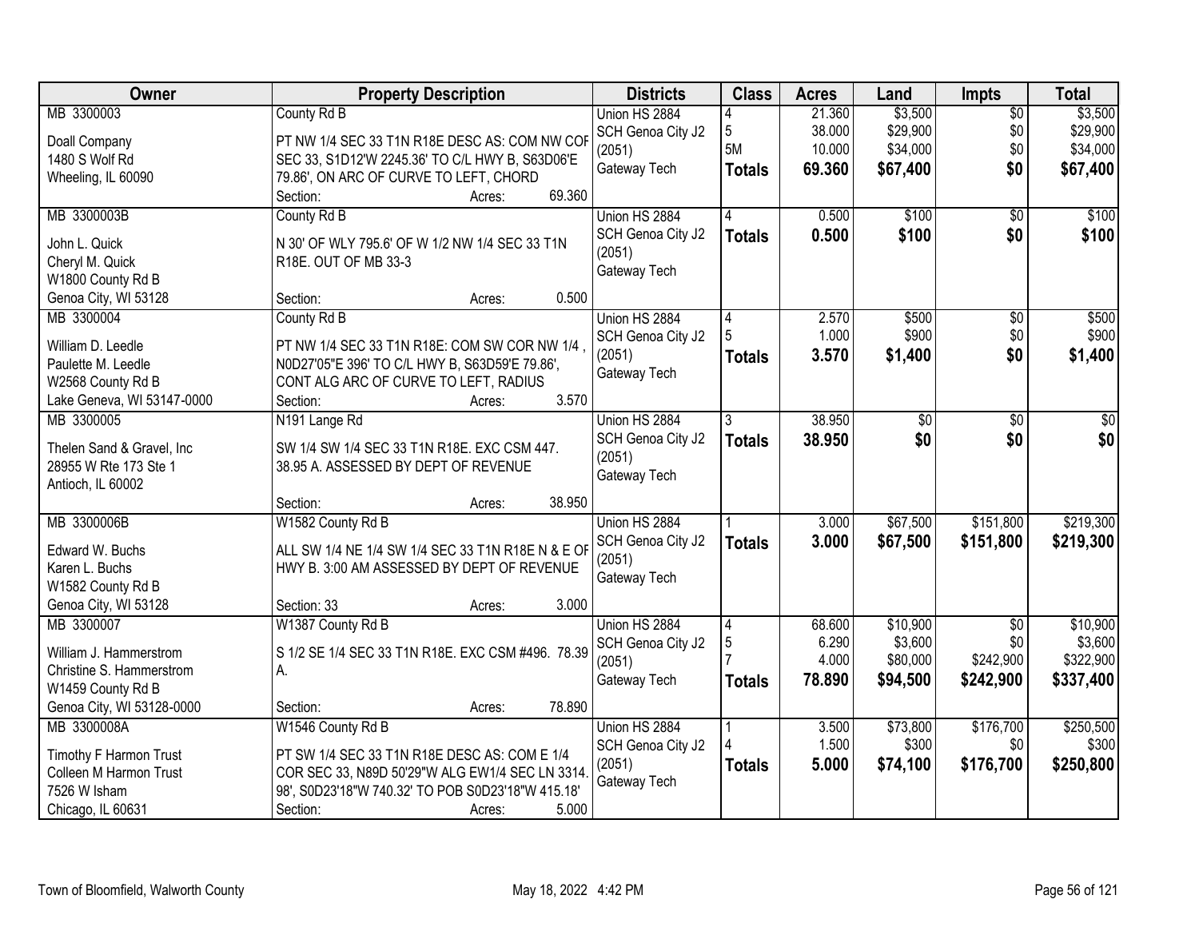| Owner | Property Description | Districts | Class | Acres | Land | Impts | Total |
|---|---|---|---|---|---|---|---|
| MB 3300003<br><br>Doall Company<br>1480 S Wolf Rd<br>Wheeling, IL 60090 | County Rd B<br><br>PT NW 1/4 SEC 33 T1N R18E DESC AS: COM NW COF SEC 33, S1D12'W 2245.36' TO C/L HWY B, S63D06'E 79.86', ON ARC OF CURVE TO LEFT, CHORD<br>Section: Acres: 69.360 | Union HS 2884<br>SCH Genoa City J2 (2051)<br>Gateway Tech | 4<br>5<br>5M<br>**Totals** | 21.360<br>38.000<br>10.000<br>**69.360** | $3,500<br>$29,900<br>$34,000<br>**$67,400** | $0<br>$0<br>$0<br>**$0** | $3,500<br>$29,900<br>$34,000<br>**$67,400** |
| MB 3300003B<br><br>John L. Quick<br>Cheryl M. Quick<br>W1800 County Rd B<br>Genoa City, WI 53128 | County Rd B<br><br>N 30' OF WLY 795.6' OF W 1/2 NW 1/4 SEC 33 T1N R18E. OUT OF MB 33-3<br>Section: Acres: 0.500 | Union HS 2884<br>SCH Genoa City J2 (2051)<br>Gateway Tech | 4<br>**Totals** | 0.500<br>**0.500** | $100<br>**$100** | $0<br>**$0** | $100<br>**$100** |
| MB 3300004<br><br>William D. Leedle<br>Paulette M. Leedle<br>W2568 County Rd B<br>Lake Geneva, WI 53147-0000 | County Rd B<br><br>PT NW 1/4 SEC 33 T1N R18E: COM SW COR NW 1/4 , N0D27'05"E 396' TO C/L HWY B, S63D59'E 79.86', CONT ALG ARC OF CURVE TO LEFT, RADIUS<br>Section: Acres: 3.570 | Union HS 2884<br>SCH Genoa City J2 (2051)<br>Gateway Tech | 4<br>5<br>**Totals** | 2.570<br>1.000<br>**3.570** | $500<br>$900<br>**$1,400** | $0<br>$0<br>**$0** | $500<br>$900<br>**$1,400** |
| MB 3300005<br><br>Thelen Sand & Gravel, Inc<br>28955 W Rte 173 Ste 1<br>Antioch, IL 60002 | N191 Lange Rd<br><br>SW 1/4 SW 1/4 SEC 33 T1N R18E. EXC CSM 447. 38.95 A. ASSESSED BY DEPT OF REVENUE<br>Section: Acres: 38.950 | Union HS 2884<br>SCH Genoa City J2 (2051)<br>Gateway Tech | 3<br>**Totals** | 38.950<br>**38.950** | $0<br>**$0** | $0<br>**$0** | $0<br>**$0** |
| MB 3300006B<br><br>Edward W. Buchs<br>Karen L. Buchs<br>W1582 County Rd B<br>Genoa City, WI 53128 | W1582 County Rd B<br><br>ALL SW 1/4 NE 1/4 SW 1/4 SEC 33 T1N R18E N & E OF HWY B. 3:00 AM ASSESSED BY DEPT OF REVENUE<br>Section: 33 Acres: 3.000 | Union HS 2884<br>SCH Genoa City J2 (2051)<br>Gateway Tech | 1<br>**Totals** | 3.000<br>**3.000** | $67,500<br>**$67,500** | $151,800<br>**$151,800** | $219,300<br>**$219,300** |
| MB 3300007<br><br>William J. Hammerstrom<br>Christine S. Hammerstrom<br>W1459 County Rd B<br>Genoa City, WI 53128-0000 | W1387 County Rd B<br><br>S 1/2 SE 1/4 SEC 33 T1N R18E. EXC CSM #496. 78.39 A.<br>Section: Acres: 78.890 | Union HS 2884<br>SCH Genoa City J2 (2051)<br>Gateway Tech | 4<br>5<br>7<br>**Totals** | 68.600<br>6.290<br>4.000<br>**78.890** | $10,900<br>$3,600<br>$80,000<br>**$94,500** | $0<br>$0<br>$242,900<br>**$242,900** | $10,900<br>$3,600<br>$322,900<br>**$337,400** |
| MB 3300008A<br><br>Timothy F Harmon Trust<br>Colleen M Harmon Trust<br>7526 W Isham<br>Chicago, IL 60631 | W1546 County Rd B<br><br>PT SW 1/4 SEC 33 T1N R18E DESC AS: COM E 1/4 COR SEC 33, N89D 50'29"W ALG EW1/4 SEC LN 3314. 98', S0D23'18"W 740.32' TO POB S0D23'18"W 415.18'<br>Section: Acres: 5.000 | Union HS 2884<br>SCH Genoa City J2 (2051)<br>Gateway Tech | 1<br>4<br>**Totals** | 3.500<br>1.500<br>**5.000** | $73,800<br>$300<br>**$74,100** | $176,700<br>$0<br>**$176,700** | $250,500<br>$300<br>**$250,800** |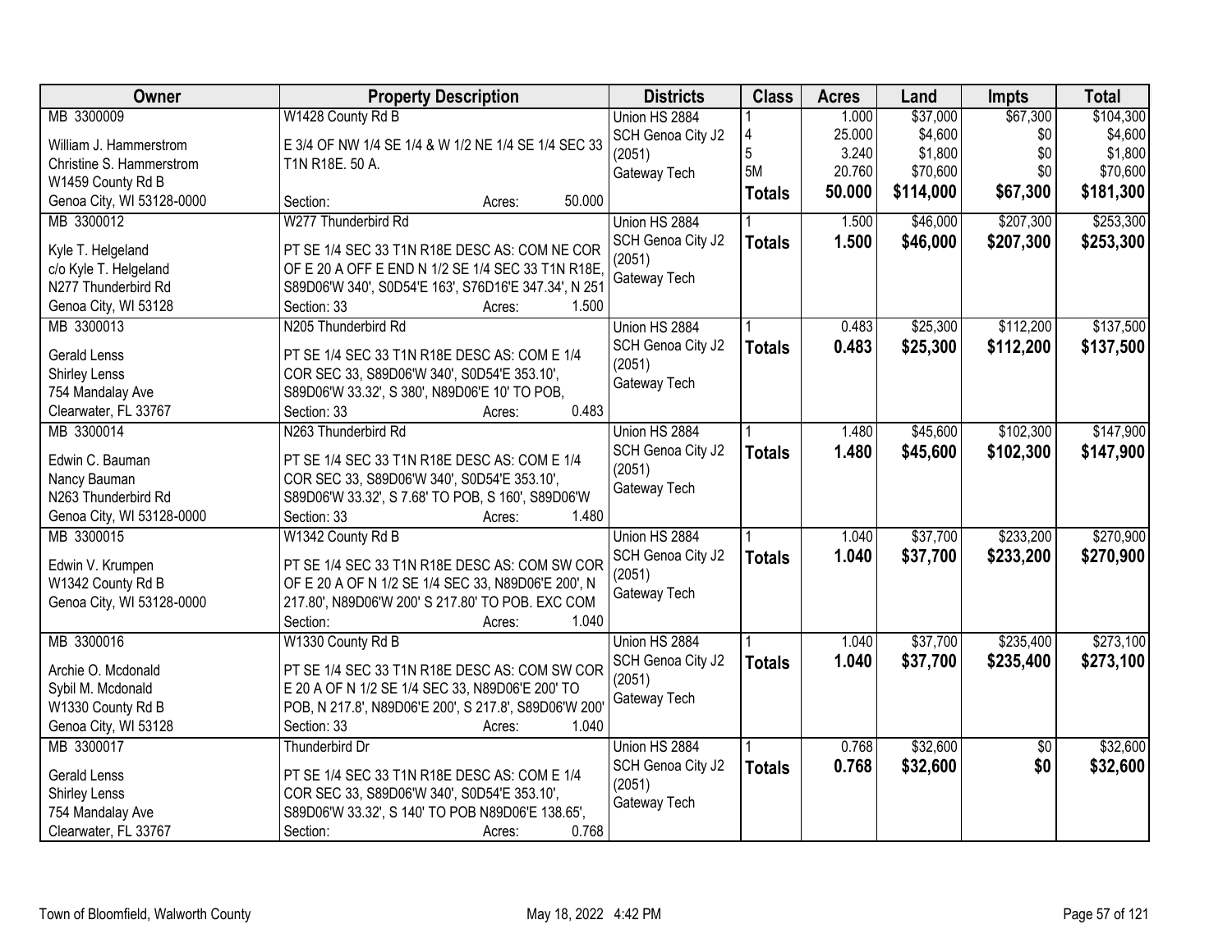| Owner | Property Description | Districts | Class | Acres | Land | Impts | Total |
|---|---|---|---|---|---|---|---|
| MB 3300009<br>William J. Hammerstrom<br>Christine S. Hammerstrom<br>W1459 County Rd B<br>Genoa City, WI 53128-0000 | W1428 County Rd B<br>E 3/4 OF NW 1/4 SE 1/4 & W 1/2 NE 1/4 SE 1/4 SEC 33 T1N R18E. 50 A.<br>Section: Acres: 50.000 | Union HS 2884<br>SCH Genoa City J2 (2051)<br>Gateway Tech | 1<br>4<br>5<br>5M<br>**Totals** | 1.000<br>25.000<br>3.240<br>20.760<br>**50.000** | $37,000<br>$4,600<br>$1,800<br>$70,600<br>**$114,000** | $67,300<br>$0<br>$0<br>$0<br>**$67,300** | $104,300<br>$4,600<br>$1,800<br>$70,600<br>**$181,300** |
| MB 3300012<br>Kyle T. Helgeland<br>c/o Kyle T. Helgeland<br>N277 Thunderbird Rd<br>Genoa City, WI 53128 | W277 Thunderbird Rd<br>PT SE 1/4 SEC 33 T1N R18E DESC AS: COM NE COR OF E 20 A OFF E END N 1/2 SE 1/4 SEC 33 T1N R18E, S89D06'W 340', S0D54'E 163', S76D16'E 347.34', N 251<br>Section: 33 Acres: 1.500 | Union HS 2884<br>SCH Genoa City J2 (2051)<br>Gateway Tech | 1<br>**Totals** | 1.500<br>**1.500** | $46,000<br>**$46,000** | $207,300<br>**$207,300** | $253,300<br>**$253,300** |
| MB 3300013<br>Gerald Lenss<br>Shirley Lenss<br>754 Mandalay Ave<br>Clearwater, FL 33767 | N205 Thunderbird Rd<br>PT SE 1/4 SEC 33 T1N R18E DESC AS: COM E 1/4 COR SEC 33, S89D06'W 340', S0D54'E 353.10', S89D06'W 33.32', S 380', N89D06'E 10' TO POB,<br>Section: 33 Acres: 0.483 | Union HS 2884<br>SCH Genoa City J2 (2051)<br>Gateway Tech | 1<br>**Totals** | 0.483<br>**0.483** | $25,300<br>**$25,300** | $112,200<br>**$112,200** | $137,500<br>**$137,500** |
| MB 3300014<br>Edwin C. Bauman<br>Nancy Bauman<br>N263 Thunderbird Rd<br>Genoa City, WI 53128-0000 | N263 Thunderbird Rd<br>PT SE 1/4 SEC 33 T1N R18E DESC AS: COM E 1/4 COR SEC 33, S89D06'W 340', S0D54'E 353.10', S89D06'W 33.32', S 7.68' TO POB, S 160', S89D06'W<br>Section: 33 Acres: 1.480 | Union HS 2884<br>SCH Genoa City J2 (2051)<br>Gateway Tech | 1<br>**Totals** | 1.480<br>**1.480** | $45,600<br>**$45,600** | $102,300<br>**$102,300** | $147,900<br>**$147,900** |
| MB 3300015<br>Edwin V. Krumpen<br>W1342 County Rd B<br>Genoa City, WI 53128-0000 | W1342 County Rd B<br>PT SE 1/4 SEC 33 T1N R18E DESC AS: COM SW COR OF E 20 A OF N 1/2 SE 1/4 SEC 33, N89D06'E 200', N 217.80', N89D06'W 200' S 217.80' TO POB. EXC COM<br>Section: Acres: 1.040 | Union HS 2884<br>SCH Genoa City J2 (2051)<br>Gateway Tech | 1<br>**Totals** | 1.040<br>**1.040** | $37,700<br>**$37,700** | $233,200<br>**$233,200** | $270,900<br>**$270,900** |
| MB 3300016<br>Archie O. Mcdonald<br>Sybil M. Mcdonald<br>W1330 County Rd B<br>Genoa City, WI 53128 | W1330 County Rd B<br>PT SE 1/4 SEC 33 T1N R18E DESC AS: COM SW COR E 20 A OF N 1/2 SE 1/4 SEC 33, N89D06'E 200' TO POB, N 217.8', N89D06'E 200', S 217.8', S89D06'W 200'<br>Section: 33 Acres: 1.040 | Union HS 2884<br>SCH Genoa City J2 (2051)<br>Gateway Tech | 1<br>**Totals** | 1.040<br>**1.040** | $37,700<br>**$37,700** | $235,400<br>**$235,400** | $273,100<br>**$273,100** |
| MB 3300017<br>Gerald Lenss<br>Shirley Lenss<br>754 Mandalay Ave<br>Clearwater, FL 33767 | Thunderbird Dr<br>PT SE 1/4 SEC 33 T1N R18E DESC AS: COM E 1/4 COR SEC 33, S89D06'W 340', S0D54'E 353.10', S89D06'W 33.32', S 140' TO POB N89D06'E 138.65',<br>Section: Acres: 0.768 | Union HS 2884<br>SCH Genoa City J2 (2051)<br>Gateway Tech | 1<br>**Totals** | 0.768<br>**0.768** | $32,600<br>**$32,600** | $0<br>**$0** | $32,600<br>**$32,600** |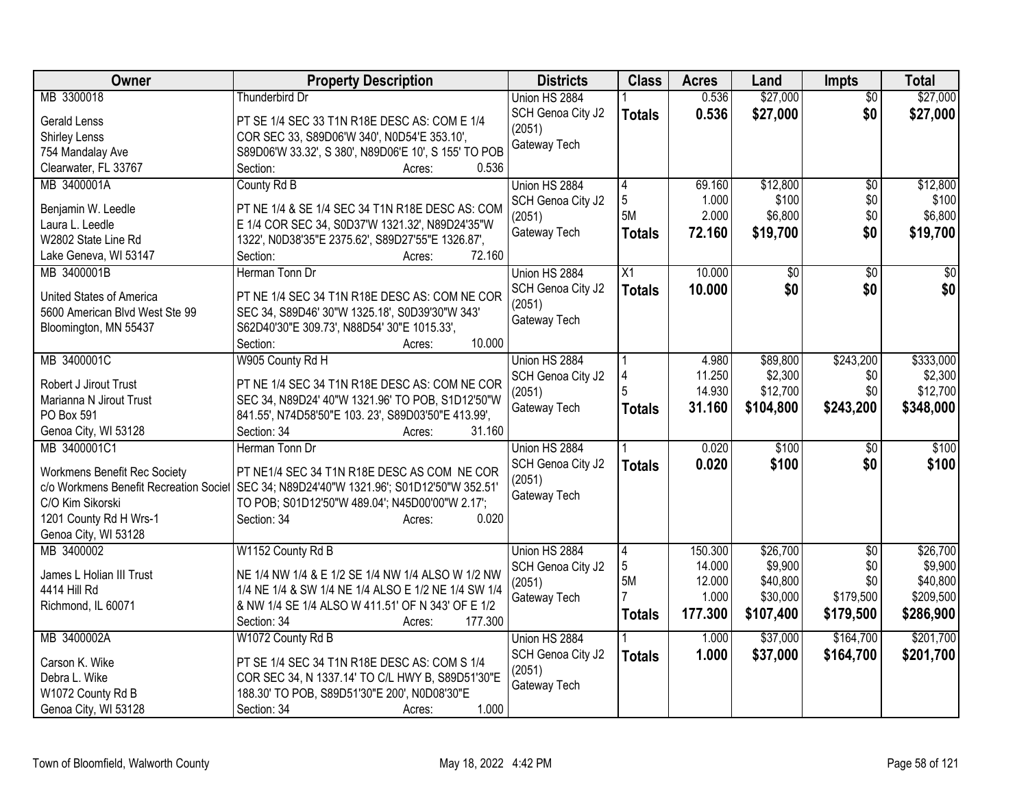| Owner | Property Description | Districts | Class | Acres | Land | Impts | Total |
|---|---|---|---|---|---|---|---|
| MB 3300018<br><br>Gerald Lenss<br>Shirley Lenss<br>754 Mandalay Ave<br>Clearwater, FL 33767 | Thunderbird Dr<br><br>PT SE 1/4 SEC 33 T1N R18E DESC AS: COM E 1/4 COR SEC 33, S89D06'W 340', N0D54'E 353.10', S89D06'W 33.32', S 380', N89D06'E 10', S 155' TO POB<br>Section: Acres: 0.536 | Union HS 2884<br>SCH Genoa City J2 (2051)<br>Gateway Tech | 1<br>**Totals** | 0.536<br>**0.536** | $27,000<br>**$27,000** | $0<br>**$0** | $27,000<br>**$27,000** |
| MB 3400001A<br><br>Benjamin W. Leedle<br>Laura L. Leedle<br>W2802 State Line Rd<br>Lake Geneva, WI 53147 | County Rd B<br><br>PT NE 1/4 & SE 1/4 SEC 34 T1N R18E DESC AS: COM E 1/4 COR SEC 34, S0D37'W 1321.32', N89D24'35"W 1322', N0D38'35"E 2375.62', S89D27'55"E 1326.87',<br>Section: Acres: 72.160 | Union HS 2884<br>SCH Genoa City J2 (2051)<br>Gateway Tech | 4<br>5<br>5M<br>**Totals** | 69.160<br>1.000<br>2.000<br>**72.160** | $12,800<br>$100<br>$6,800<br>**$19,700** | $0<br>$0<br>$0<br>**$0** | $12,800<br>$100<br>$6,800<br>**$19,700** |
| MB 3400001B<br><br>United States of America<br>5600 American Blvd West Ste 99<br>Bloomington, MN 55437 | Herman Tonn Dr<br><br>PT NE 1/4 SEC 34 T1N R18E DESC AS: COM NE COR SEC 34, S89D46' 30"W 1325.18', S0D39'30"W 343' S62D40'30"E 309.73', N88D54' 30"E 1015.33',<br>Section: Acres: 10.000 | Union HS 2884<br>SCH Genoa City J2 (2051)<br>Gateway Tech | X1<br>**Totals** | 10.000<br>**10.000** | $0<br>**$0** | $0<br>**$0** | $0<br>**$0** |
| MB 3400001C<br><br>Robert J Jirout Trust<br>Marianna N Jirout Trust<br>PO Box 591<br>Genoa City, WI 53128 | W905 County Rd H<br><br>PT NE 1/4 SEC 34 T1N R18E DESC AS: COM NE COR SEC 34, N89D24' 40"W 1321.96' TO POB, S1D12'50"W 841.55', N74D58'50"E 103. 23', S89D03'50"E 413.99',<br>Section: 34 Acres: 31.160 | Union HS 2884<br>SCH Genoa City J2 (2051)<br>Gateway Tech | 1<br>4<br>5<br>**Totals** | 4.980<br>11.250<br>14.930<br>**31.160** | $89,800<br>$2,300<br>$12,700<br>**$104,800** | $243,200<br>$0<br>$0<br>**$243,200** | $333,000<br>$2,300<br>$12,700<br>**$348,000** |
| MB 3400001C1<br><br>Workmens Benefit Rec Society<br>c/o Workmens Benefit Recreation Societ<br>C/O Kim Sikorski<br>1201 County Rd H Wrs-1<br>Genoa City, WI 53128 | Herman Tonn Dr<br><br>PT NE1/4 SEC 34 T1N R18E DESC AS COM NE COR SEC 34; N89D24'40"W 1321.96'; S01D12'50"W 352.51' TO POB; S01D12'50"W 489.04'; N45D00'00"W 2.17';<br>Section: 34 Acres: 0.020 | Union HS 2884<br>SCH Genoa City J2 (2051)<br>Gateway Tech | 1<br>**Totals** | 0.020<br>**0.020** | $100<br>**$100** | $0<br>**$0** | $100<br>**$100** |
| MB 3400002<br><br>James L Holian III Trust<br>4414 Hill Rd<br>Richmond, IL 60071 | W1152 County Rd B<br><br>NE 1/4 NW 1/4 & E 1/2 SE 1/4 NW 1/4 ALSO W 1/2 NW 1/4 NE 1/4 & SW 1/4 NE 1/4 ALSO E 1/2 NE 1/4 SW 1/4 & NW 1/4 SE 1/4 ALSO W 411.51' OF N 343' OF E 1/2<br>Section: 34 Acres: 177.300 | Union HS 2884<br>SCH Genoa City J2 (2051)<br>Gateway Tech | 4<br>5<br>5M<br>7<br>**Totals** | 150.300<br>14.000<br>12.000<br>1.000<br>**177.300** | $26,700<br>$9,900<br>$40,800<br>$30,000<br>**$107,400** | $0<br>$0<br>$0<br>$179,500<br>**$179,500** | $26,700<br>$9,900<br>$40,800<br>$209,500<br>**$286,900** |
| MB 3400002A<br><br>Carson K. Wike<br>Debra L. Wike<br>W1072 County Rd B<br>Genoa City, WI 53128 | W1072 County Rd B<br><br>PT SE 1/4 SEC 34 T1N R18E DESC AS: COM S 1/4 COR SEC 34, N 1337.14' TO C/L HWY B, S89D51'30"E 188.30' TO POB, S89D51'30"E 200', N0D08'30"E<br>Section: 34 Acres: 1.000 | Union HS 2884<br>SCH Genoa City J2 (2051)<br>Gateway Tech | 1<br>**Totals** | 1.000<br>**1.000** | $37,000<br>**$37,000** | $164,700<br>**$164,700** | $201,700<br>**$201,700** |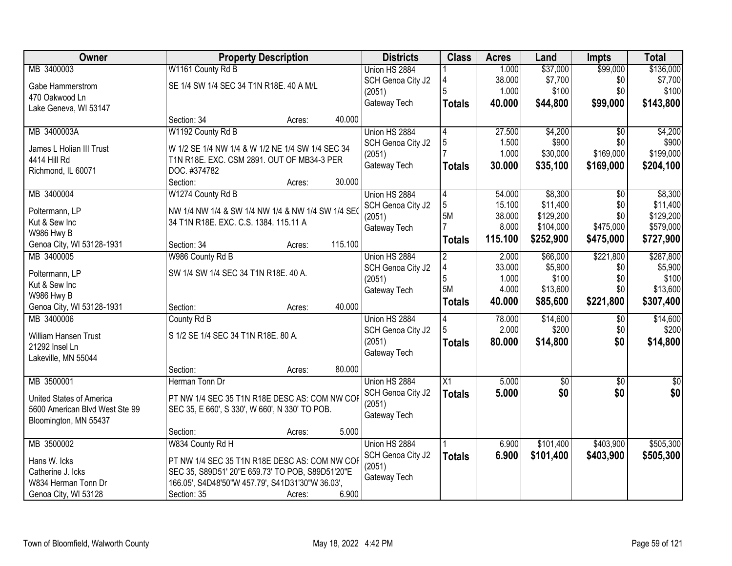| Owner | Property Description | Districts | Class | Acres | Land | Impts | Total |
|---|---|---|---|---|---|---|---|
| MB 3400003<br><br>Gabe Hammerstrom<br>470 Oakwood Ln<br>Lake Geneva, WI 53147 | W1161 County Rd B<br><br>SE 1/4 SW 1/4 SEC 34 T1N R18E. 40 A M/L<br><br>Section: 34 Acres: 40.000 | Union HS 2884<br>SCH Genoa City J2 (2051)<br>Gateway Tech | 1<br>4<br>5<br>**Totals** | 1.000<br>38.000<br>1.000<br>**40.000** | $37,000<br>$7,700<br>$100<br>**$44,800** | $99,000<br>$0<br>$0<br>**$99,000** | $136,000<br>$7,700<br>$100<br>**$143,800** |
| MB 3400003A<br><br>James L Holian III Trust<br>4414 Hill Rd<br>Richmond, IL 60071 | W1192 County Rd B<br><br>W 1/2 SE 1/4 NW 1/4 & W 1/2 NE 1/4 SW 1/4 SEC 34 T1N R18E. EXC. CSM 2891. OUT OF MB34-3 PER DOC. #374782<br>Section: Acres: 30.000 | Union HS 2884<br>SCH Genoa City J2 (2051)<br>Gateway Tech | 4<br>5<br>7<br>**Totals** | 27.500<br>1.500<br>1.000<br>**30.000** | $4,200<br>$900<br>$30,000<br>**$35,100** | $0<br>$0<br>$169,000<br>**$169,000** | $4,200<br>$900<br>$199,000<br>**$204,100** |
| MB 3400004<br><br>Poltermann, LP<br>Kut & Sew Inc<br>W986 Hwy B<br>Genoa City, WI 53128-1931 | W1274 County Rd B<br><br>NW 1/4 NW 1/4 & SW 1/4 NW 1/4 & NW 1/4 SW 1/4 SEC 34 T1N R18E. EXC. C.S. 1384. 115.11 A<br><br>Section: 34 Acres: 115.100 | Union HS 2884<br>SCH Genoa City J2 (2051)<br>Gateway Tech | 4<br>5<br>5M<br>7<br>**Totals** | 54.000<br>15.100<br>38.000<br>8.000<br>**115.100** | $8,300<br>$11,400<br>$129,200<br>$104,000<br>**$252,900** | $0<br>$0<br>$0<br>$475,000<br>**$475,000** | $8,300<br>$11,400<br>$129,200<br>$579,000<br>**$727,900** |
| MB 3400005<br><br>Poltermann, LP<br>Kut & Sew Inc<br>W986 Hwy B<br>Genoa City, WI 53128-1931 | W986 County Rd B<br><br>SW 1/4 SW 1/4 SEC 34 T1N R18E. 40 A.<br><br>Section: Acres: 40.000 | Union HS 2884<br>SCH Genoa City J2 (2051)<br>Gateway Tech | 2<br>4<br>5<br>5M<br>**Totals** | 2.000<br>33.000<br>1.000<br>4.000<br>**40.000** | $66,000<br>$5,900<br>$100<br>$13,600<br>**$85,600** | $221,800<br>$0<br>$0<br>$0<br>**$221,800** | $287,800<br>$5,900<br>$100<br>$13,600<br>**$307,400** |
| MB 3400006<br><br>William Hansen Trust<br>21292 Insel Ln<br>Lakeville, MN 55044 | County Rd B<br><br>S 1/2 SE 1/4 SEC 34 T1N R18E. 80 A.<br><br>Section: Acres: 80.000 | Union HS 2884<br>SCH Genoa City J2 (2051)<br>Gateway Tech | 4<br>5<br>**Totals** | 78.000<br>2.000<br>**80.000** | $14,600<br>$200<br>**$14,800** | $0<br>$0<br>**$0** | $14,600<br>$200<br>**$14,800** |
| MB 3500001<br><br>United States of America<br>5600 American Blvd West Ste 99<br>Bloomington, MN 55437 | Herman Tonn Dr<br><br>PT NW 1/4 SEC 35 T1N R18E DESC AS: COM NW COR SEC 35, E 660', S 330', W 660', N 330' TO POB.<br><br>Section: Acres: 5.000 | Union HS 2884<br>SCH Genoa City J2 (2051)<br>Gateway Tech | X1<br>**Totals** | 5.000<br>**5.000** | $0<br>**$0** | $0<br>**$0** | $0<br>**$0** |
| MB 3500002<br><br>Hans W. Icks<br>Catherine J. Icks<br>W834 Herman Tonn Dr<br>Genoa City, WI 53128 | W834 County Rd H<br><br>PT NW 1/4 SEC 35 T1N R18E DESC AS: COM NW COR SEC 35, S89D51' 20"E 659.73' TO POB, S89D51'20"E 166.05', S4D48'50"W 457.79', S41D31'30"W 36.03',<br>Section: 35 Acres: 6.900 | Union HS 2884<br>SCH Genoa City J2 (2051)<br>Gateway Tech | 1<br>**Totals** | 6.900<br>**6.900** | $101,400<br>**$101,400** | $403,900<br>**$403,900** | $505,300<br>**$505,300** |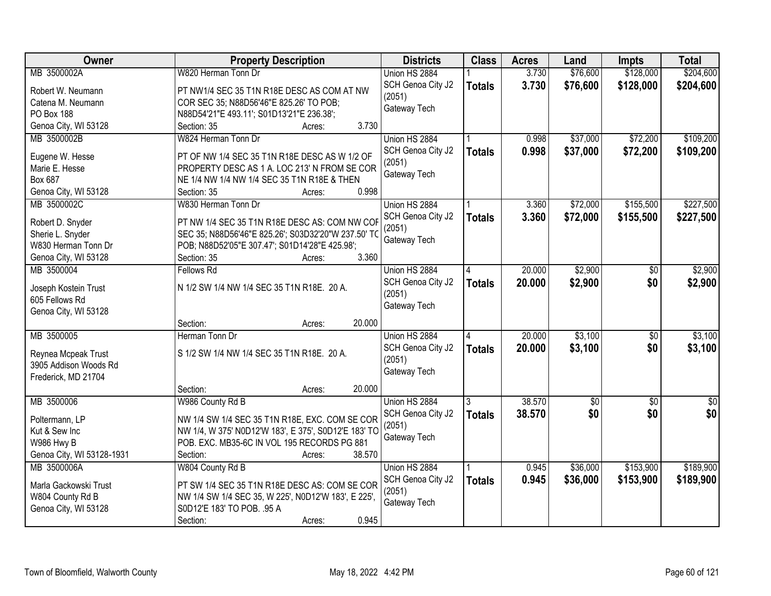| Owner | Property Description | Districts | Class | Acres | Land | Impts | Total |
|---|---|---|---|---|---|---|---|
| MB 3500002A<br>Robert W. Neumann<br>Catena M. Neumann<br>PO Box 188<br>Genoa City, WI 53128 | W820 Herman Tonn Dr<br>PT NW1/4 SEC 35 T1N R18E DESC AS COM AT NW COR SEC 35; N88D56'46"E 825.26' TO POB; N88D54'21"E 493.11'; S01D13'21"E 236.38';<br>Section: 35 Acres: 3.730 | Union HS 2884<br>SCH Genoa City J2 (2051)<br>Gateway Tech | 1<br>**Totals** | 3.730<br>**3.730** | $76,600<br>**$76,600** | $128,000<br>**$128,000** | $204,600<br>**$204,600** |
| MB 3500002B<br>Eugene W. Hesse<br>Marie E. Hesse<br>Box 687<br>Genoa City, WI 53128 | W824 Herman Tonn Dr<br>PT OF NW 1/4 SEC 35 T1N R18E DESC AS W 1/2 OF PROPERTY DESC AS 1 A. LOC 213' N FROM SE COR NE 1/4 NW 1/4 NW 1/4 SEC 35 T1N R18E & THEN<br>Section: 35 Acres: 0.998 | Union HS 2884<br>SCH Genoa City J2 (2051)<br>Gateway Tech | 1<br>**Totals** | 0.998<br>**0.998** | $37,000<br>**$37,000** | $72,200<br>**$72,200** | $109,200<br>**$109,200** |
| MB 3500002C<br>Robert D. Snyder<br>Sherie L. Snyder<br>W830 Herman Tonn Dr<br>Genoa City, WI 53128 | W830 Herman Tonn Dr<br>PT NW 1/4 SEC 35 T1N R18E DESC AS: COM NW COR SEC 35; N88D56'46"E 825.26'; S03D32'20"W 237.50' TO POB; N88D52'05"E 307.47'; S01D14'28"E 425.98';<br>Section: 35 Acres: 3.360 | Union HS 2884<br>SCH Genoa City J2 (2051)<br>Gateway Tech | 1<br>**Totals** | 3.360<br>**3.360** | $72,000<br>**$72,000** | $155,500<br>**$155,500** | $227,500<br>**$227,500** |
| MB 3500004<br>Joseph Kostein Trust<br>605 Fellows Rd<br>Genoa City, WI 53128 | Fellows Rd<br>N 1/2 SW 1/4 NW 1/4 SEC 35 T1N R18E. 20 A.<br>Section: Acres: 20.000 | Union HS 2884<br>SCH Genoa City J2 (2051)<br>Gateway Tech | 4<br>**Totals** | 20.000<br>**20.000** | $2,900<br>**$2,900** | $0<br>**$0** | $2,900<br>**$2,900** |
| MB 3500005<br>Reynea Mcpeak Trust<br>3905 Addison Woods Rd<br>Frederick, MD 21704 | Herman Tonn Dr<br>S 1/2 SW 1/4 NW 1/4 SEC 35 T1N R18E. 20 A.<br>Section: Acres: 20.000 | Union HS 2884<br>SCH Genoa City J2 (2051)<br>Gateway Tech | 4<br>**Totals** | 20.000<br>**20.000** | $3,100<br>**$3,100** | $0<br>**$0** | $3,100<br>**$3,100** |
| MB 3500006<br>Poltermann, LP<br>Kut & Sew Inc<br>W986 Hwy B<br>Genoa City, WI 53128-1931 | W986 County Rd B<br>NW 1/4 SW 1/4 SEC 35 T1N R18E, EXC. COM SE COR NW 1/4, W 375' N0D12'W 183', E 375', S0D12'E 183' TO POB. EXC. MB35-6C IN VOL 195 RECORDS PG 881<br>Section: Acres: 38.570 | Union HS 2884<br>SCH Genoa City J2 (2051)<br>Gateway Tech | 3<br>**Totals** | 38.570<br>**38.570** | $0<br>**$0** | $0<br>**$0** | $0<br>**$0** |
| MB 3500006A<br>Marla Gackowski Trust<br>W804 County Rd B<br>Genoa City, WI 53128 | W804 County Rd B<br>PT SW 1/4 SEC 35 T1N R18E DESC AS: COM SE COR NW 1/4 SW 1/4 SEC 35, W 225', N0D12'W 183', E 225', S0D12'E 183' TO POB. .95 A<br>Section: Acres: 0.945 | Union HS 2884<br>SCH Genoa City J2 (2051)<br>Gateway Tech | 1<br>**Totals** | 0.945<br>**0.945** | $36,000<br>**$36,000** | $153,900<br>**$153,900** | $189,900<br>**$189,900** |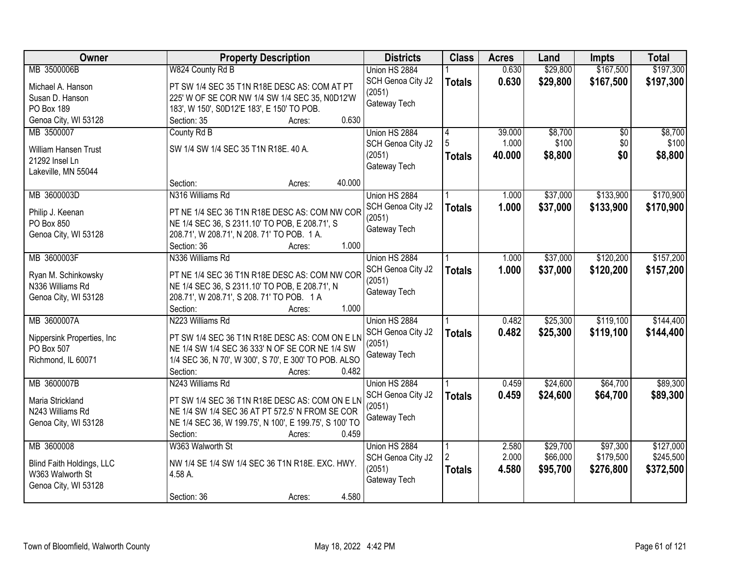| Owner | Property Description | Districts | Class | Acres | Land | Impts | Total |
|---|---|---|---|---|---|---|---|
| MB 3500006B<br>Michael A. Hanson<br>Susan D. Hanson<br>PO Box 189<br>Genoa City, WI 53128 | W824 County Rd B<br>PT SW 1/4 SEC 35 T1N R18E DESC AS: COM AT PT 225' W OF SE COR NW 1/4 SW 1/4 SEC 35, N0D12'W 183', W 150', S0D12'E 183', E 150' TO POB.<br>Section: 35 Acres: 0.630 | Union HS 2884<br>SCH Genoa City J2 (2051)<br>Gateway Tech | 1<br>**Totals** | 0.630<br>**0.630** | $29,800<br>**$29,800** | $167,500<br>**$167,500** | $197,300<br>**$197,300** |
| MB 3500007<br>William Hansen Trust<br>21292 Insel Ln<br>Lakeville, MN 55044 | County Rd B<br>SW 1/4 SW 1/4 SEC 35 T1N R18E. 40 A.<br>Section: Acres: 40.000 | Union HS 2884<br>SCH Genoa City J2 (2051)<br>Gateway Tech | 4<br>5<br>**Totals** | 39.000<br>1.000<br>**40.000** | $8,700<br>$100<br>**$8,800** | $0<br>$0<br>**$0** | $8,700<br>$100<br>**$8,800** |
| MB 3600003D<br>Philip J. Keenan<br>PO Box 850<br>Genoa City, WI 53128 | N316 Williams Rd<br>PT NE 1/4 SEC 36 T1N R18E DESC AS: COM NW COR NE 1/4 SEC 36, S 2311.10' TO POB, E 208.71', S 208.71', W 208.71', N 208. 71' TO POB. 1 A.<br>Section: 36 Acres: 1.000 | Union HS 2884<br>SCH Genoa City J2 (2051)<br>Gateway Tech | 1<br>**Totals** | 1.000<br>**1.000** | $37,000<br>**$37,000** | $133,900<br>**$133,900** | $170,900<br>**$170,900** |
| MB 3600003F<br>Ryan M. Schinkowsky<br>N336 Williams Rd<br>Genoa City, WI 53128 | N336 Williams Rd<br>PT NE 1/4 SEC 36 T1N R18E DESC AS: COM NW COR NE 1/4 SEC 36, S 2311.10' TO POB, E 208.71', N 208.71', W 208.71', S 208. 71' TO POB. 1 A<br>Section: Acres: 1.000 | Union HS 2884<br>SCH Genoa City J2 (2051)<br>Gateway Tech | 1<br>**Totals** | 1.000<br>**1.000** | $37,000<br>**$37,000** | $120,200<br>**$120,200** | $157,200<br>**$157,200** |
| MB 3600007A<br>Nippersink Properties, Inc<br>PO Box 507<br>Richmond, IL 60071 | N223 Williams Rd<br>PT SW 1/4 SEC 36 T1N R18E DESC AS: COM ON E LN NE 1/4 SW 1/4 SEC 36 333' N OF SE COR NE 1/4 SW 1/4 SEC 36, N 70', W 300', S 70', E 300' TO POB. ALSO<br>Section: Acres: 0.482 | Union HS 2884<br>SCH Genoa City J2 (2051)<br>Gateway Tech | 1<br>**Totals** | 0.482<br>**0.482** | $25,300<br>**$25,300** | $119,100<br>**$119,100** | $144,400<br>**$144,400** |
| MB 3600007B<br>Maria Strickland<br>N243 Williams Rd<br>Genoa City, WI 53128 | N243 Williams Rd<br>PT SW 1/4 SEC 36 T1N R18E DESC AS: COM ON E LN NE 1/4 SW 1/4 SEC 36 AT PT 572.5' N FROM SE COR NE 1/4 SEC 36, W 199.75', N 100', E 199.75', S 100' TO<br>Section: Acres: 0.459 | Union HS 2884<br>SCH Genoa City J2 (2051)<br>Gateway Tech | 1<br>**Totals** | 0.459<br>**0.459** | $24,600<br>**$24,600** | $64,700<br>**$64,700** | $89,300<br>**$89,300** |
| MB 3600008<br>Blind Faith Holdings, LLC<br>W363 Walworth St<br>Genoa City, WI 53128 | W363 Walworth St<br>NW 1/4 SE 1/4 SW 1/4 SEC 36 T1N R18E. EXC. HWY. 4.58 A.<br>Section: 36 Acres: 4.580 | Union HS 2884<br>SCH Genoa City J2 (2051)<br>Gateway Tech | 1<br>2<br>**Totals** | 2.580<br>2.000<br>**4.580** | $29,700<br>$66,000<br>**$95,700** | $97,300<br>$179,500<br>**$276,800** | $127,000<br>$245,500<br>**$372,500** |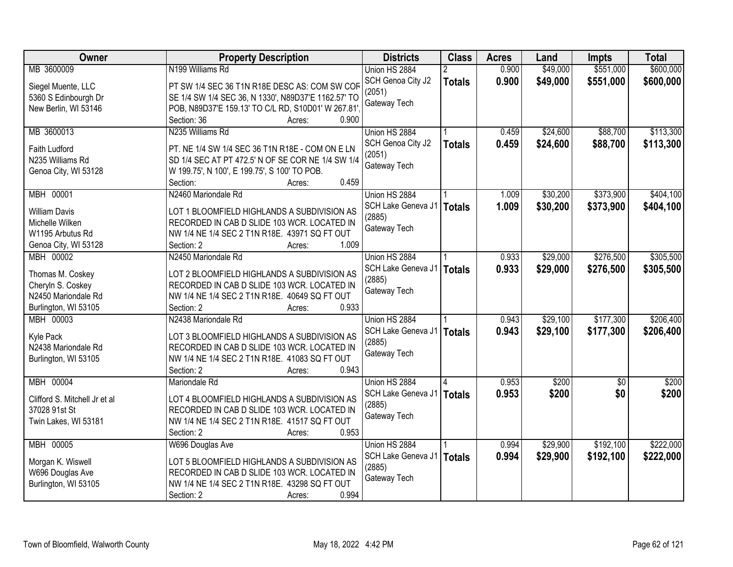| Owner | Property Description | Districts | Class | Acres | Land | Impts | Total |
|---|---|---|---|---|---|---|---|
| MB 3600009<br><br>Siegel Muente, LLC<br>5360 S Edinbourgh Dr<br>New Berlin, WI 53146 | N199 Williams Rd<br><br>PT SW 1/4 SEC 36 T1N R18E DESC AS: COM SW COR SE 1/4 SW 1/4 SEC 36, N 1330', N89D37'E 1162.57' TO POB, N89D37'E 159.13' TO C/L RD, S10D01' W 267.81',<br>Section: 36 Acres: 0.900 | Union HS 2884<br>SCH Genoa City J2 (2051)<br>Gateway Tech | 2<br>**Totals** | 0.900<br>**0.900** | $49,000<br>**$49,000** | $551,000<br>**$551,000** | $600,000<br>**$600,000** |
| MB 3600013<br><br>Faith Ludford<br>N235 Williams Rd<br>Genoa City, WI 53128 | N235 Williams Rd<br><br>PT. NE 1/4 SW 1/4 SEC 36 T1N R18E - COM ON E LN SD 1/4 SEC AT PT 472.5' N OF SE COR NE 1/4 SW 1/4 W 199.75', N 100', E 199.75', S 100' TO POB.<br>Section: Acres: 0.459 | Union HS 2884<br>SCH Genoa City J2 (2051)<br>Gateway Tech | 1<br>**Totals** | 0.459<br>**0.459** | $24,600<br>**$24,600** | $88,700<br>**$88,700** | $113,300<br>**$113,300** |
| MBH 00001<br><br>William Davis<br>Michelle Wilken<br>W1195 Arbutus Rd<br>Genoa City, WI 53128 | N2460 Mariondale Rd<br><br>LOT 1 BLOOMFIELD HIGHLANDS A SUBDIVISION AS RECORDED IN CAB D SLIDE 103 WCR. LOCATED IN NW 1/4 NE 1/4 SEC 2 T1N R18E. 43971 SQ FT OUT<br>Section: 2 Acres: 1.009 | Union HS 2884<br>SCH Lake Geneva J1 (2885)<br>Gateway Tech | 1<br>**Totals** | 1.009<br>**1.009** | $30,200<br>**$30,200** | $373,900<br>**$373,900** | $404,100<br>**$404,100** |
| MBH 00002<br><br>Thomas M. Coskey<br>Cheryln S. Coskey<br>N2450 Mariondale Rd<br>Burlington, WI 53105 | N2450 Mariondale Rd<br><br>LOT 2 BLOOMFIELD HIGHLANDS A SUBDIVISION AS RECORDED IN CAB D SLIDE 103 WCR. LOCATED IN NW 1/4 NE 1/4 SEC 2 T1N R18E. 40649 SQ FT OUT<br>Section: 2 Acres: 0.933 | Union HS 2884<br>SCH Lake Geneva J1 (2885)<br>Gateway Tech | 1<br>**Totals** | 0.933<br>**0.933** | $29,000<br>**$29,000** | $276,500<br>**$276,500** | $305,500<br>**$305,500** |
| MBH 00003<br><br>Kyle Pack<br>N2438 Mariondale Rd<br>Burlington, WI 53105 | N2438 Mariondale Rd<br><br>LOT 3 BLOOMFIELD HIGHLANDS A SUBDIVISION AS RECORDED IN CAB D SLIDE 103 WCR. LOCATED IN NW 1/4 NE 1/4 SEC 2 T1N R18E. 41083 SQ FT OUT<br>Section: 2 Acres: 0.943 | Union HS 2884<br>SCH Lake Geneva J1 (2885)<br>Gateway Tech | 1<br>**Totals** | 0.943<br>**0.943** | $29,100<br>**$29,100** | $177,300<br>**$177,300** | $206,400<br>**$206,400** |
| MBH 00004<br><br>Clifford S. Mitchell Jr et al<br>37028 91st St<br>Twin Lakes, WI 53181 | Mariondale Rd<br><br>LOT 4 BLOOMFIELD HIGHLANDS A SUBDIVISION AS RECORDED IN CAB D SLIDE 103 WCR. LOCATED IN NW 1/4 NE 1/4 SEC 2 T1N R18E. 41517 SQ FT OUT<br>Section: 2 Acres: 0.953 | Union HS 2884<br>SCH Lake Geneva J1 (2885)<br>Gateway Tech | 4<br>**Totals** | 0.953<br>**0.953** | $200<br>**$200** | $0<br>**$0** | $200<br>**$200** |
| MBH 00005<br><br>Morgan K. Wiswell<br>W696 Douglas Ave<br>Burlington, WI 53105 | W696 Douglas Ave<br><br>LOT 5 BLOOMFIELD HIGHLANDS A SUBDIVISION AS RECORDED IN CAB D SLIDE 103 WCR. LOCATED IN NW 1/4 NE 1/4 SEC 2 T1N R18E. 43298 SQ FT OUT<br>Section: 2 Acres: 0.994 | Union HS 2884<br>SCH Lake Geneva J1 (2885)<br>Gateway Tech | 1<br>**Totals** | 0.994<br>**0.994** | $29,900<br>**$29,900** | $192,100<br>**$192,100** | $222,000<br>**$222,000** |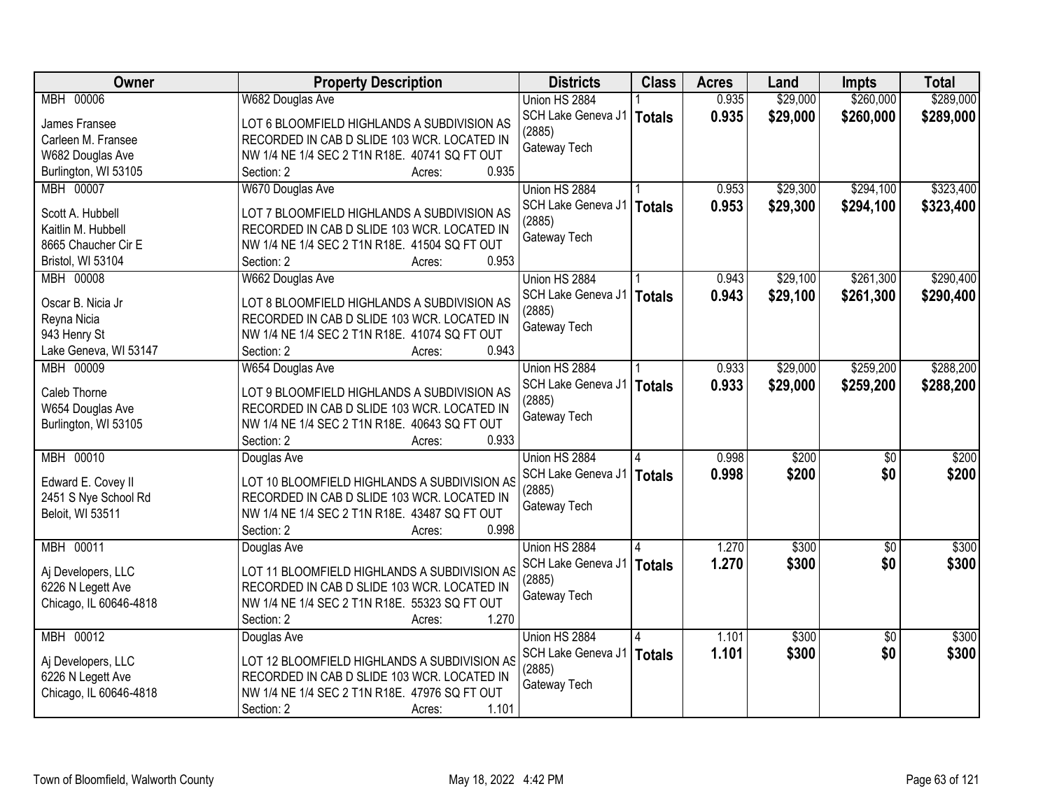| Owner | Property Description | Districts | Class | Acres | Land | Impts | Total |
|---|---|---|---|---|---|---|---|
| MBH 00006<br>James Fransee<br>Carleen M. Fransee<br>W682 Douglas Ave<br>Burlington, WI 53105 | W682 Douglas Ave<br>LOT 6 BLOOMFIELD HIGHLANDS A SUBDIVISION AS RECORDED IN CAB D SLIDE 103 WCR. LOCATED IN NW 1/4 NE 1/4 SEC 2 T1N R18E. 40741 SQ FT OUT<br>Section: 2 Acres: 0.935 | Union HS 2884<br>SCH Lake Geneva J1 (2885)<br>Gateway Tech | 1<br>**Totals** | 0.935<br>**0.935** | $29,000<br>**$29,000** | $260,000<br>**$260,000** | $289,000<br>**$289,000** |
| MBH 00007<br>Scott A. Hubbell<br>Kaitlin M. Hubbell<br>8665 Chaucher Cir E<br>Bristol, WI 53104 | W670 Douglas Ave<br>LOT 7 BLOOMFIELD HIGHLANDS A SUBDIVISION AS RECORDED IN CAB D SLIDE 103 WCR. LOCATED IN NW 1/4 NE 1/4 SEC 2 T1N R18E. 41504 SQ FT OUT<br>Section: 2 Acres: 0.953 | Union HS 2884<br>SCH Lake Geneva J1 (2885)<br>Gateway Tech | 1<br>**Totals** | 0.953<br>**0.953** | $29,300<br>**$29,300** | $294,100<br>**$294,100** | $323,400<br>**$323,400** |
| MBH 00008<br>Oscar B. Nicia Jr<br>Reyna Nicia<br>943 Henry St<br>Lake Geneva, WI 53147 | W662 Douglas Ave<br>LOT 8 BLOOMFIELD HIGHLANDS A SUBDIVISION AS RECORDED IN CAB D SLIDE 103 WCR. LOCATED IN NW 1/4 NE 1/4 SEC 2 T1N R18E. 41074 SQ FT OUT<br>Section: 2 Acres: 0.943 | Union HS 2884<br>SCH Lake Geneva J1 (2885)<br>Gateway Tech | 1<br>**Totals** | 0.943<br>**0.943** | $29,100<br>**$29,100** | $261,300<br>**$261,300** | $290,400<br>**$290,400** |
| MBH 00009<br>Caleb Thorne<br>W654 Douglas Ave<br>Burlington, WI 53105 | W654 Douglas Ave<br>LOT 9 BLOOMFIELD HIGHLANDS A SUBDIVISION AS RECORDED IN CAB D SLIDE 103 WCR. LOCATED IN NW 1/4 NE 1/4 SEC 2 T1N R18E. 40643 SQ FT OUT<br>Section: 2 Acres: 0.933 | Union HS 2884<br>SCH Lake Geneva J1 (2885)<br>Gateway Tech | 1<br>**Totals** | 0.933<br>**0.933** | $29,000<br>**$29,000** | $259,200<br>**$259,200** | $288,200<br>**$288,200** |
| MBH 00010<br>Edward E. Covey II<br>2451 S Nye School Rd<br>Beloit, WI 53511 | Douglas Ave<br>LOT 10 BLOOMFIELD HIGHLANDS A SUBDIVISION AS RECORDED IN CAB D SLIDE 103 WCR. LOCATED IN NW 1/4 NE 1/4 SEC 2 T1N R18E. 43487 SQ FT OUT<br>Section: 2 Acres: 0.998 | Union HS 2884<br>SCH Lake Geneva J1 (2885)<br>Gateway Tech | 4<br>**Totals** | 0.998<br>**0.998** | $200<br>**$200** | $0<br>**$0** | $200<br>**$200** |
| MBH 00011<br>Aj Developers, LLC<br>6226 N Legett Ave<br>Chicago, IL 60646-4818 | Douglas Ave<br>LOT 11 BLOOMFIELD HIGHLANDS A SUBDIVISION AS RECORDED IN CAB D SLIDE 103 WCR. LOCATED IN NW 1/4 NE 1/4 SEC 2 T1N R18E. 55323 SQ FT OUT<br>Section: 2 Acres: 1.270 | Union HS 2884<br>SCH Lake Geneva J1 (2885)<br>Gateway Tech | 4<br>**Totals** | 1.270<br>**1.270** | $300<br>**$300** | $0<br>**$0** | $300<br>**$300** |
| MBH 00012<br>Aj Developers, LLC<br>6226 N Legett Ave<br>Chicago, IL 60646-4818 | Douglas Ave<br>LOT 12 BLOOMFIELD HIGHLANDS A SUBDIVISION AS RECORDED IN CAB D SLIDE 103 WCR. LOCATED IN NW 1/4 NE 1/4 SEC 2 T1N R18E. 47976 SQ FT OUT<br>Section: 2 Acres: 1.101 | Union HS 2884<br>SCH Lake Geneva J1 (2885)<br>Gateway Tech | 4<br>**Totals** | 1.101<br>**1.101** | $300<br>**$300** | $0<br>**$0** | $300<br>**$300** |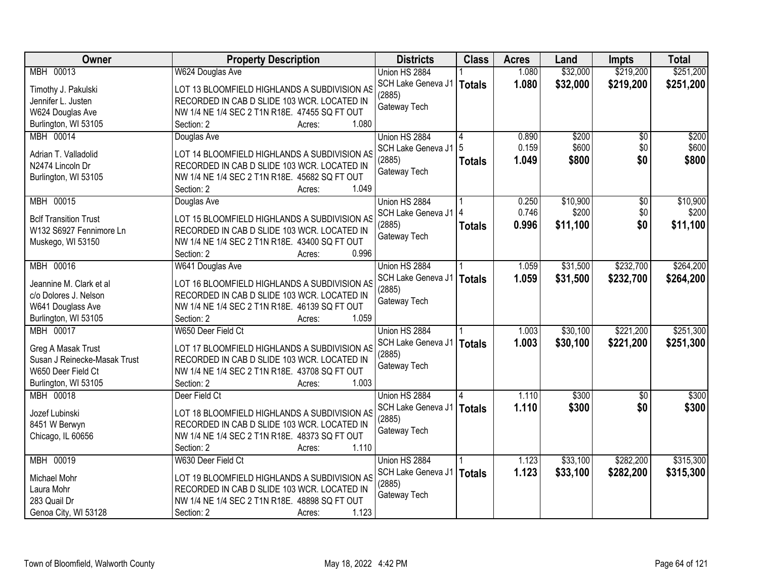| Owner | Property Description | Districts | Class | Acres | Land | Impts | Total |
|---|---|---|---|---|---|---|---|
| MBH 00013<br><br>Timothy J. Pakulski<br>Jennifer L. Justen<br>W624 Douglas Ave<br>Burlington, WI 53105 | W624 Douglas Ave<br><br>LOT 13 BLOOMFIELD HIGHLANDS A SUBDIVISION AS RECORDED IN CAB D SLIDE 103 WCR. LOCATED IN NW 1/4 NE 1/4 SEC 2 T1N R18E. 47455 SQ FT OUT<br>Section: 2 Acres: 1.080 | Union HS 2884<br>SCH Lake Geneva J1 (2885)<br>Gateway Tech | 1<br>**Totals** | 1.080<br>**1.080** | $32,000<br>**$32,000** | $219,200<br>**$219,200** | $251,200<br>**$251,200** |
| MBH 00014<br><br>Adrian T. Valladolid<br>N2474 Lincoln Dr<br>Burlington, WI 53105 | Douglas Ave<br><br>LOT 14 BLOOMFIELD HIGHLANDS A SUBDIVISION AS RECORDED IN CAB D SLIDE 103 WCR. LOCATED IN NW 1/4 NE 1/4 SEC 2 T1N R18E. 45682 SQ FT OUT<br>Section: 2 Acres: 1.049 | Union HS 2884<br>SCH Lake Geneva J1 (2885)<br>Gateway Tech | 4<br>5<br>**Totals** | 0.890<br>0.159<br>**1.049** | $200<br>$600<br>**$800** | $0<br>$0<br>**$0** | $200<br>$600<br>**$800** |
| MBH 00015<br><br>Bclf Transition Trust<br>W132 S6927 Fennimore Ln<br>Muskego, WI 53150 | Douglas Ave<br><br>LOT 15 BLOOMFIELD HIGHLANDS A SUBDIVISION AS RECORDED IN CAB D SLIDE 103 WCR. LOCATED IN NW 1/4 NE 1/4 SEC 2 T1N R18E. 43400 SQ FT OUT<br>Section: 2 Acres: 0.996 | Union HS 2884<br>SCH Lake Geneva J1 (2885)<br>Gateway Tech | 1<br>4<br>**Totals** | 0.250<br>0.746<br>**0.996** | $10,900<br>$200<br>**$11,100** | $0<br>$0<br>**$0** | $10,900<br>$200<br>**$11,100** |
| MBH 00016<br><br>Jeannine M. Clark et al<br>c/o Dolores J. Nelson<br>W641 Douglass Ave<br>Burlington, WI 53105 | W641 Douglas Ave<br><br>LOT 16 BLOOMFIELD HIGHLANDS A SUBDIVISION AS RECORDED IN CAB D SLIDE 103 WCR. LOCATED IN NW 1/4 NE 1/4 SEC 2 T1N R18E. 46139 SQ FT OUT<br>Section: 2 Acres: 1.059 | Union HS 2884<br>SCH Lake Geneva J1 (2885)<br>Gateway Tech | 1<br>**Totals** | 1.059<br>**1.059** | $31,500<br>**$31,500** | $232,700<br>**$232,700** | $264,200<br>**$264,200** |
| MBH 00017<br><br>Greg A Masak Trust<br>Susan J Reinecke-Masak Trust<br>W650 Deer Field Ct<br>Burlington, WI 53105 | W650 Deer Field Ct<br><br>LOT 17 BLOOMFIELD HIGHLANDS A SUBDIVISION AS RECORDED IN CAB D SLIDE 103 WCR. LOCATED IN NW 1/4 NE 1/4 SEC 2 T1N R18E. 43708 SQ FT OUT<br>Section: 2 Acres: 1.003 | Union HS 2884<br>SCH Lake Geneva J1 (2885)<br>Gateway Tech | 1<br>**Totals** | 1.003<br>**1.003** | $30,100<br>**$30,100** | $221,200<br>**$221,200** | $251,300<br>**$251,300** |
| MBH 00018<br><br>Jozef Lubinski<br>8451 W Berwyn<br>Chicago, IL 60656 | Deer Field Ct<br><br>LOT 18 BLOOMFIELD HIGHLANDS A SUBDIVISION AS RECORDED IN CAB D SLIDE 103 WCR. LOCATED IN NW 1/4 NE 1/4 SEC 2 T1N R18E. 48373 SQ FT OUT<br>Section: 2 Acres: 1.110 | Union HS 2884<br>SCH Lake Geneva J1 (2885)<br>Gateway Tech | 4<br>**Totals** | 1.110<br>**1.110** | $300<br>**$300** | $0<br>**$0** | $300<br>**$300** |
| MBH 00019<br><br>Michael Mohr<br>Laura Mohr<br>283 Quail Dr<br>Genoa City, WI 53128 | W630 Deer Field Ct<br><br>LOT 19 BLOOMFIELD HIGHLANDS A SUBDIVISION AS RECORDED IN CAB D SLIDE 103 WCR. LOCATED IN NW 1/4 NE 1/4 SEC 2 T1N R18E. 48898 SQ FT OUT<br>Section: 2 Acres: 1.123 | Union HS 2884<br>SCH Lake Geneva J1 (2885)<br>Gateway Tech | 1<br>**Totals** | 1.123<br>**1.123** | $33,100<br>**$33,100** | $282,200<br>**$282,200** | $315,300<br>**$315,300** |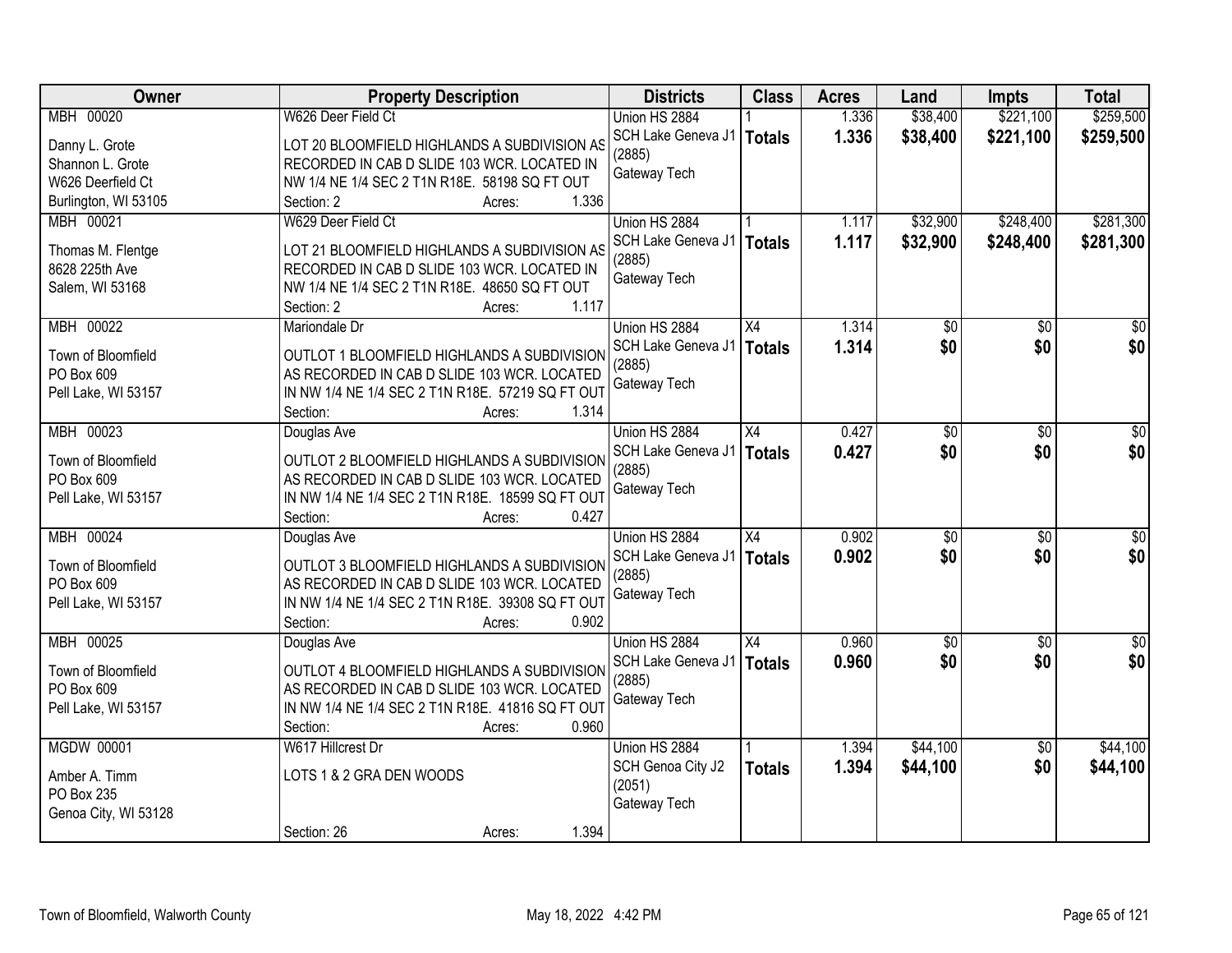| Owner | Property Description | Districts | Class | Acres | Land | Impts | Total |
|---|---|---|---|---|---|---|---|
| MBH 00020<br>Danny L. Grote<br>Shannon L. Grote<br>W626 Deerfield Ct<br>Burlington, WI 53105 | W626 Deer Field Ct<br>LOT 20 BLOOMFIELD HIGHLANDS A SUBDIVISION AS RECORDED IN CAB D SLIDE 103 WCR. LOCATED IN NW 1/4 NE 1/4 SEC 2 T1N R18E. 58198 SQ FT OUT<br>Section: 2 Acres: 1.336 | Union HS 2884<br>SCH Lake Geneva J1 (2885)<br>Gateway Tech | 1<br>**Totals** | 1.336<br>**1.336** | $38,400<br>**$38,400** | $221,100<br>**$221,100** | $259,500<br>**$259,500** |
| MBH 00021<br>Thomas M. Flentge<br>8628 225th Ave<br>Salem, WI 53168 | W629 Deer Field Ct<br>LOT 21 BLOOMFIELD HIGHLANDS A SUBDIVISION AS RECORDED IN CAB D SLIDE 103 WCR. LOCATED IN NW 1/4 NE 1/4 SEC 2 T1N R18E. 48650 SQ FT OUT<br>Section: 2 Acres: 1.117 | Union HS 2884<br>SCH Lake Geneva J1 (2885)<br>Gateway Tech | 1<br>**Totals** | 1.117<br>**1.117** | $32,900<br>**$32,900** | $248,400<br>**$248,400** | $281,300<br>**$281,300** |
| MBH 00022<br>Town of Bloomfield<br>PO Box 609<br>Pell Lake, WI 53157 | Mariondale Dr<br>OUTLOT 1 BLOOMFIELD HIGHLANDS A SUBDIVISION AS RECORDED IN CAB D SLIDE 103 WCR. LOCATED IN NW 1/4 NE 1/4 SEC 2 T1N R18E. 57219 SQ FT OUT<br>Section: Acres: 1.314 | Union HS 2884<br>SCH Lake Geneva J1 (2885)<br>Gateway Tech | X4<br>**Totals** | 1.314<br>**1.314** | $0<br>**$0** | $0<br>**$0** | $0<br>**$0** |
| MBH 00023<br>Town of Bloomfield<br>PO Box 609<br>Pell Lake, WI 53157 | Douglas Ave<br>OUTLOT 2 BLOOMFIELD HIGHLANDS A SUBDIVISION AS RECORDED IN CAB D SLIDE 103 WCR. LOCATED IN NW 1/4 NE 1/4 SEC 2 T1N R18E. 18599 SQ FT OUT<br>Section: Acres: 0.427 | Union HS 2884<br>SCH Lake Geneva J1 (2885)<br>Gateway Tech | X4<br>**Totals** | 0.427<br>**0.427** | $0<br>**$0** | $0<br>**$0** | $0<br>**$0** |
| MBH 00024<br>Town of Bloomfield<br>PO Box 609<br>Pell Lake, WI 53157 | Douglas Ave<br>OUTLOT 3 BLOOMFIELD HIGHLANDS A SUBDIVISION AS RECORDED IN CAB D SLIDE 103 WCR. LOCATED IN NW 1/4 NE 1/4 SEC 2 T1N R18E. 39308 SQ FT OUT<br>Section: Acres: 0.902 | Union HS 2884<br>SCH Lake Geneva J1 (2885)<br>Gateway Tech | X4<br>**Totals** | 0.902<br>**0.902** | $0<br>**$0** | $0<br>**$0** | $0<br>**$0** |
| MBH 00025<br>Town of Bloomfield<br>PO Box 609<br>Pell Lake, WI 53157 | Douglas Ave<br>OUTLOT 4 BLOOMFIELD HIGHLANDS A SUBDIVISION AS RECORDED IN CAB D SLIDE 103 WCR. LOCATED IN NW 1/4 NE 1/4 SEC 2 T1N R18E. 41816 SQ FT OUT<br>Section: Acres: 0.960 | Union HS 2884<br>SCH Lake Geneva J1 (2885)<br>Gateway Tech | X4<br>**Totals** | 0.960<br>**0.960** | $0<br>**$0** | $0<br>**$0** | $0<br>**$0** |
| MGDW 00001<br>Amber A. Timm<br>PO Box 235<br>Genoa City, WI 53128 | W617 Hillcrest Dr<br>LOTS 1 & 2 GRA DEN WOODS<br>Section: 26 Acres: 1.394 | Union HS 2884<br>SCH Genoa City J2 (2051)<br>Gateway Tech | 1<br>**Totals** | 1.394<br>**1.394** | $44,100<br>**$44,100** | $0<br>**$0** | $44,100<br>**$44,100** |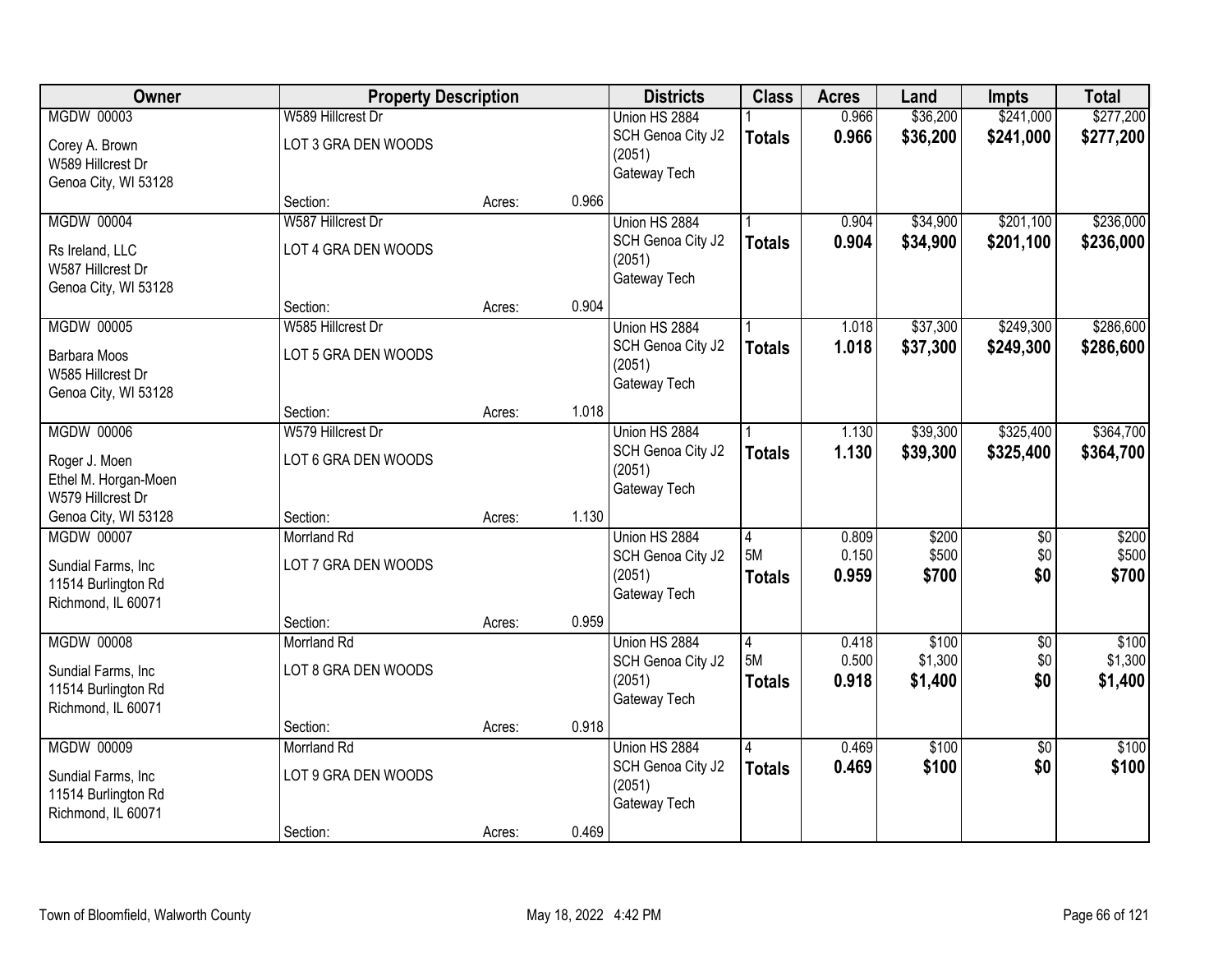| Owner | Property Description | | | Districts | Class | Acres | Land | Impts | Total |
|---|---|---|---|---|---|---|---|---|---|
| MGDW 00003 | W589 Hillcrest Dr | | | Union HS 2884 | 1 | 0.966 | $36,200 | $241,000 | $277,200 |
| Corey A. Brown<br>W589 Hillcrest Dr<br>Genoa City, WI 53128 | LOT 3 GRA DEN WOODS | | | SCH Genoa City J2 (2051)<br>Gateway Tech | **Totals** | **0.966** | **$36,200** | **$241,000** | **$277,200** |
| | Section: | Acres: | 0.966 | | | | | | |
| MGDW 00004 | W587 Hillcrest Dr | | | Union HS 2884 | 1 | 0.904 | $34,900 | $201,100 | $236,000 |
| Rs Ireland, LLC<br>W587 Hillcrest Dr<br>Genoa City, WI 53128 | LOT 4 GRA DEN WOODS | | | SCH Genoa City J2 (2051)<br>Gateway Tech | **Totals** | **0.904** | **$34,900** | **$201,100** | **$236,000** |
| | Section: | Acres: | 0.904 | | | | | | |
| MGDW 00005 | W585 Hillcrest Dr | | | Union HS 2884 | 1 | 1.018 | $37,300 | $249,300 | $286,600 |
| Barbara Moos<br>W585 Hillcrest Dr<br>Genoa City, WI 53128 | LOT 5 GRA DEN WOODS | | | SCH Genoa City J2 (2051)<br>Gateway Tech | **Totals** | **1.018** | **$37,300** | **$249,300** | **$286,600** |
| | Section: | Acres: | 1.018 | | | | | | |
| MGDW 00006 | W579 Hillcrest Dr | | | Union HS 2884 | 1 | 1.130 | $39,300 | $325,400 | $364,700 |
| Roger J. Moen<br>Ethel M. Horgan-Moen<br>W579 Hillcrest Dr<br>Genoa City, WI 53128 | LOT 6 GRA DEN WOODS | | | SCH Genoa City J2 (2051)<br>Gateway Tech | **Totals** | **1.130** | **$39,300** | **$325,400** | **$364,700** |
| | Section: | Acres: | 1.130 | | | | | | |
| MGDW 00007 | Morrland Rd | | | Union HS 2884 | 4 | 0.809 | $200 | $0 | $200 |
| Sundial Farms, Inc<br>11514 Burlington Rd<br>Richmond, IL 60071 | LOT 7 GRA DEN WOODS | | | SCH Genoa City J2 (2051)<br>Gateway Tech | 5M | 0.150 | $500 | $0 | $500 |
| | | | | | **Totals** | **0.959** | **$700** | **$0** | **$700** |
| | Section: | Acres: | 0.959 | | | | | | |
| MGDW 00008 | Morrland Rd | | | Union HS 2884 | 4 | 0.418 | $100 | $0 | $100 |
| Sundial Farms, Inc<br>11514 Burlington Rd<br>Richmond, IL 60071 | LOT 8 GRA DEN WOODS | | | SCH Genoa City J2 (2051)<br>Gateway Tech | 5M | 0.500 | $1,300 | $0 | $1,300 |
| | | | | | **Totals** | **0.918** | **$1,400** | **$0** | **$1,400** |
| | Section: | Acres: | 0.918 | | | | | | |
| MGDW 00009 | Morrland Rd | | | Union HS 2884 | 4 | 0.469 | $100 | $0 | $100 |
| Sundial Farms, Inc<br>11514 Burlington Rd<br>Richmond, IL 60071 | LOT 9 GRA DEN WOODS | | | SCH Genoa City J2 (2051)<br>Gateway Tech | **Totals** | **0.469** | **$100** | **$0** | **$100** |
| | Section: | Acres: | 0.469 | | | | | | |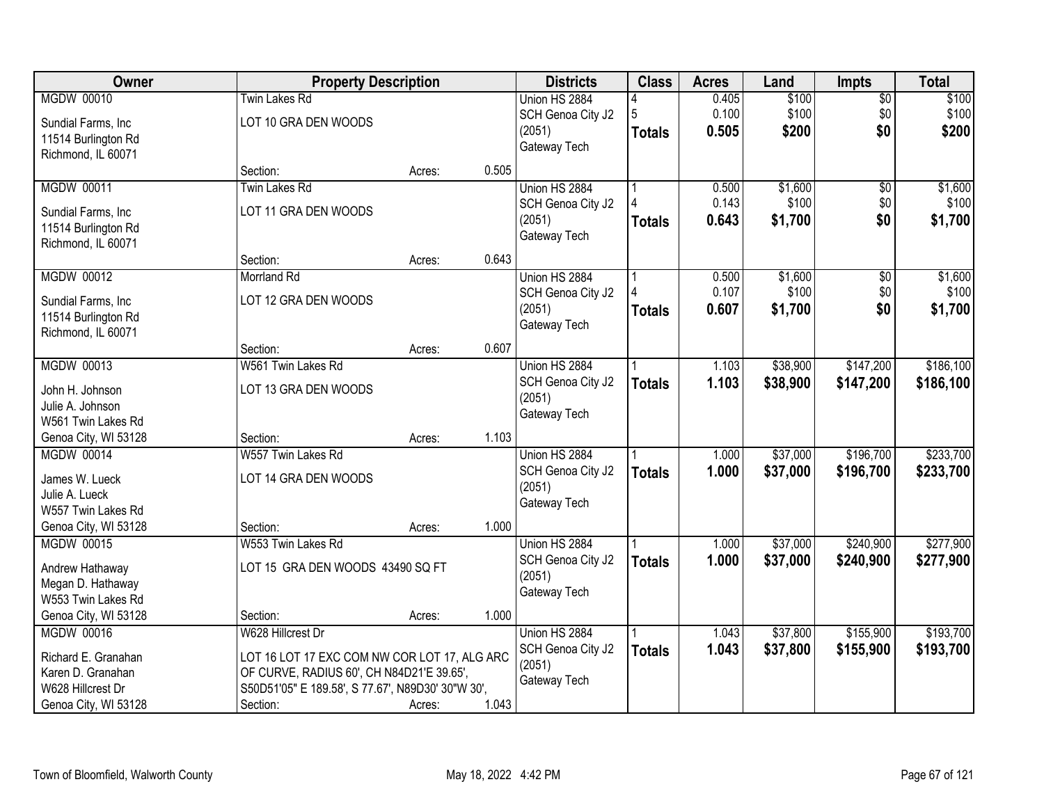| Owner | Property Description | Districts | Class | Acres | Land | Impts | Total |
|---|---|---|---|---|---|---|---|
| MGDW 00010<br>Sundial Farms, Inc<br>11514 Burlington Rd<br>Richmond, IL 60071 | Twin Lakes Rd<br>LOT 10 GRA DEN WOODS<br>Section: Acres: 0.505 | Union HS 2884<br>SCH Genoa City J2 (2051)<br>Gateway Tech | 4<br>5<br>**Totals** | 0.405<br>0.100<br>**0.505** | $100<br>$100<br>**$200** | $0<br>$0<br>**$0** | $100<br>$100<br>**$200** |
| MGDW 00011<br>Sundial Farms, Inc<br>11514 Burlington Rd<br>Richmond, IL 60071 | Twin Lakes Rd<br>LOT 11 GRA DEN WOODS<br>Section: Acres: 0.643 | Union HS 2884<br>SCH Genoa City J2 (2051)<br>Gateway Tech | 1<br>4<br>**Totals** | 0.500<br>0.143<br>**0.643** | $1,600<br>$100<br>**$1,700** | $0<br>$0<br>**$0** | $1,600<br>$100<br>**$1,700** |
| MGDW 00012<br>Sundial Farms, Inc<br>11514 Burlington Rd<br>Richmond, IL 60071 | Morrland Rd<br>LOT 12 GRA DEN WOODS<br>Section: Acres: 0.607 | Union HS 2884<br>SCH Genoa City J2 (2051)<br>Gateway Tech | 1<br>4<br>**Totals** | 0.500<br>0.107<br>**0.607** | $1,600<br>$100<br>**$1,700** | $0<br>$0<br>**$0** | $1,600<br>$100<br>**$1,700** |
| MGDW 00013<br>John H. Johnson<br>Julie A. Johnson<br>W561 Twin Lakes Rd<br>Genoa City, WI 53128 | W561 Twin Lakes Rd<br>LOT 13 GRA DEN WOODS<br>Section: Acres: 1.103 | Union HS 2884<br>SCH Genoa City J2 (2051)<br>Gateway Tech | 1<br>**Totals** | 1.103<br>**1.103** | $38,900<br>**$38,900** | $147,200<br>**$147,200** | $186,100<br>**$186,100** |
| MGDW 00014<br>James W. Lueck<br>Julie A. Lueck<br>W557 Twin Lakes Rd<br>Genoa City, WI 53128 | W557 Twin Lakes Rd<br>LOT 14 GRA DEN WOODS<br>Section: Acres: 1.000 | Union HS 2884<br>SCH Genoa City J2 (2051)<br>Gateway Tech | 1<br>**Totals** | 1.000<br>**1.000** | $37,000<br>**$37,000** | $196,700<br>**$196,700** | $233,700<br>**$233,700** |
| MGDW 00015<br>Andrew Hathaway<br>Megan D. Hathaway<br>W553 Twin Lakes Rd<br>Genoa City, WI 53128 | W553 Twin Lakes Rd<br>LOT 15 GRA DEN WOODS 43490 SQ FT<br>Section: Acres: 1.000 | Union HS 2884<br>SCH Genoa City J2 (2051)<br>Gateway Tech | 1<br>**Totals** | 1.000<br>**1.000** | $37,000<br>**$37,000** | $240,900<br>**$240,900** | $277,900<br>**$277,900** |
| MGDW 00016<br>Richard E. Granahan<br>Karen D. Granahan<br>W628 Hillcrest Dr<br>Genoa City, WI 53128 | W628 Hillcrest Dr<br>LOT 16 LOT 17 EXC COM NW COR LOT 17, ALG ARC OF CURVE, RADIUS 60', CH N84D21'E 39.65', S50D51'05" E 189.58', S 77.67', N89D30' 30"W 30',<br>Section: Acres: 1.043 | Union HS 2884<br>SCH Genoa City J2 (2051)<br>Gateway Tech | 1<br>**Totals** | 1.043<br>**1.043** | $37,800<br>**$37,800** | $155,900<br>**$155,900** | $193,700<br>**$193,700** |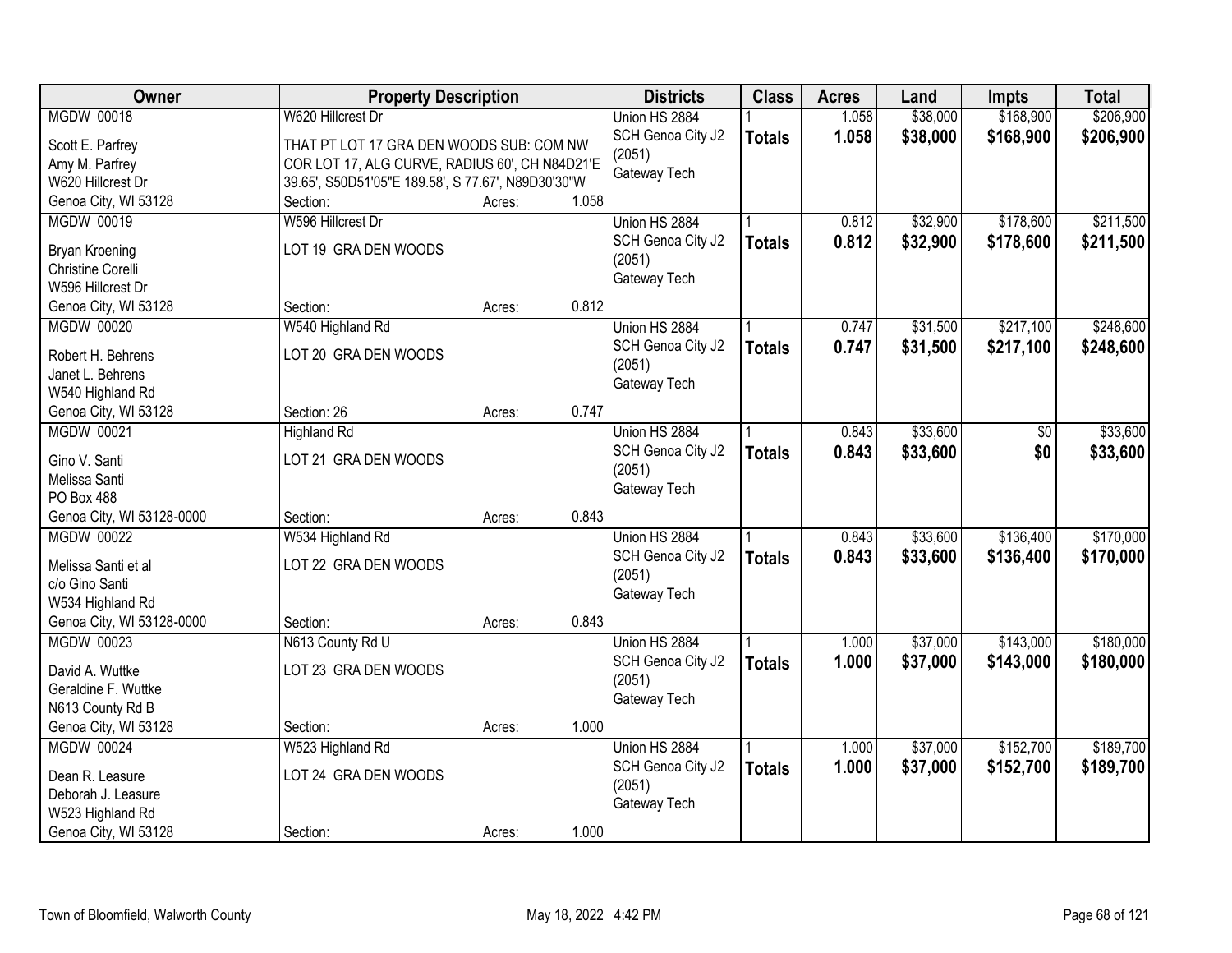| Owner | Property Description | | | Districts | Class | Acres | Land | Impts | Total |
|---|---|---|---|---|---|---|---|---|---|
| MGDW 00018 | W620 Hillcrest Dr | | | Union HS 2884 | 1 | 1.058 | $38,000 | $168,900 | $206,900 |
| Scott E. Parfrey<br>Amy M. Parfrey<br>W620 Hillcrest Dr<br>Genoa City, WI 53128 | THAT PT LOT 17 GRA DEN WOODS SUB: COM NW COR LOT 17, ALG CURVE, RADIUS 60', CH N84D21'E 39.65', S50D51'05"E 189.58', S 77.67', N89D30'30"W | | | SCH Genoa City J2 (2051)<br>Gateway Tech | **Totals** | **1.058** | **$38,000** | **$168,900** | **$206,900** |
| | Section: | Acres: | 1.058 | | | | | | |
| MGDW 00019 | W596 Hillcrest Dr | | | Union HS 2884 | 1 | 0.812 | $32,900 | $178,600 | $211,500 |
| Bryan Kroening<br>Christine Corelli<br>W596 Hillcrest Dr<br>Genoa City, WI 53128 | LOT 19 GRA DEN WOODS | | | SCH Genoa City J2 (2051)<br>Gateway Tech | **Totals** | **0.812** | **$32,900** | **$178,600** | **$211,500** |
| | Section: | Acres: | 0.812 | | | | | | |
| MGDW 00020 | W540 Highland Rd | | | Union HS 2884 | 1 | 0.747 | $31,500 | $217,100 | $248,600 |
| Robert H. Behrens<br>Janet L. Behrens<br>W540 Highland Rd<br>Genoa City, WI 53128 | LOT 20 GRA DEN WOODS | | | SCH Genoa City J2 (2051)<br>Gateway Tech | **Totals** | **0.747** | **$31,500** | **$217,100** | **$248,600** |
| | Section: 26 | Acres: | 0.747 | | | | | | |
| MGDW 00021 | Highland Rd | | | Union HS 2884 | 1 | 0.843 | $33,600 | $0 | $33,600 |
| Gino V. Santi<br>Melissa Santi<br>PO Box 488<br>Genoa City, WI 53128-0000 | LOT 21 GRA DEN WOODS | | | SCH Genoa City J2 (2051)<br>Gateway Tech | **Totals** | **0.843** | **$33,600** | **$0** | **$33,600** |
| | Section: | Acres: | 0.843 | | | | | | |
| MGDW 00022 | W534 Highland Rd | | | Union HS 2884 | 1 | 0.843 | $33,600 | $136,400 | $170,000 |
| Melissa Santi et al<br>c/o Gino Santi<br>W534 Highland Rd<br>Genoa City, WI 53128-0000 | LOT 22 GRA DEN WOODS | | | SCH Genoa City J2 (2051)<br>Gateway Tech | **Totals** | **0.843** | **$33,600** | **$136,400** | **$170,000** |
| | Section: | Acres: | 0.843 | | | | | | |
| MGDW 00023 | N613 County Rd U | | | Union HS 2884 | 1 | 1.000 | $37,000 | $143,000 | $180,000 |
| David A. Wuttke<br>Geraldine F. Wuttke<br>N613 County Rd B<br>Genoa City, WI 53128 | LOT 23 GRA DEN WOODS | | | SCH Genoa City J2 (2051)<br>Gateway Tech | **Totals** | **1.000** | **$37,000** | **$143,000** | **$180,000** |
| | Section: | Acres: | 1.000 | | | | | | |
| MGDW 00024 | W523 Highland Rd | | | Union HS 2884 | 1 | 1.000 | $37,000 | $152,700 | $189,700 |
| Dean R. Leasure<br>Deborah J. Leasure<br>W523 Highland Rd<br>Genoa City, WI 53128 | LOT 24 GRA DEN WOODS | | | SCH Genoa City J2 (2051)<br>Gateway Tech | **Totals** | **1.000** | **$37,000** | **$152,700** | **$189,700** |
| | Section: | Acres: | 1.000 | | | | | | |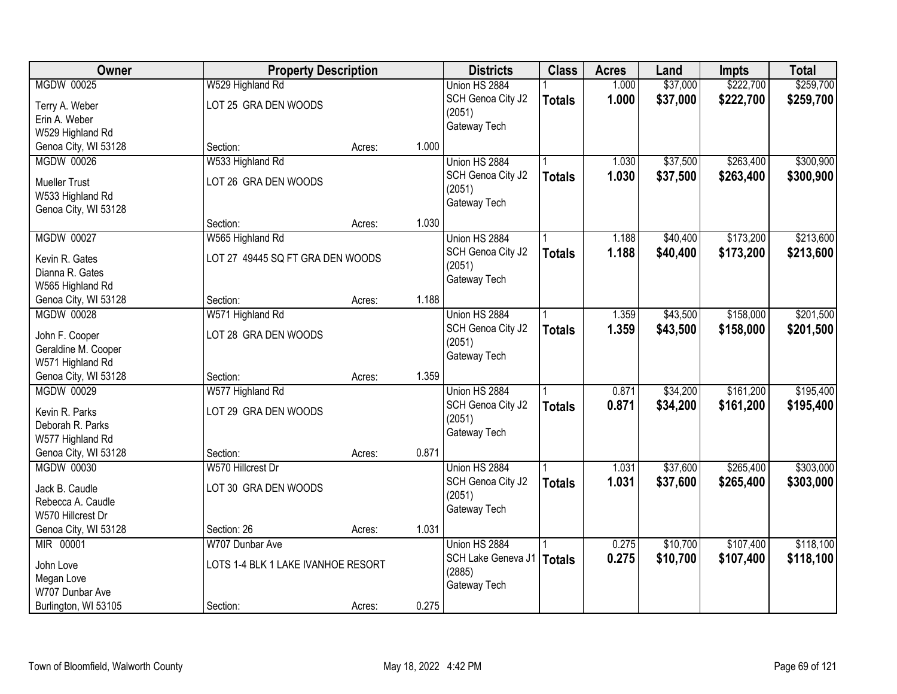| Owner | Property Description | | | Districts | Class | Acres | Land | Impts | Total |
|---|---|---|---|---|---|---|---|---|---|
| MGDW 00025 | W529 Highland Rd | | | Union HS 2884 | 1 | 1.000 | $37,000 | $222,700 | $259,700 |
| Terry A. Weber<br>Erin A. Weber<br>W529 Highland Rd<br>Genoa City, WI 53128 | LOT 25 GRA DEN WOODS | | | SCH Genoa City J2 (2051)<br>Gateway Tech | **Totals** | **1.000** | **$37,000** | **$222,700** | **$259,700** |
| | Section: | Acres: | 1.000 | | | | | | |
| MGDW 00026 | W533 Highland Rd | | | Union HS 2884 | 1 | 1.030 | $37,500 | $263,400 | $300,900 |
| Mueller Trust<br>W533 Highland Rd<br>Genoa City, WI 53128 | LOT 26 GRA DEN WOODS | | | SCH Genoa City J2 (2051)<br>Gateway Tech | **Totals** | **1.030** | **$37,500** | **$263,400** | **$300,900** |
| | Section: | Acres: | 1.030 | | | | | | |
| MGDW 00027 | W565 Highland Rd | | | Union HS 2884 | 1 | 1.188 | $40,400 | $173,200 | $213,600 |
| Kevin R. Gates<br>Dianna R. Gates<br>W565 Highland Rd<br>Genoa City, WI 53128 | LOT 27 49445 SQ FT GRA DEN WOODS | | | SCH Genoa City J2 (2051)<br>Gateway Tech | **Totals** | **1.188** | **$40,400** | **$173,200** | **$213,600** |
| | Section: | Acres: | 1.188 | | | | | | |
| MGDW 00028 | W571 Highland Rd | | | Union HS 2884 | 1 | 1.359 | $43,500 | $158,000 | $201,500 |
| John F. Cooper<br>Geraldine M. Cooper<br>W571 Highland Rd<br>Genoa City, WI 53128 | LOT 28 GRA DEN WOODS | | | SCH Genoa City J2 (2051)<br>Gateway Tech | **Totals** | **1.359** | **$43,500** | **$158,000** | **$201,500** |
| | Section: | Acres: | 1.359 | | | | | | |
| MGDW 00029 | W577 Highland Rd | | | Union HS 2884 | 1 | 0.871 | $34,200 | $161,200 | $195,400 |
| Kevin R. Parks<br>Deborah R. Parks<br>W577 Highland Rd<br>Genoa City, WI 53128 | LOT 29 GRA DEN WOODS | | | SCH Genoa City J2 (2051)<br>Gateway Tech | **Totals** | **0.871** | **$34,200** | **$161,200** | **$195,400** |
| | Section: | Acres: | 0.871 | | | | | | |
| MGDW 00030 | W570 Hillcrest Dr | | | Union HS 2884 | 1 | 1.031 | $37,600 | $265,400 | $303,000 |
| Jack B. Caudle<br>Rebecca A. Caudle<br>W570 Hillcrest Dr<br>Genoa City, WI 53128 | LOT 30 GRA DEN WOODS | | | SCH Genoa City J2 (2051)<br>Gateway Tech | **Totals** | **1.031** | **$37,600** | **$265,400** | **$303,000** |
| | Section: 26 | Acres: | 1.031 | | | | | | |
| MIR 00001 | W707 Dunbar Ave | | | Union HS 2884 | 1 | 0.275 | $10,700 | $107,400 | $118,100 |
| John Love<br>Megan Love<br>W707 Dunbar Ave<br>Burlington, WI 53105 | LOTS 1-4 BLK 1 LAKE IVANHOE RESORT | | | SCH Lake Geneva J1 (2885)<br>Gateway Tech | **Totals** | **0.275** | **$10,700** | **$107,400** | **$118,100** |
| | Section: | Acres: | 0.275 | | | | | | |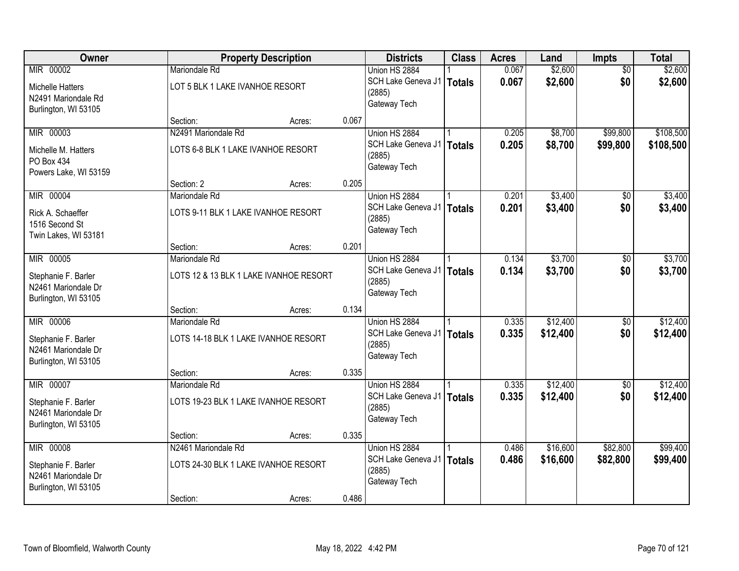| Owner | Property Description | | | Districts | Class | Acres | Land | Impts | Total |
|---|---|---|---|---|---|---|---|---|---|
| MIR 00002<br>Michelle Hatters<br>N2491 Mariondale Rd<br>Burlington, WI 53105 | Mariondale Rd<br>LOT 5 BLK 1 LAKE IVANHOE RESORT<br>Section: | Acres: | 0.067 | Union HS 2884<br>SCH Lake Geneva J1 (2885)<br>Gateway Tech | 1<br>**Totals** | 0.067<br>**0.067** | $2,600<br>**$2,600** | $0<br>**$0** | $2,600<br>**$2,600** |
| MIR 00003<br>Michelle M. Hatters<br>PO Box 434<br>Powers Lake, WI 53159 | N2491 Mariondale Rd<br>LOTS 6-8 BLK 1 LAKE IVANHOE RESORT<br>Section: 2 | Acres: | 0.205 | Union HS 2884<br>SCH Lake Geneva J1 (2885)<br>Gateway Tech | 1<br>**Totals** | 0.205<br>**0.205** | $8,700<br>**$8,700** | $99,800<br>**$99,800** | $108,500<br>**$108,500** |
| MIR 00004<br>Rick A. Schaeffer<br>1516 Second St<br>Twin Lakes, WI 53181 | Mariondale Rd<br>LOTS 9-11 BLK 1 LAKE IVANHOE RESORT<br>Section: | Acres: | 0.201 | Union HS 2884<br>SCH Lake Geneva J1 (2885)<br>Gateway Tech | 1<br>**Totals** | 0.201<br>**0.201** | $3,400<br>**$3,400** | $0<br>**$0** | $3,400<br>**$3,400** |
| MIR 00005<br>Stephanie F. Barler<br>N2461 Mariondale Dr<br>Burlington, WI 53105 | Mariondale Rd<br>LOTS 12 & 13 BLK 1 LAKE IVANHOE RESORT<br>Section: | Acres: | 0.134 | Union HS 2884<br>SCH Lake Geneva J1 (2885)<br>Gateway Tech | 1<br>**Totals** | 0.134<br>**0.134** | $3,700<br>**$3,700** | $0<br>**$0** | $3,700<br>**$3,700** |
| MIR 00006<br>Stephanie F. Barler<br>N2461 Mariondale Dr<br>Burlington, WI 53105 | Mariondale Rd<br>LOTS 14-18 BLK 1 LAKE IVANHOE RESORT<br>Section: | Acres: | 0.335 | Union HS 2884<br>SCH Lake Geneva J1 (2885)<br>Gateway Tech | 1<br>**Totals** | 0.335<br>**0.335** | $12,400<br>**$12,400** | $0<br>**$0** | $12,400<br>**$12,400** |
| MIR 00007<br>Stephanie F. Barler<br>N2461 Mariondale Dr<br>Burlington, WI 53105 | Mariondale Rd<br>LOTS 19-23 BLK 1 LAKE IVANHOE RESORT<br>Section: | Acres: | 0.335 | Union HS 2884<br>SCH Lake Geneva J1 (2885)<br>Gateway Tech | 1<br>**Totals** | 0.335<br>**0.335** | $12,400<br>**$12,400** | $0<br>**$0** | $12,400<br>**$12,400** |
| MIR 00008<br>Stephanie F. Barler<br>N2461 Mariondale Dr<br>Burlington, WI 53105 | N2461 Mariondale Rd<br>LOTS 24-30 BLK 1 LAKE IVANHOE RESORT<br>Section: | Acres: | 0.486 | Union HS 2884<br>SCH Lake Geneva J1 (2885)<br>Gateway Tech | 1<br>**Totals** | 0.486<br>**0.486** | $16,600<br>**$16,600** | $82,800<br>**$82,800** | $99,400<br>**$99,400** |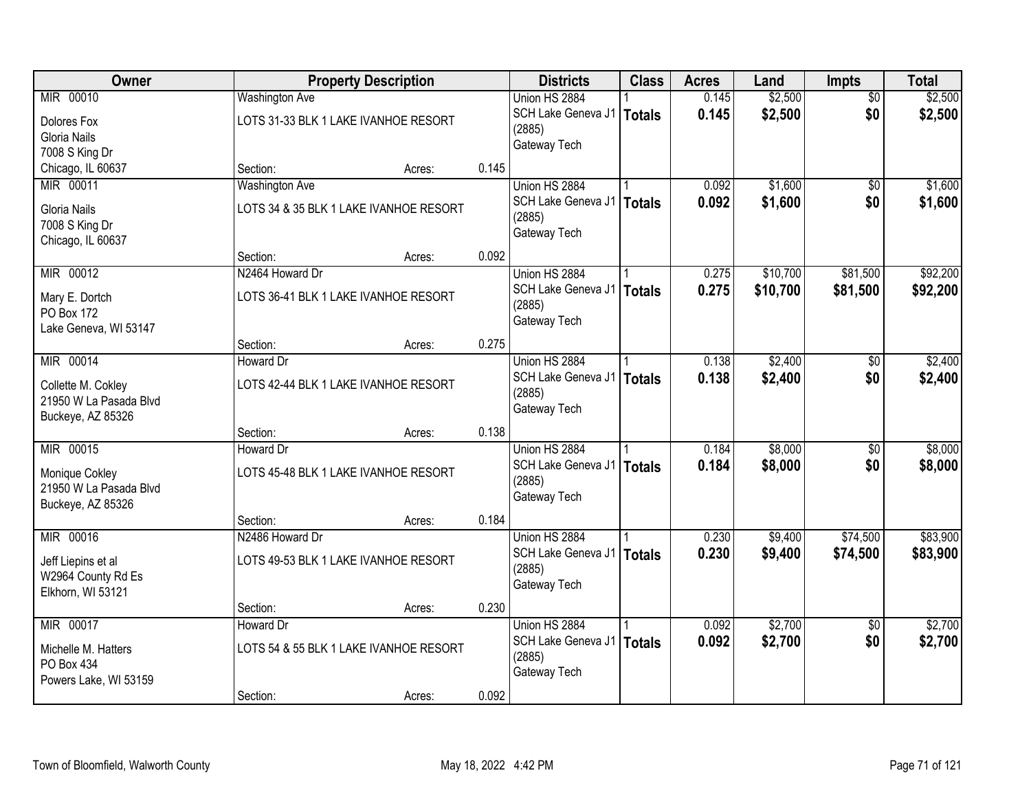| Owner | Property Description | | | Districts | Class | Acres | Land | Impts | Total |
|---|---|---|---|---|---|---|---|---|---|
| MIR 00010<br>Dolores Fox<br>Gloria Nails<br>7008 S King Dr<br>Chicago, IL 60637 | Washington Ave<br>LOTS 31-33 BLK 1 LAKE IVANHOE RESORT<br>Section: | Acres: | 0.145 | Union HS 2884<br>SCH Lake Geneva J1 (2885)<br>Gateway Tech | 1<br>**Totals** | 0.145<br>**0.145** | $2,500<br>**$2,500** | $0<br>**$0** | $2,500<br>**$2,500** |
| MIR 00011<br>Gloria Nails<br>7008 S King Dr<br>Chicago, IL 60637 | Washington Ave<br>LOTS 34 & 35 BLK 1 LAKE IVANHOE RESORT<br>Section: | Acres: | 0.092 | Union HS 2884<br>SCH Lake Geneva J1 (2885)<br>Gateway Tech | 1<br>**Totals** | 0.092<br>**0.092** | $1,600<br>**$1,600** | $0<br>**$0** | $1,600<br>**$1,600** |
| MIR 00012<br>Mary E. Dortch<br>PO Box 172<br>Lake Geneva, WI 53147 | N2464 Howard Dr<br>LOTS 36-41 BLK 1 LAKE IVANHOE RESORT<br>Section: | Acres: | 0.275 | Union HS 2884<br>SCH Lake Geneva J1 (2885)<br>Gateway Tech | 1<br>**Totals** | 0.275<br>**0.275** | $10,700<br>**$10,700** | $81,500<br>**$81,500** | $92,200<br>**$92,200** |
| MIR 00014<br>Collette M. Cokley<br>21950 W La Pasada Blvd<br>Buckeye, AZ 85326 | Howard Dr<br>LOTS 42-44 BLK 1 LAKE IVANHOE RESORT<br>Section: | Acres: | 0.138 | Union HS 2884<br>SCH Lake Geneva J1 (2885)<br>Gateway Tech | 1<br>**Totals** | 0.138<br>**0.138** | $2,400<br>**$2,400** | $0<br>**$0** | $2,400<br>**$2,400** |
| MIR 00015<br>Monique Cokley<br>21950 W La Pasada Blvd<br>Buckeye, AZ 85326 | Howard Dr<br>LOTS 45-48 BLK 1 LAKE IVANHOE RESORT<br>Section: | Acres: | 0.184 | Union HS 2884<br>SCH Lake Geneva J1 (2885)<br>Gateway Tech | 1<br>**Totals** | 0.184<br>**0.184** | $8,000<br>**$8,000** | $0<br>**$0** | $8,000<br>**$8,000** |
| MIR 00016<br>Jeff Liepins et al<br>W2964 County Rd Es<br>Elkhorn, WI 53121 | N2486 Howard Dr<br>LOTS 49-53 BLK 1 LAKE IVANHOE RESORT<br>Section: | Acres: | 0.230 | Union HS 2884<br>SCH Lake Geneva J1 (2885)<br>Gateway Tech | 1<br>**Totals** | 0.230<br>**0.230** | $9,400<br>**$9,400** | $74,500<br>**$74,500** | $83,900<br>**$83,900** |
| MIR 00017<br>Michelle M. Hatters<br>PO Box 434<br>Powers Lake, WI 53159 | Howard Dr<br>LOTS 54 & 55 BLK 1 LAKE IVANHOE RESORT<br>Section: | Acres: | 0.092 | Union HS 2884<br>SCH Lake Geneva J1 (2885)<br>Gateway Tech | 1<br>**Totals** | 0.092<br>**0.092** | $2,700<br>**$2,700** | $0<br>**$0** | $2,700<br>**$2,700** |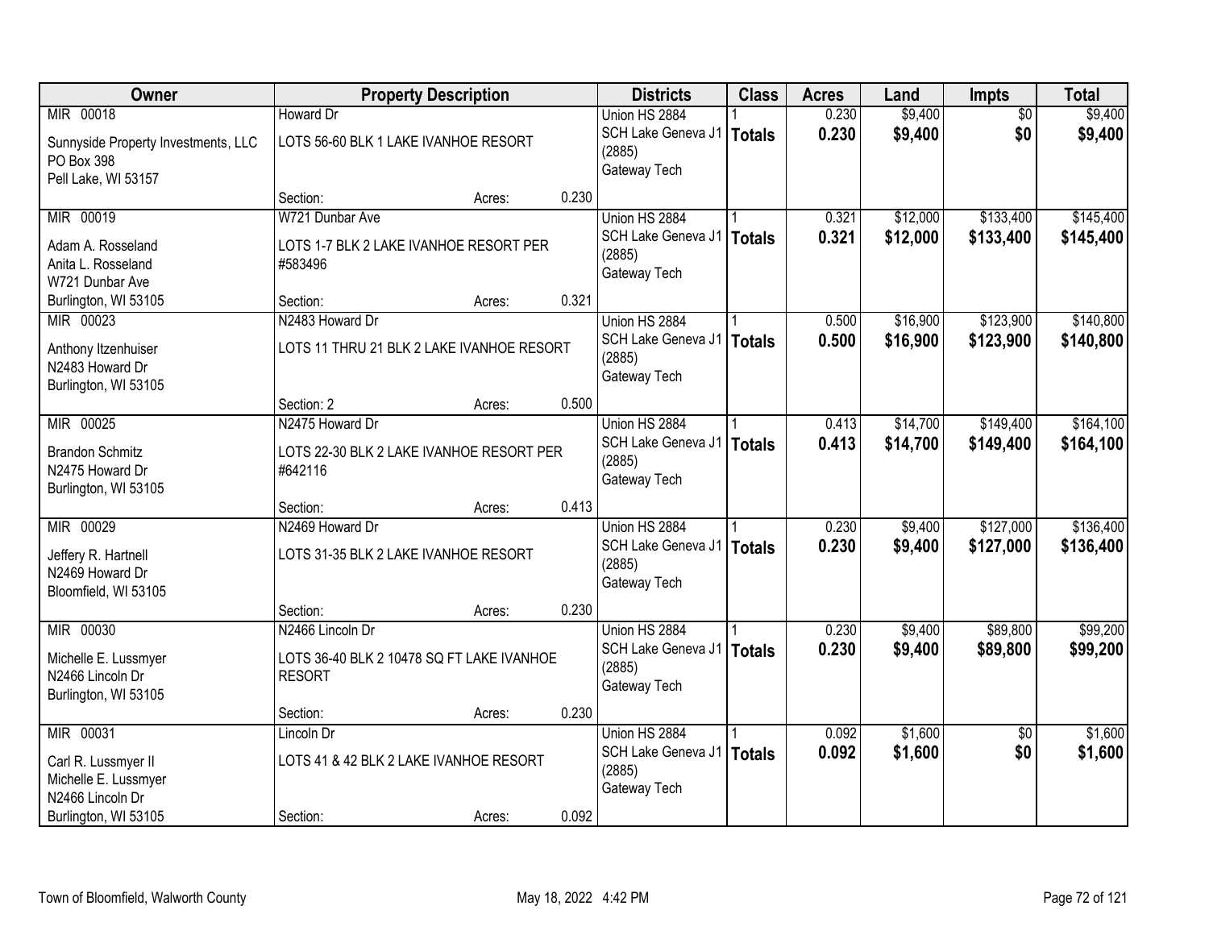| Owner | Property Description | Districts | Class | Acres | Land | Impts | Total |
|---|---|---|---|---|---|---|---|
| MIR 00018<br>Sunnyside Property Investments, LLC<br>PO Box 398<br>Pell Lake, WI 53157 | Howard Dr<br>LOTS 56-60 BLK 1 LAKE IVANHOE RESORT<br>Section: Acres: 0.230 | Union HS 2884<br>SCH Lake Geneva J1 (2885)<br>Gateway Tech | 1<br>**Totals** | 0.230<br>**0.230** | $9,400<br>**$9,400** | $0<br>**$0** | $9,400<br>**$9,400** |
| MIR 00019<br>Adam A. Rosseland<br>Anita L. Rosseland<br>W721 Dunbar Ave<br>Burlington, WI 53105 | W721 Dunbar Ave<br>LOTS 1-7 BLK 2 LAKE IVANHOE RESORT PER #583496<br>Section: Acres: 0.321 | Union HS 2884<br>SCH Lake Geneva J1 (2885)<br>Gateway Tech | 1<br>**Totals** | 0.321<br>**0.321** | $12,000<br>**$12,000** | $133,400<br>**$133,400** | $145,400<br>**$145,400** |
| MIR 00023<br>Anthony Itzenhuiser<br>N2483 Howard Dr<br>Burlington, WI 53105 | N2483 Howard Dr<br>LOTS 11 THRU 21 BLK 2 LAKE IVANHOE RESORT<br>Section: 2 Acres: 0.500 | Union HS 2884<br>SCH Lake Geneva J1 (2885)<br>Gateway Tech | 1<br>**Totals** | 0.500<br>**0.500** | $16,900<br>**$16,900** | $123,900<br>**$123,900** | $140,800<br>**$140,800** |
| MIR 00025<br>Brandon Schmitz<br>N2475 Howard Dr<br>Burlington, WI 53105 | N2475 Howard Dr<br>LOTS 22-30 BLK 2 LAKE IVANHOE RESORT PER #642116<br>Section: Acres: 0.413 | Union HS 2884<br>SCH Lake Geneva J1 (2885)<br>Gateway Tech | 1<br>**Totals** | 0.413<br>**0.413** | $14,700<br>**$14,700** | $149,400<br>**$149,400** | $164,100<br>**$164,100** |
| MIR 00029<br>Jeffery R. Hartnell<br>N2469 Howard Dr<br>Bloomfield, WI 53105 | N2469 Howard Dr<br>LOTS 31-35 BLK 2 LAKE IVANHOE RESORT<br>Section: Acres: 0.230 | Union HS 2884<br>SCH Lake Geneva J1 (2885)<br>Gateway Tech | 1<br>**Totals** | 0.230<br>**0.230** | $9,400<br>**$9,400** | $127,000<br>**$127,000** | $136,400<br>**$136,400** |
| MIR 00030<br>Michelle E. Lussmyer<br>N2466 Lincoln Dr<br>Burlington, WI 53105 | N2466 Lincoln Dr<br>LOTS 36-40 BLK 2 10478 SQ FT LAKE IVANHOE RESORT<br>Section: Acres: 0.230 | Union HS 2884<br>SCH Lake Geneva J1 (2885)<br>Gateway Tech | 1<br>**Totals** | 0.230<br>**0.230** | $9,400<br>**$9,400** | $89,800<br>**$89,800** | $99,200<br>**$99,200** |
| MIR 00031<br>Carl R. Lussmyer II<br>Michelle E. Lussmyer<br>N2466 Lincoln Dr<br>Burlington, WI 53105 | Lincoln Dr<br>LOTS 41 & 42 BLK 2 LAKE IVANHOE RESORT<br>Section: Acres: 0.092 | Union HS 2884<br>SCH Lake Geneva J1 (2885)<br>Gateway Tech | 1<br>**Totals** | 0.092<br>**0.092** | $1,600<br>**$1,600** | $0<br>**$0** | $1,600<br>**$1,600** |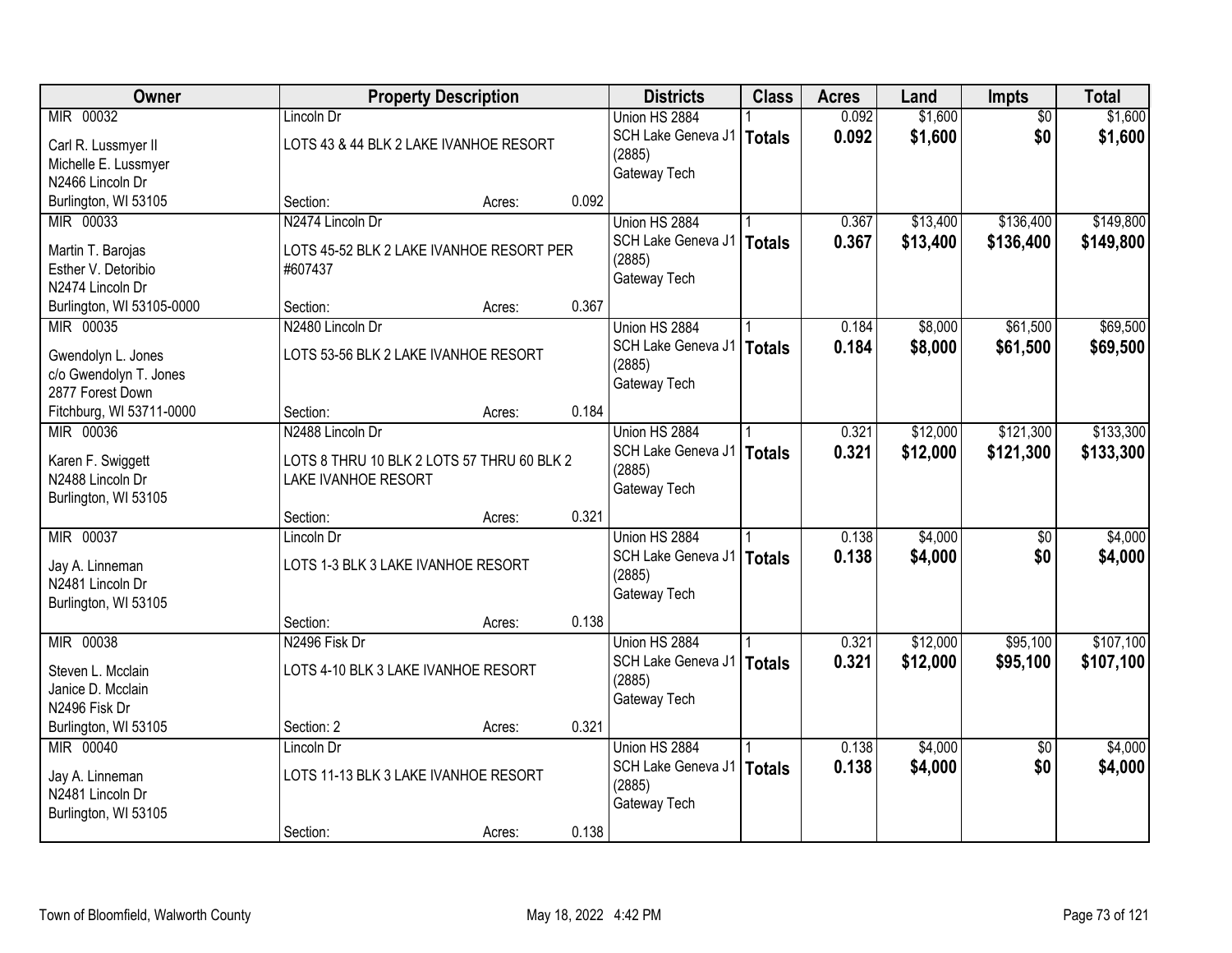| Owner | Property Description | Districts | Class | Acres | Land | Impts | Total |
|---|---|---|---|---|---|---|---|
| MIR 00032<br>Carl R. Lussmyer II<br>Michelle E. Lussmyer<br>N2466 Lincoln Dr<br>Burlington, WI 53105 | Lincoln Dr<br>LOTS 43 & 44 BLK 2 LAKE IVANHOE RESORT<br>Section: Acres: 0.092 | Union HS 2884<br>SCH Lake Geneva J1 (2885)<br>Gateway Tech | 1<br>**Totals** | 0.092<br>**0.092** | $1,600<br>**$1,600** | $0<br>**$0** | $1,600<br>**$1,600** |
| MIR 00033<br>Martin T. Barojas<br>Esther V. Detoribio<br>N2474 Lincoln Dr<br>Burlington, WI 53105-0000 | N2474 Lincoln Dr<br>LOTS 45-52 BLK 2 LAKE IVANHOE RESORT PER #607437<br>Section: Acres: 0.367 | Union HS 2884<br>SCH Lake Geneva J1 (2885)<br>Gateway Tech | 1<br>**Totals** | 0.367<br>**0.367** | $13,400<br>**$13,400** | $136,400<br>**$136,400** | $149,800<br>**$149,800** |
| MIR 00035<br>Gwendolyn L. Jones<br>c/o Gwendolyn T. Jones<br>2877 Forest Down<br>Fitchburg, WI 53711-0000 | N2480 Lincoln Dr<br>LOTS 53-56 BLK 2 LAKE IVANHOE RESORT<br>Section: Acres: 0.184 | Union HS 2884<br>SCH Lake Geneva J1 (2885)<br>Gateway Tech | 1<br>**Totals** | 0.184<br>**0.184** | $8,000<br>**$8,000** | $61,500<br>**$61,500** | $69,500<br>**$69,500** |
| MIR 00036<br>Karen F. Swiggett<br>N2488 Lincoln Dr<br>Burlington, WI 53105 | N2488 Lincoln Dr<br>LOTS 8 THRU 10 BLK 2 LOTS 57 THRU 60 BLK 2 LAKE IVANHOE RESORT<br>Section: Acres: 0.321 | Union HS 2884<br>SCH Lake Geneva J1 (2885)<br>Gateway Tech | 1<br>**Totals** | 0.321<br>**0.321** | $12,000<br>**$12,000** | $121,300<br>**$121,300** | $133,300<br>**$133,300** |
| MIR 00037<br>Jay A. Linneman<br>N2481 Lincoln Dr<br>Burlington, WI 53105 | Lincoln Dr<br>LOTS 1-3 BLK 3 LAKE IVANHOE RESORT<br>Section: Acres: 0.138 | Union HS 2884<br>SCH Lake Geneva J1 (2885)<br>Gateway Tech | 1<br>**Totals** | 0.138<br>**0.138** | $4,000<br>**$4,000** | $0<br>**$0** | $4,000<br>**$4,000** |
| MIR 00038<br>Steven L. Mcclain<br>Janice D. Mcclain<br>N2496 Fisk Dr<br>Burlington, WI 53105 | N2496 Fisk Dr<br>LOTS 4-10 BLK 3 LAKE IVANHOE RESORT<br>Section: 2 Acres: 0.321 | Union HS 2884<br>SCH Lake Geneva J1 (2885)<br>Gateway Tech | 1<br>**Totals** | 0.321<br>**0.321** | $12,000<br>**$12,000** | $95,100<br>**$95,100** | $107,100<br>**$107,100** |
| MIR 00040<br>Jay A. Linneman<br>N2481 Lincoln Dr<br>Burlington, WI 53105 | Lincoln Dr<br>LOTS 11-13 BLK 3 LAKE IVANHOE RESORT<br>Section: Acres: 0.138 | Union HS 2884<br>SCH Lake Geneva J1 (2885)<br>Gateway Tech | 1<br>**Totals** | 0.138<br>**0.138** | $4,000<br>**$4,000** | $0<br>**$0** | $4,000<br>**$4,000** |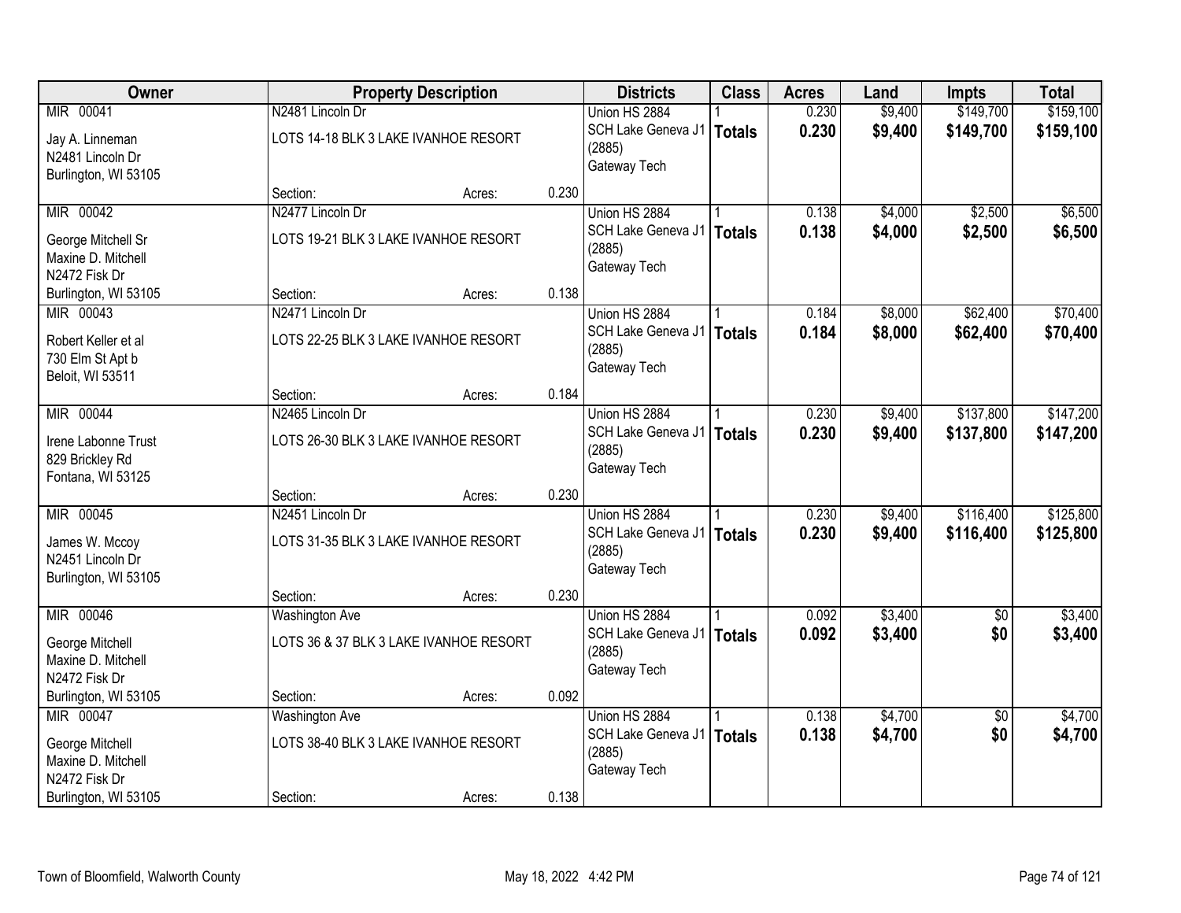| Owner | Property Description | | | Districts | Class | Acres | Land | Impts | Total |
|---|---|---|---|---|---|---|---|---|---|
| MIR 00041 | N2481 Lincoln Dr | | | Union HS 2884 | 1 | 0.230 | $9,400 | $149,700 | $159,100 |
| Jay A. Linneman<br>N2481 Lincoln Dr<br>Burlington, WI 53105 | LOTS 14-18 BLK 3 LAKE IVANHOE RESORT | | | SCH Lake Geneva J1 (2885)<br>Gateway Tech | **Totals** | **0.230** | **$9,400** | **$149,700** | **$159,100** |
| | Section: | Acres: | 0.230 | | | | | | |
| MIR 00042 | N2477 Lincoln Dr | | | Union HS 2884 | 1 | 0.138 | $4,000 | $2,500 | $6,500 |
| George Mitchell Sr<br>Maxine D. Mitchell<br>N2472 Fisk Dr<br>Burlington, WI 53105 | LOTS 19-21 BLK 3 LAKE IVANHOE RESORT | | | SCH Lake Geneva J1 (2885)<br>Gateway Tech | **Totals** | **0.138** | **$4,000** | **$2,500** | **$6,500** |
| | Section: | Acres: | 0.138 | | | | | | |
| MIR 00043 | N2471 Lincoln Dr | | | Union HS 2884 | 1 | 0.184 | $8,000 | $62,400 | $70,400 |
| Robert Keller et al<br>730 Elm St Apt b<br>Beloit, WI 53511 | LOTS 22-25 BLK 3 LAKE IVANHOE RESORT | | | SCH Lake Geneva J1 (2885)<br>Gateway Tech | **Totals** | **0.184** | **$8,000** | **$62,400** | **$70,400** |
| | Section: | Acres: | 0.184 | | | | | | |
| MIR 00044 | N2465 Lincoln Dr | | | Union HS 2884 | 1 | 0.230 | $9,400 | $137,800 | $147,200 |
| Irene Labonne Trust<br>829 Brickley Rd<br>Fontana, WI 53125 | LOTS 26-30 BLK 3 LAKE IVANHOE RESORT | | | SCH Lake Geneva J1 (2885)<br>Gateway Tech | **Totals** | **0.230** | **$9,400** | **$137,800** | **$147,200** |
| | Section: | Acres: | 0.230 | | | | | | |
| MIR 00045 | N2451 Lincoln Dr | | | Union HS 2884 | 1 | 0.230 | $9,400 | $116,400 | $125,800 |
| James W. Mccoy<br>N2451 Lincoln Dr<br>Burlington, WI 53105 | LOTS 31-35 BLK 3 LAKE IVANHOE RESORT | | | SCH Lake Geneva J1 (2885)<br>Gateway Tech | **Totals** | **0.230** | **$9,400** | **$116,400** | **$125,800** |
| | Section: | Acres: | 0.230 | | | | | | |
| MIR 00046 | Washington Ave | | | Union HS 2884 | 1 | 0.092 | $3,400 | $0 | $3,400 |
| George Mitchell<br>Maxine D. Mitchell<br>N2472 Fisk Dr<br>Burlington, WI 53105 | LOTS 36 & 37 BLK 3 LAKE IVANHOE RESORT | | | SCH Lake Geneva J1 (2885)<br>Gateway Tech | **Totals** | **0.092** | **$3,400** | **$0** | **$3,400** |
| | Section: | Acres: | 0.092 | | | | | | |
| MIR 00047 | Washington Ave | | | Union HS 2884 | 1 | 0.138 | $4,700 | $0 | $4,700 |
| George Mitchell<br>Maxine D. Mitchell<br>N2472 Fisk Dr<br>Burlington, WI 53105 | LOTS 38-40 BLK 3 LAKE IVANHOE RESORT | | | SCH Lake Geneva J1 (2885)<br>Gateway Tech | **Totals** | **0.138** | **$4,700** | **$0** | **$4,700** |
| | Section: | Acres: | 0.138 | | | | | | |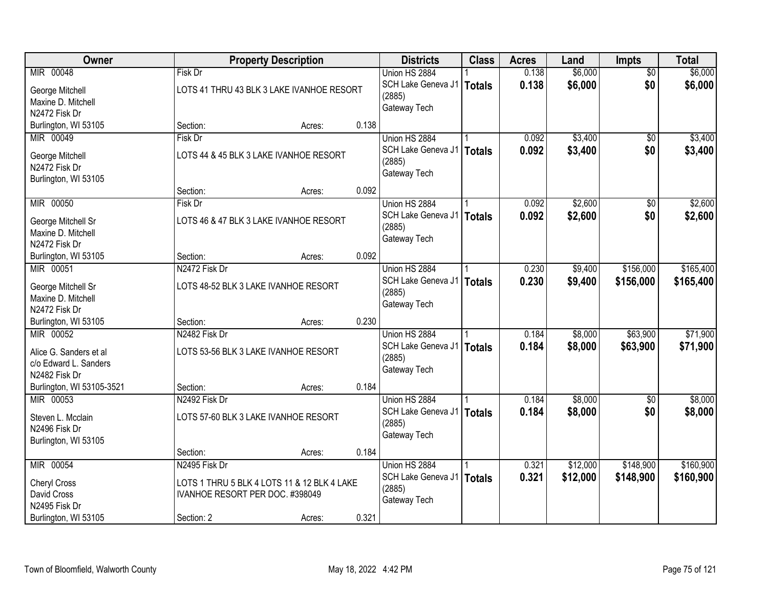| Owner | Property Description | Districts | Class | Acres | Land | Impts | Total |
|---|---|---|---|---|---|---|---|
| MIR 00048<br>George Mitchell<br>Maxine D. Mitchell<br>N2472 Fisk Dr<br>Burlington, WI 53105 | Fisk Dr<br>LOTS 41 THRU 43 BLK 3 LAKE IVANHOE RESORT<br>Section: Acres: 0.138 | Union HS 2884<br>SCH Lake Geneva J1 (2885)<br>Gateway Tech | 1<br>**Totals** | 0.138<br>**0.138** | $6,000<br>**$6,000** | $0<br>**$0** | $6,000<br>**$6,000** |
| MIR 00049<br>George Mitchell<br>N2472 Fisk Dr<br>Burlington, WI 53105 | Fisk Dr<br>LOTS 44 & 45 BLK 3 LAKE IVANHOE RESORT<br>Section: Acres: 0.092 | Union HS 2884<br>SCH Lake Geneva J1 (2885)<br>Gateway Tech | 1<br>**Totals** | 0.092<br>**0.092** | $3,400<br>**$3,400** | $0<br>**$0** | $3,400<br>**$3,400** |
| MIR 00050<br>George Mitchell Sr<br>Maxine D. Mitchell<br>N2472 Fisk Dr<br>Burlington, WI 53105 | Fisk Dr<br>LOTS 46 & 47 BLK 3 LAKE IVANHOE RESORT<br>Section: Acres: 0.092 | Union HS 2884<br>SCH Lake Geneva J1 (2885)<br>Gateway Tech | 1<br>**Totals** | 0.092<br>**0.092** | $2,600<br>**$2,600** | $0<br>**$0** | $2,600<br>**$2,600** |
| MIR 00051<br>George Mitchell Sr<br>Maxine D. Mitchell<br>N2472 Fisk Dr<br>Burlington, WI 53105 | N2472 Fisk Dr<br>LOTS 48-52 BLK 3 LAKE IVANHOE RESORT<br>Section: Acres: 0.230 | Union HS 2884<br>SCH Lake Geneva J1 (2885)<br>Gateway Tech | 1<br>**Totals** | 0.230<br>**0.230** | $9,400<br>**$9,400** | $156,000<br>**$156,000** | $165,400<br>**$165,400** |
| MIR 00052<br>Alice G. Sanders et al<br>c/o Edward L. Sanders<br>N2482 Fisk Dr<br>Burlington, WI 53105-3521 | N2482 Fisk Dr<br>LOTS 53-56 BLK 3 LAKE IVANHOE RESORT<br>Section: Acres: 0.184 | Union HS 2884<br>SCH Lake Geneva J1 (2885)<br>Gateway Tech | 1<br>**Totals** | 0.184<br>**0.184** | $8,000<br>**$8,000** | $63,900<br>**$63,900** | $71,900<br>**$71,900** |
| MIR 00053<br>Steven L. Mcclain<br>N2496 Fisk Dr<br>Burlington, WI 53105 | N2492 Fisk Dr<br>LOTS 57-60 BLK 3 LAKE IVANHOE RESORT<br>Section: Acres: 0.184 | Union HS 2884<br>SCH Lake Geneva J1 (2885)<br>Gateway Tech | 1<br>**Totals** | 0.184<br>**0.184** | $8,000<br>**$8,000** | $0<br>**$0** | $8,000<br>**$8,000** |
| MIR 00054<br>Cheryl Cross<br>David Cross<br>N2495 Fisk Dr<br>Burlington, WI 53105 | N2495 Fisk Dr<br>LOTS 1 THRU 5 BLK 4 LOTS 11 & 12 BLK 4 LAKE IVANHOE RESORT PER DOC. #398049<br>Section: 2 Acres: 0.321 | Union HS 2884<br>SCH Lake Geneva J1 (2885)<br>Gateway Tech | 1<br>**Totals** | 0.321<br>**0.321** | $12,000<br>**$12,000** | $148,900<br>**$148,900** | $160,900<br>**$160,900** |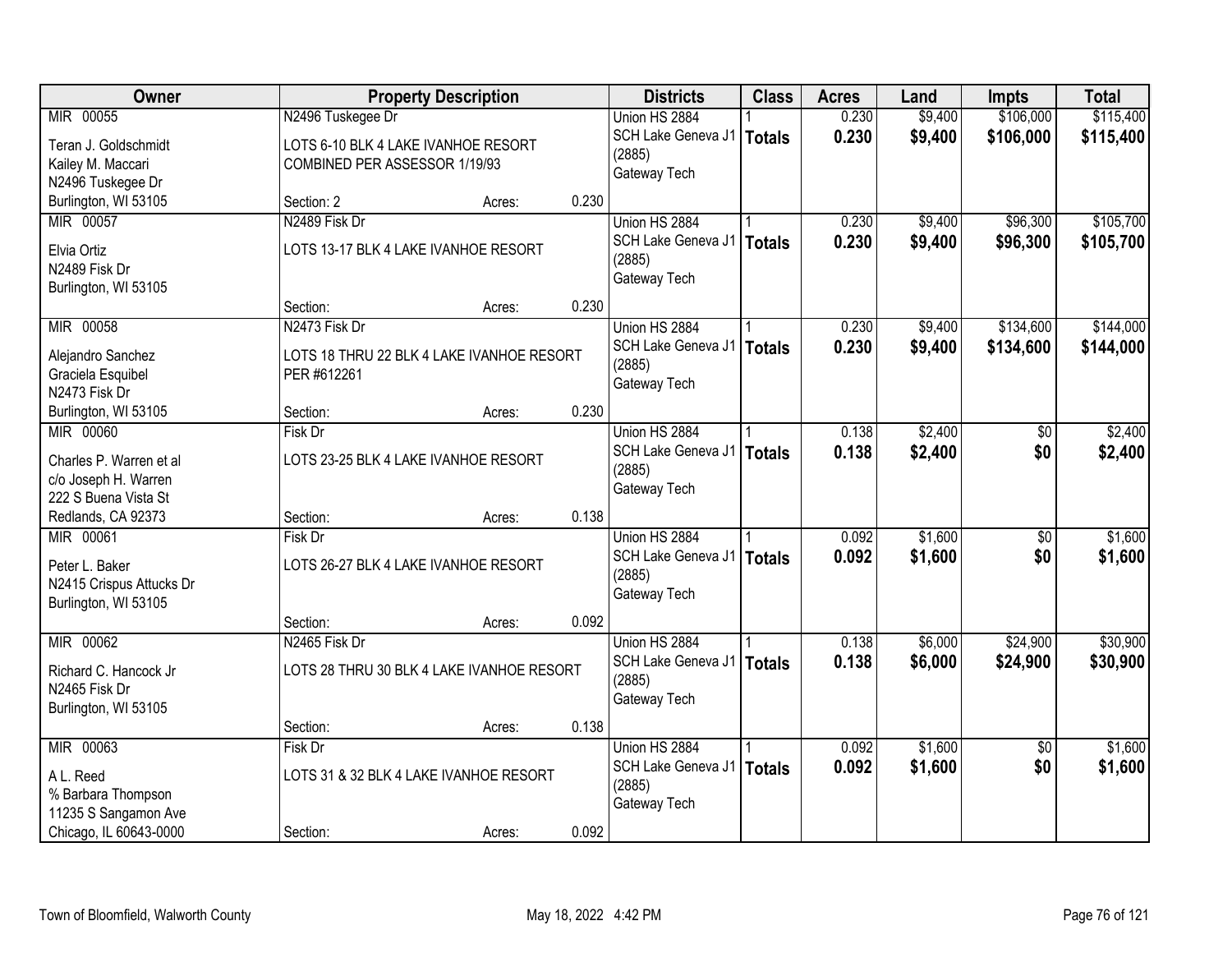| Owner | Property Description | Districts | Class | Acres | Land | Impts | Total |
|---|---|---|---|---|---|---|---|
| MIR 00055<br>Teran J. Goldschmidt<br>Kailey M. Maccari<br>N2496 Tuskegee Dr<br>Burlington, WI 53105 | N2496 Tuskegee Dr<br>LOTS 6-10 BLK 4 LAKE IVANHOE RESORT COMBINED PER ASSESSOR 1/19/93<br>Section: 2 Acres: 0.230 | Union HS 2884<br>SCH Lake Geneva J1 (2885)<br>Gateway Tech | 1<br>**Totals** | 0.230<br>**0.230** | $9,400<br>**$9,400** | $106,000<br>**$106,000** | $115,400<br>**$115,400** |
| MIR 00057<br>Elvia Ortiz<br>N2489 Fisk Dr<br>Burlington, WI 53105 | N2489 Fisk Dr<br>LOTS 13-17 BLK 4 LAKE IVANHOE RESORT<br>Section: Acres: 0.230 | Union HS 2884<br>SCH Lake Geneva J1 (2885)<br>Gateway Tech | 1<br>**Totals** | 0.230<br>**0.230** | $9,400<br>**$9,400** | $96,300<br>**$96,300** | $105,700<br>**$105,700** |
| MIR 00058<br>Alejandro Sanchez<br>Graciela Esquibel<br>N2473 Fisk Dr<br>Burlington, WI 53105 | N2473 Fisk Dr<br>LOTS 18 THRU 22 BLK 4 LAKE IVANHOE RESORT PER #612261<br>Section: Acres: 0.230 | Union HS 2884<br>SCH Lake Geneva J1 (2885)<br>Gateway Tech | 1<br>**Totals** | 0.230<br>**0.230** | $9,400<br>**$9,400** | $134,600<br>**$134,600** | $144,000<br>**$144,000** |
| MIR 00060<br>Charles P. Warren et al<br>c/o Joseph H. Warren<br>222 S Buena Vista St<br>Redlands, CA 92373 | Fisk Dr<br>LOTS 23-25 BLK 4 LAKE IVANHOE RESORT<br>Section: Acres: 0.138 | Union HS 2884<br>SCH Lake Geneva J1 (2885)<br>Gateway Tech | 1<br>**Totals** | 0.138<br>**0.138** | $2,400<br>**$2,400** | $0<br>**$0** | $2,400<br>**$2,400** |
| MIR 00061<br>Peter L. Baker<br>N2415 Crispus Attucks Dr<br>Burlington, WI 53105 | Fisk Dr<br>LOTS 26-27 BLK 4 LAKE IVANHOE RESORT<br>Section: Acres: 0.092 | Union HS 2884<br>SCH Lake Geneva J1 (2885)<br>Gateway Tech | 1<br>**Totals** | 0.092<br>**0.092** | $1,600<br>**$1,600** | $0<br>**$0** | $1,600<br>**$1,600** |
| MIR 00062<br>Richard C. Hancock Jr<br>N2465 Fisk Dr<br>Burlington, WI 53105 | N2465 Fisk Dr<br>LOTS 28 THRU 30 BLK 4 LAKE IVANHOE RESORT<br>Section: Acres: 0.138 | Union HS 2884<br>SCH Lake Geneva J1 (2885)<br>Gateway Tech | 1<br>**Totals** | 0.138<br>**0.138** | $6,000<br>**$6,000** | $24,900<br>**$24,900** | $30,900<br>**$30,900** |
| MIR 00063<br>A L. Reed<br>% Barbara Thompson<br>11235 S Sangamon Ave<br>Chicago, IL 60643-0000 | Fisk Dr<br>LOTS 31 & 32 BLK 4 LAKE IVANHOE RESORT<br>Section: Acres: 0.092 | Union HS 2884<br>SCH Lake Geneva J1 (2885)<br>Gateway Tech | 1<br>**Totals** | 0.092<br>**0.092** | $1,600<br>**$1,600** | $0<br>**$0** | $1,600<br>**$1,600** |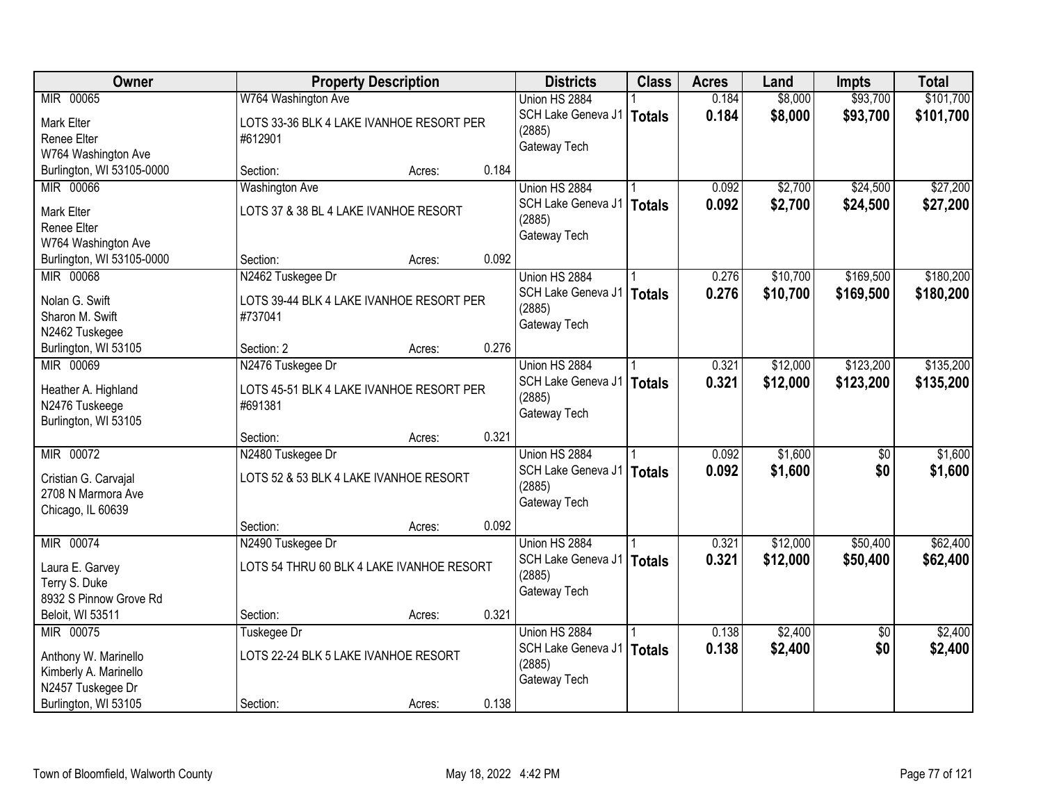| Owner | Property Description | | | Districts | Class | Acres | Land | Impts | Total |
|---|---|---|---|---|---|---|---|---|---|
| MIR 00065<br>Mark Elter<br>Renee Elter<br>W764 Washington Ave<br>Burlington, WI 53105-0000 | W764 Washington Ave<br>LOTS 33-36 BLK 4 LAKE IVANHOE RESORT PER #612901<br>Section: | Acres: | 0.184 | Union HS 2884<br>SCH Lake Geneva J1 (2885)<br>Gateway Tech | 1<br>**Totals** | 0.184<br>**0.184** | $8,000<br>**$8,000** | $93,700<br>**$93,700** | $101,700<br>**$101,700** |
| MIR 00066<br>Mark Elter<br>Renee Elter<br>W764 Washington Ave<br>Burlington, WI 53105-0000 | Washington Ave<br>LOTS 37 & 38 BL 4 LAKE IVANHOE RESORT<br>Section: | Acres: | 0.092 | Union HS 2884<br>SCH Lake Geneva J1 (2885)<br>Gateway Tech | 1<br>**Totals** | 0.092<br>**0.092** | $2,700<br>**$2,700** | $24,500<br>**$24,500** | $27,200<br>**$27,200** |
| MIR 00068<br>Nolan G. Swift<br>Sharon M. Swift<br>N2462 Tuskegee<br>Burlington, WI 53105 | N2462 Tuskegee Dr<br>LOTS 39-44 BLK 4 LAKE IVANHOE RESORT PER #737041<br>Section: 2 | Acres: | 0.276 | Union HS 2884<br>SCH Lake Geneva J1 (2885)<br>Gateway Tech | 1<br>**Totals** | 0.276<br>**0.276** | $10,700<br>**$10,700** | $169,500<br>**$169,500** | $180,200<br>**$180,200** |
| MIR 00069<br>Heather A. Highland<br>N2476 Tuskeege<br>Burlington, WI 53105 | N2476 Tuskegee Dr<br>LOTS 45-51 BLK 4 LAKE IVANHOE RESORT PER #691381<br>Section: | Acres: | 0.321 | Union HS 2884<br>SCH Lake Geneva J1 (2885)<br>Gateway Tech | 1<br>**Totals** | 0.321<br>**0.321** | $12,000<br>**$12,000** | $123,200<br>**$123,200** | $135,200<br>**$135,200** |
| MIR 00072<br>Cristian G. Carvajal<br>2708 N Marmora Ave<br>Chicago, IL 60639 | N2480 Tuskegee Dr<br>LOTS 52 & 53 BLK 4 LAKE IVANHOE RESORT<br>Section: | Acres: | 0.092 | Union HS 2884<br>SCH Lake Geneva J1 (2885)<br>Gateway Tech | 1<br>**Totals** | 0.092<br>**0.092** | $1,600<br>**$1,600** | $0<br>**$0** | $1,600<br>**$1,600** |
| MIR 00074<br>Laura E. Garvey<br>Terry S. Duke<br>8932 S Pinnow Grove Rd<br>Beloit, WI 53511 | N2490 Tuskegee Dr<br>LOTS 54 THRU 60 BLK 4 LAKE IVANHOE RESORT<br>Section: | Acres: | 0.321 | Union HS 2884<br>SCH Lake Geneva J1 (2885)<br>Gateway Tech | 1<br>**Totals** | 0.321<br>**0.321** | $12,000<br>**$12,000** | $50,400<br>**$50,400** | $62,400<br>**$62,400** |
| MIR 00075<br>Anthony W. Marinello<br>Kimberly A. Marinello<br>N2457 Tuskegee Dr<br>Burlington, WI 53105 | Tuskegee Dr<br>LOTS 22-24 BLK 5 LAKE IVANHOE RESORT<br>Section: | Acres: | 0.138 | Union HS 2884<br>SCH Lake Geneva J1 (2885)<br>Gateway Tech | 1<br>**Totals** | 0.138<br>**0.138** | $2,400<br>**$2,400** | $0<br>**$0** | $2,400<br>**$2,400** |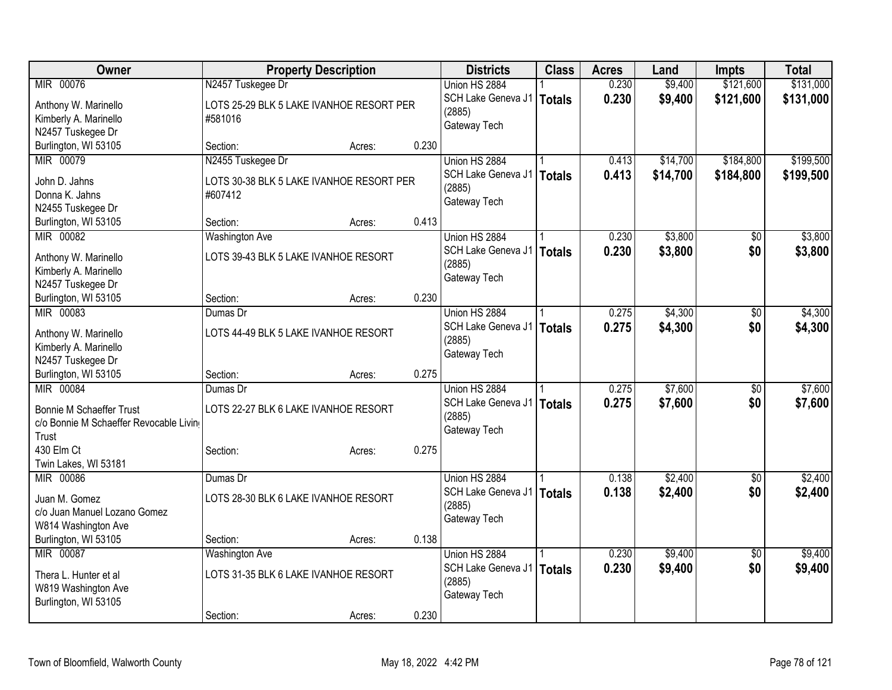| Owner | Property Description | | | Districts | Class | Acres | Land | Impts | Total |
|---|---|---|---|---|---|---|---|---|---|
| MIR 00076<br>Anthony W. Marinello<br>Kimberly A. Marinello<br>N2457 Tuskegee Dr<br>Burlington, WI 53105 | N2457 Tuskegee Dr<br>LOTS 25-29 BLK 5 LAKE IVANHOE RESORT PER #581016<br>Section: | Acres: | 0.230 | Union HS 2884<br>SCH Lake Geneva J1 (2885)<br>Gateway Tech | 1<br>**Totals** | 0.230<br>**0.230** | $9,400<br>**$9,400** | $121,600<br>**$121,600** | $131,000<br>**$131,000** |
| MIR 00079<br>John D. Jahns<br>Donna K. Jahns<br>N2455 Tuskegee Dr<br>Burlington, WI 53105 | N2455 Tuskegee Dr<br>LOTS 30-38 BLK 5 LAKE IVANHOE RESORT PER #607412<br>Section: | Acres: | 0.413 | Union HS 2884<br>SCH Lake Geneva J1 (2885)<br>Gateway Tech | 1<br>**Totals** | 0.413<br>**0.413** | $14,700<br>**$14,700** | $184,800<br>**$184,800** | $199,500<br>**$199,500** |
| MIR 00082<br>Anthony W. Marinello<br>Kimberly A. Marinello<br>N2457 Tuskegee Dr<br>Burlington, WI 53105 | Washington Ave<br>LOTS 39-43 BLK 5 LAKE IVANHOE RESORT<br>Section: | Acres: | 0.230 | Union HS 2884<br>SCH Lake Geneva J1 (2885)<br>Gateway Tech | 1<br>**Totals** | 0.230<br>**0.230** | $3,800<br>**$3,800** | $0<br>**$0** | $3,800<br>**$3,800** |
| MIR 00083<br>Anthony W. Marinello<br>Kimberly A. Marinello<br>N2457 Tuskegee Dr<br>Burlington, WI 53105 | Dumas Dr<br>LOTS 44-49 BLK 5 LAKE IVANHOE RESORT<br>Section: | Acres: | 0.275 | Union HS 2884<br>SCH Lake Geneva J1 (2885)<br>Gateway Tech | 1<br>**Totals** | 0.275<br>**0.275** | $4,300<br>**$4,300** | $0<br>**$0** | $4,300<br>**$4,300** |
| MIR 00084<br>Bonnie M Schaeffer Trust<br>c/o Bonnie M Schaeffer Revocable Living Trust<br>430 Elm Ct<br>Twin Lakes, WI 53181 | Dumas Dr<br>LOTS 22-27 BLK 6 LAKE IVANHOE RESORT<br>Section: | Acres: | 0.275 | Union HS 2884<br>SCH Lake Geneva J1 (2885)<br>Gateway Tech | 1<br>**Totals** | 0.275<br>**0.275** | $7,600<br>**$7,600** | $0<br>**$0** | $7,600<br>**$7,600** |
| MIR 00086<br>Juan M. Gomez<br>c/o Juan Manuel Lozano Gomez<br>W814 Washington Ave<br>Burlington, WI 53105 | Dumas Dr<br>LOTS 28-30 BLK 6 LAKE IVANHOE RESORT<br>Section: | Acres: | 0.138 | Union HS 2884<br>SCH Lake Geneva J1 (2885)<br>Gateway Tech | 1<br>**Totals** | 0.138<br>**0.138** | $2,400<br>**$2,400** | $0<br>**$0** | $2,400<br>**$2,400** |
| MIR 00087<br>Thera L. Hunter et al<br>W819 Washington Ave<br>Burlington, WI 53105 | Washington Ave<br>LOTS 31-35 BLK 6 LAKE IVANHOE RESORT<br>Section: | Acres: | 0.230 | Union HS 2884<br>SCH Lake Geneva J1 (2885)<br>Gateway Tech | 1<br>**Totals** | 0.230<br>**0.230** | $9,400<br>**$9,400** | $0<br>**$0** | $9,400<br>**$9,400** |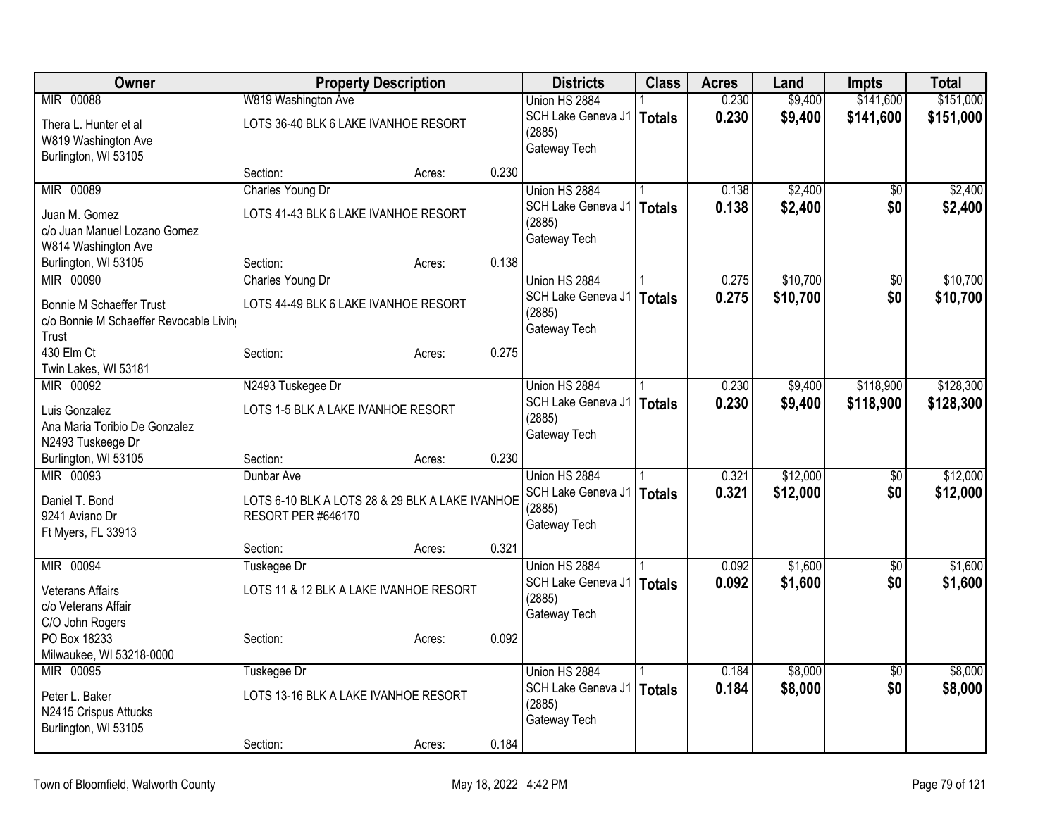| Owner | Property Description | | | Districts | Class | Acres | Land | Impts | Total |
|---|---|---|---|---|---|---|---|---|---|
| MIR 00088 | W819 Washington Ave | | | Union HS 2884 | 1 | 0.230 | $9,400 | $141,600 | $151,000 |
| Thera L. Hunter et al<br>W819 Washington Ave<br>Burlington, WI 53105 | LOTS 36-40 BLK 6 LAKE IVANHOE RESORT | | | SCH Lake Geneva J1 (2885)<br>Gateway Tech | **Totals** | **0.230** | **$9,400** | **$141,600** | **$151,000** |
| | Section: | Acres: | 0.230 | | | | | | |
| MIR 00089 | Charles Young Dr | | | Union HS 2884 | 1 | 0.138 | $2,400 | $0 | $2,400 |
| Juan M. Gomez<br>c/o Juan Manuel Lozano Gomez<br>W814 Washington Ave<br>Burlington, WI 53105 | LOTS 41-43 BLK 6 LAKE IVANHOE RESORT | | | SCH Lake Geneva J1 (2885)<br>Gateway Tech | **Totals** | **0.138** | **$2,400** | **$0** | **$2,400** |
| | Section: | Acres: | 0.138 | | | | | | |
| MIR 00090 | Charles Young Dr | | | Union HS 2884 | 1 | 0.275 | $10,700 | $0 | $10,700 |
| Bonnie M Schaeffer Trust<br>c/o Bonnie M Schaeffer Revocable Living Trust<br>430 Elm Ct<br>Twin Lakes, WI 53181 | LOTS 44-49 BLK 6 LAKE IVANHOE RESORT | | | SCH Lake Geneva J1 (2885)<br>Gateway Tech | **Totals** | **0.275** | **$10,700** | **$0** | **$10,700** |
| | Section: | Acres: | 0.275 | | | | | | |
| MIR 00092 | N2493 Tuskegee Dr | | | Union HS 2884 | 1 | 0.230 | $9,400 | $118,900 | $128,300 |
| Luis Gonzalez<br>Ana Maria Toribio De Gonzalez<br>N2493 Tuskeege Dr<br>Burlington, WI 53105 | LOTS 1-5 BLK A LAKE IVANHOE RESORT | | | SCH Lake Geneva J1 (2885)<br>Gateway Tech | **Totals** | **0.230** | **$9,400** | **$118,900** | **$128,300** |
| | Section: | Acres: | 0.230 | | | | | | |
| MIR 00093 | Dunbar Ave | | | Union HS 2884 | 1 | 0.321 | $12,000 | $0 | $12,000 |
| Daniel T. Bond<br>9241 Aviano Dr<br>Ft Myers, FL 33913 | LOTS 6-10 BLK A LOTS 28 & 29 BLK A LAKE IVANHOE RESORT PER #646170 | | | SCH Lake Geneva J1 (2885)<br>Gateway Tech | **Totals** | **0.321** | **$12,000** | **$0** | **$12,000** |
| | Section: | Acres: | 0.321 | | | | | | |
| MIR 00094 | Tuskegee Dr | | | Union HS 2884 | 1 | 0.092 | $1,600 | $0 | $1,600 |
| Veterans Affairs<br>c/o Veterans Affair<br>C/O John Rogers<br>PO Box 18233<br>Milwaukee, WI 53218-0000 | LOTS 11 & 12 BLK A LAKE IVANHOE RESORT | | | SCH Lake Geneva J1 (2885)<br>Gateway Tech | **Totals** | **0.092** | **$1,600** | **$0** | **$1,600** |
| | Section: | Acres: | 0.092 | | | | | | |
| MIR 00095 | Tuskegee Dr | | | Union HS 2884 | 1 | 0.184 | $8,000 | $0 | $8,000 |
| Peter L. Baker<br>N2415 Crispus Attucks<br>Burlington, WI 53105 | LOTS 13-16 BLK A LAKE IVANHOE RESORT | | | SCH Lake Geneva J1 (2885)<br>Gateway Tech | **Totals** | **0.184** | **$8,000** | **$0** | **$8,000** |
| | Section: | Acres: | 0.184 | | | | | | |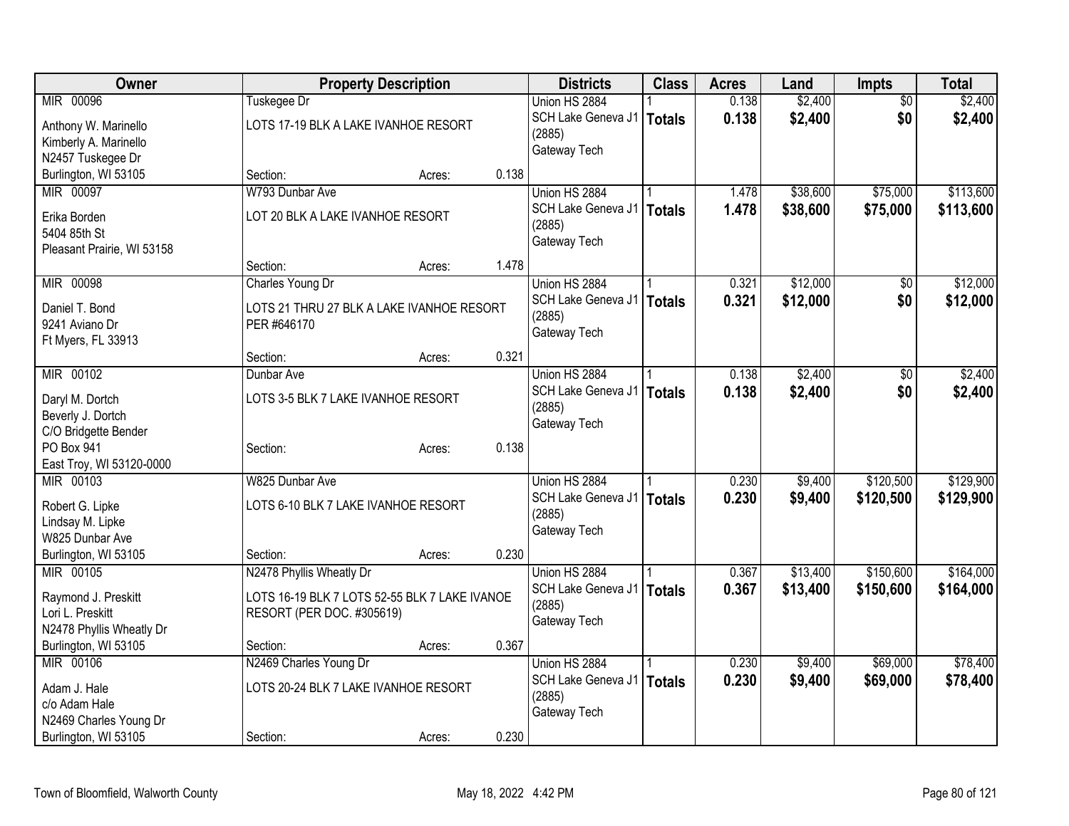| Owner | Property Description | Districts | Class | Acres | Land | Impts | Total |
|---|---|---|---|---|---|---|---|
| MIR 00096<br>Anthony W. Marinello<br>Kimberly A. Marinello<br>N2457 Tuskegee Dr<br>Burlington, WI 53105 | Tuskegee Dr<br>LOTS 17-19 BLK A LAKE IVANHOE RESORT<br>Section: Acres: 0.138 | Union HS 2884<br>SCH Lake Geneva J1 (2885)<br>Gateway Tech | 1<br>**Totals** | 0.138<br>**0.138** | $2,400<br>**$2,400** | $0<br>**$0** | $2,400<br>**$2,400** |
| MIR 00097<br>Erika Borden<br>5404 85th St<br>Pleasant Prairie, WI 53158 | W793 Dunbar Ave<br>LOT 20 BLK A LAKE IVANHOE RESORT<br>Section: Acres: 1.478 | Union HS 2884<br>SCH Lake Geneva J1 (2885)<br>Gateway Tech | 1<br>**Totals** | 1.478<br>**1.478** | $38,600<br>**$38,600** | $75,000<br>**$75,000** | $113,600<br>**$113,600** |
| MIR 00098<br>Daniel T. Bond<br>9241 Aviano Dr<br>Ft Myers, FL 33913 | Charles Young Dr<br>LOTS 21 THRU 27 BLK A LAKE IVANHOE RESORT PER #646170<br>Section: Acres: 0.321 | Union HS 2884<br>SCH Lake Geneva J1 (2885)<br>Gateway Tech | 1<br>**Totals** | 0.321<br>**0.321** | $12,000<br>**$12,000** | $0<br>**$0** | $12,000<br>**$12,000** |
| MIR 00102<br>Daryl M. Dortch<br>Beverly J. Dortch<br>C/O Bridgette Bender<br>PO Box 941<br>East Troy, WI 53120-0000 | Dunbar Ave<br>LOTS 3-5 BLK 7 LAKE IVANHOE RESORT<br>Section: Acres: 0.138 | Union HS 2884<br>SCH Lake Geneva J1 (2885)<br>Gateway Tech | 1<br>**Totals** | 0.138<br>**0.138** | $2,400<br>**$2,400** | $0<br>**$0** | $2,400<br>**$2,400** |
| MIR 00103<br>Robert G. Lipke<br>Lindsay M. Lipke<br>W825 Dunbar Ave<br>Burlington, WI 53105 | W825 Dunbar Ave<br>LOTS 6-10 BLK 7 LAKE IVANHOE RESORT<br>Section: Acres: 0.230 | Union HS 2884<br>SCH Lake Geneva J1 (2885)<br>Gateway Tech | 1<br>**Totals** | 0.230<br>**0.230** | $9,400<br>**$9,400** | $120,500<br>**$120,500** | $129,900<br>**$129,900** |
| MIR 00105<br>Raymond J. Preskitt<br>Lori L. Preskitt<br>N2478 Phyllis Wheatly Dr<br>Burlington, WI 53105 | N2478 Phyllis Wheatly Dr<br>LOTS 16-19 BLK 7 LOTS 52-55 BLK 7 LAKE IVANOE RESORT (PER DOC. #305619)<br>Section: Acres: 0.367 | Union HS 2884<br>SCH Lake Geneva J1 (2885)<br>Gateway Tech | 1<br>**Totals** | 0.367<br>**0.367** | $13,400<br>**$13,400** | $150,600<br>**$150,600** | $164,000<br>**$164,000** |
| MIR 00106<br>Adam J. Hale<br>c/o Adam Hale<br>N2469 Charles Young Dr<br>Burlington, WI 53105 | N2469 Charles Young Dr<br>LOTS 20-24 BLK 7 LAKE IVANHOE RESORT<br>Section: Acres: 0.230 | Union HS 2884<br>SCH Lake Geneva J1 (2885)<br>Gateway Tech | 1<br>**Totals** | 0.230<br>**0.230** | $9,400<br>**$9,400** | $69,000<br>**$69,000** | $78,400<br>**$78,400** |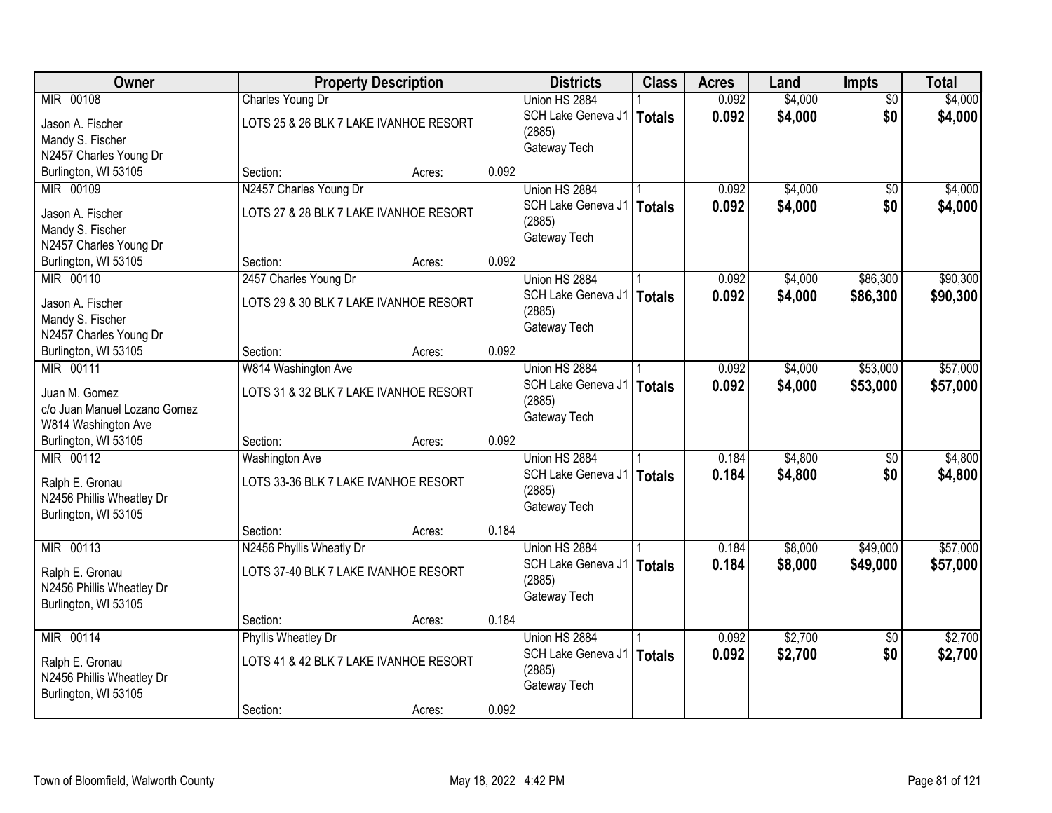| Owner | Property Description | | | Districts | Class | Acres | Land | Impts | Total |
|---|---|---|---|---|---|---|---|---|---|
| MIR 00108 | Charles Young Dr | | | Union HS 2884 | 1 | 0.092 | $4,000 | $0 | $4,000 |
| Jason A. Fischer<br>Mandy S. Fischer<br>N2457 Charles Young Dr | LOTS 25 & 26 BLK 7 LAKE IVANHOE RESORT | | | SCH Lake Geneva J1 (2885)<br>Gateway Tech | **Totals** | **0.092** | **$4,000** | **$0** | **$4,000** |
| Burlington, WI 53105 | Section: | Acres: | 0.092 | | | | | | |
| MIR 00109 | N2457 Charles Young Dr | | | Union HS 2884 | 1 | 0.092 | $4,000 | $0 | $4,000 |
| Jason A. Fischer<br>Mandy S. Fischer<br>N2457 Charles Young Dr | LOTS 27 & 28 BLK 7 LAKE IVANHOE RESORT | | | SCH Lake Geneva J1 (2885)<br>Gateway Tech | **Totals** | **0.092** | **$4,000** | **$0** | **$4,000** |
| Burlington, WI 53105 | Section: | Acres: | 0.092 | | | | | | |
| MIR 00110 | 2457 Charles Young Dr | | | Union HS 2884 | 1 | 0.092 | $4,000 | $86,300 | $90,300 |
| Jason A. Fischer<br>Mandy S. Fischer<br>N2457 Charles Young Dr | LOTS 29 & 30 BLK 7 LAKE IVANHOE RESORT | | | SCH Lake Geneva J1 (2885)<br>Gateway Tech | **Totals** | **0.092** | **$4,000** | **$86,300** | **$90,300** |
| Burlington, WI 53105 | Section: | Acres: | 0.092 | | | | | | |
| MIR 00111 | W814 Washington Ave | | | Union HS 2884 | 1 | 0.092 | $4,000 | $53,000 | $57,000 |
| Juan M. Gomez<br>c/o Juan Manuel Lozano Gomez<br>W814 Washington Ave | LOTS 31 & 32 BLK 7 LAKE IVANHOE RESORT | | | SCH Lake Geneva J1 (2885)<br>Gateway Tech | **Totals** | **0.092** | **$4,000** | **$53,000** | **$57,000** |
| Burlington, WI 53105 | Section: | Acres: | 0.092 | | | | | | |
| MIR 00112 | Washington Ave | | | Union HS 2884 | 1 | 0.184 | $4,800 | $0 | $4,800 |
| Ralph E. Gronau<br>N2456 Phillis Wheatley Dr<br>Burlington, WI 53105 | LOTS 33-36 BLK 7 LAKE IVANHOE RESORT | | | SCH Lake Geneva J1 (2885)<br>Gateway Tech | **Totals** | **0.184** | **$4,800** | **$0** | **$4,800** |
| | Section: | Acres: | 0.184 | | | | | | |
| MIR 00113 | N2456 Phyllis Wheatly Dr | | | Union HS 2884 | 1 | 0.184 | $8,000 | $49,000 | $57,000 |
| Ralph E. Gronau<br>N2456 Phillis Wheatley Dr<br>Burlington, WI 53105 | LOTS 37-40 BLK 7 LAKE IVANHOE RESORT | | | SCH Lake Geneva J1 (2885)<br>Gateway Tech | **Totals** | **0.184** | **$8,000** | **$49,000** | **$57,000** |
| | Section: | Acres: | 0.184 | | | | | | |
| MIR 00114 | Phyllis Wheatley Dr | | | Union HS 2884 | 1 | 0.092 | $2,700 | $0 | $2,700 |
| Ralph E. Gronau<br>N2456 Phillis Wheatley Dr<br>Burlington, WI 53105 | LOTS 41 & 42 BLK 7 LAKE IVANHOE RESORT | | | SCH Lake Geneva J1 (2885)<br>Gateway Tech | **Totals** | **0.092** | **$2,700** | **$0** | **$2,700** |
| | Section: | Acres: | 0.092 | | | | | | |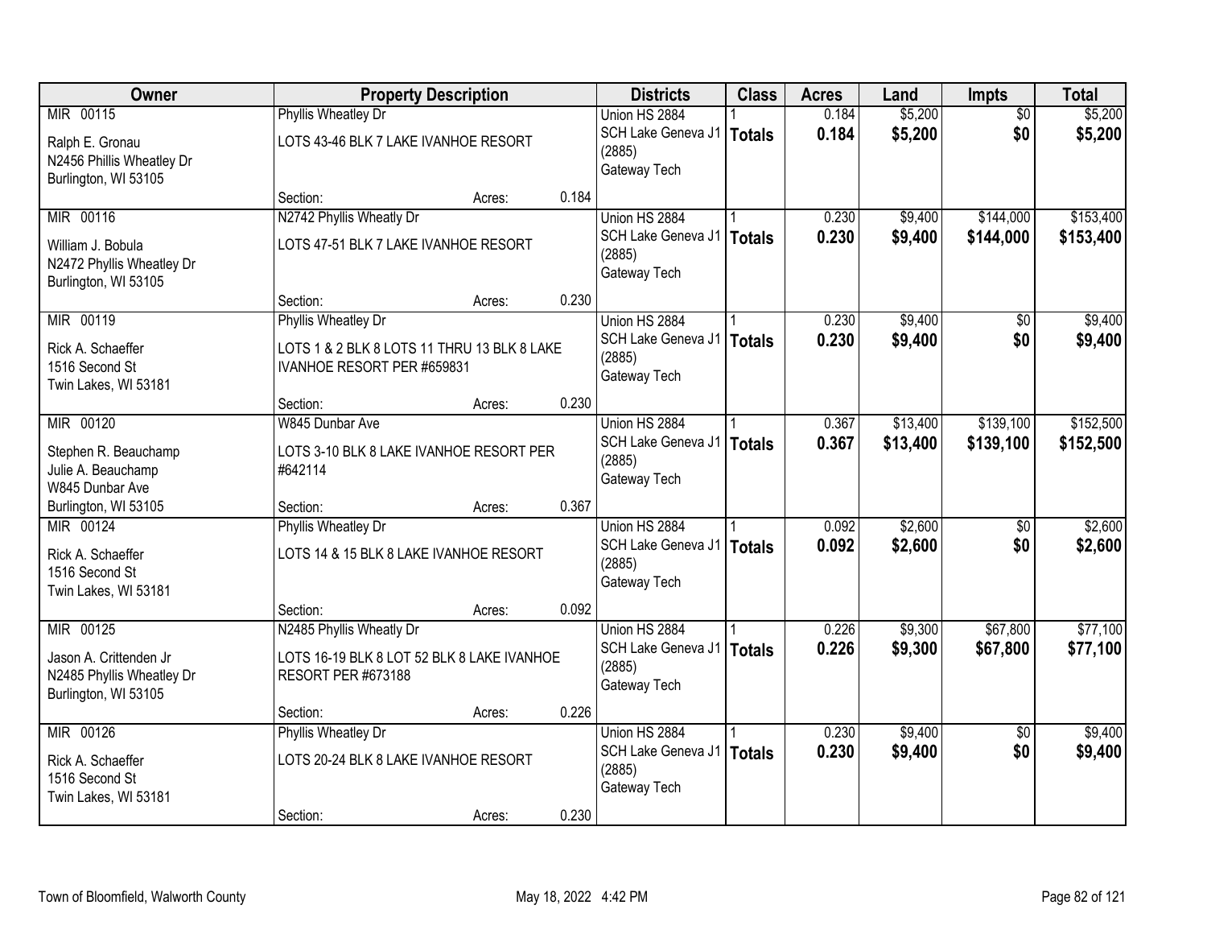| Owner | Property Description | | | Districts | Class | Acres | Land | Impts | Total |
|---|---|---|---|---|---|---|---|---|---|
| MIR 00115<br>Ralph E. Gronau<br>N2456 Phillis Wheatley Dr<br>Burlington, WI 53105 | Phyllis Wheatley Dr<br>LOTS 43-46 BLK 7 LAKE IVANHOE RESORT<br>Section: | Acres: | 0.184 | Union HS 2884<br>SCH Lake Geneva J1 (2885)<br>Gateway Tech | 1<br>**Totals** | 0.184<br>**0.184** | $5,200<br>**$5,200** | $0<br>**$0** | $5,200<br>**$5,200** |
| MIR 00116<br>William J. Bobula<br>N2472 Phyllis Wheatley Dr<br>Burlington, WI 53105 | N2742 Phyllis Wheatly Dr<br>LOTS 47-51 BLK 7 LAKE IVANHOE RESORT<br>Section: | Acres: | 0.230 | Union HS 2884<br>SCH Lake Geneva J1 (2885)<br>Gateway Tech | 1<br>**Totals** | 0.230<br>**0.230** | $9,400<br>**$9,400** | $144,000<br>**$144,000** | $153,400<br>**$153,400** |
| MIR 00119<br>Rick A. Schaeffer<br>1516 Second St<br>Twin Lakes, WI 53181 | Phyllis Wheatley Dr<br>LOTS 1 & 2 BLK 8 LOTS 11 THRU 13 BLK 8 LAKE IVANHOE RESORT PER #659831<br>Section: | Acres: | 0.230 | Union HS 2884<br>SCH Lake Geneva J1 (2885)<br>Gateway Tech | 1<br>**Totals** | 0.230<br>**0.230** | $9,400<br>**$9,400** | $0<br>**$0** | $9,400<br>**$9,400** |
| MIR 00120<br>Stephen R. Beauchamp<br>Julie A. Beauchamp<br>W845 Dunbar Ave<br>Burlington, WI 53105 | W845 Dunbar Ave<br>LOTS 3-10 BLK 8 LAKE IVANHOE RESORT PER #642114<br>Section: | Acres: | 0.367 | Union HS 2884<br>SCH Lake Geneva J1 (2885)<br>Gateway Tech | 1<br>**Totals** | 0.367<br>**0.367** | $13,400<br>**$13,400** | $139,100<br>**$139,100** | $152,500<br>**$152,500** |
| MIR 00124<br>Rick A. Schaeffer<br>1516 Second St<br>Twin Lakes, WI 53181 | Phyllis Wheatley Dr<br>LOTS 14 & 15 BLK 8 LAKE IVANHOE RESORT<br>Section: | Acres: | 0.092 | Union HS 2884<br>SCH Lake Geneva J1 (2885)<br>Gateway Tech | 1<br>**Totals** | 0.092<br>**0.092** | $2,600<br>**$2,600** | $0<br>**$0** | $2,600<br>**$2,600** |
| MIR 00125<br>Jason A. Crittenden Jr<br>N2485 Phyllis Wheatley Dr<br>Burlington, WI 53105 | N2485 Phyllis Wheatly Dr<br>LOTS 16-19 BLK 8 LOT 52 BLK 8 LAKE IVANHOE RESORT PER #673188<br>Section: | Acres: | 0.226 | Union HS 2884<br>SCH Lake Geneva J1 (2885)<br>Gateway Tech | 1<br>**Totals** | 0.226<br>**0.226** | $9,300<br>**$9,300** | $67,800<br>**$67,800** | $77,100<br>**$77,100** |
| MIR 00126<br>Rick A. Schaeffer<br>1516 Second St<br>Twin Lakes, WI 53181 | Phyllis Wheatley Dr<br>LOTS 20-24 BLK 8 LAKE IVANHOE RESORT<br>Section: | Acres: | 0.230 | Union HS 2884<br>SCH Lake Geneva J1 (2885)<br>Gateway Tech | 1<br>**Totals** | 0.230<br>**0.230** | $9,400<br>**$9,400** | $0<br>**$0** | $9,400<br>**$9,400** |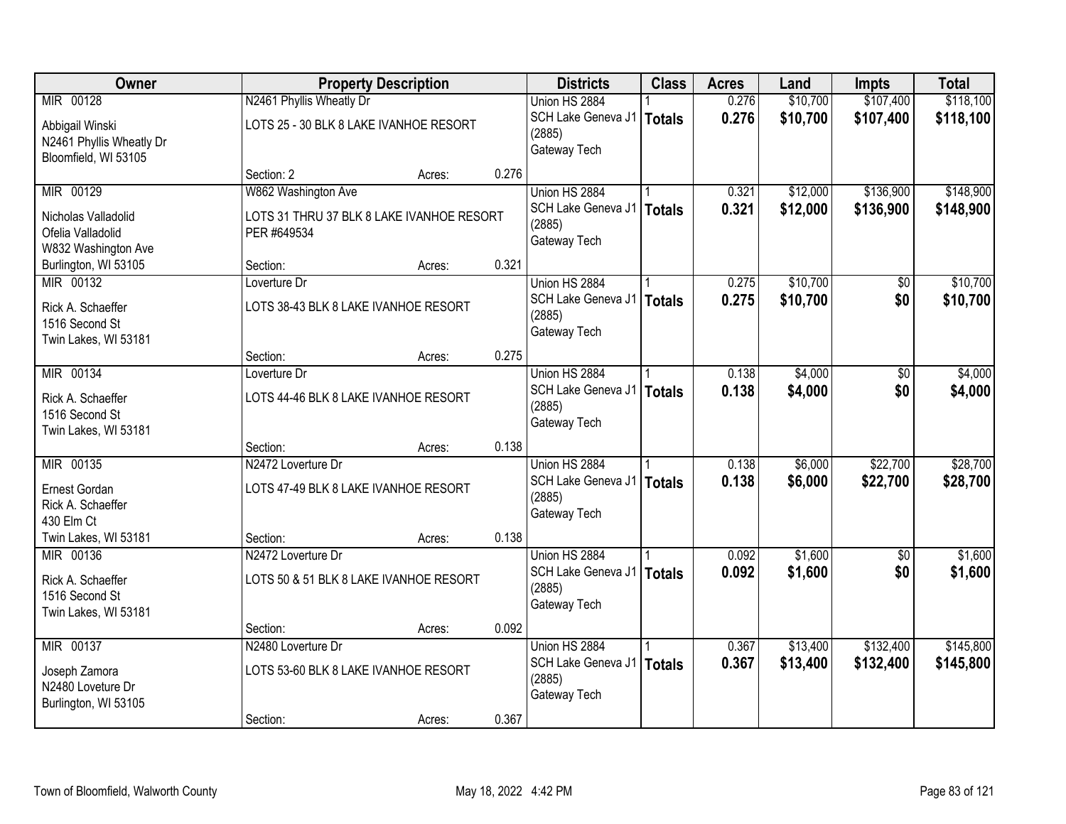| Owner | Property Description | | | Districts | Class | Acres | Land | Impts | Total |
|---|---|---|---|---|---|---|---|---|---|
| MIR 00128 | N2461 Phyllis Wheatly Dr | | | Union HS 2884 | 1 | 0.276 | $10,700 | $107,400 | $118,100 |
| Abbigail Winski<br>N2461 Phyllis Wheatly Dr<br>Bloomfield, WI 53105 | LOTS 25 - 30 BLK 8 LAKE IVANHOE RESORT | | | SCH Lake Geneva J1 (2885)<br>Gateway Tech | **Totals** | **0.276** | **$10,700** | **$107,400** | **$118,100** |
| | Section: 2 | Acres: | 0.276 | | | | | | |
| MIR 00129 | W862 Washington Ave | | | Union HS 2884 | 1 | 0.321 | $12,000 | $136,900 | $148,900 |
| Nicholas Valladolid<br>Ofelia Valladolid<br>W832 Washington Ave<br>Burlington, WI 53105 | LOTS 31 THRU 37 BLK 8 LAKE IVANHOE RESORT PER #649534 | | | SCH Lake Geneva J1 (2885)<br>Gateway Tech | **Totals** | **0.321** | **$12,000** | **$136,900** | **$148,900** |
| | Section: | Acres: | 0.321 | | | | | | |
| MIR 00132 | Loverture Dr | | | Union HS 2884 | 1 | 0.275 | $10,700 | $0 | $10,700 |
| Rick A. Schaeffer<br>1516 Second St<br>Twin Lakes, WI 53181 | LOTS 38-43 BLK 8 LAKE IVANHOE RESORT | | | SCH Lake Geneva J1 (2885)<br>Gateway Tech | **Totals** | **0.275** | **$10,700** | **$0** | **$10,700** |
| | Section: | Acres: | 0.275 | | | | | | |
| MIR 00134 | Loverture Dr | | | Union HS 2884 | 1 | 0.138 | $4,000 | $0 | $4,000 |
| Rick A. Schaeffer<br>1516 Second St<br>Twin Lakes, WI 53181 | LOTS 44-46 BLK 8 LAKE IVANHOE RESORT | | | SCH Lake Geneva J1 (2885)<br>Gateway Tech | **Totals** | **0.138** | **$4,000** | **$0** | **$4,000** |
| | Section: | Acres: | 0.138 | | | | | | |
| MIR 00135 | N2472 Loverture Dr | | | Union HS 2884 | 1 | 0.138 | $6,000 | $22,700 | $28,700 |
| Ernest Gordan<br>Rick A. Schaeffer<br>430 Elm Ct<br>Twin Lakes, WI 53181 | LOTS 47-49 BLK 8 LAKE IVANHOE RESORT | | | SCH Lake Geneva J1 (2885)<br>Gateway Tech | **Totals** | **0.138** | **$6,000** | **$22,700** | **$28,700** |
| | Section: | Acres: | 0.138 | | | | | | |
| MIR 00136 | N2472 Loverture Dr | | | Union HS 2884 | 1 | 0.092 | $1,600 | $0 | $1,600 |
| Rick A. Schaeffer<br>1516 Second St<br>Twin Lakes, WI 53181 | LOTS 50 & 51 BLK 8 LAKE IVANHOE RESORT | | | SCH Lake Geneva J1 (2885)<br>Gateway Tech | **Totals** | **0.092** | **$1,600** | **$0** | **$1,600** |
| | Section: | Acres: | 0.092 | | | | | | |
| MIR 00137 | N2480 Loverture Dr | | | Union HS 2884 | 1 | 0.367 | $13,400 | $132,400 | $145,800 |
| Joseph Zamora<br>N2480 Loveture Dr<br>Burlington, WI 53105 | LOTS 53-60 BLK 8 LAKE IVANHOE RESORT | | | SCH Lake Geneva J1 (2885)<br>Gateway Tech | **Totals** | **0.367** | **$13,400** | **$132,400** | **$145,800** |
| | Section: | Acres: | 0.367 | | | | | | |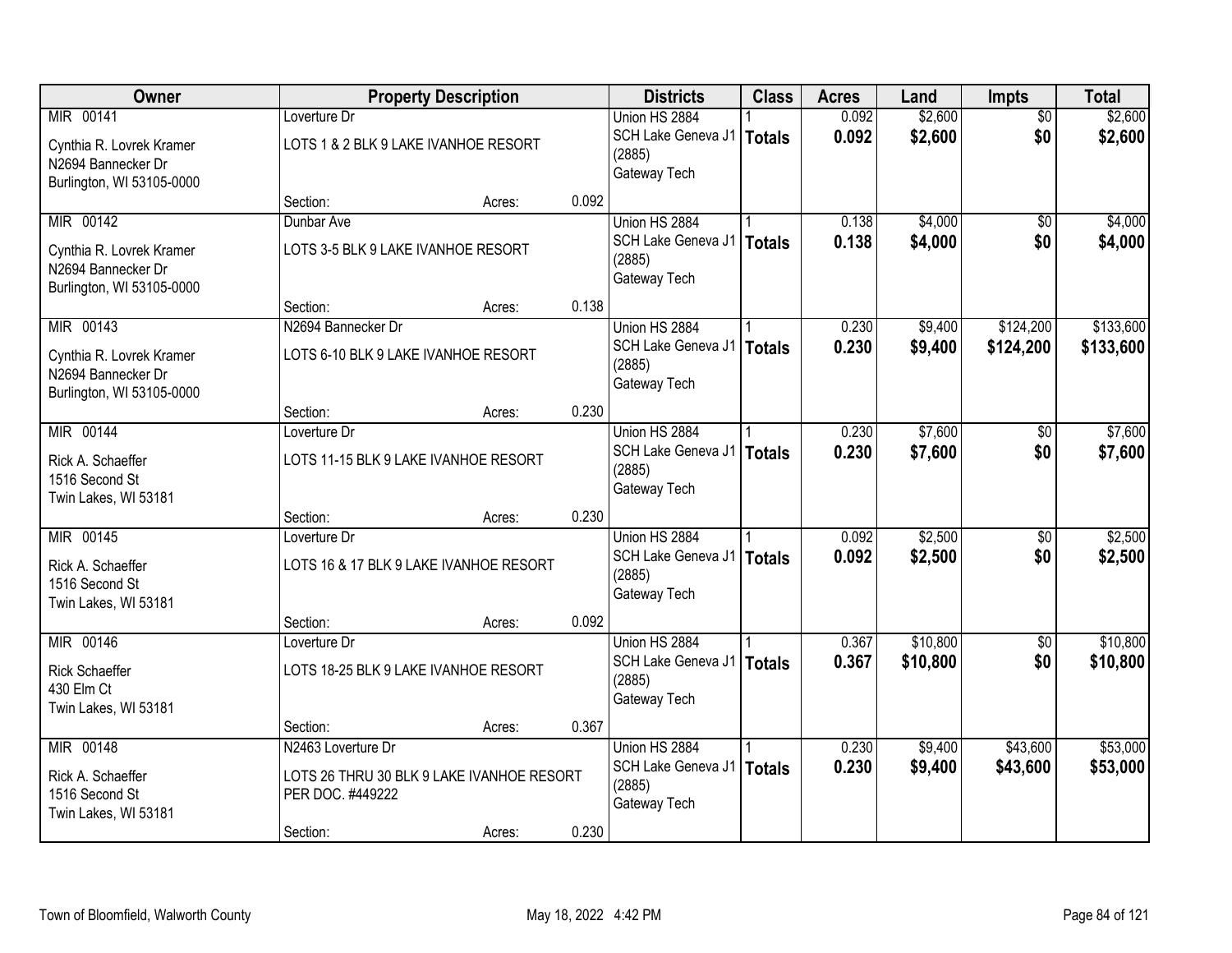| Owner | Property Description | | | Districts | Class | Acres | Land | Impts | Total |
|---|---|---|---|---|---|---|---|---|---|
| MIR 00141 | Loverture Dr | | | Union HS 2884 | 1 | 0.092 | $2,600 | $0 | $2,600 |
| Cynthia R. Lovrek Kramer<br>N2694 Bannecker Dr<br>Burlington, WI 53105-0000 | LOTS 1 & 2 BLK 9 LAKE IVANHOE RESORT | | | SCH Lake Geneva J1 (2885)<br>Gateway Tech | **Totals** | **0.092** | **$2,600** | **$0** | **$2,600** |
| | Section: | Acres: | 0.092 | | | | | | |
| MIR 00142 | Dunbar Ave | | | Union HS 2884 | 1 | 0.138 | $4,000 | $0 | $4,000 |
| Cynthia R. Lovrek Kramer<br>N2694 Bannecker Dr<br>Burlington, WI 53105-0000 | LOTS 3-5 BLK 9 LAKE IVANHOE RESORT | | | SCH Lake Geneva J1 (2885)<br>Gateway Tech | **Totals** | **0.138** | **$4,000** | **$0** | **$4,000** |
| | Section: | Acres: | 0.138 | | | | | | |
| MIR 00143 | N2694 Bannecker Dr | | | Union HS 2884 | 1 | 0.230 | $9,400 | $124,200 | $133,600 |
| Cynthia R. Lovrek Kramer<br>N2694 Bannecker Dr<br>Burlington, WI 53105-0000 | LOTS 6-10 BLK 9 LAKE IVANHOE RESORT | | | SCH Lake Geneva J1 (2885)<br>Gateway Tech | **Totals** | **0.230** | **$9,400** | **$124,200** | **$133,600** |
| | Section: | Acres: | 0.230 | | | | | | |
| MIR 00144 | Loverture Dr | | | Union HS 2884 | 1 | 0.230 | $7,600 | $0 | $7,600 |
| Rick A. Schaeffer<br>1516 Second St<br>Twin Lakes, WI 53181 | LOTS 11-15 BLK 9 LAKE IVANHOE RESORT | | | SCH Lake Geneva J1 (2885)<br>Gateway Tech | **Totals** | **0.230** | **$7,600** | **$0** | **$7,600** |
| | Section: | Acres: | 0.230 | | | | | | |
| MIR 00145 | Loverture Dr | | | Union HS 2884 | 1 | 0.092 | $2,500 | $0 | $2,500 |
| Rick A. Schaeffer<br>1516 Second St<br>Twin Lakes, WI 53181 | LOTS 16 & 17 BLK 9 LAKE IVANHOE RESORT | | | SCH Lake Geneva J1 (2885)<br>Gateway Tech | **Totals** | **0.092** | **$2,500** | **$0** | **$2,500** |
| | Section: | Acres: | 0.092 | | | | | | |
| MIR 00146 | Loverture Dr | | | Union HS 2884 | 1 | 0.367 | $10,800 | $0 | $10,800 |
| Rick Schaeffer<br>430 Elm Ct<br>Twin Lakes, WI 53181 | LOTS 18-25 BLK 9 LAKE IVANHOE RESORT | | | SCH Lake Geneva J1 (2885)<br>Gateway Tech | **Totals** | **0.367** | **$10,800** | **$0** | **$10,800** |
| | Section: | Acres: | 0.367 | | | | | | |
| MIR 00148 | N2463 Loverture Dr | | | Union HS 2884 | 1 | 0.230 | $9,400 | $43,600 | $53,000 |
| Rick A. Schaeffer<br>1516 Second St<br>Twin Lakes, WI 53181 | LOTS 26 THRU 30 BLK 9 LAKE IVANHOE RESORT PER DOC. #449222 | | | SCH Lake Geneva J1 (2885)<br>Gateway Tech | **Totals** | **0.230** | **$9,400** | **$43,600** | **$53,000** |
| | Section: | Acres: | 0.230 | | | | | | |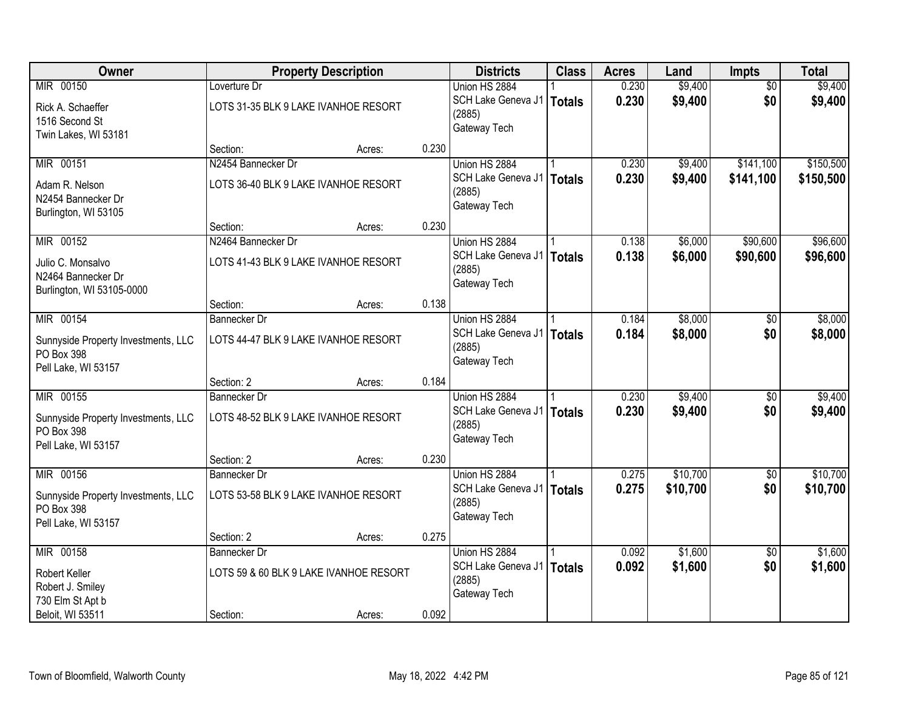| Owner | Property Description | | | Districts | Class | Acres | Land | Impts | Total |
|---|---|---|---|---|---|---|---|---|---|
| MIR 00150 | Loverture Dr | | | Union HS 2884 | 1 | 0.230 | $9,400 | $0 | $9,400 |
| Rick A. Schaeffer<br>1516 Second St<br>Twin Lakes, WI 53181 | LOTS 31-35 BLK 9 LAKE IVANHOE RESORT | | | SCH Lake Geneva J1 (2885)<br>Gateway Tech | **Totals** | **0.230** | **$9,400** | **$0** | **$9,400** |
| | Section: | Acres: | 0.230 | | | | | | |
| MIR 00151 | N2454 Bannecker Dr | | | Union HS 2884 | 1 | 0.230 | $9,400 | $141,100 | $150,500 |
| Adam R. Nelson<br>N2454 Bannecker Dr<br>Burlington, WI 53105 | LOTS 36-40 BLK 9 LAKE IVANHOE RESORT | | | SCH Lake Geneva J1 (2885)<br>Gateway Tech | **Totals** | **0.230** | **$9,400** | **$141,100** | **$150,500** |
| | Section: | Acres: | 0.230 | | | | | | |
| MIR 00152 | N2464 Bannecker Dr | | | Union HS 2884 | 1 | 0.138 | $6,000 | $90,600 | $96,600 |
| Julio C. Monsalvo<br>N2464 Bannecker Dr<br>Burlington, WI 53105-0000 | LOTS 41-43 BLK 9 LAKE IVANHOE RESORT | | | SCH Lake Geneva J1 (2885)<br>Gateway Tech | **Totals** | **0.138** | **$6,000** | **$90,600** | **$96,600** |
| | Section: | Acres: | 0.138 | | | | | | |
| MIR 00154 | Bannecker Dr | | | Union HS 2884 | 1 | 0.184 | $8,000 | $0 | $8,000 |
| Sunnyside Property Investments, LLC<br>PO Box 398<br>Pell Lake, WI 53157 | LOTS 44-47 BLK 9 LAKE IVANHOE RESORT | | | SCH Lake Geneva J1 (2885)<br>Gateway Tech | **Totals** | **0.184** | **$8,000** | **$0** | **$8,000** |
| | Section: 2 | Acres: | 0.184 | | | | | | |
| MIR 00155 | Bannecker Dr | | | Union HS 2884 | 1 | 0.230 | $9,400 | $0 | $9,400 |
| Sunnyside Property Investments, LLC<br>PO Box 398<br>Pell Lake, WI 53157 | LOTS 48-52 BLK 9 LAKE IVANHOE RESORT | | | SCH Lake Geneva J1 (2885)<br>Gateway Tech | **Totals** | **0.230** | **$9,400** | **$0** | **$9,400** |
| | Section: 2 | Acres: | 0.230 | | | | | | |
| MIR 00156 | Bannecker Dr | | | Union HS 2884 | 1 | 0.275 | $10,700 | $0 | $10,700 |
| Sunnyside Property Investments, LLC<br>PO Box 398<br>Pell Lake, WI 53157 | LOTS 53-58 BLK 9 LAKE IVANHOE RESORT | | | SCH Lake Geneva J1 (2885)<br>Gateway Tech | **Totals** | **0.275** | **$10,700** | **$0** | **$10,700** |
| | Section: 2 | Acres: | 0.275 | | | | | | |
| MIR 00158 | Bannecker Dr | | | Union HS 2884 | 1 | 0.092 | $1,600 | $0 | $1,600 |
| Robert Keller<br>Robert J. Smiley<br>730 Elm St Apt b<br>Beloit, WI 53511 | LOTS 59 & 60 BLK 9 LAKE IVANHOE RESORT | | | SCH Lake Geneva J1 (2885)<br>Gateway Tech | **Totals** | **0.092** | **$1,600** | **$0** | **$1,600** |
| | Section: | Acres: | 0.092 | | | | | | |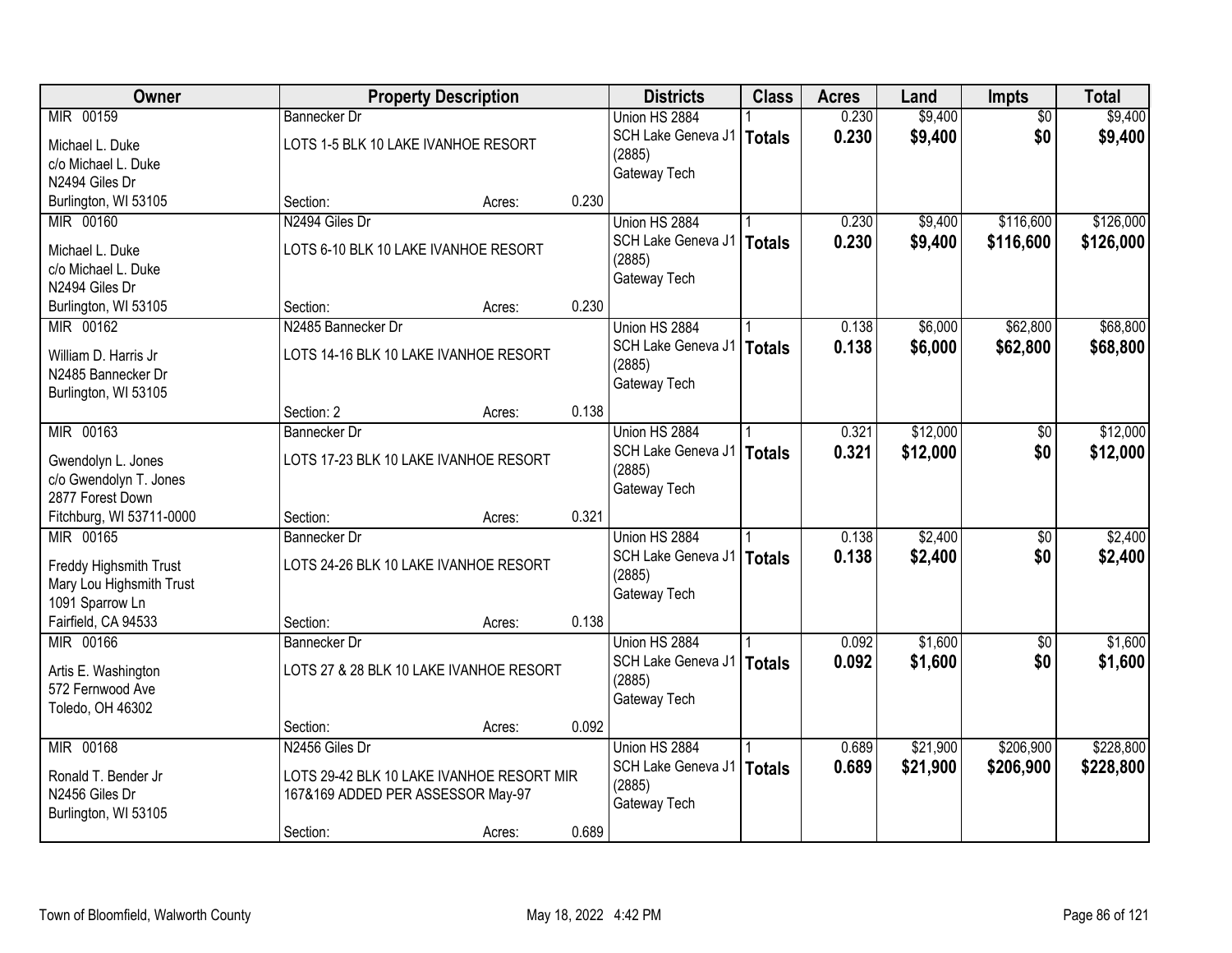| Owner | Property Description | | | Districts | Class | Acres | Land | Impts | Total |
|---|---|---|---|---|---|---|---|---|---|
| MIR 00159<br>Michael L. Duke<br>c/o Michael L. Duke<br>N2494 Giles Dr<br>Burlington, WI 53105 | Bannecker Dr<br>LOTS 1-5 BLK 10 LAKE IVANHOE RESORT<br>Section: | Acres: | 0.230 | Union HS 2884<br>SCH Lake Geneva J1 (2885)<br>Gateway Tech | 1<br>**Totals** | 0.230<br>**0.230** | $9,400<br>**$9,400** | $0<br>**$0** | $9,400<br>**$9,400** |
| MIR 00160<br>Michael L. Duke<br>c/o Michael L. Duke<br>N2494 Giles Dr<br>Burlington, WI 53105 | N2494 Giles Dr<br>LOTS 6-10 BLK 10 LAKE IVANHOE RESORT<br>Section: | Acres: | 0.230 | Union HS 2884<br>SCH Lake Geneva J1 (2885)<br>Gateway Tech | 1<br>**Totals** | 0.230<br>**0.230** | $9,400<br>**$9,400** | $116,600<br>**$116,600** | $126,000<br>**$126,000** |
| MIR 00162<br>William D. Harris Jr<br>N2485 Bannecker Dr<br>Burlington, WI 53105 | N2485 Bannecker Dr<br>LOTS 14-16 BLK 10 LAKE IVANHOE RESORT<br>Section: 2 | Acres: | 0.138 | Union HS 2884<br>SCH Lake Geneva J1 (2885)<br>Gateway Tech | 1<br>**Totals** | 0.138<br>**0.138** | $6,000<br>**$6,000** | $62,800<br>**$62,800** | $68,800<br>**$68,800** |
| MIR 00163<br>Gwendolyn L. Jones<br>c/o Gwendolyn T. Jones<br>2877 Forest Down<br>Fitchburg, WI 53711-0000 | Bannecker Dr<br>LOTS 17-23 BLK 10 LAKE IVANHOE RESORT<br>Section: | Acres: | 0.321 | Union HS 2884<br>SCH Lake Geneva J1 (2885)<br>Gateway Tech | 1<br>**Totals** | 0.321<br>**0.321** | $12,000<br>**$12,000** | $0<br>**$0** | $12,000<br>**$12,000** |
| MIR 00165<br>Freddy Highsmith Trust<br>Mary Lou Highsmith Trust<br>1091 Sparrow Ln<br>Fairfield, CA 94533 | Bannecker Dr<br>LOTS 24-26 BLK 10 LAKE IVANHOE RESORT<br>Section: | Acres: | 0.138 | Union HS 2884<br>SCH Lake Geneva J1 (2885)<br>Gateway Tech | 1<br>**Totals** | 0.138<br>**0.138** | $2,400<br>**$2,400** | $0<br>**$0** | $2,400<br>**$2,400** |
| MIR 00166<br>Artis E. Washington<br>572 Fernwood Ave<br>Toledo, OH 46302 | Bannecker Dr<br>LOTS 27 & 28 BLK 10 LAKE IVANHOE RESORT<br>Section: | Acres: | 0.092 | Union HS 2884<br>SCH Lake Geneva J1 (2885)<br>Gateway Tech | 1<br>**Totals** | 0.092<br>**0.092** | $1,600<br>**$1,600** | $0<br>**$0** | $1,600<br>**$1,600** |
| MIR 00168<br>Ronald T. Bender Jr<br>N2456 Giles Dr<br>Burlington, WI 53105 | N2456 Giles Dr<br>LOTS 29-42 BLK 10 LAKE IVANHOE RESORT MIR 167&169 ADDED PER ASSESSOR May-97<br>Section: | Acres: | 0.689 | Union HS 2884<br>SCH Lake Geneva J1 (2885)<br>Gateway Tech | 1<br>**Totals** | 0.689<br>**0.689** | $21,900<br>**$21,900** | $206,900<br>**$206,900** | $228,800<br>**$228,800** |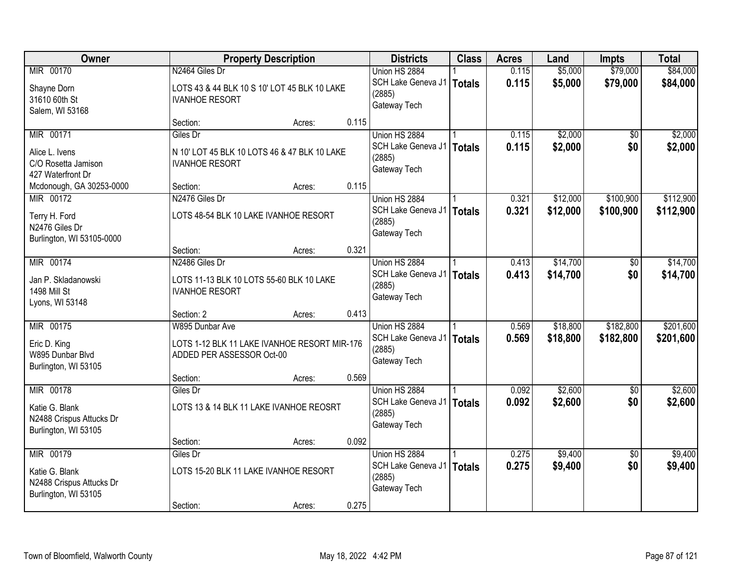| Owner | Property Description | | | Districts | Class | Acres | Land | Impts | Total |
|---|---|---|---|---|---|---|---|---|---|
| MIR 00170<br><br>Shayne Dorn<br>31610 60th St<br>Salem, WI 53168 | N2464 Giles Dr<br><br>LOTS 43 & 44 BLK 10 S 10' LOT 45 BLK 10 LAKE IVANHOE RESORT<br><br>Section: | Acres: | 0.115 | Union HS 2884<br>SCH Lake Geneva J1 (2885)<br>Gateway Tech | 1<br>**Totals** | 0.115<br>**0.115** | $5,000<br>**$5,000** | $79,000<br>**$79,000** | $84,000<br>**$84,000** |
| MIR 00171<br><br>Alice L. Ivens<br>C/O Rosetta Jamison<br>427 Waterfront Dr<br>Mcdonough, GA 30253-0000 | Giles Dr<br><br>N 10' LOT 45 BLK 10 LOTS 46 & 47 BLK 10 LAKE IVANHOE RESORT<br><br>Section: | Acres: | 0.115 | Union HS 2884<br>SCH Lake Geneva J1 (2885)<br>Gateway Tech | 1<br>**Totals** | 0.115<br>**0.115** | $2,000<br>**$2,000** | $0<br>**$0** | $2,000<br>**$2,000** |
| MIR 00172<br><br>Terry H. Ford<br>N2476 Giles Dr<br>Burlington, WI 53105-0000 | N2476 Giles Dr<br><br>LOTS 48-54 BLK 10 LAKE IVANHOE RESORT<br><br>Section: | Acres: | 0.321 | Union HS 2884<br>SCH Lake Geneva J1 (2885)<br>Gateway Tech | 1<br>**Totals** | 0.321<br>**0.321** | $12,000<br>**$12,000** | $100,900<br>**$100,900** | $112,900<br>**$112,900** |
| MIR 00174<br><br>Jan P. Skladanowski<br>1498 Mill St<br>Lyons, WI 53148 | N2486 Giles Dr<br><br>LOTS 11-13 BLK 10 LOTS 55-60 BLK 10 LAKE IVANHOE RESORT<br><br>Section: 2 | Acres: | 0.413 | Union HS 2884<br>SCH Lake Geneva J1 (2885)<br>Gateway Tech | 1<br>**Totals** | 0.413<br>**0.413** | $14,700<br>**$14,700** | $0<br>**$0** | $14,700<br>**$14,700** |
| MIR 00175<br><br>Eric D. King<br>W895 Dunbar Blvd<br>Burlington, WI 53105 | W895 Dunbar Ave<br><br>LOTS 1-12 BLK 11 LAKE IVANHOE RESORT MIR-176 ADDED PER ASSESSOR Oct-00<br><br>Section: | Acres: | 0.569 | Union HS 2884<br>SCH Lake Geneva J1 (2885)<br>Gateway Tech | 1<br>**Totals** | 0.569<br>**0.569** | $18,800<br>**$18,800** | $182,800<br>**$182,800** | $201,600<br>**$201,600** |
| MIR 00178<br><br>Katie G. Blank<br>N2488 Crispus Attucks Dr<br>Burlington, WI 53105 | Giles Dr<br><br>LOTS 13 & 14 BLK 11 LAKE IVANHOE REOSRT<br><br>Section: | Acres: | 0.092 | Union HS 2884<br>SCH Lake Geneva J1 (2885)<br>Gateway Tech | 1<br>**Totals** | 0.092<br>**0.092** | $2,600<br>**$2,600** | $0<br>**$0** | $2,600<br>**$2,600** |
| MIR 00179<br><br>Katie G. Blank<br>N2488 Crispus Attucks Dr<br>Burlington, WI 53105 | Giles Dr<br><br>LOTS 15-20 BLK 11 LAKE IVANHOE RESORT<br><br>Section: | Acres: | 0.275 | Union HS 2884<br>SCH Lake Geneva J1 (2885)<br>Gateway Tech | 1<br>**Totals** | 0.275<br>**0.275** | $9,400<br>**$9,400** | $0<br>**$0** | $9,400<br>**$9,400** |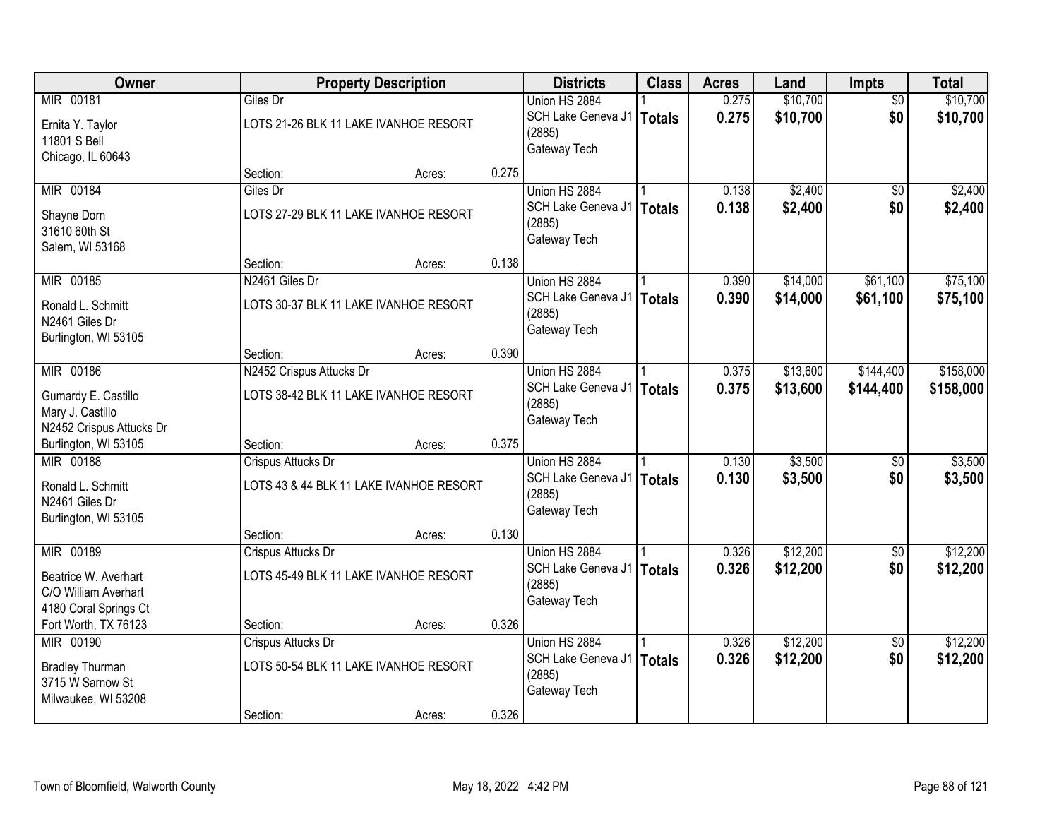| Owner | Property Description | | | Districts | Class | Acres | Land | Impts | Total |
|---|---|---|---|---|---|---|---|---|---|
| MIR 00181<br>Ernita Y. Taylor<br>11801 S Bell<br>Chicago, IL 60643 | Giles Dr<br>LOTS 21-26 BLK 11 LAKE IVANHOE RESORT<br>Section: | Acres: | 0.275 | Union HS 2884<br>SCH Lake Geneva J1 (2885)<br>Gateway Tech | 1<br>**Totals** | 0.275<br>**0.275** | $10,700<br>**$10,700** | $0<br>**$0** | $10,700<br>**$10,700** |
| MIR 00184<br>Shayne Dorn<br>31610 60th St<br>Salem, WI 53168 | Giles Dr<br>LOTS 27-29 BLK 11 LAKE IVANHOE RESORT<br>Section: | Acres: | 0.138 | Union HS 2884<br>SCH Lake Geneva J1 (2885)<br>Gateway Tech | 1<br>**Totals** | 0.138<br>**0.138** | $2,400<br>**$2,400** | $0<br>**$0** | $2,400<br>**$2,400** |
| MIR 00185<br>Ronald L. Schmitt<br>N2461 Giles Dr<br>Burlington, WI 53105 | N2461 Giles Dr<br>LOTS 30-37 BLK 11 LAKE IVANHOE RESORT<br>Section: | Acres: | 0.390 | Union HS 2884<br>SCH Lake Geneva J1 (2885)<br>Gateway Tech | 1<br>**Totals** | 0.390<br>**0.390** | $14,000<br>**$14,000** | $61,100<br>**$61,100** | $75,100<br>**$75,100** |
| MIR 00186<br>Gumardy E. Castillo<br>Mary J. Castillo<br>N2452 Crispus Attucks Dr<br>Burlington, WI 53105 | N2452 Crispus Attucks Dr<br>LOTS 38-42 BLK 11 LAKE IVANHOE RESORT<br>Section: | Acres: | 0.375 | Union HS 2884<br>SCH Lake Geneva J1 (2885)<br>Gateway Tech | 1<br>**Totals** | 0.375<br>**0.375** | $13,600<br>**$13,600** | $144,400<br>**$144,400** | $158,000<br>**$158,000** |
| MIR 00188<br>Ronald L. Schmitt<br>N2461 Giles Dr<br>Burlington, WI 53105 | Crispus Attucks Dr<br>LOTS 43 & 44 BLK 11 LAKE IVANHOE RESORT<br>Section: | Acres: | 0.130 | Union HS 2884<br>SCH Lake Geneva J1 (2885)<br>Gateway Tech | 1<br>**Totals** | 0.130<br>**0.130** | $3,500<br>**$3,500** | $0<br>**$0** | $3,500<br>**$3,500** |
| MIR 00189<br>Beatrice W. Averhart<br>C/O William Averhart<br>4180 Coral Springs Ct<br>Fort Worth, TX 76123 | Crispus Attucks Dr<br>LOTS 45-49 BLK 11 LAKE IVANHOE RESORT<br>Section: | Acres: | 0.326 | Union HS 2884<br>SCH Lake Geneva J1 (2885)<br>Gateway Tech | 1<br>**Totals** | 0.326<br>**0.326** | $12,200<br>**$12,200** | $0<br>**$0** | $12,200<br>**$12,200** |
| MIR 00190<br>Bradley Thurman<br>3715 W Sarnow St<br>Milwaukee, WI 53208 | Crispus Attucks Dr<br>LOTS 50-54 BLK 11 LAKE IVANHOE RESORT<br>Section: | Acres: | 0.326 | Union HS 2884<br>SCH Lake Geneva J1 (2885)<br>Gateway Tech | 1<br>**Totals** | 0.326<br>**0.326** | $12,200<br>**$12,200** | $0<br>**$0** | $12,200<br>**$12,200** |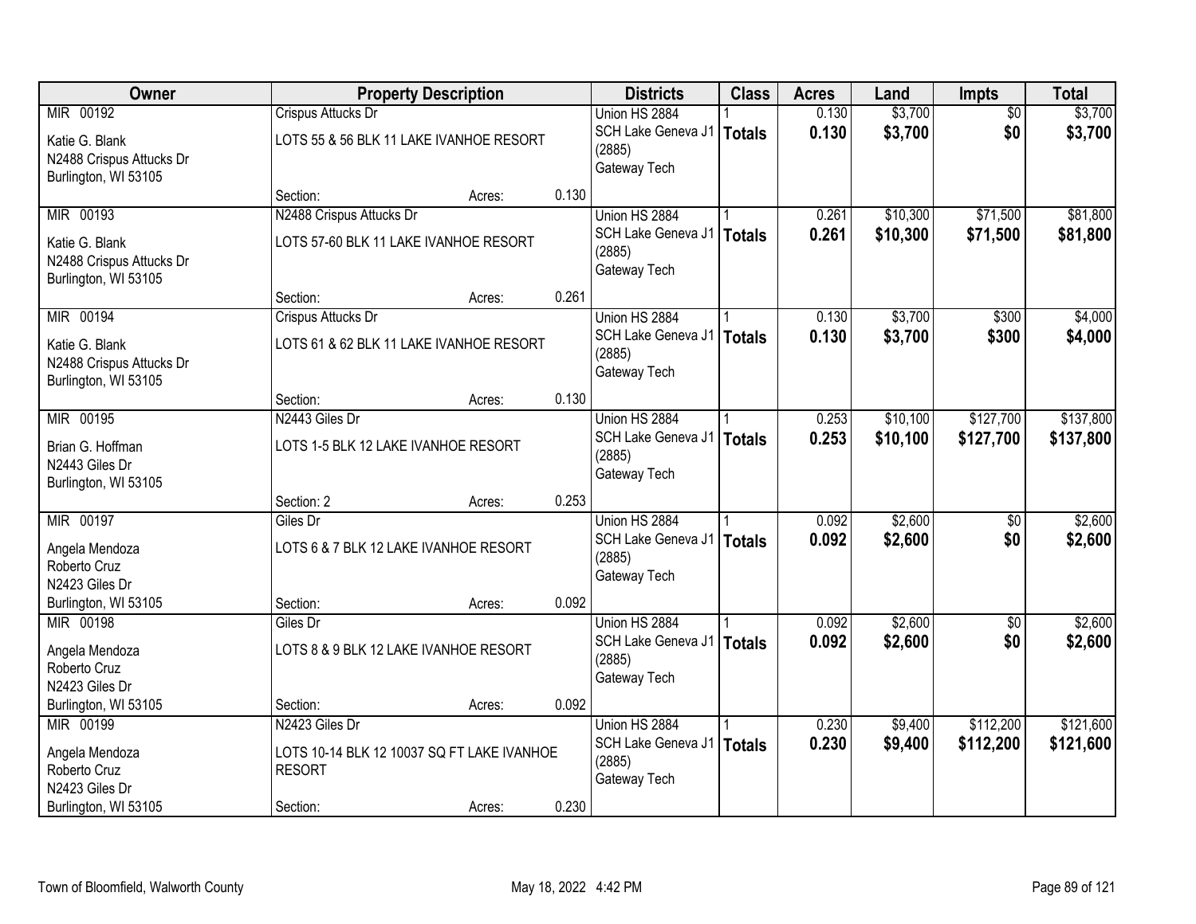| Owner | Property Description | | | Districts | Class | Acres | Land | Impts | Total |
|---|---|---|---|---|---|---|---|---|---|
| MIR 00192<br><br>Katie G. Blank<br>N2488 Crispus Attucks Dr<br>Burlington, WI 53105 | Crispus Attucks Dr<br><br>LOTS 55 & 56 BLK 11 LAKE IVANHOE RESORT<br><br>Section: | Acres: | 0.130 | Union HS 2884<br>SCH Lake Geneva J1 (2885)<br>Gateway Tech | 1<br>**Totals** | 0.130<br>**0.130** | $3,700<br>**$3,700** | $0<br>**$0** | $3,700<br>**$3,700** |
| MIR 00193<br><br>Katie G. Blank<br>N2488 Crispus Attucks Dr<br>Burlington, WI 53105 | N2488 Crispus Attucks Dr<br><br>LOTS 57-60 BLK 11 LAKE IVANHOE RESORT<br><br>Section: | Acres: | 0.261 | Union HS 2884<br>SCH Lake Geneva J1 (2885)<br>Gateway Tech | 1<br>**Totals** | 0.261<br>**0.261** | $10,300<br>**$10,300** | $71,500<br>**$71,500** | $81,800<br>**$81,800** |
| MIR 00194<br><br>Katie G. Blank<br>N2488 Crispus Attucks Dr<br>Burlington, WI 53105 | Crispus Attucks Dr<br><br>LOTS 61 & 62 BLK 11 LAKE IVANHOE RESORT<br><br>Section: | Acres: | 0.130 | Union HS 2884<br>SCH Lake Geneva J1 (2885)<br>Gateway Tech | 1<br>**Totals** | 0.130<br>**0.130** | $3,700<br>**$3,700** | $300<br>**$300** | $4,000<br>**$4,000** |
| MIR 00195<br><br>Brian G. Hoffman<br>N2443 Giles Dr<br>Burlington, WI 53105 | N2443 Giles Dr<br><br>LOTS 1-5 BLK 12 LAKE IVANHOE RESORT<br><br>Section: 2 | Acres: | 0.253 | Union HS 2884<br>SCH Lake Geneva J1 (2885)<br>Gateway Tech | 1<br>**Totals** | 0.253<br>**0.253** | $10,100<br>**$10,100** | $127,700<br>**$127,700** | $137,800<br>**$137,800** |
| MIR 00197<br><br>Angela Mendoza<br>Roberto Cruz<br>N2423 Giles Dr<br>Burlington, WI 53105 | Giles Dr<br><br>LOTS 6 & 7 BLK 12 LAKE IVANHOE RESORT<br><br>Section: | Acres: | 0.092 | Union HS 2884<br>SCH Lake Geneva J1 (2885)<br>Gateway Tech | 1<br>**Totals** | 0.092<br>**0.092** | $2,600<br>**$2,600** | $0<br>**$0** | $2,600<br>**$2,600** |
| MIR 00198<br><br>Angela Mendoza<br>Roberto Cruz<br>N2423 Giles Dr<br>Burlington, WI 53105 | Giles Dr<br><br>LOTS 8 & 9 BLK 12 LAKE IVANHOE RESORT<br><br>Section: | Acres: | 0.092 | Union HS 2884<br>SCH Lake Geneva J1 (2885)<br>Gateway Tech | 1<br>**Totals** | 0.092<br>**0.092** | $2,600<br>**$2,600** | $0<br>**$0** | $2,600<br>**$2,600** |
| MIR 00199<br><br>Angela Mendoza<br>Roberto Cruz<br>N2423 Giles Dr<br>Burlington, WI 53105 | N2423 Giles Dr<br><br>LOTS 10-14 BLK 12 10037 SQ FT LAKE IVANHOE RESORT<br><br>Section: | Acres: | 0.230 | Union HS 2884<br>SCH Lake Geneva J1 (2885)<br>Gateway Tech | 1<br>**Totals** | 0.230<br>**0.230** | $9,400<br>**$9,400** | $112,200<br>**$112,200** | $121,600<br>**$121,600** |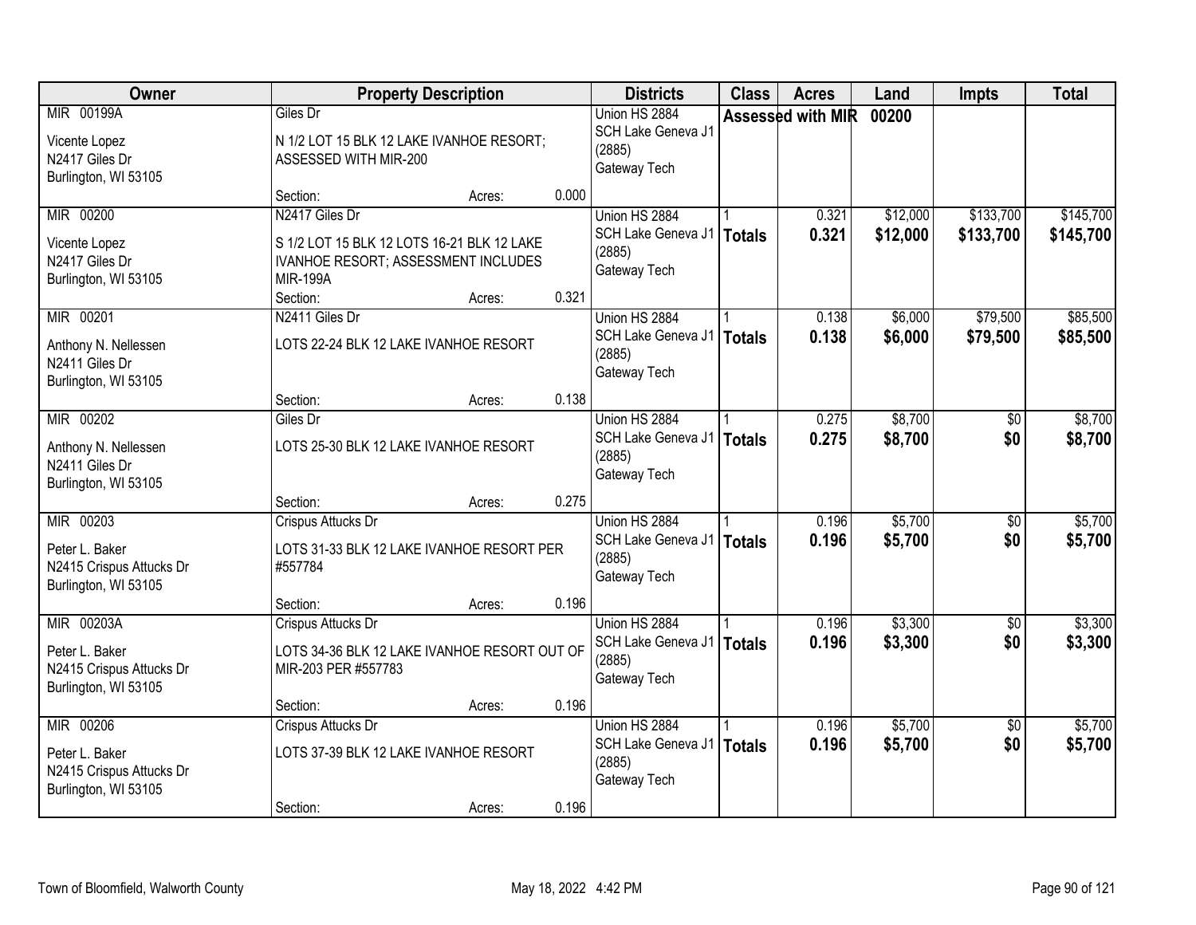| Owner | Property Description | Districts | Class | Acres | Land | Impts | Total |
|---|---|---|---|---|---|---|---|
| MIR 00199A<br>Vicente Lopez<br>N2417 Giles Dr<br>Burlington, WI 53105 | Giles Dr<br>N 1/2 LOT 15 BLK 12 LAKE IVANHOE RESORT; ASSESSED WITH MIR-200<br>Section: Acres: 0.000 | Union HS 2884<br>SCH Lake Geneva J1 (2885)<br>Gateway Tech | Assessed with MIR 00200 | | | | |
| MIR 00200<br>Vicente Lopez<br>N2417 Giles Dr<br>Burlington, WI 53105 | N2417 Giles Dr<br>S 1/2 LOT 15 BLK 12 LOTS 16-21 BLK 12 LAKE IVANHOE RESORT; ASSESSMENT INCLUDES MIR-199A<br>Section: Acres: 0.321 | Union HS 2884<br>SCH Lake Geneva J1 (2885)<br>Gateway Tech | 1<br>**Totals** | 0.321<br>**0.321** | $12,000<br>**$12,000** | $133,700<br>**$133,700** | $145,700<br>**$145,700** |
| MIR 00201<br>Anthony N. Nellessen<br>N2411 Giles Dr<br>Burlington, WI 53105 | N2411 Giles Dr<br>LOTS 22-24 BLK 12 LAKE IVANHOE RESORT<br>Section: Acres: 0.138 | Union HS 2884<br>SCH Lake Geneva J1 (2885)<br>Gateway Tech | 1<br>**Totals** | 0.138<br>**0.138** | $6,000<br>**$6,000** | $79,500<br>**$79,500** | $85,500<br>**$85,500** |
| MIR 00202<br>Anthony N. Nellessen<br>N2411 Giles Dr<br>Burlington, WI 53105 | Giles Dr<br>LOTS 25-30 BLK 12 LAKE IVANHOE RESORT<br>Section: Acres: 0.275 | Union HS 2884<br>SCH Lake Geneva J1 (2885)<br>Gateway Tech | 1<br>**Totals** | 0.275<br>**0.275** | $8,700<br>**$8,700** | $0<br>**$0** | $8,700<br>**$8,700** |
| MIR 00203<br>Peter L. Baker<br>N2415 Crispus Attucks Dr<br>Burlington, WI 53105 | Crispus Attucks Dr<br>LOTS 31-33 BLK 12 LAKE IVANHOE RESORT PER #557784<br>Section: Acres: 0.196 | Union HS 2884<br>SCH Lake Geneva J1 (2885)<br>Gateway Tech | 1<br>**Totals** | 0.196<br>**0.196** | $5,700<br>**$5,700** | $0<br>**$0** | $5,700<br>**$5,700** |
| MIR 00203A<br>Peter L. Baker<br>N2415 Crispus Attucks Dr<br>Burlington, WI 53105 | Crispus Attucks Dr<br>LOTS 34-36 BLK 12 LAKE IVANHOE RESORT OUT OF MIR-203 PER #557783<br>Section: Acres: 0.196 | Union HS 2884<br>SCH Lake Geneva J1 (2885)<br>Gateway Tech | 1<br>**Totals** | 0.196<br>**0.196** | $3,300<br>**$3,300** | $0<br>**$0** | $3,300<br>**$3,300** |
| MIR 00206<br>Peter L. Baker<br>N2415 Crispus Attucks Dr<br>Burlington, WI 53105 | Crispus Attucks Dr<br>LOTS 37-39 BLK 12 LAKE IVANHOE RESORT<br>Section: Acres: 0.196 | Union HS 2884<br>SCH Lake Geneva J1 (2885)<br>Gateway Tech | 1<br>**Totals** | 0.196<br>**0.196** | $5,700<br>**$5,700** | $0<br>**$0** | $5,700<br>**$5,700** |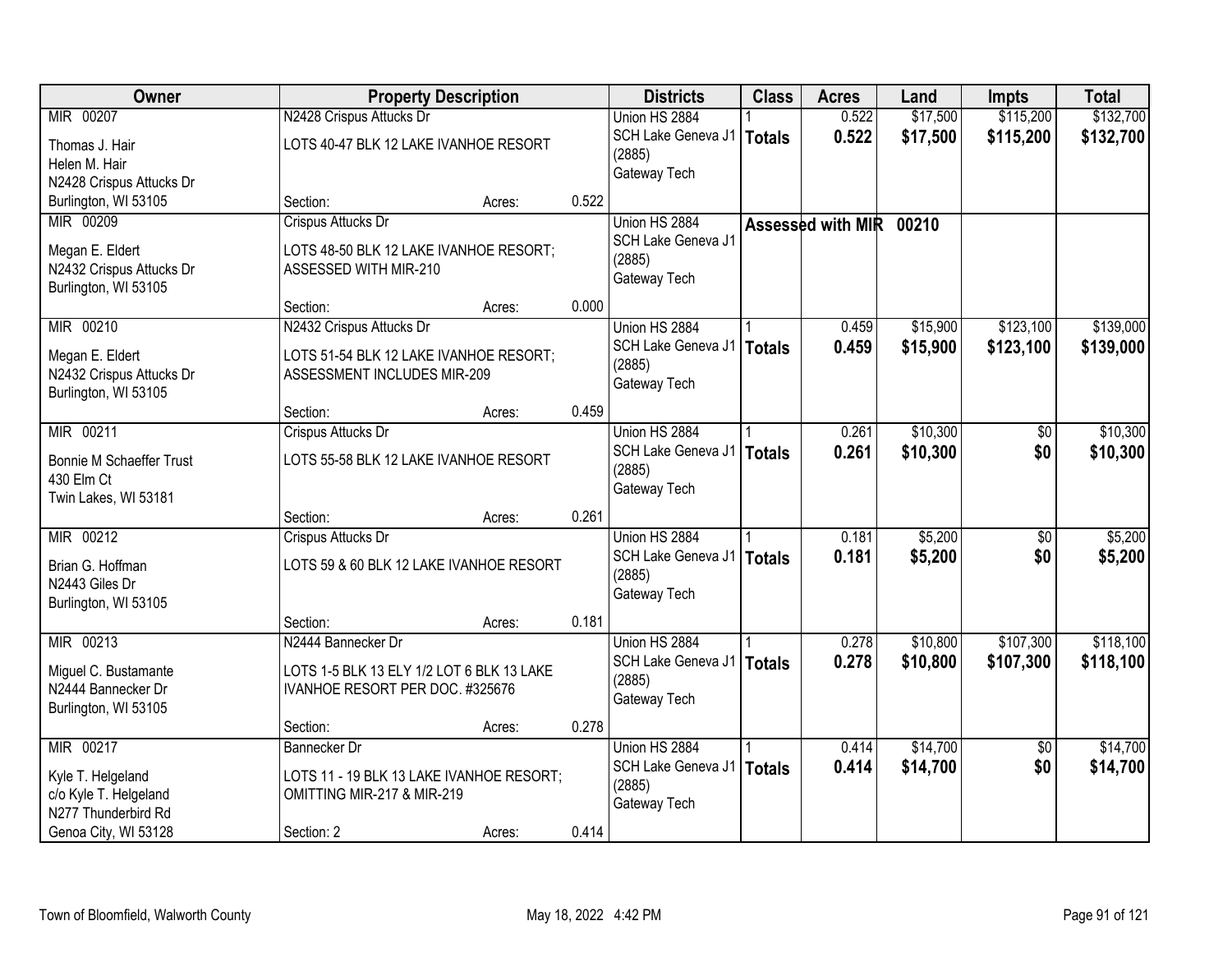| Owner | Property Description | | | Districts | Class | Acres | Land | Impts | Total |
|---|---|---|---|---|---|---|---|---|---|
| MIR 00207<br>Thomas J. Hair<br>Helen M. Hair<br>N2428 Crispus Attucks Dr<br>Burlington, WI 53105 | N2428 Crispus Attucks Dr<br>LOTS 40-47 BLK 12 LAKE IVANHOE RESORT<br>Section: | Acres: | 0.522 | Union HS 2884<br>SCH Lake Geneva J1 (2885)<br>Gateway Tech | 1<br>**Totals** | 0.522<br>**0.522** | $17,500<br>**$17,500** | $115,200<br>**$115,200** | $132,700<br>**$132,700** |
| MIR 00209<br>Megan E. Eldert<br>N2432 Crispus Attucks Dr<br>Burlington, WI 53105 | Crispus Attucks Dr<br>LOTS 48-50 BLK 12 LAKE IVANHOE RESORT; ASSESSED WITH MIR-210<br>Section: | Acres: | 0.000 | Union HS 2884<br>SCH Lake Geneva J1 (2885)<br>Gateway Tech | **Assessed with MIR 00210** | | | | |
| MIR 00210<br>Megan E. Eldert<br>N2432 Crispus Attucks Dr<br>Burlington, WI 53105 | N2432 Crispus Attucks Dr<br>LOTS 51-54 BLK 12 LAKE IVANHOE RESORT; ASSESSMENT INCLUDES MIR-209<br>Section: | Acres: | 0.459 | Union HS 2884<br>SCH Lake Geneva J1 (2885)<br>Gateway Tech | 1<br>**Totals** | 0.459<br>**0.459** | $15,900<br>**$15,900** | $123,100<br>**$123,100** | $139,000<br>**$139,000** |
| MIR 00211<br>Bonnie M Schaeffer Trust<br>430 Elm Ct<br>Twin Lakes, WI 53181 | Crispus Attucks Dr<br>LOTS 55-58 BLK 12 LAKE IVANHOE RESORT<br>Section: | Acres: | 0.261 | Union HS 2884<br>SCH Lake Geneva J1 (2885)<br>Gateway Tech | 1<br>**Totals** | 0.261<br>**0.261** | $10,300<br>**$10,300** | $0<br>**$0** | $10,300<br>**$10,300** |
| MIR 00212<br>Brian G. Hoffman<br>N2443 Giles Dr<br>Burlington, WI 53105 | Crispus Attucks Dr<br>LOTS 59 & 60 BLK 12 LAKE IVANHOE RESORT<br>Section: | Acres: | 0.181 | Union HS 2884<br>SCH Lake Geneva J1 (2885)<br>Gateway Tech | 1<br>**Totals** | 0.181<br>**0.181** | $5,200<br>**$5,200** | $0<br>**$0** | $5,200<br>**$5,200** |
| MIR 00213<br>Miguel C. Bustamante<br>N2444 Bannecker Dr<br>Burlington, WI 53105 | N2444 Bannecker Dr<br>LOTS 1-5 BLK 13 ELY 1/2 LOT 6 BLK 13 LAKE IVANHOE RESORT PER DOC. #325676<br>Section: | Acres: | 0.278 | Union HS 2884<br>SCH Lake Geneva J1 (2885)<br>Gateway Tech | 1<br>**Totals** | 0.278<br>**0.278** | $10,800<br>**$10,800** | $107,300<br>**$107,300** | $118,100<br>**$118,100** |
| MIR 00217<br>Kyle T. Helgeland<br>c/o Kyle T. Helgeland<br>N277 Thunderbird Rd<br>Genoa City, WI 53128 | Bannecker Dr<br>LOTS 11 - 19 BLK 13 LAKE IVANHOE RESORT; OMITTING MIR-217 & MIR-219<br>Section: 2 | Acres: | 0.414 | Union HS 2884<br>SCH Lake Geneva J1 (2885)<br>Gateway Tech | 1<br>**Totals** | 0.414<br>**0.414** | $14,700<br>**$14,700** | $0<br>**$0** | $14,700<br>**$14,700** |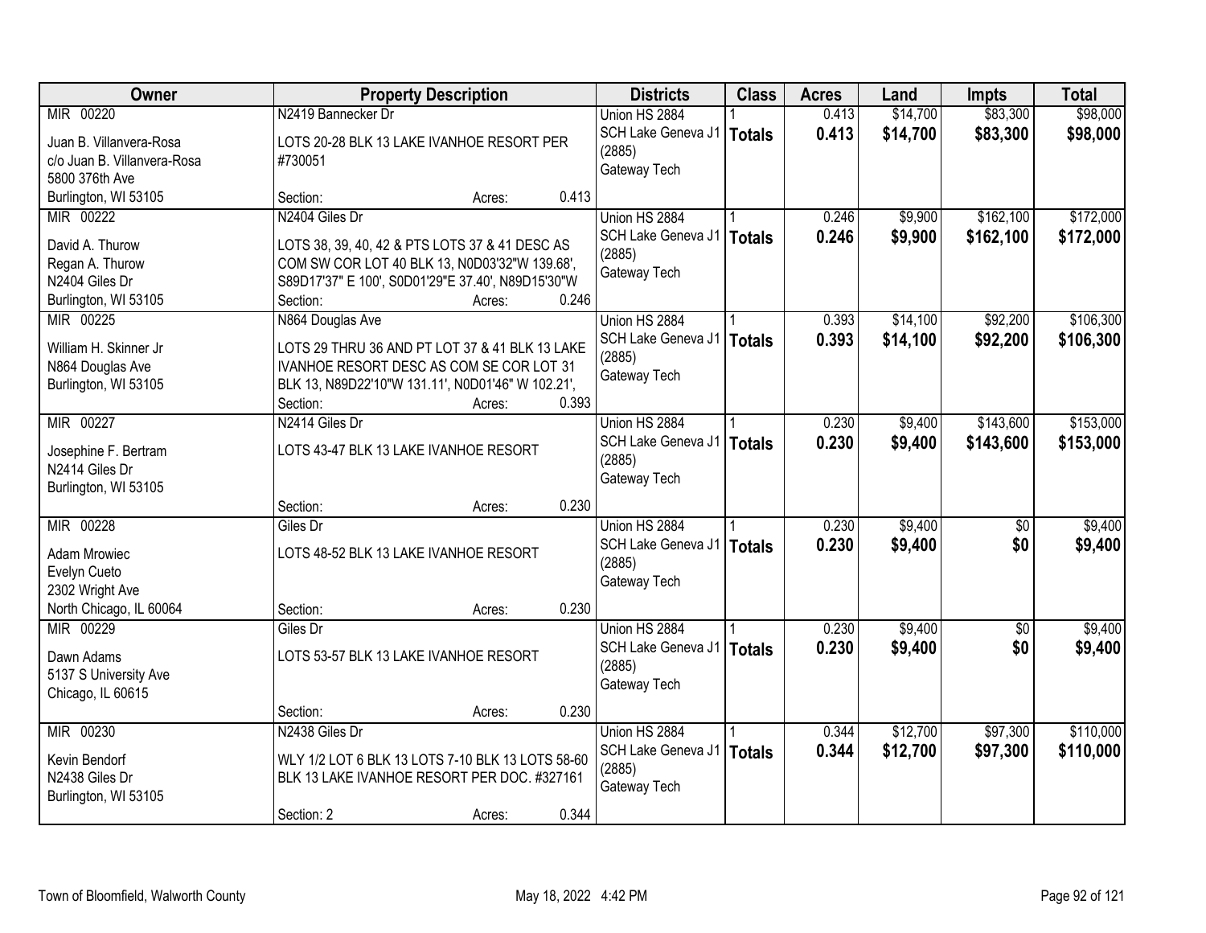| Owner | Property Description | Districts | Class | Acres | Land | Impts | Total |
|---|---|---|---|---|---|---|---|
| MIR 00220<br>Juan B. Villanvera-Rosa<br>c/o Juan B. Villanvera-Rosa<br>5800 376th Ave<br>Burlington, WI 53105 | N2419 Bannecker Dr<br>LOTS 20-28 BLK 13 LAKE IVANHOE RESORT PER #730051<br>Section: Acres: 0.413 | Union HS 2884<br>SCH Lake Geneva J1 (2885)<br>Gateway Tech | 1<br>**Totals** | 0.413<br>**0.413** | $14,700<br>**$14,700** | $83,300<br>**$83,300** | $98,000<br>**$98,000** |
| MIR 00222<br>David A. Thurow<br>Regan A. Thurow<br>N2404 Giles Dr<br>Burlington, WI 53105 | N2404 Giles Dr<br>LOTS 38, 39, 40, 42 & PTS LOTS 37 & 41 DESC AS COM SW COR LOT 40 BLK 13, N0D03'32"W 139.68', S89D17'37" E 100', S0D01'29"E 37.40', N89D15'30"W<br>Section: Acres: 0.246 | Union HS 2884<br>SCH Lake Geneva J1 (2885)<br>Gateway Tech | 1<br>**Totals** | 0.246<br>**0.246** | $9,900<br>**$9,900** | $162,100<br>**$162,100** | $172,000<br>**$172,000** |
| MIR 00225<br>William H. Skinner Jr<br>N864 Douglas Ave<br>Burlington, WI 53105 | N864 Douglas Ave<br>LOTS 29 THRU 36 AND PT LOT 37 & 41 BLK 13 LAKE IVANHOE RESORT DESC AS COM SE COR LOT 31 BLK 13, N89D22'10"W 131.11', N0D01'46" W 102.21',<br>Section: Acres: 0.393 | Union HS 2884<br>SCH Lake Geneva J1 (2885)<br>Gateway Tech | 1<br>**Totals** | 0.393<br>**0.393** | $14,100<br>**$14,100** | $92,200<br>**$92,200** | $106,300<br>**$106,300** |
| MIR 00227<br>Josephine F. Bertram<br>N2414 Giles Dr<br>Burlington, WI 53105 | N2414 Giles Dr<br>LOTS 43-47 BLK 13 LAKE IVANHOE RESORT<br>Section: Acres: 0.230 | Union HS 2884<br>SCH Lake Geneva J1 (2885)<br>Gateway Tech | 1<br>**Totals** | 0.230<br>**0.230** | $9,400<br>**$9,400** | $143,600<br>**$143,600** | $153,000<br>**$153,000** |
| MIR 00228<br>Adam Mrowiec<br>Evelyn Cueto<br>2302 Wright Ave<br>North Chicago, IL 60064 | Giles Dr<br>LOTS 48-52 BLK 13 LAKE IVANHOE RESORT<br>Section: Acres: 0.230 | Union HS 2884<br>SCH Lake Geneva J1 (2885)<br>Gateway Tech | 1<br>**Totals** | 0.230<br>**0.230** | $9,400<br>**$9,400** | $0<br>**$0** | $9,400<br>**$9,400** |
| MIR 00229<br>Dawn Adams<br>5137 S University Ave<br>Chicago, IL 60615 | Giles Dr<br>LOTS 53-57 BLK 13 LAKE IVANHOE RESORT<br>Section: Acres: 0.230 | Union HS 2884<br>SCH Lake Geneva J1 (2885)<br>Gateway Tech | 1<br>**Totals** | 0.230<br>**0.230** | $9,400<br>**$9,400** | $0<br>**$0** | $9,400<br>**$9,400** |
| MIR 00230<br>Kevin Bendorf<br>N2438 Giles Dr<br>Burlington, WI 53105 | N2438 Giles Dr<br>WLY 1/2 LOT 6 BLK 13 LOTS 7-10 BLK 13 LOTS 58-60 BLK 13 LAKE IVANHOE RESORT PER DOC. #327161<br>Section: 2 Acres: 0.344 | Union HS 2884<br>SCH Lake Geneva J1 (2885)<br>Gateway Tech | 1<br>**Totals** | 0.344<br>**0.344** | $12,700<br>**$12,700** | $97,300<br>**$97,300** | $110,000<br>**$110,000** |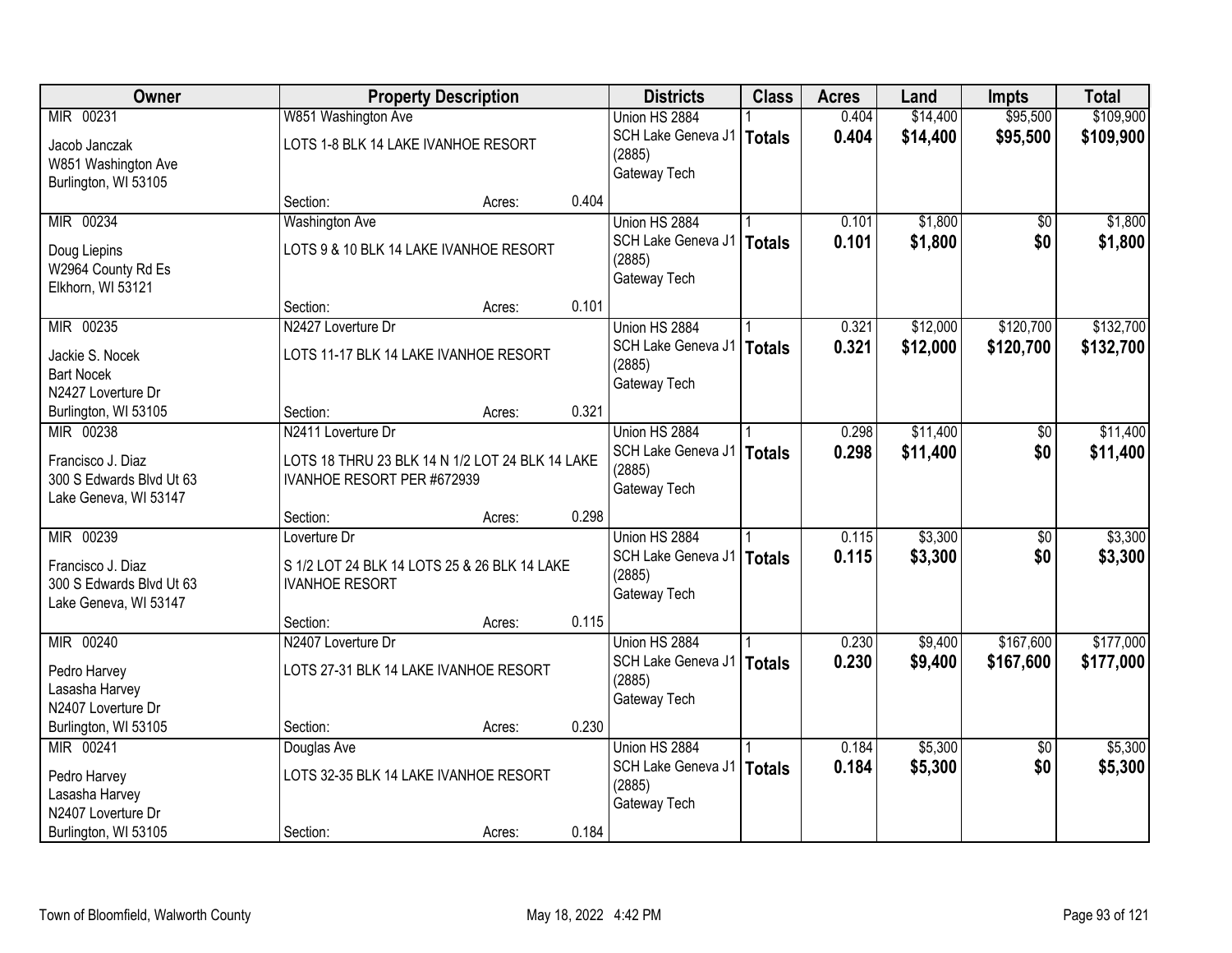| Owner | Property Description | Districts | Class | Acres | Land | Impts | Total |
|---|---|---|---|---|---|---|---|
| MIR 00231<br>Jacob Janczak<br>W851 Washington Ave<br>Burlington, WI 53105 | W851 Washington Ave<br>LOTS 1-8 BLK 14 LAKE IVANHOE RESORT<br>Section: Acres: 0.404 | Union HS 2884<br>SCH Lake Geneva J1 (2885)<br>Gateway Tech | 1<br>**Totals** | 0.404<br>**0.404** | $14,400<br>**$14,400** | $95,500<br>**$95,500** | $109,900<br>**$109,900** |
| MIR 00234<br>Doug Liepins<br>W2964 County Rd Es<br>Elkhorn, WI 53121 | Washington Ave<br>LOTS 9 & 10 BLK 14 LAKE IVANHOE RESORT<br>Section: Acres: 0.101 | Union HS 2884<br>SCH Lake Geneva J1 (2885)<br>Gateway Tech | 1<br>**Totals** | 0.101<br>**0.101** | $1,800<br>**$1,800** | $0<br>**$0** | $1,800<br>**$1,800** |
| MIR 00235<br>Jackie S. Nocek<br>Bart Nocek<br>N2427 Loverture Dr<br>Burlington, WI 53105 | N2427 Loverture Dr<br>LOTS 11-17 BLK 14 LAKE IVANHOE RESORT<br>Section: Acres: 0.321 | Union HS 2884<br>SCH Lake Geneva J1 (2885)<br>Gateway Tech | 1<br>**Totals** | 0.321<br>**0.321** | $12,000<br>**$12,000** | $120,700<br>**$120,700** | $132,700<br>**$132,700** |
| MIR 00238<br>Francisco J. Diaz<br>300 S Edwards Blvd Ut 63<br>Lake Geneva, WI 53147 | N2411 Loverture Dr<br>LOTS 18 THRU 23 BLK 14 N 1/2 LOT 24 BLK 14 LAKE IVANHOE RESORT PER #672939<br>Section: Acres: 0.298 | Union HS 2884<br>SCH Lake Geneva J1 (2885)<br>Gateway Tech | 1<br>**Totals** | 0.298<br>**0.298** | $11,400<br>**$11,400** | $0<br>**$0** | $11,400<br>**$11,400** |
| MIR 00239<br>Francisco J. Diaz<br>300 S Edwards Blvd Ut 63<br>Lake Geneva, WI 53147 | Loverture Dr<br>S 1/2 LOT 24 BLK 14 LOTS 25 & 26 BLK 14 LAKE IVANHOE RESORT<br>Section: Acres: 0.115 | Union HS 2884<br>SCH Lake Geneva J1 (2885)<br>Gateway Tech | 1<br>**Totals** | 0.115<br>**0.115** | $3,300<br>**$3,300** | $0<br>**$0** | $3,300<br>**$3,300** |
| MIR 00240<br>Pedro Harvey<br>Lasasha Harvey<br>N2407 Loverture Dr<br>Burlington, WI 53105 | N2407 Loverture Dr<br>LOTS 27-31 BLK 14 LAKE IVANHOE RESORT<br>Section: Acres: 0.230 | Union HS 2884<br>SCH Lake Geneva J1 (2885)<br>Gateway Tech | 1<br>**Totals** | 0.230<br>**0.230** | $9,400<br>**$9,400** | $167,600<br>**$167,600** | $177,000<br>**$177,000** |
| MIR 00241<br>Pedro Harvey<br>Lasasha Harvey<br>N2407 Loverture Dr<br>Burlington, WI 53105 | Douglas Ave<br>LOTS 32-35 BLK 14 LAKE IVANHOE RESORT<br>Section: Acres: 0.184 | Union HS 2884<br>SCH Lake Geneva J1 (2885)<br>Gateway Tech | 1<br>**Totals** | 0.184<br>**0.184** | $5,300<br>**$5,300** | $0<br>**$0** | $5,300<br>**$5,300** |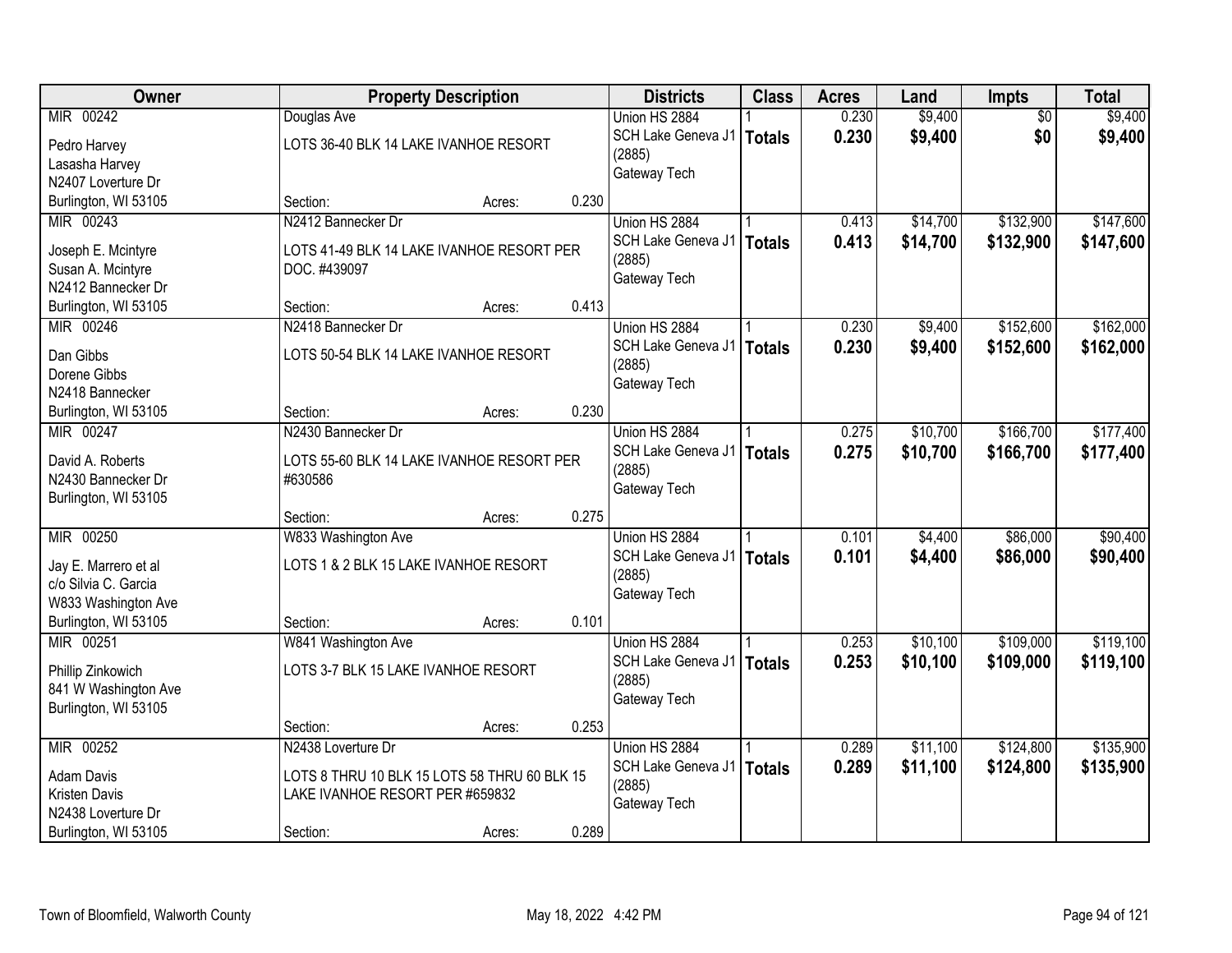| Owner | Property Description | Districts | Class | Acres | Land | Impts | Total |
|---|---|---|---|---|---|---|---|
| MIR 00242<br>Pedro Harvey<br>Lasasha Harvey<br>N2407 Loverture Dr<br>Burlington, WI 53105 | Douglas Ave<br>LOTS 36-40 BLK 14 LAKE IVANHOE RESORT<br>Section: Acres: 0.230 | Union HS 2884<br>SCH Lake Geneva J1 (2885)<br>Gateway Tech | 1<br>**Totals** | 0.230<br>**0.230** | $9,400<br>**$9,400** | $0<br>**$0** | $9,400<br>**$9,400** |
| MIR 00243<br>Joseph E. Mcintyre<br>Susan A. Mcintyre<br>N2412 Bannecker Dr<br>Burlington, WI 53105 | N2412 Bannecker Dr<br>LOTS 41-49 BLK 14 LAKE IVANHOE RESORT PER DOC. #439097<br>Section: Acres: 0.413 | Union HS 2884<br>SCH Lake Geneva J1 (2885)<br>Gateway Tech | 1<br>**Totals** | 0.413<br>**0.413** | $14,700<br>**$14,700** | $132,900<br>**$132,900** | $147,600<br>**$147,600** |
| MIR 00246<br>Dan Gibbs<br>Dorene Gibbs<br>N2418 Bannecker<br>Burlington, WI 53105 | N2418 Bannecker Dr<br>LOTS 50-54 BLK 14 LAKE IVANHOE RESORT<br>Section: Acres: 0.230 | Union HS 2884<br>SCH Lake Geneva J1 (2885)<br>Gateway Tech | 1<br>**Totals** | 0.230<br>**0.230** | $9,400<br>**$9,400** | $152,600<br>**$152,600** | $162,000<br>**$162,000** |
| MIR 00247<br>David A. Roberts<br>N2430 Bannecker Dr<br>Burlington, WI 53105 | N2430 Bannecker Dr<br>LOTS 55-60 BLK 14 LAKE IVANHOE RESORT PER #630586<br>Section: Acres: 0.275 | Union HS 2884<br>SCH Lake Geneva J1 (2885)<br>Gateway Tech | 1<br>**Totals** | 0.275<br>**0.275** | $10,700<br>**$10,700** | $166,700<br>**$166,700** | $177,400<br>**$177,400** |
| MIR 00250<br>Jay E. Marrero et al<br>c/o Silvia C. Garcia<br>W833 Washington Ave<br>Burlington, WI 53105 | W833 Washington Ave<br>LOTS 1 & 2 BLK 15 LAKE IVANHOE RESORT<br>Section: Acres: 0.101 | Union HS 2884<br>SCH Lake Geneva J1 (2885)<br>Gateway Tech | 1<br>**Totals** | 0.101<br>**0.101** | $4,400<br>**$4,400** | $86,000<br>**$86,000** | $90,400<br>**$90,400** |
| MIR 00251<br>Phillip Zinkowich<br>841 W Washington Ave<br>Burlington, WI 53105 | W841 Washington Ave<br>LOTS 3-7 BLK 15 LAKE IVANHOE RESORT<br>Section: Acres: 0.253 | Union HS 2884<br>SCH Lake Geneva J1 (2885)<br>Gateway Tech | 1<br>**Totals** | 0.253<br>**0.253** | $10,100<br>**$10,100** | $109,000<br>**$109,000** | $119,100<br>**$119,100** |
| MIR 00252<br>Adam Davis<br>Kristen Davis<br>N2438 Loverture Dr<br>Burlington, WI 53105 | N2438 Loverture Dr<br>LOTS 8 THRU 10 BLK 15 LOTS 58 THRU 60 BLK 15 LAKE IVANHOE RESORT PER #659832<br>Section: Acres: 0.289 | Union HS 2884<br>SCH Lake Geneva J1 (2885)<br>Gateway Tech | 1<br>**Totals** | 0.289<br>**0.289** | $11,100<br>**$11,100** | $124,800<br>**$124,800** | $135,900<br>**$135,900** |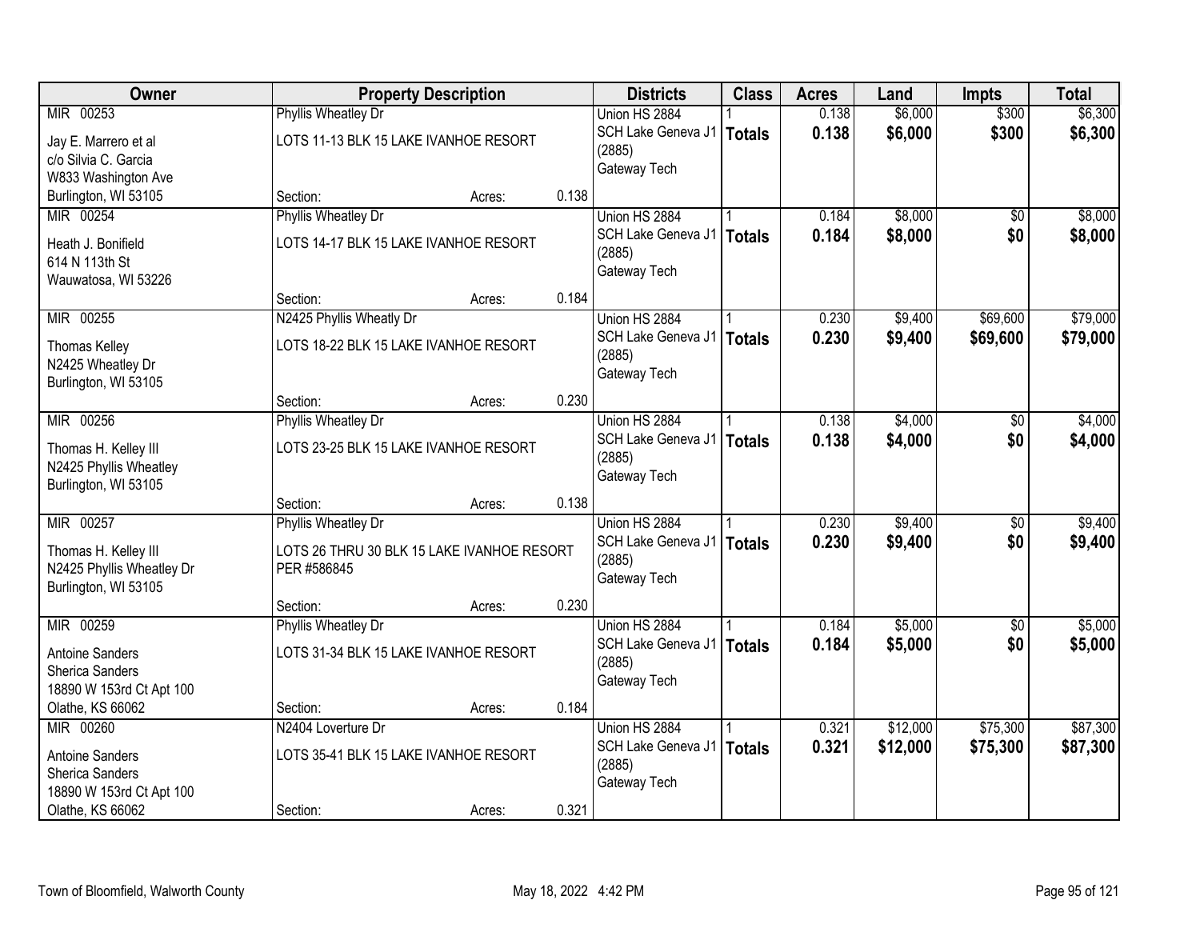| Owner | Property Description | Districts | Class | Acres | Land | Impts | Total |
|---|---|---|---|---|---|---|---|
| MIR 00253<br>Jay E. Marrero et al<br>c/o Silvia C. Garcia<br>W833 Washington Ave<br>Burlington, WI 53105 | Phyllis Wheatley Dr<br>LOTS 11-13 BLK 15 LAKE IVANHOE RESORT<br>Section: Acres: 0.138 | Union HS 2884<br>SCH Lake Geneva J1 (2885)<br>Gateway Tech | 1<br>**Totals** | 0.138<br>**0.138** | $6,000<br>**$6,000** | $300<br>**$300** | $6,300<br>**$6,300** |
| MIR 00254<br>Heath J. Bonifield<br>614 N 113th St<br>Wauwatosa, WI 53226 | Phyllis Wheatley Dr<br>LOTS 14-17 BLK 15 LAKE IVANHOE RESORT<br>Section: Acres: 0.184 | Union HS 2884<br>SCH Lake Geneva J1 (2885)<br>Gateway Tech | 1<br>**Totals** | 0.184<br>**0.184** | $8,000<br>**$8,000** | $0<br>**$0** | $8,000<br>**$8,000** |
| MIR 00255<br>Thomas Kelley<br>N2425 Wheatley Dr<br>Burlington, WI 53105 | N2425 Phyllis Wheatly Dr<br>LOTS 18-22 BLK 15 LAKE IVANHOE RESORT<br>Section: Acres: 0.230 | Union HS 2884<br>SCH Lake Geneva J1 (2885)<br>Gateway Tech | 1<br>**Totals** | 0.230<br>**0.230** | $9,400<br>**$9,400** | $69,600<br>**$69,600** | $79,000<br>**$79,000** |
| MIR 00256<br>Thomas H. Kelley III<br>N2425 Phyllis Wheatley<br>Burlington, WI 53105 | Phyllis Wheatley Dr<br>LOTS 23-25 BLK 15 LAKE IVANHOE RESORT<br>Section: Acres: 0.138 | Union HS 2884<br>SCH Lake Geneva J1 (2885)<br>Gateway Tech | 1<br>**Totals** | 0.138<br>**0.138** | $4,000<br>**$4,000** | $0<br>**$0** | $4,000<br>**$4,000** |
| MIR 00257<br>Thomas H. Kelley III<br>N2425 Phyllis Wheatley Dr<br>Burlington, WI 53105 | Phyllis Wheatley Dr<br>LOTS 26 THRU 30 BLK 15 LAKE IVANHOE RESORT PER #586845<br>Section: Acres: 0.230 | Union HS 2884<br>SCH Lake Geneva J1 (2885)<br>Gateway Tech | 1<br>**Totals** | 0.230<br>**0.230** | $9,400<br>**$9,400** | $0<br>**$0** | $9,400<br>**$9,400** |
| MIR 00259<br>Antoine Sanders<br>Sherica Sanders<br>18890 W 153rd Ct Apt 100<br>Olathe, KS 66062 | Phyllis Wheatley Dr<br>LOTS 31-34 BLK 15 LAKE IVANHOE RESORT<br>Section: Acres: 0.184 | Union HS 2884<br>SCH Lake Geneva J1 (2885)<br>Gateway Tech | 1<br>**Totals** | 0.184<br>**0.184** | $5,000<br>**$5,000** | $0<br>**$0** | $5,000<br>**$5,000** |
| MIR 00260<br>Antoine Sanders<br>Sherica Sanders<br>18890 W 153rd Ct Apt 100<br>Olathe, KS 66062 | N2404 Loverture Dr<br>LOTS 35-41 BLK 15 LAKE IVANHOE RESORT<br>Section: Acres: 0.321 | Union HS 2884<br>SCH Lake Geneva J1 (2885)<br>Gateway Tech | 1<br>**Totals** | 0.321<br>**0.321** | $12,000<br>**$12,000** | $75,300<br>**$75,300** | $87,300<br>**$87,300** |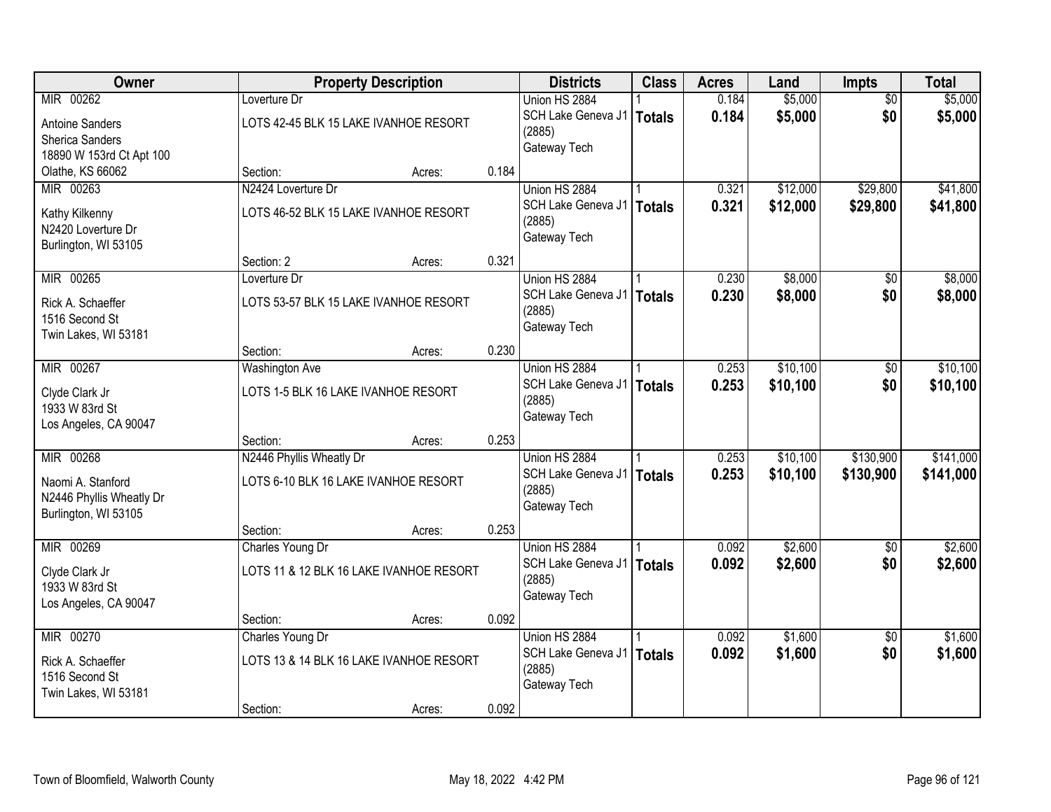| Owner | Property Description | | | Districts | Class | Acres | Land | Impts | Total |
|---|---|---|---|---|---|---|---|---|---|
| MIR 00262 | Loverture Dr | | | Union HS 2884 | 1 | 0.184 | $5,000 | $0 | $5,000 |
| Antoine Sanders<br>Sherica Sanders<br>18890 W 153rd Ct Apt 100<br>Olathe, KS 66062 | LOTS 42-45 BLK 15 LAKE IVANHOE RESORT | | | SCH Lake Geneva J1 (2885)<br>Gateway Tech | **Totals** | **0.184** | **$5,000** | **$0** | **$5,000** |
| | Section: | Acres: | 0.184 | | | | | | |
| MIR 00263 | N2424 Loverture Dr | | | Union HS 2884 | 1 | 0.321 | $12,000 | $29,800 | $41,800 |
| Kathy Kilkenny<br>N2420 Loverture Dr<br>Burlington, WI 53105 | LOTS 46-52 BLK 15 LAKE IVANHOE RESORT | | | SCH Lake Geneva J1 (2885)<br>Gateway Tech | **Totals** | **0.321** | **$12,000** | **$29,800** | **$41,800** |
| | Section: 2 | Acres: | 0.321 | | | | | | |
| MIR 00265 | Loverture Dr | | | Union HS 2884 | 1 | 0.230 | $8,000 | $0 | $8,000 |
| Rick A. Schaeffer<br>1516 Second St<br>Twin Lakes, WI 53181 | LOTS 53-57 BLK 15 LAKE IVANHOE RESORT | | | SCH Lake Geneva J1 (2885)<br>Gateway Tech | **Totals** | **0.230** | **$8,000** | **$0** | **$8,000** |
| | Section: | Acres: | 0.230 | | | | | | |
| MIR 00267 | Washington Ave | | | Union HS 2884 | 1 | 0.253 | $10,100 | $0 | $10,100 |
| Clyde Clark Jr<br>1933 W 83rd St<br>Los Angeles, CA 90047 | LOTS 1-5 BLK 16 LAKE IVANHOE RESORT | | | SCH Lake Geneva J1 (2885)<br>Gateway Tech | **Totals** | **0.253** | **$10,100** | **$0** | **$10,100** |
| | Section: | Acres: | 0.253 | | | | | | |
| MIR 00268 | N2446 Phyllis Wheatly Dr | | | Union HS 2884 | 1 | 0.253 | $10,100 | $130,900 | $141,000 |
| Naomi A. Stanford<br>N2446 Phyllis Wheatly Dr<br>Burlington, WI 53105 | LOTS 6-10 BLK 16 LAKE IVANHOE RESORT | | | SCH Lake Geneva J1 (2885)<br>Gateway Tech | **Totals** | **0.253** | **$10,100** | **$130,900** | **$141,000** |
| | Section: | Acres: | 0.253 | | | | | | |
| MIR 00269 | Charles Young Dr | | | Union HS 2884 | 1 | 0.092 | $2,600 | $0 | $2,600 |
| Clyde Clark Jr<br>1933 W 83rd St<br>Los Angeles, CA 90047 | LOTS 11 & 12 BLK 16 LAKE IVANHOE RESORT | | | SCH Lake Geneva J1 (2885)<br>Gateway Tech | **Totals** | **0.092** | **$2,600** | **$0** | **$2,600** |
| | Section: | Acres: | 0.092 | | | | | | |
| MIR 00270 | Charles Young Dr | | | Union HS 2884 | 1 | 0.092 | $1,600 | $0 | $1,600 |
| Rick A. Schaeffer<br>1516 Second St<br>Twin Lakes, WI 53181 | LOTS 13 & 14 BLK 16 LAKE IVANHOE RESORT | | | SCH Lake Geneva J1 (2885)<br>Gateway Tech | **Totals** | **0.092** | **$1,600** | **$0** | **$1,600** |
| | Section: | Acres: | 0.092 | | | | | | |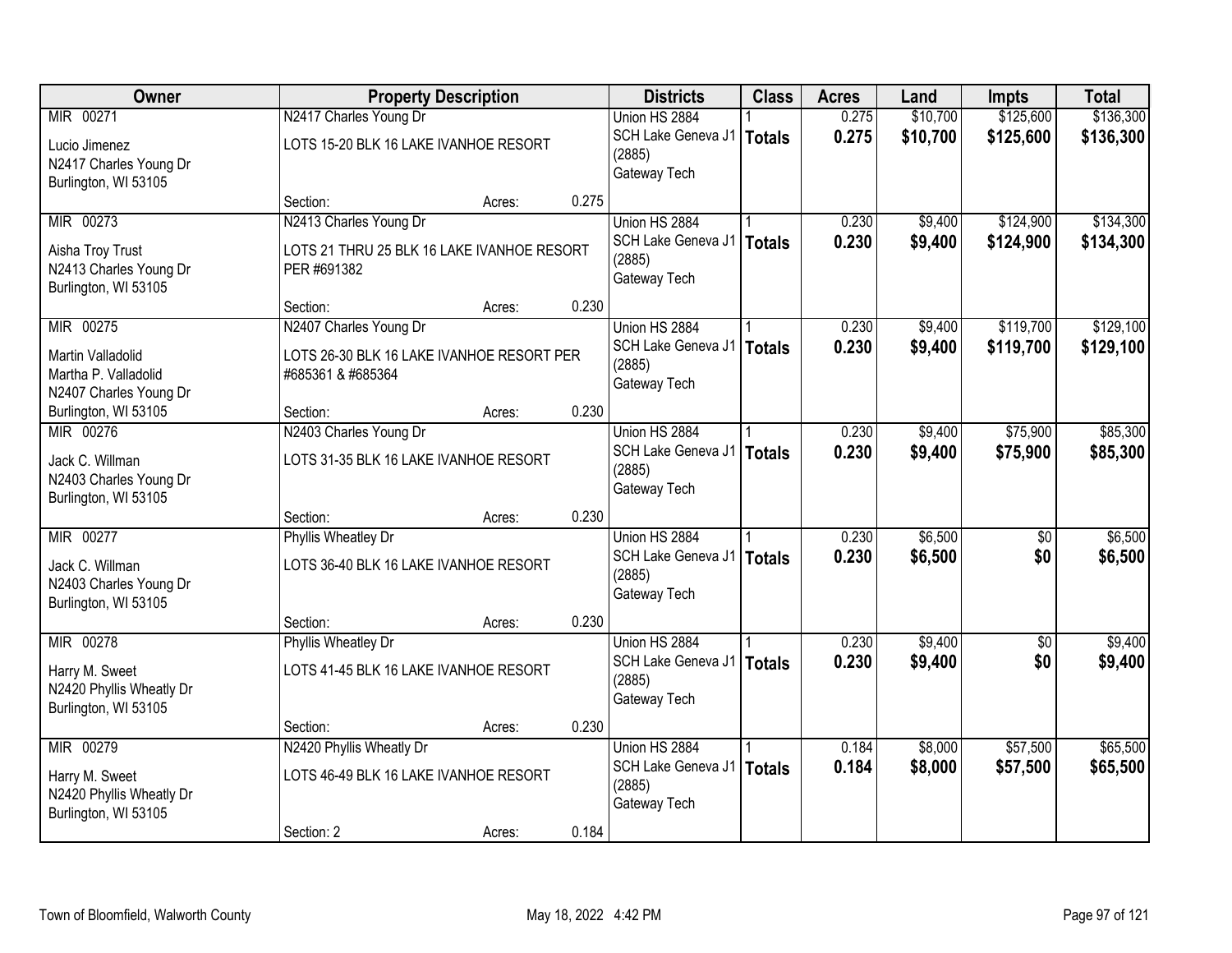| Owner | Property Description | | | Districts | Class | Acres | Land | Impts | Total |
|---|---|---|---|---|---|---|---|---|---|
| MIR 00271<br>Lucio Jimenez<br>N2417 Charles Young Dr<br>Burlington, WI 53105 | N2417 Charles Young Dr<br>LOTS 15-20 BLK 16 LAKE IVANHOE RESORT<br>Section: | Acres: | 0.275 | Union HS 2884<br>SCH Lake Geneva J1 (2885)<br>Gateway Tech | 1<br>**Totals** | 0.275<br>**0.275** | $10,700<br>**$10,700** | $125,600<br>**$125,600** | $136,300<br>**$136,300** |
| MIR 00273<br>Aisha Troy Trust<br>N2413 Charles Young Dr<br>Burlington, WI 53105 | N2413 Charles Young Dr<br>LOTS 21 THRU 25 BLK 16 LAKE IVANHOE RESORT PER #691382<br>Section: | Acres: | 0.230 | Union HS 2884<br>SCH Lake Geneva J1 (2885)<br>Gateway Tech | 1<br>**Totals** | 0.230<br>**0.230** | $9,400<br>**$9,400** | $124,900<br>**$124,900** | $134,300<br>**$134,300** |
| MIR 00275<br>Martin Valladolid<br>Martha P. Valladolid<br>N2407 Charles Young Dr<br>Burlington, WI 53105 | N2407 Charles Young Dr<br>LOTS 26-30 BLK 16 LAKE IVANHOE RESORT PER #685361 & #685364<br>Section: | Acres: | 0.230 | Union HS 2884<br>SCH Lake Geneva J1 (2885)<br>Gateway Tech | 1<br>**Totals** | 0.230<br>**0.230** | $9,400<br>**$9,400** | $119,700<br>**$119,700** | $129,100<br>**$129,100** |
| MIR 00276<br>Jack C. Willman<br>N2403 Charles Young Dr<br>Burlington, WI 53105 | N2403 Charles Young Dr<br>LOTS 31-35 BLK 16 LAKE IVANHOE RESORT<br>Section: | Acres: | 0.230 | Union HS 2884<br>SCH Lake Geneva J1 (2885)<br>Gateway Tech | 1<br>**Totals** | 0.230<br>**0.230** | $9,400<br>**$9,400** | $75,900<br>**$75,900** | $85,300<br>**$85,300** |
| MIR 00277<br>Jack C. Willman<br>N2403 Charles Young Dr<br>Burlington, WI 53105 | Phyllis Wheatley Dr<br>LOTS 36-40 BLK 16 LAKE IVANHOE RESORT<br>Section: | Acres: | 0.230 | Union HS 2884<br>SCH Lake Geneva J1 (2885)<br>Gateway Tech | 1<br>**Totals** | 0.230<br>**0.230** | $6,500<br>**$6,500** | $0<br>**$0** | $6,500<br>**$6,500** |
| MIR 00278<br>Harry M. Sweet<br>N2420 Phyllis Wheatly Dr<br>Burlington, WI 53105 | Phyllis Wheatley Dr<br>LOTS 41-45 BLK 16 LAKE IVANHOE RESORT<br>Section: | Acres: | 0.230 | Union HS 2884<br>SCH Lake Geneva J1 (2885)<br>Gateway Tech | 1<br>**Totals** | 0.230<br>**0.230** | $9,400<br>**$9,400** | $0<br>**$0** | $9,400<br>**$9,400** |
| MIR 00279<br>Harry M. Sweet<br>N2420 Phyllis Wheatly Dr<br>Burlington, WI 53105 | N2420 Phyllis Wheatly Dr<br>LOTS 46-49 BLK 16 LAKE IVANHOE RESORT<br>Section: 2 | Acres: | 0.184 | Union HS 2884<br>SCH Lake Geneva J1 (2885)<br>Gateway Tech | 1<br>**Totals** | 0.184<br>**0.184** | $8,000<br>**$8,000** | $57,500<br>**$57,500** | $65,500<br>**$65,500** |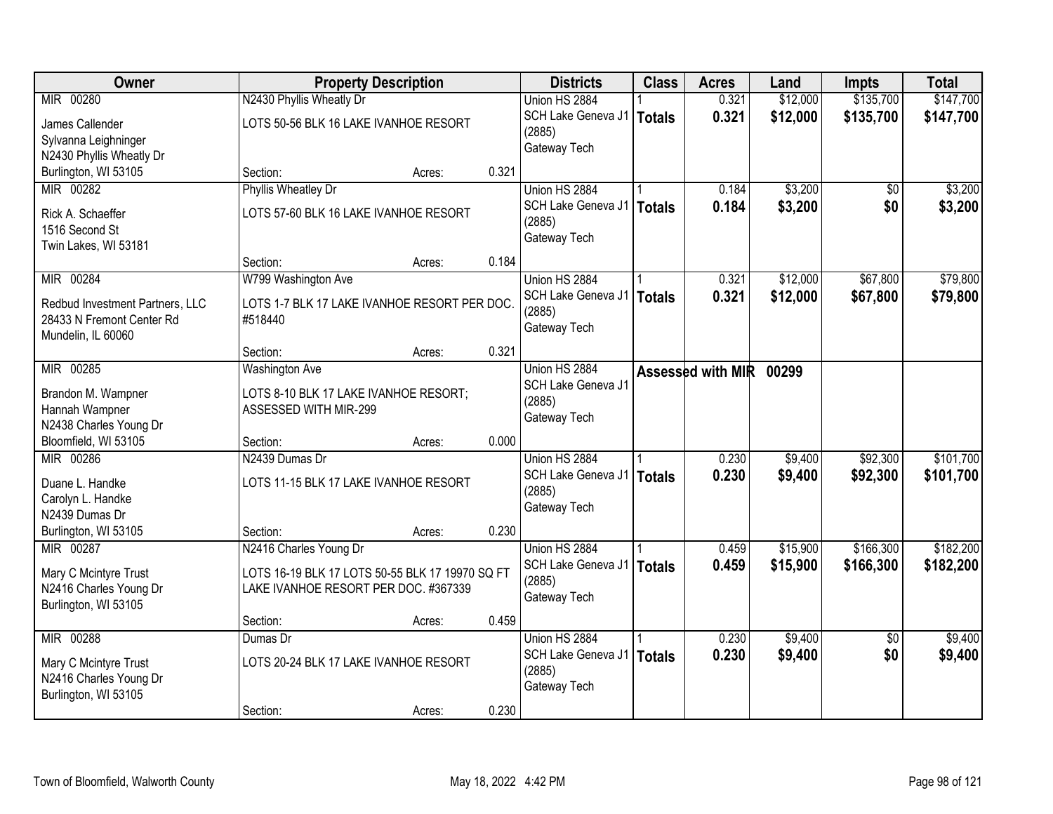| Owner | Property Description | | | Districts | Class | Acres | Land | Impts | Total |
|---|---|---|---|---|---|---|---|---|---|
| MIR 00280 | N2430 Phyllis Wheatly Dr | | | Union HS 2884 | 1 | 0.321 | $12,000 | $135,700 | $147,700 |
| James Callender<br>Sylvanna Leighninger<br>N2430 Phyllis Wheatly Dr<br>Burlington, WI 53105 | LOTS 50-56 BLK 16 LAKE IVANHOE RESORT | | | SCH Lake Geneva J1 (2885)<br>Gateway Tech | **Totals** | **0.321** | **$12,000** | **$135,700** | **$147,700** |
| | Section: | Acres: | 0.321 | | | | | | |
| MIR 00282 | Phyllis Wheatley Dr | | | Union HS 2884 | 1 | 0.184 | $3,200 | $0 | $3,200 |
| Rick A. Schaeffer<br>1516 Second St<br>Twin Lakes, WI 53181 | LOTS 57-60 BLK 16 LAKE IVANHOE RESORT | | | SCH Lake Geneva J1 (2885)<br>Gateway Tech | **Totals** | **0.184** | **$3,200** | **$0** | **$3,200** |
| | Section: | Acres: | 0.184 | | | | | | |
| MIR 00284 | W799 Washington Ave | | | Union HS 2884 | 1 | 0.321 | $12,000 | $67,800 | $79,800 |
| Redbud Investment Partners, LLC<br>28433 N Fremont Center Rd<br>Mundelin, IL 60060 | LOTS 1-7 BLK 17 LAKE IVANHOE RESORT PER DOC. #518440 | | | SCH Lake Geneva J1 (2885)<br>Gateway Tech | **Totals** | **0.321** | **$12,000** | **$67,800** | **$79,800** |
| | Section: | Acres: | 0.321 | | | | | | |
| MIR 00285 | Washington Ave | | | Union HS 2884 | **Assessed with MIR** | | **00299** | | |
| Brandon M. Wampner<br>Hannah Wampner<br>N2438 Charles Young Dr<br>Bloomfield, WI 53105 | LOTS 8-10 BLK 17 LAKE IVANHOE RESORT; ASSESSED WITH MIR-299 | | | SCH Lake Geneva J1 (2885)<br>Gateway Tech | | | | | |
| | Section: | Acres: | 0.000 | | | | | | |
| MIR 00286 | N2439 Dumas Dr | | | Union HS 2884 | 1 | 0.230 | $9,400 | $92,300 | $101,700 |
| Duane L. Handke<br>Carolyn L. Handke<br>N2439 Dumas Dr<br>Burlington, WI 53105 | LOTS 11-15 BLK 17 LAKE IVANHOE RESORT | | | SCH Lake Geneva J1 (2885)<br>Gateway Tech | **Totals** | **0.230** | **$9,400** | **$92,300** | **$101,700** |
| | Section: | Acres: | 0.230 | | | | | | |
| MIR 00287 | N2416 Charles Young Dr | | | Union HS 2884 | 1 | 0.459 | $15,900 | $166,300 | $182,200 |
| Mary C Mcintyre Trust<br>N2416 Charles Young Dr<br>Burlington, WI 53105 | LOTS 16-19 BLK 17 LOTS 50-55 BLK 17 19970 SQ FT LAKE IVANHOE RESORT PER DOC. #367339 | | | SCH Lake Geneva J1 (2885)<br>Gateway Tech | **Totals** | **0.459** | **$15,900** | **$166,300** | **$182,200** |
| | Section: | Acres: | 0.459 | | | | | | |
| MIR 00288 | Dumas Dr | | | Union HS 2884 | 1 | 0.230 | $9,400 | $0 | $9,400 |
| Mary C Mcintyre Trust<br>N2416 Charles Young Dr<br>Burlington, WI 53105 | LOTS 20-24 BLK 17 LAKE IVANHOE RESORT | | | SCH Lake Geneva J1 (2885)<br>Gateway Tech | **Totals** | **0.230** | **$9,400** | **$0** | **$9,400** |
| | Section: | Acres: | 0.230 | | | | | | |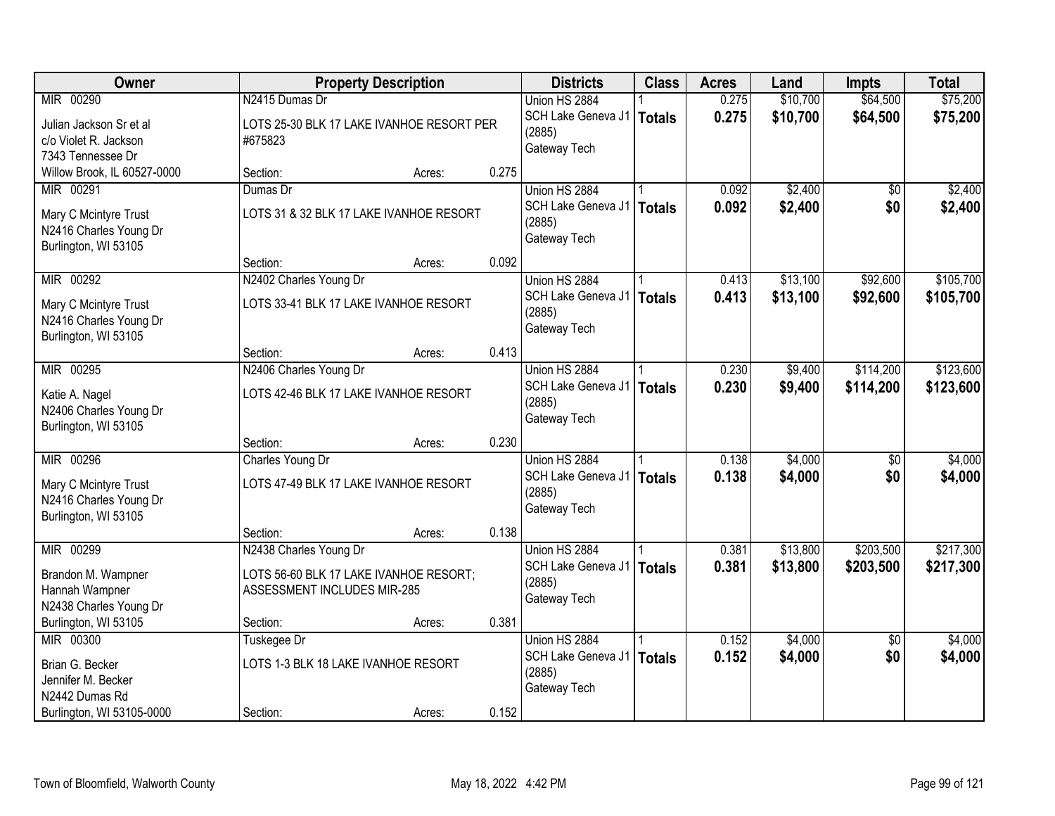| Owner | Property Description | | | Districts | Class | Acres | Land | Impts | Total |
|---|---|---|---|---|---|---|---|---|---|
| MIR 00290 | N2415 Dumas Dr | | | Union HS 2884 | 1 | 0.275 | $10,700 | $64,500 | $75,200 |
| Julian Jackson Sr et al<br>c/o Violet R. Jackson<br>7343 Tennessee Dr<br>Willow Brook, IL 60527-0000 | LOTS 25-30 BLK 17 LAKE IVANHOE RESORT PER #675823 | | | SCH Lake Geneva J1 (2885)<br>Gateway Tech | **Totals** | **0.275** | **$10,700** | **$64,500** | **$75,200** |
| | Section: | Acres: | 0.275 | | | | | | |
| MIR 00291 | Dumas Dr | | | Union HS 2884 | 1 | 0.092 | $2,400 | $0 | $2,400 |
| Mary C Mcintyre Trust<br>N2416 Charles Young Dr<br>Burlington, WI 53105 | LOTS 31 & 32 BLK 17 LAKE IVANHOE RESORT | | | SCH Lake Geneva J1 (2885)<br>Gateway Tech | **Totals** | **0.092** | **$2,400** | **$0** | **$2,400** |
| | Section: | Acres: | 0.092 | | | | | | |
| MIR 00292 | N2402 Charles Young Dr | | | Union HS 2884 | 1 | 0.413 | $13,100 | $92,600 | $105,700 |
| Mary C Mcintyre Trust<br>N2416 Charles Young Dr<br>Burlington, WI 53105 | LOTS 33-41 BLK 17 LAKE IVANHOE RESORT | | | SCH Lake Geneva J1 (2885)<br>Gateway Tech | **Totals** | **0.413** | **$13,100** | **$92,600** | **$105,700** |
| | Section: | Acres: | 0.413 | | | | | | |
| MIR 00295 | N2406 Charles Young Dr | | | Union HS 2884 | 1 | 0.230 | $9,400 | $114,200 | $123,600 |
| Katie A. Nagel<br>N2406 Charles Young Dr<br>Burlington, WI 53105 | LOTS 42-46 BLK 17 LAKE IVANHOE RESORT | | | SCH Lake Geneva J1 (2885)<br>Gateway Tech | **Totals** | **0.230** | **$9,400** | **$114,200** | **$123,600** |
| | Section: | Acres: | 0.230 | | | | | | |
| MIR 00296 | Charles Young Dr | | | Union HS 2884 | 1 | 0.138 | $4,000 | $0 | $4,000 |
| Mary C Mcintyre Trust<br>N2416 Charles Young Dr<br>Burlington, WI 53105 | LOTS 47-49 BLK 17 LAKE IVANHOE RESORT | | | SCH Lake Geneva J1 (2885)<br>Gateway Tech | **Totals** | **0.138** | **$4,000** | **$0** | **$4,000** |
| | Section: | Acres: | 0.138 | | | | | | |
| MIR 00299 | N2438 Charles Young Dr | | | Union HS 2884 | 1 | 0.381 | $13,800 | $203,500 | $217,300 |
| Brandon M. Wampner<br>Hannah Wampner<br>N2438 Charles Young Dr<br>Burlington, WI 53105 | LOTS 56-60 BLK 17 LAKE IVANHOE RESORT; ASSESSMENT INCLUDES MIR-285 | | | SCH Lake Geneva J1 (2885)<br>Gateway Tech | **Totals** | **0.381** | **$13,800** | **$203,500** | **$217,300** |
| | Section: | Acres: | 0.381 | | | | | | |
| MIR 00300 | Tuskegee Dr | | | Union HS 2884 | 1 | 0.152 | $4,000 | $0 | $4,000 |
| Brian G. Becker<br>Jennifer M. Becker<br>N2442 Dumas Rd<br>Burlington, WI 53105-0000 | LOTS 1-3 BLK 18 LAKE IVANHOE RESORT | | | SCH Lake Geneva J1 (2885)<br>Gateway Tech | **Totals** | **0.152** | **$4,000** | **$0** | **$4,000** |
| | Section: | Acres: | 0.152 | | | | | | |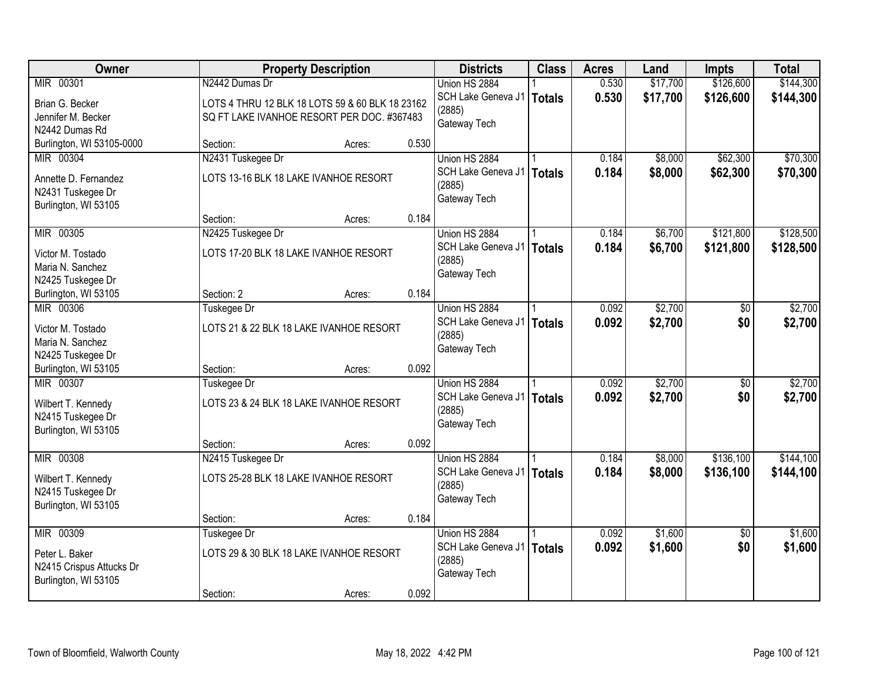| Owner | Property Description | | | Districts | Class | Acres | Land | Impts | Total |
|---|---|---|---|---|---|---|---|---|---|
| MIR 00301<br>Brian G. Becker<br>Jennifer M. Becker<br>N2442 Dumas Rd<br>Burlington, WI 53105-0000 | N2442 Dumas Dr<br>LOTS 4 THRU 12 BLK 18 LOTS 59 & 60 BLK 18 23162 SQ FT LAKE IVANHOE RESORT PER DOC. #367483<br>Section: | Acres: | 0.530 | Union HS 2884<br>SCH Lake Geneva J1 (2885)<br>Gateway Tech | 1<br>**Totals** | 0.530<br>**0.530** | $17,700<br>**$17,700** | $126,600<br>**$126,600** | $144,300<br>**$144,300** |
| MIR 00304<br>Annette D. Fernandez<br>N2431 Tuskegee Dr<br>Burlington, WI 53105 | N2431 Tuskegee Dr<br>LOTS 13-16 BLK 18 LAKE IVANHOE RESORT<br>Section: | Acres: | 0.184 | Union HS 2884<br>SCH Lake Geneva J1 (2885)<br>Gateway Tech | 1<br>**Totals** | 0.184<br>**0.184** | $8,000<br>**$8,000** | $62,300<br>**$62,300** | $70,300<br>**$70,300** |
| MIR 00305<br>Victor M. Tostado<br>Maria N. Sanchez<br>N2425 Tuskegee Dr<br>Burlington, WI 53105 | N2425 Tuskegee Dr<br>LOTS 17-20 BLK 18 LAKE IVANHOE RESORT<br>Section: 2 | Acres: | 0.184 | Union HS 2884<br>SCH Lake Geneva J1 (2885)<br>Gateway Tech | 1<br>**Totals** | 0.184<br>**0.184** | $6,700<br>**$6,700** | $121,800<br>**$121,800** | $128,500<br>**$128,500** |
| MIR 00306<br>Victor M. Tostado<br>Maria N. Sanchez<br>N2425 Tuskegee Dr<br>Burlington, WI 53105 | Tuskegee Dr<br>LOTS 21 & 22 BLK 18 LAKE IVANHOE RESORT<br>Section: | Acres: | 0.092 | Union HS 2884<br>SCH Lake Geneva J1 (2885)<br>Gateway Tech | 1<br>**Totals** | 0.092<br>**0.092** | $2,700<br>**$2,700** | $0<br>**$0** | $2,700<br>**$2,700** |
| MIR 00307<br>Wilbert T. Kennedy<br>N2415 Tuskegee Dr<br>Burlington, WI 53105 | Tuskegee Dr<br>LOTS 23 & 24 BLK 18 LAKE IVANHOE RESORT<br>Section: | Acres: | 0.092 | Union HS 2884<br>SCH Lake Geneva J1 (2885)<br>Gateway Tech | 1<br>**Totals** | 0.092<br>**0.092** | $2,700<br>**$2,700** | $0<br>**$0** | $2,700<br>**$2,700** |
| MIR 00308<br>Wilbert T. Kennedy<br>N2415 Tuskegee Dr<br>Burlington, WI 53105 | N2415 Tuskegee Dr<br>LOTS 25-28 BLK 18 LAKE IVANHOE RESORT<br>Section: | Acres: | 0.184 | Union HS 2884<br>SCH Lake Geneva J1 (2885)<br>Gateway Tech | 1<br>**Totals** | 0.184<br>**0.184** | $8,000<br>**$8,000** | $136,100<br>**$136,100** | $144,100<br>**$144,100** |
| MIR 00309<br>Peter L. Baker<br>N2415 Crispus Attucks Dr<br>Burlington, WI 53105 | Tuskegee Dr<br>LOTS 29 & 30 BLK 18 LAKE IVANHOE RESORT<br>Section: | Acres: | 0.092 | Union HS 2884<br>SCH Lake Geneva J1 (2885)<br>Gateway Tech | 1<br>**Totals** | 0.092<br>**0.092** | $1,600<br>**$1,600** | $0<br>**$0** | $1,600<br>**$1,600** |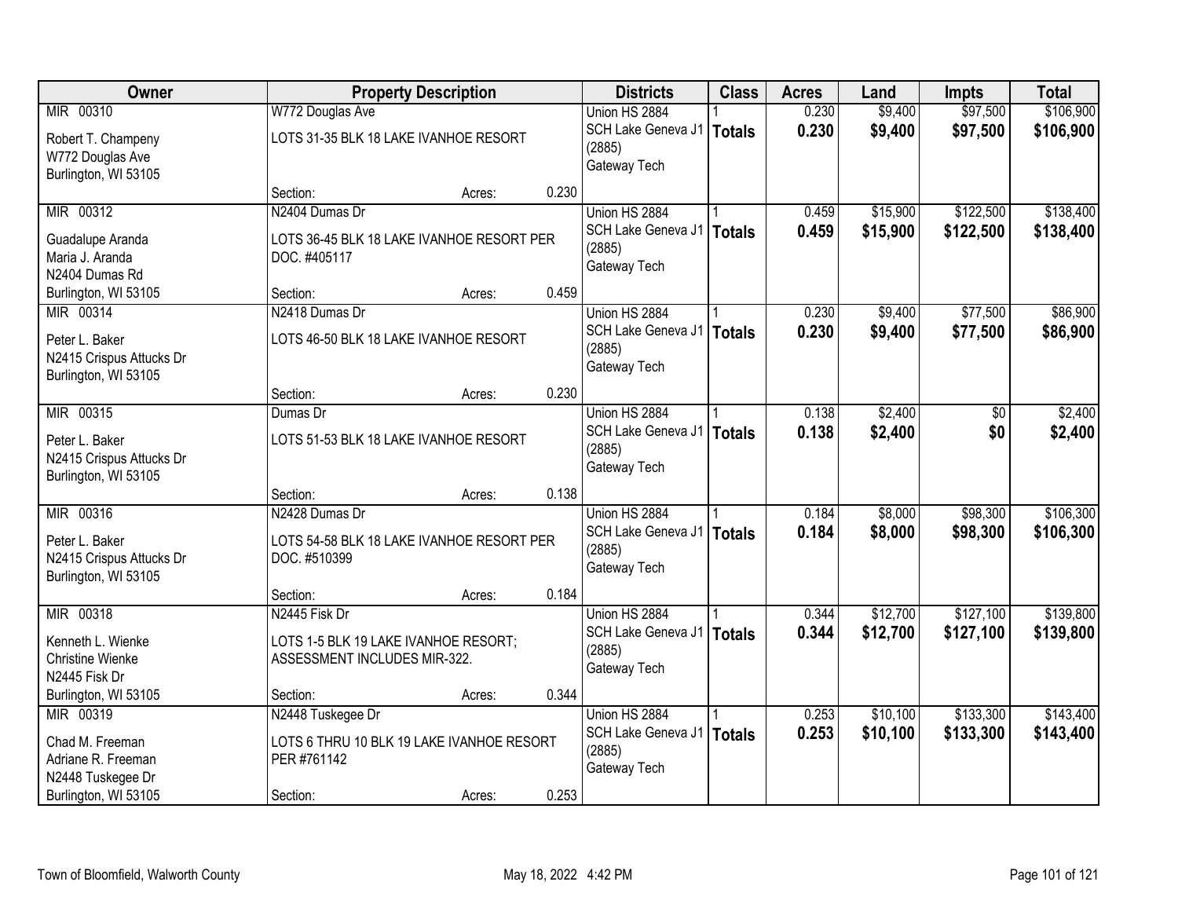| Owner | Property Description | Districts | Class | Acres | Land | Impts | Total |
|---|---|---|---|---|---|---|---|
| MIR 00310<br>Robert T. Champeny<br>W772 Douglas Ave<br>Burlington, WI 53105 | W772 Douglas Ave<br>LOTS 31-35 BLK 18 LAKE IVANHOE RESORT<br>Section: Acres: 0.230 | Union HS 2884<br>SCH Lake Geneva J1 (2885)<br>Gateway Tech | 1<br>**Totals** | 0.230<br>**0.230** | $9,400<br>**$9,400** | $97,500<br>**$97,500** | $106,900<br>**$106,900** |
| MIR 00312<br>Guadalupe Aranda<br>Maria J. Aranda<br>N2404 Dumas Rd<br>Burlington, WI 53105 | N2404 Dumas Dr<br>LOTS 36-45 BLK 18 LAKE IVANHOE RESORT PER DOC. #405117<br>Section: Acres: 0.459 | Union HS 2884<br>SCH Lake Geneva J1 (2885)<br>Gateway Tech | 1<br>**Totals** | 0.459<br>**0.459** | $15,900<br>**$15,900** | $122,500<br>**$122,500** | $138,400<br>**$138,400** |
| MIR 00314<br>Peter L. Baker<br>N2415 Crispus Attucks Dr<br>Burlington, WI 53105 | N2418 Dumas Dr<br>LOTS 46-50 BLK 18 LAKE IVANHOE RESORT<br>Section: Acres: 0.230 | Union HS 2884<br>SCH Lake Geneva J1 (2885)<br>Gateway Tech | 1<br>**Totals** | 0.230<br>**0.230** | $9,400<br>**$9,400** | $77,500<br>**$77,500** | $86,900<br>**$86,900** |
| MIR 00315<br>Peter L. Baker<br>N2415 Crispus Attucks Dr<br>Burlington, WI 53105 | Dumas Dr<br>LOTS 51-53 BLK 18 LAKE IVANHOE RESORT<br>Section: Acres: 0.138 | Union HS 2884<br>SCH Lake Geneva J1 (2885)<br>Gateway Tech | 1<br>**Totals** | 0.138<br>**0.138** | $2,400<br>**$2,400** | $0<br>**$0** | $2,400<br>**$2,400** |
| MIR 00316<br>Peter L. Baker<br>N2415 Crispus Attucks Dr<br>Burlington, WI 53105 | N2428 Dumas Dr<br>LOTS 54-58 BLK 18 LAKE IVANHOE RESORT PER DOC. #510399<br>Section: Acres: 0.184 | Union HS 2884<br>SCH Lake Geneva J1 (2885)<br>Gateway Tech | 1<br>**Totals** | 0.184<br>**0.184** | $8,000<br>**$8,000** | $98,300<br>**$98,300** | $106,300<br>**$106,300** |
| MIR 00318<br>Kenneth L. Wienke<br>Christine Wienke<br>N2445 Fisk Dr<br>Burlington, WI 53105 | N2445 Fisk Dr<br>LOTS 1-5 BLK 19 LAKE IVANHOE RESORT; ASSESSMENT INCLUDES MIR-322.<br>Section: Acres: 0.344 | Union HS 2884<br>SCH Lake Geneva J1 (2885)<br>Gateway Tech | 1<br>**Totals** | 0.344<br>**0.344** | $12,700<br>**$12,700** | $127,100<br>**$127,100** | $139,800<br>**$139,800** |
| MIR 00319<br>Chad M. Freeman<br>Adriane R. Freeman<br>N2448 Tuskegee Dr<br>Burlington, WI 53105 | N2448 Tuskegee Dr<br>LOTS 6 THRU 10 BLK 19 LAKE IVANHOE RESORT PER #761142<br>Section: Acres: 0.253 | Union HS 2884<br>SCH Lake Geneva J1 (2885)<br>Gateway Tech | 1<br>**Totals** | 0.253<br>**0.253** | $10,100<br>**$10,100** | $133,300<br>**$133,300** | $143,400<br>**$143,400** |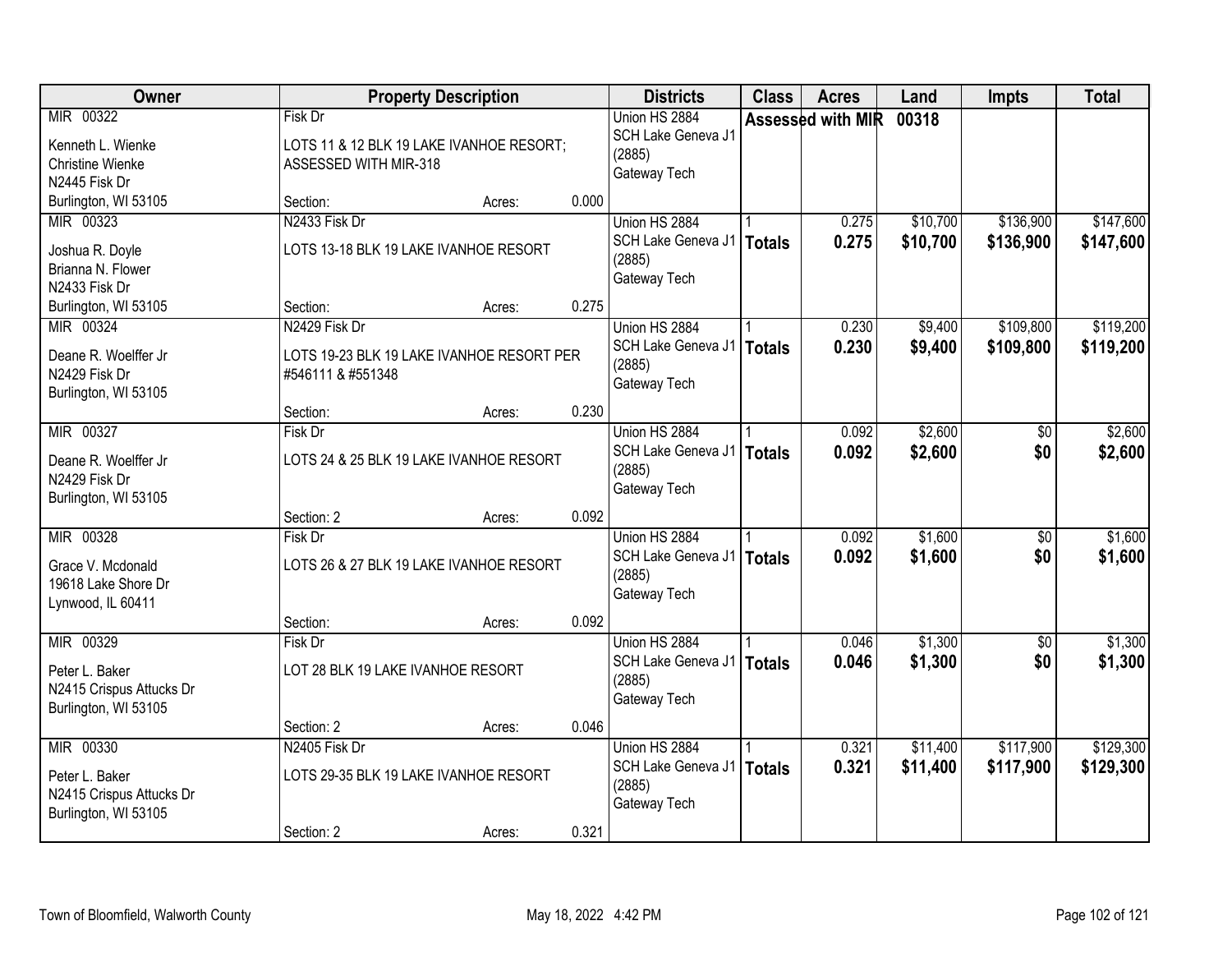| Owner | Property Description | Districts | Class | Acres | Land | Impts | Total |
|---|---|---|---|---|---|---|---|
| MIR 00322<br>Kenneth L. Wienke<br>Christine Wienke<br>N2445 Fisk Dr<br>Burlington, WI 53105 | Fisk Dr<br>LOTS 11 & 12 BLK 19 LAKE IVANHOE RESORT; ASSESSED WITH MIR-318<br>Section: Acres: 0.000 | Union HS 2884<br>SCH Lake Geneva J1 (2885)<br>Gateway Tech | Assessed with MIR | | 00318 | | |
| MIR 00323<br>Joshua R. Doyle<br>Brianna N. Flower<br>N2433 Fisk Dr<br>Burlington, WI 53105 | N2433 Fisk Dr<br>LOTS 13-18 BLK 19 LAKE IVANHOE RESORT<br>Section: Acres: 0.275 | Union HS 2884<br>SCH Lake Geneva J1 (2885)<br>Gateway Tech | 1<br>**Totals** | 0.275<br>**0.275** | $10,700<br>**$10,700** | $136,900<br>**$136,900** | $147,600<br>**$147,600** |
| MIR 00324<br>Deane R. Woelffer Jr<br>N2429 Fisk Dr<br>Burlington, WI 53105 | N2429 Fisk Dr<br>LOTS 19-23 BLK 19 LAKE IVANHOE RESORT PER #546111 & #551348<br>Section: Acres: 0.230 | Union HS 2884<br>SCH Lake Geneva J1 (2885)<br>Gateway Tech | 1<br>**Totals** | 0.230<br>**0.230** | $9,400<br>**$9,400** | $109,800<br>**$109,800** | $119,200<br>**$119,200** |
| MIR 00327<br>Deane R. Woelffer Jr<br>N2429 Fisk Dr<br>Burlington, WI 53105 | Fisk Dr<br>LOTS 24 & 25 BLK 19 LAKE IVANHOE RESORT<br>Section: 2 Acres: 0.092 | Union HS 2884<br>SCH Lake Geneva J1 (2885)<br>Gateway Tech | 1<br>**Totals** | 0.092<br>**0.092** | $2,600<br>**$2,600** | $0<br>**$0** | $2,600<br>**$2,600** |
| MIR 00328<br>Grace V. Mcdonald<br>19618 Lake Shore Dr<br>Lynwood, IL 60411 | Fisk Dr<br>LOTS 26 & 27 BLK 19 LAKE IVANHOE RESORT<br>Section: Acres: 0.092 | Union HS 2884<br>SCH Lake Geneva J1 (2885)<br>Gateway Tech | 1<br>**Totals** | 0.092<br>**0.092** | $1,600<br>**$1,600** | $0<br>**$0** | $1,600<br>**$1,600** |
| MIR 00329<br>Peter L. Baker<br>N2415 Crispus Attucks Dr<br>Burlington, WI 53105 | Fisk Dr<br>LOT 28 BLK 19 LAKE IVANHOE RESORT<br>Section: 2 Acres: 0.046 | Union HS 2884<br>SCH Lake Geneva J1 (2885)<br>Gateway Tech | 1<br>**Totals** | 0.046<br>**0.046** | $1,300<br>**$1,300** | $0<br>**$0** | $1,300<br>**$1,300** |
| MIR 00330<br>Peter L. Baker<br>N2415 Crispus Attucks Dr<br>Burlington, WI 53105 | N2405 Fisk Dr<br>LOTS 29-35 BLK 19 LAKE IVANHOE RESORT<br>Section: 2 Acres: 0.321 | Union HS 2884<br>SCH Lake Geneva J1 (2885)<br>Gateway Tech | 1<br>**Totals** | 0.321<br>**0.321** | $11,400<br>**$11,400** | $117,900<br>**$117,900** | $129,300<br>**$129,300** |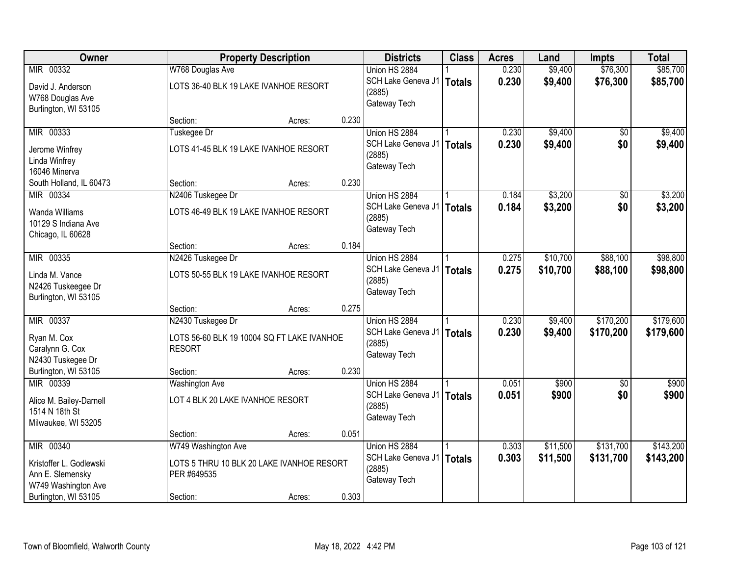| Owner | Property Description | Districts | Class | Acres | Land | Impts | Total |
|---|---|---|---|---|---|---|---|
| MIR 00332<br>David J. Anderson<br>W768 Douglas Ave<br>Burlington, WI 53105 | W768 Douglas Ave<br>LOTS 36-40 BLK 19 LAKE IVANHOE RESORT<br>Section: Acres: 0.230 | Union HS 2884<br>SCH Lake Geneva J1 (2885)<br>Gateway Tech | 1<br>**Totals** | 0.230<br>**0.230** | $9,400<br>**$9,400** | $76,300<br>**$76,300** | $85,700<br>**$85,700** |
| MIR 00333<br>Jerome Winfrey<br>Linda Winfrey<br>16046 Minerva<br>South Holland, IL 60473 | Tuskegee Dr<br>LOTS 41-45 BLK 19 LAKE IVANHOE RESORT<br>Section: Acres: 0.230 | Union HS 2884<br>SCH Lake Geneva J1 (2885)<br>Gateway Tech | 1<br>**Totals** | 0.230<br>**0.230** | $9,400<br>**$9,400** | $0<br>**$0** | $9,400<br>**$9,400** |
| MIR 00334<br>Wanda Williams<br>10129 S Indiana Ave<br>Chicago, IL 60628 | N2406 Tuskegee Dr<br>LOTS 46-49 BLK 19 LAKE IVANHOE RESORT<br>Section: Acres: 0.184 | Union HS 2884<br>SCH Lake Geneva J1 (2885)<br>Gateway Tech | 1<br>**Totals** | 0.184<br>**0.184** | $3,200<br>**$3,200** | $0<br>**$0** | $3,200<br>**$3,200** |
| MIR 00335<br>Linda M. Vance<br>N2426 Tuskeegee Dr<br>Burlington, WI 53105 | N2426 Tuskegee Dr<br>LOTS 50-55 BLK 19 LAKE IVANHOE RESORT<br>Section: Acres: 0.275 | Union HS 2884<br>SCH Lake Geneva J1 (2885)<br>Gateway Tech | 1<br>**Totals** | 0.275<br>**0.275** | $10,700<br>**$10,700** | $88,100<br>**$88,100** | $98,800<br>**$98,800** |
| MIR 00337<br>Ryan M. Cox<br>Caralynn G. Cox<br>N2430 Tuskegee Dr<br>Burlington, WI 53105 | N2430 Tuskegee Dr<br>LOTS 56-60 BLK 19 10004 SQ FT LAKE IVANHOE RESORT<br>Section: Acres: 0.230 | Union HS 2884<br>SCH Lake Geneva J1 (2885)<br>Gateway Tech | 1<br>**Totals** | 0.230<br>**0.230** | $9,400<br>**$9,400** | $170,200<br>**$170,200** | $179,600<br>**$179,600** |
| MIR 00339<br>Alice M. Bailey-Darnell<br>1514 N 18th St<br>Milwaukee, WI 53205 | Washington Ave<br>LOT 4 BLK 20 LAKE IVANHOE RESORT<br>Section: Acres: 0.051 | Union HS 2884<br>SCH Lake Geneva J1 (2885)<br>Gateway Tech | 1<br>**Totals** | 0.051<br>**0.051** | $900<br>**$900** | $0<br>**$0** | $900<br>**$900** |
| MIR 00340<br>Kristoffer L. Godlewski<br>Ann E. Slemensky<br>W749 Washington Ave<br>Burlington, WI 53105 | W749 Washington Ave<br>LOTS 5 THRU 10 BLK 20 LAKE IVANHOE RESORT PER #649535<br>Section: Acres: 0.303 | Union HS 2884<br>SCH Lake Geneva J1 (2885)<br>Gateway Tech | 1<br>**Totals** | 0.303<br>**0.303** | $11,500<br>**$11,500** | $131,700<br>**$131,700** | $143,200<br>**$143,200** |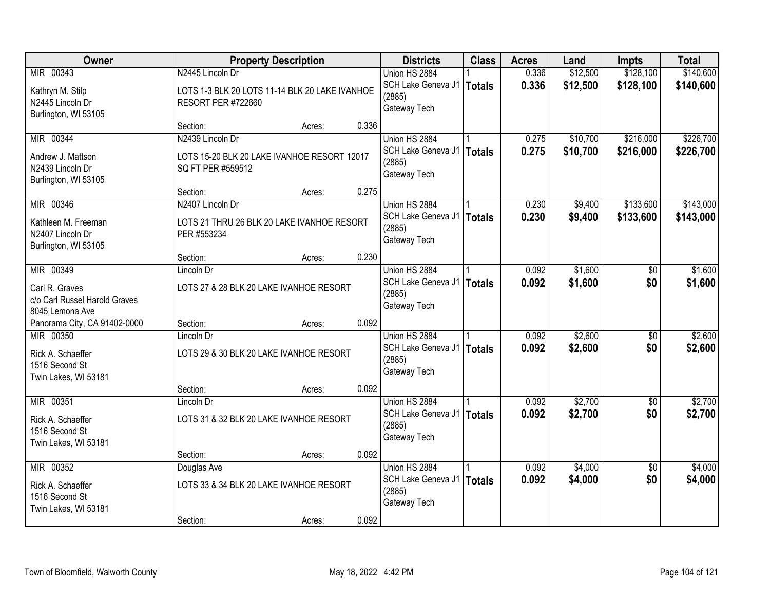| Owner | Property Description | | | Districts | Class | Acres | Land | Impts | Total |
|---|---|---|---|---|---|---|---|---|---|
| MIR 00343<br>Kathryn M. Stilp<br>N2445 Lincoln Dr<br>Burlington, WI 53105 | N2445 Lincoln Dr<br>LOTS 1-3 BLK 20 LOTS 11-14 BLK 20 LAKE IVANHOE RESORT PER #722660<br>Section: | Acres: | 0.336 | Union HS 2884<br>SCH Lake Geneva J1 (2885)<br>Gateway Tech | 1<br>**Totals** | 0.336<br>**0.336** | $12,500<br>**$12,500** | $128,100<br>**$128,100** | $140,600<br>**$140,600** |
| MIR 00344<br>Andrew J. Mattson<br>N2439 Lincoln Dr<br>Burlington, WI 53105 | N2439 Lincoln Dr<br>LOTS 15-20 BLK 20 LAKE IVANHOE RESORT 12017 SQ FT PER #559512<br>Section: | Acres: | 0.275 | Union HS 2884<br>SCH Lake Geneva J1 (2885)<br>Gateway Tech | 1<br>**Totals** | 0.275<br>**0.275** | $10,700<br>**$10,700** | $216,000<br>**$216,000** | $226,700<br>**$226,700** |
| MIR 00346<br>Kathleen M. Freeman<br>N2407 Lincoln Dr<br>Burlington, WI 53105 | N2407 Lincoln Dr<br>LOTS 21 THRU 26 BLK 20 LAKE IVANHOE RESORT PER #553234<br>Section: | Acres: | 0.230 | Union HS 2884<br>SCH Lake Geneva J1 (2885)<br>Gateway Tech | 1<br>**Totals** | 0.230<br>**0.230** | $9,400<br>**$9,400** | $133,600<br>**$133,600** | $143,000<br>**$143,000** |
| MIR 00349<br>Carl R. Graves<br>c/o Carl Russel Harold Graves<br>8045 Lemona Ave<br>Panorama City, CA 91402-0000 | Lincoln Dr<br>LOTS 27 & 28 BLK 20 LAKE IVANHOE RESORT<br>Section: | Acres: | 0.092 | Union HS 2884<br>SCH Lake Geneva J1 (2885)<br>Gateway Tech | 1<br>**Totals** | 0.092<br>**0.092** | $1,600<br>**$1,600** | $0<br>**$0** | $1,600<br>**$1,600** |
| MIR 00350<br>Rick A. Schaeffer<br>1516 Second St<br>Twin Lakes, WI 53181 | Lincoln Dr<br>LOTS 29 & 30 BLK 20 LAKE IVANHOE RESORT<br>Section: | Acres: | 0.092 | Union HS 2884<br>SCH Lake Geneva J1 (2885)<br>Gateway Tech | 1<br>**Totals** | 0.092<br>**0.092** | $2,600<br>**$2,600** | $0<br>**$0** | $2,600<br>**$2,600** |
| MIR 00351<br>Rick A. Schaeffer<br>1516 Second St<br>Twin Lakes, WI 53181 | Lincoln Dr<br>LOTS 31 & 32 BLK 20 LAKE IVANHOE RESORT<br>Section: | Acres: | 0.092 | Union HS 2884<br>SCH Lake Geneva J1 (2885)<br>Gateway Tech | 1<br>**Totals** | 0.092<br>**0.092** | $2,700<br>**$2,700** | $0<br>**$0** | $2,700<br>**$2,700** |
| MIR 00352<br>Rick A. Schaeffer<br>1516 Second St<br>Twin Lakes, WI 53181 | Douglas Ave<br>LOTS 33 & 34 BLK 20 LAKE IVANHOE RESORT<br>Section: | Acres: | 0.092 | Union HS 2884<br>SCH Lake Geneva J1 (2885)<br>Gateway Tech | 1<br>**Totals** | 0.092<br>**0.092** | $4,000<br>**$4,000** | $0<br>**$0** | $4,000<br>**$4,000** |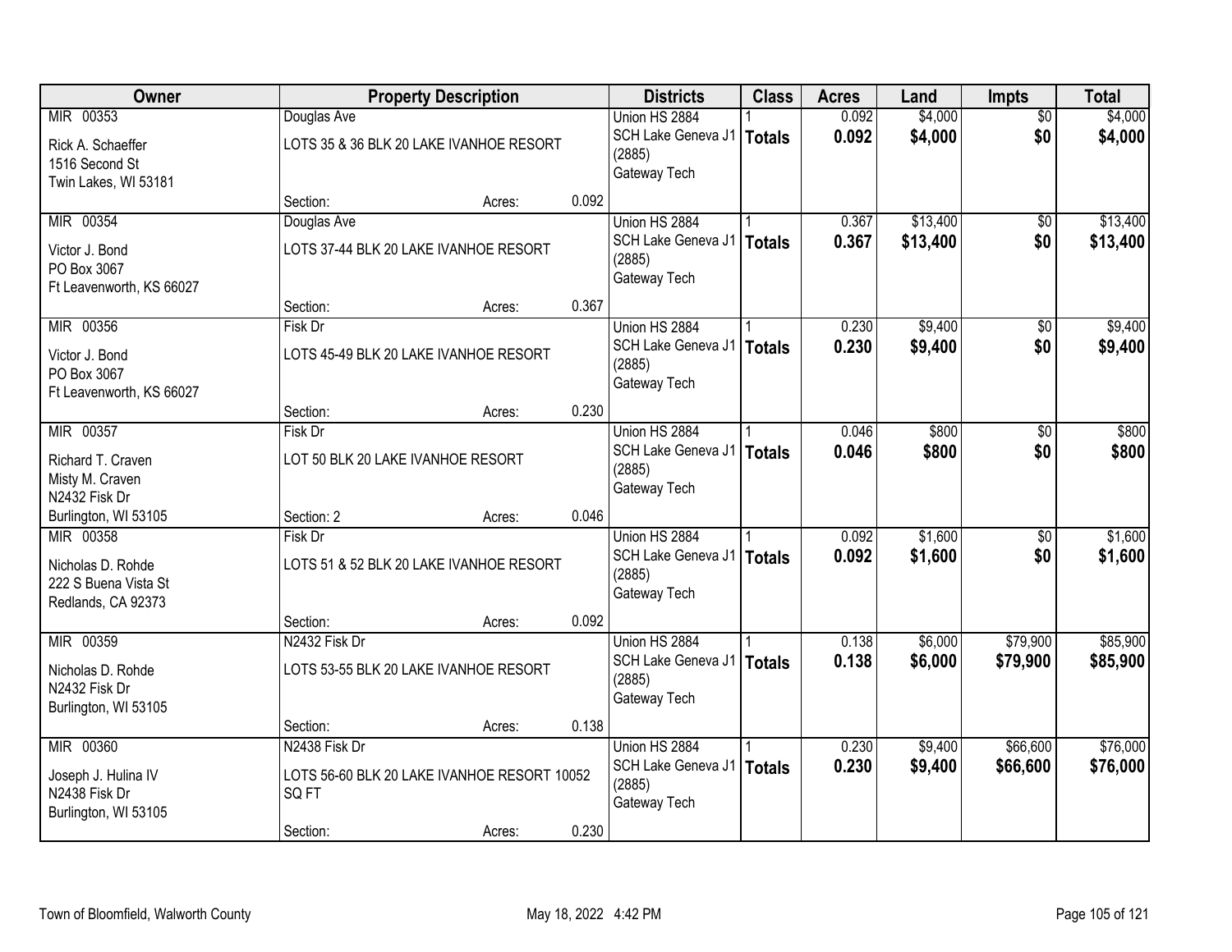| Owner | Property Description | | | Districts | Class | Acres | Land | Impts | Total |
|---|---|---|---|---|---|---|---|---|---|
| MIR 00353<br>Rick A. Schaeffer<br>1516 Second St<br>Twin Lakes, WI 53181 | Douglas Ave<br>LOTS 35 & 36 BLK 20 LAKE IVANHOE RESORT<br>Section: | Acres: | 0.092 | Union HS 2884<br>SCH Lake Geneva J1 (2885)<br>Gateway Tech | 1<br>**Totals** | 0.092<br>**0.092** | $4,000<br>**$4,000** | $0<br>**$0** | $4,000<br>**$4,000** |
| MIR 00354<br>Victor J. Bond<br>PO Box 3067<br>Ft Leavenworth, KS 66027 | Douglas Ave<br>LOTS 37-44 BLK 20 LAKE IVANHOE RESORT<br>Section: | Acres: | 0.367 | Union HS 2884<br>SCH Lake Geneva J1 (2885)<br>Gateway Tech | 1<br>**Totals** | 0.367<br>**0.367** | $13,400<br>**$13,400** | $0<br>**$0** | $13,400<br>**$13,400** |
| MIR 00356<br>Victor J. Bond<br>PO Box 3067<br>Ft Leavenworth, KS 66027 | Fisk Dr<br>LOTS 45-49 BLK 20 LAKE IVANHOE RESORT<br>Section: | Acres: | 0.230 | Union HS 2884<br>SCH Lake Geneva J1 (2885)<br>Gateway Tech | 1<br>**Totals** | 0.230<br>**0.230** | $9,400<br>**$9,400** | $0<br>**$0** | $9,400<br>**$9,400** |
| MIR 00357<br>Richard T. Craven<br>Misty M. Craven<br>N2432 Fisk Dr<br>Burlington, WI 53105 | Fisk Dr<br>LOT 50 BLK 20 LAKE IVANHOE RESORT<br>Section: 2 | Acres: | 0.046 | Union HS 2884<br>SCH Lake Geneva J1 (2885)<br>Gateway Tech | 1<br>**Totals** | 0.046<br>**0.046** | $800<br>**$800** | $0<br>**$0** | $800<br>**$800** |
| MIR 00358<br>Nicholas D. Rohde<br>222 S Buena Vista St<br>Redlands, CA 92373 | Fisk Dr<br>LOTS 51 & 52 BLK 20 LAKE IVANHOE RESORT<br>Section: | Acres: | 0.092 | Union HS 2884<br>SCH Lake Geneva J1 (2885)<br>Gateway Tech | 1<br>**Totals** | 0.092<br>**0.092** | $1,600<br>**$1,600** | $0<br>**$0** | $1,600<br>**$1,600** |
| MIR 00359<br>Nicholas D. Rohde<br>N2432 Fisk Dr<br>Burlington, WI 53105 | N2432 Fisk Dr<br>LOTS 53-55 BLK 20 LAKE IVANHOE RESORT<br>Section: | Acres: | 0.138 | Union HS 2884<br>SCH Lake Geneva J1 (2885)<br>Gateway Tech | 1<br>**Totals** | 0.138<br>**0.138** | $6,000<br>**$6,000** | $79,900<br>**$79,900** | $85,900<br>**$85,900** |
| MIR 00360<br>Joseph J. Hulina IV<br>N2438 Fisk Dr<br>Burlington, WI 53105 | N2438 Fisk Dr<br>LOTS 56-60 BLK 20 LAKE IVANHOE RESORT 10052 SQ FT<br>Section: | Acres: | 0.230 | Union HS 2884<br>SCH Lake Geneva J1 (2885)<br>Gateway Tech | 1<br>**Totals** | 0.230<br>**0.230** | $9,400<br>**$9,400** | $66,600<br>**$66,600** | $76,000<br>**$76,000** |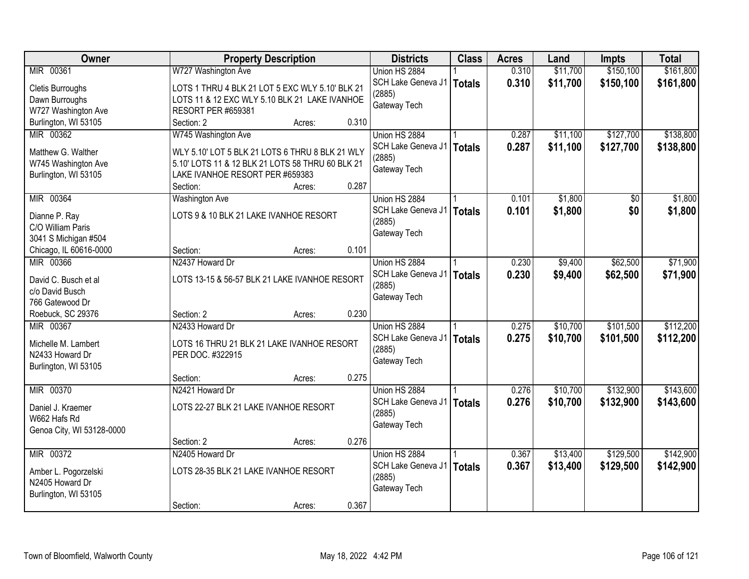| Owner | Property Description | | | Districts | Class | Acres | Land | Impts | Total |
|---|---|---|---|---|---|---|---|---|---|
| MIR 00361 | W727 Washington Ave | | | Union HS 2884 | 1 | 0.310 | $11,700 | $150,100 | $161,800 |
| Cletis Burroughs<br>Dawn Burroughs<br>W727 Washington Ave<br>Burlington, WI 53105 | LOTS 1 THRU 4 BLK 21 LOT 5 EXC WLY 5.10' BLK 21 LOTS 11 & 12 EXC WLY 5.10 BLK 21 LAKE IVANHOE RESORT PER #659381 | | | SCH Lake Geneva J1 (2885)<br>Gateway Tech | **Totals** | **0.310** | **$11,700** | **$150,100** | **$161,800** |
| | Section: 2 | Acres: | 0.310 | | | | | | |
| MIR 00362 | W745 Washington Ave | | | Union HS 2884 | 1 | 0.287 | $11,100 | $127,700 | $138,800 |
| Matthew G. Walther<br>W745 Washington Ave<br>Burlington, WI 53105 | WLY 5.10' LOT 5 BLK 21 LOTS 6 THRU 8 BLK 21 WLY 5.10' LOTS 11 & 12 BLK 21 LOTS 58 THRU 60 BLK 21 LAKE IVANHOE RESORT PER #659383 | | | SCH Lake Geneva J1 (2885)<br>Gateway Tech | **Totals** | **0.287** | **$11,100** | **$127,700** | **$138,800** |
| | Section: | Acres: | 0.287 | | | | | | |
| MIR 00364 | Washington Ave | | | Union HS 2884 | 1 | 0.101 | $1,800 | $0 | $1,800 |
| Dianne P. Ray<br>C/O William Paris<br>3041 S Michigan #504<br>Chicago, IL 60616-0000 | LOTS 9 & 10 BLK 21 LAKE IVANHOE RESORT | | | SCH Lake Geneva J1 (2885)<br>Gateway Tech | **Totals** | **0.101** | **$1,800** | **$0** | **$1,800** |
| | Section: | Acres: | 0.101 | | | | | | |
| MIR 00366 | N2437 Howard Dr | | | Union HS 2884 | 1 | 0.230 | $9,400 | $62,500 | $71,900 |
| David C. Busch et al<br>c/o David Busch<br>766 Gatewood Dr<br>Roebuck, SC 29376 | LOTS 13-15 & 56-57 BLK 21 LAKE IVANHOE RESORT | | | SCH Lake Geneva J1 (2885)<br>Gateway Tech | **Totals** | **0.230** | **$9,400** | **$62,500** | **$71,900** |
| | Section: 2 | Acres: | 0.230 | | | | | | |
| MIR 00367 | N2433 Howard Dr | | | Union HS 2884 | 1 | 0.275 | $10,700 | $101,500 | $112,200 |
| Michelle M. Lambert<br>N2433 Howard Dr<br>Burlington, WI 53105 | LOTS 16 THRU 21 BLK 21 LAKE IVANHOE RESORT PER DOC. #322915 | | | SCH Lake Geneva J1 (2885)<br>Gateway Tech | **Totals** | **0.275** | **$10,700** | **$101,500** | **$112,200** |
| | Section: | Acres: | 0.275 | | | | | | |
| MIR 00370 | N2421 Howard Dr | | | Union HS 2884 | 1 | 0.276 | $10,700 | $132,900 | $143,600 |
| Daniel J. Kraemer<br>W662 Hafs Rd<br>Genoa City, WI 53128-0000 | LOTS 22-27 BLK 21 LAKE IVANHOE RESORT | | | SCH Lake Geneva J1 (2885)<br>Gateway Tech | **Totals** | **0.276** | **$10,700** | **$132,900** | **$143,600** |
| | Section: 2 | Acres: | 0.276 | | | | | | |
| MIR 00372 | N2405 Howard Dr | | | Union HS 2884 | 1 | 0.367 | $13,400 | $129,500 | $142,900 |
| Amber L. Pogorzelski<br>N2405 Howard Dr<br>Burlington, WI 53105 | LOTS 28-35 BLK 21 LAKE IVANHOE RESORT | | | SCH Lake Geneva J1 (2885)<br>Gateway Tech | **Totals** | **0.367** | **$13,400** | **$129,500** | **$142,900** |
| | Section: | Acres: | 0.367 | | | | | | |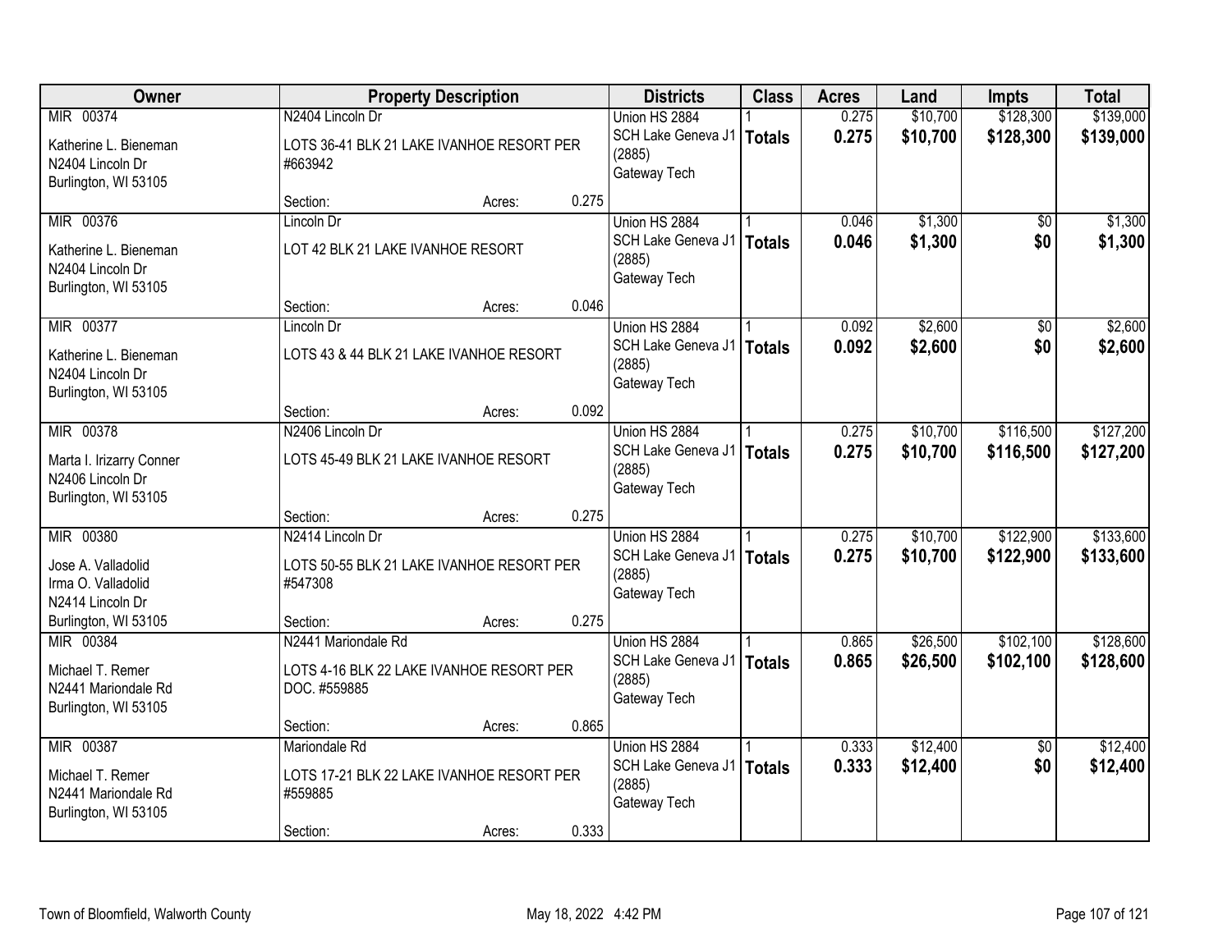| Owner | Property Description | | | Districts | Class | Acres | Land | Impts | Total |
|---|---|---|---|---|---|---|---|---|---|
| MIR 00374<br>Katherine L. Bieneman<br>N2404 Lincoln Dr<br>Burlington, WI 53105 | N2404 Lincoln Dr<br>LOTS 36-41 BLK 21 LAKE IVANHOE RESORT PER #663942<br>Section: | Acres: | 0.275 | Union HS 2884<br>SCH Lake Geneva J1 (2885)<br>Gateway Tech | 1<br>**Totals** | 0.275<br>**0.275** | $10,700<br>**$10,700** | $128,300<br>**$128,300** | $139,000<br>**$139,000** |
| MIR 00376<br>Katherine L. Bieneman<br>N2404 Lincoln Dr<br>Burlington, WI 53105 | Lincoln Dr<br>LOT 42 BLK 21 LAKE IVANHOE RESORT<br>Section: | Acres: | 0.046 | Union HS 2884<br>SCH Lake Geneva J1 (2885)<br>Gateway Tech | 1<br>**Totals** | 0.046<br>**0.046** | $1,300<br>**$1,300** | $0<br>**$0** | $1,300<br>**$1,300** |
| MIR 00377<br>Katherine L. Bieneman<br>N2404 Lincoln Dr<br>Burlington, WI 53105 | Lincoln Dr<br>LOTS 43 & 44 BLK 21 LAKE IVANHOE RESORT<br>Section: | Acres: | 0.092 | Union HS 2884<br>SCH Lake Geneva J1 (2885)<br>Gateway Tech | 1<br>**Totals** | 0.092<br>**0.092** | $2,600<br>**$2,600** | $0<br>**$0** | $2,600<br>**$2,600** |
| MIR 00378<br>Marta I. Irizarry Conner<br>N2406 Lincoln Dr<br>Burlington, WI 53105 | N2406 Lincoln Dr<br>LOTS 45-49 BLK 21 LAKE IVANHOE RESORT<br>Section: | Acres: | 0.275 | Union HS 2884<br>SCH Lake Geneva J1 (2885)<br>Gateway Tech | 1<br>**Totals** | 0.275<br>**0.275** | $10,700<br>**$10,700** | $116,500<br>**$116,500** | $127,200<br>**$127,200** |
| MIR 00380<br>Jose A. Valladolid<br>Irma O. Valladolid<br>N2414 Lincoln Dr<br>Burlington, WI 53105 | N2414 Lincoln Dr<br>LOTS 50-55 BLK 21 LAKE IVANHOE RESORT PER #547308<br>Section: | Acres: | 0.275 | Union HS 2884<br>SCH Lake Geneva J1 (2885)<br>Gateway Tech | 1<br>**Totals** | 0.275<br>**0.275** | $10,700<br>**$10,700** | $122,900<br>**$122,900** | $133,600<br>**$133,600** |
| MIR 00384<br>Michael T. Remer<br>N2441 Mariondale Rd<br>Burlington, WI 53105 | N2441 Mariondale Rd<br>LOTS 4-16 BLK 22 LAKE IVANHOE RESORT PER DOC. #559885<br>Section: | Acres: | 0.865 | Union HS 2884<br>SCH Lake Geneva J1 (2885)<br>Gateway Tech | 1<br>**Totals** | 0.865<br>**0.865** | $26,500<br>**$26,500** | $102,100<br>**$102,100** | $128,600<br>**$128,600** |
| MIR 00387<br>Michael T. Remer<br>N2441 Mariondale Rd<br>Burlington, WI 53105 | Mariondale Rd<br>LOTS 17-21 BLK 22 LAKE IVANHOE RESORT PER #559885<br>Section: | Acres: | 0.333 | Union HS 2884<br>SCH Lake Geneva J1 (2885)<br>Gateway Tech | 1<br>**Totals** | 0.333<br>**0.333** | $12,400<br>**$12,400** | $0<br>**$0** | $12,400<br>**$12,400** |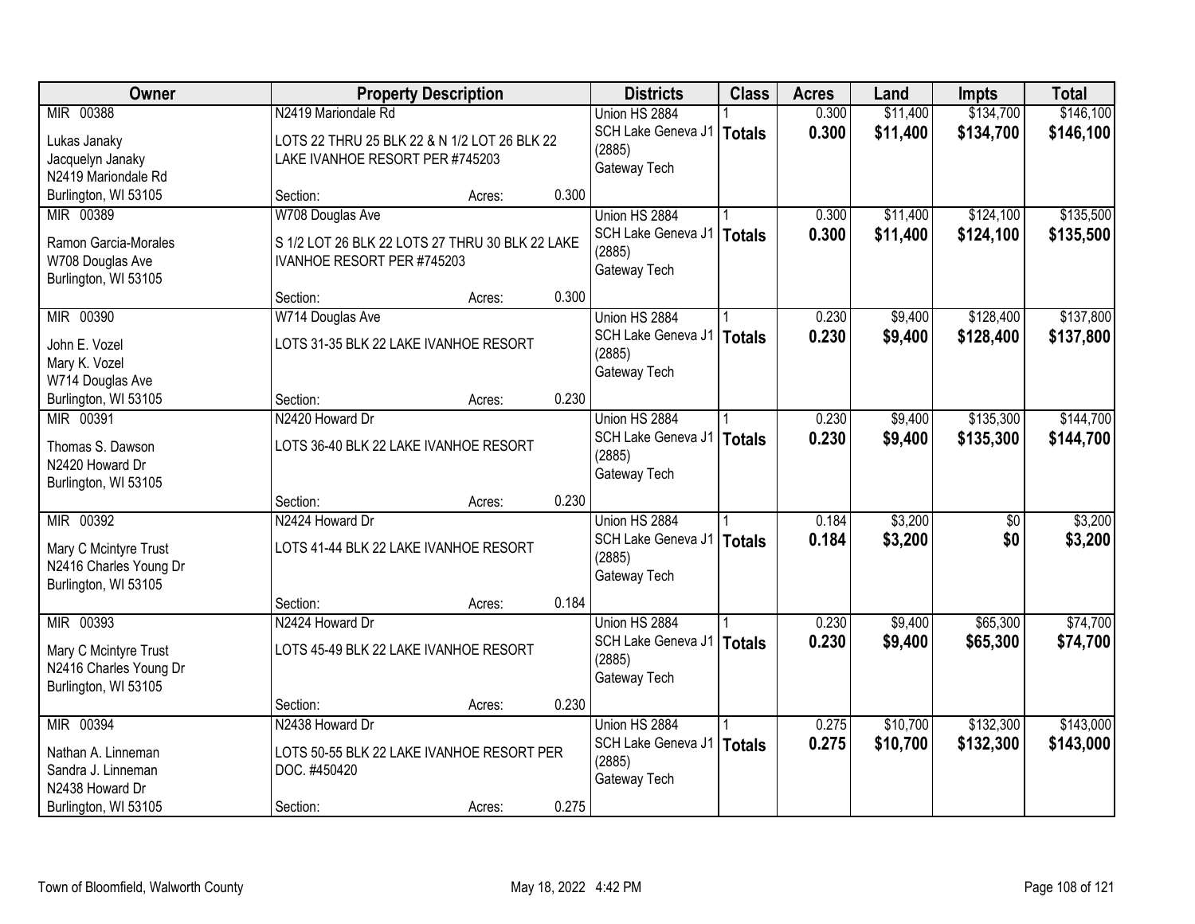| Owner | Property Description | Districts | Class | Acres | Land | Impts | Total |
|---|---|---|---|---|---|---|---|
| MIR 00388<br>Lukas Janaky<br>Jacquelyn Janaky<br>N2419 Mariondale Rd<br>Burlington, WI 53105 | N2419 Mariondale Rd<br>LOTS 22 THRU 25 BLK 22 & N 1/2 LOT 26 BLK 22 LAKE IVANHOE RESORT PER #745203<br>Section: Acres: 0.300 | Union HS 2884<br>SCH Lake Geneva J1 (2885)<br>Gateway Tech | 1<br>**Totals** | 0.300<br>**0.300** | $11,400<br>**$11,400** | $134,700<br>**$134,700** | $146,100<br>**$146,100** |
| MIR 00389<br>Ramon Garcia-Morales<br>W708 Douglas Ave<br>Burlington, WI 53105 | W708 Douglas Ave<br>S 1/2 LOT 26 BLK 22 LOTS 27 THRU 30 BLK 22 LAKE IVANHOE RESORT PER #745203<br>Section: Acres: 0.300 | Union HS 2884<br>SCH Lake Geneva J1 (2885)<br>Gateway Tech | 1<br>**Totals** | 0.300<br>**0.300** | $11,400<br>**$11,400** | $124,100<br>**$124,100** | $135,500<br>**$135,500** |
| MIR 00390<br>John E. Vozel<br>Mary K. Vozel<br>W714 Douglas Ave<br>Burlington, WI 53105 | W714 Douglas Ave<br>LOTS 31-35 BLK 22 LAKE IVANHOE RESORT<br>Section: Acres: 0.230 | Union HS 2884<br>SCH Lake Geneva J1 (2885)<br>Gateway Tech | 1<br>**Totals** | 0.230<br>**0.230** | $9,400<br>**$9,400** | $128,400<br>**$128,400** | $137,800<br>**$137,800** |
| MIR 00391<br>Thomas S. Dawson<br>N2420 Howard Dr<br>Burlington, WI 53105 | N2420 Howard Dr<br>LOTS 36-40 BLK 22 LAKE IVANHOE RESORT<br>Section: Acres: 0.230 | Union HS 2884<br>SCH Lake Geneva J1 (2885)<br>Gateway Tech | 1<br>**Totals** | 0.230<br>**0.230** | $9,400<br>**$9,400** | $135,300<br>**$135,300** | $144,700<br>**$144,700** |
| MIR 00392<br>Mary C Mcintyre Trust<br>N2416 Charles Young Dr<br>Burlington, WI 53105 | N2424 Howard Dr<br>LOTS 41-44 BLK 22 LAKE IVANHOE RESORT<br>Section: Acres: 0.184 | Union HS 2884<br>SCH Lake Geneva J1 (2885)<br>Gateway Tech | 1<br>**Totals** | 0.184<br>**0.184** | $3,200<br>**$3,200** | $0<br>**$0** | $3,200<br>**$3,200** |
| MIR 00393<br>Mary C Mcintyre Trust<br>N2416 Charles Young Dr<br>Burlington, WI 53105 | N2424 Howard Dr<br>LOTS 45-49 BLK 22 LAKE IVANHOE RESORT<br>Section: Acres: 0.230 | Union HS 2884<br>SCH Lake Geneva J1 (2885)<br>Gateway Tech | 1<br>**Totals** | 0.230<br>**0.230** | $9,400<br>**$9,400** | $65,300<br>**$65,300** | $74,700<br>**$74,700** |
| MIR 00394<br>Nathan A. Linneman<br>Sandra J. Linneman<br>N2438 Howard Dr<br>Burlington, WI 53105 | N2438 Howard Dr<br>LOTS 50-55 BLK 22 LAKE IVANHOE RESORT PER DOC. #450420<br>Section: Acres: 0.275 | Union HS 2884<br>SCH Lake Geneva J1 (2885)<br>Gateway Tech | 1<br>**Totals** | 0.275<br>**0.275** | $10,700<br>**$10,700** | $132,300<br>**$132,300** | $143,000<br>**$143,000** |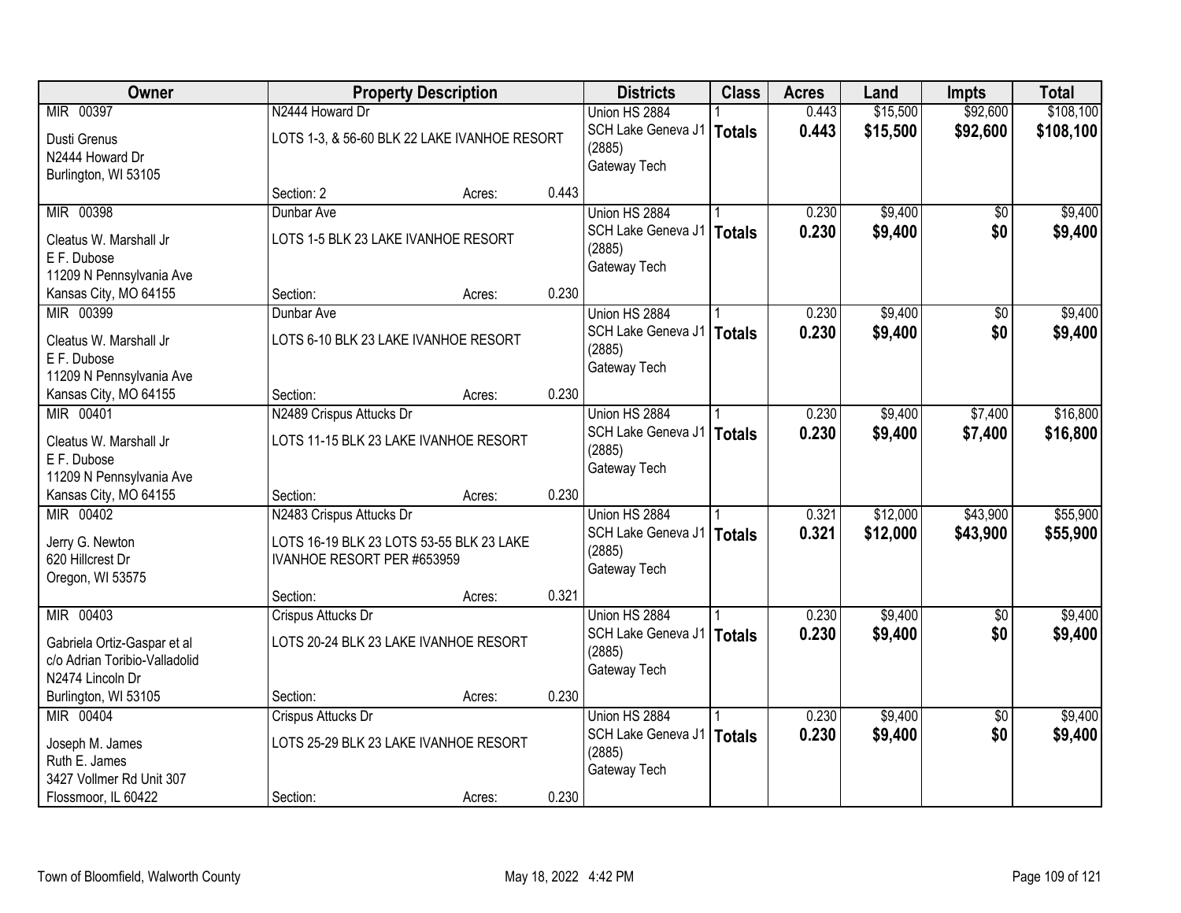| Owner | Property Description | | | Districts | Class | Acres | Land | Impts | Total |
|---|---|---|---|---|---|---|---|---|---|
| MIR 00397 | N2444 Howard Dr | | | Union HS 2884 | 1 | 0.443 | $15,500 | $92,600 | $108,100 |
| Dusti Grenus<br>N2444 Howard Dr<br>Burlington, WI 53105 | LOTS 1-3, & 56-60 BLK 22 LAKE IVANHOE RESORT | | | SCH Lake Geneva J1 (2885)<br>Gateway Tech | **Totals** | **0.443** | **$15,500** | **$92,600** | **$108,100** |
| | Section: 2 | Acres: | 0.443 | | | | | | |
| MIR 00398 | Dunbar Ave | | | Union HS 2884 | 1 | 0.230 | $9,400 | $0 | $9,400 |
| Cleatus W. Marshall Jr<br>E F. Dubose<br>11209 N Pennsylvania Ave<br>Kansas City, MO 64155 | LOTS 1-5 BLK 23 LAKE IVANHOE RESORT | | | SCH Lake Geneva J1 (2885)<br>Gateway Tech | **Totals** | **0.230** | **$9,400** | **$0** | **$9,400** |
| | Section: | Acres: | 0.230 | | | | | | |
| MIR 00399 | Dunbar Ave | | | Union HS 2884 | 1 | 0.230 | $9,400 | $0 | $9,400 |
| Cleatus W. Marshall Jr<br>E F. Dubose<br>11209 N Pennsylvania Ave<br>Kansas City, MO 64155 | LOTS 6-10 BLK 23 LAKE IVANHOE RESORT | | | SCH Lake Geneva J1 (2885)<br>Gateway Tech | **Totals** | **0.230** | **$9,400** | **$0** | **$9,400** |
| | Section: | Acres: | 0.230 | | | | | | |
| MIR 00401 | N2489 Crispus Attucks Dr | | | Union HS 2884 | 1 | 0.230 | $9,400 | $7,400 | $16,800 |
| Cleatus W. Marshall Jr<br>E F. Dubose<br>11209 N Pennsylvania Ave<br>Kansas City, MO 64155 | LOTS 11-15 BLK 23 LAKE IVANHOE RESORT | | | SCH Lake Geneva J1 (2885)<br>Gateway Tech | **Totals** | **0.230** | **$9,400** | **$7,400** | **$16,800** |
| | Section: | Acres: | 0.230 | | | | | | |
| MIR 00402 | N2483 Crispus Attucks Dr | | | Union HS 2884 | 1 | 0.321 | $12,000 | $43,900 | $55,900 |
| Jerry G. Newton<br>620 Hillcrest Dr<br>Oregon, WI 53575 | LOTS 16-19 BLK 23 LOTS 53-55 BLK 23 LAKE IVANHOE RESORT PER #653959 | | | SCH Lake Geneva J1 (2885)<br>Gateway Tech | **Totals** | **0.321** | **$12,000** | **$43,900** | **$55,900** |
| | Section: | Acres: | 0.321 | | | | | | |
| MIR 00403 | Crispus Attucks Dr | | | Union HS 2884 | 1 | 0.230 | $9,400 | $0 | $9,400 |
| Gabriela Ortiz-Gaspar et al<br>c/o Adrian Toribio-Valladolid<br>N2474 Lincoln Dr<br>Burlington, WI 53105 | LOTS 20-24 BLK 23 LAKE IVANHOE RESORT | | | SCH Lake Geneva J1 (2885)<br>Gateway Tech | **Totals** | **0.230** | **$9,400** | **$0** | **$9,400** |
| | Section: | Acres: | 0.230 | | | | | | |
| MIR 00404 | Crispus Attucks Dr | | | Union HS 2884 | 1 | 0.230 | $9,400 | $0 | $9,400 |
| Joseph M. James<br>Ruth E. James<br>3427 Vollmer Rd Unit 307<br>Flossmoor, IL 60422 | LOTS 25-29 BLK 23 LAKE IVANHOE RESORT | | | SCH Lake Geneva J1 (2885)<br>Gateway Tech | **Totals** | **0.230** | **$9,400** | **$0** | **$9,400** |
| | Section: | Acres: | 0.230 | | | | | | |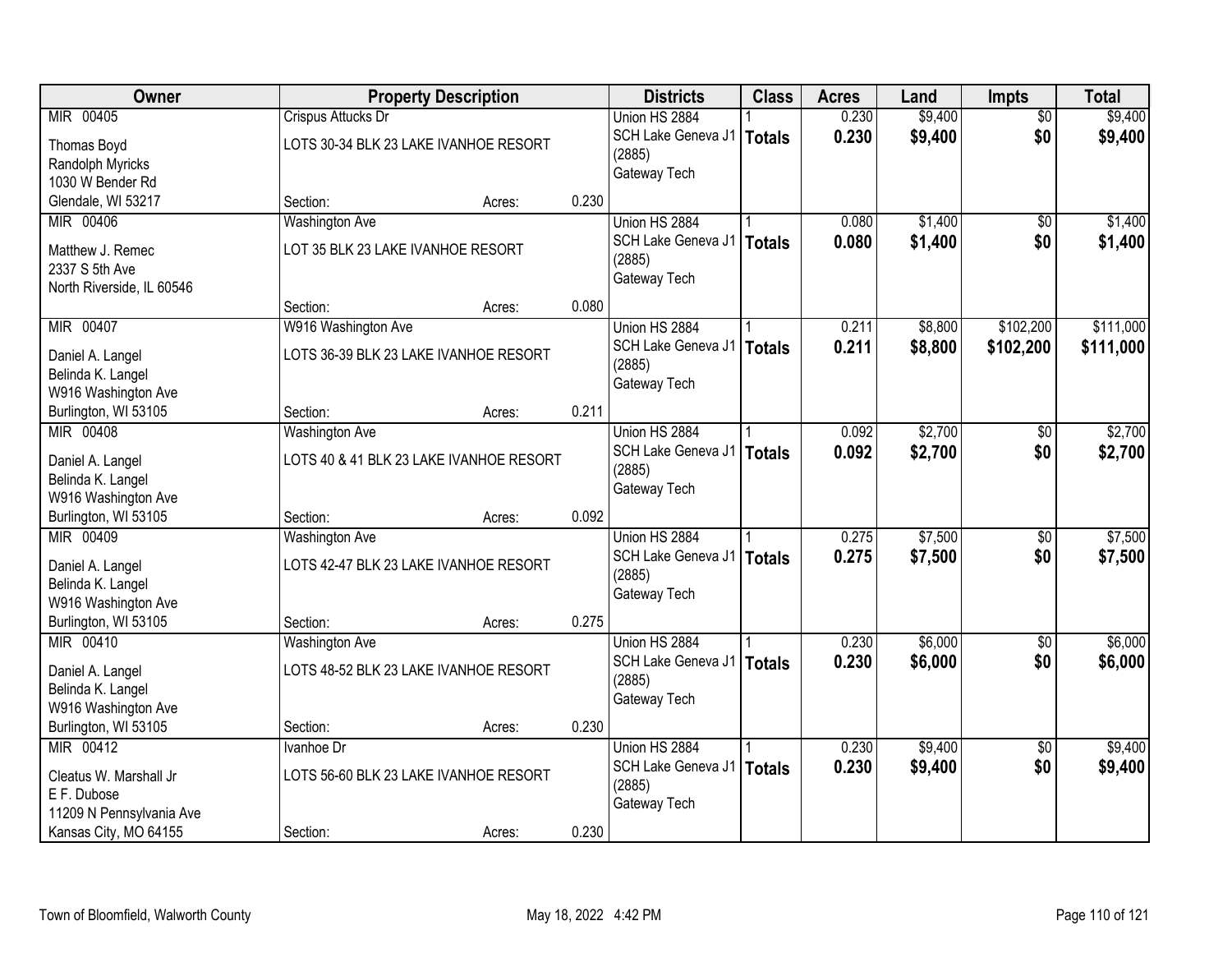| Owner | Property Description | | | Districts | Class | Acres | Land | Impts | Total |
|---|---|---|---|---|---|---|---|---|---|
| MIR 00405 | Crispus Attucks Dr | | | Union HS 2884 | 1 | 0.230 | $9,400 | $0 | $9,400 |
| Thomas Boyd<br>Randolph Myricks<br>1030 W Bender Rd<br>Glendale, WI 53217 | LOTS 30-34 BLK 23 LAKE IVANHOE RESORT | | | SCH Lake Geneva J1 (2885)<br>Gateway Tech | **Totals** | **0.230** | **$9,400** | **$0** | **$9,400** |
| | Section: | Acres: | 0.230 | | | | | | |
| MIR 00406 | Washington Ave | | | Union HS 2884 | 1 | 0.080 | $1,400 | $0 | $1,400 |
| Matthew J. Remec<br>2337 S 5th Ave<br>North Riverside, IL 60546 | LOT 35 BLK 23 LAKE IVANHOE RESORT | | | SCH Lake Geneva J1 (2885)<br>Gateway Tech | **Totals** | **0.080** | **$1,400** | **$0** | **$1,400** |
| | Section: | Acres: | 0.080 | | | | | | |
| MIR 00407 | W916 Washington Ave | | | Union HS 2884 | 1 | 0.211 | $8,800 | $102,200 | $111,000 |
| Daniel A. Langel<br>Belinda K. Langel<br>W916 Washington Ave<br>Burlington, WI 53105 | LOTS 36-39 BLK 23 LAKE IVANHOE RESORT | | | SCH Lake Geneva J1 (2885)<br>Gateway Tech | **Totals** | **0.211** | **$8,800** | **$102,200** | **$111,000** |
| | Section: | Acres: | 0.211 | | | | | | |
| MIR 00408 | Washington Ave | | | Union HS 2884 | 1 | 0.092 | $2,700 | $0 | $2,700 |
| Daniel A. Langel<br>Belinda K. Langel<br>W916 Washington Ave<br>Burlington, WI 53105 | LOTS 40 & 41 BLK 23 LAKE IVANHOE RESORT | | | SCH Lake Geneva J1 (2885)<br>Gateway Tech | **Totals** | **0.092** | **$2,700** | **$0** | **$2,700** |
| | Section: | Acres: | 0.092 | | | | | | |
| MIR 00409 | Washington Ave | | | Union HS 2884 | 1 | 0.275 | $7,500 | $0 | $7,500 |
| Daniel A. Langel<br>Belinda K. Langel<br>W916 Washington Ave<br>Burlington, WI 53105 | LOTS 42-47 BLK 23 LAKE IVANHOE RESORT | | | SCH Lake Geneva J1 (2885)<br>Gateway Tech | **Totals** | **0.275** | **$7,500** | **$0** | **$7,500** |
| | Section: | Acres: | 0.275 | | | | | | |
| MIR 00410 | Washington Ave | | | Union HS 2884 | 1 | 0.230 | $6,000 | $0 | $6,000 |
| Daniel A. Langel<br>Belinda K. Langel<br>W916 Washington Ave<br>Burlington, WI 53105 | LOTS 48-52 BLK 23 LAKE IVANHOE RESORT | | | SCH Lake Geneva J1 (2885)<br>Gateway Tech | **Totals** | **0.230** | **$6,000** | **$0** | **$6,000** |
| | Section: | Acres: | 0.230 | | | | | | |
| MIR 00412 | Ivanhoe Dr | | | Union HS 2884 | 1 | 0.230 | $9,400 | $0 | $9,400 |
| Cleatus W. Marshall Jr<br>E F. Dubose<br>11209 N Pennsylvania Ave<br>Kansas City, MO 64155 | LOTS 56-60 BLK 23 LAKE IVANHOE RESORT | | | SCH Lake Geneva J1 (2885)<br>Gateway Tech | **Totals** | **0.230** | **$9,400** | **$0** | **$9,400** |
| | Section: | Acres: | 0.230 | | | | | | |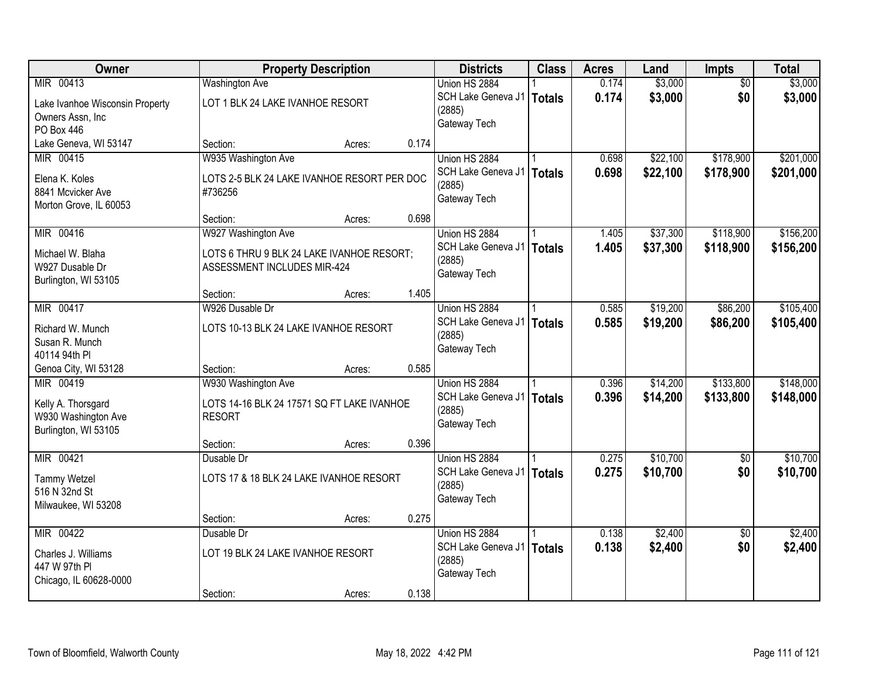| Owner | Property Description | | | Districts | Class | Acres | Land | Impts | Total |
|---|---|---|---|---|---|---|---|---|---|
| MIR 00413 | Washington Ave | | | Union HS 2884 | 1 | 0.174 | $3,000 | $0 | $3,000 |
| Lake Ivanhoe Wisconsin Property Owners Assn, Inc PO Box 446 Lake Geneva, WI 53147 | LOT 1 BLK 24 LAKE IVANHOE RESORT | | | SCH Lake Geneva J1 (2885) Gateway Tech | **Totals** | **0.174** | **$3,000** | **$0** | **$3,000** |
| | Section: | Acres: | 0.174 | | | | | | |
| MIR 00415 | W935 Washington Ave | | | Union HS 2884 | 1 | 0.698 | $22,100 | $178,900 | $201,000 |
| Elena K. Koles 8841 Mcvicker Ave Morton Grove, IL 60053 | LOTS 2-5 BLK 24 LAKE IVANHOE RESORT PER DOC #736256 | | | SCH Lake Geneva J1 (2885) Gateway Tech | **Totals** | **0.698** | **$22,100** | **$178,900** | **$201,000** |
| | Section: | Acres: | 0.698 | | | | | | |
| MIR 00416 | W927 Washington Ave | | | Union HS 2884 | 1 | 1.405 | $37,300 | $118,900 | $156,200 |
| Michael W. Blaha W927 Dusable Dr Burlington, WI 53105 | LOTS 6 THRU 9 BLK 24 LAKE IVANHOE RESORT; ASSESSMENT INCLUDES MIR-424 | | | SCH Lake Geneva J1 (2885) Gateway Tech | **Totals** | **1.405** | **$37,300** | **$118,900** | **$156,200** |
| | Section: | Acres: | 1.405 | | | | | | |
| MIR 00417 | W926 Dusable Dr | | | Union HS 2884 | 1 | 0.585 | $19,200 | $86,200 | $105,400 |
| Richard W. Munch Susan R. Munch 40114 94th Pl Genoa City, WI 53128 | LOTS 10-13 BLK 24 LAKE IVANHOE RESORT | | | SCH Lake Geneva J1 (2885) Gateway Tech | **Totals** | **0.585** | **$19,200** | **$86,200** | **$105,400** |
| | Section: | Acres: | 0.585 | | | | | | |
| MIR 00419 | W930 Washington Ave | | | Union HS 2884 | 1 | 0.396 | $14,200 | $133,800 | $148,000 |
| Kelly A. Thorsgard W930 Washington Ave Burlington, WI 53105 | LOTS 14-16 BLK 24 17571 SQ FT LAKE IVANHOE RESORT | | | SCH Lake Geneva J1 (2885) Gateway Tech | **Totals** | **0.396** | **$14,200** | **$133,800** | **$148,000** |
| | Section: | Acres: | 0.396 | | | | | | |
| MIR 00421 | Dusable Dr | | | Union HS 2884 | 1 | 0.275 | $10,700 | $0 | $10,700 |
| Tammy Wetzel 516 N 32nd St Milwaukee, WI 53208 | LOTS 17 & 18 BLK 24 LAKE IVANHOE RESORT | | | SCH Lake Geneva J1 (2885) Gateway Tech | **Totals** | **0.275** | **$10,700** | **$0** | **$10,700** |
| | Section: | Acres: | 0.275 | | | | | | |
| MIR 00422 | Dusable Dr | | | Union HS 2884 | 1 | 0.138 | $2,400 | $0 | $2,400 |
| Charles J. Williams 447 W 97th Pl Chicago, IL 60628-0000 | LOT 19 BLK 24 LAKE IVANHOE RESORT | | | SCH Lake Geneva J1 (2885) Gateway Tech | **Totals** | **0.138** | **$2,400** | **$0** | **$2,400** |
| | Section: | Acres: | 0.138 | | | | | | |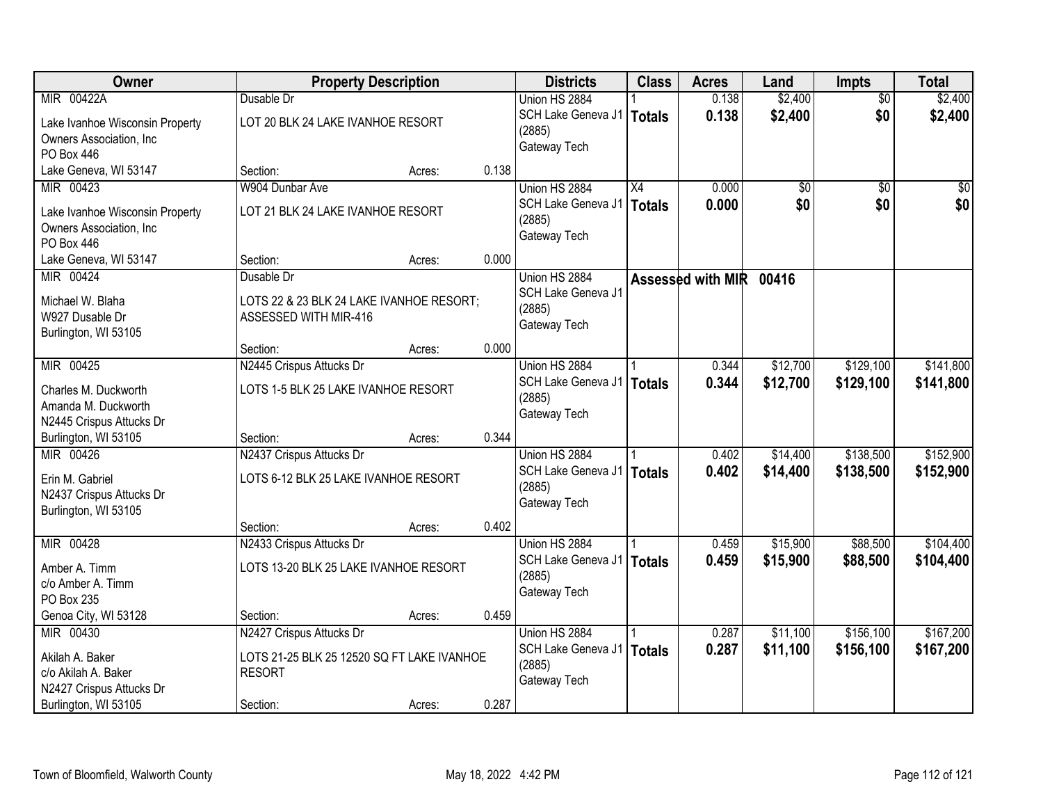| Owner | Property Description | | | Districts | Class | Acres | Land | Impts | Total |
|---|---|---|---|---|---|---|---|---|---|
| MIR 00422A | Dusable Dr | | | Union HS 2884 | 1 | 0.138 | $2,400 | $0 | $2,400 |
| Lake Ivanhoe Wisconsin Property Owners Association, Inc PO Box 446 Lake Geneva, WI 53147 | LOT 20 BLK 24 LAKE IVANHOE RESORT | | | SCH Lake Geneva J1 (2885) Gateway Tech | **Totals** | **0.138** | **$2,400** | **$0** | **$2,400** |
| | Section: | Acres: | 0.138 | | | | | | |
| MIR 00423 | W904 Dunbar Ave | | | Union HS 2884 | X4 | 0.000 | $0 | $0 | $0 |
| Lake Ivanhoe Wisconsin Property Owners Association, Inc PO Box 446 Lake Geneva, WI 53147 | LOT 21 BLK 24 LAKE IVANHOE RESORT | | | SCH Lake Geneva J1 (2885) Gateway Tech | **Totals** | **0.000** | **$0** | **$0** | **$0** |
| | Section: | Acres: | 0.000 | | | | | | |
| MIR 00424 | Dusable Dr | | | Union HS 2884 | **Assessed with MIR 00416** | | | | |
| Michael W. Blaha W927 Dusable Dr Burlington, WI 53105 | LOTS 22 & 23 BLK 24 LAKE IVANHOE RESORT; ASSESSED WITH MIR-416 | | | SCH Lake Geneva J1 (2885) Gateway Tech | | | | | |
| | Section: | Acres: | 0.000 | | | | | | |
| MIR 00425 | N2445 Crispus Attucks Dr | | | Union HS 2884 | 1 | 0.344 | $12,700 | $129,100 | $141,800 |
| Charles M. Duckworth Amanda M. Duckworth N2445 Crispus Attucks Dr Burlington, WI 53105 | LOTS 1-5 BLK 25 LAKE IVANHOE RESORT | | | SCH Lake Geneva J1 (2885) Gateway Tech | **Totals** | **0.344** | **$12,700** | **$129,100** | **$141,800** |
| | Section: | Acres: | 0.344 | | | | | | |
| MIR 00426 | N2437 Crispus Attucks Dr | | | Union HS 2884 | 1 | 0.402 | $14,400 | $138,500 | $152,900 |
| Erin M. Gabriel N2437 Crispus Attucks Dr Burlington, WI 53105 | LOTS 6-12 BLK 25 LAKE IVANHOE RESORT | | | SCH Lake Geneva J1 (2885) Gateway Tech | **Totals** | **0.402** | **$14,400** | **$138,500** | **$152,900** |
| | Section: | Acres: | 0.402 | | | | | | |
| MIR 00428 | N2433 Crispus Attucks Dr | | | Union HS 2884 | 1 | 0.459 | $15,900 | $88,500 | $104,400 |
| Amber A. Timm c/o Amber A. Timm PO Box 235 Genoa City, WI 53128 | LOTS 13-20 BLK 25 LAKE IVANHOE RESORT | | | SCH Lake Geneva J1 (2885) Gateway Tech | **Totals** | **0.459** | **$15,900** | **$88,500** | **$104,400** |
| | Section: | Acres: | 0.459 | | | | | | |
| MIR 00430 | N2427 Crispus Attucks Dr | | | Union HS 2884 | 1 | 0.287 | $11,100 | $156,100 | $167,200 |
| Akilah A. Baker c/o Akilah A. Baker N2427 Crispus Attucks Dr Burlington, WI 53105 | LOTS 21-25 BLK 25 12520 SQ FT LAKE IVANHOE RESORT | | | SCH Lake Geneva J1 (2885) Gateway Tech | **Totals** | **0.287** | **$11,100** | **$156,100** | **$167,200** |
| | Section: | Acres: | 0.287 | | | | | | |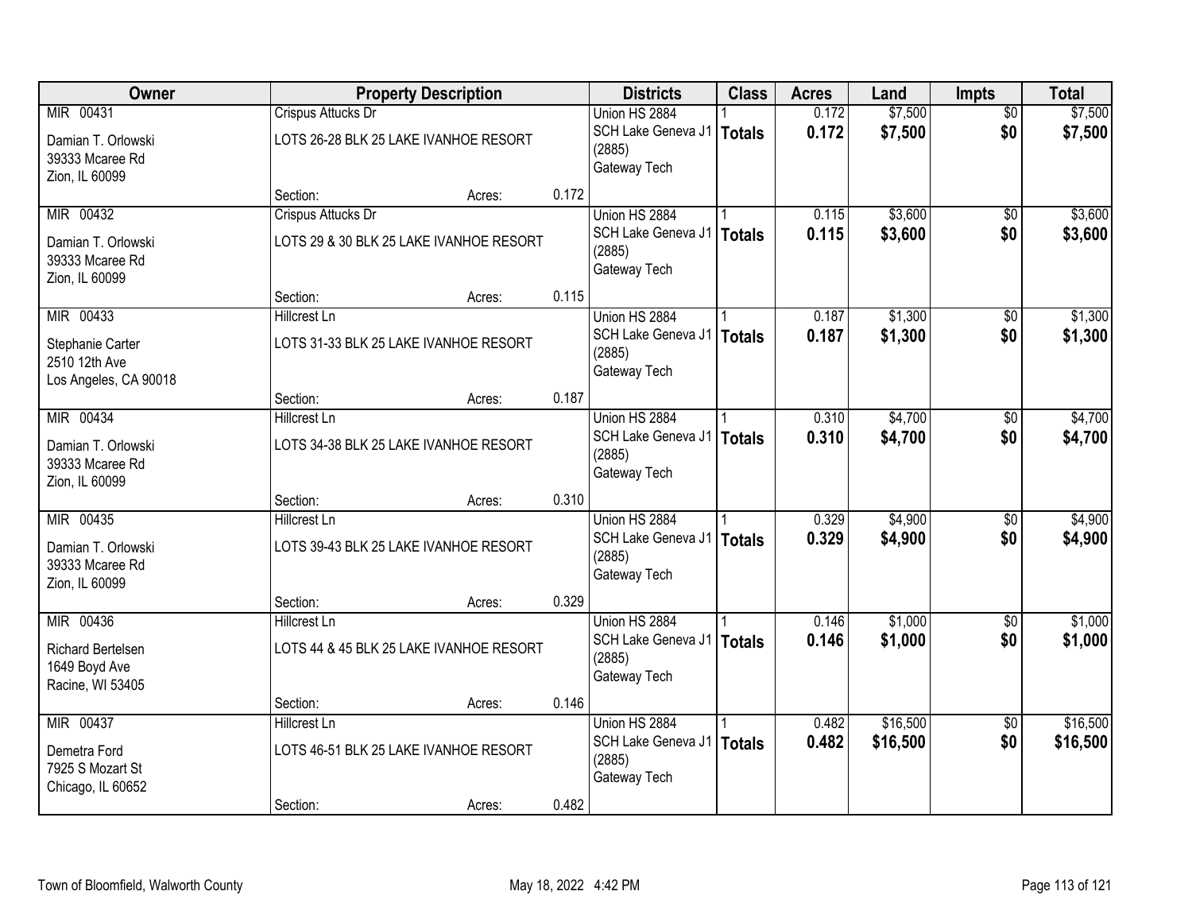| Owner | Property Description | | | Districts | Class | Acres | Land | Impts | Total |
|---|---|---|---|---|---|---|---|---|---|
| MIR 00431 | Crispus Attucks Dr | | | Union HS 2884 | 1 | 0.172 | $7,500 | $0 | $7,500 |
| Damian T. Orlowski<br>39333 Mcaree Rd<br>Zion, IL 60099 | LOTS 26-28 BLK 25 LAKE IVANHOE RESORT | | | SCH Lake Geneva J1 (2885)<br>Gateway Tech | **Totals** | **0.172** | **$7,500** | **$0** | **$7,500** |
| | Section: | Acres: | 0.172 | | | | | | |
| MIR 00432 | Crispus Attucks Dr | | | Union HS 2884 | 1 | 0.115 | $3,600 | $0 | $3,600 |
| Damian T. Orlowski<br>39333 Mcaree Rd<br>Zion, IL 60099 | LOTS 29 & 30 BLK 25 LAKE IVANHOE RESORT | | | SCH Lake Geneva J1 (2885)<br>Gateway Tech | **Totals** | **0.115** | **$3,600** | **$0** | **$3,600** |
| | Section: | Acres: | 0.115 | | | | | | |
| MIR 00433 | Hillcrest Ln | | | Union HS 2884 | 1 | 0.187 | $1,300 | $0 | $1,300 |
| Stephanie Carter<br>2510 12th Ave<br>Los Angeles, CA 90018 | LOTS 31-33 BLK 25 LAKE IVANHOE RESORT | | | SCH Lake Geneva J1 (2885)<br>Gateway Tech | **Totals** | **0.187** | **$1,300** | **$0** | **$1,300** |
| | Section: | Acres: | 0.187 | | | | | | |
| MIR 00434 | Hillcrest Ln | | | Union HS 2884 | 1 | 0.310 | $4,700 | $0 | $4,700 |
| Damian T. Orlowski<br>39333 Mcaree Rd<br>Zion, IL 60099 | LOTS 34-38 BLK 25 LAKE IVANHOE RESORT | | | SCH Lake Geneva J1 (2885)<br>Gateway Tech | **Totals** | **0.310** | **$4,700** | **$0** | **$4,700** |
| | Section: | Acres: | 0.310 | | | | | | |
| MIR 00435 | Hillcrest Ln | | | Union HS 2884 | 1 | 0.329 | $4,900 | $0 | $4,900 |
| Damian T. Orlowski<br>39333 Mcaree Rd<br>Zion, IL 60099 | LOTS 39-43 BLK 25 LAKE IVANHOE RESORT | | | SCH Lake Geneva J1 (2885)<br>Gateway Tech | **Totals** | **0.329** | **$4,900** | **$0** | **$4,900** |
| | Section: | Acres: | 0.329 | | | | | | |
| MIR 00436 | Hillcrest Ln | | | Union HS 2884 | 1 | 0.146 | $1,000 | $0 | $1,000 |
| Richard Bertelsen<br>1649 Boyd Ave<br>Racine, WI 53405 | LOTS 44 & 45 BLK 25 LAKE IVANHOE RESORT | | | SCH Lake Geneva J1 (2885)<br>Gateway Tech | **Totals** | **0.146** | **$1,000** | **$0** | **$1,000** |
| | Section: | Acres: | 0.146 | | | | | | |
| MIR 00437 | Hillcrest Ln | | | Union HS 2884 | 1 | 0.482 | $16,500 | $0 | $16,500 |
| Demetra Ford<br>7925 S Mozart St<br>Chicago, IL 60652 | LOTS 46-51 BLK 25 LAKE IVANHOE RESORT | | | SCH Lake Geneva J1 (2885)<br>Gateway Tech | **Totals** | **0.482** | **$16,500** | **$0** | **$16,500** |
| | Section: | Acres: | 0.482 | | | | | | |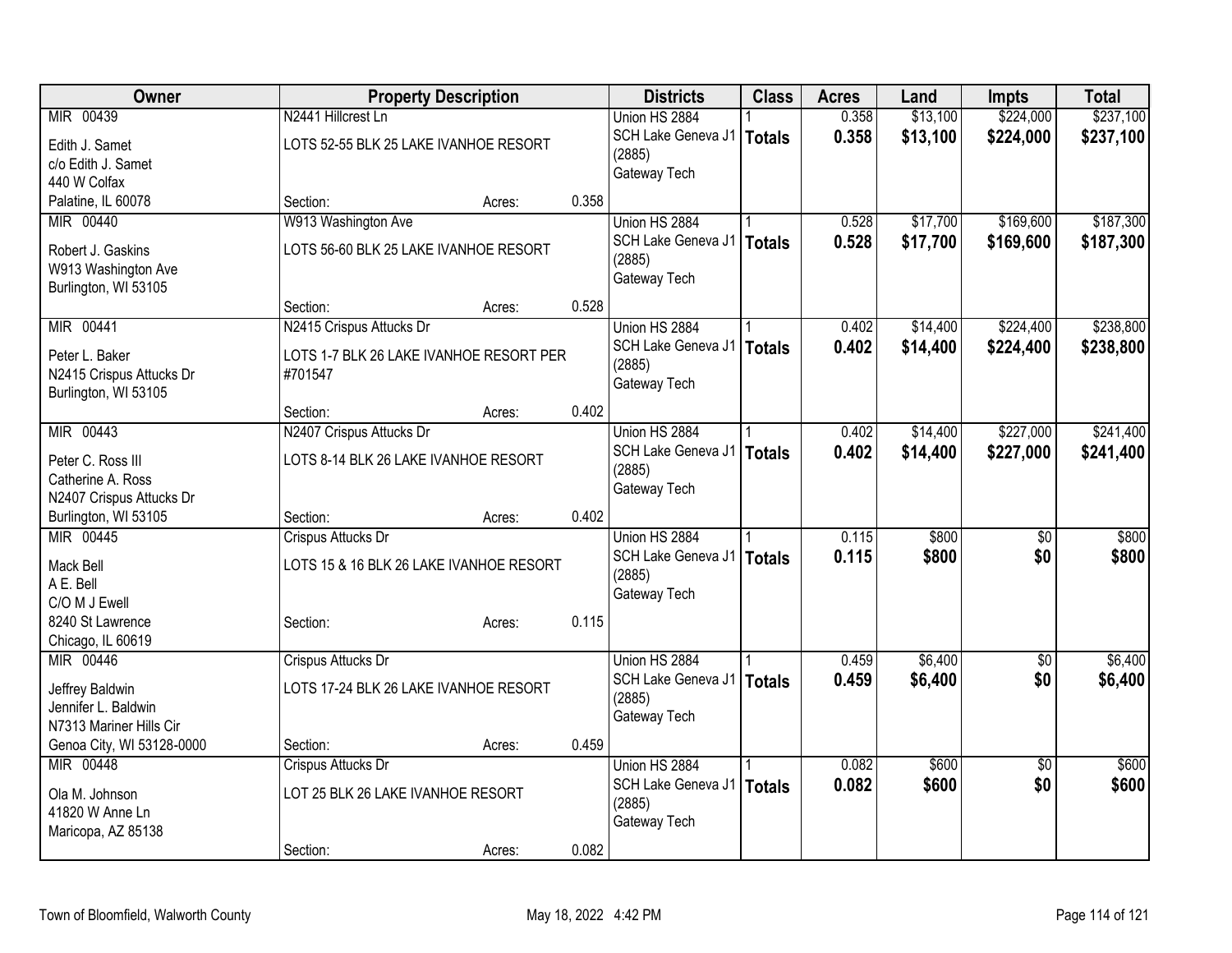| Owner | Property Description | Districts | Class | Acres | Land | Impts | Total |
|---|---|---|---|---|---|---|---|
| MIR 00439<br>Edith J. Samet<br>c/o Edith J. Samet<br>440 W Colfax<br>Palatine, IL 60078 | N2441 Hillcrest Ln<br>LOTS 52-55 BLK 25 LAKE IVANHOE RESORT<br>Section: Acres: 0.358 | Union HS 2884<br>SCH Lake Geneva J1 (2885)<br>Gateway Tech | 1<br>**Totals** | 0.358<br>**0.358** | $13,100<br>**$13,100** | $224,000<br>**$224,000** | $237,100<br>**$237,100** |
| MIR 00440<br>Robert J. Gaskins<br>W913 Washington Ave<br>Burlington, WI 53105 | W913 Washington Ave<br>LOTS 56-60 BLK 25 LAKE IVANHOE RESORT<br>Section: Acres: 0.528 | Union HS 2884<br>SCH Lake Geneva J1 (2885)<br>Gateway Tech | 1<br>**Totals** | 0.528<br>**0.528** | $17,700<br>**$17,700** | $169,600<br>**$169,600** | $187,300<br>**$187,300** |
| MIR 00441<br>Peter L. Baker<br>N2415 Crispus Attucks Dr<br>Burlington, WI 53105 | N2415 Crispus Attucks Dr<br>LOTS 1-7 BLK 26 LAKE IVANHOE RESORT PER #701547<br>Section: Acres: 0.402 | Union HS 2884<br>SCH Lake Geneva J1 (2885)<br>Gateway Tech | 1<br>**Totals** | 0.402<br>**0.402** | $14,400<br>**$14,400** | $224,400<br>**$224,400** | $238,800<br>**$238,800** |
| MIR 00443<br>Peter C. Ross III<br>Catherine A. Ross<br>N2407 Crispus Attucks Dr<br>Burlington, WI 53105 | N2407 Crispus Attucks Dr<br>LOTS 8-14 BLK 26 LAKE IVANHOE RESORT<br>Section: Acres: 0.402 | Union HS 2884<br>SCH Lake Geneva J1 (2885)<br>Gateway Tech | 1<br>**Totals** | 0.402<br>**0.402** | $14,400<br>**$14,400** | $227,000<br>**$227,000** | $241,400<br>**$241,400** |
| MIR 00445<br>Mack Bell<br>A E. Bell<br>C/O M J Ewell<br>8240 St Lawrence<br>Chicago, IL 60619 | Crispus Attucks Dr<br>LOTS 15 & 16 BLK 26 LAKE IVANHOE RESORT<br>Section: Acres: 0.115 | Union HS 2884<br>SCH Lake Geneva J1 (2885)<br>Gateway Tech | 1<br>**Totals** | 0.115<br>**0.115** | $800<br>**$800** | $0<br>**$0** | $800<br>**$800** |
| MIR 00446<br>Jeffrey Baldwin<br>Jennifer L. Baldwin<br>N7313 Mariner Hills Cir<br>Genoa City, WI 53128-0000 | Crispus Attucks Dr<br>LOTS 17-24 BLK 26 LAKE IVANHOE RESORT<br>Section: Acres: 0.459 | Union HS 2884<br>SCH Lake Geneva J1 (2885)<br>Gateway Tech | 1<br>**Totals** | 0.459<br>**0.459** | $6,400<br>**$6,400** | $0<br>**$0** | $6,400<br>**$6,400** |
| MIR 00448<br>Ola M. Johnson<br>41820 W Anne Ln<br>Maricopa, AZ 85138 | Crispus Attucks Dr<br>LOT 25 BLK 26 LAKE IVANHOE RESORT<br>Section: Acres: 0.082 | Union HS 2884<br>SCH Lake Geneva J1 (2885)<br>Gateway Tech | 1<br>**Totals** | 0.082<br>**0.082** | $600<br>**$600** | $0<br>**$0** | $600<br>**$600** |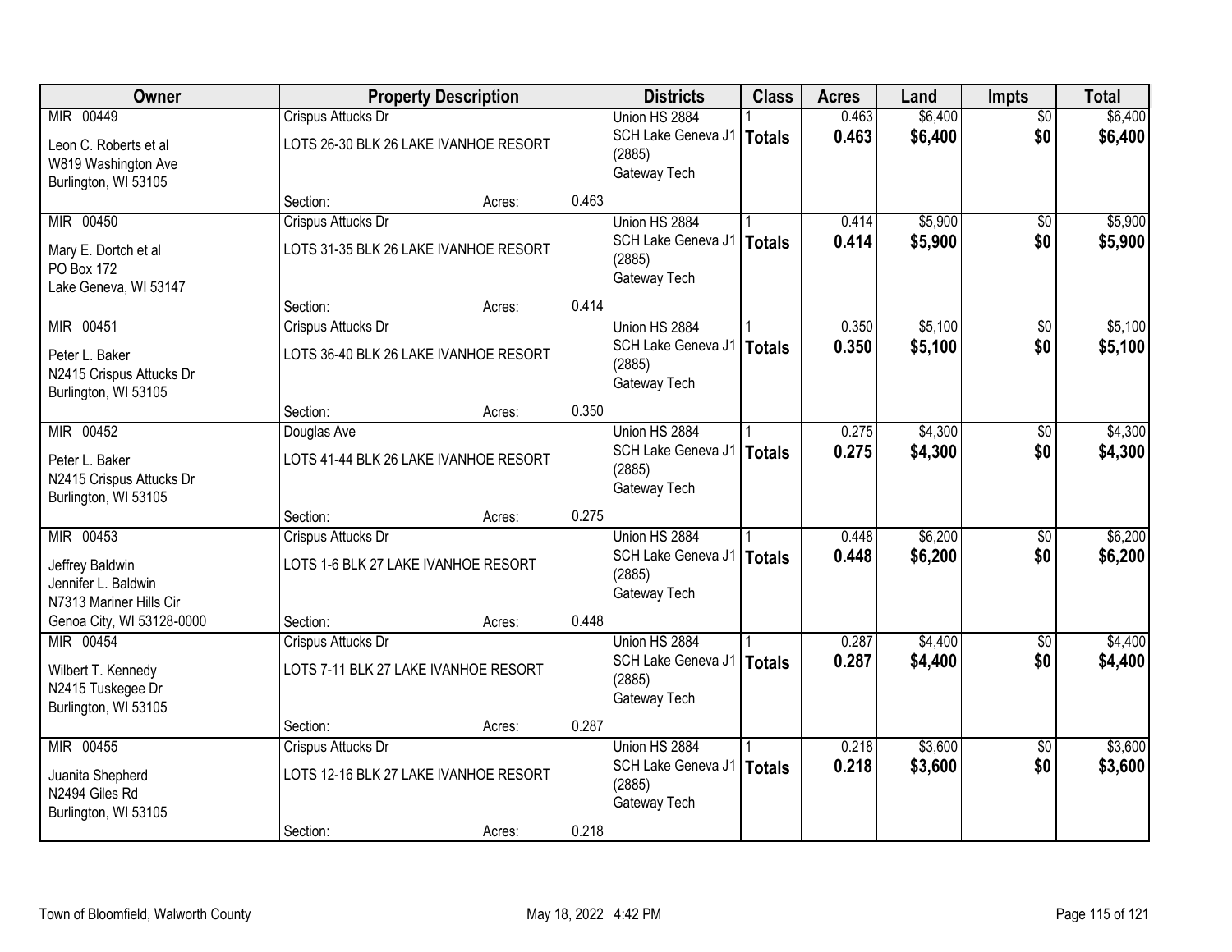| Owner | Property Description | | | Districts | Class | Acres | Land | Impts | Total |
|---|---|---|---|---|---|---|---|---|---|
| MIR 00449<br>Leon C. Roberts et al<br>W819 Washington Ave<br>Burlington, WI 53105 | Crispus Attucks Dr<br>LOTS 26-30 BLK 26 LAKE IVANHOE RESORT<br>Section: | Acres: | 0.463 | Union HS 2884<br>SCH Lake Geneva J1 (2885)<br>Gateway Tech | 1<br>**Totals** | 0.463<br>**0.463** | $6,400<br>**$6,400** | $0<br>**$0** | $6,400<br>**$6,400** |
| MIR 00450<br>Mary E. Dortch et al<br>PO Box 172<br>Lake Geneva, WI 53147 | Crispus Attucks Dr<br>LOTS 31-35 BLK 26 LAKE IVANHOE RESORT<br>Section: | Acres: | 0.414 | Union HS 2884<br>SCH Lake Geneva J1 (2885)<br>Gateway Tech | 1<br>**Totals** | 0.414<br>**0.414** | $5,900<br>**$5,900** | $0<br>**$0** | $5,900<br>**$5,900** |
| MIR 00451<br>Peter L. Baker<br>N2415 Crispus Attucks Dr<br>Burlington, WI 53105 | Crispus Attucks Dr<br>LOTS 36-40 BLK 26 LAKE IVANHOE RESORT<br>Section: | Acres: | 0.350 | Union HS 2884<br>SCH Lake Geneva J1 (2885)<br>Gateway Tech | 1<br>**Totals** | 0.350<br>**0.350** | $5,100<br>**$5,100** | $0<br>**$0** | $5,100<br>**$5,100** |
| MIR 00452<br>Peter L. Baker<br>N2415 Crispus Attucks Dr<br>Burlington, WI 53105 | Douglas Ave<br>LOTS 41-44 BLK 26 LAKE IVANHOE RESORT<br>Section: | Acres: | 0.275 | Union HS 2884<br>SCH Lake Geneva J1 (2885)<br>Gateway Tech | 1<br>**Totals** | 0.275<br>**0.275** | $4,300<br>**$4,300** | $0<br>**$0** | $4,300<br>**$4,300** |
| MIR 00453<br>Jeffrey Baldwin<br>Jennifer L. Baldwin<br>N7313 Mariner Hills Cir<br>Genoa City, WI 53128-0000 | Crispus Attucks Dr<br>LOTS 1-6 BLK 27 LAKE IVANHOE RESORT<br>Section: | Acres: | 0.448 | Union HS 2884<br>SCH Lake Geneva J1 (2885)<br>Gateway Tech | 1<br>**Totals** | 0.448<br>**0.448** | $6,200<br>**$6,200** | $0<br>**$0** | $6,200<br>**$6,200** |
| MIR 00454<br>Wilbert T. Kennedy<br>N2415 Tuskegee Dr<br>Burlington, WI 53105 | Crispus Attucks Dr<br>LOTS 7-11 BLK 27 LAKE IVANHOE RESORT<br>Section: | Acres: | 0.287 | Union HS 2884<br>SCH Lake Geneva J1 (2885)<br>Gateway Tech | 1<br>**Totals** | 0.287<br>**0.287** | $4,400<br>**$4,400** | $0<br>**$0** | $4,400<br>**$4,400** |
| MIR 00455<br>Juanita Shepherd<br>N2494 Giles Rd<br>Burlington, WI 53105 | Crispus Attucks Dr<br>LOTS 12-16 BLK 27 LAKE IVANHOE RESORT<br>Section: | Acres: | 0.218 | Union HS 2884<br>SCH Lake Geneva J1 (2885)<br>Gateway Tech | 1<br>**Totals** | 0.218<br>**0.218** | $3,600<br>**$3,600** | $0<br>**$0** | $3,600<br>**$3,600** |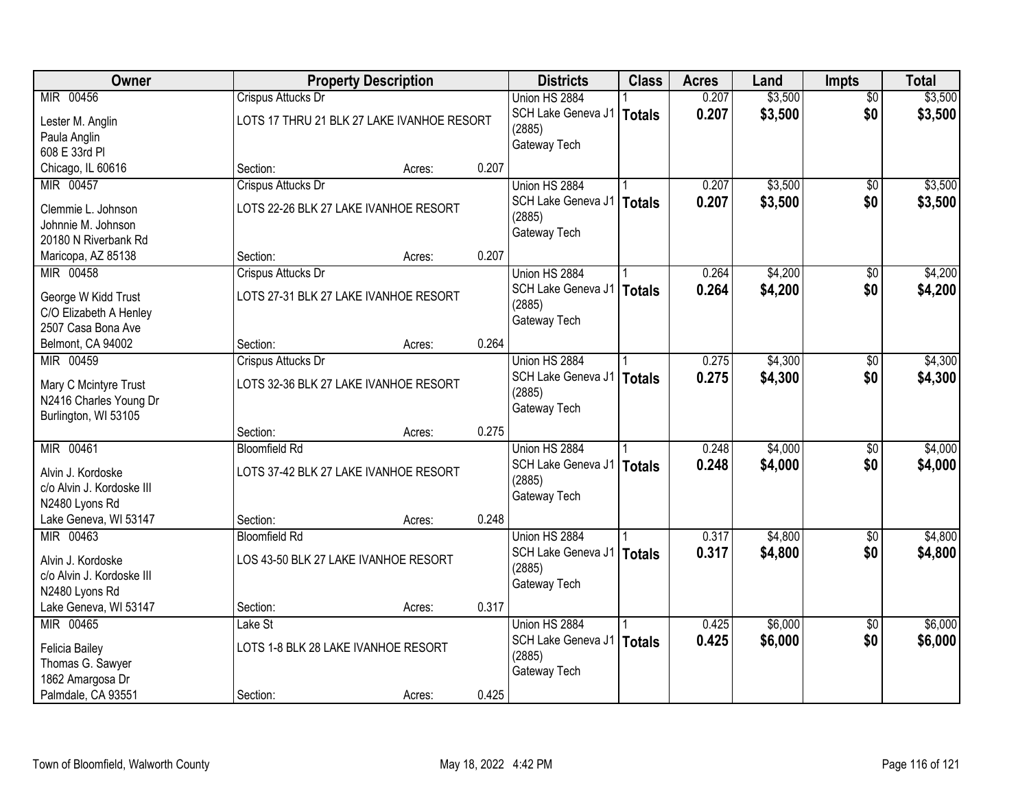| Owner | Property Description | | | Districts | Class | Acres | Land | Impts | Total |
|---|---|---|---|---|---|---|---|---|---|
| MIR 00456 | Crispus Attucks Dr | | | Union HS 2884 | 1 | 0.207 | $3,500 | $0 | $3,500 |
| Lester M. Anglin<br>Paula Anglin<br>608 E 33rd Pl<br>Chicago, IL 60616 | LOTS 17 THRU 21 BLK 27 LAKE IVANHOE RESORT | | | SCH Lake Geneva J1 (2885)<br>Gateway Tech | **Totals** | **0.207** | **$3,500** | **$0** | **$3,500** |
| | Section: | Acres: | 0.207 | | | | | | |
| MIR 00457 | Crispus Attucks Dr | | | Union HS 2884 | 1 | 0.207 | $3,500 | $0 | $3,500 |
| Clemmie L. Johnson<br>Johnnie M. Johnson<br>20180 N Riverbank Rd<br>Maricopa, AZ 85138 | LOTS 22-26 BLK 27 LAKE IVANHOE RESORT | | | SCH Lake Geneva J1 (2885)<br>Gateway Tech | **Totals** | **0.207** | **$3,500** | **$0** | **$3,500** |
| | Section: | Acres: | 0.207 | | | | | | |
| MIR 00458 | Crispus Attucks Dr | | | Union HS 2884 | 1 | 0.264 | $4,200 | $0 | $4,200 |
| George W Kidd Trust<br>C/O Elizabeth A Henley<br>2507 Casa Bona Ave<br>Belmont, CA 94002 | LOTS 27-31 BLK 27 LAKE IVANHOE RESORT | | | SCH Lake Geneva J1 (2885)<br>Gateway Tech | **Totals** | **0.264** | **$4,200** | **$0** | **$4,200** |
| | Section: | Acres: | 0.264 | | | | | | |
| MIR 00459 | Crispus Attucks Dr | | | Union HS 2884 | 1 | 0.275 | $4,300 | $0 | $4,300 |
| Mary C Mcintyre Trust<br>N2416 Charles Young Dr<br>Burlington, WI 53105 | LOTS 32-36 BLK 27 LAKE IVANHOE RESORT | | | SCH Lake Geneva J1 (2885)<br>Gateway Tech | **Totals** | **0.275** | **$4,300** | **$0** | **$4,300** |
| | Section: | Acres: | 0.275 | | | | | | |
| MIR 00461 | Bloomfield Rd | | | Union HS 2884 | 1 | 0.248 | $4,000 | $0 | $4,000 |
| Alvin J. Kordoske<br>c/o Alvin J. Kordoske III<br>N2480 Lyons Rd<br>Lake Geneva, WI 53147 | LOTS 37-42 BLK 27 LAKE IVANHOE RESORT | | | SCH Lake Geneva J1 (2885)<br>Gateway Tech | **Totals** | **0.248** | **$4,000** | **$0** | **$4,000** |
| | Section: | Acres: | 0.248 | | | | | | |
| MIR 00463 | Bloomfield Rd | | | Union HS 2884 | 1 | 0.317 | $4,800 | $0 | $4,800 |
| Alvin J. Kordoske<br>c/o Alvin J. Kordoske III<br>N2480 Lyons Rd<br>Lake Geneva, WI 53147 | LOS 43-50 BLK 27 LAKE IVANHOE RESORT | | | SCH Lake Geneva J1 (2885)<br>Gateway Tech | **Totals** | **0.317** | **$4,800** | **$0** | **$4,800** |
| | Section: | Acres: | 0.317 | | | | | | |
| MIR 00465 | Lake St | | | Union HS 2884 | 1 | 0.425 | $6,000 | $0 | $6,000 |
| Felicia Bailey<br>Thomas G. Sawyer<br>1862 Amargosa Dr<br>Palmdale, CA 93551 | LOTS 1-8 BLK 28 LAKE IVANHOE RESORT | | | SCH Lake Geneva J1 (2885)<br>Gateway Tech | **Totals** | **0.425** | **$6,000** | **$0** | **$6,000** |
| | Section: | Acres: | 0.425 | | | | | | |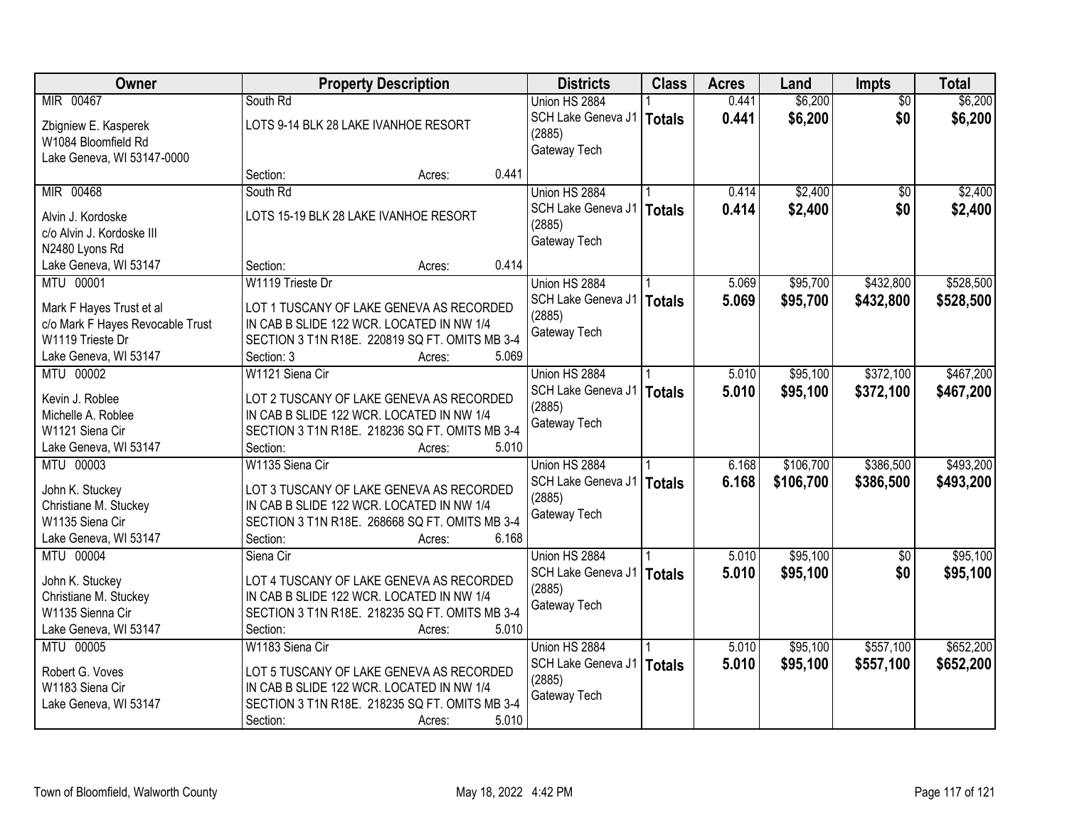| Owner | Property Description | Districts | Class | Acres | Land | Impts | Total |
|---|---|---|---|---|---|---|---|
| MIR 00467<br><br>Zbigniew E. Kasperek<br>W1084 Bloomfield Rd<br>Lake Geneva, WI 53147-0000 | South Rd<br><br>LOTS 9-14 BLK 28 LAKE IVANHOE RESORT<br><br>Section: Acres: 0.441 | Union HS 2884<br>SCH Lake Geneva J1 (2885)<br>Gateway Tech | 1<br>**Totals** | 0.441<br>**0.441** | $6,200<br>**$6,200** | $0<br>**$0** | $6,200<br>**$6,200** |
| MIR 00468<br><br>Alvin J. Kordoske<br>c/o Alvin J. Kordoske III<br>N2480 Lyons Rd<br>Lake Geneva, WI 53147 | South Rd<br><br>LOTS 15-19 BLK 28 LAKE IVANHOE RESORT<br><br>Section: Acres: 0.414 | Union HS 2884<br>SCH Lake Geneva J1 (2885)<br>Gateway Tech | 1<br>**Totals** | 0.414<br>**0.414** | $2,400<br>**$2,400** | $0<br>**$0** | $2,400<br>**$2,400** |
| MTU 00001<br><br>Mark F Hayes Trust et al<br>c/o Mark F Hayes Revocable Trust<br>W1119 Trieste Dr<br>Lake Geneva, WI 53147 | W1119 Trieste Dr<br><br>LOT 1 TUSCANY OF LAKE GENEVA AS RECORDED IN CAB B SLIDE 122 WCR. LOCATED IN NW 1/4 SECTION 3 T1N R18E. 220819 SQ FT. OMITS MB 3-4<br>Section: 3 Acres: 5.069 | Union HS 2884<br>SCH Lake Geneva J1 (2885)<br>Gateway Tech | 1<br>**Totals** | 5.069<br>**5.069** | $95,700<br>**$95,700** | $432,800<br>**$432,800** | $528,500<br>**$528,500** |
| MTU 00002<br><br>Kevin J. Roblee<br>Michelle A. Roblee<br>W1121 Siena Cir<br>Lake Geneva, WI 53147 | W1121 Siena Cir<br><br>LOT 2 TUSCANY OF LAKE GENEVA AS RECORDED IN CAB B SLIDE 122 WCR. LOCATED IN NW 1/4 SECTION 3 T1N R18E. 218236 SQ FT. OMITS MB 3-4<br>Section: Acres: 5.010 | Union HS 2884<br>SCH Lake Geneva J1 (2885)<br>Gateway Tech | 1<br>**Totals** | 5.010<br>**5.010** | $95,100<br>**$95,100** | $372,100<br>**$372,100** | $467,200<br>**$467,200** |
| MTU 00003<br><br>John K. Stuckey<br>Christiane M. Stuckey<br>W1135 Siena Cir<br>Lake Geneva, WI 53147 | W1135 Siena Cir<br><br>LOT 3 TUSCANY OF LAKE GENEVA AS RECORDED IN CAB B SLIDE 122 WCR. LOCATED IN NW 1/4 SECTION 3 T1N R18E. 268668 SQ FT. OMITS MB 3-4<br>Section: Acres: 6.168 | Union HS 2884<br>SCH Lake Geneva J1 (2885)<br>Gateway Tech | 1<br>**Totals** | 6.168<br>**6.168** | $106,700<br>**$106,700** | $386,500<br>**$386,500** | $493,200<br>**$493,200** |
| MTU 00004<br><br>John K. Stuckey<br>Christiane M. Stuckey<br>W1135 Sienna Cir<br>Lake Geneva, WI 53147 | Siena Cir<br><br>LOT 4 TUSCANY OF LAKE GENEVA AS RECORDED IN CAB B SLIDE 122 WCR. LOCATED IN NW 1/4 SECTION 3 T1N R18E. 218235 SQ FT. OMITS MB 3-4<br>Section: Acres: 5.010 | Union HS 2884<br>SCH Lake Geneva J1 (2885)<br>Gateway Tech | 1<br>**Totals** | 5.010<br>**5.010** | $95,100<br>**$95,100** | $0<br>**$0** | $95,100<br>**$95,100** |
| MTU 00005<br><br>Robert G. Voves<br>W1183 Siena Cir<br>Lake Geneva, WI 53147 | W1183 Siena Cir<br><br>LOT 5 TUSCANY OF LAKE GENEVA AS RECORDED IN CAB B SLIDE 122 WCR. LOCATED IN NW 1/4 SECTION 3 T1N R18E. 218235 SQ FT. OMITS MB 3-4<br>Section: Acres: 5.010 | Union HS 2884<br>SCH Lake Geneva J1 (2885)<br>Gateway Tech | 1<br>**Totals** | 5.010<br>**5.010** | $95,100<br>**$95,100** | $557,100<br>**$557,100** | $652,200<br>**$652,200** |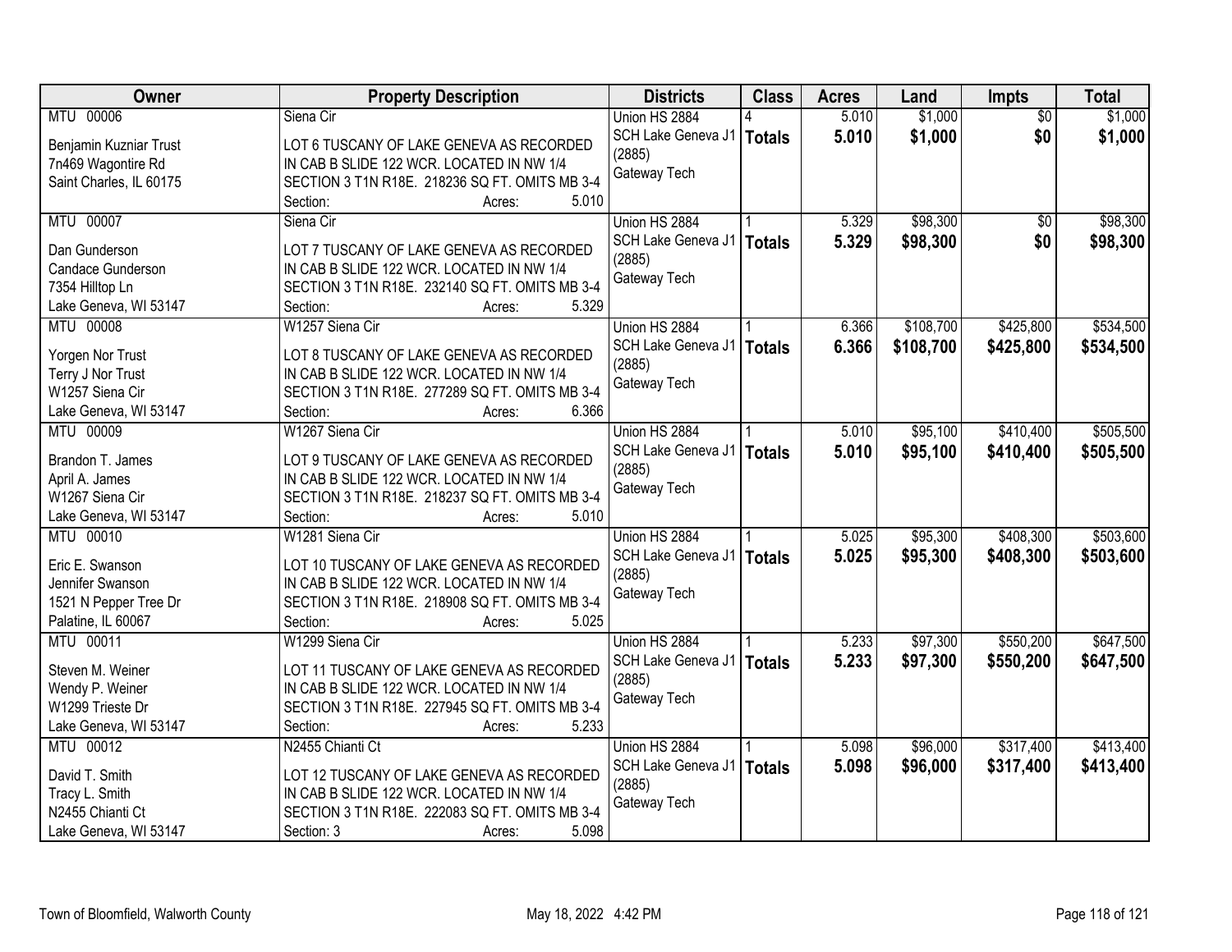| Owner | Property Description | Districts | Class | Acres | Land | Impts | Total |
|---|---|---|---|---|---|---|---|
| MTU 00006<br><br>Benjamin Kuzniar Trust<br>7n469 Wagontire Rd<br>Saint Charles, IL 60175 | Siena Cir<br><br>LOT 6 TUSCANY OF LAKE GENEVA AS RECORDED IN CAB B SLIDE 122 WCR. LOCATED IN NW 1/4 SECTION 3 T1N R18E. 218236 SQ FT. OMITS MB 3-4<br>Section: Acres: 5.010 | Union HS 2884<br>SCH Lake Geneva J1 (2885)<br>Gateway Tech | 4<br>**Totals** | 5.010<br>**5.010** | $1,000<br>**$1,000** | $0<br>**$0** | $1,000<br>**$1,000** |
| MTU 00007<br><br>Dan Gunderson<br>Candace Gunderson<br>7354 Hilltop Ln<br>Lake Geneva, WI 53147 | Siena Cir<br><br>LOT 7 TUSCANY OF LAKE GENEVA AS RECORDED IN CAB B SLIDE 122 WCR. LOCATED IN NW 1/4 SECTION 3 T1N R18E. 232140 SQ FT. OMITS MB 3-4<br>Section: Acres: 5.329 | Union HS 2884<br>SCH Lake Geneva J1 (2885)<br>Gateway Tech | 1<br>**Totals** | 5.329<br>**5.329** | $98,300<br>**$98,300** | $0<br>**$0** | $98,300<br>**$98,300** |
| MTU 00008<br><br>Yorgen Nor Trust<br>Terry J Nor Trust<br>W1257 Siena Cir<br>Lake Geneva, WI 53147 | W1257 Siena Cir<br><br>LOT 8 TUSCANY OF LAKE GENEVA AS RECORDED IN CAB B SLIDE 122 WCR. LOCATED IN NW 1/4 SECTION 3 T1N R18E. 277289 SQ FT. OMITS MB 3-4<br>Section: Acres: 6.366 | Union HS 2884<br>SCH Lake Geneva J1 (2885)<br>Gateway Tech | 1<br>**Totals** | 6.366<br>**6.366** | $108,700<br>**$108,700** | $425,800<br>**$425,800** | $534,500<br>**$534,500** |
| MTU 00009<br><br>Brandon T. James<br>April A. James<br>W1267 Siena Cir<br>Lake Geneva, WI 53147 | W1267 Siena Cir<br><br>LOT 9 TUSCANY OF LAKE GENEVA AS RECORDED IN CAB B SLIDE 122 WCR. LOCATED IN NW 1/4 SECTION 3 T1N R18E. 218237 SQ FT. OMITS MB 3-4<br>Section: Acres: 5.010 | Union HS 2884<br>SCH Lake Geneva J1 (2885)<br>Gateway Tech | 1<br>**Totals** | 5.010<br>**5.010** | $95,100<br>**$95,100** | $410,400<br>**$410,400** | $505,500<br>**$505,500** |
| MTU 00010<br><br>Eric E. Swanson<br>Jennifer Swanson<br>1521 N Pepper Tree Dr<br>Palatine, IL 60067 | W1281 Siena Cir<br><br>LOT 10 TUSCANY OF LAKE GENEVA AS RECORDED IN CAB B SLIDE 122 WCR. LOCATED IN NW 1/4 SECTION 3 T1N R18E. 218908 SQ FT. OMITS MB 3-4<br>Section: Acres: 5.025 | Union HS 2884<br>SCH Lake Geneva J1 (2885)<br>Gateway Tech | 1<br>**Totals** | 5.025<br>**5.025** | $95,300<br>**$95,300** | $408,300<br>**$408,300** | $503,600<br>**$503,600** |
| MTU 00011<br><br>Steven M. Weiner<br>Wendy P. Weiner<br>W1299 Trieste Dr<br>Lake Geneva, WI 53147 | W1299 Siena Cir<br><br>LOT 11 TUSCANY OF LAKE GENEVA AS RECORDED IN CAB B SLIDE 122 WCR. LOCATED IN NW 1/4 SECTION 3 T1N R18E. 227945 SQ FT. OMITS MB 3-4<br>Section: Acres: 5.233 | Union HS 2884<br>SCH Lake Geneva J1 (2885)<br>Gateway Tech | 1<br>**Totals** | 5.233<br>**5.233** | $97,300<br>**$97,300** | $550,200<br>**$550,200** | $647,500<br>**$647,500** |
| MTU 00012<br><br>David T. Smith<br>Tracy L. Smith<br>N2455 Chianti Ct<br>Lake Geneva, WI 53147 | N2455 Chianti Ct<br><br>LOT 12 TUSCANY OF LAKE GENEVA AS RECORDED IN CAB B SLIDE 122 WCR. LOCATED IN NW 1/4 SECTION 3 T1N R18E. 222083 SQ FT. OMITS MB 3-4<br>Section: 3 Acres: 5.098 | Union HS 2884<br>SCH Lake Geneva J1 (2885)<br>Gateway Tech | 1<br>**Totals** | 5.098<br>**5.098** | $96,000<br>**$96,000** | $317,400<br>**$317,400** | $413,400<br>**$413,400** |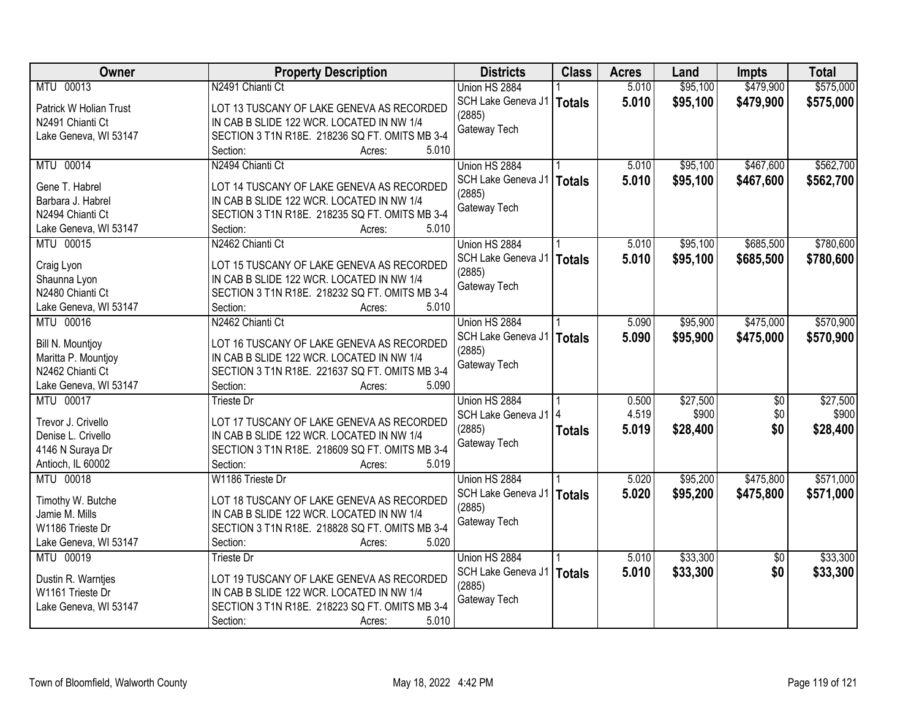| Owner | Property Description | Districts | Class | Acres | Land | Impts | Total |
|---|---|---|---|---|---|---|---|
| MTU 00013<br><br>Patrick W Holian Trust<br>N2491 Chianti Ct<br>Lake Geneva, WI 53147 | N2491 Chianti Ct<br><br>LOT 13 TUSCANY OF LAKE GENEVA AS RECORDED IN CAB B SLIDE 122 WCR. LOCATED IN NW 1/4 SECTION 3 T1N R18E. 218236 SQ FT. OMITS MB 3-4<br>Section: Acres: 5.010 | Union HS 2884<br>SCH Lake Geneva J1 (2885)<br>Gateway Tech | 1<br>**Totals** | 5.010<br>**5.010** | $95,100<br>**$95,100** | $479,900<br>**$479,900** | $575,000<br>**$575,000** |
| MTU 00014<br><br>Gene T. Habrel<br>Barbara J. Habrel<br>N2494 Chianti Ct<br>Lake Geneva, WI 53147 | N2494 Chianti Ct<br><br>LOT 14 TUSCANY OF LAKE GENEVA AS RECORDED IN CAB B SLIDE 122 WCR. LOCATED IN NW 1/4 SECTION 3 T1N R18E. 218235 SQ FT. OMITS MB 3-4<br>Section: Acres: 5.010 | Union HS 2884<br>SCH Lake Geneva J1 (2885)<br>Gateway Tech | 1<br>**Totals** | 5.010<br>**5.010** | $95,100<br>**$95,100** | $467,600<br>**$467,600** | $562,700<br>**$562,700** |
| MTU 00015<br><br>Craig Lyon<br>Shaunna Lyon<br>N2480 Chianti Ct<br>Lake Geneva, WI 53147 | N2462 Chianti Ct<br><br>LOT 15 TUSCANY OF LAKE GENEVA AS RECORDED IN CAB B SLIDE 122 WCR. LOCATED IN NW 1/4 SECTION 3 T1N R18E. 218232 SQ FT. OMITS MB 3-4<br>Section: Acres: 5.010 | Union HS 2884<br>SCH Lake Geneva J1 (2885)<br>Gateway Tech | 1<br>**Totals** | 5.010<br>**5.010** | $95,100<br>**$95,100** | $685,500<br>**$685,500** | $780,600<br>**$780,600** |
| MTU 00016<br><br>Bill N. Mountjoy<br>Maritta P. Mountjoy<br>N2462 Chianti Ct<br>Lake Geneva, WI 53147 | N2462 Chianti Ct<br><br>LOT 16 TUSCANY OF LAKE GENEVA AS RECORDED IN CAB B SLIDE 122 WCR. LOCATED IN NW 1/4 SECTION 3 T1N R18E. 221637 SQ FT. OMITS MB 3-4<br>Section: Acres: 5.090 | Union HS 2884<br>SCH Lake Geneva J1 (2885)<br>Gateway Tech | 1<br>**Totals** | 5.090<br>**5.090** | $95,900<br>**$95,900** | $475,000<br>**$475,000** | $570,900<br>**$570,900** |
| MTU 00017<br><br>Trevor J. Crivello<br>Denise L. Crivello<br>4146 N Suraya Dr<br>Antioch, IL 60002 | Trieste Dr<br><br>LOT 17 TUSCANY OF LAKE GENEVA AS RECORDED IN CAB B SLIDE 122 WCR. LOCATED IN NW 1/4 SECTION 3 T1N R18E. 218609 SQ FT. OMITS MB 3-4<br>Section: Acres: 5.019 | Union HS 2884<br>SCH Lake Geneva J1 (2885)<br>Gateway Tech | 1<br>4<br>**Totals** | 0.500<br>4.519<br>**5.019** | $27,500<br>$900<br>**$28,400** | $0<br>$0<br>**$0** | $27,500<br>$900<br>**$28,400** |
| MTU 00018<br><br>Timothy W. Butche<br>Jamie M. Mills<br>W1186 Trieste Dr<br>Lake Geneva, WI 53147 | W1186 Trieste Dr<br><br>LOT 18 TUSCANY OF LAKE GENEVA AS RECORDED IN CAB B SLIDE 122 WCR. LOCATED IN NW 1/4 SECTION 3 T1N R18E. 218828 SQ FT. OMITS MB 3-4<br>Section: Acres: 5.020 | Union HS 2884<br>SCH Lake Geneva J1 (2885)<br>Gateway Tech | 1<br>**Totals** | 5.020<br>**5.020** | $95,200<br>**$95,200** | $475,800<br>**$475,800** | $571,000<br>**$571,000** |
| MTU 00019<br><br>Dustin R. Warntjes<br>W1161 Trieste Dr<br>Lake Geneva, WI 53147 | Trieste Dr<br><br>LOT 19 TUSCANY OF LAKE GENEVA AS RECORDED IN CAB B SLIDE 122 WCR. LOCATED IN NW 1/4 SECTION 3 T1N R18E. 218223 SQ FT. OMITS MB 3-4<br>Section: Acres: 5.010 | Union HS 2884<br>SCH Lake Geneva J1 (2885)<br>Gateway Tech | 1<br>**Totals** | 5.010<br>**5.010** | $33,300<br>**$33,300** | $0<br>**$0** | $33,300<br>**$33,300** |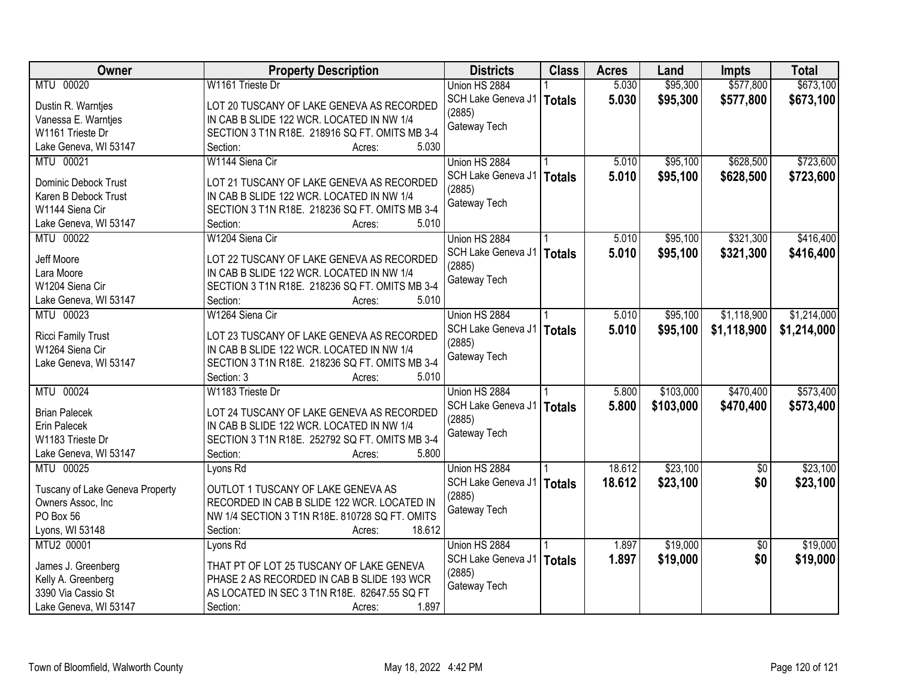| Owner | Property Description | Districts | Class | Acres | Land | Impts | Total |
|---|---|---|---|---|---|---|---|
| MTU 00020<br>Dustin R. Warntjes<br>Vanessa E. Warntjes<br>W1161 Trieste Dr<br>Lake Geneva, WI 53147 | W1161 Trieste Dr<br>LOT 20 TUSCANY OF LAKE GENEVA AS RECORDED IN CAB B SLIDE 122 WCR. LOCATED IN NW 1/4 SECTION 3 T1N R18E. 218916 SQ FT. OMITS MB 3-4<br>Section: Acres: 5.030 | Union HS 2884<br>SCH Lake Geneva J1 (2885)<br>Gateway Tech | 1<br>**Totals** | 5.030<br>**5.030** | $95,300<br>**$95,300** | $577,800<br>**$577,800** | $673,100<br>**$673,100** |
| MTU 00021<br>Dominic Debock Trust<br>Karen B Debock Trust<br>W1144 Siena Cir<br>Lake Geneva, WI 53147 | W1144 Siena Cir<br>LOT 21 TUSCANY OF LAKE GENEVA AS RECORDED IN CAB B SLIDE 122 WCR. LOCATED IN NW 1/4 SECTION 3 T1N R18E. 218236 SQ FT. OMITS MB 3-4<br>Section: Acres: 5.010 | Union HS 2884<br>SCH Lake Geneva J1 (2885)<br>Gateway Tech | 1<br>**Totals** | 5.010<br>**5.010** | $95,100<br>**$95,100** | $628,500<br>**$628,500** | $723,600<br>**$723,600** |
| MTU 00022<br>Jeff Moore<br>Lara Moore<br>W1204 Siena Cir<br>Lake Geneva, WI 53147 | W1204 Siena Cir<br>LOT 22 TUSCANY OF LAKE GENEVA AS RECORDED IN CAB B SLIDE 122 WCR. LOCATED IN NW 1/4 SECTION 3 T1N R18E. 218236 SQ FT. OMITS MB 3-4<br>Section: Acres: 5.010 | Union HS 2884<br>SCH Lake Geneva J1 (2885)<br>Gateway Tech | 1<br>**Totals** | 5.010<br>**5.010** | $95,100<br>**$95,100** | $321,300<br>**$321,300** | $416,400<br>**$416,400** |
| MTU 00023<br>Ricci Family Trust<br>W1264 Siena Cir<br>Lake Geneva, WI 53147 | W1264 Siena Cir<br>LOT 23 TUSCANY OF LAKE GENEVA AS RECORDED IN CAB B SLIDE 122 WCR. LOCATED IN NW 1/4 SECTION 3 T1N R18E. 218236 SQ FT. OMITS MB 3-4<br>Section: 3 Acres: 5.010 | Union HS 2884<br>SCH Lake Geneva J1 (2885)<br>Gateway Tech | 1<br>**Totals** | 5.010<br>**5.010** | $95,100<br>**$95,100** | $1,118,900<br>**$1,118,900** | $1,214,000<br>**$1,214,000** |
| MTU 00024<br>Brian Palecek<br>Erin Palecek<br>W1183 Trieste Dr<br>Lake Geneva, WI 53147 | W1183 Trieste Dr<br>LOT 24 TUSCANY OF LAKE GENEVA AS RECORDED IN CAB B SLIDE 122 WCR. LOCATED IN NW 1/4 SECTION 3 T1N R18E. 252792 SQ FT. OMITS MB 3-4<br>Section: Acres: 5.800 | Union HS 2884<br>SCH Lake Geneva J1 (2885)<br>Gateway Tech | 1<br>**Totals** | 5.800<br>**5.800** | $103,000<br>**$103,000** | $470,400<br>**$470,400** | $573,400<br>**$573,400** |
| MTU 00025<br>Tuscany of Lake Geneva Property Owners Assoc, Inc<br>PO Box 56<br>Lyons, WI 53148 | Lyons Rd<br>OUTLOT 1 TUSCANY OF LAKE GENEVA AS RECORDED IN CAB B SLIDE 122 WCR. LOCATED IN NW 1/4 SECTION 3 T1N R18E. 810728 SQ FT. OMITS<br>Section: Acres: 18.612 | Union HS 2884<br>SCH Lake Geneva J1 (2885)<br>Gateway Tech | 1<br>**Totals** | 18.612<br>**18.612** | $23,100<br>**$23,100** | $0<br>**$0** | $23,100<br>**$23,100** |
| MTU2 00001<br>James J. Greenberg<br>Kelly A. Greenberg<br>3390 Via Cassio St<br>Lake Geneva, WI 53147 | Lyons Rd<br>THAT PT OF LOT 25 TUSCANY OF LAKE GENEVA PHASE 2 AS RECORDED IN CAB B SLIDE 193 WCR AS LOCATED IN SEC 3 T1N R18E. 82647.55 SQ FT<br>Section: Acres: 1.897 | Union HS 2884<br>SCH Lake Geneva J1 (2885)<br>Gateway Tech | 1<br>**Totals** | 1.897<br>**1.897** | $19,000<br>**$19,000** | $0<br>**$0** | $19,000<br>**$19,000** |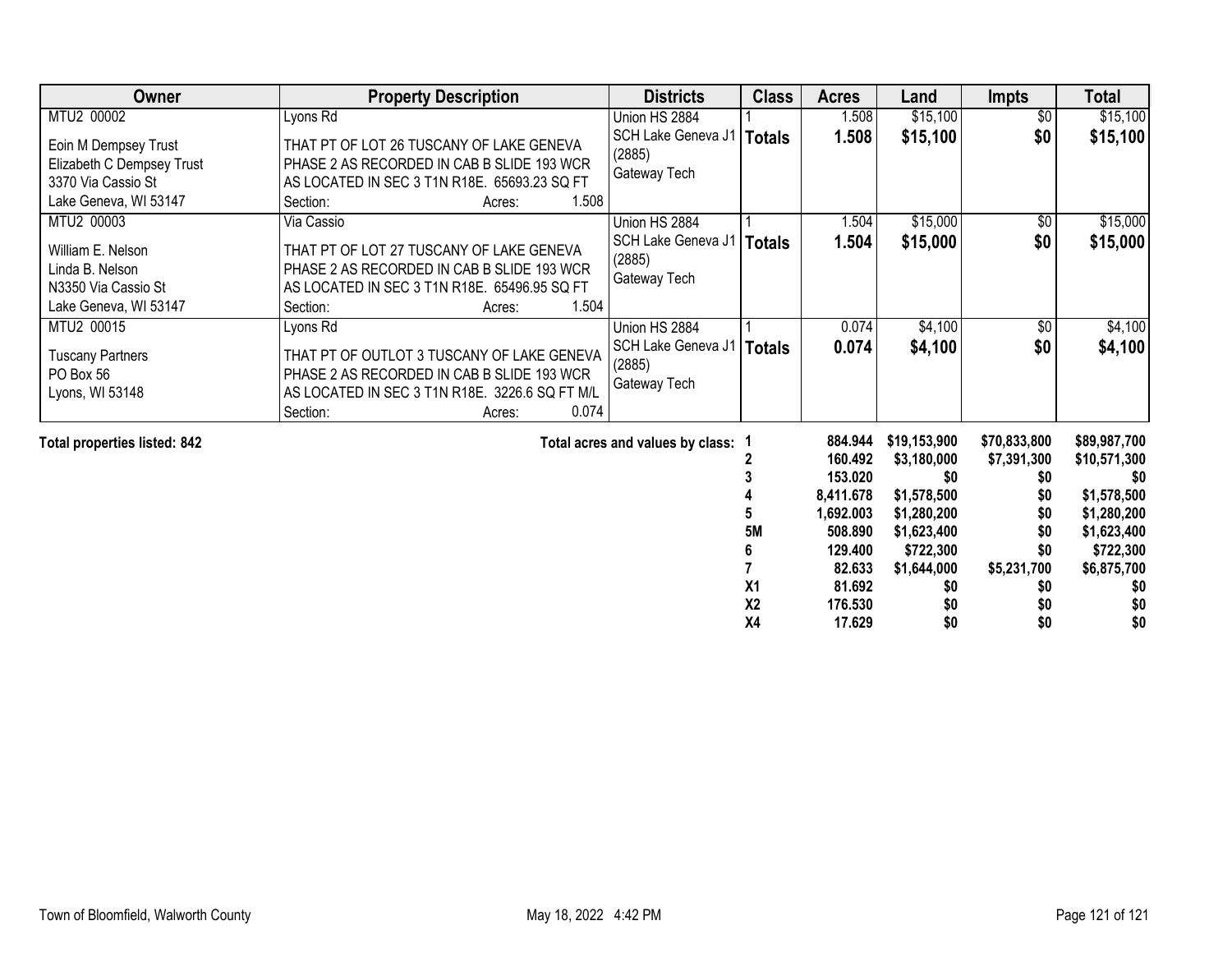| Owner | Property Description | Districts | Class | Acres | Land | Impts | Total |
|---|---|---|---|---|---|---|---|
| MTU2 00002 | Lyons Rd | Union HS 2884 | 1 | 1.508 | $15,100 | $0 | $15,100 |
| Eoin M Dempsey Trust<br>Elizabeth C Dempsey Trust<br>3370 Via Cassio St<br>Lake Geneva, WI 53147 | THAT PT OF LOT 26 TUSCANY OF LAKE GENEVA PHASE 2 AS RECORDED IN CAB B SLIDE 193 WCR AS LOCATED IN SEC 3 T1N R18E. 65693.23 SQ FT<br>Section: Acres: 1.508 | SCH Lake Geneva J1 (2885)<br>Gateway Tech | **Totals** | **1.508** | **$15,100** | **$0** | **$15,100** |
| MTU2 00003 | Via Cassio | Union HS 2884 | 1 | 1.504 | $15,000 | $0 | $15,000 |
| William E. Nelson<br>Linda B. Nelson<br>N3350 Via Cassio St<br>Lake Geneva, WI 53147 | THAT PT OF LOT 27 TUSCANY OF LAKE GENEVA PHASE 2 AS RECORDED IN CAB B SLIDE 193 WCR AS LOCATED IN SEC 3 T1N R18E. 65496.95 SQ FT<br>Section: Acres: 1.504 | SCH Lake Geneva J1 (2885)<br>Gateway Tech | **Totals** | **1.504** | **$15,000** | **$0** | **$15,000** |
| MTU2 00015 | Lyons Rd | Union HS 2884 | 1 | 0.074 | $4,100 | $0 | $4,100 |
| Tuscany Partners<br>PO Box 56<br>Lyons, WI 53148 | THAT PT OF OUTLOT 3 TUSCANY OF LAKE GENEVA PHASE 2 AS RECORDED IN CAB B SLIDE 193 WCR AS LOCATED IN SEC 3 T1N R18E. 3226.6 SQ FT M/L<br>Section: Acres: 0.074 | SCH Lake Geneva J1 (2885)<br>Gateway Tech | **Totals** | **0.074** | **$4,100** | **$0** | **$4,100** |

**Total properties listed: 842**

**Total acres and values by class:**

| Class | Acres | Land | Impts | Total |
|---|---|---|---|---|
| 1 | 884.944 | $19,153,900 | $70,833,800 | $89,987,700 |
| 2 | 160.492 | $3,180,000 | $7,391,300 | $10,571,300 |
| 3 | 153.020 | $0 | $0 | $0 |
| 4 | 8,411.678 | $1,578,500 | $0 | $1,578,500 |
| 5 | 1,692.003 | $1,280,200 | $0 | $1,280,200 |
| 5M | 508.890 | $1,623,400 | $0 | $1,623,400 |
| 6 | 129.400 | $722,300 | $0 | $722,300 |
| 7 | 82.633 | $1,644,000 | $5,231,700 | $6,875,700 |
| X1 | 81.692 | $0 | $0 | $0 |
| X2 | 176.530 | $0 | $0 | $0 |
| X4 | 17.629 | $0 | $0 | $0 |